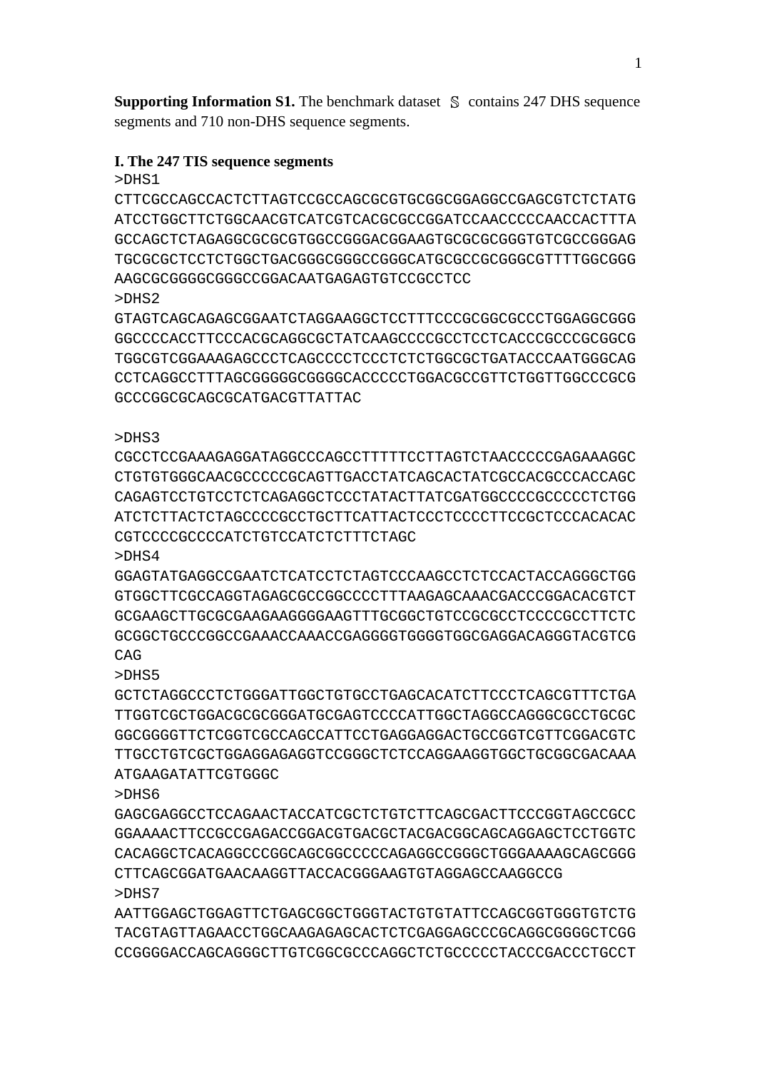**Supporting Information S1.** The benchmark dataset $\mathbb{S}$ contains 247 DHS sequence segments and 710 non-DHS sequence segments.

**I. The 247 TIS sequence segments**

```
>DHS1
CTTCGCCAGCCACTCTTAGTCCGCCAGCGCGTGCGGCGGAGGCCGAGCGTCTCTATG
ATCCTGGCTTCTGGCAACGTCATCGTCACGCGCCGGATCCAACCCCCAACCACTTTA
GCCAGCTCTAGAGGCGCGCGTGGCCGGGACGGAAGTGCGCGCGGGTGTCGCCGGGAG
TGCGCGCTCCTCTGGCTGACGGGCGGGCCGGGCATGCGCCGCGGGCGTTTTGGCGGG
AAGCGCGGGGCGGGCCGGACAATGAGAGTGTCCGCCTCC
>DHS2
GTAGTCAGCAGAGCGGAATCTAGGAAGGCTCCTTTCCCGCGGCGCCCTGGAGGCGGG
GGCCCCACCTTCCCACGCAGGCGCTATCAAGCCCCGCCTCCTCACCCGCCCGCGGCG
TGGCGTCGGAAAGAGCCCTCAGCCCCTCCCTCTCTGGCGCTGATACCCAATGGGCAG
CCTCAGGCCTTTAGCGGGGGCGGGGCACCCCCTGGACGCCGTTCTGGTTGGCCCGCG
GCCCGGCGCAGCGCATGACGTTATTAC

>DHS3
CGCCTCCGAAAGAGGATAGGCCCAGCCTTTTTCCTTAGTCTAACCCCCGAGAAAGGC
CTGTGTGGGCAACGCCCCCGCAGTTGACCTATCAGCACTATCGCCACGCCCACCAGC
CAGAGTCCTGTCCTCTCAGAGGCTCCCTATACTTATCGATGGCCCCGCCCCCTCTGG
ATCTCTTACTCTAGCCCCGCCTGCTTCATTACTCCCTCCCCTTCCGCTCCCACACAC
CGTCCCCGCCCCATCTGTCCATCTCTTTCTAGC
>DHS4
GGAGTATGAGGCCGAATCTCATCCTCTAGTCCCAAGCCTCTCCACTACCAGGGCTGG
GTGGCTTCGCCAGGTAGAGCGCCGGCCCCTTTAAGAGCAAACGACCCGGACACGTCT
GCGAAGCTTGCGCGAAGAAGGGGAAGTTTGCGGCTGTCCGCGCCTCCCCGCCTTCTC
GCGGCTGCCCGGCCGAAACCAAACCGAGGGGTGGGGTGGCGAGGACAGGGTACGTCG
CAG
>DHS5
GCTCTAGGCCCTCTGGGATTGGCTGTGCCTGAGCACATCTTCCCTCAGCGTTTCTGA
TTGGTCGCTGGACGCGCGGGATGCGAGTCCCCATTGGCTAGGCCAGGGCGCCTGCGC
GGCGGGGTTCTCGGTCGCCAGCCATTCCTGAGGAGGACTGCCGGTCGTTCGGACGTC
TTGCCTGTCGCTGGAGGAGAGGTCCGGGCTCTCCAGGAAGGTGGCTGCGGCGACAAA
ATGAAGATATTCGTGGGC
>DHS6
GAGCGAGGCCTCCAGAACTACCATCGCTCTGTCTTCAGCGACTTCCCGGTAGCCGCC
GGAAAACTTCCGCCGAGACCGGACGTGACGCTACGACGGCAGCAGGAGCTCCTGGTC
CACAGGCTCACAGGCCCGGCAGCGGCCCCCAGAGGCCGGGCTGGGAAAAGCAGCGGG
CTTCAGCGGATGAACAAGGTTACCACGGGAAGTGTAGGAGCCAAGGCCG
>DHS7
AATTGGAGCTGGAGTTCTGAGCGGCTGGGTACTGTGTATTCCAGCGGTGGGTGTCTG
TACGTAGTTAGAACCTGGCAAGAGAGCACTCTCGAGGAGCCCGCAGGCGGGGCTCGG
CCGGGGACCAGCAGGGCTTGTCGGCGCCCAGGCTCTGCCCCCTACCCGACCCTGCCT
```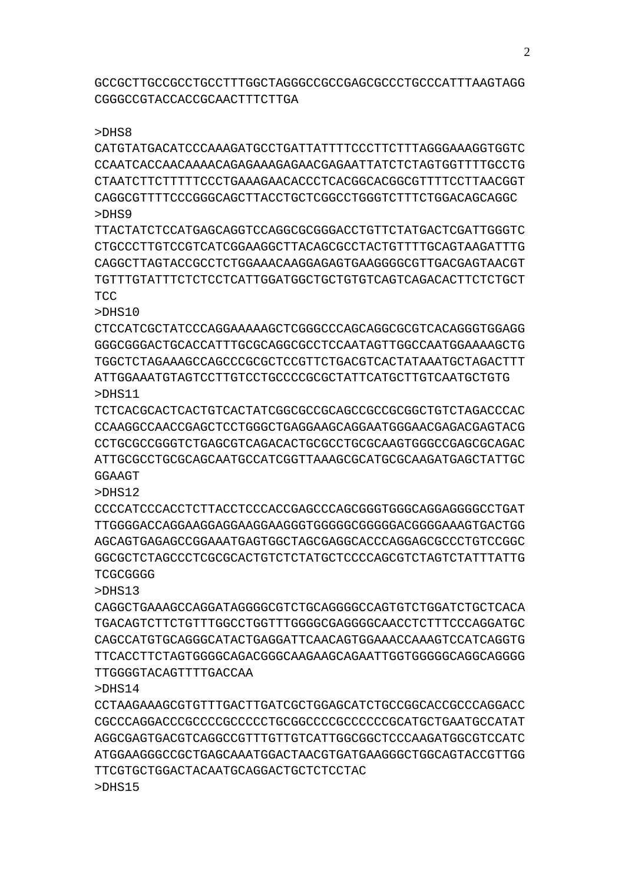GCCGCTTGCCGCCTGCCTTTGGCTAGGGCCGCCGAGCGCCCTGCCCATTTAAGTAGG
CGGGCCGTACCACCGCAACTTTCTTGA

>DHS8
CATGTATGACATCCCAAAGATGCCTGATTATTTTCCCTTCTTTAGGGAAAGGTGGTC
CCAATCACCAACAAAACAGAGAAAGAGAACGAGAATTATCTCTAGTGGTTTTGCCTG
CTAATCTTCTTTTTCCCTGAAAGAACACCCTCACGGCACGGCGTTTTCCTTAACGGT
CAGGCGTTTTCCCGGGCAGCTTACCTGCTCGGCCTGGGTCTTTCTGGACAGCAGGC
>DHS9
TTACTATCTCCATGAGCAGGTCCAGGCGCGGGACCTGTTCTATGACTCGATTGGGTC
CTGCCCTTGTCCGTCATCGGAAGGCTTACAGCGCCTACTGTTTTGCAGTAAGATTTG
CAGGCTTAGTACCGCCTCTGGAAACAAGGAGAGTGAAGGGGCGTTGACGAGTAACGT
TGTTTGTATTTCTCTCCTCATTGGATGGCTGCTGTGTCAGTCAGACACTTCTCTGCT
TCC
>DHS10
CTCCATCGCTATCCCAGGAAAAAGCTCGGGCCCAGCAGGCGCGTCACAGGGTGGAGG
GGGCGGGACTGCACCATTTGCGCAGGCGCCTCCAATAGTTGGCCAATGGAAAAGCTG
TGGCTCTAGAAAGCCAGCCCGCGCTCCGTTCTGACGTCACTATAAATGCTAGACTTT
ATTGGAAATGTAGTCCTTGTCCTGCCCCGCGCTATTCATGCTTGTCAATGCTGTG
>DHS11
TCTCACGCACTCACTGTCACTATCGGCGCCGCAGCCGCCGCGGCTGTCTAGACCCAC
CCAAGGCCAACCGAGCTCCTGGGCTGAGGAAGCAGGAATGGGAACGAGACGAGTACG
CCTGCGCCGGGTCTGAGCGTCAGACACTGCGCCTGCGCAAGTGGGCCGAGCGCAGAC
ATTGCGCCTGCGCAGCAATGCCATCGGTTAAAGCGCATGCGCAAGATGAGCTATTGC
GGAAGT
>DHS12
CCCCATCCCACCTCTTACCTCCCACCGAGCCCAGCGGGTGGGCAGGAGGGGCCTGAT
TTGGGGACCAGGAAGGAGGAAGGAAGGGTGGGGGCGGGGGACGGGGAAAGTGACTGG
AGCAGTGAGAGCCGGAAATGAGTGGCTAGCGAGGCACCCAGGAGCGCCCTGTCCGGC
GGCGCTCTAGCCCTCGCGCACTGTCTCTATGCTCCCCAGCGTCTAGTCTATTTATTG
TCGCGGGG
>DHS13
CAGGCTGAAAGCCAGGATAGGGGCGTCTGCAGGGGCCAGTGTCTGGATCTGCTCACA
TGACAGTCTTCTGTTTGGCCTGGTTTGGGGCGAGGGGCAACCTCTTTCCCAGGATGC
CAGCCATGTGCAGGGCATACTGAGGATTCAACAGTGGAAACCAAAGTCCATCAGGTG
TTCACCTTCTAGTGGGGCAGACGGGCAAGAAGCAGAATTGGTGGGGGCAGGCAGGGG
TTGGGGTACAGTTTTGACCAA
>DHS14
CCTAAGAAAGCGTGTTTGACTTGATCGCTGGAGCATCTGCCGGCACCGCCCAGGACC
CGCCCAGGACCCGCCCCGCCCCCTGCGGCCCCGCCCCCCGCATGCTGAATGCCATAT
AGGCGAGTGACGTCAGGCCGTTTGTTGTCATTGGCGGCTCCCAAGATGGCGTCCATC
ATGGAAGGGCCGCTGAGCAAATGGACTAACGTGATGAAGGGCTGGCAGTACCGTTGG
TTCGTGCTGGACTACAATGCAGGACTGCTCTCCTAC
>DHS15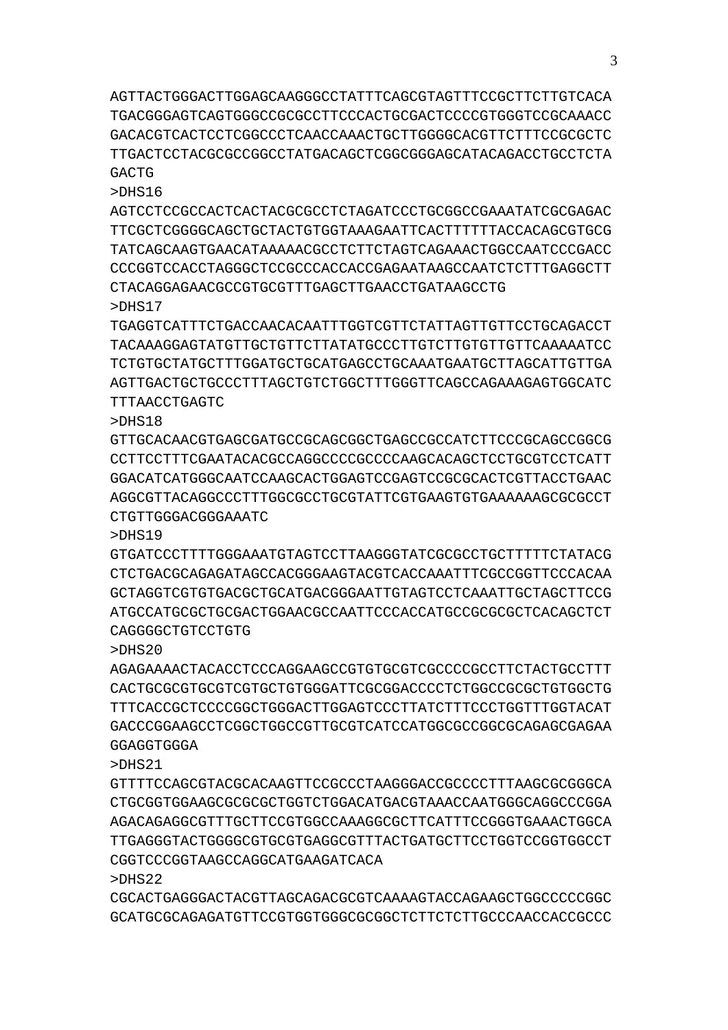AGTTACTGGGACTTGGAGCAAGGGCCTATTTCAGCGTAGTTTCCGCTTCTTGTCACA
TGACGGGAGTCAGTGGGCCGCGCCTTCCCACTGCGACTCCCCGTGGGTCCGCAAACC
GACACGTCACTCCTCGGCCCTCAACCAAACTGCTTGGGGCACGTTCTTTCCGCGCTC
TTGACTCCTACGCGCCGGCCTATGACAGCTCGGCGGGAGCATACAGACCTGCCTCTA
GACTG

>DHS16

AGTCCTCCGCCACTCACTACGCGCCTCTAGATCCCTGCGGCCGAAATATCGCGAGAC
TTCGCTCGGGGCAGCTGCTACTGTGGTAAAGAATTCACTTTTTTACCACAGCGTGCG
TATCAGCAAGTGAACATAAAAACGCCTCTTCTAGTCAGAAACTGGCCAATCCCGACC
CCCGGTCCACCTAGGGCTCCGCCCACCACCGAGAATAAGCCAATCTCTTTGAGGCTT
CTACAGGAGAACGCCGTGCGTTTGAGCTTGAACCTGATAAGCCTG

>DHS17

TGAGGTCATTTCTGACCAACACAATTTGGTCGTTCTATTAGTTGTTCCTGCAGACCT
TACAAAGGAGTATGTTGCTGTTCTTATATGCCCTTGTCTTGTGTTGTTCAAAAATCC
TCTGTGCTATGCTTTGGATGCTGCATGAGCCTGCAAATGAATGCTTAGCATTGTTGA
AGTTGACTGCTGCCCTTTAGCTGTCTGGCTTTGGGTTCAGCCAGAAAGAGTGGCATC
TTTAACCTGAGTC

>DHS18

GTTGCACAACGTGAGCGATGCCGCAGCGGCTGAGCCGCCATCTTCCCGCAGCCGGCG
CCTTCCTTTCGAATACACGCCAGGCCCCGCCCCAAGCACAGCTCCTGCGTCCTCATT
GGACATCATGGGCAATCCAAGCACTGGAGTCCGAGTCCGCGCACTCGTTACCTGAAC
AGGCGTTACAGGCCCTTTGGCGCCTGCGTATTCGTGAAGTGTGAAAAAAGCGCGCCT
CTGTTGGGACGGGAAATC

>DHS19

GTGATCCCTTTTGGGAAATGTAGTCCTTAAGGGTATCGCGCCTGCTTTTTCTATACG
CTCTGACGCAGAGATAGCCACGGGAAGTACGTCACCAAATTTCGCCGGTTCCCACAA
GCTAGGTCGTGTGACGCTGCATGACGGGAATTGTAGTCCTCAAATTGCTAGCTTCCG
ATGCCATGCGCTGCGACTGGAACGCCAATTCCCACCATGCCGCGCGCTCACAGCTCT
CAGGGGCTGTCCTGTG

>DHS20

AGAGAAAACTACACCTCCCAGGAAGCCGTGTGCGTCGCCCCGCCTTCTACTGCCTTT
CACTGCGCGTGCGTCGTGCTGTGGGATTCGCGGACCCCTCTGGCCGCGCTGTGGCTG
TTTCACCGCTCCCCGGCTGGGACTTGGAGTCCCTTATCTTTCCCTGGTTTGGTACAT
GACCCGGAAGCCTCGGCTGGCCGTTGCGTCATCCATGGCGCCGGCGCAGAGCGAGAA
GGAGGTGGGA

>DHS21

GTTTTCCAGCGTACGCACAAGTTCCGCCCTAAGGGACCGCCCCTTTAAGCGCGGGCA
CTGCGGTGGAAGCGCGCGCTGGTCTGGACATGACGTAAACCAATGGGCAGGCCCGGA
AGACAGAGGCGTTTGCTTCCGTGGCCAAAGGCGCTTCATTTCCGGGTGAAACTGGCA
TTGAGGGTACTGGGGCGTGCGTGAGGCGTTTACTGATGCTTCCTGGTCCGGTGGCCT
CGGTCCCGGTAAGCCAGGCATGAAGATCACA

>DHS22

CGCACTGAGGGACTACGTTAGCAGACGCGTCAAAAGTACCAGAAGCTGGCCCCCGGC
GCATGCGCAGAGATGTTCCGTGGTGGGCGCGGCTCTTCTCTTGCCCAACCACCGCCC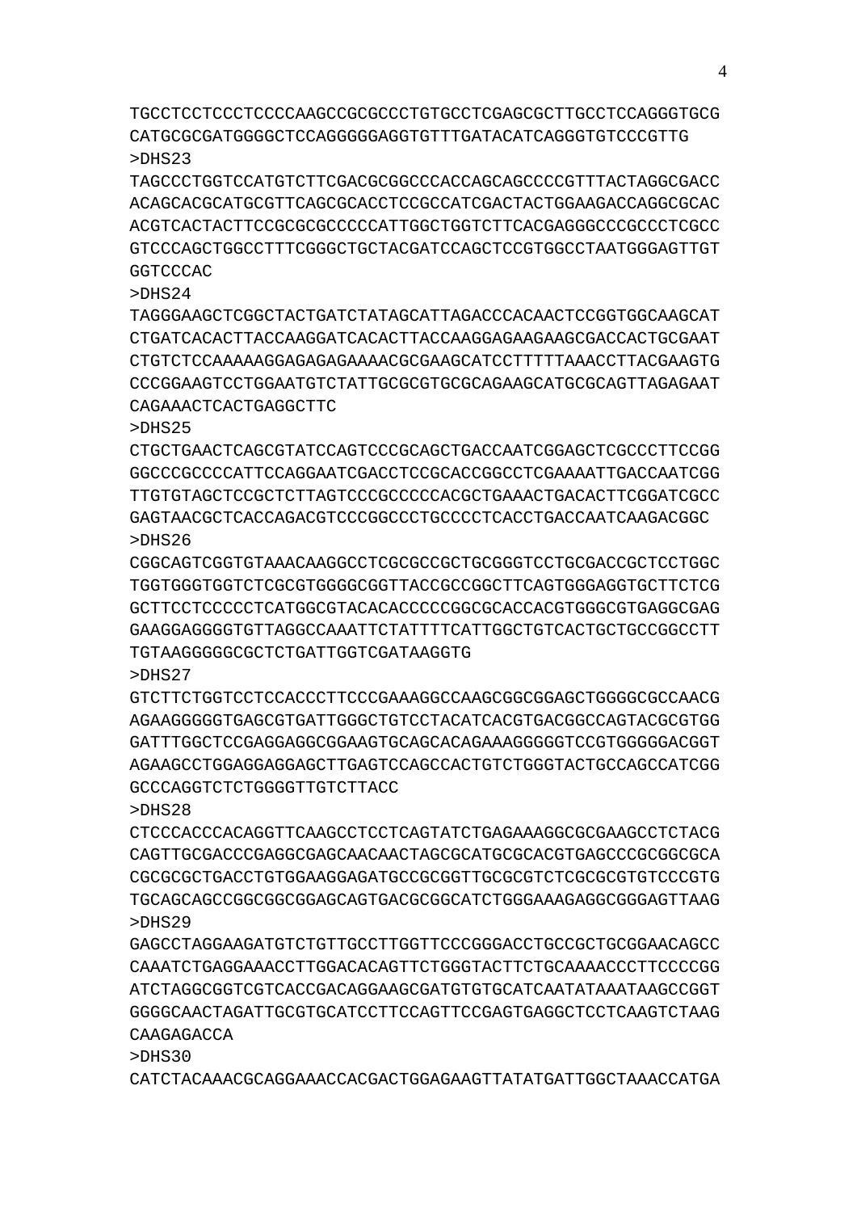TGCCTCCTCCCTCCCCAAGCCGCGCCCTGTGCCTCGAGCGCTTGCCTCCAGGGTGCG
CATGCGCGATGGGGCTCCAGGGGGAGGTGTTTGATACATCAGGGTGTCCCGTTG
>DHS23
TAGCCCTGGTCCATGTCTTCGACGCGGCCCACCAGCAGCCCCGTTTACTAGGCGACC
ACAGCACGCATGCGTTCAGCGCACCTCCGCCATCGACTACTGGAAGACCAGGCGCAC
ACGTCACTACTTCCGCGCGCCCCCATTGGCTGGTCTTCACGAGGGCCCGCCCTCGCC
GTCCCAGCTGGCCTTTCGGGCTGCTACGATCCAGCTCCGTGGCCTAATGGGAGTTGT
GGTCCCAC
>DHS24
TAGGGAAGCTCGGCTACTGATCTATAGCATTAGACCCACAACTCCGGTGGCAAGCAT
CTGATCACACTTACCAAGGATCACACTTACCAAGGAGAAGAAGCGACCACTGCGAAT
CTGTCTCCAAAAAGGAGAGAGAAAACGCGAAGCATCCTTTTTAAACCTTACGAAGTG
CCCGGAAGTCCTGGAATGTCTATTGCGCGTGCGCAGAAGCATGCGCAGTTAGAGAAT
CAGAAACTCACTGAGGCTTC
>DHS25
CTGCTGAACTCAGCGTATCCAGTCCCGCAGCTGACCAATCGGAGCTCGCCCTTCCGG
GGCCCGCCCCATTCCAGGAATCGACCTCCGCACCGGCCTCGAAAATTGACCAATCGG
TTGTGTAGCTCCGCTCTTAGTCCCGCCCCCACGCTGAAACTGACACTTCGGATCGCC
GAGTAACGCTCACCAGACGTCCCGGCCCTGCCCCTCACCTGACCAATCAAGACGGC
>DHS26
CGGCAGTCGGTGTAAACAAGGCCTCGCGCCGCTGCGGGTCCTGCGACCGCTCCTGGC
TGGTGGGTGGTCTCGCGTGGGGCGGTTACCGCCGGCTTCAGTGGGAGGTGCTTCTCG
GCTTCCTCCCCCTCATGGCGTACACACCCCCGGCGCACCACGTGGGCGTGAGGCGAG
GAAGGAGGGGTGTTAGGCCAAATTCTATTTTCATTGGCTGTCACTGCTGCCGGCCTT
TGTAAGGGGGCGCTCTGATTGGTCGATAAGGTG
>DHS27
GTCTTCTGGTCCTCCACCCTTCCCGAAAGGCCAAGCGGCGGAGCTGGGGCGCCAACG
AGAAGGGGGTGAGCGTGATTGGGCTGTCCTACATCACGTGACGGCCAGTACGCGTGG
GATTTGGCTCCGAGGAGGCGGAAGTGCAGCACAGAAAGGGGGTCCGTGGGGGACGGT
AGAAGCCTGGAGGAGGAGCTTGAGTCCAGCCACTGTCTGGGTACTGCCAGCCATCGG
GCCCAGGTCTCTGGGGTTGTCTTACC
>DHS28
CTCCCACCCACAGGTTCAAGCCTCCTCAGTATCTGAGAAAGGCGCGAAGCCTCTACG
CAGTTGCGACCCGAGGCGAGCAACAACTAGCGCATGCGCACGTGAGCCCGCGGCGCA
CGCGCGCTGACCTGTGGAAGGAGATGCCGCGGTTGCGCGTCTCGCGCGTGTCCCGTG
TGCAGCAGCCGGCGGCGGAGCAGTGACGCGGCATCTGGGAAAGAGGCGGGAGTTAAG
>DHS29
GAGCCTAGGAAGATGTCTGTTGCCTTGGTTCCCGGGACCTGCCGCTGCGGAACAGCC
CAAATCTGAGGAAACCTTGGACACAGTTCTGGGTACTTCTGCAAAACCCTTCCCCGG
ATCTAGGCGGTCGTCACCGACAGGAAGCGATGTGTGCATCAATATAAATAAGCCGGT
GGGGCAACTAGATTGCGTGCATCCTTCCAGTTCCGAGTGAGGCTCCTCAAGTCTAAG
CAAGAGACCA
>DHS30
CATCTACAAACGCAGGAAACCACGACTGGAGAAGTTATATGATTGGCTAAACCATGA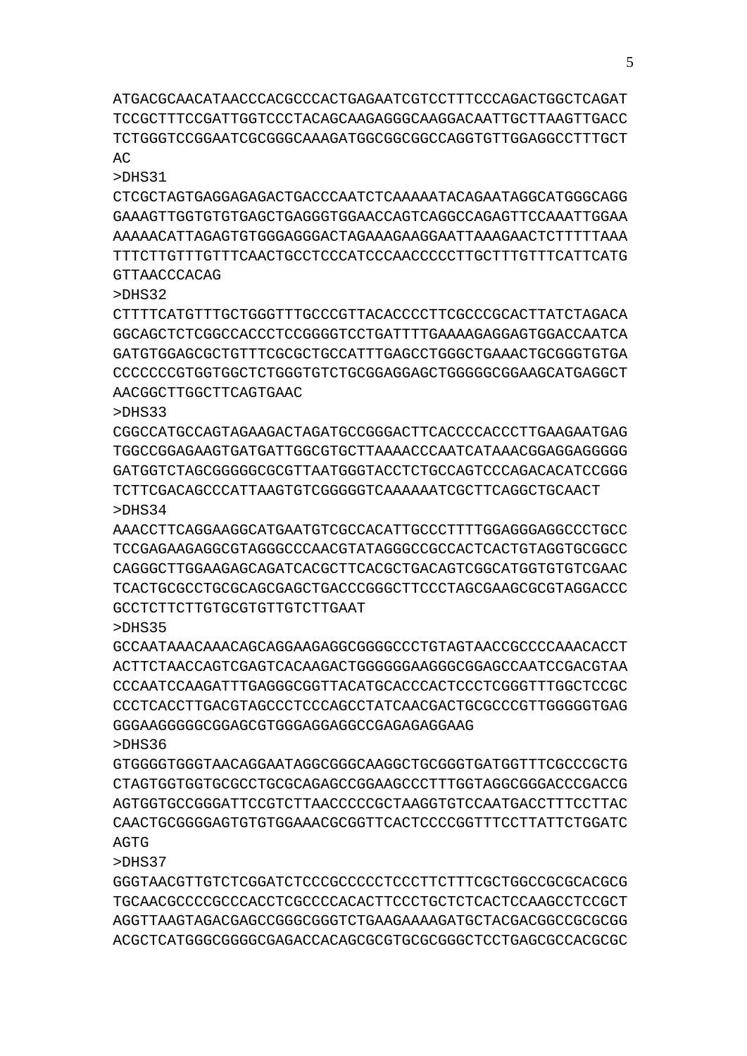ATGACGCAACATAACCCACGCCCACTGAGAATCGTCCTTTCCCAGACTGGCTCAGAT
TCCGCTTTCCGATTGGTCCCTACAGCAAGAGGGCAAGGACAATTGCTTAAGTTGACC
TCTGGGTCCGGAATCGCGGGCAAAGATGGCGGCGGCCAGGTGTTGGAGGCCTTTGCT
AC

>DHS31

CTCGCTAGTGAGGAGAGACTGACCCAATCTCAAAAATACAGAATAGGCATGGGCAGG
GAAAGTTGGTGTGTGAGCTGAGGGTGGAACCAGTCAGGCCAGAGTTCCAAATTGGAA
AAAAACATTAGAGTGTGGGAGGGACTAGAAAGAAGGAATTAAAGAACTCTTTTTAAA
TTTCTTGTTTGTTTCAACTGCCTCCCATCCCAACCCCCTTGCTTTGTTTCATTCATG
GTTAACCCACAG

>DHS32

CTTTTCATGTTTGCTGGGTTTGCCCGTTACACCCCTTCGCCCGCACTTATCTAGACA
GGCAGCTCTCGGCCACCCTCCGGGGTCCTGATTTTGAAAAGAGGAGTGGACCAATCA
GATGTGGAGCGCTGTTTCGCGCTGCCATTTGAGCCTGGGCTGAAACTGCGGGTGTGA
CCCCCCCGTGGTGGCTCTGGGTGTCTGCGGAGGAGCTGGGGGCGGAAGCATGAGGCT
AACGGCTTGGCTTCAGTGAAC

>DHS33

CGGCCATGCCAGTAGAAGACTAGATGCCGGGACTTCACCCCACCCTTGAAGAATGAG
TGGCCGGAGAAGTGATGATTGGCGTGCTTAAAACCCAATCATAAACGGAGGAGGGGG
GATGGTCTAGCGGGGGCGCGTTAATGGGTACCTCTGCCAGTCCCAGACACATCCGGG
TCTTCGACAGCCCATTAAGTGTCGGGGGTCAAAAAATCGCTTCAGGCTGCAACT

>DHS34

AAACCTTCAGGAAGGCATGAATGTCGCCACATTGCCCTTTTGGAGGGAGGCCCTGCC
TCCGAGAAGAGGCGTAGGGCCCAACGTATAGGGCCGCCACTCACTGTAGGTGCGGCC
CAGGGCTTGGAAGAGCAGATCACGCTTCACGCTGACAGTCGGCATGGTGTGTCGAAC
TCACTGCGCCTGCGCAGCGAGCTGACCCGGGCTTCCCTAGCGAAGCGCGTAGGACCC
GCCTCTTCTTGTGCGTGTTGTCTTGAAT

>DHS35

GCCAATAAACAAACAGCAGGAAGAGGCGGGGCCCTGTAGTAACCGCCCCAAACACCT
ACTTCTAACCAGTCGAGTCACAAGACTGGGGGGAAGGGCGGAGCCAATCCGACGTAA
CCCAATCCAAGATTTGAGGGCGGTTACATGCACCCACTCCCTCGGGTTTGGCTCCGC
CCCTCACCTTGACGTAGCCCTCCCAGCCTATCAACGACTGCGCCCGTTGGGGGTGAG
GGGAAGGGGGCGGAGCGTGGGAGGAGGCCGAGAGAGGAAG

>DHS36

GTGGGGTGGGTAACAGGAATAGGCGGGCAAGGCTGCGGGTGATGGTTTCGCCCGCTG
CTAGTGGTGGTGCGCCTGCGCAGAGCCGGAAGCCCTTTGGTAGGCGGGACCCGACCG
AGTGGTGCCGGGATTCCGTCTTAACCCCCGCTAAGGTGTCCAATGACCTTTCCTTAC
CAACTGCGGGGAGTGTGTGGAAACGCGGTTCACTCCCCGGTTTCCTTATTCTGGATC
AGTG

>DHS37

GGGTAACGTTGTCTCGGATCTCCCGCCCCCTCCCTTCTTTCGCTGGCCGCGCACGCG
TGCAACGCCCCGCCCACCTCGCCCCACACTTCCCTGCTCTCACTCCAAGCCTCCGCT
AGGTTAAGTAGACGAGCCGGGCGGGTCTGAAGAAAAGATGCTACGACGGCCGCGCGG
ACGCTCATGGGCGGGGCGAGACCACAGCGCGTGCGCGGGCTCCTGAGCGCCACGCGC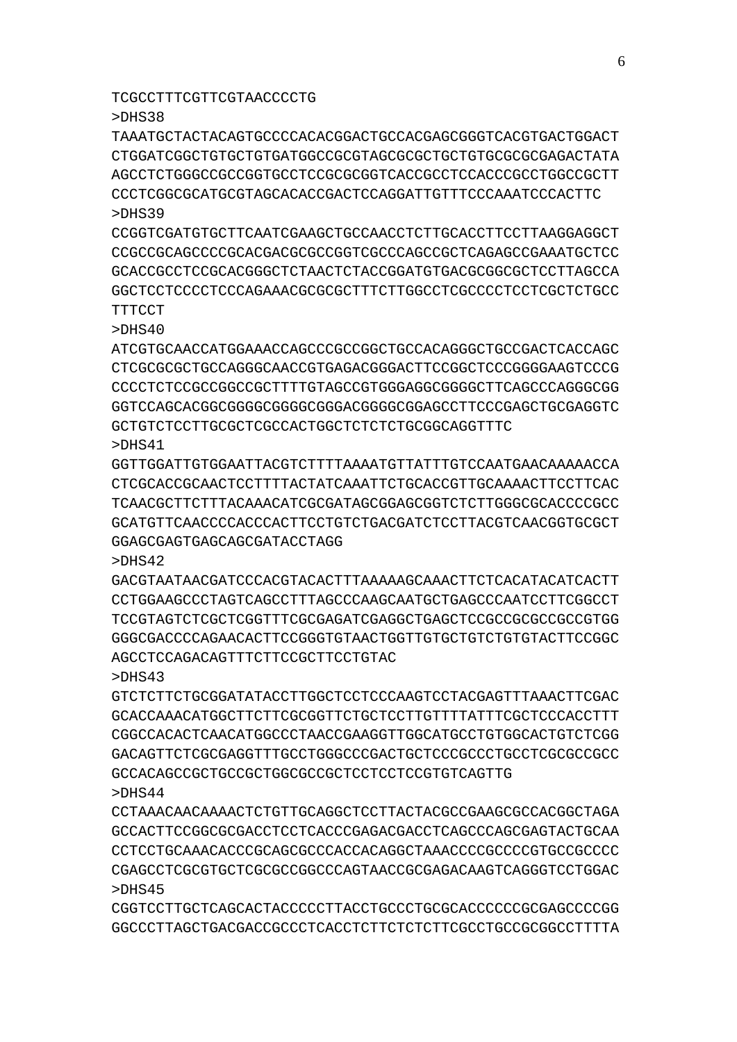TCGCCTTTCGTTCGTAACCCCTG
>DHS38
TAAATGCTACTACAGTGCCCCACACGGACTGCCACGAGCGGGTCACGTGACTGGACT
CTGGATCGGCTGTGCTGTGATGGCCGCGTAGCGCGCTGCTGTGCGCGCGAGACTATA
AGCCTCTGGGCCGCCGGTGCCTCCGCGCGGTCACCGCCTCCACCCGCCTGGCCGCTT
CCCTCGGCGCATGCGTAGCACACCGACTCCAGGATTGTTTCCCAAATCCCACTTC
>DHS39
CCGGTCGATGTGCTTCAATCGAAGCTGCCAACCTCTTGCACCTTCCTTAAGGAGGCT
CCGCCGCAGCCCCGCACGACGCGCCGGTCGCCCAGCCGCTCAGAGCCGAAATGCTCC
GCACCGCCTCCGCACGGGCTCTAACTCTACCGGATGTGACGCGGCGCTCCTTAGCCA
GGCTCCTCCCCTCCCAGAAACGCGCGCTTTCTTGGCCTCGCCCCTCCTCGCTCTGCC
TTTCCT
>DHS40
ATCGTGCAACCATGGAAACCAGCCCGCCGGCTGCCACAGGGCTGCCGACTCACCAGC
CTCGCGCGCTGCCAGGGCAACCGTGAGACGGGACTTCCGGCTCCCGGGGAAGTCCCG
CCCCTCTCCGCCGGCCGCTTTTGTAGCCGTGGGAGGCGGGGCTTCAGCCCAGGGCGG
GGTCCAGCACGGCGGGGCGGGGCGGGACGGGGCGGAGCCTTCCCGAGCTGCGAGGTC
GCTGTCTCCTTGCGCTCGCCACTGGCTCTCTCTGCGGCAGGTTTC
>DHS41
GGTTGGATTGTGGAATTACGTCTTTTAAAATGTTATTTGTCCAATGAACAAAAACCA
CTCGCACCGCAACTCCTTTTACTATCAAATTCTGCACCGTTGCAAAACTTCCTTCAC
TCAACGCTTCTTTACAAACATCGCGATAGCGGAGCGGTCTCTTGGGCGCACCCCGCC
GCATGTTCAACCCCACCCACTTCCTGTCTGACGATCTCCTTACGTCAACGGTGCGCT
GGAGCGAGTGAGCAGCGATACCTAGG
>DHS42
GACGTAATAACGATCCCACGTACACTTTAAAAAGCAAACTTCTCACATACATCACTT
CCTGGAAGCCCTAGTCAGCCTTTAGCCCAAGCAATGCTGAGCCCAATCCTTCGGCCT
TCCGTAGTCTCGCTCGGTTTCGCGAGATCGAGGCTGAGCTCCGCCGCGCCGCCGTGG
GGGCGACCCCAGAACACTTCCGGGTGTAACTGGTTGTGCTGTCTGTGTACTTCCGGC
AGCCTCCAGACAGTTTCTTCCGCTTCCTGTAC
>DHS43
GTCTCTTCTGCGGATATACCTTGGCTCCTCCCAAGTCCTACGAGTTTAAACTTCGAC
GCACCAAACATGGCTTCTTCGCGGTTCTGCTCCTTGTTTTATTTCGCTCCCACCTTT
CGGCCACACTCAACATGGCCCTAACCGAAGGTTGGCATGCCTGTGGCACTGTCTCGG
GACAGTTCTCGCGAGGTTTGCCTGGGCCCGACTGCTCCCGCCCTGCCTCGCGCCGCC
GCCACAGCCGCTGCCGCTGGCGCCGCTCCTCCTCCGTGTCAGTTG
>DHS44
CCTAAACAACAAAACTCTGTTGCAGGCTCCTTACTACGCCGAAGCGCCACGGCTAGA
GCCACTTCCGGCGCGACCTCCTCACCCGAGACGACCTCAGCCCAGCGAGTACTGCAA
CCTCCTGCAAACACCCGCAGCGCCCACCACAGGCTAAACCCCGCCCCGTGCCGCCCC
CGAGCCTCGCGTGCTCGCGCCGGCCCAGTAACCGCGAGACAAGTCAGGGTCCTGGAC
>DHS45
CGGTCCTTGCTCAGCACTACCCCCTTACCTGCCCTGCGCACCCCCCGCGAGCCCCGG
GGCCCTTAGCTGACGACCGCCCTCACCTCTTCTCTCTTCGCCTGCCGCGGCCTTTTA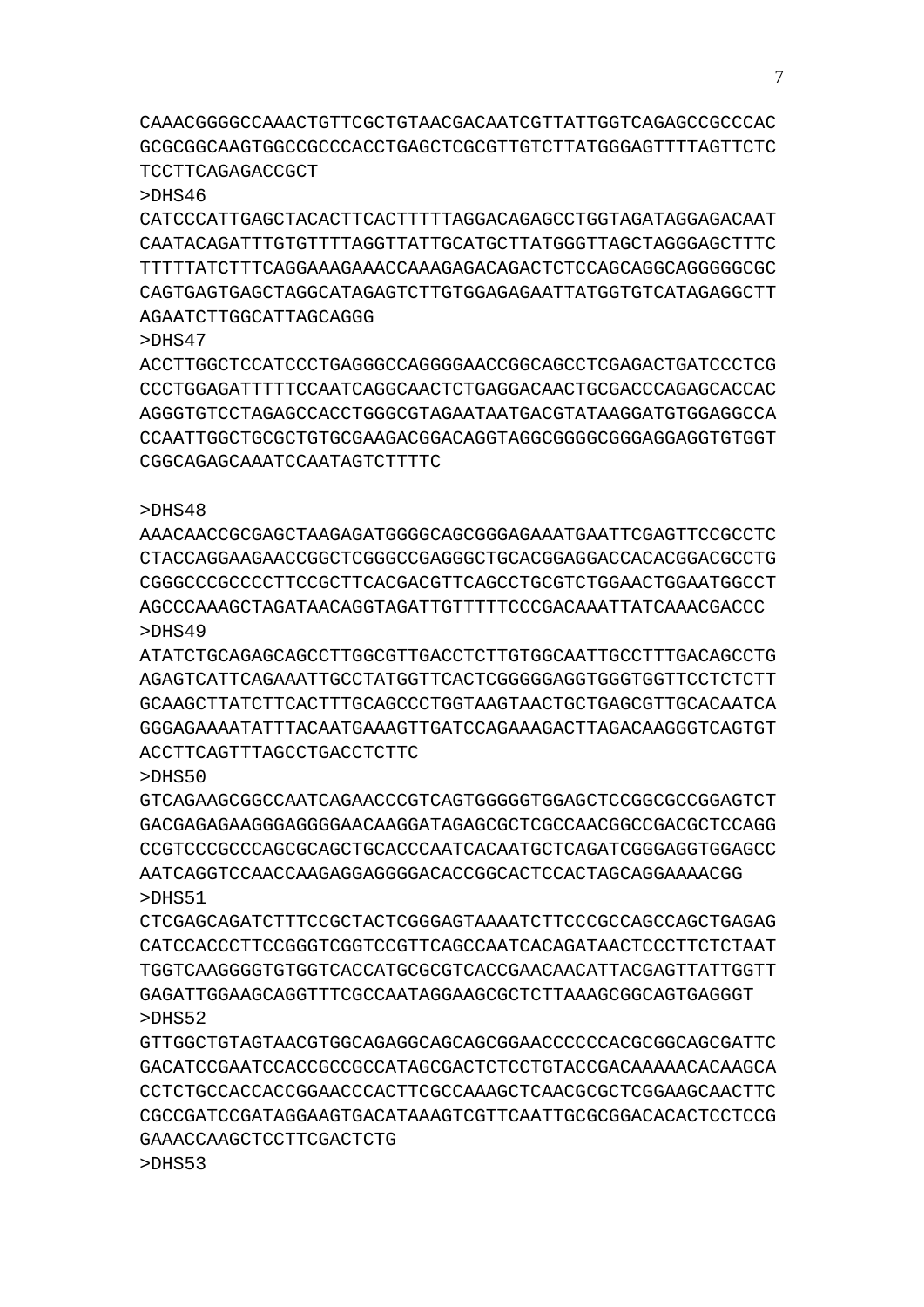CAAACGGGGCCAAACTGTTCGCTGTAACGACAATCGTTATTGGTCAGAGCCGCCCAC
GCGCGGCAAGTGGCCGCCCACCTGAGCTCGCGTTGTCTTATGGGAGTTTTAGTTCTC
TCCTTCAGAGACCGCT

>DHS46
CATCCCATTGAGCTACACTTCACTTTTTAGGACAGAGCCTGGTAGATAGGAGACAAT
CAATACAGATTTGTGTTTTAGGTTATTGCATGCTTATGGGTTAGCTAGGGAGCTTTC
TTTTTATCTTTCAGGAAAGAAACCAAAGAGACAGACTCTCCAGCAGGCAGGGGGCGC
CAGTGAGTGAGCTAGGCATAGAGTCTTGTGGAGAGAATTATGGTGTCATAGAGGCTT
AGAATCTTGGCATTAGCAGGG

>DHS47
ACCTTGGCTCCATCCCTGAGGGCCAGGGGAACCGGCAGCCTCGAGACTGATCCCTCG
CCCTGGAGATTTTTCCAATCAGGCAACTCTGAGGACAACTGCGACCCAGAGCACCAC
AGGGTGTCCTAGAGCCACCTGGGCGTAGAATAATGACGTATAAGGATGTGGAGGCCA
CCAATTGGCTGCGCTGTGCGAAGACGGACAGGTAGGCGGGGCGGGAGGAGGTGTGGT
CGGCAGAGCAAATCCAATAGTCTTTTC

>DHS48
AAACAACCGCGAGCTAAGAGATGGGGCAGCGGGAGAAATGAATTCGAGTTCCGCCTC
CTACCAGGAAGAACCGGCTCGGGCCGAGGGCTGCACGGAGGACCACACGGACGCCTG
CGGGCCCGCCCCTTCCGCTTCACGACGTTCAGCCTGCGTCTGGAACTGGAATGGCCT
AGCCCAAAGCTAGATAACAGGTAGATTGTTTTTCCCGACAAATTATCAAACGACCC

>DHS49
ATATCTGCAGAGCAGCCTTGGCGTTGACCTCTTGTGGCAATTGCCTTTGACAGCCTG
AGAGTCATTCAGAAATTGCCTATGGTTCACTCGGGGGAGGTGGGTGGTTCCTCTCTT
GCAAGCTTATCTTCACTTTGCAGCCCTGGTAAGTAACTGCTGAGCGTTGCACAATCA
GGGAGAAAATATTTACAATGAAAGTTGATCCAGAAAGACTTAGACAAGGGTCAGTGT
ACCTTCAGTTTAGCCTGACCTCTTC

>DHS50
GTCAGAAGCGGCCAATCAGAACCCGTCAGTGGGGGTGGAGCTCCGGCGCCGGAGTCT
GACGAGAGAAGGGAGGGGAACAAGGATAGAGCGCTCGCCAACGGCCGACGCTCCAGG
CCGTCCCGCCCAGCGCAGCTGCACCCAATCACAATGCTCAGATCGGGAGGTGGAGCC
AATCAGGTCCAACCAAGAGGAGGGGACACCGGCACTCCACTAGCAGGAAAACGG

>DHS51
CTCGAGCAGATCTTTCCGCTACTCGGGAGTAAAATCTTCCCGCCAGCCAGCTGAGAG
CATCCACCCTTCCGGGTCGGTCCGTTCAGCCAATCACAGATAACTCCCTTCTCTAAT
TGGTCAAGGGGTGTGGTCACCATGCGCGTCACCGAACAACATTACGAGTTATTGGTT
GAGATTGGAAGCAGGTTTCGCCAATAGGAAGCGCTCTTAAAGCGGCAGTGAGGGT

>DHS52
GTTGGCTGTAGTAACGTGGCAGAGGCAGCAGCGGAACCCCCCACGCGGCAGCGATTC
GACATCCGAATCCACCGCCGCCATAGCGACTCTCCTGTACCGACAAAAACACAAGCA
CCTCTGCCACCACCGGAACCCACTTCGCCAAAGCTCAACGCGCTCGGAAGCAACTTC
CGCCGATCCGATAGGAAGTGACATAAAGTCGTTCAATTGCGCGGACACACTCCTCCG
GAAACCAAGCTCCTTCGACTCTG

>DHS53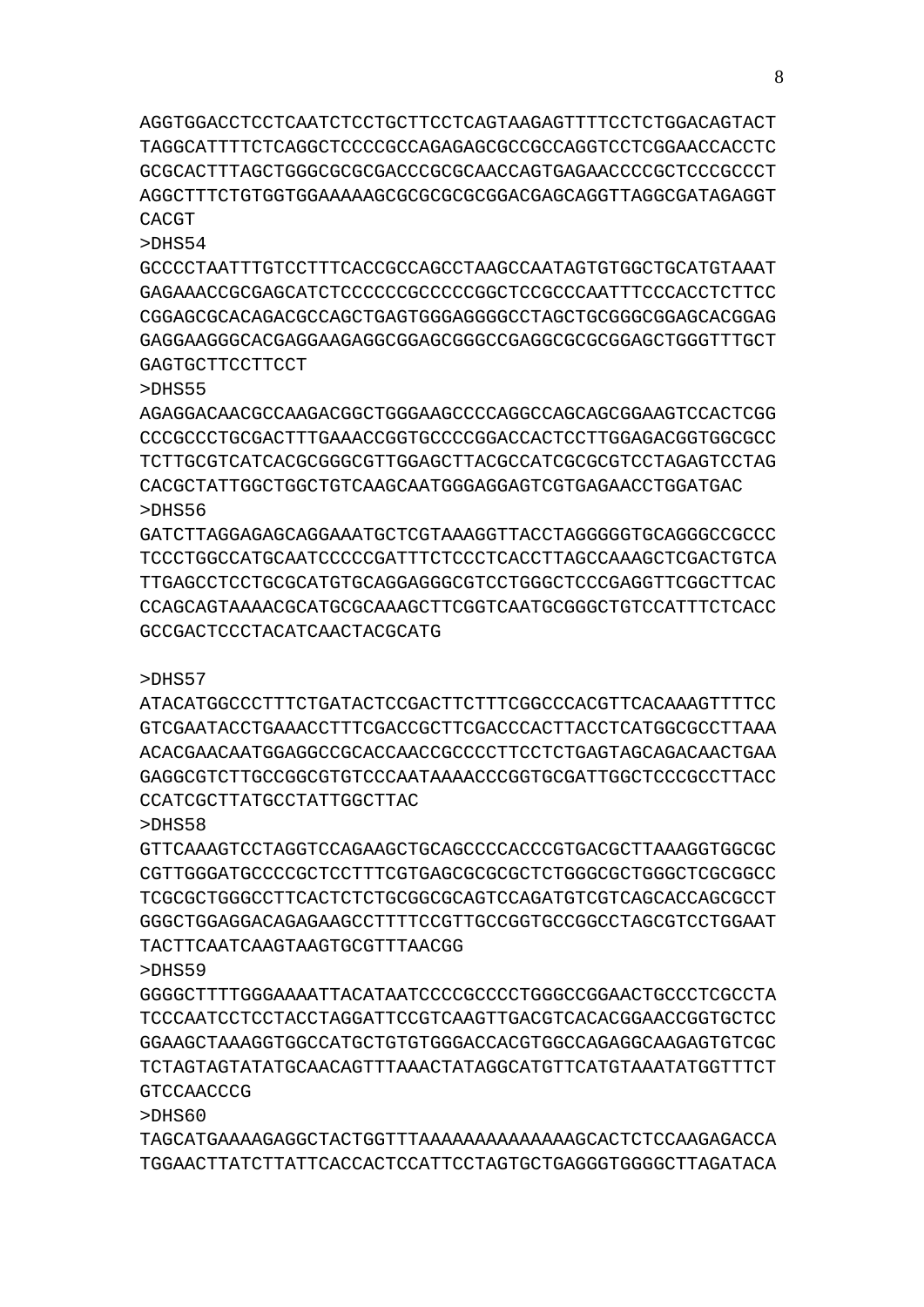AGGTGGACCTCCTCAATCTCCTGCTTCCTCAGTAAGAGTTTTCCTCTGGACAGTACT
TAGGCATTTTCTCAGGCTCCCCGCCAGAGAGCGCCGCCAGGTCCTCGGAACCACCTC
GCGCACTTTAGCTGGGCGCGCGACCCGCGCAACCAGTGAGAACCCCGCTCCCGCCCT
AGGCTTTCTGTGGTGGAAAAAGCGCGCGCGCGGACGAGCAGGTTAGGCGATAGAGGT
CACGT

>DHS54

GCCCCTAATTTGTCCTTTCACCGCCAGCCTAAGCCAATAGTGTGGCTGCATGTAAAT
GAGAAACCGCGAGCATCTCCCCCCGCCCCCGGCTCCGCCCAATTTCCCACCTCTTCC
CGGAGCGCACAGACGCCAGCTGAGTGGGAGGGGCCTAGCTGCGGGCGGAGCACGGAG
GAGGAAGGGCACGAGGAAGAGGCGGAGCGGGCCGAGGCGCGCGGAGCTGGGTTTGCT
GAGTGCTTCCTTCCT

>DHS55

AGAGGACAACGCCAAGACGGCTGGGAAGCCCCAGGCCAGCAGCGGAAGTCCACTCGG
CCCGCCCTGCGACTTTGAAACCGGTGCCCCGGACCACTCCTTGGAGACGGTGGCGCC
TCTTGCGTCATCACGCGGGCGTTGGAGCTTACGCCATCGCGCGTCCTAGAGTCCTAG
CACGCTATTGGCTGGCTGTCAAGCAATGGGAGGAGTCGTGAGAACCTGGATGAC

>DHS56

GATCTTAGGAGAGCAGGAAATGCTCGTAAAGGTTACCTAGGGGGTGCAGGGCCGCCC
TCCCTGGCCATGCAATCCCCCGATTTCTCCCTCACCTTAGCCAAAGCTCGACTGTCA
TTGAGCCTCCTGCGCATGTGCAGGAGGGCGTCCTGGGCTCCCGAGGTTCGGCTTCAC
CCAGCAGTAAAACGCATGCGCAAAGCTTCGGTCAATGCGGGCTGTCCATTTCTCACC
GCCGACTCCCTACATCAACTACGCATG

>DHS57

ATACATGGCCCTTTCTGATACTCCGACTTCTTTCGGCCCACGTTCACAAAGTTTTCC
GTCGAATACCTGAAACCTTTCGACCGCTTCGACCCACTTACCTCATGGCGCCTTAAA
ACACGAACAATGGAGGCCGCACCAACCGCCCCTTCCTCTGAGTAGCAGACAACTGAA
GAGGCGTCTTGCCGGCGTGTCCCAATAAAACCCGGTGCGATTGGCTCCCGCCTTACC
CCATCGCTTATGCCTATTGGCTTAC

>DHS58

GTTCAAAGTCCTAGGTCCAGAAGCTGCAGCCCCACCCGTGACGCTTAAAGGTGGCGC
CGTTGGGATGCCCCGCTCCTTTCGTGAGCGCGCGCTCTGGGCGCTGGGCTCGCGGCC
TCGCGCTGGGCCTTCACTCTCTGCGGCGCAGTCCAGATGTCGTCAGCACCAGCGCCT
GGGCTGGAGGACAGAGAAGCCTTTTCCGTTGCCGGTGCCGGCCTAGCGTCCTGGAAT
TACTTCAATCAAGTAAGTGCGTTTAACGG

>DHS59

GGGGCTTTTGGGAAAATTACATAATCCCCGCCCCTGGGCCGGAACTGCCCTCGCCTA
TCCCAATCCTCCTACCTAGGATTCCGTCAAGTTGACGTCACACGGAACCGGTGCTCC
GGAAGCTAAAGGTGGCCATGCTGTGTGGGACCACGTGGCCAGAGGCAAGAGTGTCGC
TCTAGTAGTATATGCAACAGTTTAAACTATAGGCATGTTCATGTAAATATGGTTTCT
GTCCAACCCG

>DHS60

TAGCATGAAAAGAGGCTACTGGTTTAAAAAAAAAAAAAAGCACTCTCCAAGAGACCA
TGGAACTTATCTTATTCACCACTCCATTCCTAGTGCTGAGGGTGGGGCTTAGATACA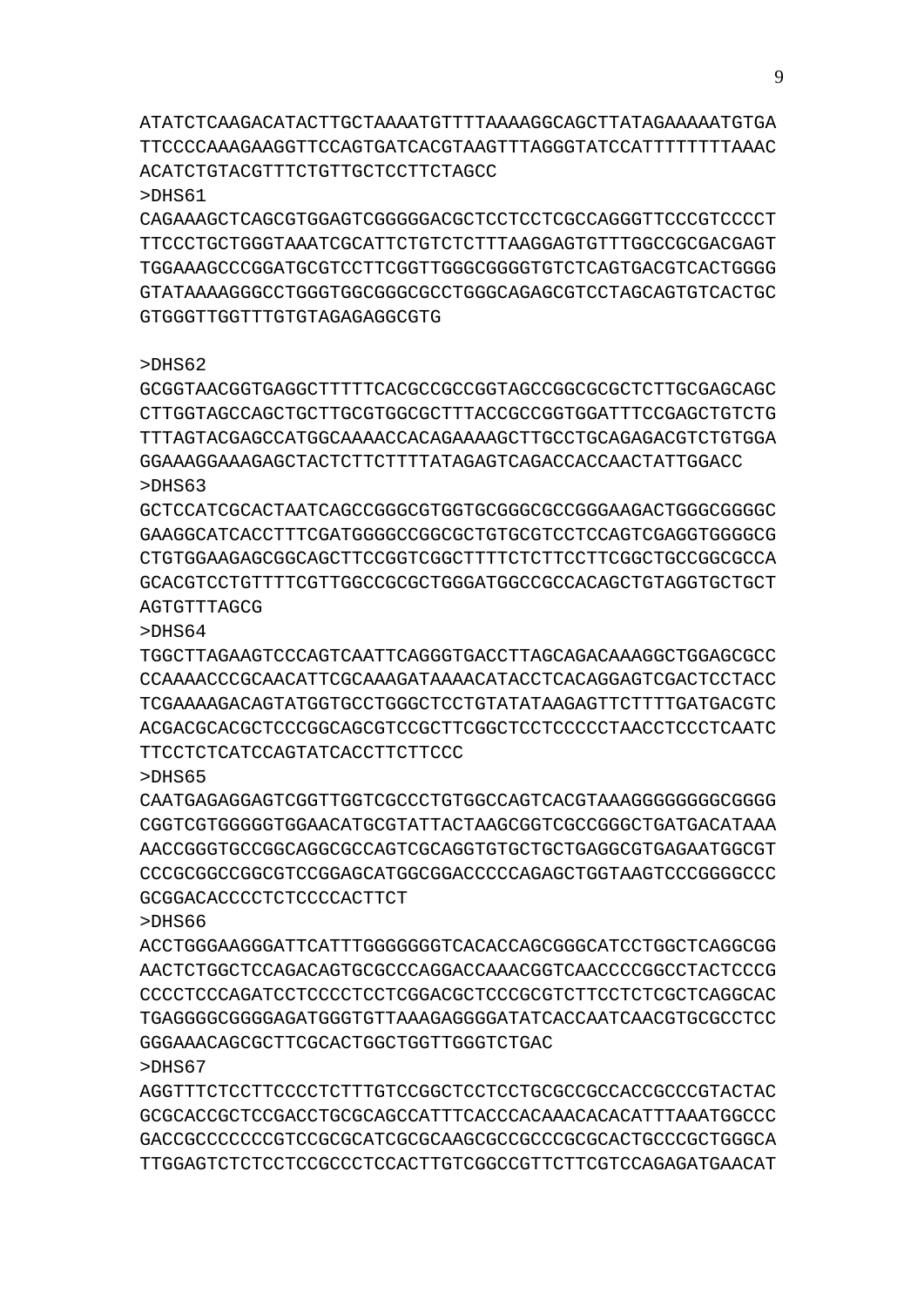ATATCTCAAGACATACTTGCTAAAATGTTTTAAAAGGCAGCTTATAGAAAAATGTGA
TTCCCCAAAGAAGGTTCCAGTGATCACGTAAGTTTAGGGTATCCATTTTTTTTAAAC
ACATCTGTACGTTTCTGTTGCTCCTTCTAGCC

>DHS61

CAGAAAGCTCAGCGTGGAGTCGGGGGACGCTCCTCCTCGCCAGGGTTCCCGTCCCCT
TTCCCTGCTGGGTAAATCGCATTCTGTCTCTTTAAGGAGTGTTTGGCCGCGACGAGT
TGGAAAGCCCGGATGCGTCCTTCGGTTGGGCGGGGTGTCTCAGTGACGTCACTGGGG
GTATAAAAGGGCCTGGGTGGCGGGCGCCTGGGCAGAGCGTCCTAGCAGTGTCACTGC
GTGGGTTGGTTTGTGTAGAGAGGCGTG

>DHS62

GCGGTAACGGTGAGGCTTTTTCACGCCGCCGGTAGCCGGCGCGCTCTTGCGAGCAGC
CTTGGTAGCCAGCTGCTTGCGTGGCGCTTTACCGCCGGTGGATTTCCGAGCTGTCTG
TTTAGTACGAGCCATGGCAAAACCACAGAAAAGCTTGCCTGCAGAGACGTCTGTGGA
GGAAAGGAAAGAGCTACTCTTCTTTTATAGAGTCAGACCACCAACTATTGGACC

>DHS63

GCTCCATCGCACTAATCAGCCGGGCGTGGTGCGGGCGCCGGGAAGACTGGGCGGGGC
GAAGGCATCACCTTTCGATGGGGCCGGCGCTGTGCGTCCTCCAGTCGAGGTGGGGCG
CTGTGGAAGAGCGGCAGCTTCCGGTCGGCTTTTCTCTTCCTTCGGCTGCCGGCGCCA
GCACGTCCTGTTTTCGTTGGCCGCGCTGGGATGGCCGCCACAGCTGTAGGTGCTGCT
AGTGTTTAGCG

>DHS64

TGGCTTAGAAGTCCCAGTCAATTCAGGGTGACCTTAGCAGACAAAGGCTGGAGCGCC
CCAAAACCCGCAACATTCGCAAAGATAAAACATACCTCACAGGAGTCGACTCCTACC
TCGAAAAGACAGTATGGTGCCTGGGCTCCTGTATATAAGAGTTCTTTTGATGACGTC
ACGACGCACGCTCCCGGCAGCGTCCGCTTCGGCTCCTCCCCCTAACCTCCCTCAATC
TTCCTCTCATCCAGTATCACCTTCTTCCC

>DHS65

CAATGAGAGGAGTCGGTTGGTCGCCCTGTGGCCAGTCACGTAAAGGGGGGGGCGGGG
CGGTCGTGGGGGTGGAACATGCGTATTACTAAGCGGTCGCCGGGCTGATGACATAAA
AACCGGGTGCCGGCAGGCGCCAGTCGCAGGTGTGCTGCTGAGGCGTGAGAATGGCGT
CCCGCGGCCGGCGTCCGGAGCATGGCGGACCCCCAGAGCTGGTAAGTCCCGGGGCCC
GCGGACACCCCTCTCCCCACTTCT

>DHS66

ACCTGGGAAGGGATTCATTTGGGGGGGTCACACCAGCGGGCATCCTGGCTCAGGCGG
AACTCTGGCTCCAGACAGTGCGCCCAGGACCAAACGGTCAACCCCGGCCTACTCCCG
CCCCTCCCAGATCCTCCCCTCCTCGGACGCTCCCGCGTCTTCCTCTCGCTCAGGCAC
TGAGGGGCGGGGAGATGGGTGTTAAAGAGGGGATATCACCAATCAACGTGCGCCTCC
GGGAAACAGCGCTTCGCACTGGCTGGTTGGGTCTGAC

>DHS67

AGGTTTCTCCTTCCCCTCTTTGTCCGGCTCCTCCTGCGCCGCCACCGCCCGTACTAC
GCGCACCGCTCCGACCTGCGCAGCCATTTCACCCACAAACACACATTTAAATGGCCC
GACCGCCCCCCCGTCCGCGCATCGCGCAAGCGCCGCCCGCGCACTGCCCGCTGGGCA
TTGGAGTCTCTCCTCCGCCCTCCACTTGTCGGCCGTTCTTCGTCCAGAGATGAACAT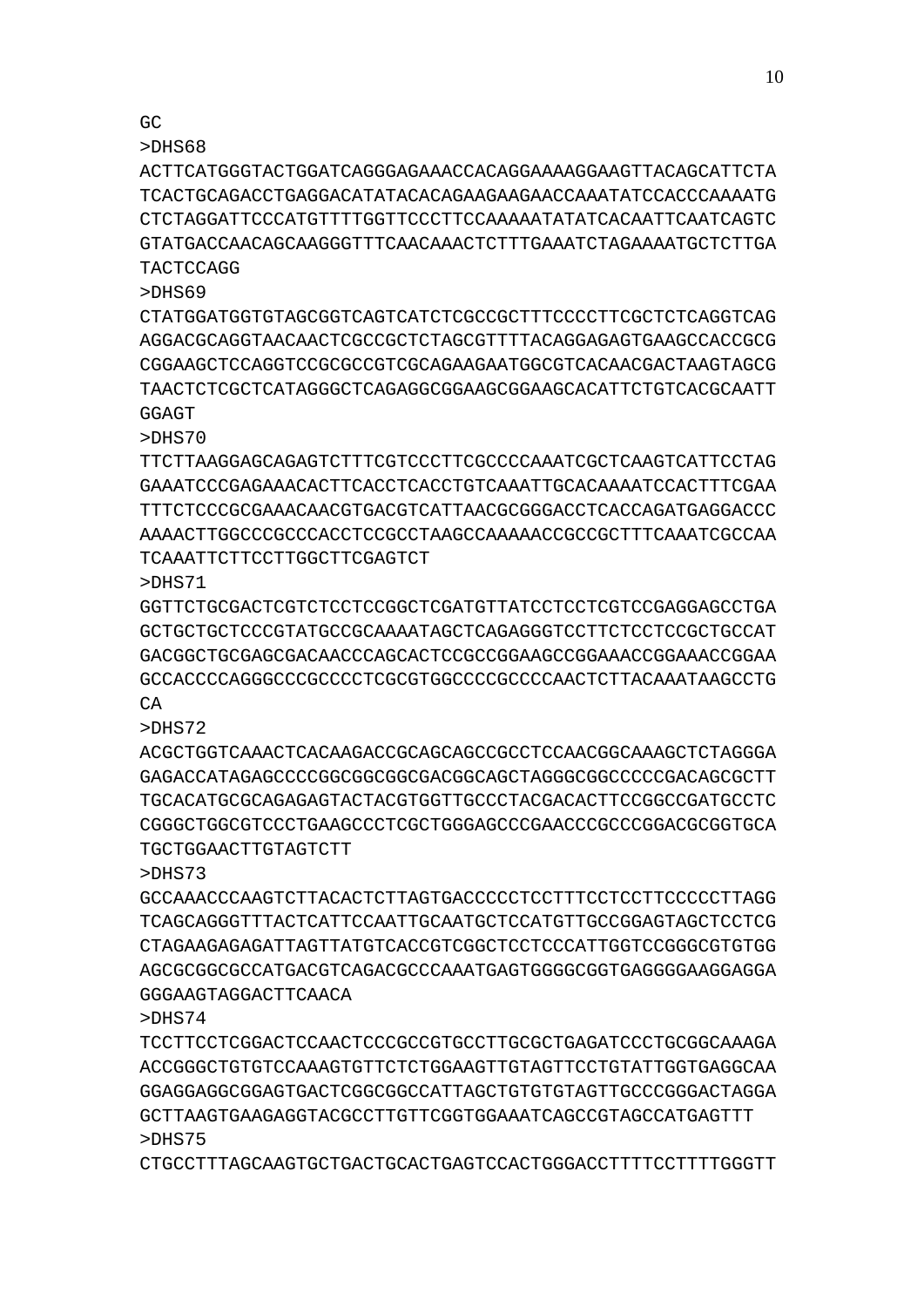GC
>DHS68
ACTTCATGGGTACTGGATCAGGGAGAAACCACAGGAAAAGGAAGTTACAGCATTCTA
TCACTGCAGACCTGAGGACATATACACAGAAGAAGAACCAAATATCCACCCAAAATG
CTCTAGGATTCCCATGTTTTGGTTCCCTTCCAAAAATATATCACAATTCAATCAGTC
GTATGACCAACAGCAAGGGTTTCAACAAACTCTTTGAAATCTAGAAAATGCTCTTGA
TACTCCAGG
>DHS69
CTATGGATGGTGTAGCGGTCAGTCATCTCGCCGCTTTCCCCTTCGCTCTCAGGTCAG
AGGACGCAGGTAACAACTCGCCGCTCTAGCGTTTTACAGGAGAGTGAAGCCACCGCG
CGGAAGCTCCAGGTCCGCGCCGTCGCAGAAGAATGGCGTCACAACGACTAAGTAGCG
TAACTCTCGCTCATAGGGCTCAGAGGCGGAAGCGGAAGCACATTCTGTCACGCAATT
GGAGT
>DHS70
TTCTTAAGGAGCAGAGTCTTTCGTCCCTTCGCCCCAAATCGCTCAAGTCATTCCTAG
GAAATCCCGAGAAACACTTCACCTCACCTGTCAAATTGCACAAAATCCACTTTCGAA
TTTCTCCCGCGAAACAACGTGACGTCATTAACGCGGGACCTCACCAGATGAGGACCC
AAAACTTGGCCCGCCCACCTCCGCCTAAGCCAAAAACCGCCGCTTTCAAATCGCCAA
TCAAATTCTTCCTTGGCTTCGAGTCT
>DHS71
GGTTCTGCGACTCGTCTCCTCCGGCTCGATGTTATCCTCCTCGTCCGAGGAGCCTGA
GCTGCTGCTCCCGTATGCCGCAAAATAGCTCAGAGGGTCCTTCTCCTCCGCTGCCAT
GACGGCTGCGAGCGACAACCCAGCACTCCGCCGGAAGCCGGAAACCGGAAACCGGAA
GCCACCCCAGGGCCCGCCCCTCGCGTGGCCCCGCCCCAACTCTTACAAATAAGCCTG
CA
>DHS72
ACGCTGGTCAAACTCACAAGACCGCAGCAGCCGCCTCCAACGGCAAAGCTCTAGGGA
GAGACCATAGAGCCCCGGCGGCGGCGACGGCAGCTAGGGCGGCCCCCGACAGCGCTT
TGCACATGCGCAGAGAGTACTACGTGGTTGCCCTACGACACTTCCGGCCGATGCCTC
CGGGCTGGCGTCCCTGAAGCCCTCGCTGGGAGCCCGAACCCGCCCGGACGCGGTGCA
TGCTGGAACTTGTAGTCTT
>DHS73
GCCAAACCCAAGTCTTACACTCTTAGTGACCCCCTCCTTTCCTCCTTCCCCCTTAGG
TCAGCAGGGTTTACTCATTCCAATTGCAATGCTCCATGTTGCCGGAGTAGCTCCTCG
CTAGAAGAGAGATTAGTTATGTCACCGTCGGCTCCTCCCATTGGTCCGGGCGTGTGG
AGCGCGGCGCCATGACGTCAGACGCCCAAATGAGTGGGGCGGTGAGGGGAAGGAGGA
GGGAAGTAGGACTTCAACA
>DHS74
TCCTTCCTCGGACTCCAACTCCCGCCGTGCCTTGCGCTGAGATCCCTGCGGCAAAGA
ACCGGGCTGTGTCCAAAGTGTTCTCTGGAAGTTGTAGTTCCTGTATTGGTGAGGCAA
GGAGGAGGCGGAGTGACTCGGCGGCCATTAGCTGTGTGTAGTTGCCCGGGACTAGGA
GCTTAAGTGAAGAGGTACGCCTTGTTCGGTGGAAATCAGCCGTAGCCATGAGTTT
>DHS75
CTGCCTTTAGCAAGTGCTGACTGCACTGAGTCCACTGGGACCTTTTCCTTTTGGGTT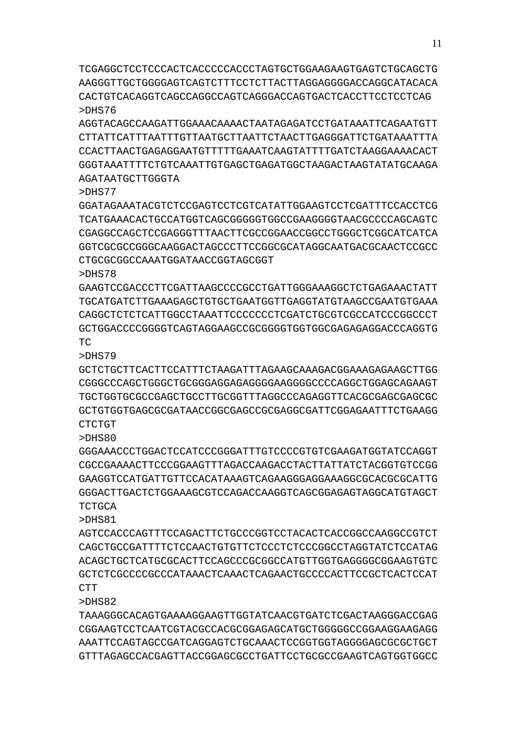TCGAGGCTCCTCCCACTCACCCCCACCCTAGTGCTGGAAGAAGTGAGTCTGCAGCTG
AAGGGTTGCTGGGGAGTCAGTCTTTCCTCTTACTTAGGAGGGGACCAGGCATACACA
CACTGTCACAGGTCAGCCAGGCCAGTCAGGGACCAGTGACTCACCTTCCTCCTCAG

>DHS76
AGGTACAGCCAAGATTGGAAACAAAACTAATAGAGATCCTGATAAATTCAGAATGTT
CTTATTCATTTAATTTGTTAATGCTTAATTCTAACTTGAGGGATTCTGATAAATTTA
CCACTTAACTGAGAGGAATGTTTTTGAAATCAAGTATTTTGATCTAAGGAAAACACT
GGGTAAATTTTCTGTCAAATTGTGAGCTGAGATGGCTAAGACTAAGTATATGCAAGA
AGATAATGCTTGGGTA

>DHS77
GGATAGAAATACGTCTCCGAGTCCTCGTCATATTGGAAGTCCTCGATTTCCACCTCG
TCATGAAACACTGCCATGGTCAGCGGGGGTGGCCGAAGGGGTAACGCCCCAGCAGTC
CGAGGCCAGCTCCGAGGGTTTAACTTCGCCGGAACCGGCCTGGGCTCGGCATCATCA
GGTCGCGCCGGGCAAGGACTAGCCCTTCCGGCGCATAGGCAATGACGCAACTCCGCC
CTGCGCGGCCAAATGGATAACCGGTAGCGGT

>DHS78
GAAGTCCGACCCTTCGATTAAGCCCCGCCTGATTGGGAAAGGCTCTGAGAAACTATT
TGCATGATCTTGAAAGAGCTGTGCTGAATGGTTGAGGTATGTAAGCCGAATGTGAAA
CAGGCTCTCTCATTGGCCTAAATTCCCCCCCTCGATCTGCGTCGCCATCCCGGCCCT
GCTGGACCCCGGGGTCAGTAGGAAGCCGCGGGGTGGTGGCGAGAGAGGACCCAGGTG
TC

>DHS79
GCTCTGCTTCACTTCCATTTCTAAGATTTAGAAGCAAAGACGGAAAGAGAAGCTTGG
CGGGCCCAGCTGGGCTGCGGGAGGAGAGGGGAAGGGGCCCCAGGCTGGAGCAGAAGT
TGCTGGTGCGCCGAGCTGCCTTGCGGTTTAGGCCCAGAGGTTCACGCGAGCGAGCGC
GCTGTGGTGAGCGCGATAACCGGCGAGCCGCGAGGCGATTCGGAGAATTTCTGAAGG
CTCTGT

>DHS80
GGGAAACCCTGGACTCCATCCCGGGATTTGTCCCCGTGTCGAAGATGGTATCCAGGT
CGCCGAAAACTTCCCGGAAGTTTAGACCAAGACCTACTTATTATCTACGGTGTCCGG
GAAGGTCCATGATTGTTCCACATAAAGTCAGAAGGGAGGAAAGGCGCACGCGCATTG
GGGACTTGACTCTGGAAAGCGTCCAGACCAAGGTCAGCGGAGAGTAGGCATGTAGCT
TCTGCA

>DHS81
AGTCCACCCAGTTTCCAGACTTCTGCCCGGTCCTACACTCACCGGCCAAGGCCGTCT
CAGCTGCCGATTTTCTCCAACTGTGTTCTCCCTCTCCCGGCCTAGGTATCTCCATAG
ACAGCTGCTCATGCGCACTTCCAGCCCGCGGCCATGTTGGTGAGGGGCGGAAGTGTC
GCTCTCGCCCCGCCCATAAACTCAAACTCAGAACTGCCCCACTTCCGCTCACTCCAT
CTT

>DHS82
TAAAGGGCACAGTGAAAAGGAAGTTGGTATCAACGTGATCTCGACTAAGGGACCGAG
CGGAAGTCCTCAATCGTACGCCACGCGGAGAGCATGCTGGGGGCCGGAAGGAAGAGG
AAATTCCAGTAGCCGATCAGGAGTCTGCAAACTCCGGTGGTAGGGGAGCGCGCTGCT
GTTTAGAGCCACGAGTTACCGGAGCGCCTGATTCCTGCGCCGAAGTCAGTGGTGGCC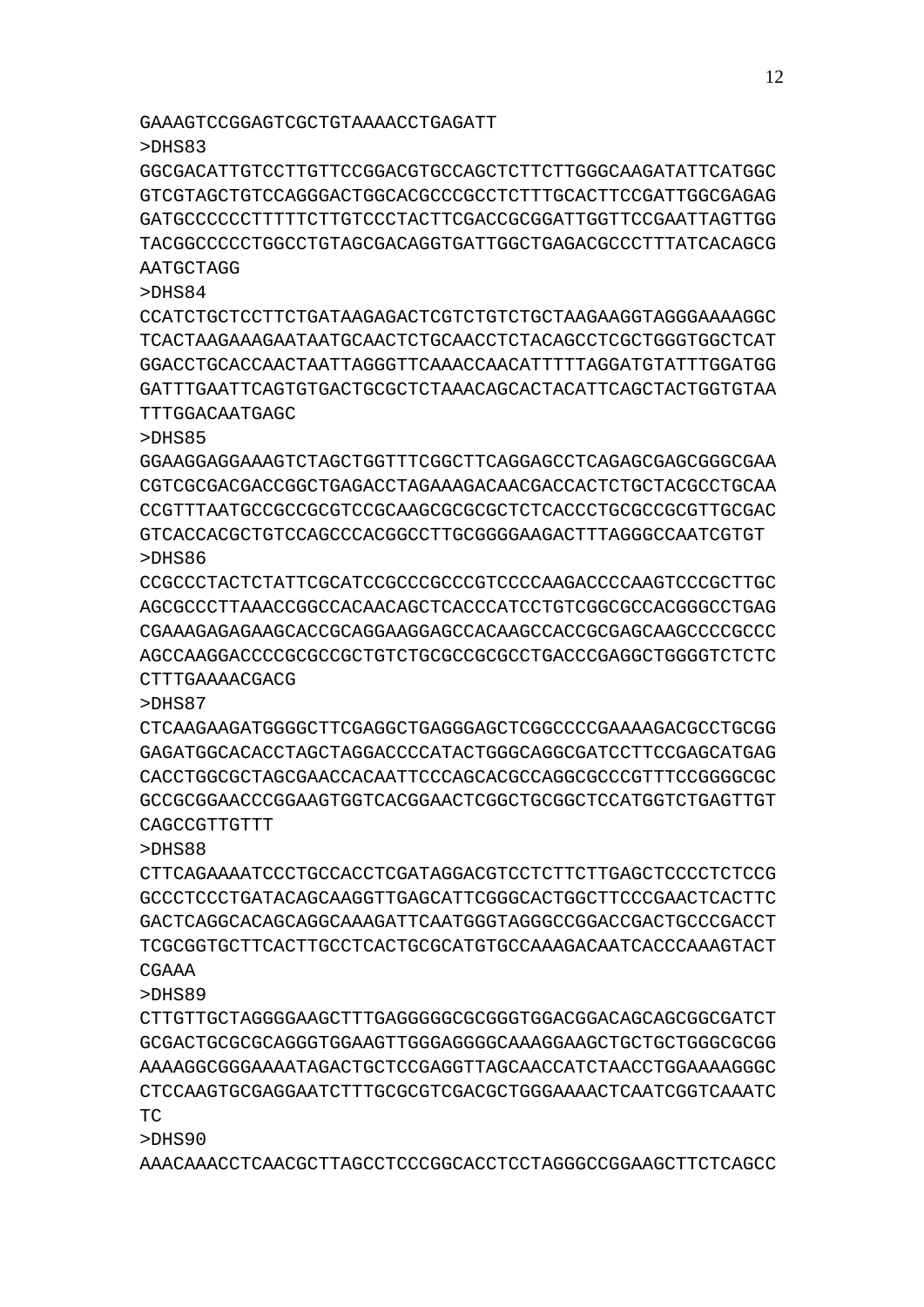GAAAGTCCGGAGTCGCTGTAAAACCTGAGATT

>DHS83

GGCGACATTGTCCTTGTTCCGGACGTGCCAGCTCTTCTTGGGCAAGATATTCATGGC
GTCGTAGCTGTCCAGGGACTGGCACGCCCGCCTCTTTGCACTTCCGATTGGCGAGAG
GATGCCCCCCTTTTTCTTGTCCCTACTTCGACCGCGGATTGGTTCCGAATTAGTTGG
TACGGCCCCCTGGCCTGTAGCGACAGGTGATTGGCTGAGACGCCCTTTATCACAGCG
AATGCTAGG

>DHS84

CCATCTGCTCCTTCTGATAAGAGACTCGTCTGTCTGCTAAGAAGGTAGGGAAAAGGC
TCACTAAGAAAGAATAATGCAACTCTGCAACCTCTACAGCCTCGCTGGGTGGCTCAT
GGACCTGCACCAACTAATTAGGGTTCAAACCAACATTTTTAGGATGTATTTGGATGG
GATTTGAATTCAGTGTGACTGCGCTCTAAACAGCACTACATTCAGCTACTGGTGTAA
TTTGGACAATGAGC

>DHS85

GGAAGGAGGAAAGTCTAGCTGGTTTCGGCTTCAGGAGCCTCAGAGCGAGCGGGCGAA
CGTCGCGACGACCGGCTGAGACCTAGAAAGACAACGACCACTCTGCTACGCCTGCAA
CCGTTTAATGCCGCCGCGTCCGCAAGCGCGCGCTCTCACCCTGCGCCGCGTTGCGAC
GTCACCACGCTGTCCAGCCCACGGCCTTGCGGGGAAGACTTTAGGGCCAATCGTGT

>DHS86

CCGCCCTACTCTATTCGCATCCGCCCGCCCGTCCCCAAGACCCCAAGTCCCGCTTGC
AGCGCCCTTAAACCGGCCACAACAGCTCACCCATCCTGTCGGCGCCACGGGCCTGAG
CGAAAGAGAGAAGCACCGCAGGAAGGAGCCACAAGCCACCGCGAGCAAGCCCCGCCC
AGCCAAGGACCCCGCGCCGCTGTCTGCGCCGCGCCTGACCCGAGGCTGGGGTCTCTC
CTTTGAAAACGACG

>DHS87

CTCAAGAAGATGGGGCTTCGAGGCTGAGGGAGCTCGGCCCCGAAAAGACGCCTGCGG
GAGATGGCACACCTAGCTAGGACCCCATACTGGGCAGGCGATCCTTCCGAGCATGAG
CACCTGGCGCTAGCGAACCACAATTCCCAGCACGCCAGGCGCCCGTTTCCGGGGCGC
GCCGCGGAACCCGGAAGTGGTCACGGAACTCGGCTGCGGCTCCATGGTCTGAGTTGT
CAGCCGTTGTTT

>DHS88

CTTCAGAAAATCCCTGCCACCTCGATAGGACGTCCTCTTCTTGAGCTCCCCTCTCCG
GCCCTCCCTGATACAGCAAGGTTGAGCATTCGGGCACTGGCTTCCCGAACTCACTTC
GACTCAGGCACAGCAGGCAAAGATTCAATGGGTAGGGCCGGACCGACTGCCCGACCT
TCGCGGTGCTTCACTTGCCTCACTGCGCATGTGCCAAAGACAATCACCCAAAGTACT
CGAAA

>DHS89

CTTGTTGCTAGGGGAAGCTTTGAGGGGGCGCGGGTGGACGGACAGCAGCGGCGATCT
GCGACTGCGCGCAGGGTGGAAGTTGGGAGGGGCAAAGGAAGCTGCTGCTGGGCGCGG
AAAAGGCGGGAAAATAGACTGCTCCGAGGTTAGCAACCATCTAACCTGGAAAAGGGC
CTCCAAGTGCGAGGAATCTTTGCGCGTCGACGCTGGGAAAACTCAATCGGTCAAATC
TC

>DHS90

AAACAAACCTCAACGCTTAGCCTCCCGGCACCTCCTAGGGCCGGAAGCTTCTCAGCC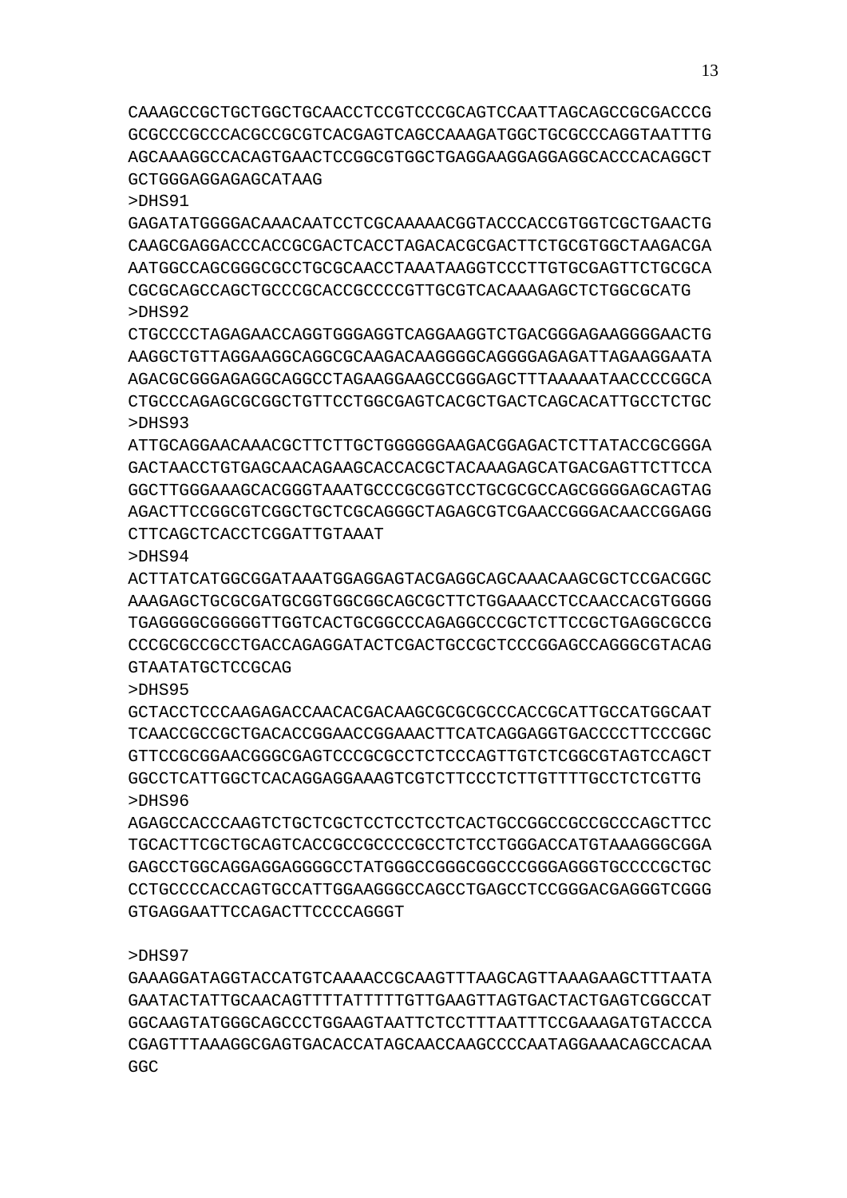CAAAGCCGCTGCTGGCTGCAACCTCCGTCCCGCAGTCCAATTAGCAGCCGCGACCCG
GCGCCCGCCCACGCCGCGTCACGAGTCAGCCAAAGATGGCTGCGCCCAGGTAATTTG
AGCAAAGGCCACAGTGAACTCCGGCGTGGCTGAGGAAGGAGGAGGCACCCACAGGCT
GCTGGGAGGAGAGCATAAG

>DHS91

GAGATATGGGGACAAACAATCCTCGCAAAAACGGTACCCACCGTGGTCGCTGAACTG
CAAGCGAGGACCCACCGCGACTCACCTAGACACGCGACTTCTGCGTGGCTAAGACGA
AATGGCCAGCGGGCGCCTGCGCAACCTAAATAAGGTCCCTTGTGCGAGTTCTGCGCA
CGCGCAGCCAGCTGCCCGCACCGCCCCGTTGCGTCACAAAGAGCTCTGGCGCATG

>DHS92

CTGCCCCTAGAGAACCAGGTGGGAGGTCAGGAAGGTCTGACGGGAGAAGGGGAACTG
AAGGCTGTTAGGAAGGCAGGCGCAAGACAAGGGGCAGGGGAGAGATTAGAAGGAATA
AGACGCGGGAGAGGCAGGCCTAGAAGGAAGCCGGGAGCTTTAAAAATAACCCCGGCA
CTGCCCAGAGCGCGGCTGTTCCTGGCGAGTCACGCTGACTCAGCACATTGCCTCTGC

>DHS93

ATTGCAGGAACAAACGCTTCTTGCTGGGGGGAAGACGGAGACTCTTATACCGCGGGA
GACTAACCTGTGAGCAACAGAAGCACCACGCTACAAAGAGCATGACGAGTTCTTCCA
GGCTTGGGAAAGCACGGGTAAATGCCCGCGGTCCTGCGCGCCAGCGGGGAGCAGTAG
AGACTTCCGGCGTCGGCTGCTCGCAGGGCTAGAGCGTCGAACCGGGACAACCGGAGG
CTTCAGCTCACCTCGGATTGTAAAT

>DHS94

ACTTATCATGGCGGATAAATGGAGGAGTACGAGGCAGCAAACAAGCGCTCCGACGGC
AAAGAGCTGCGCGATGCGGTGGCGGCAGCGCTTCTGGAAACCTCCAACCACGTGGGG
TGAGGGGCGGGGGTTGGTCACTGCGGCCCAGAGGCCCGCTCTTCCGCTGAGGCGCCG
CCCGCGCCGCCTGACCAGAGGATACTCGACTGCCGCTCCCGGAGCCAGGGCGTACAG
GTAATATGCTCCGCAG

>DHS95

GCTACCTCCCAAGAGACCAACACGACAAGCGCGCGCCCACCGCATTGCCATGGCAAT
TCAACCGCCGCTGACACCGGAACCGGAAACTTCATCAGGAGGTGACCCCTTCCCGGC
GTTCCGCGGAACGGGCGAGTCCCGCGCCTCTCCCAGTTGTCTCGGCGTAGTCCAGCT
GGCCTCATTGGCTCACAGGAGGAAAGTCGTCTTCCCTCTTGTTTTGCCTCTCGTTG

>DHS96

AGAGCCACCCAAGTCTGCTCGCTCCTCCTCCTCACTGCCGGCCGCCGCCCAGCTTCC
TGCACTTCGCTGCAGTCACCGCCGCCCCGCCTCTCCTGGGACCATGTAAAGGGCGGA
GAGCCTGGCAGGAGGAGGGGCCTATGGGCCGGGCGGCCCGGGAGGGTGCCCCGCTGC
CCTGCCCCACCAGTGCCATTGGAAGGGCCAGCCTGAGCCTCCGGGACGAGGGTCGGG
GTGAGGAATTCCAGACTTCCCCAGGGT

>DHS97

GAAAGGATAGGTACCATGTCAAAACCGCAAGTTTAAGCAGTTAAAGAAGCTTTAATA
GAATACTATTGCAACAGTTTTATTTTTGTTGAAGTTAGTGACTACTGAGTCGGCCAT
GGCAAGTATGGGCAGCCCTGGAAGTAATTCTCCTTTAATTTCCGAAAGATGTACCCA
CGAGTTTAAAGGCGAGTGACACCATAGCAACCAAGCCCCAATAGGAAACAGCCACAA
GGC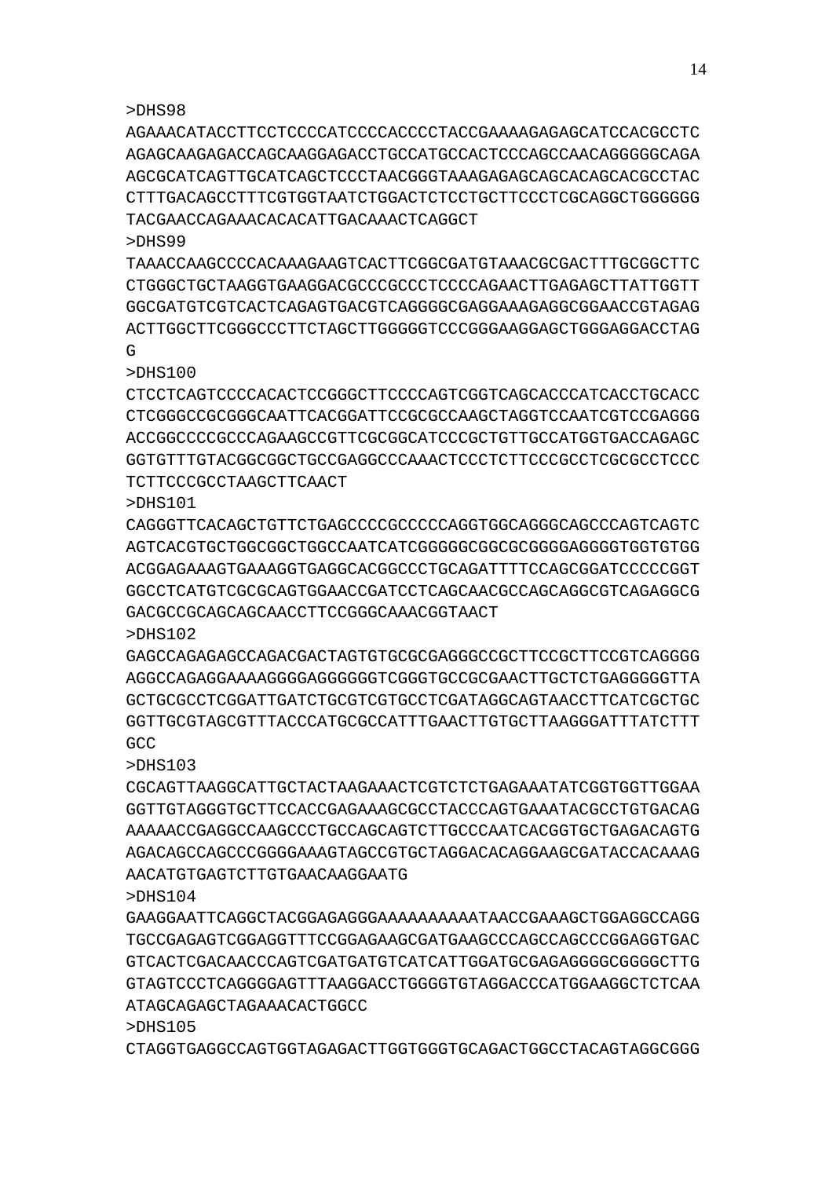>DHS98
AGAAACATACCTTCCTCCCCATCCCCACCCCTACCGAAAAGAGAGCATCCACGCCTC
AGAGCAAGAGACCAGCAAGGAGACCTGCCATGCCACTCCCAGCCAACAGGGGGCAGA
AGCGCATCAGTTGCATCAGCTCCCTAACGGGTAAAGAGAGCAGCACAGCACGCCTAC
CTTTGACAGCCTTTCGTGGTAATCTGGACTCTCCTGCTTCCCTCGCAGGCTGGGGGG
TACGAACCAGAAACACACATTGACAAACTCAGGCT
>DHS99
TAAACCAAGCCCCACAAAGAAGTCACTTCGGCGATGTAAACGCGACTTTGCGGCTTC
CTGGGCTGCTAAGGTGAAGGACGCCCGCCCTCCCCAGAACTTGAGAGCTTATTGGTT
GGCGATGTCGTCACTCAGAGTGACGTCAGGGGCGAGGAAAGAGGCGGAACCGTAGAG
ACTTGGCTTCGGGCCCTTCTAGCTTGGGGGTCCCGGGAAGGAGCTGGGAGGACCTAG
G
>DHS100
CTCCTCAGTCCCCACACTCCGGGCTTCCCCAGTCGGTCAGCACCCATCACCTGCACC
CTCGGGCCGCGGGCAATTCACGGATTCCGCGCCAAGCTAGGTCCAATCGTCCGAGGG
ACCGGCCCCGCCCAGAAGCCGTTCGCGGCATCCCGCTGTTGCCATGGTGACCAGAGC
GGTGTTTGTACGGCGGCTGCCGAGGCCCAAACTCCCTCTTCCCGCCTCGCGCCTCCC
TCTTCCCGCCTAAGCTTCAACT
>DHS101
CAGGGTTCACAGCTGTTCTGAGCCCCGCCCCCAGGTGGCAGGGCAGCCCAGTCAGTC
AGTCACGTGCTGGCGGCTGGCCAATCATCGGGGGCGGCGCGGGGAGGGGTGGTGTGG
ACGGAGAAAGTGAAAGGTGAGGCACGGCCCTGCAGATTTTCCAGCGGATCCCCCGGT
GGCCTCATGTCGCGCAGTGGAACCGATCCTCAGCAACGCCAGCAGGCGTCAGAGGCG
GACGCCGCAGCAGCAACCTTCCGGGCAAACGGTAACT
>DHS102
GAGCCAGAGAGCCAGACGACTAGTGTGCGCGAGGGCCGCTTCCGCTTCCGTCAGGGG
AGGCCAGAGGAAAAGGGGAGGGGGGTCGGGTGCCGCGAACTTGCTCTGAGGGGGTTA
GCTGCGCCTCGGATTGATCTGCGTCGTGCCTCGATAGGCAGTAACCTTCATCGCTGC
GGTTGCGTAGCGTTTACCCATGCGCCATTTGAACTTGTGCTTAAGGGATTTATCTTT
GCC
>DHS103
CGCAGTTAAGGCATTGCTACTAAGAAACTCGTCTCTGAGAAATATCGGTGGTTGGAA
GGTTGTAGGGTGCTTCCACCGAGAAAGCGCCTACCCAGTGAAATACGCCTGTGACAG
AAAAACCGAGGCCAAGCCCTGCCAGCAGTCTTGCCCAATCACGGTGCTGAGACAGTG
AGACAGCCAGCCCGGGGAAAGTAGCCGTGCTAGGACACAGGAAGCGATACCACAAAG
AACATGTGAGTCTTGTGAACAAGGAATG
>DHS104
GAAGGAATTCAGGCTACGGAGAGGGAAAAAAAAAATAACCGAAAGCTGGAGGCCAGG
TGCCGAGAGTCGGAGGTTTCCGGAGAAGCGATGAAGCCCAGCCAGCCCGGAGGTGAC
GTCACTCGACAACCCAGTCGATGATGTCATCATTGGATGCGAGAGGGGCGGGGCTTG
GTAGTCCCTCAGGGGAGTTTAAGGACCTGGGGTGTAGGACCCATGGAAGGCTCTCAA
ATAGCAGAGCTAGAAACACTGGCC
>DHS105
CTAGGTGAGGCCAGTGGTAGAGACTTGGTGGGTGCAGACTGGCCTACAGTAGGCGGG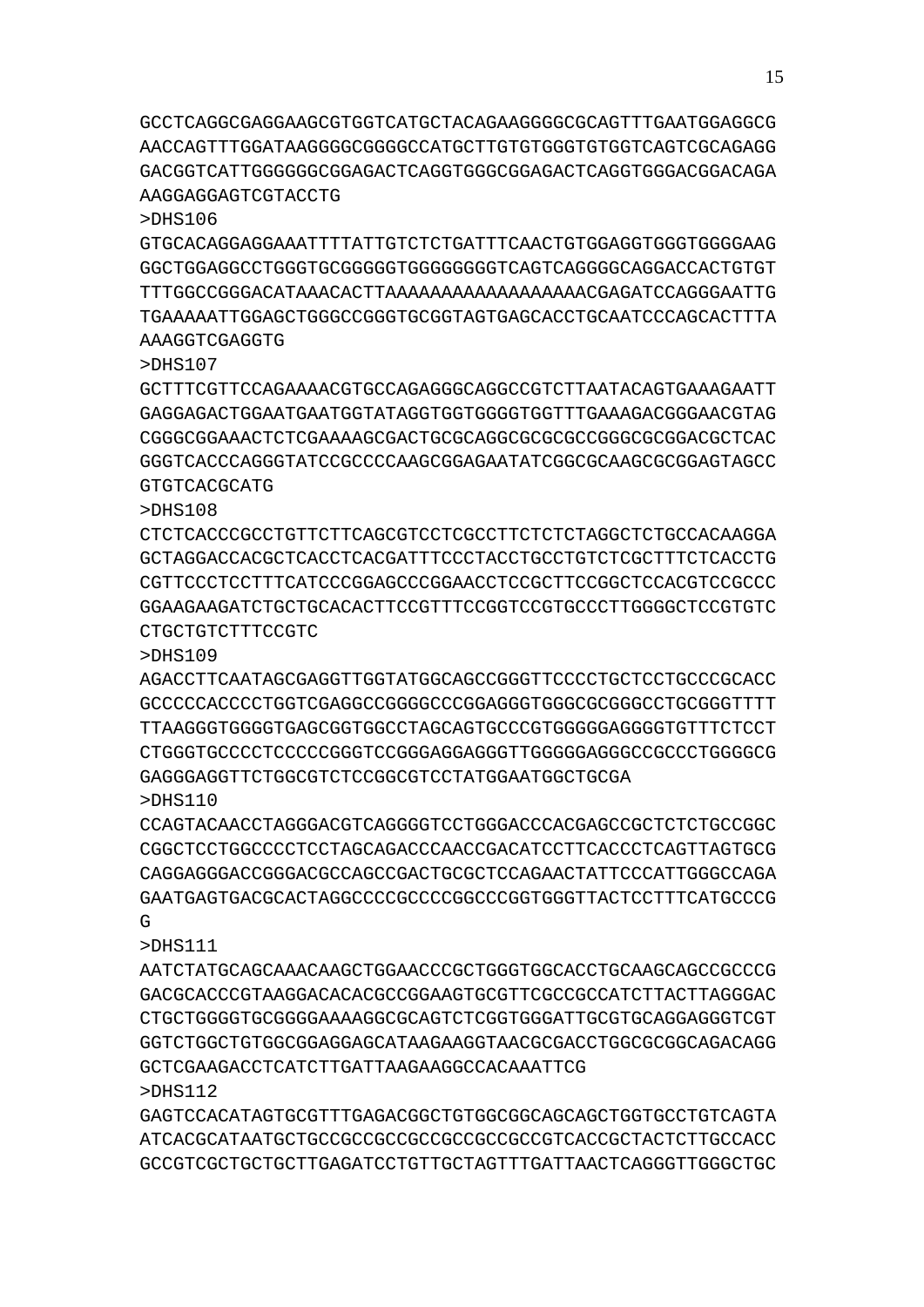GCCTCAGGCGAGGAAGCGTGGTCATGCTACAGAAGGGGCGCAGTTTGAATGGAGGCG
AACCAGTTTGGATAAGGGGCGGGGCCATGCTTGTGTGGGTGTGGTCAGTCGCAGAGG
GACGGTCATTGGGGGGCGGAGACTCAGGTGGGCGGAGACTCAGGTGGGACGGACAGA
AAGGAGGAGTCGTACCTG

>DHS106

GTGCACAGGAGGAAATTTTATTGTCTCTGATTTCAACTGTGGAGGTGGGTGGGGAAG
GGCTGGAGGCCTGGGTGCGGGGGTGGGGGGGGTCAGTCAGGGGCAGGACCACTGTGT
TTTGGCCGGGACATAAACACTTAAAAAAAAAAAAAAAAAACGAGATCCAGGGAATTG
TGAAAAATTGGAGCTGGGCCGGGTGCGGTAGTGAGCACCTGCAATCCCAGCACTTTA
AAAGGTCGAGGTG

>DHS107

GCTTTCGTTCCAGAAAACGTGCCAGAGGGCAGGCCGTCTTAATACAGTGAAAGAATT
GAGGAGACTGGAATGAATGGTATAGGTGGTGGGGTGGTTTGAAAGACGGGAACGTAG
CGGGCGGAAACTCTCGAAAAGCGACTGCGCAGGCGCGCGCCGGGCGCGGACGCTCAC
GGGTCACCCAGGGTATCCGCCCCAAGCGGAGAATATCGGCGCAAGCGCGGAGTAGCC
GTGTCACGCATG

>DHS108

CTCTCACCCGCCTGTTCTTCAGCGTCCTCGCCTTCTCTCTAGGCTCTGCCACAAGGA
GCTAGGACCACGCTCACCTCACGATTTCCCTACCTGCCTGTCTCGCTTTCTCACCTG
CGTTCCCTCCTTTCATCCCGGAGCCCGGAACCTCCGCTTCCGGCTCCACGTCCGCCC
GGAAGAAGATCTGCTGCACACTTCCGTTTCCGGTCCGTGCCCTTGGGGCTCCGTGTC
CTGCTGTCTTTCCGTC

>DHS109

AGACCTTCAATAGCGAGGTTGGTATGGCAGCCGGGTTCCCCTGCTCCTGCCCGCACC
GCCCCCACCCCTGGTCGAGGCCGGGGCCCGGAGGGTGGGCGCGGGCCTGCGGGTTTT
TTAAGGGTGGGGTGAGCGGTGGCCTAGCAGTGCCCGTGGGGGAGGGGTGTTTCTCCT
CTGGGTGCCCCTCCCCCGGGTCCGGGAGGAGGGTTGGGGGAGGGCCGCCCTGGGGCG
GAGGGAGGTTCTGGCGTCTCCGGCGTCCTATGGAATGGCTGCGA

>DHS110

CCAGTACAACCTAGGGACGTCAGGGGTCCTGGGACCCACGAGCCGCTCTCTGCCGGC
CGGCTCCTGGCCCCTCCTAGCAGACCCAACCGACATCCTTCACCCTCAGTTAGTGCG
CAGGAGGGACCGGGACGCCAGCCGACTGCGCTCCAGAACTATTCCCATTGGGCCAGA
GAATGAGTGACGCACTAGGCCCCGCCCCGGCCCGGTGGGTTACTCCTTTCATGCCCG
G

>DHS111

AATCTATGCAGCAAACAAGCTGGAACCCGCTGGGTGGCACCTGCAAGCAGCCGCCCG
GACGCACCCGTAAGGACACACGCCGGAAGTGCGTTCGCCGCCATCTTACTTAGGGAC
CTGCTGGGGTGCGGGGAAAAGGCGCAGTCTCGGTGGGATTGCGTGCAGGAGGGTCGT
GGTCTGGCTGTGGCGGAGGAGCATAAGAAGGTAACGCGACCTGGCGCGGCAGACAGG
GCTCGAAGACCTCATCTTGATTAAGAAGGCCACAAATTCG

>DHS112

GAGTCCACATAGTGCGTTTGAGACGGCTGTGGCGGCAGCAGCTGGTGCCTGTCAGTA
ATCACGCATAATGCTGCCGCCGCCGCCGCCGCCGCCGTCACCGCTACTCTTGCCACC
GCCGTCGCTGCTGCTTGAGATCCTGTTGCTAGTTTGATTAACTCAGGGTTGGGCTGC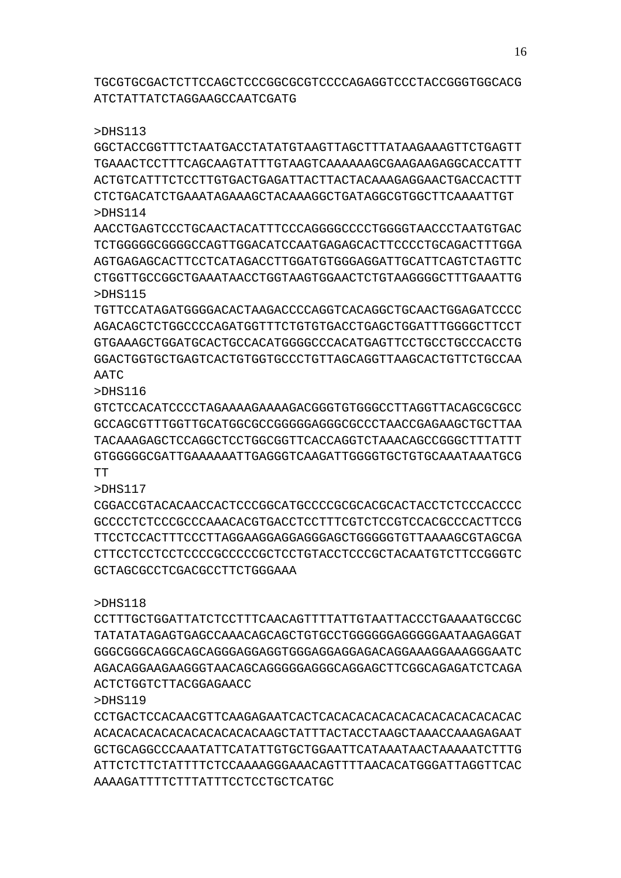TGCGTGCGACTCTTCCAGCTCCCGGCGCGTCCCCAGAGGTCCCTACCGGGTGGCACG
ATCTATTATCTAGGAAGCCAATCGATG

>DHS113
GGCTACCGGTTTCTAATGACCTATATGTAAGTTAGCTTTATAAGAAAGTTCTGAGTT
TGAAACTCCTTTCAGCAAGTATTTGTAAGTCAAAAAAGCGAAGAAGAGGCACCATTT
ACTGTCATTTCTCCTTGTGACTGAGATTACTTACTACAAAGAGGAACTGACCACTTT
CTCTGACATCTGAAATAGAAAGCTACAAAGGCTGATAGGCGTGGCTTCAAAATTGT
>DHS114
AACCTGAGTCCCTGCAACTACATTTCCCAGGGGCCCCTGGGGTAACCCTAATGTGAC
TCTGGGGGCGGGGCCAGTTGGACATCCAATGAGAGCACTTCCCCTGCAGACTTTGGA
AGTGAGAGCACTTCCTCATAGACCTTGGATGTGGGAGGATTGCATTCAGTCTAGTTC
CTGGTTGCCGGCTGAAATAACCTGGTAAGTGGAACTCTGTAAGGGGCTTTGAAATTG
>DHS115
TGTTCCATAGATGGGGACACTAAGACCCCAGGTCACAGGCTGCAACTGGAGATCCCC
AGACAGCTCTGGCCCCAGATGGTTTCTGTGTGACCTGAGCTGGATTTGGGGCTTCCT
GTGAAAGCTGGATGCACTGCCACATGGGGCCCACATGAGTTCCTGCCTGCCCACCTG
GGACTGGTGCTGAGTCACTGTGGTGCCCTGTTAGCAGGTTAAGCACTGTTCTGCCAA
AATC
>DHS116
GTCTCCACATCCCCTAGAAAAGAAAAGACGGGTGTGGGCCTTAGGTTACAGCGCGCC
GCCAGCGTTTGGTTGCATGGCGCCGGGGGAGGGCGCCCTAACCGAGAAGCTGCTTAA
TACAAAGAGCTCCAGGCTCCTGGCGGTTCACCAGGTCTAAACAGCCGGGCTTTATTT
GTGGGGGCGATTGAAAAAATTGAGGGTCAAGATTGGGGTGCTGTGCAAATAAATGCG
TT
>DHS117
CGGACCGTACACAACCACTCCCGGCATGCCCCGCGCACGCACTACCTCTCCCACCCC
GCCCCTCTCCCGCCCAAACACGTGACCTCCTTTCGTCTCCGTCCACGCCCACTTCCG
TTCCTCCACTTTCCCTTAGGAAGGAGGAGGGAGCTGGGGGTGTTAAAAGCGTAGCGA
CTTCCTCCTCCTCCCCGCCCCCGCTCCTGTACCTCCCGCTACAATGTCTTCCGGGTC
GCTAGCGCCTCGACGCCTTCTGGGAAA

>DHS118
CCTTTGCTGGATTATCTCCTTTCAACAGTTTTATTGTAATTACCCTGAAAATGCCGC
TATATATAGAGTGAGCCAAACAGCAGCTGTGCCTGGGGGGAGGGGGAATAAGAGGAT
GGGCGGGCAGGCAGCAGGGAGGAGGTGGGAGGAGGAGACAGGAAAGGAAAGGGAATC
AGACAGGAAGAAGGGTAACAGCAGGGGGAGGGCAGGAGCTTCGGCAGAGATCTCAGA
ACTCTGGTCTTACGGAGAACC
>DHS119
CCTGACTCCACAACGTTCAAGAGAATCACTCACACACACACACACACACACACACAC
ACACACACACACACACACACACAAGCTATTTACTACCTAAGCTAAACCAAAGAGAAT
GCTGCAGGCCCAAATATTCATATTGTGCTGGAATTCATAAATAACTAAAAATCTTTG
ATTCTCTTCTATTTTCTCCAAAAGGGAAACAGTTTTAACACATGGGATTAGGTTCAC
AAAAGATTTTCTTTATTTCCTCCTGCTCATGC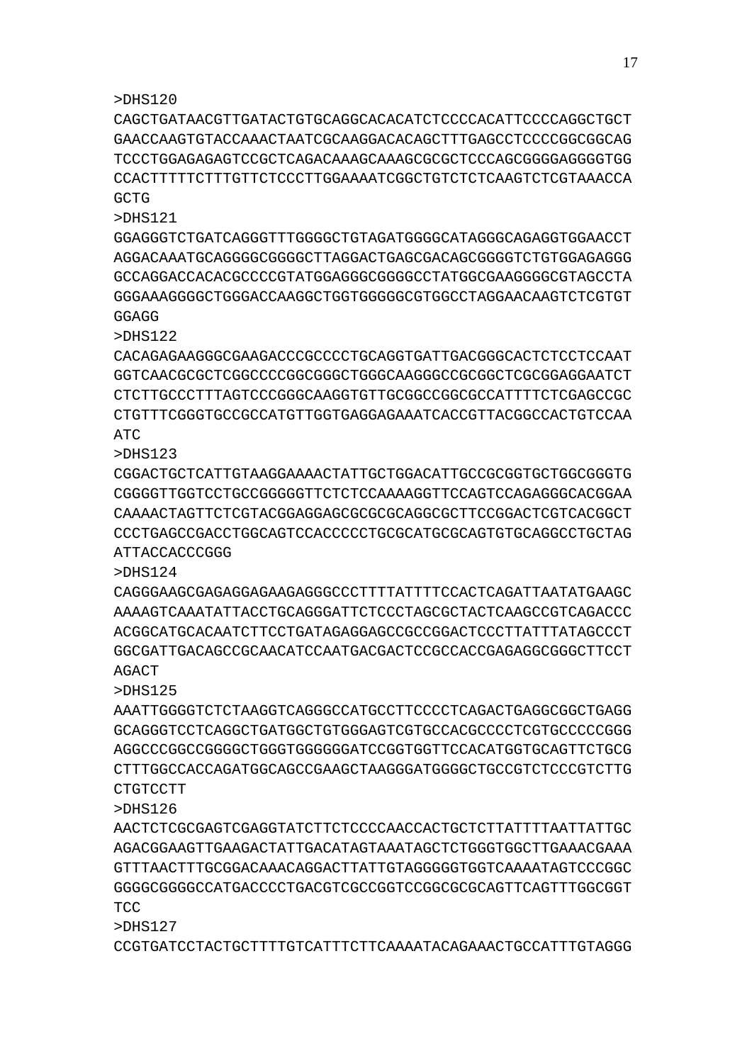>DHS120

CAGCTGATAACGTTGATACTGTGCAGGCACACATCTCCCCACATTCCCCAGGCTGCT
GAACCAAGTGTACCAAACTAATCGCAAGGACACAGCTTTGAGCCTCCCCGGCGGCAG
TCCCTGGAGAGAGTCCGCTCAGACAAAGCAAAGCGCGCTCCCAGCGGGGAGGGGTGG
CCACTTTTTCTTTGTTCTCCCTTGGAAAATCGGCTGTCTCTCAAGTCTCGTAAACCA
GCTG

>DHS121

GGAGGGTCTGATCAGGGTTTGGGGCTGTAGATGGGGCATAGGGCAGAGGTGGAACCT
AGGACAAATGCAGGGGCGGGGCTTAGGACTGAGCGACAGCGGGGTCTGTGGAGAGGG
GCCAGGACCACACGCCCCGTATGGAGGGCGGGGCCTATGGCGAAGGGGCGTAGCCTA
GGGAAAGGGGCTGGGACCAAGGCTGGTGGGGGCGTGGCCTAGGAACAAGTCTCGTGT
GGAGG

>DHS122

CACAGAGAAGGGCGAAGACCCGCCCCTGCAGGTGATTGACGGGCACTCTCCTCCAAT
GGTCAACGCGCTCGGCCCCGGCGGGCTGGGCAAGGGCCGCGGCTCGCGGAGGAATCT
CTCTTGCCCTTTAGTCCCGGGCAAGGTGTTGCGGCCGGCGCCATTTTCTCGAGCCGC
CTGTTTCGGGTGCCGCCATGTTGGTGAGGAGAAATCACCGTTACGGCCACTGTCCAA
ATC

>DHS123

CGGACTGCTCATTGTAAGGAAAACTATTGCTGGACATTGCCGCGGTGCTGGCGGGTG
CGGGGTTGGTCCTGCCGGGGGTTCTCTCCAAAAGGTTCCAGTCCAGAGGGCACGGAA
CAAAACTAGTTCTCGTACGGAGGAGCGCGCGCAGGCGCTTCCGGACTCGTCACGGCT
CCCTGAGCCGACCTGGCAGTCCACCCCCTGCGCATGCGCAGTGTGCAGGCCTGCTAG
ATTACCACCCGGG

>DHS124

CAGGGAAGCGAGAGGAGAAGAGGGCCCTTTTATTTTCCACTCAGATTAATATGAAGC
AAAAGTCAAATATTACCTGCAGGGATTCTCCCTAGCGCTACTCAAGCCGTCAGACCC
ACGGCATGCACAATCTTCCTGATAGAGGAGCCGCCGGACTCCCTTATTTATAGCCCT
GGCGATTGACAGCCGCAACATCCAATGACGACTCCGCCACCGAGAGGCGGGCTTCCT
AGACT

>DHS125

AAATTGGGGTCTCTAAGGTCAGGGCCATGCCTTCCCCTCAGACTGAGGCGGCTGAGG
GCAGGGTCCTCAGGCTGATGGCTGTGGGAGTCGTGCCACGCCCCTCGTGCCCCCGGG
AGGCCCGGCCGGGGCTGGGTGGGGGGATCCGGTGGTTCCACATGGTGCAGTTCTGCG
CTTTGGCCACCAGATGGCAGCCGAAGCTAAGGGATGGGGCTGCCGTCTCCCGTCTTG
CTGTCCTT

>DHS126

AACTCTCGCGAGTCGAGGTATCTTCTCCCCAACCACTGCTCTTATTTTAATTATTGC
AGACGGAAGTTGAAGACTATTGACATAGTAAATAGCTCTGGGTGGCTTGAAACGAAA
GTTTAACTTTGCGGACAAACAGGACTTATTGTAGGGGGTGGTCAAAATAGTCCCGGC
GGGGCGGGGCCATGACCCCTGACGTCGCCGGTCCGGCGCGCAGTTCAGTTTGGCGGT
TCC

>DHS127

CCGTGATCCTACTGCTTTTGTCATTTCTTCAAAATACAGAAACTGCCATTTGTAGGG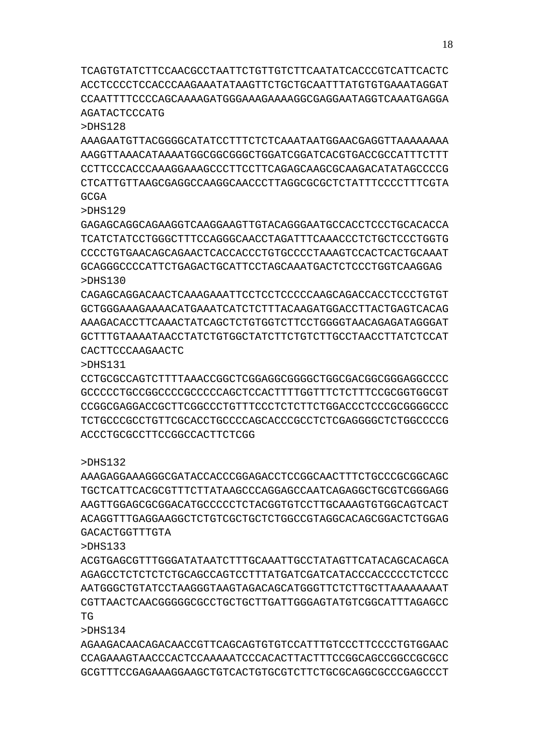TCAGTGTATCTTCCAACGCCTAATTCTGTTGTCTTCAATATCACCCGTCATTCACTC
ACCTCCCCTCCACCCAAGAAATATAAGTTCTGCTGCAATTTATGTGTGAAATAGGAT
CCAATTTTCCCCAGCAAAAGATGGGAAAGAAAAGGCGAGGAATAGGTCAAATGAGGA
AGATACTCCCATG

>DHS128

AAAGAATGTTACGGGGCATATCCTTTCTCTCAAATAATGGAACGAGGTTAAAAAAAA
AAGGTTAAACATAAAATGGCGGCGGGCTGGATCGGATCACGTGACCGCCATTTCTTT
CCTTCCCACCCAAAGGAAAGCCCTTCCTTCAGAGCAAGCGCAAGACATATAGCCCCG
CTCATTGTTAAGCGAGGCCAAGGCAACCCTTAGGCGCGCTCTATTTCCCCTTTCGTA
GCGA

>DHS129

GAGAGCAGGCAGAAGGTCAAGGAAGTTGTACAGGGAATGCCACCTCCCTGCACACCA
TCATCTATCCTGGGCTTTCCAGGGCAACCTAGATTTCAAACCCTCTGCTCCCTGGTG
CCCCTGTGAACAGCAGAACTCACCACCCTGTGCCCCTAAAGTCCACTCACTGCAAAT
GCAGGGCCCCATTCTGAGACTGCATTCCTAGCAAATGACTCTCCCTGGTCAAGGAG

>DHS130

CAGAGCAGGACAACTCAAAGAAATTCCTCCTCCCCCAAGCAGACCACCTCCCTGTGT
GCTGGGAAAGAAAACATGAAATCATCTCTTTACAAGATGGACCTTACTGAGTCACAG
AAAGACACCTTCAAACTATCAGCTCTGTGGTCTTCCTGGGGTAACAGAGATAGGGAT
GCTTTGTAAAATAACCTATCTGTGGCTATCTTCTGTCTTGCCTAACCTTATCTCCAT
CACTTCCCAAGAACTC

>DHS131

CCTGCGCCAGTCTTTTAAACCGGCTCGGAGGCGGGGCTGGCGACGGCGGGAGGCCCC
GCCCCCTGCCGGCCCCGCCCCCAGCTCCACTTTTGGTTTCTCTTTCCGCGGTGGCGT
CCGGCGAGGACCGCTTCGGCCCTGTTTCCCTCTCTTCTGGACCCTCCCGCGGGGCCC
TCTGCCCGCCTGTTCGCACCTGCCCCAGCACCCGCCTCTCGAGGGGCTCTGGCCCCG
ACCCTGCGCCTTCCGGCCACTTCTCGG

>DHS132

AAAGAGGAAAGGGCGATACCACCCGGAGACCTCCGGCAACTTTCTGCCCGCGGCAGC
TGCTCATTCACGCGTTTCTTATAAGCCCAGGAGCCAATCAGAGGCTGCGTCGGGAGG
AAGTTGGAGCGCGGACATGCCCCCTCTACGGTGTCCTTGCAAAGTGTGGCAGTCACT
ACAGGTTTGAGGAAGGCTCTGTCGCTGCTCTGGCCGTAGGCACAGCGGACTCTGGAG
GACACTGGTTTGTA

>DHS133

ACGTGAGCGTTTGGGATATAATCTTTGCAAATTGCCTATAGTTCATACAGCACAGCA
AGAGCCTCTCTCTCTGCAGCCAGTCCTTTATGATCGATCATACCCACCCCCTCTCCC
AATGGGCTGTATCCTAAGGGTAAGTAGACAGCATGGGTTCTCTTGCTTAAAAAAAAT
CGTTAACTCAACGGGGGCGCCTGCTGCTTGATTGGGAGTATGTCGGCATTTAGAGCC
TG

>DHS134

AGAAGACAACAGACAACCGTTCAGCAGTGTGTCCATTTGTCCCTTCCCCTGTGGAAC
CCAGAAAGTAACCCACTCCAAAAATCCCACACTTACTTTCCGGCAGCCGGCCGCGCC
GCGTTTCCGAGAAAGGAAGCTGTCACTGTGCGTCTTCTGCGCAGGCGCCCGAGCCCT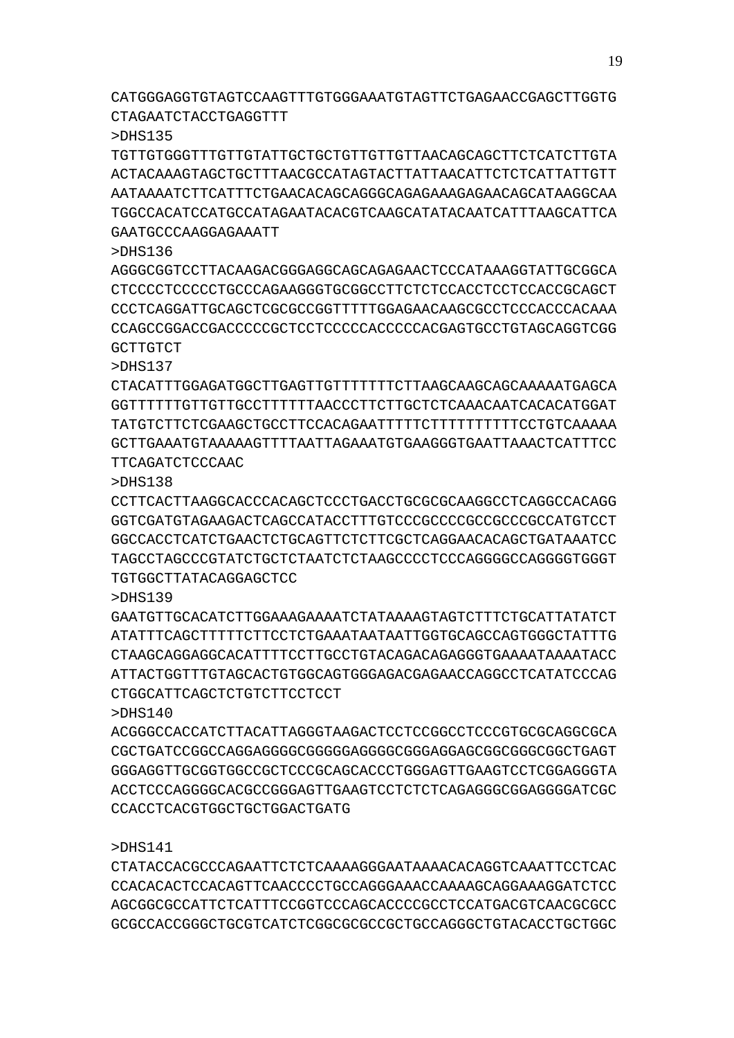CATGGGAGGTGTAGTCCAAGTTTGTGGGAAATGTAGTTCTGAGAACCGAGCTTGGTG
CTAGAATCTACCTGAGGTTT

>DHS135

TGTTGTGGGTTTGTTGTATTGCTGCTGTTGTTGTTAACAGCAGCTTCTCATCTTGTA
ACTACAAAGTAGCTGCTTTAACGCCATAGTACTTATTAACATTCTCTCATTATTGTT
AATAAAATCTTCATTTCTGAACACAGCAGGGCAGAGAAAGAGAACAGCATAAGGCAA
TGGCCACATCCATGCCATAGAATACACGTCAAGCATATACAATCATTTAAGCATTCA
GAATGCCCAAGGAGAAATT

>DHS136

AGGGCGGTCCTTACAAGACGGGAGGCAGCAGAGAACTCCCATAAAGGTATTGCGGCA
CTCCCCTCCCCCTGCCCAGAAGGGTGCGGCCTTCTCTCCACCTCCTCCACCGCAGCT
CCCTCAGGATTGCAGCTCGCGCCGGTTTTTGGAGAACAAGCGCCTCCCACCCACAAA
CCAGCCGGACCGACCCCCGCTCCTCCCCCACCCCCACGAGTGCCTGTAGCAGGTCGG
GCTTGTCT

>DHS137

CTACATTTGGAGATGGCTTGAGTTGTTTTTTTCTTAAGCAAGCAGCAAAAATGAGCA
GGTTTTTTGTTGTTGCCTTTTTTAACCCTTCTTGCTCTCAAACAATCACACATGGAT
TATGTCTTCTCGAAGCTGCCTTCCACAGAATTTTTCTTTTTTTTTTCCTGTCAAAAA
GCTTGAAATGTAAAAAGTTTTAATTAGAAATGTGAAGGGTGAATTAAACTCATTTCC
TTCAGATCTCCCAAC

>DHS138

CCTTCACTTAAGGCACCCACAGCTCCCTGACCTGCGCGCAAGGCCTCAGGCCACAGG
GGTCGATGTAGAAGACTCAGCCATACCTTTGTCCCGCCCCGCCGCCCGCCATGTCCT
GGCCACCTCATCTGAACTCTGCAGTTCTCTTCGCTCAGGAACACAGCTGATAAATCC
TAGCCTAGCCCGTATCTGCTCTAATCTCTAAGCCCCTCCCAGGGGCCAGGGGTGGGT
TGTGGCTTATACAGGAGCTCC

>DHS139

GAATGTTGCACATCTTGGAAAGAAAATCTATAAAAGTAGTCTTTCTGCATTATATCT
ATATTTCAGCTTTTTCTTCCTCTGAAATAATAATTGGTGCAGCCAGTGGGCTATTTG
CTAAGCAGGAGGCACATTTTCCTTGCCTGTACAGACAGAGGGTGAAAATAAAATACC
ATTACTGGTTTGTAGCACTGTGGCAGTGGGAGACGAGAACCAGGCCTCATATCCCAG
CTGGCATTCAGCTCTGTCTTCCTCCT

>DHS140

ACGGGCCACCATCTTACATTAGGGTAAGACTCCTCCGGCCTCCCGTGCGCAGGCGCA
CGCTGATCCGGCCAGGAGGGGCGGGGGAGGGGCGGGAGGAGCGGCGGGCGGCTGAGT
GGGAGGTTGCGGTGGCCGCTCCCGCAGCACCCTGGGAGTTGAAGTCCTCGGAGGGTA
ACCTCCCAGGGGCACGCCGGGAGTTGAAGTCCTCTCTCAGAGGGCGGAGGGGATCGC
CCACCTCACGTGGCTGCTGGACTGATG

>DHS141

CTATACCACGCCCAGAATTCTCTCAAAAGGGAATAAAACACAGGTCAAATTCCTCAC
CCACACACTCCACAGTTCAACCCCTGCCAGGGAAACCAAAAGCAGGAAAGGATCTCC
AGCGGCGCCATTCTCATTTCCGGTCCCAGCACCCCGCCTCCATGACGTCAACGCGCC
GCGCCACCGGGCTGCGTCATCTCGGCGCGCCGCTGCCAGGGCTGTACACCTGCTGGC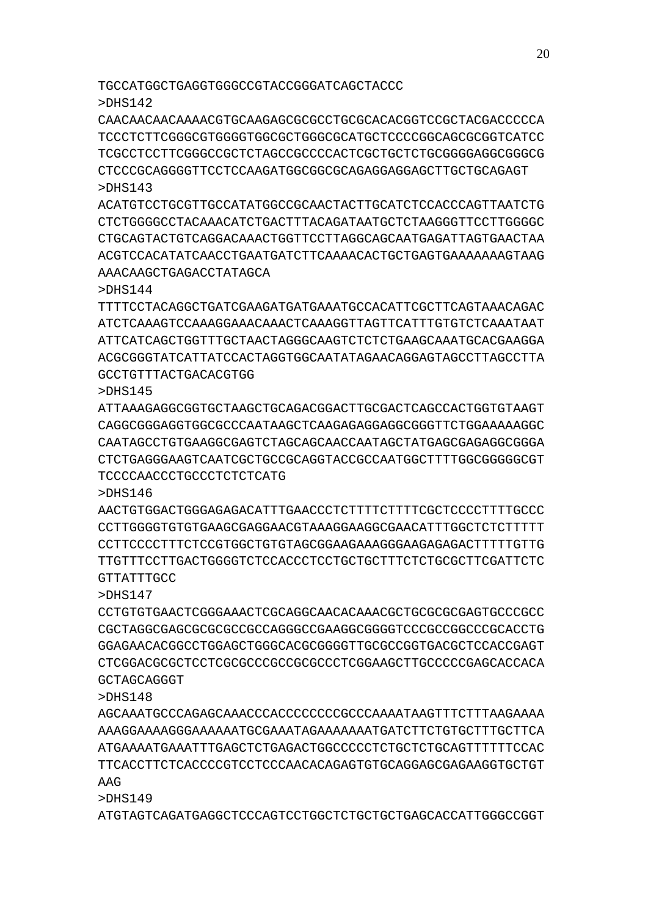TGCCATGGCTGAGGTGGGCCGTACCGGGATCAGCTACCC

>DHS142

CAACAACAACAAAACGTGCAAGAGCGCGCCTGCGCACACGGTCCGCTACGACCCCCA
TCCCTCTTCGGGCGTGGGGTGGCGCTGGGCGCATGCTCCCCGGCAGCGCGGTCATCC
TCGCCTCCTTCGGGCCGCTCTAGCCGCCCCACTCGCTGCTCTGCGGGGAGGCGGGCG
CTCCCGCAGGGGTTCCTCCAAGATGGCGGCGCAGAGGAGGAGCTTGCTGCAGAGT

>DHS143

ACATGTCCTGCGTTGCCATATGGCCGCAACTACTTGCATCTCCACCCAGTTAATCTG
CTCTGGGGCCTACAAACATCTGACTTTACAGATAATGCTCTAAGGGTTCCTTGGGGC
CTGCAGTACTGTCAGGACAAACTGGTTCCTTAGGCAGCAATGAGATTAGTGAACTAA
ACGTCCACATATCAACCTGAATGATCTTCAAAACACTGCTGAGTGAAAAAAAGTAAG
AAACAAGCTGAGACCTATAGCA

>DHS144

TTTTCCTACAGGCTGATCGAAGATGATGAAATGCCACATTCGCTTCAGTAAACAGAC
ATCTCAAAGTCCAAAGGAAACAAACTCAAAGGTTAGTTCATTTGTGTCTCAAATAAT
ATTCATCAGCTGGTTTGCTAACTAGGGCAAGTCTCTCTGAAGCAAATGCACGAAGGA
ACGCGGGTATCATTATCCACTAGGTGGCAATATAGAACAGGAGTAGCCTTAGCCTTA
GCCTGTTTACTGACACGTGG

>DHS145

ATTAAAGAGGCGGTGCTAAGCTGCAGACGGACTTGCGACTCAGCCACTGGTGTAAGT
CAGGCGGGAGGTGGCGCCCAATAAGCTCAAGAGAGGAGGCGGGTTCTGGAAAAAGGC
CAATAGCCTGTGAAGGCGAGTCTAGCAGCAACCAATAGCTATGAGCGAGAGGCGGGA
CTCTGAGGGAAGTCAATCGCTGCCGCAGGTACCGCCAATGGCTTTTGGCGGGGGCGT
TCCCCAACCCTGCCCTCTCTCATG

>DHS146

AACTGTGGACTGGGAGAGACATTTGAACCCTCTTTTCTTTTCGCTCCCCTTTTGCCC
CCTTGGGGTGTGTGAAGCGAGGAACGTAAAGGAAGGCGAACATTTGGCTCTCTTTTT
CCTTCCCCTTTCTCCGTGGCTGTGTAGCGGAAGAAAGGGAAGAGAGACTTTTTGTTG
TTGTTTCCTTGACTGGGGTCTCCACCCTCCTGCTGCTTTCTCTGCGCTTCGATTCTC
GTTATTTGCC

>DHS147

CCTGTGTGAACTCGGGAAACTCGCAGGCAACACAAACGCTGCGCGCGAGTGCCCGCC
CGCTAGGCGAGCGCGCGCCGCCAGGGCCGAAGGCGGGGTCCCGCCGGCCCGCACCTG
GGAGAACACGGCCTGGAGCTGGGCACGCGGGGTTGCGCCGGTGACGCTCCACCGAGT
CTCGGACGCGCTCCTCGCGCCCGCCGCGCCCTCGGAAGCTTGCCCCCGAGCACCACA
GCTAGCAGGGT

>DHS148

AGCAAATGCCCAGAGCAAACCCACCCCCCCCGCCCAAAATAAGTTTCTTTAAGAAAA
AAAGGAAAAGGGAAAAAATGCGAAATAGAAAAAAATGATCTTCTGTGCTTTGCTTCA
ATGAAAATGAAATTTGAGCTCTGAGACTGGCCCCCTCTGCTCTGCAGTTTTTTCCAC
TTCACCTTCTCACCCCGTCCTCCCAACACAGAGTGTGCAGGAGCGAGAAGGTGCTGT
AAG

>DHS149

ATGTAGTCAGATGAGGCTCCCAGTCCTGGCTCTGCTGCTGAGCACCATTGGGCCGGT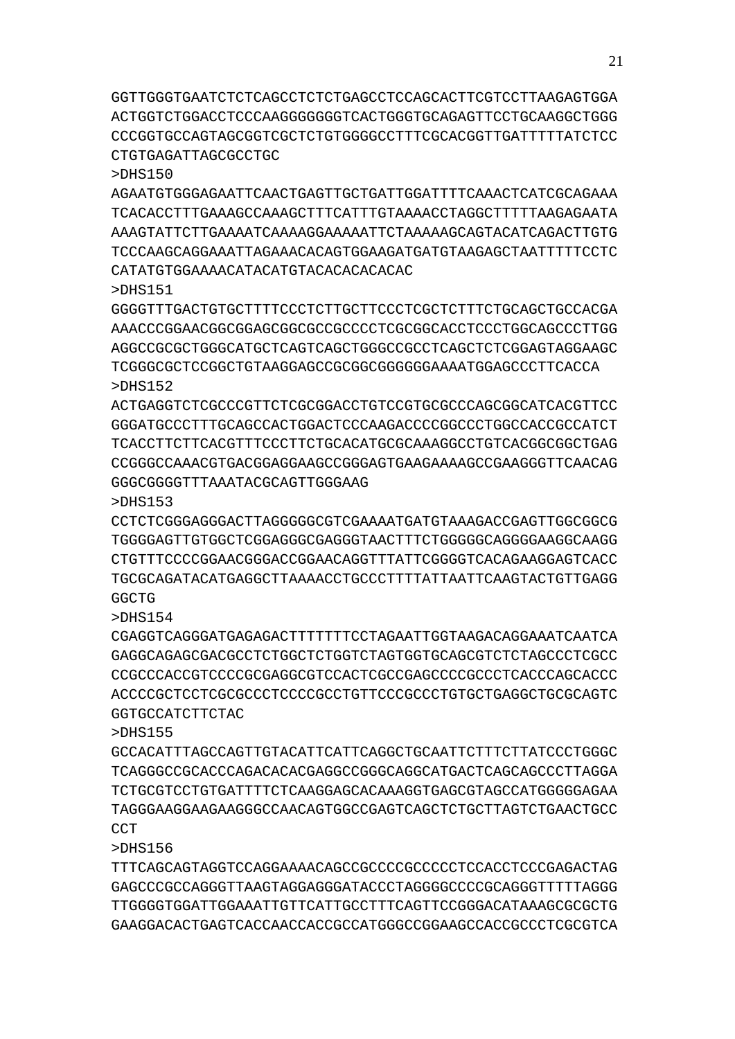GGTTGGGTGAATCTCTCAGCCTCTCTGAGCCTCCAGCACTTCGTCCTTAAGAGTGGA
ACTGGTCTGGACCTCCCAAGGGGGGGTCACTGGGTGCAGAGTTCCTGCAAGGCTGGG
CCCGGTGCCAGTAGCGGTCGCTCTGTGGGGCCTTTCGCACGGTTGATTTTTATCTCC
CTGTGAGATTAGCGCCTGC

>DHS150

AGAATGTGGGAGAATTCAACTGAGTTGCTGATTGGATTTTCAAACTCATCGCAGAAA
TCACACCTTTGAAAGCCAAAGCTTTCATTTGTAAAACCTAGGCTTTTTAAGAGAATA
AAAGTATTCTTGAAAATCAAAAGGAAAAATTCTAAAAAGCAGTACATCAGACTTGTG
TCCCAAGCAGGAAATTAGAAACACAGTGGAAGATGATGTAAGAGCTAATTTTTCCTC
CATATGTGGAAAACATACATGTACACACACACAC

>DHS151

GGGGTTTGACTGTGCTTTTCCCTCTTGCTTCCCTCGCTCTTTCTGCAGCTGCCACGA
AAACCCGGAACGGCGGAGCGGCGCCGCCCCTCGCGGCACCTCCCTGGCAGCCCTTGG
AGGCCGCGCTGGGCATGCTCAGTCAGCTGGGCCGCCTCAGCTCTCGGAGTAGGAAGC
TCGGGCGCTCCGGCTGTAAGGAGCCGCGGCGGGGGGAAAATGGAGCCCTTCACCA

>DHS152

ACTGAGGTCTCGCCCGTTCTCGCGGACCTGTCCGTGCGCCCAGCGGCATCACGTTCC
GGGATGCCCTTTGCAGCCACTGGACTCCCAAGACCCCGGCCCTGGCCACCGCCATCT
TCACCTTCTTCACGTTTCCCTTCTGCACATGCGCAAAGGCCTGTCACGGCGGCTGAG
CCGGGCCAAACGTGACGGAGGAAGCCGGGAGTGAAGAAAAGCCGAAGGGTTCAACAG
GGGCGGGGTTTAAATACGCAGTTGGGAAG

>DHS153

CCTCTCGGGAGGGACTTAGGGGGCGTCGAAAATGATGTAAAGACCGAGTTGGCGGCG
TGGGGAGTTGTGGCTCGGAGGGCGAGGGTAACTTTCTGGGGGCAGGGGAAGGCAAGG
CTGTTTCCCCGGAACGGGACCGGAACAGGTTTATTCGGGGTCACAGAAGGAGTCACC
TGCGCAGATACATGAGGCTTAAAACCTGCCCTTTTATTAATTCAAGTACTGTTGAGG
GGCTG

>DHS154

CGAGGTCAGGGATGAGAGACTTTTTTTCCTAGAATTGGTAAGACAGGAAATCAATCA
GAGGCAGAGCGACGCCTCTGGCTCTGGTCTAGTGGTGCAGCGTCTCTAGCCCTCGCC
CCGCCCACCGTCCCCGCGAGGCGTCCACTCGCCGAGCCCCGCCCTCACCCAGCACCC
ACCCCGCTCCTCGCGCCCTCCCCGCCTGTTCCCGCCCTGTGCTGAGGCTGCGCAGTC
GGTGCCATCTTCTAC

>DHS155

GCCACATTTAGCCAGTTGTACATTCATTCAGGCTGCAATTCTTTCTTATCCCTGGGC
TCAGGGCCGCACCCAGACACACGAGGCCGGGCAGGCATGACTCAGCAGCCCTTAGGA
TCTGCGTCCTGTGATTTTCTCAAGGAGCACAAAGGTGAGCGTAGCCATGGGGGAGAA
TAGGGAAGGAAGAAGGGCCAACAGTGGCCGAGTCAGCTCTGCTTAGTCTGAACTGCC
CCT

>DHS156

TTTCAGCAGTAGGTCCAGGAAAACAGCCGCCCCGCCCCCTCCACCTCCCGAGACTAG
GAGCCCGCCAGGGTTAAGTAGGAGGGATACCCTAGGGGCCCCGCAGGGTTTTTAGGG
TTGGGGTGGATTGGAAATTGTTCATTGCCTTTCAGTTCCGGGACATAAAGCGCGCTG
GAAGGACACTGAGTCACCAACCACCGCCATGGGCCGGAAGCCACCGCCCTCGCGTCA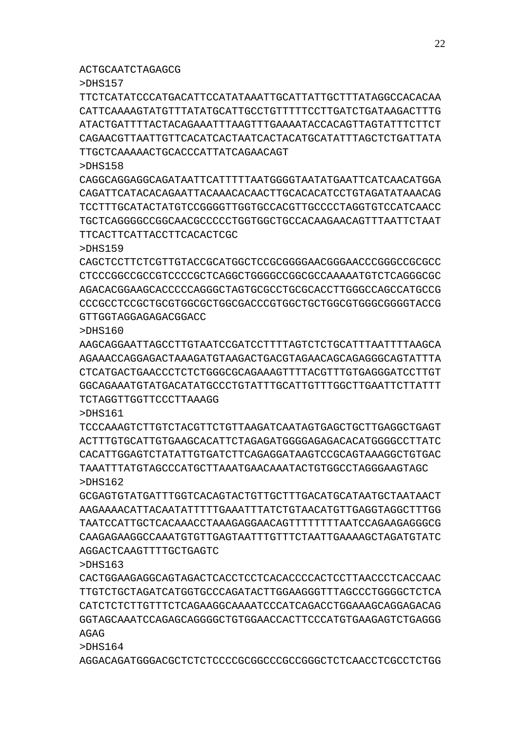ACTGCAATCTAGAGCG

>DHS157

TTCTCATATCCCATGACATTCCATATAAATTGCATTATTGCTTTATAGGCCACACAA
CATTCAAAAGTATGTTTATATGCATTGCCTGTTTTTCCTTGATCTGATAAGACTTTG
ATACTGATTTTACTACAGAAATTTAAGTTTGAAAATACCACAGTTAGTATTTCTTCT
CAGAACGTTAATTGTTCACATCACTAATCACTACATGCATATTTAGCTCTGATTATA
TTGCTCAAAAACTGCACCCATTATCAGAACAGT

>DHS158

CAGGCAGGAGGCAGATAATTCATTTTTAATGGGGTAATATGAATTCATCAACATGGA
CAGATTCATACACAGAATTACAAACACAACTTGCACACATCCTGTAGATATAAACAG
TCCTTTGCATACTATGTCCGGGGTTGGTGCCACGTTGCCCCTAGGTGTCCATCAACC
TGCTCAGGGGCCGGCAACGCCCCCTGGTGGCTGCCACAAGAACAGTTTAATTCTAAT
TTCACTTCATTACCTTCACACTCGC

>DHS159

CAGCTCCTTCTCGTTGTACCGCATGGCTCCGCGGGGAACGGGAACCCGGGCCGCGCC
CTCCCGGCCGCCGTCCCCGCTCAGGCTGGGGCCGGCGCCAAAAATGTCTCAGGGCGC
AGACACGGAAGCACCCCCAGGGCTAGTGCGCCTGCGCACCTTGGGCCAGCCATGCCG
CCCGCCTCCGCTGCGTGGCGCTGGCGACCCGTGGCTGCTGGCGTGGGCGGGGTACCG
GTTGGTAGGAGAGACGGACC

>DHS160

AAGCAGGAATTAGCCTTGTAATCCGATCCTTTTAGTCTCTGCATTTAATTTTAAGCA
AGAAACCAGGAGACTAAAGATGTAAGACTGACGTAGAACAGCAGAGGGCAGTATTTA
CTCATGACTGAACCCTCTCTGGGCGCAGAAAGTTTTACGTTTGTGAGGGATCCTTGT
GGCAGAAATGTATGACATATGCCCTGTATTTGCATTGTTTGGCTTGAATTCTTATTT
TCTAGGTTGGTTCCCTTAAAGG

>DHS161

TCCCAAAGTCTTGTCTACGTTCTGTTAAGATCAATAGTGAGCTGCTTGAGGCTGAGT
ACTTTGTGCATTGTGAAGCACATTCTAGAGATGGGGAGAGACACATGGGGCCTTATC
CACATTGGAGTCTATATTGTGATCTTCAGAGGATAAGTCCGCAGTAAAGGCTGTGAC
TAAATTTATGTAGCCCATGCTTAAATGAACAAATACTGTGGCCTAGGGAAGTAGC

>DHS162

GCGAGTGTATGATTTGGTCACAGTACTGTTGCTTTGACATGCATAATGCTAATAACT
AAGAAAACATTACAATATTTTTGAAATTTATCTGTAACATGTTGAGGTAGGCTTTGG
TAATCCATTGCTCACAAACCTAAAGAGGAACAGTTTTTTTTAATCCAGAAGAGGGCG
CAAGAGAAGGCCAAATGTGTTGAGTAATTTGTTTCTAATTGAAAAGCTAGATGTATC
AGGACTCAAGTTTTGCTGAGTC

>DHS163

CACTGGAAGAGGCAGTAGACTCACCTCCTCACACCCCACTCCTTAACCCTCACCAAC
TTGTCTGCTAGATCATGGTGCCCAGATACTTGGAAGGGTTTAGCCCTGGGGCTCTCA
CATCTCTCTTGTTTCTCAGAAGGCAAAATCCCATCAGACCTGGAAAGCAGGAGACAG
GGTAGCAAATCCAGAGCAGGGGCTGTGGAACCACTTCCCATGTGAAGAGTCTGAGGG
AGAG

>DHS164

AGGACAGATGGGACGCTCTCTCCCCGCGGCCCGCCGGGCTCTCAACCTCGCCTCTGG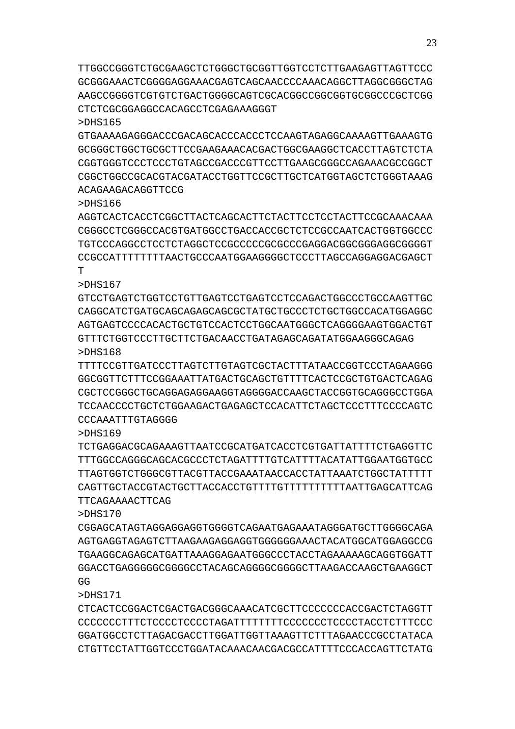TTGGCCGGGTCTGCGAAGCTCTGGGCTGCGGTTGGTCCTCTTGAAGAGTTAGTTCCC
GCGGGAAACTCGGGGAGGAAACGAGTCAGCAACCCCAAACAGGCTTAGGCGGGCTAG
AAGCCGGGGTCGTGTCTGACTGGGGCAGTCGCACGGCCGGCGGTGCGGCCCGCTCGG
CTCTCGCGGAGGCCACAGCCTCGAGAAAGGGT

>DHS165

GTGAAAAGAGGGACCCGACAGCACCCACCCTCCAAGTAGAGGCAAAAGTTGAAAGTG
GCGGGCTGGCTGCGCTTCCGAAGAAACACGACTGGCGAAGGCTCACCTTAGTCTCTA
CGGTGGGTCCCTCCCTGTAGCCGACCCGTTCCTTGAAGCGGGCCAGAAACGCCGGCT
CGGCTGGCCGCACGTACGATACCTGGTTCCGCTTGCTCATGGTAGCTCTGGGTAAAG
ACAGAAGACAGGTTCCG

>DHS166

AGGTCACTCACCTCGGCTTACTCAGCACTTCTACTTCCTCCTACTTCCGCAAACAAA
CGGGCCTCGGGCCACGTGATGGCCTGACCACCGCTCTCCGCCAATCACTGGTGGCCC
TGTCCCAGGCCTCCTCTAGGCTCCGCCCCCGCGCCCGAGGACGGCGGGAGGCGGGGT
CCGCCATTTTTTTTAACTGCCCAATGGAAGGGGCTCCCTTAGCCAGGAGGACGAGCT
T

>DHS167

GTCCTGAGTCTGGTCCTGTTGAGTCCTGAGTCCTCCAGACTGGCCCTGCCAAGTTGC
CAGGCATCTGATGCAGCAGAGCAGCGCTATGCTGCCCTCTGCTGGCCACATGGAGGC
AGTGAGTCCCCACACTGCTGTCCACTCCTGGCAATGGGCTCAGGGGAAGTGGACTGT
GTTTCTGGTCCCTTGCTTCTGACAACCTGATAGAGCAGATATGGAAGGGCAGAG

>DHS168

TTTTCCGTTGATCCCTTAGTCTTGTAGTCGCTACTTTATAACCGGTCCCTAGAAGGG
GGCGGTTCTTTCCGGAAATTATGACTGCAGCTGTTTTCACTCCGCTGTGACTCAGAG
CGCTCCGGGCTGCAGGAGAGGAAGGTAGGGGACCAAGCTACCGGTGCAGGGCCTGGA
TCCAACCCCTGCTCTGGAAGACTGAGAGCTCCACATTCTAGCTCCCTTTCCCCAGTC
CCCAAATTTGTAGGGG

>DHS169

TCTGAGGACGCAGAAAGTTAATCCGCATGATCACCTCGTGATTATTTTCTGAGGTTC
TTTGGCCAGGGCAGCACGCCCTCTAGATTTTGTCATTTTACATATTGGAATGGTGCC
TTAGTGGTCTGGGCGTTACGTTACCGAAATAACCACCTATTAAATCTGGCTATTTTT
CAGTTGCTACCGTACTGCTTACCACCTGTTTTGTTTTTTTTTTAATTGAGCATTCAG
TTCAGAAAACTTCAG

>DHS170

CGGAGCATAGTAGGAGGAGGTGGGGTCAGAATGAGAAATAGGGATGCTTGGGGCAGA
AGTGAGGTAGAGTCTTAAGAAGAGGAGGTGGGGGGAAACTACATGGCATGGAGGCCG
TGAAGGCAGAGCATGATTAAAGGAGAATGGGCCCTACCTAGAAAAAGCAGGTGGATT
GGACCTGAGGGGGCGGGGCCTACAGCAGGGGCGGGGCTTAAGACCAAGCTGAAGGCT
GG

>DHS171

CTCACTCCGGACTCGACTGACGGGCAAACATCGCTTCCCCCCCACCGACTCTAGGTT
CCCCCCCTTTCTCCCCTCCCCTAGATTTTTTTTCCCCCCCTCCCCTACCTCTTTCCC
GGATGGCCTCTTAGACGACCTTGGATTGGTTAAAGTTCTTTAGAACCCGCCTATACA
CTGTTCCTATTGGTCCCTGGATACAAACAACGACGCCATTTTCCCACCAGTTCTATG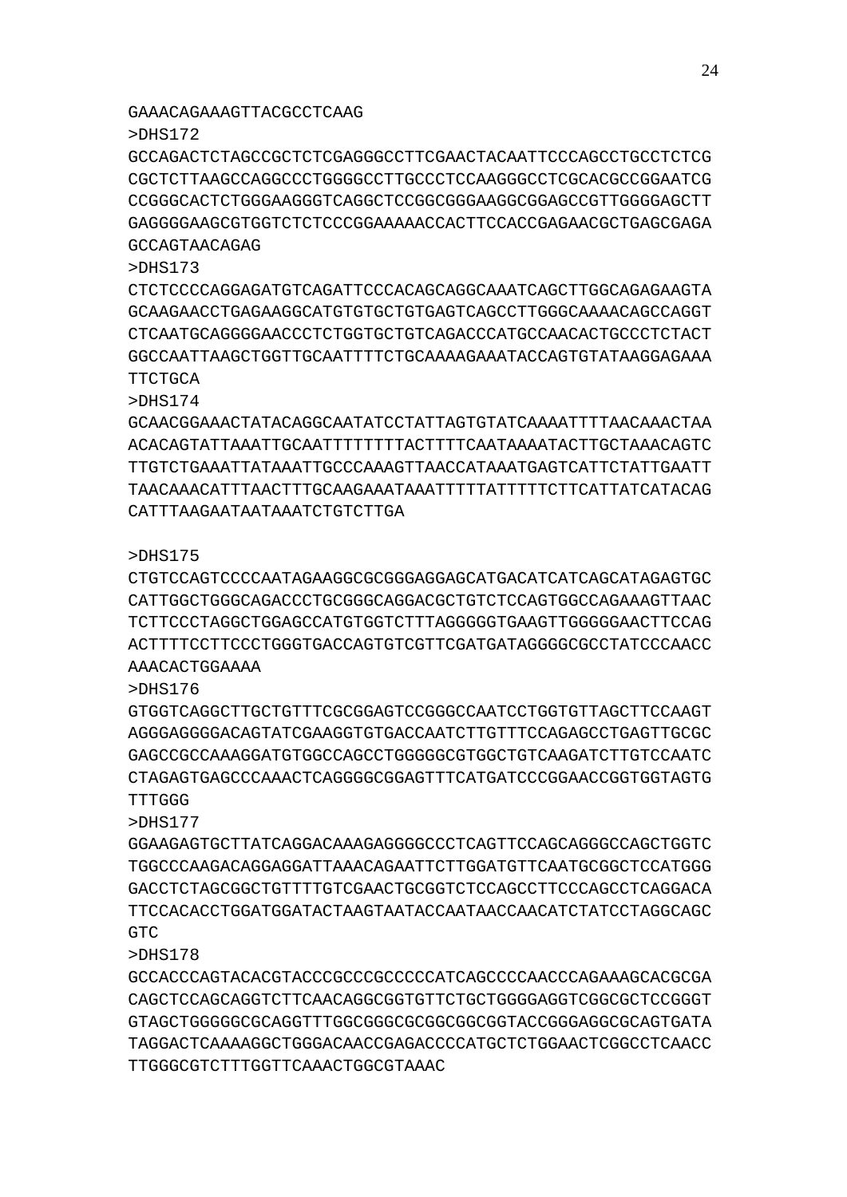GAAACAGAAAGTTACGCCTCAAG

>DHS172

GCCAGACTCTAGCCGCTCTCGAGGGCCTTCGAACTACAATTCCCAGCCTGCCTCTCG
CGCTCTTAAGCCAGGCCCTGGGGCCTTGCCCTCCAAGGGCCTCGCACGCCGGAATCG
CCGGGCACTCTGGGAAGGGTCAGGCTCCGGCGGGAAGGCGGAGCCGTTGGGGAGCTT
GAGGGGAAGCGTGGTCTCTCCCGGAAAAACCACTTCCACCGAGAACGCTGAGCGAGA
GCCAGTAACAGAG

>DHS173

CTCTCCCCAGGAGATGTCAGATTCCCACAGCAGGCAAATCAGCTTGGCAGAGAAGTA
GCAAGAACCTGAGAAGGCATGTGTGCTGTGAGTCAGCCTTGGGCAAAACAGCCAGGT
CTCAATGCAGGGGAACCCTCTGGTGCTGTCAGACCCATGCCAACACTGCCCTCTACT
GGCCAATTAAGCTGGTTGCAATTTTCTGCAAAAGAAATACCAGTGTATAAGGAGAAA
TTCTGCA

>DHS174

GCAACGGAAACTATACAGGCAATATCCTATTAGTGTATCAAAATTTTAACAAACTAA
ACACAGTATTAAATTGCAATTTTTTTTACTTTTCAATAAAATACTTGCTAAACAGTC
TTGTCTGAAATTATAAATTGCCCAAAGTTAACCATAAATGAGTCATTCTATTGAATT
TAACAAACATTTAACTTTGCAAGAAATAAATTTTTATTTTTCTTCATTATCATACAG
CATTTAAGAATAATAAATCTGTCTTGA

>DHS175

CTGTCCAGTCCCCAATAGAAGGCGCGGGAGGAGCATGACATCATCAGCATAGAGTGC
CATTGGCTGGGCAGACCCTGCGGGCAGGACGCTGTCTCCAGTGGCCAGAAAGTTAAC
TCTTCCCTAGGCTGGAGCCATGTGGTCTTTAGGGGGTGAAGTTGGGGGAACTTCCAG
ACTTTTCCTTCCCTGGGTGACCAGTGTCGTTCGATGATAGGGGCGCCTATCCCAACC
AAACACTGGAAAA

>DHS176

GTGGTCAGGCTTGCTGTTTCGCGGAGTCCGGGCCAATCCTGGTGTTAGCTTCCAAGT
AGGGAGGGGACAGTATCGAAGGTGTGACCAATCTTGTTTCCAGAGCCTGAGTTGCGC
GAGCCGCCAAAGGATGTGGCCAGCCTGGGGGCGTGGCTGTCAAGATCTTGTCCAATC
CTAGAGTGAGCCCAAACTCAGGGGCGGAGTTTCATGATCCCGGAACCGGTGGTAGTG
TTTGGG

>DHS177

GGAAGAGTGCTTATCAGGACAAAGAGGGGCCCTCAGTTCCAGCAGGGCCAGCTGGTC
TGGCCCAAGACAGGAGGATTAAACAGAATTCTTGGATGTTCAATGCGGCTCCATGGG
GACCTCTAGCGGCTGTTTTGTCGAACTGCGGTCTCCAGCCTTCCCAGCCTCAGGACA
TTCCACACCTGGATGGATACTAAGTAATACCAATAACCAACATCTATCCTAGGCAGC
GTC

>DHS178

GCCACCCAGTACACGTACCCGCCCGCCCCCATCAGCCCCAACCCAGAAAGCACGCGA
CAGCTCCAGCAGGTCTTCAACAGGCGGTGTTCTGCTGGGGAGGTCGGCGCTCCGGGT
GTAGCTGGGGGCGCAGGTTTGGCGGGCGCGGCGGCGGTACCGGGAGGCGCAGTGATA
TAGGACTCAAAAGGCTGGGACAACCGAGACCCCATGCTCTGGAACTCGGCCTCAACC
TTGGGCGTCTTTGGTTCAAACTGGCGTAAAC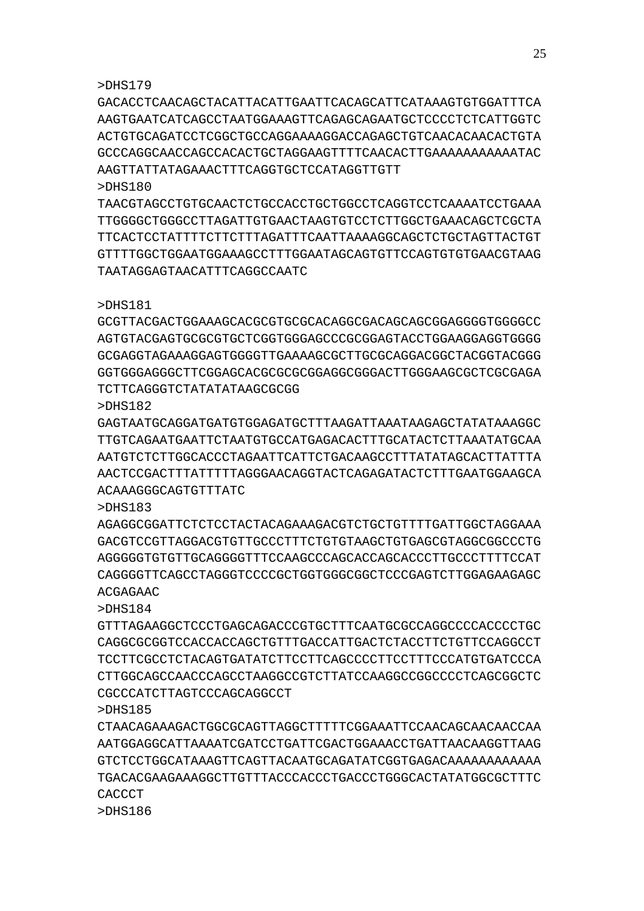>DHS179
GACACCTCAACAGCTACATTACATTGAATTCACAGCATTCATAAAGTGTGGATTTCA
AAGTGAATCATCAGCCTAATGGAAAGTTCAGAGCAGAATGCTCCCCTCTCATTGGTC
ACTGTGCAGATCCTCGGCTGCCAGGAAAAGGACCAGAGCTGTCAACACAACACTGTA
GCCCAGGCAACCAGCCACACTGCTAGGAAGTTTTCAACACTTGAAAAAAAAAAATAC
AAGTTATTATAGAAACTTTCAGGTGCTCCATAGGTTGTT
>DHS180
TAACGTAGCCTGTGCAACTCTGCCACCTGCTGGCCTCAGGTCCTCAAAATCCTGAAA
TTGGGGCTGGGCCTTAGATTGTGAACTAAGTGTCCTCTTGGCTGAAACAGCTCGCTA
TTCACTCCTATTTTCTTCTTTAGATTTCAATTAAAAGGCAGCTCTGCTAGTTACTGT
GTTTTGGCTGGAATGGAAAGCCTTTGGAATAGCAGTGTTCCAGTGTGTGAACGTAAG
TAATAGGAGTAACATTTCAGGCCAATC

>DHS181
GCGTTACGACTGGAAAGCACGCGTGCGCACAGGCGACAGCAGCGGAGGGGTGGGGCC
AGTGTACGAGTGCGCGTGCTCGGTGGGAGCCCGCGGAGTACCTGGAAGGAGGTGGGG
GCGAGGTAGAAAGGAGTGGGGTTGAAAAGCGCTTGCGCAGGACGGCTACGGTACGGG
GGTGGGAGGGCTTCGGAGCACGCGCGCGGAGGCGGGACTTGGGAAGCGCTCGCGAGA
TCTTCAGGGTCTATATATAAGCGCGG
>DHS182
GAGTAATGCAGGATGATGTGGAGATGCTTTAAGATTAAATAAGAGCTATATAAAGGC
TTGTCAGAATGAATTCTAATGTGCCATGAGACACTTTGCATACTCTTAAATATGCAA
AATGTCTCTTGGCACCCTAGAATTCATTCTGACAAGCCTTTATATAGCACTTATTTA
AACTCCGACTTTATTTTTAGGGAACAGGTACTCAGAGATACTCTTTGAATGGAAGCA
ACAAAGGGCAGTGTTTATC
>DHS183
AGAGGCGGATTCTCTCCTACTACAGAAAGACGTCTGCTGTTTTGATTGGCTAGGAAA
GACGTCCGTTAGGACGTGTTGCCCTTTCTGTGTAAGCTGTGAGCGTAGGCGGCCCTG
AGGGGGTGTGTTGCAGGGGTTTCCAAGCCCAGCACCAGCACCCTTGCCCTTTTCCAT
CAGGGGTTCAGCCTAGGGTCCCCGCTGGTGGGCGGCTCCCGAGTCTTGGAGAAGAGC
ACGAGAAC
>DHS184
GTTTAGAAGGCTCCCTGAGCAGACCCGTGCTTTCAATGCGCCAGGCCCCACCCCTGC
CAGGCGCGGTCCACCACCAGCTGTTTGACCATTGACTCTACCTTCTGTTCCAGGCCT
TCCTTCGCCTCTACAGTGATATCTTCCTTCAGCCCCTTCCTTTCCCATGTGATCCCA
CTTGGCAGCCAACCCAGCCTAAGGCCGTCTTATCCAAGGCCGGCCCCTCAGCGGCTC
CGCCCATCTTAGTCCCAGCAGGCCT
>DHS185
CTAACAGAAAGACTGGCGCAGTTAGGCTTTTTCGGAAATTCCAACAGCAACAACCAA
AATGGAGGCATTAAAATCGATCCTGATTCGACTGGAAACCTGATTAACAAGGTTAAG
GTCTCCTGGCATAAAGTTCAGTTACAATGCAGATATCGGTGAGACAAAAAAAAAAAA
TGACACGAAGAAAGGCTTGTTTACCCACCCTGACCCTGGGCACTATATGGCGCTTTC
CACCCT
>DHS186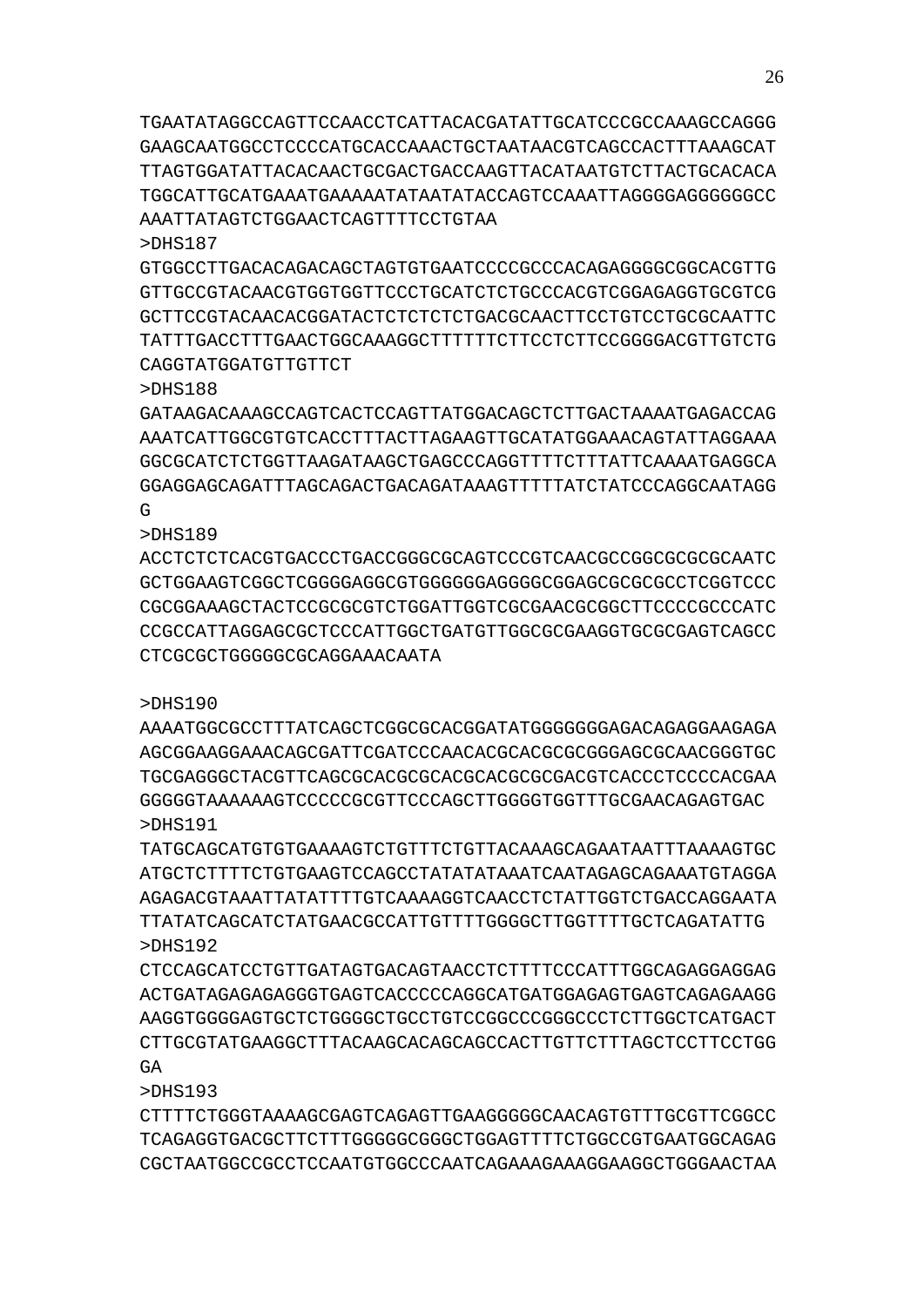TGAATATAGGCCAGTTCCAACCTCATTACACGATATTGCATCCCGCCAAAGCCAGGG
GAAGCAATGGCCTCCCCATGCACCAAACTGCTAATAACGTCAGCCACTTTAAAGCAT
TTAGTGGATATTACACAACTGCGACTGACCAAGTTACATAATGTCTTACTGCACACA
TGGCATTGCATGAAATGAAAAATATAATATACCAGTCCAAATTAGGGGAGGGGGGCC
AAATTATAGTCTGGAACTCAGTTTTCCTGTAA

>DHS187

GTGGCCTTGACACAGACAGCTAGTGTGAATCCCCGCCCACAGAGGGGCGGCACGTTG
GTTGCCGTACAACGTGGTGGTTCCCTGCATCTCTGCCCACGTCGGAGAGGTGCGTCG
GCTTCCGTACAACACGGATACTCTCTCTCTGACGCAACTTCCTGTCCTGCGCAATTC
TATTTGACCTTTGAACTGGCAAAGGCTTTTTTCTTCCTCTTCCGGGGACGTTGTCTG
CAGGTATGGATGTTGTTCT

>DHS188

GATAAGACAAAGCCAGTCACTCCAGTTATGGACAGCTCTTGACTAAAATGAGACCAG
AAATCATTGGCGTGTCACCTTTACTTAGAAGTTGCATATGGAAACAGTATTAGGAAA
GGCGCATCTCTGGTTAAGATAAGCTGAGCCCAGGTTTTCTTTATTCAAAATGAGGCA
GGAGGAGCAGATTTAGCAGACTGACAGATAAAGTTTTTATCTATCCCAGGCAATAGG
G

>DHS189

ACCTCTCTCACGTGACCCTGACCGGGCGCAGTCCCGTCAACGCCGGCGCGCGCAATC
GCTGGAAGTCGGCTCGGGGAGGCGTGGGGGGAGGGGCGGAGCGCGCGCCTCGGTCCC
CGCGGAAAGCTACTCCGCGCGTCTGGATTGGTCGCGAACGCGGCTTCCCCGCCCATC
CCGCCATTAGGAGCGCTCCCATTGGCTGATGTTGGCGCGAAGGTGCGCGAGTCAGCC
CTCGCGCTGGGGGCGCAGGAAACAATA

>DHS190

AAAATGGCGCCTTTATCAGCTCGGCGCACGGATATGGGGGGGAGACAGAGGAAGAGA
AGCGGAAGGAAACAGCGATTCGATCCCAACACGCACGCGCGGGAGCGCAACGGGTGC
TGCGAGGGCTACGTTCAGCGCACGCGCACGCACGCGCGACGTCACCCTCCCCACGAA
GGGGGTAAAAAAGTCCCCCGCGTTCCCAGCTTGGGGTGGTTTGCGAACAGAGTGAC

>DHS191

TATGCAGCATGTGTGAAAAGTCTGTTTCTGTTACAAAGCAGAATAATTTAAAAGTGC
ATGCTCTTTTCTGTGAAGTCCAGCCTATATATAAATCAATAGAGCAGAAATGTAGGA
AGAGACGTAAATTATATTTTGTCAAAAGGTCAACCTCTATTGGTCTGACCAGGAATA
TTATATCAGCATCTATGAACGCCATTGTTTTGGGGCTTGGTTTTGCTCAGATATTG

>DHS192

CTCCAGCATCCTGTTGATAGTGACAGTAACCTCTTTTCCCATTTGGCAGAGGAGGAG
ACTGATAGAGAGAGGGTGAGTCACCCCCAGGCATGATGGAGAGTGAGTCAGAGAAGG
AAGGTGGGGAGTGCTCTGGGGCTGCCTGTCCGGCCCGGGCCCTCTTGGCTCATGACT
CTTGCGTATGAAGGCTTTACAAGCACAGCAGCCACTTGTTCTTTAGCTCCTTCCTGG
GA

>DHS193

CTTTTCTGGGTAAAAGCGAGTCAGAGTTGAAGGGGGCAACAGTGTTTGCGTTCGGCC
TCAGAGGTGACGCTTCTTTGGGGGCGGGCTGGAGTTTTCTGGCCGTGAATGGCAGAG
CGCTAATGGCCGCCTCCAATGTGGCCCAATCAGAAAGAAAGGAAGGCTGGGAACTAA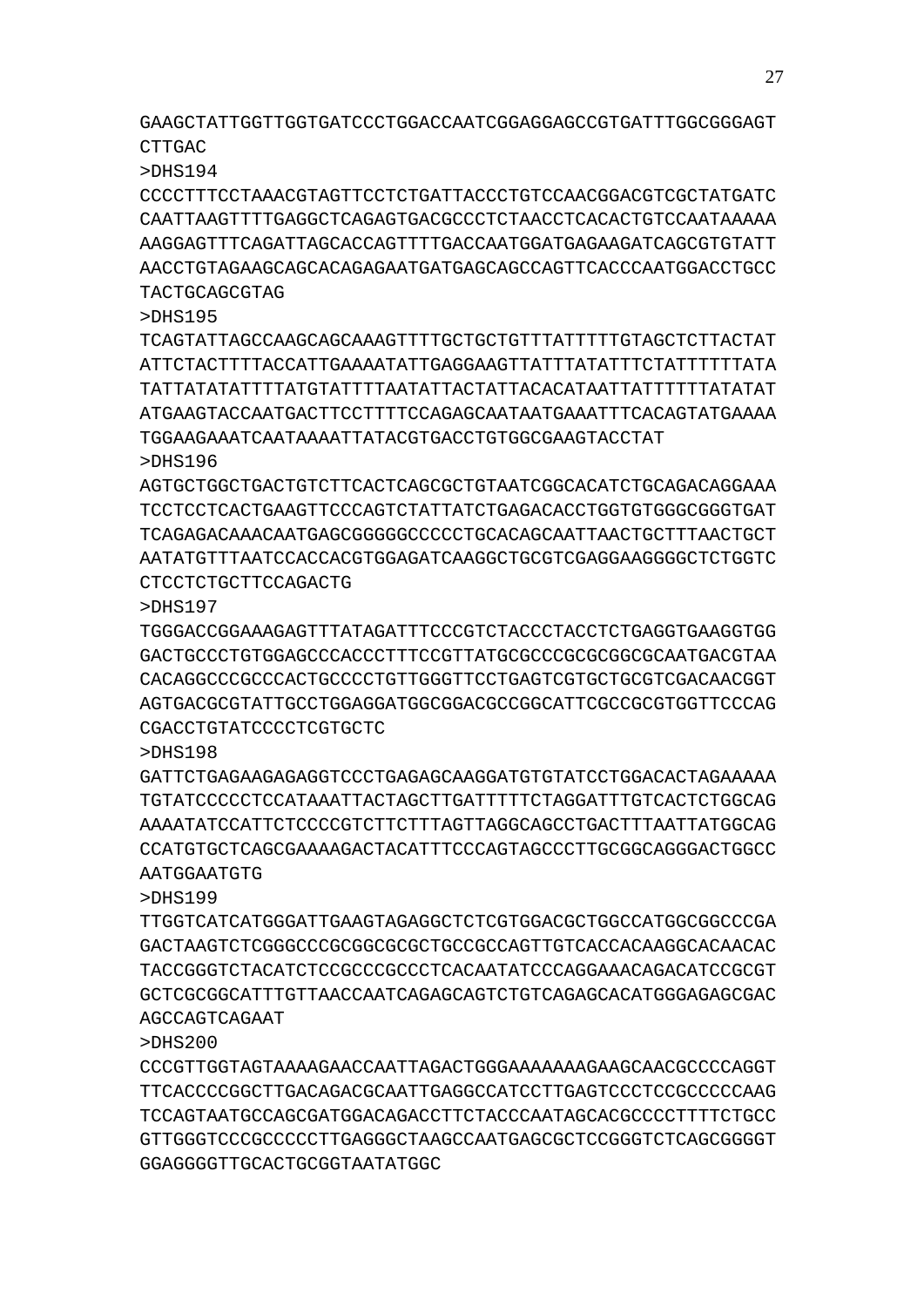GAAGCTATTGGTTGGTGATCCCTGGACCAATCGGAGGAGCCGTGATTTGGCGGGAGT
CTTGAC

>DHS194

CCCCTTTCCTAAACGTAGTTCCTCTGATTACCCTGTCCAACGGACGTCGCTATGATC
CAATTAAGTTTTGAGGCTCAGAGTGACGCCCTCTAACCTCACACTGTCCAATAAAAA
AAGGAGTTTCAGATTAGCACCAGTTTTGACCAATGGATGAGAAGATCAGCGTGTATT
AACCTGTAGAAGCAGCACAGAGAATGATGAGCAGCCAGTTCACCCAATGGACCTGCC
TACTGCAGCGTAG

>DHS195

TCAGTATTAGCCAAGCAGCAAAGTTTTGCTGCTGTTTATTTTTGTAGCTCTTACTAT
ATTCTACTTTTACCATTGAAAATATTGAGGAAGTTATTTATATTTCTATTTTTTATA
TATTATATATTTTATGTATTTTAATATTACTATTACACATAATTATTTTTTATATAT
ATGAAGTACCAATGACTTCCTTTTCCAGAGCAATAATGAAATTTCACAGTATGAAAA
TGGAAGAAATCAATAAAATTATACGTGACCTGTGGCGAAGTACCTAT

>DHS196

AGTGCTGGCTGACTGTCTTCACTCAGCGCTGTAATCGGCACATCTGCAGACAGGAAA
TCCTCCTCACTGAAGTTCCCAGTCTATTATCTGAGACACCTGGTGTGGGCGGGTGAT
TCAGAGACAAACAATGAGCGGGGGCCCCCTGCACAGCAATTAACTGCTTTAACTGCT
AATATGTTTAATCCACCACGTGGAGATCAAGGCTGCGTCGAGGAAGGGGCTCTGGTC
CTCCTCTGCTTCCAGACTG

>DHS197

TGGGACCGGAAAGAGTTTATAGATTTCCCGTCTACCCTACCTCTGAGGTGAAGGTGG
GACTGCCCTGTGGAGCCCACCCTTTCCGTTATGCGCCCGCGCGGCGCAATGACGTAA
CACAGGCCCGCCCACTGCCCCTGTTGGGTTCCTGAGTCGTGCTGCGTCGACAACGGT
AGTGACGCGTATTGCCTGGAGGATGGCGGACGCCGGCATTCGCCGCGTGGTTCCCAG
CGACCTGTATCCCCTCGTGCTC

>DHS198

GATTCTGAGAAGAGAGGTCCCTGAGAGCAAGGATGTGTATCCTGGACACTAGAAAAA
TGTATCCCCCTCCATAAATTACTAGCTTGATTTTTCTAGGATTTGTCACTCTGGCAG
AAAATATCCATTCTCCCCGTCTTCTTTAGTTAGGCAGCCTGACTTTAATTATGGCAG
CCATGTGCTCAGCGAAAAGACTACATTTCCCAGTAGCCCTTGCGGCAGGGACTGGCC
AATGGAATGTG

>DHS199

TTGGTCATCATGGGATTGAAGTAGAGGCTCTCGTGGACGCTGGCCATGGCGGCCCGA
GACTAAGTCTCGGGCCCGCGGCGCGCTGCCGCCAGTTGTCACCACAAGGCACAACAC
TACCGGGTCTACATCTCCGCCCGCCCTCACAATATCCCAGGAAACAGACATCCGCGT
GCTCGCGGCATTTGTTAACCAATCAGAGCAGTCTGTCAGAGCACATGGGAGAGCGAC
AGCCAGTCAGAAT

>DHS200

CCCGTTGGTAGTAAAAGAACCAATTAGACTGGGAAAAAAAGAAGCAACGCCCCAGGT
TTCACCCCGGCTTGACAGACGCAATTGAGGCCATCCTTGAGTCCCTCCGCCCCCAAG
TCCAGTAATGCCAGCGATGGACAGACCTTCTACCCAATAGCACGCCCCTTTTCTGCC
GTTGGGTCCCGCCCCCTTGAGGGCTAAGCCAATGAGCGCTCCGGGTCTCAGCGGGGT
GGAGGGGTTGCACTGCGGTAATATGGC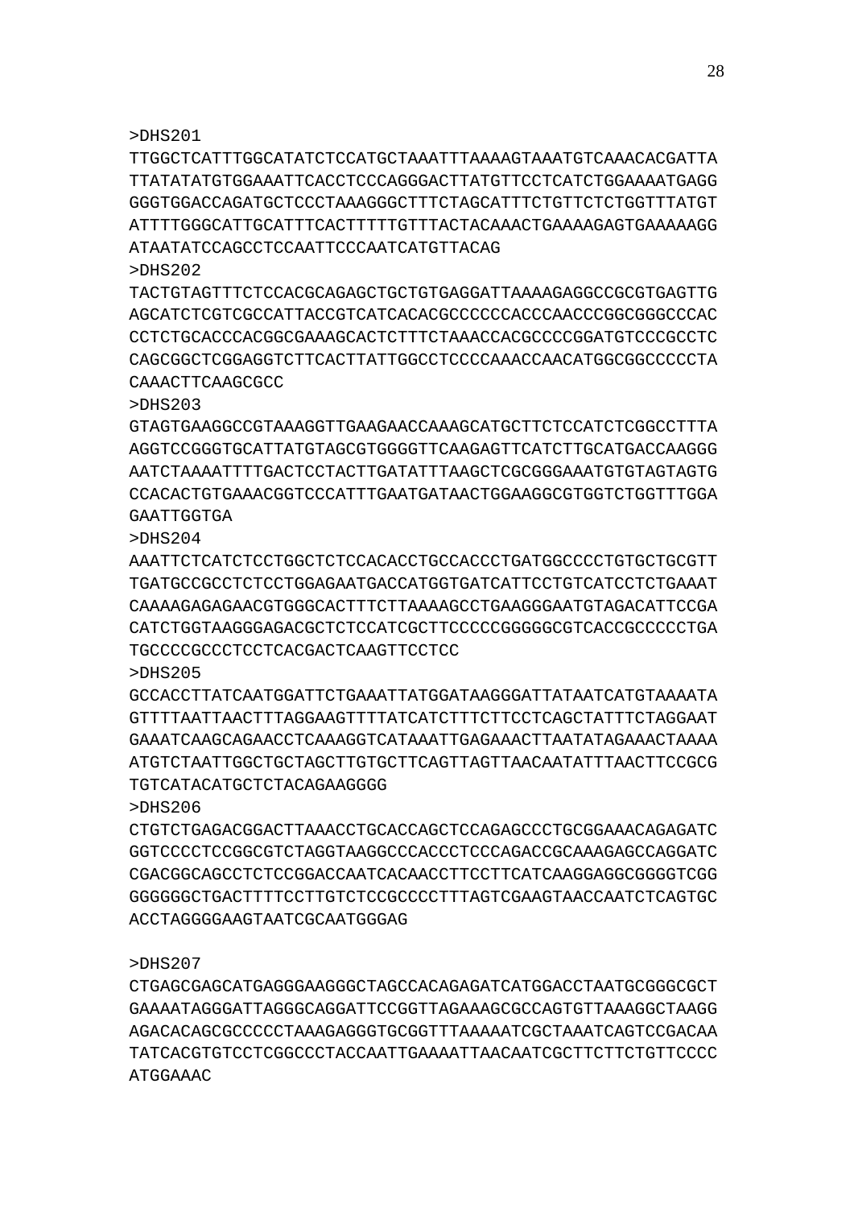>DHS201
TTGGCTCATTTGGCATATCTCCATGCTAAATTTAAAAGTAAATGTCAAACACGATTA
TTATATATGTGGAAATTCACCTCCCAGGGACTTATGTTCCTCATCTGGAAAATGAGG
GGGTGGACCAGATGCTCCCTAAAGGGCTTTCTAGCATTTCTGTTCTCTGGTTTATGT
ATTTTGGGCATTGCATTTCACTTTTTGTTTACTACAAACTGAAAAGAGTGAAAAAGG
ATAATATCCAGCCTCCAATTCCCAATCATGTTACAG
>DHS202
TACTGTAGTTTCTCCACGCAGAGCTGCTGTGAGGATTAAAAGAGGCCGCGTGAGTTG
AGCATCTCGTCGCCATTACCGTCATCACACGCCCCCCACCCAACCCGGCGGGCCCAC
CCTCTGCACCCACGGCGAAAGCACTCTTTCTAAACCACGCCCCGGATGTCCCGCCTC
CAGCGGCTCGGAGGTCTTCACTTATTGGCCTCCCCAAACCAACATGGCGGCCCCCTA
CAAACTTCAAGCGCC
>DHS203
GTAGTGAAGGCCGTAAAGGTTGAAGAACCAAAGCATGCTTCTCCATCTCGGCCTTTA
AGGTCCGGGTGCATTATGTAGCGTGGGGTTCAAGAGTTCATCTTGCATGACCAAGGG
AATCTAAAATTTTGACTCCTACTTGATATTTAAGCTCGCGGGAAATGTGTAGTAGTG
CCACACTGTGAAACGGTCCCATTTGAATGATAACTGGAAGGCGTGGTCTGGTTTGGA
GAATTGGTGA
>DHS204
AAATTCTCATCTCCTGGCTCTCCACACCTGCCACCCTGATGGCCCCTGTGCTGCGTT
TGATGCCGCCTCTCCTGGAGAATGACCATGGTGATCATTCCTGTCATCCTCTGAAAT
CAAAAGAGAGAACGTGGGCACTTTCTTAAAAGCCTGAAGGGAATGTAGACATTCCGA
CATCTGGTAAGGGAGACGCTCTCCATCGCTTCCCCCGGGGGCGTCACCGCCCCCTGA
TGCCCCGCCCTCCTCACGACTCAAGTTCCTCC
>DHS205
GCCACCTTATCAATGGATTCTGAAATTATGGATAAGGGATTATAATCATGTAAAATA
GTTTTAATTAACTTTAGGAAGTTTTATCATCTTTCTTCCTCAGCTATTTCTAGGAAT
GAAATCAAGCAGAACCTCAAAGGTCATAAATTGAGAAACTTAATATAGAAACTAAAA
ATGTCTAATTGGCTGCTAGCTTGTGCTTCAGTTAGTTAACAATATTTAACTTCCGCG
TGTCATACATGCTCTACAGAAGGGG
>DHS206
CTGTCTGAGACGGACTTAAACCTGCACCAGCTCCAGAGCCCTGCGGAAACAGAGATC
GGTCCCCTCCGGCGTCTAGGTAAGGCCCACCCTCCCAGACCGCAAAGAGCCAGGATC
CGACGGCAGCCTCTCCGGACCAATCACAACCTTCCTTCATCAAGGAGGCGGGGTCGG
GGGGGGCTGACTTTTCCTTGTCTCCGCCCCTTTAGTCGAAGTAACCAATCTCAGTGC
ACCTAGGGGAAGTAATCGCAATGGGAG

>DHS207
CTGAGCGAGCATGAGGGAAGGGCTAGCCACAGAGATCATGGACCTAATGCGGGCGCT
GAAAATAGGGATTAGGGCAGGATTCCGGTTAGAAAGCGCCAGTGTTAAAGGCTAAGG
AGACACAGCGCCCCCTAAAGAGGGTGCGGTTTAAAAATCGCTAAATCAGTCCGACAA
TATCACGTGTCCTCGGCCCTACCAATTGAAAATTAACAATCGCTTCTTCTGTTCCCC
ATGGAAAC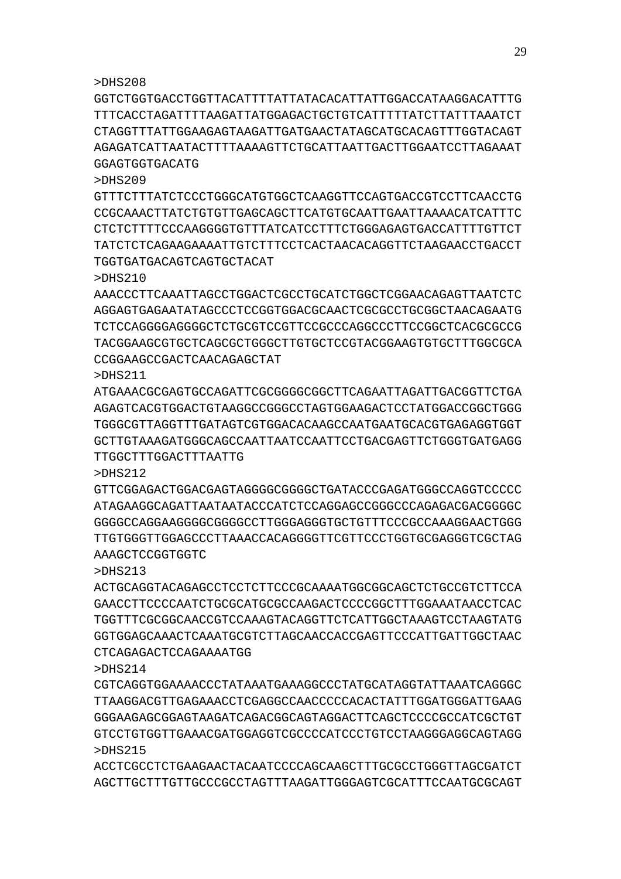>DHS208

GGTCTGGTGACCTGGTTACATTTTATTATACACATTATTGGACCATAAGGACATTTG
TTTCACCTAGATTTTAAGATTATGGAGACTGCTGTCATTTTTATCTTATTTAAATCT
CTAGGTTTATTGGAAGAGTAAGATTGATGAACTATAGCATGCACAGTTTGGTACAGT
AGAGATCATTAATACTTTTAAAAGTTCTGCATTAATTGACTTGGAATCCTTAGAAAT
GGAGTGGTGACATG

>DHS209

GTTTCTTTATCTCCCTGGGCATGTGGCTCAAGGTTCCAGTGACCGTCCTTCAACCTG
CCGCAAACTTATCTGTGTTGAGCAGCTTCATGTGCAATTGAATTAAAACATCATTTC
CTCTCTTTTCCCAAGGGGTGTTTATCATCCTTTCTGGGAGAGTGACCATTTTGTTCT
TATCTCTCAGAAGAAAATTGTCTTTCCTCACTAACACAGGTTCTAAGAACCTGACCT
TGGTGATGACAGTCAGTGCTACAT

>DHS210

AAACCCTTCAAATTAGCCTGGACTCGCCTGCATCTGGCTCGGAACAGAGTTAATCTC
AGGAGTGAGAATATAGCCCTCCGGTGGACGCAACTCGCGCCTGCGGCTAACAGAATG
TCTCCAGGGGAGGGGCTCTGCGTCCGTTCCGCCCAGGCCCTTCCGGCTCACGCGCCG
TACGGAAGCGTGCTCAGCGCTGGGCTTGTGCTCCGTACGGAAGTGTGCTTTGGCGCA
CCGGAAGCCGACTCAACAGAGCTAT

>DHS211

ATGAAACGCGAGTGCCAGATTCGCGGGGCGGCTTCAGAATTAGATTGACGGTTCTGA
AGAGTCACGTGGACTGTAAGGCCGGGCCTAGTGGAAGACTCCTATGGACCGGCTGGG
TGGGCGTTAGGTTTGATAGTCGTGGACACAAGCCAATGAATGCACGTGAGAGGTGGT
GCTTGTAAAGATGGGCAGCCAATTAATCCAATTCCTGACGAGTTCTGGGTGATGAGG
TTGGCTTTGGACTTTAATTG

>DHS212

GTTCGGAGACTGGACGAGTAGGGGCGGGGCTGATACCCGAGATGGGCCAGGTCCCCC
ATAGAAGGCAGATTAATAATACCCATCTCCAGGAGCCGGGCCCAGAGACGACGGGGC
GGGGCCAGGAAGGGGCGGGGCCTTGGGAGGGTGCTGTTTCCCGCCAAAGGAACTGGG
TTGTGGGTTGGAGCCCTTAAACCACAGGGGTTCGTTCCCTGGTGCGAGGGTCGCTAG
AAAGCTCCGGTGGTC

>DHS213

ACTGCAGGTACAGAGCCTCCTCTTCCCGCAAAATGGCGGCAGCTCTGCCGTCTTCCA
GAACCTTCCCCAATCTGCGCATGCGCCAAGACTCCCCGGCTTTGGAAATAACCTCAC
TGGTTTCGCGGCAACCGTCCAAAGTACAGGTTCTCATTGGCTAAAGTCCTAAGTATG
GGTGGAGCAAACTCAAATGCGTCTTAGCAACCACCGAGTTCCCATTGATTGGCTAAC
CTCAGAGACTCCAGAAAATGG

>DHS214

CGTCAGGTGGAAAACCCTATAAATGAAAGGCCCTATGCATAGGTATTAAATCAGGGC
TTAAGGACGTTGAGAAACCTCGAGGCCAACCCCCACACTATTTGGATGGGATTGAAG
GGGAAGAGCGGAGTAAGATCAGACGGCAGTAGGACTTCAGCTCCCCGCCATCGCTGT
GTCCTGTGGTTGAAACGATGGAGGTCGCCCCATCCCTGTCCTAAGGGAGGCAGTAGG

>DHS215

ACCTCGCCTCTGAAGAACTACAATCCCCAGCAAGCTTTGCGCCTGGGTTAGCGATCT
AGCTTGCTTTGTTGCCCGCCTAGTTTAAGATTGGGAGTCGCATTTCCAATGCGCAGT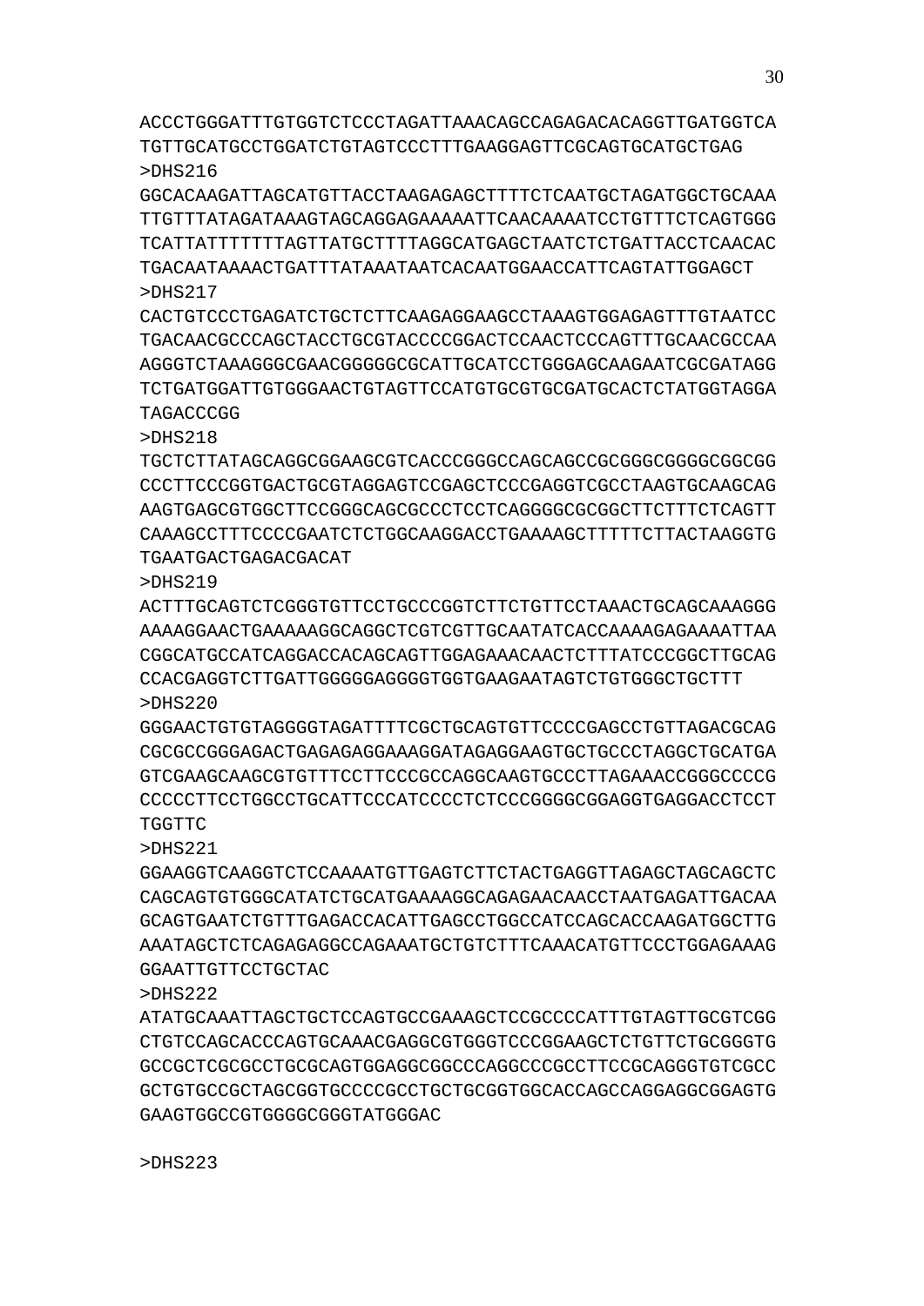ACCCTGGGATTTGTGGTCTCCCTAGATTAAACAGCCAGAGACACAGGTTGATGGTCA
TGTTGCATGCCTGGATCTGTAGTCCCTTTGAAGGAGTTCGCAGTGCATGCTGAG

>DHS216

GGCACAAGATTAGCATGTTACCTAAGAGAGCTTTTCTCAATGCTAGATGGCTGCAAA
TTGTTTATAGATAAAGTAGCAGGAGAAAAATTCAACAAAATCCTGTTTCTCAGTGGG
TCATTATTTTTTTAGTTATGCTTTTAGGCATGAGCTAATCTCTGATTACCTCAACAC
TGACAATAAAACTGATTTATAAATAATCACAATGGAACCATTCAGTATTGGAGCT

>DHS217

CACTGTCCCTGAGATCTGCTCTTCAAGAGGAAGCCTAAAGTGGAGAGTTTGTAATCC
TGACAACGCCCAGCTACCTGCGTACCCCGGACTCCAACTCCCAGTTTGCAACGCCAA
AGGGTCTAAAGGGCGAACGGGGGCGCATTGCATCCTGGGAGCAAGAATCGCGATAGG
TCTGATGGATTGTGGGAACTGTAGTTCCATGTGCGTGCGATGCACTCTATGGTAGGA
TAGACCCGG

>DHS218

TGCTCTTATAGCAGGCGGAAGCGTCACCCGGGCCAGCAGCCGCGGGCGGGGCGGCGG
CCCTTCCCGGTGACTGCGTAGGAGTCCGAGCTCCCGAGGTCGCCTAAGTGCAAGCAG
AAGTGAGCGTGGCTTCCGGGCAGCGCCCTCCTCAGGGGCGCGGCTTCTTTCTCAGTT
CAAAGCCTTTCCCCGAATCTCTGGCAAGGACCTGAAAAGCTTTTTCTTACTAAGGTG
TGAATGACTGAGACGACAT

>DHS219

ACTTTGCAGTCTCGGGTGTTCCTGCCCGGTCTTCTGTTCCTAAACTGCAGCAAAGGG
AAAAGGAACTGAAAAAGGCAGGCTCGTCGTTGCAATATCACCAAAAGAGAAAATTAA
CGGCATGCCATCAGGACCACAGCAGTTGGAGAAACAACTCTTTATCCCGGCTTGCAG
CCACGAGGTCTTGATTGGGGGAGGGGTGGTGAAGAATAGTCTGTGGGCTGCTTT

>DHS220

GGGAACTGTGTAGGGGTAGATTTTCGCTGCAGTGTTCCCCGAGCCTGTTAGACGCAG
CGCGCCGGGAGACTGAGAGAGGAAAGGATAGAGGAAGTGCTGCCCTAGGCTGCATGA
GTCGAAGCAAGCGTGTTTCCTTCCCGCCAGGCAAGTGCCCTTAGAAACCGGGCCCCG
CCCCCTTCCTGGCCTGCATTCCCATCCCCTCTCCCGGGGCGGAGGTGAGGACCTCCT
TGGTTC

>DHS221

GGAAGGTCAAGGTCTCCAAAATGTTGAGTCTTCTACTGAGGTTAGAGCTAGCAGCTC
CAGCAGTGTGGGCATATCTGCATGAAAAGGCAGAGAACAACCTAATGAGATTGACAA
GCAGTGAATCTGTTTGAGACCACATTGAGCCTGGCCATCCAGCACCAAGATGGCTTG
AAATAGCTCTCAGAGAGGCCAGAAATGCTGTCTTTCAAACATGTTCCCTGGAGAAAG
GGAATTGTTCCTGCTAC

>DHS222

ATATGCAAATTAGCTGCTCCAGTGCCGAAAGCTCCGCCCCATTTGTAGTTGCGTCGG
CTGTCCAGCACCCAGTGCAAACGAGGCGTGGGTCCCGGAAGCTCTGTTCTGCGGGTG
GCCGCTCGCGCCTGCGCAGTGGAGGCGGCCCAGGCCCGCCTTCCGCAGGGTGTCGCC
GCTGTGCCGCTAGCGGTGCCCCGCCTGCTGCGGTGGCACCAGCCAGGAGGCGGAGTG
GAAGTGGCCGTGGGGCGGGTATGGGAC

>DHS223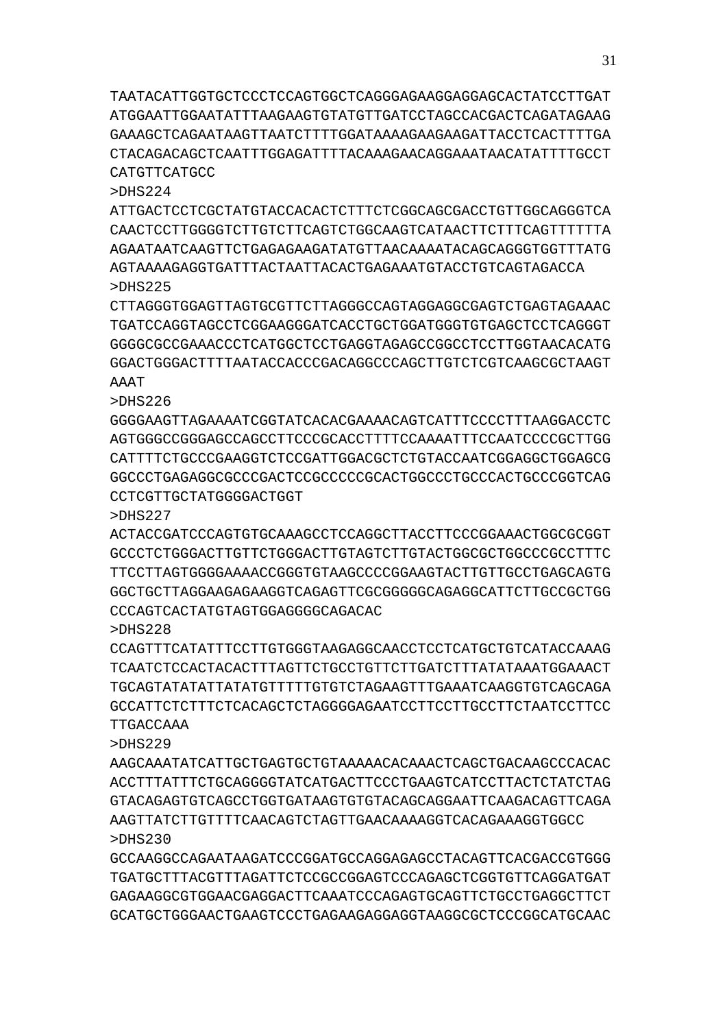TAATACATTGGTGCTCCCTCCAGTGGCTCAGGGAGAAGGAGGAGCACTATCCTTGAT
ATGGAATTGGAATATTTAAGAAGTGTATGTTGATCCTAGCCACGACTCAGATAGAAG
GAAAGCTCAGAATAAGTTAATCTTTTGGATAAAAGAAGAAGATTACCTCACTTTTGA
CTACAGACAGCTCAATTTGGAGATTTTACAAAGAACAGGAAATAACATATTTTGCCT
CATGTTCATGCC

>DHS224

ATTGACTCCTCGCTATGTACCACACTCTTTCTCGGCAGCGACCTGTTGGCAGGGTCA
CAACTCCTTGGGGTCTTGTCTTCAGTCTGGCAAGTCATAACTTCTTTCAGTTTTTTA
AGAATAATCAAGTTCTGAGAGAAGATATGTTAACAAAATACAGCAGGGTGGTTTATG
AGTAAAAGAGGTGATTTACTAATTACACTGAGAAATGTACCTGTCAGTAGACCA

>DHS225

CTTAGGGTGGAGTTAGTGCGTTCTTAGGGCCAGTAGGAGGCGAGTCTGAGTAGAAAC
TGATCCAGGTAGCCTCGGAAGGGATCACCTGCTGGATGGGTGTGAGCTCCTCAGGGT
GGGGCGCCGAAACCCTCATGGCTCCTGAGGTAGAGCCGGCCTCCTTGGTAACACATG
GGACTGGGACTTTTAATACCACCCGACAGGCCCAGCTTGTCTCGTCAAGCGCTAAGT
AAAT

>DHS226

GGGGAAGTTAGAAAATCGGTATCACACGAAAACAGTCATTTCCCCTTTAAGGACCTC
AGTGGGCCGGGAGCCAGCCTTCCCGCACCTTTTCCAAAATTTCCAATCCCCGCTTGG
CATTTTCTGCCCGAAGGTCTCCGATTGGACGCTCTGTACCAATCGGAGGCTGGAGCG
GGCCCTGAGAGGCGCCCGACTCCGCCCCCGCACTGGCCCTGCCCACTGCCCGGTCAG
CCTCGTTGCTATGGGGACTGGT

>DHS227

ACTACCGATCCCAGTGTGCAAAGCCTCCAGGCTTACCTTCCCGGAAACTGGCGCGGT
GCCCTCTGGGACTTGTTCTGGGACTTGTAGTCTTGTACTGGCGCTGGCCCGCCTTTC
TTCCTTAGTGGGGAAAACCGGGTGTAAGCCCCGGAAGTACTTGTTGCCTGAGCAGTG
GGCTGCTTAGGAAGAGAAGGTCAGAGTTCGCGGGGGCAGAGGCATTCTTGCCGCTGG
CCCAGTCACTATGTAGTGGAGGGGCAGACAC

>DHS228

CCAGTTTCATATTTCCTTGTGGGTAAGAGGCAACCTCCTCATGCTGTCATACCAAAG
TCAATCTCCACTACACTTTAGTTCTGCCTGTTCTTGATCTTTATATAAATGGAAACT
TGCAGTATATATTATATGTTTTTGTGTCTAGAAGTTTGAAATCAAGGTGTCAGCAGA
GCCATTCTCTTTCTCACAGCTCTAGGGGAGAATCCTTCCTTGCCTTCTAATCCTTCC
TTGACCAAA

>DHS229

AAGCAAATATCATTGCTGAGTGCTGTAAAAACACAAACTCAGCTGACAAGCCCACAC
ACCTTTATTTCTGCAGGGGTATCATGACTTCCCTGAAGTCATCCTTACTCTATCTAG
GTACAGAGTGTCAGCCTGGTGATAAGTGTGTACAGCAGGAATTCAAGACAGTTCAGA
AAGTTATCTTGTTTTCAACAGTCTAGTTGAACAAAAGGTCACAGAAAGGTGGCC

>DHS230

GCCAAGGCCAGAATAAGATCCCGGATGCCAGGAGAGCCTACAGTTCACGACCGTGGG
TGATGCTTTACGTTTAGATTCTCCGCCGGAGTCCCAGAGCTCGGTGTTCAGGATGAT
GAGAAGGCGTGGAACGAGGACTTCAAATCCCAGAGTGCAGTTCTGCCTGAGGCTTCT
GCATGCTGGGAACTGAAGTCCCTGAGAAGAGGAGGTAAGGCGCTCCCGGCATGCAAC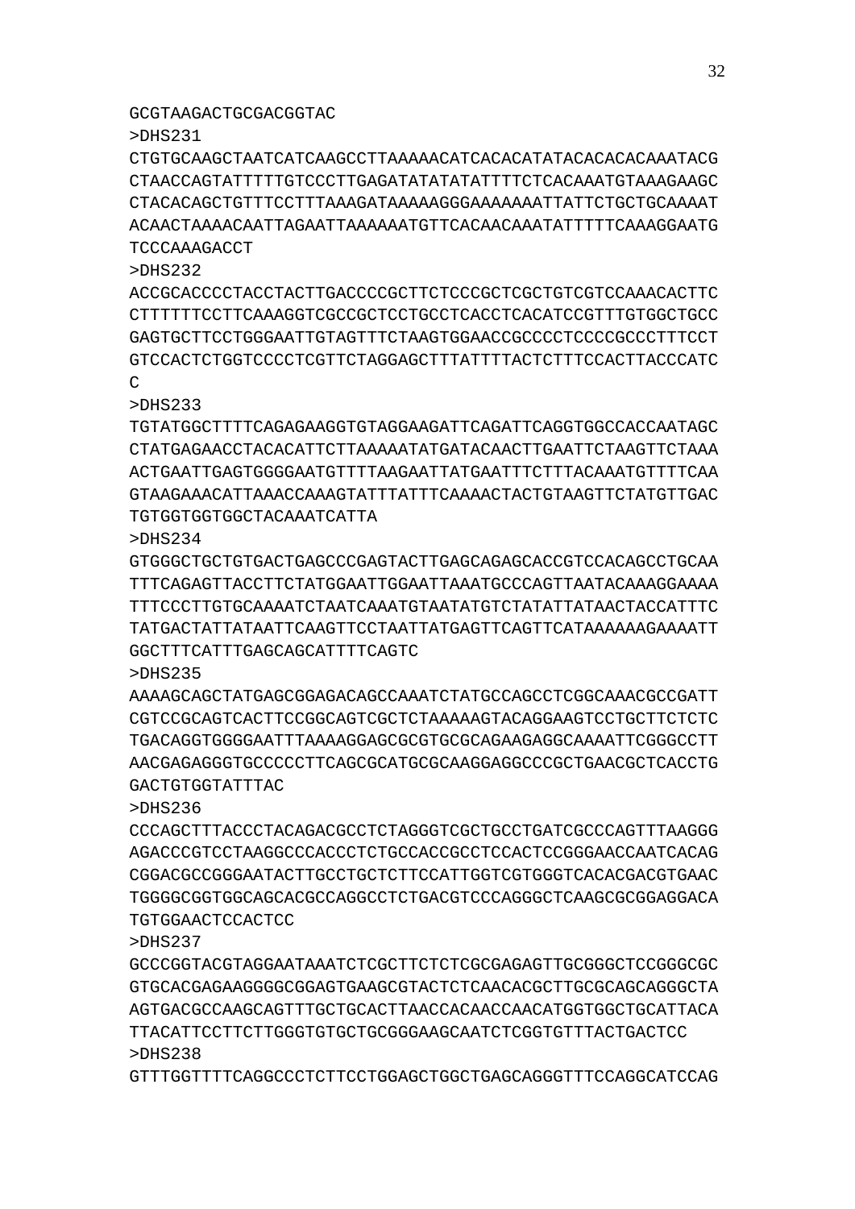GCGTAAGACTGCGACGGTAC

>DHS231

CTGTGCAAGCTAATCATCAAGCCTTAAAAACATCACACATATACACACACAAATACG
CTAACCAGTATTTTTGTCCCTTGAGATATATATATTTTCTCACAAATGTAAAGAAGC
CTACACAGCTGTTTCCTTTAAAGATAAAAAGGGAAAAAAATTATTCTGCTGCAAAAT
ACAACTAAAACAATTAGAATTAAAAAATGTTCACAACAAATATTTTTCAAAGGAATG
TCCCAAAGACCT

>DHS232

ACCGCACCCCTACCTACTTGACCCCGCTTCTCCCGCTCGCTGTCGTCCAAACACTTC
CTTTTTTCCTTCAAAGGTCGCCGCTCCTGCCTCACCTCACATCCGTTTGTGGCTGCC
GAGTGCTTCCTGGGAATTGTAGTTTCTAAGTGGAACCGCCCCTCCCCGCCCTTTCCT
GTCCACTCTGGTCCCCTCGTTCTAGGAGCTTTATTTTACTCTTTCCACTTACCCATC
C

>DHS233

TGTATGGCTTTTCAGAGAAGGTGTAGGAAGATTCAGATTCAGGTGGCCACCAATAGC
CTATGAGAACCTACACATTCTTAAAAATATGATACAACTTGAATTCTAAGTTCTAAA
ACTGAATTGAGTGGGGAATGTTTTAAGAATTATGAATTTCTTTACAAATGTTTTCAA
GTAAGAAACATTAAACCAAAGTATTTATTTCAAAACTACTGTAAGTTCTATGTTGAC
TGTGGTGGTGGCTACAAATCATTA

>DHS234

GTGGGCTGCTGTGACTGAGCCCGAGTACTTGAGCAGAGCACCGTCCACAGCCTGCAA
TTTCAGAGTTACCTTCTATGGAATTGGAATTAAATGCCCAGTTAATACAAAGGAAAA
TTTCCCTTGTGCAAAATCTAATCAAATGTAATATGTCTATATTATAACTACCATTTC
TATGACTATTATAATTCAAGTTCCTAATTATGAGTTCAGTTCATAAAAAAGAAAATT
GGCTTTCATTTGAGCAGCATTTTCAGTC

>DHS235

AAAAGCAGCTATGAGCGGAGACAGCCAAATCTATGCCAGCCTCGGCAAACGCCGATT
CGTCCGCAGTCACTTCCGGCAGTCGCTCTAAAAAGTACAGGAAGTCCTGCTTCTCTC
TGACAGGTGGGGAATTTAAAAGGAGCGCGTGCGCAGAAGAGGCAAAATTCGGGCCTT
AACGAGAGGGTGCCCCCTTCAGCGCATGCGCAAGGAGGCCCGCTGAACGCTCACCTG
GACTGTGGTATTTAC

>DHS236

CCCAGCTTTACCCTACAGACGCCTCTAGGGTCGCTGCCTGATCGCCCAGTTTAAGGG
AGACCCGTCCTAAGGCCCACCCTCTGCCACCGCCTCCACTCCGGGAACCAATCACAG
CGGACGCCGGGAATACTTGCCTGCTCTTCCATTGGTCGTGGGTCACACGACGTGAAC
TGGGGCGGTGGCAGCACGCCAGGCCTCTGACGTCCCAGGGCTCAAGCGCGGAGGACA
TGTGGAACTCCACTCC

>DHS237

GCCCGGTACGTAGGAATAAATCTCGCTTCTCTCGCGAGAGTTGCGGGCTCCGGGCGC
GTGCACGAGAAGGGGCGGAGTGAAGCGTACTCTCAACACGCTTGCGCAGCAGGGCTA
AGTGACGCCAAGCAGTTTGCTGCACTTAACCACAACCAACATGGTGGCTGCATTACA
TTACATTCCTTCTTGGGTGTGCTGCGGGAAGCAATCTCGGTGTTTACTGACTCC

>DHS238

GTTTGGTTTTCAGGCCCTCTTCCTGGAGCTGGCTGAGCAGGGTTTCCAGGCATCCAG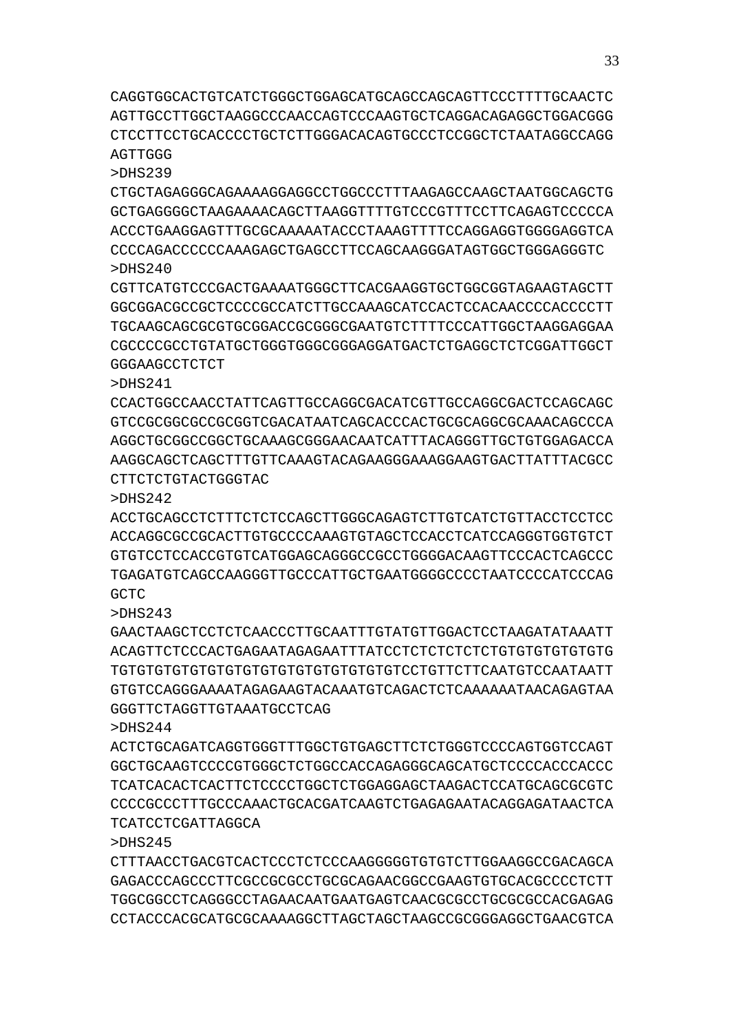CAGGTGGCACTGTCATCTGGGCTGGAGCATGCAGCCAGCAGTTCCCTTTTGCAACTC
AGTTGCCTTGGCTAAGGCCCAACCAGTCCCAAGTGCTCAGGACAGAGGCTGGACGGG
CTCCTTCCTGCACCCCTGCTCTTGGGACACAGTGCCCTCCGGCTCTAATAGGCCAGG
AGTTGGG

>DHS239

CTGCTAGAGGGCAGAAAAGGAGGCCTGGCCCTTTAAGAGCCAAGCTAATGGCAGCTG
GCTGAGGGGCTAAGAAAACAGCTTAAGGTTTTGTCCCGTTTCCTTCAGAGTCCCCCA
ACCCTGAAGGAGTTTGCGCAAAAATACCCTAAAGTTTTCCAGGAGGTGGGGAGGTCA
CCCCAGACCCCCCAAAGAGCTGAGCCTTCCAGCAAGGGATAGTGGCTGGGAGGGTC

>DHS240

CGTTCATGTCCCGACTGAAAATGGGCTTCACGAAGGTGCTGGCGGTAGAAGTAGCTT
GGCGGACGCCGCTCCCCGCCATCTTGCCAAAGCATCCACTCCACAACCCCACCCCTT
TGCAAGCAGCGCGTGCGGACCGCGGGCGAATGTCTTTTCCCATTGGCTAAGGAGGAA
CGCCCCGCCTGTATGCTGGGTGGGCGGGAGGATGACTCTGAGGCTCTCGGATTGGCT
GGGAAGCCTCTCT

>DHS241

CCACTGGCCAACCTATTCAGTTGCCAGGCGACATCGTTGCCAGGCGACTCCAGCAGC
GTCCGCGGCGCCGCGGTCGACATAATCAGCACCCACTGCGCAGGCGCAAACAGCCCA
AGGCTGCGGCCGGCTGCAAAGCGGGAACAATCATTTACAGGGTTGCTGTGGAGACCA
AAGGCAGCTCAGCTTTGTTCAAAGTACAGAAGGGAAAGGAAGTGACTTATTTACGCC
CTTCTCTGTACTGGGTAC

>DHS242

ACCTGCAGCCTCTTTCTCTCCAGCTTGGGCAGAGTCTTGTCATCTGTTACCTCCTCC
ACCAGGCGCCGCACTTGTGCCCCAAAGTGTAGCTCCACCTCATCCAGGGTGGTGTCT
GTGTCCTCCACCGTGTCATGGAGCAGGGCCGCCTGGGGACAAGTTCCCACTCAGCCC
TGAGATGTCAGCCAAGGGTTGCCCATTGCTGAATGGGGCCCCTAATCCCCATCCCAG
GCTC

>DHS243

GAACTAAGCTCCTCTCAACCCTTGCAATTTGTATGTTGGACTCCTAAGATATAAATT
ACAGTTCTCCCACTGAGAATAGAGAATTTATCCTCTCTCTCTCTGTGTGTGTGTGTG
TGTGTGTGTGTGTGTGTGTGTGTGTGTGTGTGTCCTGTTCTTCAATGTCCAATAATT
GTGTCCAGGGAAAATAGAGAAGTACAAATGTCAGACTCTCAAAAAATAACAGAGTAA
GGGTTCTAGGTTGTAAATGCCTCAG

>DHS244

ACTCTGCAGATCAGGTGGGTTTGGCTGTGAGCTTCTCTGGGTCCCCAGTGGTCCAGT
GGCTGCAAGTCCCCGTGGGCTCTGGCCACCAGAGGGCAGCATGCTCCCCACCCACCC
TCATCACACTCACTTCTCCCCTGGCTCTGGAGGAGCTAAGACTCCATGCAGCGCGTC
CCCCGCCCTTTGCCCAAACTGCACGATCAAGTCTGAGAGAATACAGGAGATAACTCA
TCATCCTCGATTAGGCA

>DHS245

CTTTAACCTGACGTCACTCCCTCTCCCAAGGGGGTGTGTCTTGGAAGGCCGACAGCA
GAGACCCAGCCCTTCGCCGCGCCTGCGCAGAACGGCCGAAGTGTGCACGCCCCTCTT
TGGCGGCCTCAGGGCCTAGAACAATGAATGAGTCAACGCGCCTGCGCGCCACGAGAG
CCTACCCACGCATGCGCAAAAGGCTTAGCTAGCTAAGCCGCGGGAGGCTGAACGTCA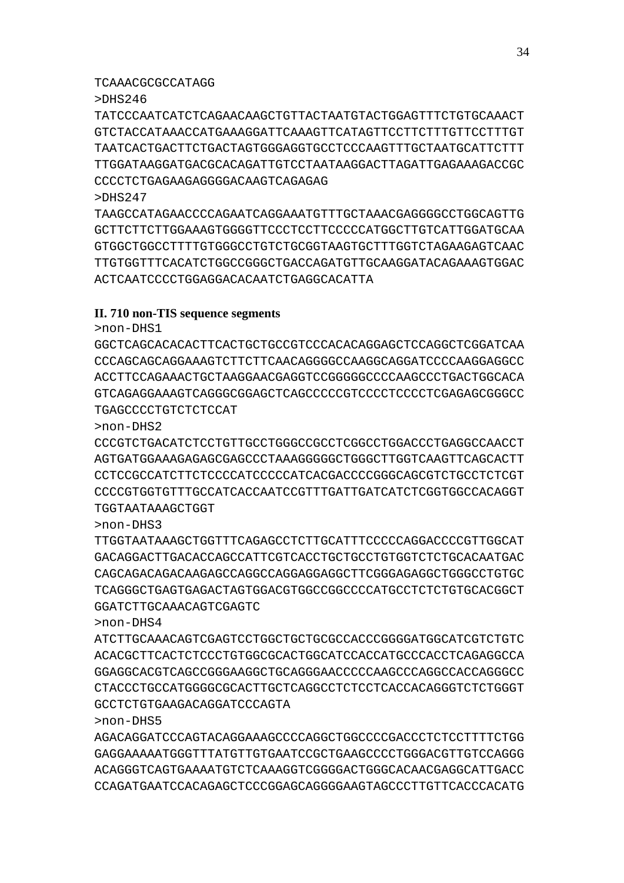TCAAACGCGCCATAGG

>DHS246

TATCCCAATCATCTCAGAACAAGCTGTTACTAATGTACTGGAGTTTCTGTGCAAACT
GTCTACCATAAACCATGAAAGGATTCAAAGTTCATAGTTCCTTCTTTGTTCCTTTGT
TAATCACTGACTTCTGACTAGTGGGAGGTGCCTCCCAAGTTTGCTAATGCATTCTTT
TTGGATAAGGATGACGCACAGATTGTCCTAATAAGGACTTAGATTGAGAAAGACCGC
CCCCTCTGAGAAGAGGGGACAAGTCAGAGAG

>DHS247

TAAGCCATAGAACCCCAGAATCAGGAAATGTTTGCTAAACGAGGGGCCTGGCAGTTG
GCTTCTTCTTGGAAAGTGGGGTTCCCTCCTTCCCCCATGGCTTGTCATTGGATGCAA
GTGGCTGGCCTTTTGTGGGCCTGTCTGCGGTAAGTGCTTTGGTCTAGAAGAGTCAAC
TTGTGGTTTCACATCTGGCCGGGCTGACCAGATGTTGCAAGGATACAGAAAGTGGAC
ACTCAATCCCCTGGAGGACACAATCTGAGGCACATTA

**II. 710 non-TIS sequence segments**

>non-DHS1

GGCTCAGCACACACTTCACTGCTGCCGTCCCACACAGGAGCTCCAGGCTCGGATCAA
CCCAGCAGCAGGAAAGTCTTCTTCAACAGGGGCCAAGGCAGGATCCCCAAGGAGGCC
ACCTTCCAGAAACTGCTAAGGAACGAGGTCCGGGGGCCCCAAGCCCTGACTGGCACA
GTCAGAGGAAAGTCAGGGCGGAGCTCAGCCCCCGTCCCCTCCCCTCGAGAGCGGGCC
TGAGCCCCTGTCTCTCCAT

>non-DHS2

CCCGTCTGACATCTCCTGTTGCCTGGGCCGCCTCGGCCTGGACCCTGAGGCCAACCT
AGTGATGGAAAGAGAGCGAGCCCTAAAGGGGGCTGGGCTTGGTCAAGTTCAGCACTT
CCTCCGCCATCTTCTCCCCATCCCCCATCACGACCCCGGGCAGCGTCTGCCTCTCGT
CCCCGTGGTGTTTGCCATCACCAATCCGTTTGATTGATCATCTCGGTGGCCACAGGT
TGGTAATAAAGCTGGT

>non-DHS3

TTGGTAATAAAGCTGGTTTCAGAGCCTCTTGCATTTCCCCCAGGACCCCGTTGGCAT
GACAGGACTTGACACCAGCCATTCGTCACCTGCTGCCTGTGGTCTCTGCACAATGAC
CAGCAGACAGACAAGAGCCAGGCCAGGAGGAGGCTTCGGGAGAGGCTGGGCCTGTGC
TCAGGGCTGAGTGAGACTAGTGGACGTGGCCGGCCCCATGCCTCTCTGTGCACGGCT
GGATCTTGCAAACAGTCGAGTC

>non-DHS4

ATCTTGCAAACAGTCGAGTCCTGGCTGCTGCGCCACCCGGGGATGGCATCGTCTGTC
ACACGCTTCACTCTCCCTGTGGCGCACTGGCATCCACCATGCCCACCTCAGAGGCCA
GGAGGCACGTCAGCCGGGAAGGCTGCAGGGAACCCCCAAGCCCAGGCCACCAGGGCC
CTACCCTGCCATGGGGCGCACTTGCTCAGGCCTCTCCTCACCACAGGGTCTCTGGGT
GCCTCTGTGAAGACAGGATCCCAGTA

>non-DHS5

AGACAGGATCCCAGTACAGGAAAGCCCCAGGCTGGCCCCGACCCTCTCCTTTTCTGG
GAGGAAAAATGGGTTTATGTTGTGAATCCGCTGAAGCCCCTGGGACGTTGTCCAGGG
ACAGGGTCAGTGAAAATGTCTCAAAGGTCGGGGACTGGGCACAACGAGGCATTGACC
CCAGATGAATCCACAGAGCTCCCGGAGCAGGGGAAGTAGCCCTTGTTCACCCACATG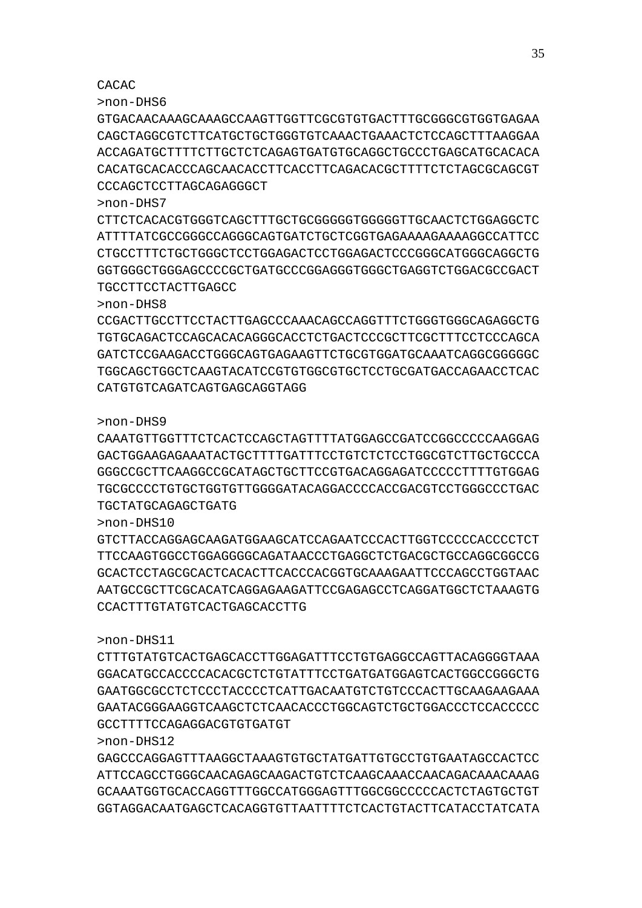CACAC

>non-DHS6

GTGACAACAAAGCAAAGCCAAGTTGGTTCGCGTGTGACTTTGCGGGCGTGGTGAGAA
CAGCTAGGCGTCTTCATGCTGCTGGGTGTCAAACTGAAACTCTCCAGCTTTAAGGAA
ACCAGATGCTTTTCTTGCTCTCAGAGTGATGTGCAGGCTGCCCTGAGCATGCACACA
CACATGCACACCCAGCAACACCTTCACCTTCAGACACGCTTTTCTCTAGCGCAGCGT
CCCAGCTCCTTAGCAGAGGGCT

>non-DHS7

CTTCTCACACGTGGGTCAGCTTTGCTGCGGGGGTGGGGGTTGCAACTCTGGAGGCTC
ATTTTATCGCCGGGCCAGGGCAGTGATCTGCTCGGTGAGAAAAGAAAAGGCCATTCC
CTGCCTTTCTGCTGGGCTCCTGGAGACTCCTGGAGACTCCCGGGCATGGGCAGGCTG
GGTGGGCTGGGAGCCCCGCTGATGCCCGGAGGGTGGGCTGAGGTCTGGACGCCGACT
TGCCTTCCTACTTGAGCC

>non-DHS8

CCGACTTGCCTTCCTACTTGAGCCCAAACAGCCAGGTTTCTGGGTGGGCAGAGGCTG
TGTGCAGACTCCAGCACACAGGGCACCTCTGACTCCCGCTTCGCTTTCCTCCCAGCA
GATCTCCGAAGACCTGGGCAGTGAGAAGTTCTGCGTGGATGCAAATCAGGCGGGGGC
TGGCAGCTGGCTCAAGTACATCCGTGTGGCGTGCTCCTGCGATGACCAGAACCTCAC
CATGTGTCAGATCAGTGAGCAGGTAGG

>non-DHS9

CAAATGTTGGTTTCTCACTCCAGCTAGTTTTATGGAGCCGATCCGGCCCCCAAGGAG
GACTGGAAGAGAAATACTGCTTTTGATTTCCTGTCTCTCCTGGCGTCTTGCTGCCCA
GGGCCGCTTCAAGGCCGCATAGCTGCTTCCGTGACAGGAGATCCCCCTTTTGTGGAG
TGCGCCCCTGTGCTGGTGTTGGGGATACAGGACCCCACCGACGTCCTGGGCCCTGAC
TGCTATGCAGAGCTGATG

>non-DHS10

GTCTTACCAGGAGCAAGATGGAAGCATCCAGAATCCCACTTGGTCCCCCACCCCTCT
TTCCAAGTGGCCTGGAGGGGCAGATAACCCTGAGGCTCTGACGCTGCCAGGCGGCCG
GCACTCCTAGCGCACTCACACTTCACCCACGGTGCAAAGAATTCCCAGCCTGGTAAC
AATGCCGCTTCGCACATCAGGAGAAGATTCCGAGAGCCTCAGGATGGCTCTAAAGTG
CCACTTTGTATGTCACTGAGCACCTTG

>non-DHS11

CTTTGTATGTCACTGAGCACCTTGGAGATTTCCTGTGAGGCCAGTTACAGGGGTAAA
GGACATGCCACCCCACACGCTCTGTATTTCCTGATGATGGAGTCACTGGCCGGGCTG
GAATGGCGCCTCTCCCTACCCCTCATTGACAATGTCTGTCCCACTTGCAAGAAGAAA
GAATACGGGAAGGTCAAGCTCTCAACACCCTGGCAGTCTGCTGGACCCTCCACCCCC
GCCTTTTCCAGAGGACGTGTGATGT

>non-DHS12

GAGCCCAGGAGTTTAAGGCTAAAGTGTGCTATGATTGTGCCTGTGAATAGCCACTCC
ATTCCAGCCTGGGCAACAGAGCAAGACTGTCTCAAGCAAACCAACAGACAAACAAAG
GCAAATGGTGCACCAGGTTTGGCCATGGGAGTTTGGCGGCCCCCACTCTAGTGCTGT
GGTAGGACAATGAGCTCACAGGTGTTAATTTTCTCACTGTACTTCATACCTATCATA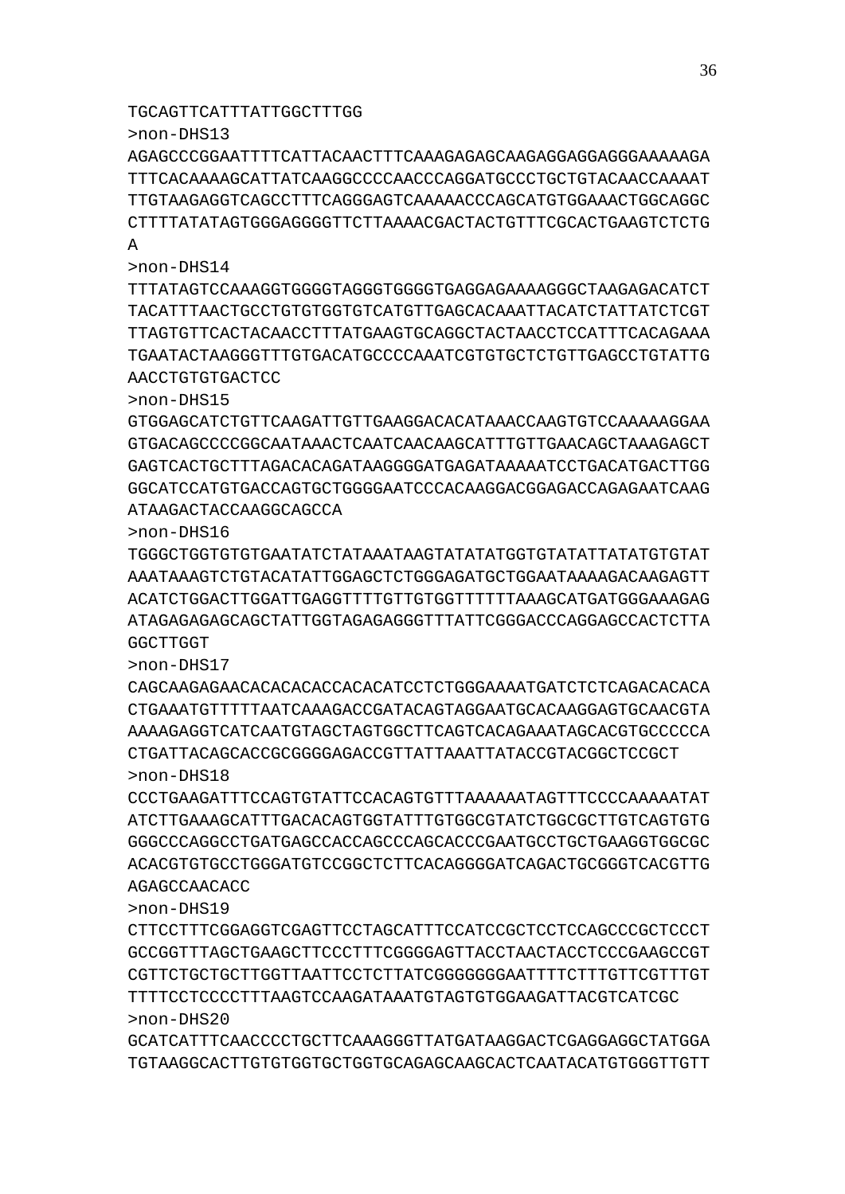TGCAGTTCATTTATTGGCTTTGG

>non-DHS13

AGAGCCCGGAATTTTCATTACAACTTTCAAAGAGAGCAAGAGGAGGAGGGAAAAAGA
TTTCACAAAAGCATTATCAAGGCCCCAACCCAGGATGCCCTGCTGTACAACCAAAAT
TTGTAAGAGGTCAGCCTTTCAGGGAGTCAAAAACCCAGCATGTGGAAACTGGCAGGC
CTTTTATATAGTGGGAGGGGTTCTTAAAACGACTACTGTTTCGCACTGAAGTCTCTG
A

>non-DHS14

TTTATAGTCCAAAGGTGGGGTAGGGTGGGGTGAGGAGAAAAGGGCTAAGAGACATCT
TACATTTAACTGCCTGTGTGGTGTCATGTTGAGCACAAATTACATCTATTATCTCGT
TTAGTGTTCACTACAACCTTTATGAAGTGCAGGCTACTAACCTCCATTTCACAGAAA
TGAATACTAAGGGTTTGTGACATGCCCCAAATCGTGTGCTCTGTTGAGCCTGTATTG
AACCTGTGTGACTCC

>non-DHS15

GTGGAGCATCTGTTCAAGATTGTTGAAGGACACATAAACCAAGTGTCCAAAAAGGAA
GTGACAGCCCCGGCAATAAACTCAATCAACAAGCATTTGTTGAACAGCTAAAGAGCT
GAGTCACTGCTTTAGACACAGATAAGGGGATGAGATAAAAATCCTGACATGACTTGG
GGCATCCATGTGACCAGTGCTGGGGAATCCCACAAGGACGGAGACCAGAGAATCAAG
ATAAGACTACCAAGGCAGCCA

>non-DHS16

TGGGCTGGTGTGTGAATATCTATAAATAAGTATATATGGTGTATATTATATGTGTAT
AAATAAAGTCTGTACATATTGGAGCTCTGGGAGATGCTGGAATAAAAGACAAGAGTT
ACATCTGGACTTGGATTGAGGTTTTGTTGTGGTTTTTTAAAGCATGATGGGAAAGAG
ATAGAGAGAGCAGCTATTGGTAGAGAGGGTTTATTCGGGACCCAGGAGCCACTCTTA
GGCTTGGT

>non-DHS17

CAGCAAGAGAACACACACACCACACATCCTCTGGGAAAATGATCTCTCAGACACACA
CTGAAATGTTTTTAATCAAAGACCGATACAGTAGGAATGCACAAGGAGTGCAACGTA
AAAAGAGGTCATCAATGTAGCTAGTGGCTTCAGTCACAGAAATAGCACGTGCCCCCA
CTGATTACAGCACCGCGGGGAGACCGTTATTAAATTATACCGTACGGCTCCGCT

>non-DHS18

CCCTGAAGATTTCCAGTGTATTCCACAGTGTTTAAAAAATAGTTTCCCCAAAAATAT
ATCTTGAAAGCATTTGACACAGTGGTATTTGTGGCGTATCTGGCGCTTGTCAGTGTG
GGGCCCAGGCCTGATGAGCCACCAGCCCAGCACCCGAATGCCTGCTGAAGGTGGCGC
ACACGTGTGCCTGGGATGTCCGGCTCTTCACAGGGGATCAGACTGCGGGTCACGTTG
AGAGCCAACACC

>non-DHS19

CTTCCTTTCGGAGGTCGAGTTCCTAGCATTTCCATCCGCTCCTCCAGCCCGCTCCCT
GCCGGTTTAGCTGAAGCTTCCCTTTCGGGGAGTTACCTAACTACCTCCCGAAGCCGT
CGTTCTGCTGCTTGGTTAATTCCTCTTATCGGGGGGGAATTTTCTTTGTTCGTTTGT
TTTTCCTCCCCTTTAAGTCCAAGATAAATGTAGTGTGGAAGATTACGTCATCGC

>non-DHS20

GCATCATTTCAACCCCTGCTTCAAAGGGTTATGATAAGGACTCGAGGAGGCTATGGA
TGTAAGGCACTTGTGTGGTGCTGGTGCAGAGCAAGCACTCAATACATGTGGGTTGTT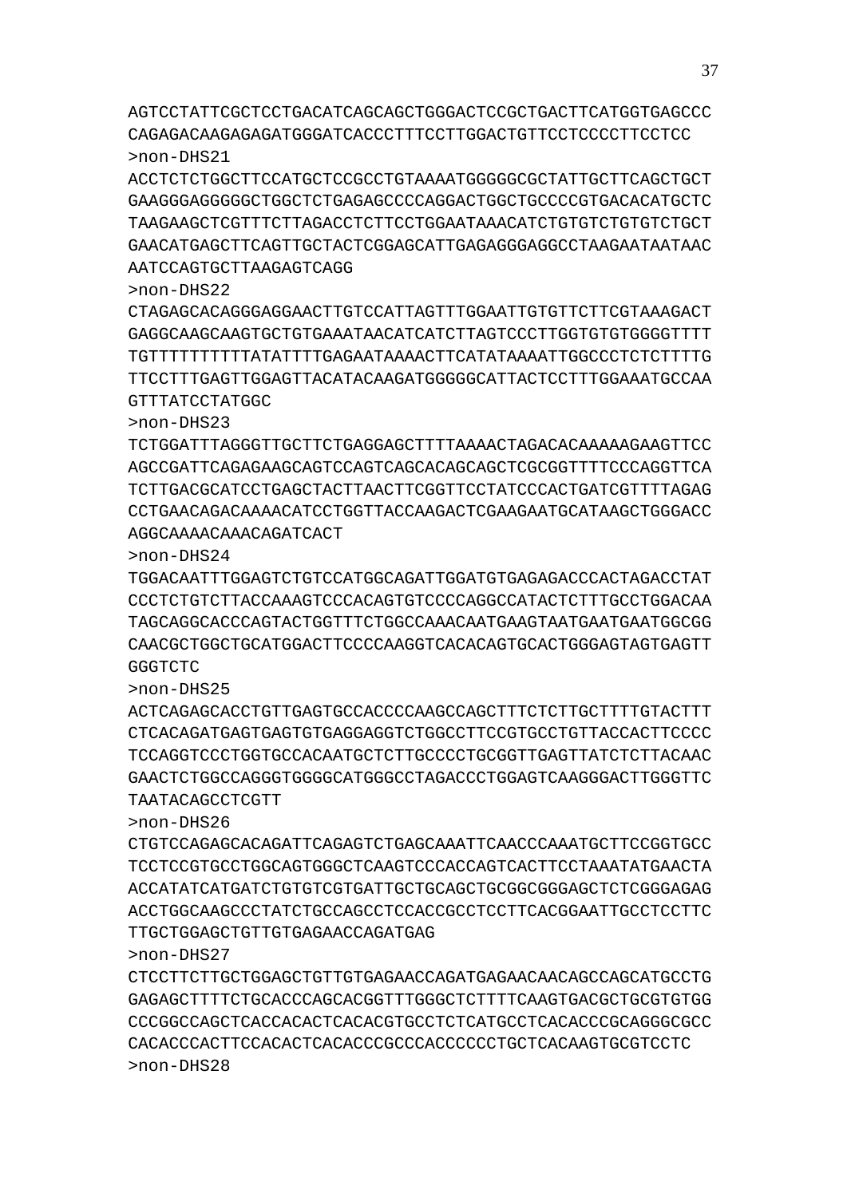AGTCCTATTCGCTCCTGACATCAGCAGCTGGGACTCCGCTGACTTCATGGTGAGCCC
CAGAGACAAGAGAGATGGGATCACCCTTTCCTTGGACTGTTCCTCCCCTTCCTCC
>non-DHS21
ACCTCTCTGGCTTCCATGCTCCGCCTGTAAAATGGGGGCGCTATTGCTTCAGCTGCT
GAAGGGAGGGGGCTGGCTCTGAGAGCCCCAGGACTGGCTGCCCCGTGACACATGCTC
TAAGAAGCTCGTTTCTTAGACCTCTTCCTGGAATAAACATCTGTGTCTGTGTCTGCT
GAACATGAGCTTCAGTTGCTACTCGGAGCATTGAGAGGGAGGCCTAAGAATAATAAC
AATCCAGTGCTTAAGAGTCAGG
>non-DHS22
CTAGAGCACAGGGAGGAACTTGTCCATTAGTTTGGAATTGTGTTCTTCGTAAAGACT
GAGGCAAGCAAGTGCTGTGAAATAACATCATCTTAGTCCCTTGGTGTGTGGGGTTTT
TGTTTTTTTTTTATATTTTGAGAATAAAACTTCATATAAAATTGGCCCTCTCTTTTG
TTCCTTTGAGTTGGAGTTACATACAAGATGGGGGCATTACTCCTTTGGAAATGCCAA
GTTTATCCTATGGC
>non-DHS23
TCTGGATTTAGGGTTGCTTCTGAGGAGCTTTTAAAACTAGACACAAAAAGAAGTTCC
AGCCGATTCAGAGAAGCAGTCCAGTCAGCACAGCAGCTCGCGGTTTTCCCAGGTTCA
TCTTGACGCATCCTGAGCTACTTAACTTCGGTTCCTATCCCACTGATCGTTTTAGAG
CCTGAACAGACAAAACATCCTGGTTACCAAGACTCGAAGAATGCATAAGCTGGGACC
AGGCAAAACAAACAGATCACT
>non-DHS24
TGGACAATTTGGAGTCTGTCCATGGCAGATTGGATGTGAGAGACCCACTAGACCTAT
CCCTCTGTCTTACCAAAGTCCCACAGTGTCCCCAGGCCATACTCTTTGCCTGGACAA
TAGCAGGCACCCAGTACTGGTTTCTGGCCAAACAATGAAGTAATGAATGAATGGCGG
CAACGCTGGCTGCATGGACTTCCCCAAGGTCACACAGTGCACTGGGAGTAGTGAGTT
GGGTCTC
>non-DHS25
ACTCAGAGCACCTGTTGAGTGCCACCCCAAGCCAGCTTTCTCTTGCTTTTGTACTTT
CTCACAGATGAGTGAGTGTGAGGAGGTCTGGCCTTCCGTGCCTGTTACCACTTCCCC
TCCAGGTCCCTGGTGCCACAATGCTCTTGCCCCTGCGGTTGAGTTATCTCTTACAAC
GAACTCTGGCCAGGGTGGGGCATGGGCCTAGACCCTGGAGTCAAGGGACTTGGGTTC
TAATACAGCCTCGTT
>non-DHS26
CTGTCCAGAGCACAGATTCAGAGTCTGAGCAAATTCAACCCAAATGCTTCCGGTGCC
TCCTCCGTGCCTGGCAGTGGGCTCAAGTCCCACCAGTCACTTCCTAAATATGAACTA
ACCATATCATGATCTGTGTCGTGATTGCTGCAGCTGCGGCGGGAGCTCTCGGGAGAG
ACCTGGCAAGCCCTATCTGCCAGCCTCCACCGCCTCCTTCACGGAATTGCCTCCTTC
TTGCTGGAGCTGTTGTGAGAACCAGATGAG
>non-DHS27
CTCCTTCTTGCTGGAGCTGTTGTGAGAACCAGATGAGAACAACAGCCAGCATGCCTG
GAGAGCTTTTCTGCACCCAGCACGGTTTGGGCTCTTTTCAAGTGACGCTGCGTGTGG
CCCGGCCAGCTCACCACACTCACACGTGCCTCTCATGCCTCACACCCGCAGGGCGCC
CACACCCACTTCCACACTCACACCCGCCCACCCCCCTGCTCACAAGTGCGTCCTC
>non-DHS28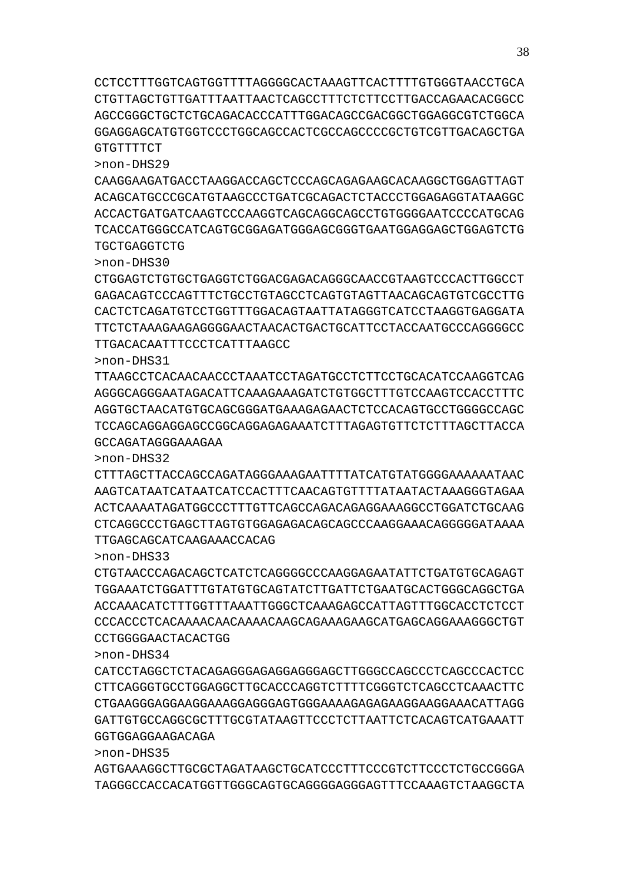CCTCCTTTGGTCAGTGGTTTTAGGGGCACTAAAGTTCACTTTTGTGGGTAACCTGCA
CTGTTAGCTGTTGATTTAATTAACTCAGCCTTTCTCTTCCTTGACCAGAACACGGCC
AGCCGGGCTGCTCTGCAGACACCCATTTGGACAGCCGACGGCTGGAGGCGTCTGGCA
GGAGGAGCATGTGGTCCCTGGCAGCCACTCGCCAGCCCCGCTGTCGTTGACAGCTGA
GTGTTTTCT

>non-DHS29

CAAGGAAGATGACCTAAGGACCAGCTCCCAGCAGAGAAGCACAAGGCTGGAGTTAGT
ACAGCATGCCCGCATGTAAGCCCTGATCGCAGACTCTACCCTGGAGAGGTATAAGGC
ACCACTGATGATCAAGTCCCAAGGTCAGCAGGCAGCCTGTGGGGAATCCCCATGCAG
TCACCATGGGCCATCAGTGCGGAGATGGGAGCGGGTGAATGGAGGAGCTGGAGTCTG
TGCTGAGGTCTG

>non-DHS30

CTGGAGTCTGTGCTGAGGTCTGGACGAGACAGGGCAACCGTAAGTCCCACTTGGCCT
GAGACAGTCCCAGTTTCTGCCTGTAGCCTCAGTGTAGTTAACAGCAGTGTCGCCTTG
CACTCTCAGATGTCCTGGTTTGGACAGTAATTATAGGGTCATCCTAAGGTGAGGATA
TTCTCTAAAGAAGAGGGGAACTAACACTGACTGCATTCCTACCAATGCCCAGGGGCC
TTGACACAATTTCCCTCATTTAAGCC

>non-DHS31

TTAAGCCTCACAACAACCCTAAATCCTAGATGCCTCTTCCTGCACATCCAAGGTCAG
AGGGCAGGGAATAGACATTCAAAGAAAGATCTGTGGCTTTGTCCAAGTCCACCTTTC
AGGTGCTAACATGTGCAGCGGGATGAAAGAGAACTCTCCACAGTGCCTGGGGCCAGC
TCCAGCAGGAGGAGCCGGCAGGAGAGAAATCTTTAGAGTGTTCTCTTTAGCTTACCA
GCCAGATAGGGAAAGAA

>non-DHS32

CTTTAGCTTACCAGCCAGATAGGGAAAGAATTTTATCATGTATGGGGAAAAAATAAC
AAGTCATAATCATAATCATCCACTTTCAACAGTGTTTTATAATACTAAAGGGTAGAA
ACTCAAAATAGATGGCCCTTTGTTCAGCCAGACAGAGGAAAGGCCTGGATCTGCAAG
CTCAGGCCCTGAGCTTAGTGTGGAGAGACAGCAGCCCAAGGAAACAGGGGGATAAAA
TTGAGCAGCATCAAGAAACCACAG

>non-DHS33

CTGTAACCCAGACAGCTCATCTCAGGGGCCCAAGGAGAATATTCTGATGTGCAGAGT
TGGAAATCTGGATTTGTATGTGCAGTATCTTGATTCTGAATGCACTGGGCAGGCTGA
ACCAAACATCTTTGGTTTAAATTGGGCTCAAAGAGCCATTAGTTTGGCACCTCTCCT
CCCACCCTCACAAAACAACAAAACAAGCAGAAAGAAGCATGAGCAGGAAAGGGCTGT
CCTGGGGAACTACACTGG

>non-DHS34

CATCCTAGGCTCTACAGAGGGAGAGGAGGGAGCTTGGGCCAGCCCTCAGCCCACTCC
CTTCAGGGTGCCTGGAGGCTTGCACCCAGGTCTTTTCGGGTCTCAGCCTCAAACTTC
CTGAAGGGAGGAAGGAAAGGAGGGAGTGGGAAAAGAGAGAAGGAAGGAAACATTAGG
GATTGTGCCAGGCGCTTTGCGTATAAGTTCCCTCTTAATTCTCACAGTCATGAAATT
GGTGGAGGAAGACAGA

>non-DHS35

AGTGAAAGGCTTGCGCTAGATAAGCTGCATCCCTTTCCCGTCTTCCCTCTGCCGGGA
TAGGGCCACCACATGGTTGGGCAGTGCAGGGGAGGGAGTTTCCAAAGTCTAAGGCTA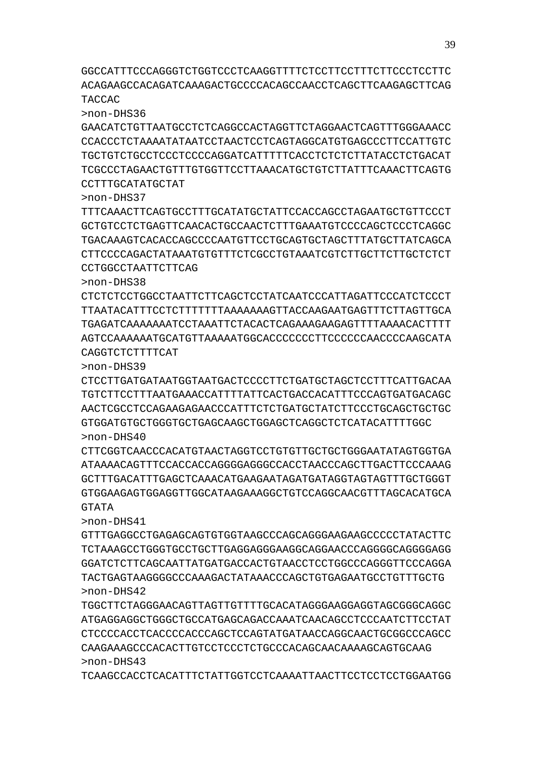GGCCATTTCCCAGGGTCTGGTCCCTCAAGGTTTTCTCCTTCCTTTCTTCCCTCCTTC
ACAGAAGCCACAGATCAAAGACTGCCCCACAGCCAACCTCAGCTTCAAGAGCTTCAG
TACCAC

>non-DHS36

GAACATCTGTTAATGCCTCTCAGGCCACTAGGTTCTAGGAACTCAGTTTGGGAAACC
CCACCCTCTAAAATATAATCCTAACTCCTCAGTAGGCATGTGAGCCCTTCCATTGTC
TGCTGTCTGCCTCCCTCCCCAGGATCATTTTTCACCTCTCTCTTATACCTCTGACAT
TCGCCCTAGAACTGTTTGTGGTTCCTTAAACATGCTGTCTTATTTCAAACTTCAGTG
CCTTTGCATATGCTAT

>non-DHS37

TTTCAAACTTCAGTGCCTTTGCATATGCTATTCCACCAGCCTAGAATGCTGTTCCCT
GCTGTCCTCTGAGTTCAACACTGCCAACTCTTTGAAATGTCCCCAGCTCCCTCAGGC
TGACAAAGTCACACCAGCCCCAATGTTCCTGCAGTGCTAGCTTTATGCTTATCAGCA
CTTCCCCAGACTATAAATGTGTTTCTCGCCTGTAAATCGTCTTGCTTCTTGCTCTCT
CCTGGCCTAATTCTTCAG

>non-DHS38

CTCTCTCCTGGCCTAATTCTTCAGCTCCTATCAATCCCATTAGATTCCCATCTCCCT
TTAATACATTTCCTCTTTTTTTAAAAAAAGTTACCAAGAATGAGTTTCTTAGTTGCA
TGAGATCAAAAAAATCCTAAATTCTACACTCAGAAAGAAGAGTTTTAAAACACTTTT
AGTCCAAAAAATGCATGTTAAAAATGGCACCCCCCCTTCCCCCCAACCCCAAGCATA
CAGGTCTCTTTTCAT

>non-DHS39

CTCCTTGATGATAATGGTAATGACTCCCCTTCTGATGCTAGCTCCTTTCATTGACAA
TGTCTTCCTTTAATGAAACCATTTTATTCACTGACCACATTTCCCAGTGATGACAGC
AACTCGCCTCCAGAAGAGAACCCATTTCTCTGATGCTATCTTCCCTGCAGCTGCTGC
GTGGATGTGCTGGGTGCTGAGCAAGCTGGAGCTCAGGCTCTCATACATTTTGGC

>non-DHS40

CTTCGGTCAACCCACATGTAACTAGGTCCTGTGTTGCTGCTGGGAATATAGTGGTGA
ATAAAACAGTTTCCACCACCAGGGGAGGGCCACCTAACCCAGCTTGACTTCCCAAAG
GCTTTGACATTTGAGCTCAAACATGAAGAATAGATGATAGGTAGTAGTTTGCTGGGT
GTGGAAGAGTGGAGGTTGGCATAAGAAAGGCTGTCCAGGCAACGTTTAGCACATGCA
GTATA

>non-DHS41

GTTTGAGGCCTGAGAGCAGTGTGGTAAGCCCAGCAGGGAAGAAGCCCCCTATACTTC
TCTAAAGCCTGGGTGCCTGCTTGAGGAGGGAAGGCAGGAACCCAGGGGCAGGGGAGG
GGATCTCTTCAGCAATTATGATGACCACTGTAACCTCCTGGCCCAGGGTTCCCAGGA
TACTGAGTAAGGGGCCCAAAGACTATAAACCCAGCTGTGAGAATGCCTGTTTGCTG

>non-DHS42

TGGCTTCTAGGGAACAGTTAGTTGTTTTGCACATAGGGAAGGAGGTAGCGGGCAGGC
ATGAGGAGGCTGGGCTGCCATGAGCAGACCAAATCAACAGCCTCCCAATCTTCCTAT
CTCCCCACCTCACCCCACCCAGCTCCAGTATGATAACCAGGCAACTGCGGCCCAGCC
CAAGAAAGCCCACACTTGTCCTCCCTCTGCCCACAGCAACAAAAGCAGTGCAAG

>non-DHS43

TCAAGCCACCTCACATTTCTATTGGTCCTCAAAATTAACTTCCTCCTCCTGGAATGG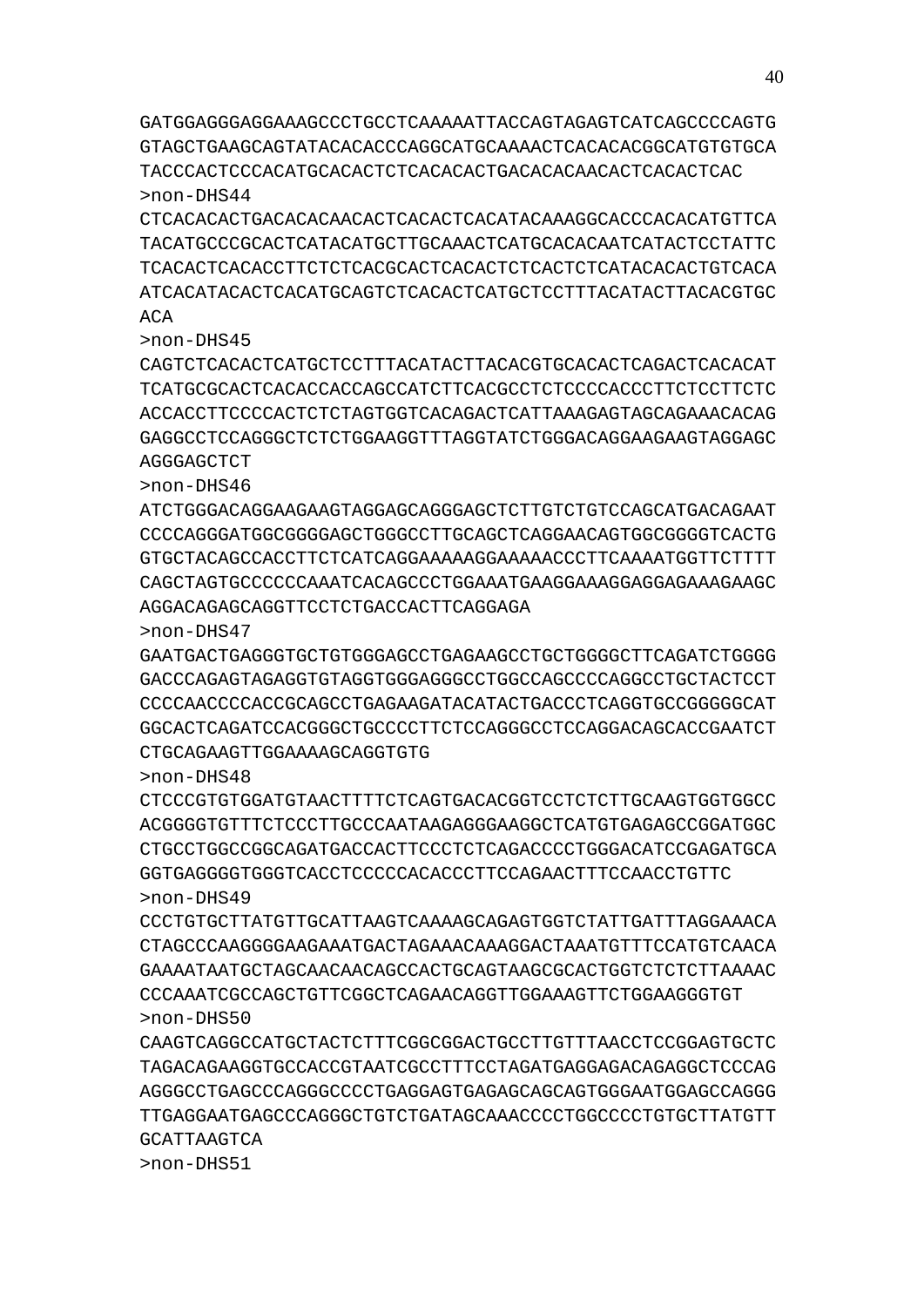GATGGAGGGAGGAAAGCCCTGCCTCAAAAATTACCAGTAGAGTCATCAGCCCCAGTG
GTAGCTGAAGCAGTATACACACCCAGGCATGCAAAACTCACACACGGCATGTGTGCA
TACCCACTCCCACATGCACACTCTCACACACTGACACACAACACTCACACTCAC
>non-DHS44
CTCACACACTGACACACAACACTCACACTCACATACAAAGGCACCCACACATGTTCA
TACATGCCCGCACTCATACATGCTTGCAAACTCATGCACACAATCATACTCCTATTC
TCACACTCACACCTTCTCTCACGCACTCACACTCTCACTCTCATACACACTGTCACA
ATCACATACACTCACATGCAGTCTCACACTCATGCTCCTTTACATACTTACACGTGC
ACA
>non-DHS45
CAGTCTCACACTCATGCTCCTTTACATACTTACACGTGCACACTCAGACTCACACAT
TCATGCGCACTCACACCACCAGCCATCTTCACGCCTCTCCCCACCCTTCTCCTTCTC
ACCACCTTCCCCACTCTCTAGTGGTCACAGACTCATTAAAGAGTAGCAGAAACACAG
GAGGCCTCCAGGGCTCTCTGGAAGGTTTAGGTATCTGGGACAGGAAGAAGTAGGAGC
AGGGAGCTCT
>non-DHS46
ATCTGGGACAGGAAGAAGTAGGAGCAGGGAGCTCTTGTCTGTCCAGCATGACAGAAT
CCCCAGGGATGGCGGGGAGCTGGGCCTTGCAGCTCAGGAACAGTGGCGGGGTCACTG
GTGCTACAGCCACCTTCTCATCAGGAAAAAGGAAAAACCCTTCAAAATGGTTCTTTT
CAGCTAGTGCCCCCCAAATCACAGCCCTGGAAATGAAGGAAAGGAGGAGAAAGAAGC
AGGACAGAGCAGGTTCCTCTGACCACTTCAGGAGA
>non-DHS47
GAATGACTGAGGGTGCTGTGGGAGCCTGAGAAGCCTGCTGGGGCTTCAGATCTGGGG
GACCCAGAGTAGAGGTGTAGGTGGGAGGGCCTGGCCAGCCCCAGGCCTGCTACTCCT
CCCCAACCCCACCGCAGCCTGAGAAGATACATACTGACCCTCAGGTGCCGGGGGCAT
GGCACTCAGATCCACGGGCTGCCCCTTCTCCAGGGCCTCCAGGACAGCACCGAATCT
CTGCAGAAGTTGGAAAAGCAGGTGTG
>non-DHS48
CTCCCGTGTGGATGTAACTTTTCTCAGTGACACGGTCCTCTCTTGCAAGTGGTGGCC
ACGGGGTGTTTCTCCCTTGCCCAATAAGAGGGAAGGCTCATGTGAGAGCCGGATGGC
CTGCCTGGCCGGCAGATGACCACTTCCCTCTCAGACCCCTGGGACATCCGAGATGCA
GGTGAGGGGTGGGTCACCTCCCCCACACCCTTCCAGAACTTTCCAACCTGTTC
>non-DHS49
CCCTGTGCTTATGTTGCATTAAGTCAAAAGCAGAGTGGTCTATTGATTTAGGAAACA
CTAGCCCAAGGGGAAGAAATGACTAGAAACAAAGGACTAAATGTTTCCATGTCAACA
GAAAATAATGCTAGCAACAACAGCCACTGCAGTAAGCGCACTGGTCTCTCTTAAAAC
CCCAAATCGCCAGCTGTTCGGCTCAGAACAGGTTGGAAAGTTCTGGAAGGGTGT
>non-DHS50
CAAGTCAGGCCATGCTACTCTTTCGGCGGACTGCCTTGTTTAACCTCCGGAGTGCTC
TAGACAGAAGGTGCCACCGTAATCGCCTTTCCTAGATGAGGAGACAGAGGCTCCCAG
AGGGCCTGAGCCCAGGGCCCCTGAGGAGTGAGAGCAGCAGTGGGAATGGAGCCAGGG
TTGAGGAATGAGCCCAGGGCTGTCTGATAGCAAACCCCTGGCCCCTGTGCTTATGTT
GCATTAAGTCA
>non-DHS51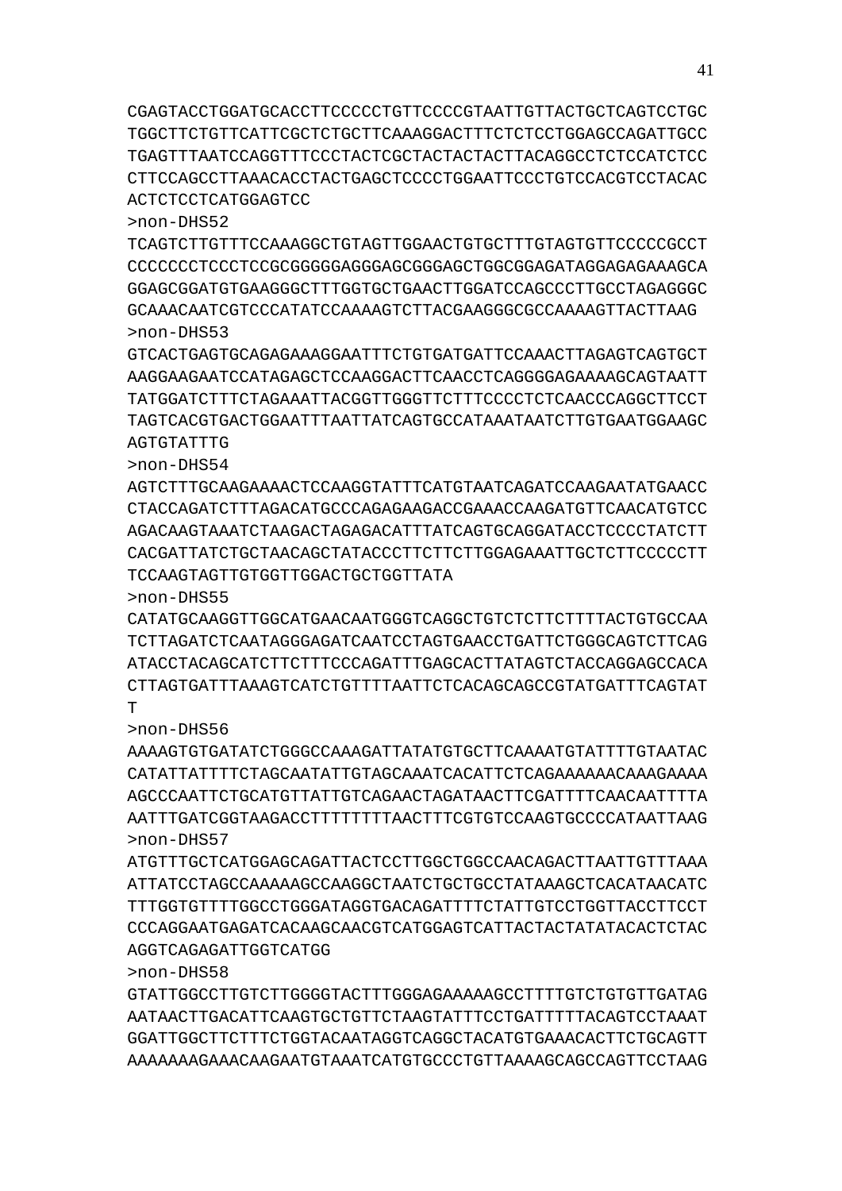CGAGTACCTGGATGCACCTTCCCCCTGTTCCCCGTAATTGTTACTGCTCAGTCCTGC
TGGCTTCTGTTCATTCGCTCTGCTTCAAAGGACTTTCTCTCCTGGAGCCAGATTGCC
TGAGTTTAATCCAGGTTTCCCTACTCGCTACTACTACTTACAGGCCTCTCCATCTCC
CTTCCAGCCTTAAACACCTACTGAGCTCCCCTGGAATTCCCTGTCCACGTCCTACAC
ACTCTCCTCATGGAGTCC

>non-DHS52

TCAGTCTTGTTTCCAAAGGCTGTAGTTGGAACTGTGCTTTGTAGTGTTCCCCCGCCT
CCCCCCCTCCCTCCGCGGGGGAGGGAGCGGGAGCTGGCGGAGATAGGAGAGAAAGCA
GGAGCGGATGTGAAGGGCTTTGGTGCTGAACTTGGATCCAGCCCTTGCCTAGAGGGC
GCAAACAATCGTCCCATATCCAAAAGTCTTACGAAGGGCGCCAAAAGTTACTTAAG

>non-DHS53

GTCACTGAGTGCAGAGAAAGGAATTTCTGTGATGATTCCAAACTTAGAGTCAGTGCT
AAGGAAGAATCCATAGAGCTCCAAGGACTTCAACCTCAGGGGAGAAAAGCAGTAATT
TATGGATCTTTCTAGAAATTACGGTTGGGTTCTTTCCCCTCTCAACCCAGGCTTCCT
TAGTCACGTGACTGGAATTTAATTATCAGTGCCATAAATAATCTTGTGAATGGAAGC
AGTGTATTTG

>non-DHS54

AGTCTTTGCAAGAAAACTCCAAGGTATTTCATGTAATCAGATCCAAGAATATGAACC
CTACCAGATCTTTAGACATGCCCAGAGAAGACCGAAACCAAGATGTTCAACATGTCC
AGACAAGTAAATCTAAGACTAGAGACATTTATCAGTGCAGGATACCTCCCCTATCTT
CACGATTATCTGCTAACAGCTATACCCTTCTTCTTGGAGAAATTGCTCTTCCCCCTT
TCCAAGTAGTTGTGGTTGGACTGCTGGTTATA

>non-DHS55

CATATGCAAGGTTGGCATGAACAATGGGTCAGGCTGTCTCTTCTTTTACTGTGCCAA
TCTTAGATCTCAATAGGGAGATCAATCCTAGTGAACCTGATTCTGGGCAGTCTTCAG
ATACCTACAGCATCTTCTTTCCCAGATTTGAGCACTTATAGTCTACCAGGAGCCACA
CTTAGTGATTTAAAGTCATCTGTTTTAATTCTCACAGCAGCCGTATGATTTCAGTAT
T

>non-DHS56

AAAAGTGTGATATCTGGGCCAAAGATTATATGTGCTTCAAAATGTATTTTGTAATAC
CATATTATTTTCTAGCAATATTGTAGCAAATCACATTCTCAGAAAAAACAAAGAAAA
AGCCCAATTCTGCATGTTATTGTCAGAACTAGATAACTTCGATTTTCAACAATTTTA
AATTTGATCGGTAAGACCTTTTTTTTAACTTTCGTGTCCAAGTGCCCCATAATTAAG

>non-DHS57

ATGTTTGCTCATGGAGCAGATTACTCCTTGGCTGGCCAACAGACTTAATTGTTTAAA
ATTATCCTAGCCAAAAAGCCAAGGCTAATCTGCTGCCTATAAAGCTCACATAACATC
TTTGGTGTTTTGGCCTGGGATAGGTGACAGATTTTCTATTGTCCTGGTTACCTTCCT
CCCAGGAATGAGATCACAAGCAACGTCATGGAGTCATTACTACTATATACACTCTAC
AGGTCAGAGATTGGTCATGG

>non-DHS58

GTATTGGCCTTGTCTTGGGGTACTTTGGGAGAAAAAGCCTTTTGTCTGTGTTGATAG
AATAACTTGACATTCAAGTGCTGTTCTAAGTATTTCCTGATTTTTACAGTCCTAAAT
GGATTGGCTTCTTTCTGGTACAATAGGTCAGGCTACATGTGAAACACTTCTGCAGTT
AAAAAAAGAAACAAGAATGTAAATCATGTGCCCTGTTAAAAGCAGCCAGTTCCTAAG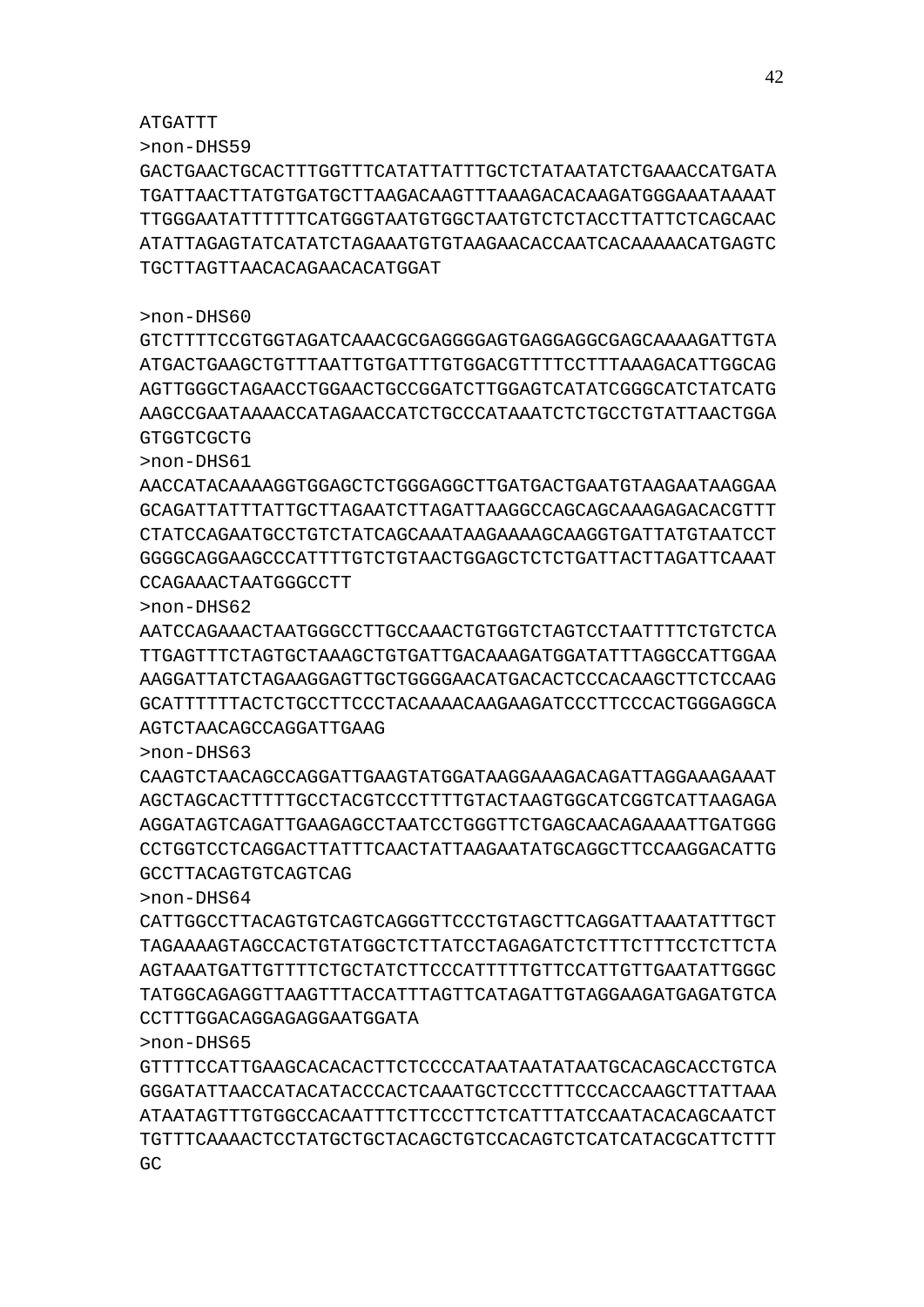ATGATTT
>non-DHS59
GACTGAACTGCACTTTGGTTTCATATTATTTGCTCTATAATATCTGAAACCATGATA
TGATTAACTTATGTGATGCTTAAGACAAGTTTAAAGACACAAGATGGGAAATAAAAT
TTGGGAATATTTTTTCATGGGTAATGTGGCTAATGTCTCTACCTTATTCTCAGCAAC
ATATTAGAGTATCATATCTAGAAATGTGTAAGAACACCAATCACAAAAACATGAGTC
TGCTTAGTTAACACAGAACACATGGAT

>non-DHS60
GTCTTTTCCGTGGTAGATCAAACGCGAGGGGAGTGAGGAGGCGAGCAAAAGATTGTA
ATGACTGAAGCTGTTTAATTGTGATTTGTGGACGTTTTCCTTTAAAGACATTGGCAG
AGTTGGGCTAGAACCTGGAACTGCCGGATCTTGGAGTCATATCGGGCATCTATCATG
AAGCCGAATAAAACCATAGAACCATCTGCCCATAAATCTCTGCCTGTATTAACTGGA
GTGGTCGCTG
>non-DHS61
AACCATACAAAAGGTGGAGCTCTGGGAGGCTTGATGACTGAATGTAAGAATAAGGAA
GCAGATTATTTATTGCTTAGAATCTTAGATTAAGGCCAGCAGCAAAGAGACACGTTT
CTATCCAGAATGCCTGTCTATCAGCAAATAAGAAAAGCAAGGTGATTATGTAATCCT
GGGGCAGGAAGCCCATTTTGTCTGTAACTGGAGCTCTCTGATTACTTAGATTCAAAT
CCAGAAACTAATGGGCCTT
>non-DHS62
AATCCAGAAACTAATGGGCCTTGCCAAACTGTGGTCTAGTCCTAATTTTCTGTCTCA
TTGAGTTTCTAGTGCTAAAGCTGTGATTGACAAAGATGGATATTTAGGCCATTGGAA
AAGGATTATCTAGAAGGAGTTGCTGGGGAACATGACACTCCCACAAGCTTCTCCAAG
GCATTTTTTACTCTGCCTTCCCTACAAAACAAGAAGATCCCTTCCCACTGGGAGGCA
AGTCTAACAGCCAGGATTGAAG
>non-DHS63
CAAGTCTAACAGCCAGGATTGAAGTATGGATAAGGAAAGACAGATTAGGAAAGAAAT
AGCTAGCACTTTTTGCCTACGTCCCTTTTGTACTAAGTGGCATCGGTCATTAAGAGA
AGGATAGTCAGATTGAAGAGCCTAATCCTGGGTTCTGAGCAACAGAAAATTGATGGG
CCTGGTCCTCAGGACTTATTTCAACTATTAAGAATATGCAGGCTTCCAAGGACATTG
GCCTTACAGTGTCAGTCAG
>non-DHS64
CATTGGCCTTACAGTGTCAGTCAGGGTTCCCTGTAGCTTCAGGATTAAATATTTGCT
TAGAAAAGTAGCCACTGTATGGCTCTTATCCTAGAGATCTCTTTCTTTCCTCTTCTA
AGTAAATGATTGTTTTCTGCTATCTTCCCATTTTTGTTCCATTGTTGAATATTGGGC
TATGGCAGAGGTTAAGTTTACCATTTAGTTCATAGATTGTAGGAAGATGAGATGTCA
CCTTTGGACAGGAGAGGAATGGATA
>non-DHS65
GTTTTCCATTGAAGCACACACTTCTCCCCATAATAATATAATGCACAGCACCTGTCA
GGGATATTAACCATACATACCCACTCAAATGCTCCCTTTCCCACCAAGCTTATTAAA
ATAATAGTTTGTGGCCACAATTTCTTCCCTTCTCATTTATCCAATACACAGCAATCT
TGTTTCAAAACTCCTATGCTGCTACAGCTGTCCACAGTCTCATCATACGCATTCTTT
GC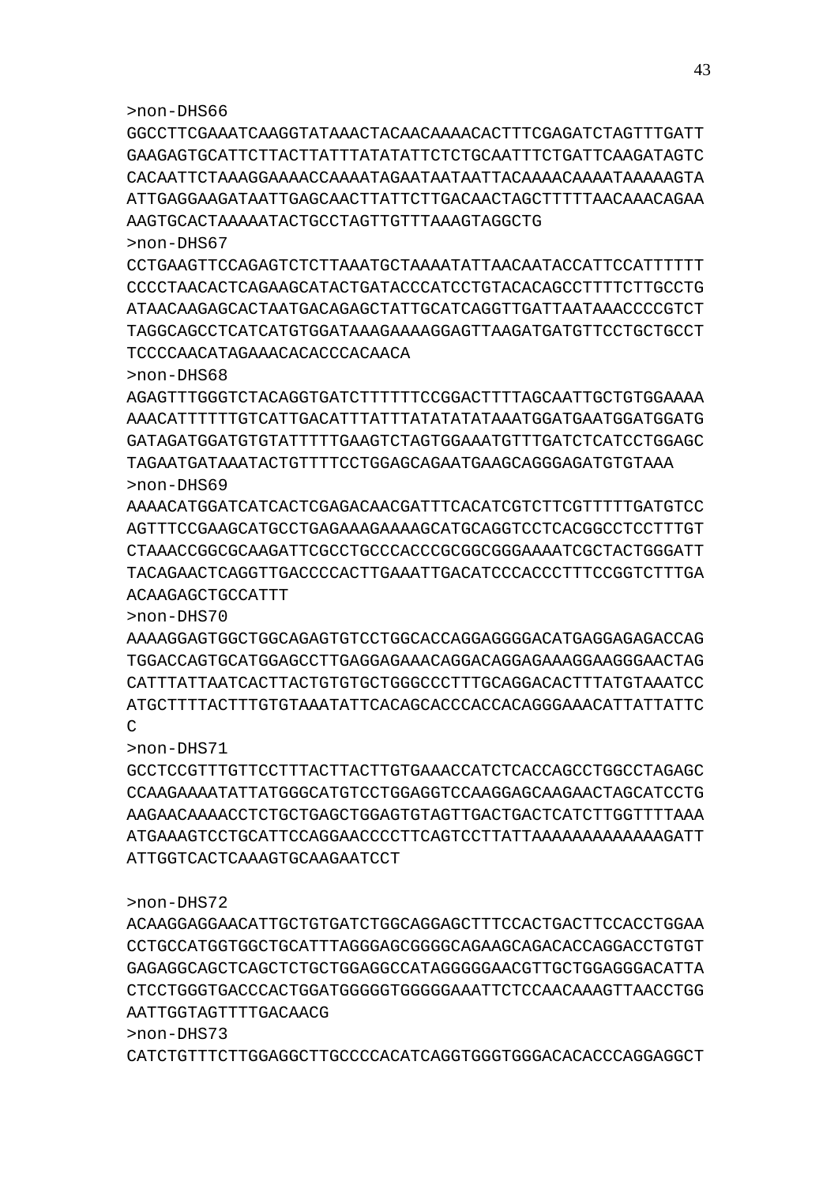>non-DHS66
GGCCTTCGAAATCAAGGTATAAACTACAACAAAACACTTTCGAGATCTAGTTTGATT
GAAGAGTGCATTCTTACTTATTTATATATTCTCTGCAATTTCTGATTCAAGATAGTC
CACAATTCTAAAGGAAAACCAAAATAGAATAATAATTACAAAACAAAATAAAAAGTA
ATTGAGGAAGATAATTGAGCAACTTATTCTTGACAACTAGCTTTTTAACAAACAGAA
AAGTGCACTAAAAATACTGCCTAGTTGTTTAAAGTAGGCTG
>non-DHS67
CCTGAAGTTCCAGAGTCTCTTAAATGCTAAAATATTAACAATACCATTCCATTTTTT
CCCCTAACACTCAGAAGCATACTGATACCCATCCTGTACACAGCCTTTTCTTGCCTG
ATAACAAGAGCACTAATGACAGAGCTATTGCATCAGGTTGATTAATAAACCCCGTCT
TAGGCAGCCTCATCATGTGGATAAAGAAAAGGAGTTAAGATGATGTTCCTGCTGCCT
TCCCCAACATAGAAACACACCCACAACA
>non-DHS68
AGAGTTTGGGTCTACAGGTGATCTTTTTTCCGGACTTTTAGCAATTGCTGTGGAAAA
AAACATTTTTTGTCATTGACATTTATTTATATATATAAATGGATGAATGGATGGATG
GATAGATGGATGTGTATTTTTGAAGTCTAGTGGAAATGTTTGATCTCATCCTGGAGC
TAGAATGATAAATACTGTTTTCCTGGAGCAGAATGAAGCAGGGAGATGTGTAAA
>non-DHS69
AAAACATGGATCATCACTCGAGACAACGATTTCACATCGTCTTCGTTTTTGATGTCC
AGTTTCCGAAGCATGCCTGAGAAAGAAAAGCATGCAGGTCCTCACGGCCTCCTTTGT
CTAAACCGGCGCAAGATTCGCCTGCCCACCCGCGGCGGGAAAATCGCTACTGGGATT
TACAGAACTCAGGTTGACCCCACTTGAAATTGACATCCCACCCTTTCCGGTCTTTGA
ACAAGAGCTGCCATTT
>non-DHS70
AAAAGGAGTGGCTGGCAGAGTGTCCTGGCACCAGGAGGGGACATGAGGAGAGACCAG
TGGACCAGTGCATGGAGCCTTGAGGAGAAACAGGACAGGAGAAAGGAAGGGAACTAG
CATTTATTAATCACTTACTGTGTGCTGGGCCCTTTGCAGGACACTTTATGTAAATCC
ATGCTTTTACTTTGTGTAAATATTCACAGCACCCACCACAGGGAAACATTATTATTC
C
>non-DHS71
GCCTCCGTTTGTTCCTTTACTTACTTGTGAAACCATCTCACCAGCCTGGCCTAGAGC
CCAAGAAAATATTATGGGCATGTCCTGGAGGTCCAAGGAGCAAGAACTAGCATCCTG
AAGAACAAAACCTCTGCTGAGCTGGAGTGTAGTTGACTGACTCATCTTGGTTTTAAA
ATGAAAGTCCTGCATTCCAGGAACCCCTTCAGTCCTTATTAAAAAAAAAAAAAGATT
ATTGGTCACTCAAAGTGCAAGAATCCT

>non-DHS72
ACAAGGAGGAACATTGCTGTGATCTGGCAGGAGCTTTCCACTGACTTCCACCTGGAA
CCTGCCATGGTGGCTGCATTTAGGGAGCGGGGCAGAAGCAGACACCAGGACCTGTGT
GAGAGGCAGCTCAGCTCTGCTGGAGGCCATAGGGGGAACGTTGCTGGAGGGACATTA
CTCCTGGGTGACCCACTGGATGGGGGTGGGGGAAATTCTCCAACAAAGTTAACCTGG
AATTGGTAGTTTTGACAACG
>non-DHS73
CATCTGTTTCTTGGAGGCTTGCCCCACATCAGGTGGGTGGGACACACCCAGGAGGCT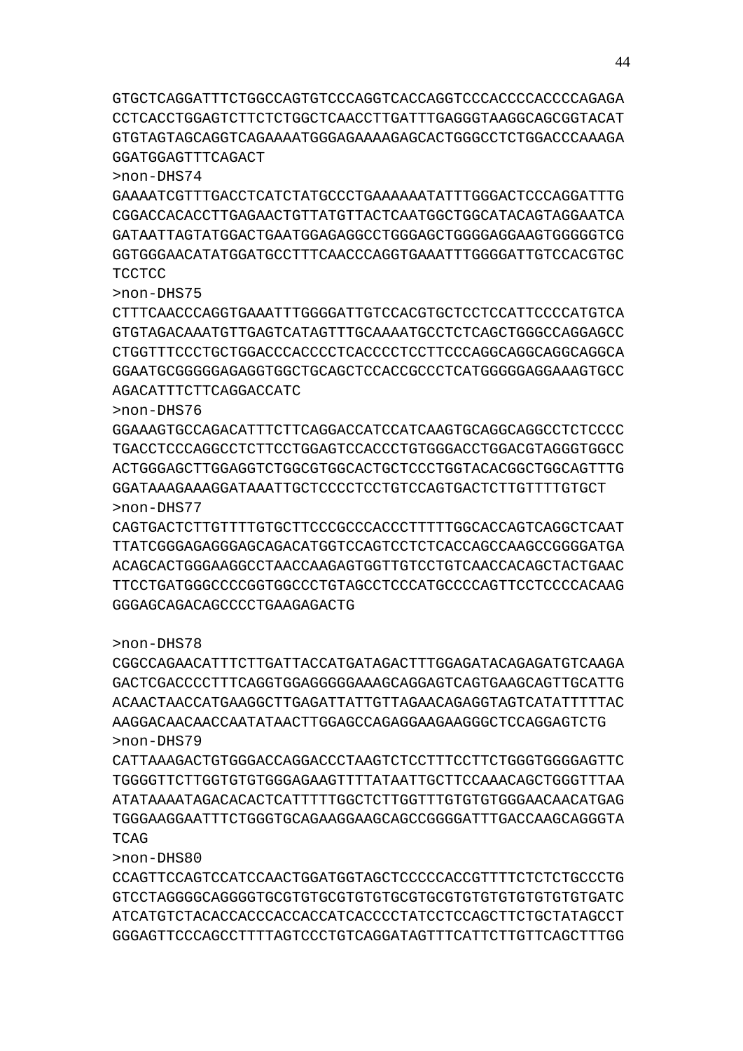GTGCTCAGGATTTCTGGCCAGTGTCCCAGGTCACCAGGTCCCACCCCACCCCAGAGA
CCTCACCTGGAGTCTTCTCTGGCTCAACCTTGATTTGAGGGTAAGGCAGCGGTACAT
GTGTAGTAGCAGGTCAGAAAATGGGAGAAAAGAGCACTGGGCCTCTGGACCCAAAGA
GGATGGAGTTTCAGACT

>non-DHS74

GAAAATCGTTTGACCTCATCTATGCCCTGAAAAAATATTTGGGACTCCCAGGATTTG
CGGACCACACCTTGAGAACTGTTATGTTACTCAATGGCTGGCATACAGTAGGAATCA
GATAATTAGTATGGACTGAATGGAGAGGCCTGGGAGCTGGGGAGGAAGTGGGGGTCG
GGTGGGAACATATGGATGCCTTTCAACCCAGGTGAAATTTGGGGATTGTCCACGTGC
TCCTCC

>non-DHS75

CTTTCAACCCAGGTGAAATTTGGGGATTGTCCACGTGCTCCTCCATTCCCCATGTCA
GTGTAGACAAATGTTGAGTCATAGTTTGCAAAATGCCTCTCAGCTGGGCCAGGAGCC
CTGGTTTCCCTGCTGGACCCACCCCTCACCCCTCCTTCCCAGGCAGGCAGGCAGGCA
GGAATGCGGGGGAGAGGTGGCTGCAGCTCCACCGCCCTCATGGGGGAGGAAAGTGCC
AGACATTTCTTCAGGACCATC

>non-DHS76

GGAAAGTGCCAGACATTTCTTCAGGACCATCCATCAAGTGCAGGCAGGCCTCTCCCC
TGACCTCCCAGGCCTCTTCCTGGAGTCCACCCTGTGGGACCTGGACGTAGGGTGGCC
ACTGGGAGCTTGGAGGTCTGGCGTGGCACTGCTCCCTGGTACACGGCTGGCAGTTTG
GGATAAAGAAAGGATAAATTGCTCCCCTCCTGTCCAGTGACTCTTGTTTTGTGCT

>non-DHS77

CAGTGACTCTTGTTTTGTGCTTCCCGCCCACCCTTTTTGGCACCAGTCAGGCTCAAT
TTATCGGGAGAGGGAGCAGACATGGTCCAGTCCTCTCACCAGCCAAGCCGGGGATGA
ACAGCACTGGGAAGGCCTAACCAAGAGTGGTTGTCCTGTCAACCACAGCTACTGAAC
TTCCTGATGGGCCCCGGTGGCCCTGTAGCCTCCCATGCCCCAGTTCCTCCCCACAAG
GGGAGCAGACAGCCCCTGAAGAGACTG

>non-DHS78

CGGCCAGAACATTTCTTGATTACCATGATAGACTTTGGAGATACAGAGATGTCAAGA
GACTCGACCCCTTTCAGGTGGAGGGGGAAAGCAGGAGTCAGTGAAGCAGTTGCATTG
ACAACTAACCATGAAGGCTTGAGATTATTGTTAGAACAGAGGTAGTCATATTTTTAC
AAGGACAACAACCAATATAACTTGGAGCCAGAGGAAGAAGGGCTCCAGGAGTCTG

>non-DHS79

CATTAAAGACTGTGGGACCAGGACCCTAAGTCTCCTTTCCTTCTGGGTGGGGAGTTC
TGGGGTTCTTGGTGTGTGGGAGAAGTTTTATAATTGCTTCCAAACAGCTGGGTTTAA
ATATAAAATAGACACACTCATTTTTGGCTCTTGGTTTGTGTGTGGGAACAACATGAG
TGGGAAGGAATTTCTGGGTGCAGAAGGAAGCAGCCGGGGATTTGACCAAGCAGGGTA
TCAG

>non-DHS80

CCAGTTCCAGTCCATCCAACTGGATGGTAGCTCCCCCACCGTTTTCTCTCTGCCCTG
GTCCTAGGGGCAGGGGTGCGTGTGCGTGTGTGCGTGCGTGTGTGTGTGTGTGTGATC
ATCATGTCTACACCACCCACCACCATCACCCCTATCCTCCAGCTTCTGCTATAGCCT
GGGAGTTCCCAGCCTTTTAGTCCCTGTCAGGATAGTTTCATTCTTGTTCAGCTTTGG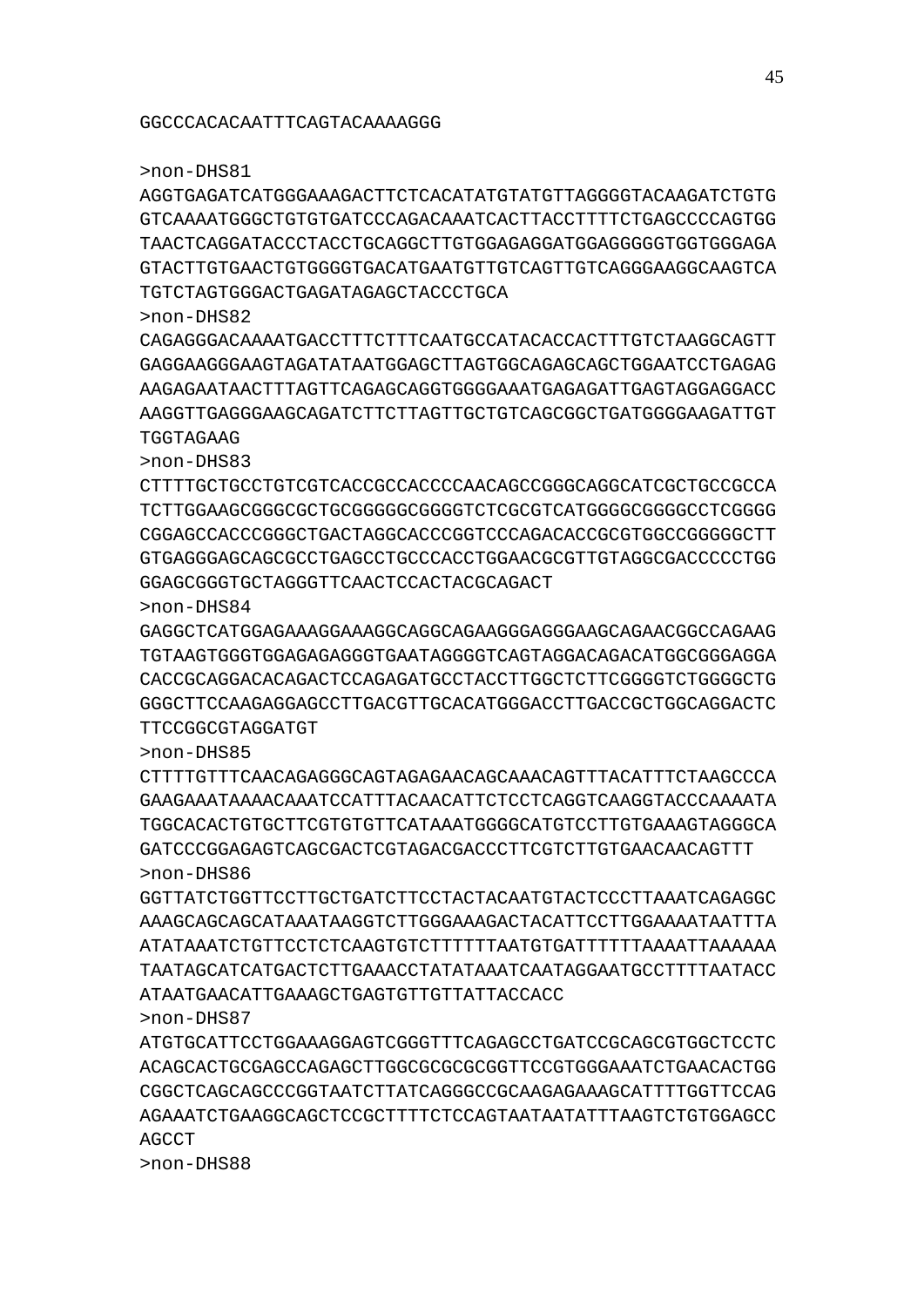GGCCCACACAATTTCAGTACAAAAGGG

>non-DHS81
AGGTGAGATCATGGGAAAGACTTCTCACATATGTATGTTAGGGGTACAAGATCTGTG
GTCAAAATGGGCTGTGTGATCCCAGACAAATCACTTACCTTTTCTGAGCCCCAGTGG
TAACTCAGGATACCCTACCTGCAGGCTTGTGGAGAGGATGGAGGGGGTGGTGGGAGA
GTACTTGTGAACTGTGGGGTGACATGAATGTTGTCAGTTGTCAGGGAAGGCAAGTCA
TGTCTAGTGGGACTGAGATAGAGCTACCCTGCA
>non-DHS82
CAGAGGGACAAAATGACCTTTCTTTCAATGCCATACACCACTTTGTCTAAGGCAGTT
GAGGAAGGGAAGTAGATATAATGGAGCTTAGTGGCAGAGCAGCTGGAATCCTGAGAG
AAGAGAATAACTTTAGTTCAGAGCAGGTGGGGAAATGAGAGATTGAGTAGGAGGACC
AAGGTTGAGGGAAGCAGATCTTCTTAGTTGCTGTCAGCGGCTGATGGGGAAGATTGT
TGGTAGAAG
>non-DHS83
CTTTTGCTGCCTGTCGTCACCGCCACCCCAACAGCCGGGCAGGCATCGCTGCCGCCA
TCTTGGAAGCGGGCGCTGCGGGGGCGGGGTCTCGCGTCATGGGGCGGGGCCTCGGGG
CGGAGCCACCCGGGCTGACTAGGCACCCGGTCCCAGACACCGCGTGGCCGGGGGCTT
GTGAGGGAGCAGCGCCTGAGCCTGCCCACCTGGAACGCGTTGTAGGCGACCCCCTGG
GGAGCGGGTGCTAGGGTTCAACTCCACTACGCAGACT
>non-DHS84
GAGGCTCATGGAGAAAGGAAAGGCAGGCAGAAGGGAGGGAAGCAGAACGGCCAGAAG
TGTAAGTGGGTGGAGAGAGGGTGAATAGGGGTCAGTAGGACAGACATGGCGGGAGGA
CACCGCAGGACACAGACTCCAGAGATGCCTACCTTGGCTCTTCGGGGTCTGGGGCTG
GGGCTTCCAAGAGGAGCCTTGACGTTGCACATGGGACCTTGACCGCTGGCAGGACTC
TTCCGGCGTAGGATGT
>non-DHS85
CTTTTGTTTCAACAGAGGGCAGTAGAGAACAGCAAACAGTTTACATTTCTAAGCCCA
GAAGAAATAAAACAAATCCATTTACAACATTCTCCTCAGGTCAAGGTACCCAAAATA
TGGCACACTGTGCTTCGTGTGTTCATAAATGGGGCATGTCCTTGTGAAAGTAGGGCA
GATCCCGGAGAGTCAGCGACTCGTAGACGACCCTTCGTCTTGTGAACAACAGTTT
>non-DHS86
GGTTATCTGGTTCCTTGCTGATCTTCCTACTACAATGTACTCCCTTAAATCAGAGGC
AAAGCAGCAGCATAAATAAGGTCTTGGGAAAGACTACATTCCTTGGAAAATAATTTA
ATATAAATCTGTTCCTCTCAAGTGTCTTTTTTAATGTGATTTTTTAAAATTAAAAAA
TAATAGCATCATGACTCTTGAAACCTATATAAATCAATAGGAATGCCTTTTAATACC
ATAATGAACATTGAAAGCTGAGTGTTGTTATTACCACC
>non-DHS87
ATGTGCATTCCTGGAAAGGAGTCGGGTTTCAGAGCCTGATCCGCAGCGTGGCTCCTC
ACAGCACTGCGAGCCAGAGCTTGGCGCGCGCGGTTCCGTGGGAAATCTGAACACTGG
CGGCTCAGCAGCCCGGTAATCTTATCAGGGCCGCAAGAGAAAGCATTTTGGTTCCAG
AGAAATCTGAAGGCAGCTCCGCTTTTCTCCAGTAATAATATTTAAGTCTGTGGAGCC
AGCCT
>non-DHS88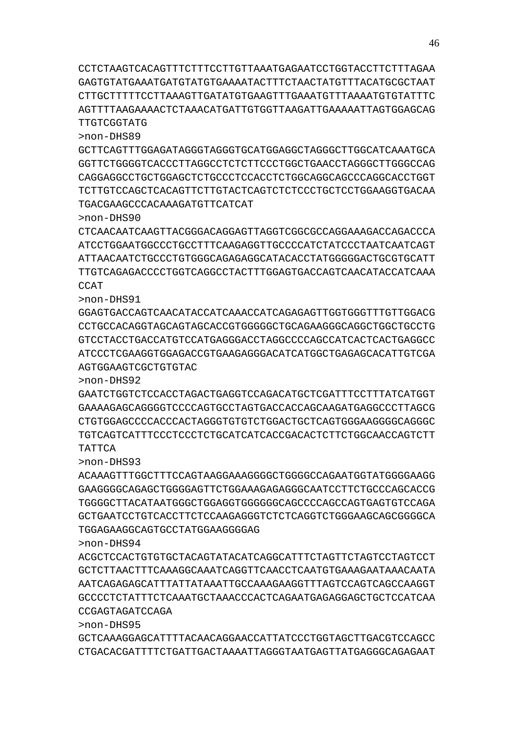CCTCTAAGTCACAGTTTCTTTCCTTGTTAAATGAGAATCCTGGTACCTTCTTTAGAA
GAGTGTATGAAATGATGTATGTGAAAATACTTTCTAACTATGTTTACATGCGCTAAT
CTTGCTTTTTCCTTAAAGTTGATATGTGAAGTTTGAAATGTTTAAAATGTGTATTTC
AGTTTTAAGAAAACTCTAAACATGATTGTGGTTAAGATTGAAAAATTAGTGGAGCAG
TTGTCGGTATG

>non-DHS89

GCTTCAGTTTGGAGATAGGGTAGGGTGCATGGAGGCTAGGGCTTGGCATCAAATGCA
GGTTCTGGGGTCACCCTTAGGCCTCTCTTCCCTGGCTGAACCTAGGGCTTGGGCCAG
CAGGAGGCCTGCTGGAGCTCTGCCCTCCACCTCTGGCAGGCAGCCCAGGCACCTGGT
TCTTGTCCAGCTCACAGTTCTTGTACTCAGTCTCTCCCTGCTCCTGGAAGGTGACAA
TGACGAAGCCCACAAAGATGTTCATCAT

>non-DHS90

CTCAACAATCAAGTTACGGGACAGGAGTTAGGTCGGCGCCAGGAAAGACCAGACCCA
ATCCTGGAATGGCCCTGCCTTTCAAGAGGTTGCCCCATCTATCCCTAATCAATCAGT
ATTAACAATCTGCCCTGTGGGCAGAGAGGCATACACCTATGGGGGACTGCGTGCATT
TTGTCAGAGACCCCTGGTCAGGCCTACTTTGGAGTGACCAGTCAACATACCATCAAA
CCAT

>non-DHS91

GGAGTGACCAGTCAACATACCATCAAACCATCAGAGAGTTGGTGGGTTTGTTGGACG
CCTGCCACAGGTAGCAGTAGCACCGTGGGGGCTGCAGAAGGGCAGGCTGGCTGCCTG
GTCCTACCTGACCATGTCCATGAGGGACCTAGGCCCCAGCCATCACTCACTGAGGCC
ATCCCTCGAAGGTGGAGACCGTGAAGAGGGACATCATGGCTGAGAGCACATTGTCGA
AGTGGAAGTCGCTGTGTAC

>non-DHS92

GAATCTGGTCTCCACCTAGACTGAGGTCCAGACATGCTCGATTTCCTTTATCATGGT
GAAAAGAGCAGGGGTCCCCAGTGCCTAGTGACCACCAGCAAGATGAGGCCCTTAGCG
CTGTGGAGCCCCACCCACTAGGGTGTGTCTGGACTGCTCAGTGGGAAGGGGCAGGGC
TGTCAGTCATTTCCCTCCCTCTGCATCATCACCGACACTCTTCTGGCAACCAGTCTT
TATTCA

>non-DHS93

ACAAAGTTTGGCTTTCCAGTAAGGAAAGGGGCTGGGGCCAGAATGGTATGGGGAAGG
GAAGGGGCAGAGCTGGGGAGTTCTGGAAAGAGAGGGCAATCCTTCTGCCCAGCACCG
TGGGGCTTACATAATGGGCTGGAGGTGGGGGGCAGCCCCAGCCAGTGAGTGTCCAGA
GCTGAATCCTGTCACCTTCTCCAAGAGGGTCTCTCAGGTCTGGGAAGCAGCGGGGCA
TGGAGAAGGCAGTGCCTATGGAAGGGGAG

>non-DHS94

ACGCTCCACTGTGTGCTACAGTATACATCAGGCATTTCTAGTTCTAGTCCTAGTCCT
GCTCTTAACTTTCAAAGGCAAATCAGGTTCAACCTCAATGTGAAAGAATAAACAATA
AATCAGAGAGCATTTATTATAAATTGCCAAAGAAGGTTTAGTCCAGTCAGCCAAGGT
GCCCCTCTATTTCTCAAATGCTAAACCCACTCAGAATGAGAGGAGCTGCTCCATCAA
CCGAGTAGATCCAGA

>non-DHS95

GCTCAAAGGAGCATTTTACAACAGGAACCATTATCCCTGGTAGCTTGACGTCCAGCC
CTGACACGATTTTCTGATTGACTAAAATTAGGGTAATGAGTTATGAGGGCAGAGAAT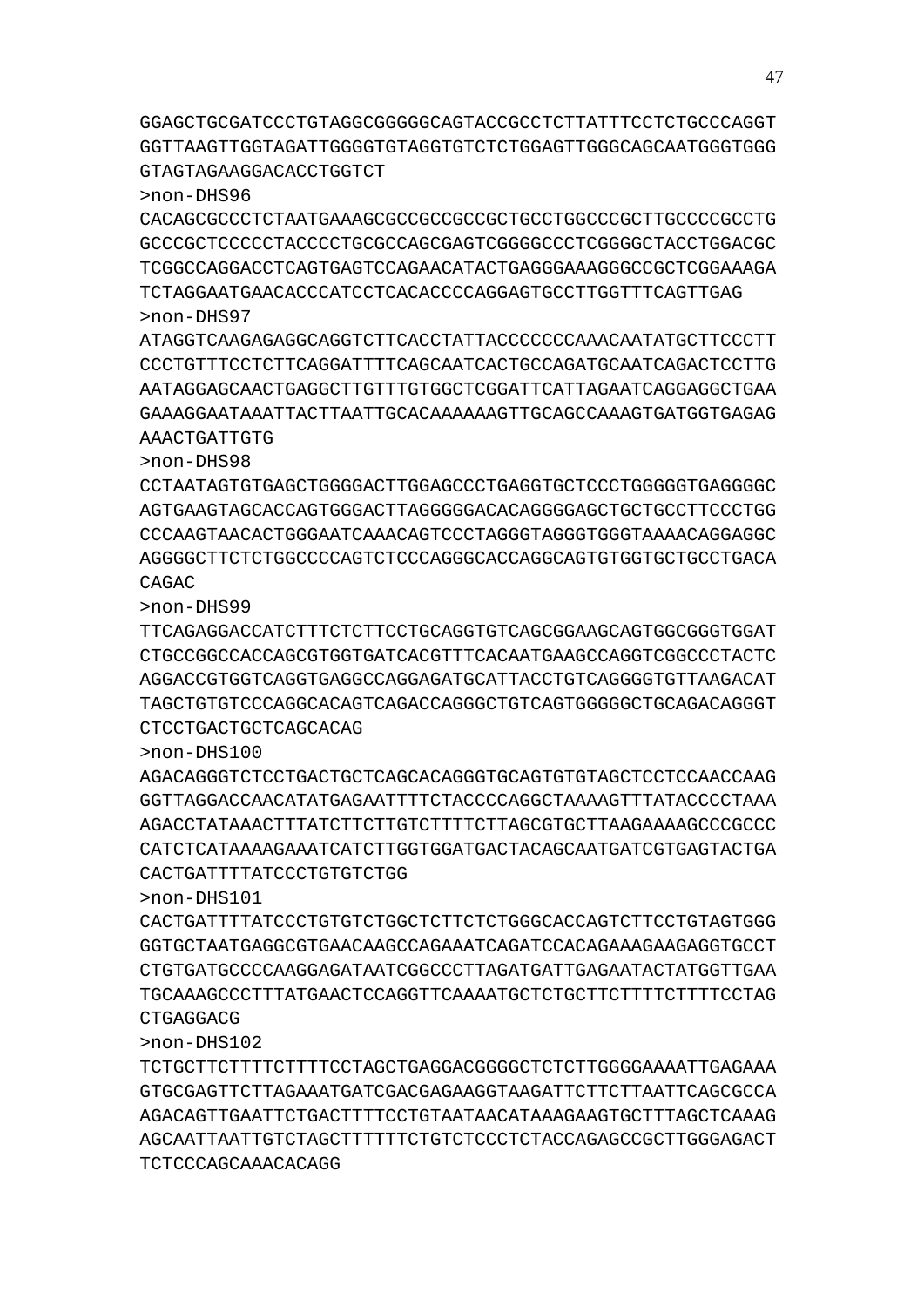GGAGCTGCGATCCCTGTAGGCGGGGGCAGTACCGCCTCTTATTTCCTCTGCCCAGGT
GGTTAAGTTGGTAGATTGGGGTGTAGGTGTCTCTGGAGTTGGGCAGCAATGGGTGGG
GTAGTAGAAGGACACCTGGTCT

>non-DHS96

CACAGCGCCCTCTAATGAAAGCGCCGCCGCCGCTGCCTGGCCCGCTTGCCCCGCCTG
GCCCGCTCCCCCTACCCCTGCGCCAGCGAGTCGGGGCCCTCGGGGCTACCTGGACGC
TCGGCCAGGACCTCAGTGAGTCCAGAACATACTGAGGGAAAGGGCCGCTCGGAAAGA
TCTAGGAATGAACACCCATCCTCACACCCCAGGAGTGCCTTGGTTTCAGTTGAG

>non-DHS97

ATAGGTCAAGAGAGGCAGGTCTTCACCTATTACCCCCCCAAACAATATGCTTCCCTT
CCCTGTTTCCTCTTCAGGATTTTCAGCAATCACTGCCAGATGCAATCAGACTCCTTG
AATAGGAGCAACTGAGGCTTGTTTGTGGCTCGGATTCATTAGAATCAGGAGGCTGAA
GAAAGGAATAAATTACTTAATTGCACAAAAAAGTTGCAGCCAAAGTGATGGTGAGAG
AAACTGATTGTG

>non-DHS98

CCTAATAGTGTGAGCTGGGGACTTGGAGCCCTGAGGTGCTCCCTGGGGGTGAGGGGC
AGTGAAGTAGCACCAGTGGGACTTAGGGGGACACAGGGGAGCTGCTGCCTTCCCTGG
CCCAAGTAACACTGGGAATCAAACAGTCCCTAGGGTAGGGTGGGTAAAACAGGAGGC
AGGGGCTTCTCTGGCCCCAGTCTCCCAGGGCACCAGGCAGTGTGGTGCTGCCTGACA
CAGAC

>non-DHS99

TTCAGAGGACCATCTTTCTCTTCCTGCAGGTGTCAGCGGAAGCAGTGGCGGGTGGAT
CTGCCGGCCACCAGCGTGGTGATCACGTTTCACAATGAAGCCAGGTCGGCCCTACTC
AGGACCGTGGTCAGGTGAGGCCAGGAGATGCATTACCTGTCAGGGGTGTTAAGACAT
TAGCTGTGTCCCAGGCACAGTCAGACCAGGGCTGTCAGTGGGGGCTGCAGACAGGGT
CTCCTGACTGCTCAGCACAG

>non-DHS100

AGACAGGGTCTCCTGACTGCTCAGCACAGGGTGCAGTGTGTAGCTCCTCCAACCAAG
GGTTAGGACCAACATATGAGAATTTTCTACCCCAGGCTAAAAGTTTATACCCCTAAA
AGACCTATAAACTTTATCTTCTTGTCTTTTCTTAGCGTGCTTAAGAAAAGCCCGCCC
CATCTCATAAAAGAAATCATCTTGGTGGATGACTACAGCAATGATCGTGAGTACTGA
CACTGATTTTATCCCTGTGTCTGG

>non-DHS101

CACTGATTTTATCCCTGTGTCTGGCTCTTCTCTGGGCACCAGTCTTCCTGTAGTGGG
GGTGCTAATGAGGCGTGAACAAGCCAGAAATCAGATCCACAGAAAGAAGAGGTGCCT
CTGTGATGCCCCAAGGAGATAATCGGCCCTTAGATGATTGAGAATACTATGGTTGAA
TGCAAAGCCCTTTATGAACTCCAGGTTCAAAATGCTCTGCTTCTTTTCTTTTCCTAG
CTGAGGACG

>non-DHS102

TCTGCTTCTTTTCTTTTCCTAGCTGAGGACGGGGCTCTCTTGGGGAAAATTGAGAAA
GTGCGAGTTCTTAGAAATGATCGACGAGAAGGTAAGATTCTTCTTAATTCAGCGCCA
AGACAGTTGAATTCTGACTTTTCCTGTAATAACATAAAGAAGTGCTTTAGCTCAAAG
AGCAATTAATTGTCTAGCTTTTTTCTGTCTCCCTCTACCAGAGCCGCTTGGGAGACT
TCTCCCAGCAAACACAGG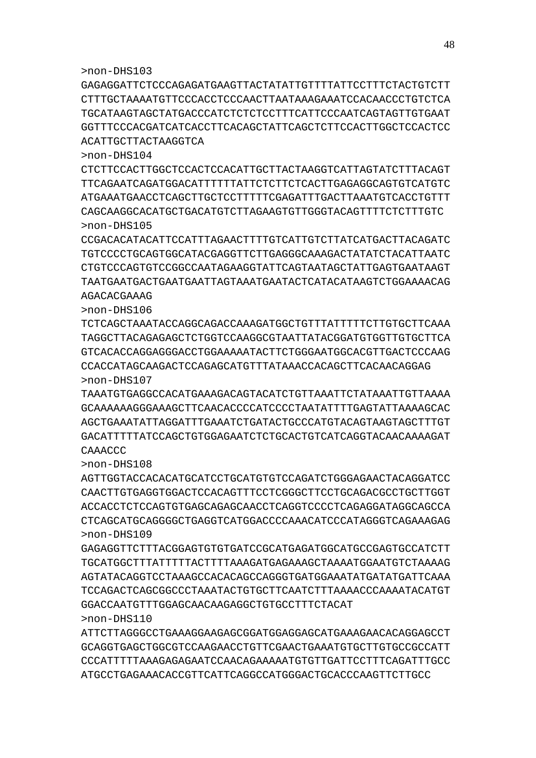>non-DHS103
GAGAGGATTCTCCCAGAGATGAAGTTACTATATTGTTTTATTCCTTTCTACTGTCTT
CTTTGCTAAAATGTTCCCACCTCCCAACTTAATAAAGAAATCCACAACCCTGTCTCA
TGCATAAGTAGCTATGACCCATCTCTCTCCTTTCATTCCCAATCAGTAGTTGTGAAT
GGTTTCCCACGATCATCACCTTCACAGCTATTCAGCTCTTCCACTTGGCTCCACTCC
ACATTGCTTACTAAGGTCA
>non-DHS104
CTCTTCCACTTGGCTCCACTCCACATTGCTTACTAAGGTCATTAGTATCTTTACAGT
TTCAGAATCAGATGGACATTTTTTATTCTCTTCTCACTTGAGAGGCAGTGTCATGTC
ATGAAATGAACCTCAGCTTGCTCCTTTTTCGAGATTTGACTTAAATGTCACCTGTTT
CAGCAAGGCACATGCTGACATGTCTTAGAAGTGTTGGGTACAGTTTTCTCTTTGTC
>non-DHS105
CCGACACATACATTCCATTTAGAACTTTTGTCATTGTCTTATCATGACTTACAGATC
TGTCCCCTGCAGTGGCATACGAGGTTCTTGAGGGCAAAGACTATATCTACATTAATC
CTGTCCCAGTGTCCGGCCAATAGAAGGTATTCAGTAATAGCTATTGAGTGAATAAGT
TAATGAATGACTGAATGAATTAGTAAATGAATACTCATACATAAGTCTGGAAAACAG
AGACACGAAAG
>non-DHS106
TCTCAGCTAAATACCAGGCAGACCAAAGATGGCTGTTTATTTTTCTTGTGCTTCAAA
TAGGCTTACAGAGAGCTCTGGTCCAAGGCGTAATTATACGGATGTGGTTGTGCTTCA
GTCACACCAGGAGGGACCTGGAAAAAATACTTCTGGGAATGGCACGTTGACTCCCAAG
CCACCATAGCAAGACTCCAGAGCATGTTTATAAACCACAGCTTCACAACAGGAG
>non-DHS107
TAAATGTGAGGCCACATGAAAGACAGTACATCTGTTAAATTCTATAAATTGTTAAAA
GCAAAAAAGGGAAAGCTTCAACACCCCATCCCCTAATATTTTGAGTATTAAAAGCAC
AGCTGAAATATTAGGATTTGAAATCTGATACTGCCCATGTACAGTAAGTAGCTTTGT
GACATTTTTATCCAGCTGTGGAGAATCTCTGCACTGTCATCAGGTACAACAAAAGAT
CAAACCC
>non-DHS108
AGTTGGTACCACACATGCATCCTGCATGTGTCCAGATCTGGGAGAACTACAGGATCC
CAACTTGTGAGGTGGACTCCACAGTTTCCTCGGGCTTCCTGCAGACGCCTGCTTGGT
ACCACCTCTCCAGTGTGAGCAGAGCAACCTCAGGTCCCCTCAGAGGATAGGCAGCCA
CTCAGCATGCAGGGGCTGAGGTCATGGACCCCAAACATCCCATAGGGTCAGAAAGAG
>non-DHS109
GAGAGGTTCTTTACGGAGTGTGTGATCCGCATGAGATGGCATGCCGAGTGCCATCTT
TGCATGGCTTTATTTTTACTTTTAAAGATGAGAAAGCTAAAATGGAATGTCTAAAAG
AGTATACAGGTCCTAAAGCCACACAGCCAGGGTGATGGAAATATGATATGATTCAAA
TCCAGACTCAGCGGCCCTAAATACTGTGCTTCAATCTTTAAAACCCAAAATACATGT
GGACCAATGTTTGGAGCAACAAGAGGCTGTGCCTTTCTACAT
>non-DHS110
ATTCTTAGGGCCTGAAAGGAAGAGCGGATGGAGGAGCATGAAAGAACACAGGAGCCT
GCAGGTGAGCTGGCGTCCAAGAACCTGTTCGAACTGAAATGTGCTTGTGCCGCCATT
CCCATTTTTAAAGAGAGAATCCAACAGAAAAATGTGTTGATTCCTTTCAGATTTGCC
ATGCCTGAGAAACACCGTTCATTCAGGCCATGGGACTGCACCCAAGTTCTTGCC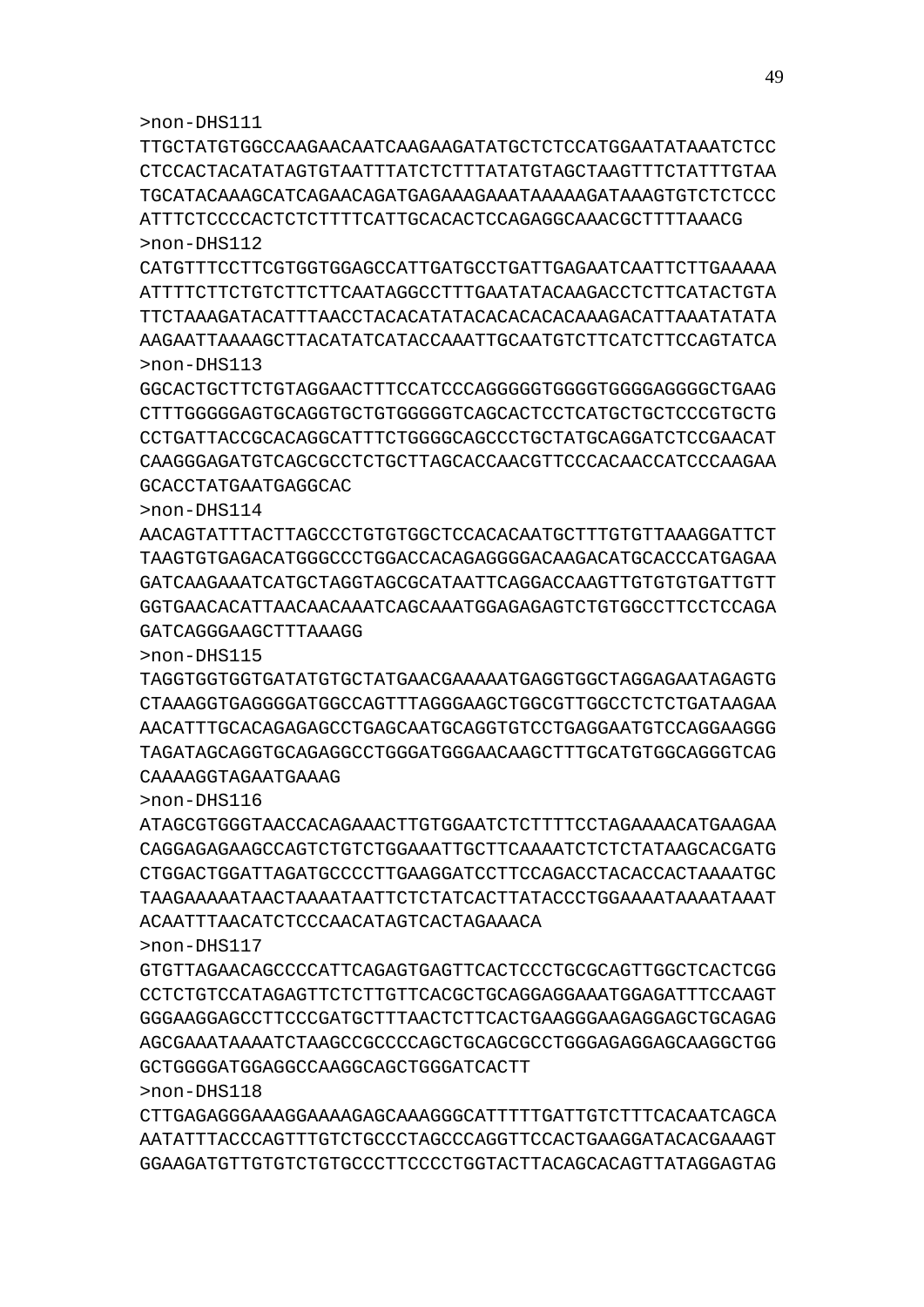>non-DHS111
TTGCTATGTGGCCAAGAACAATCAAGAAGATATGCTCTCCATGGAATATAAATCTCC
CTCCACTACATATAGTGTAATTTATCTCTTTATATGTAGCTAAGTTTCTATTTGTAA
TGCATACAAAGCATCAGAACAGATGAGAAAGAAATAAAAAGATAAAGTGTCTCTCCC
ATTTCTCCCCACTCTCTTTTCATTGCACACTCCAGAGGCAAACGCTTTTAAACG
>non-DHS112
CATGTTTCCTTCGTGGTGGAGCCATTGATGCCTGATTGAGAATCAATTCTTGAAAAA
ATTTTCTTCTGTCTTCTTCAATAGGCCTTTGAATATACAAGACCTCTTCATACTGTA
TTCTAAAGATACATTTAACCTACACATATACACACACACAAAGACATTAAATATATA
AAGAATTAAAAGCTTACATATCATACCAAATTGCAATGTCTTCATCTTCCAGTATCA
>non-DHS113
GGCACTGCTTCTGTAGGAACTTTCCATCCCAGGGGGTGGGGTGGGGAGGGGCTGAAG
CTTTGGGGGAGTGCAGGTGCTGTGGGGGTCAGCACTCCTCATGCTGCTCCCGTGCTG
CCTGATTACCGCACAGGCATTTCTGGGGCAGCCCTGCTATGCAGGATCTCCGAACAT
CAAGGGAGATGTCAGCGCCTCTGCTTAGCACCAACGTTCCCACAACCATCCCAAGAA
GCACCTATGAATGAGGCAC
>non-DHS114
AACAGTATTTACTTAGCCCTGTGTGGCTCCACACAATGCTTTGTGTTAAAGGATTCT
TAAGTGTGAGACATGGGCCCTGGACCACAGAGGGGACAAGACATGCACCCATGAGAA
GATCAAGAAATCATGCTAGGTAGCGCATAATTCAGGACCAAGTTGTGTGTGATTGTT
GGTGAACACATTAACAACAAATCAGCAAATGGAGAGAGTCTGTGGCCTTCCTCCAGA
GATCAGGGAAGCTTTAAAGG
>non-DHS115
TAGGTGGTGGTGATATGTGCTATGAACGAAAAATGAGGTGGCTAGGAGAATAGAGTG
CTAAAGGTGAGGGGATGGCCAGTTTAGGGAAGCTGGCGTTGGCCTCTCTGATAAGAA
AACATTTGCACAGAGAGCCTGAGCAATGCAGGTGTCCTGAGGAATGTCCAGGAAGGG
TAGATAGCAGGTGCAGAGGCCTGGGATGGGAACAAGCTTTGCATGTGGCAGGGTCAG
CAAAAGGTAGAATGAAAG
>non-DHS116
ATAGCGTGGGTAACCACAGAAACTTGTGGAATCTCTTTTCCTAGAAAACATGAAGAA
CAGGAGAGAAGCCAGTCTGTCTGGAAATTGCTTCAAAATCTCTCTATAAGCACGATG
CTGGACTGGATTAGATGCCCCTTGAAGGATCCTTCCAGACCTACACCACTAAAATGC
TAAGAAAAATAACTAAAATAATTCTCTATCACTTATACCCTGGAAAATAAAATAAAT
ACAATTTAACATCTCCCAACATAGTCACTAGAAACA
>non-DHS117
GTGTTAGAACAGCCCCATTCAGAGTGAGTTCACTCCCTGCGCAGTTGGCTCACTCGG
CCTCTGTCCATAGAGTTCTCTTGTTCACGCTGCAGGAGGAAATGGAGATTTCCAAGT
GGGAAGGAGCCTTCCCGATGCTTTAACTCTTCACTGAAGGGAAGAGGAGCTGCAGAG
AGCGAAATAAAATCTAAGCCGCCCCAGCTGCAGCGCCTGGGAGAGGAGCAAGGCTGG
GCTGGGGATGGAGGCCAAGGCAGCTGGGATCACTT
>non-DHS118
CTTGAGAGGGAAAGGAAAAGAGCAAAGGGCATTTTTGATTGTCTTTCACAATCAGCA
AATATTTACCCAGTTTGTCTGCCCTAGCCCAGGTTCCACTGAAGGATACACGAAAGT
GGAAGATGTTGTGTCTGTGCCCTTCCCCTGGTACTTACAGCACAGTTATAGGAGTAG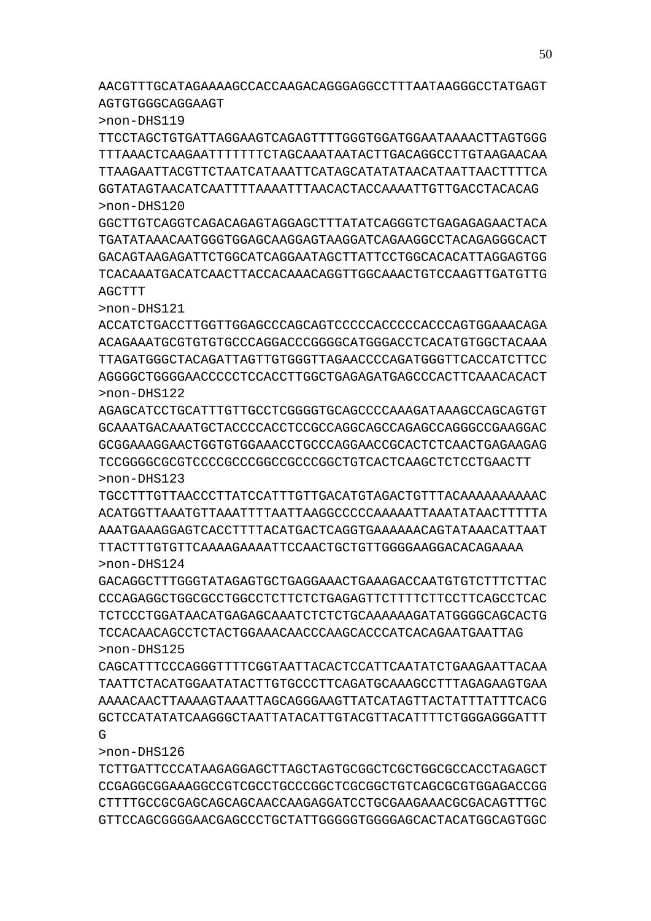AACGTTTGCATAGAAAAGCCACCAAGACAGGGAGGCCTTTAATAAGGGCCTATGAGT
AGTGTGGGCAGGAAGT
>non-DHS119
TTCCTAGCTGTGATTAGGAAGTCAGAGTTTTGGGTGGATGGAATAAAACTTAGTGGG
TTTAAACTCAAGAATTTTTTTCTAGCAAATAATACTTGACAGGCCTTGTAAGAACAA
TTAAGAATTACGTTCTAATCATAAATTCATAGCATATATAACATAATTAACTTTTCA
GGTATAGTAACATCAATTTTAAAATTTAACACTACCAAAATTGTTGACCTACACAG
>non-DHS120
GGCTTGTCAGGTCAGACAGAGTAGGAGCTTTATATCAGGGTCTGAGAGAGAACTACA
TGATATAAACAATGGGTGGAGCAAGGAGTAAGGATCAGAAGGCCTACAGAGGGCACT
GACAGTAAGAGATTCTGGCATCAGGAATAGCTTATTCCTGGCACACATTAGGAGTGG
TCACAAATGACATCAACTTACCACAAACAGGTTGGCAAACTGTCCAAGTTGATGTTG
AGCTTT
>non-DHS121
ACCATCTGACCTTGGTTGGAGCCCAGCAGTCCCCCACCCCCACCCAGTGGAAACAGA
ACAGAAATGCGTGTGTGCCCAGGACCCGGGGCATGGGACCTCACATGTGGCTACAAA
TTAGATGGGCTACAGATTAGTTGTGGGTTAGAACCCCAGATGGGTTCACCATCTTCC
AGGGGCTGGGGAACCCCCTCCACCTTGGCTGAGAGATGAGCCCACTTCAAACACACT
>non-DHS122
AGAGCATCCTGCATTTGTTGCCTCGGGGTGCAGCCCCAAAGATAAAGCCAGCAGTGT
GCAAATGACAAATGCTACCCCACCTCCGCCAGGCAGCCAGAGCCAGGGCCGAAGGAC
GCGGAAAGGAACTGGTGTGGAAACCTGCCCAGGAACCGCACTCTCAACTGAGAAGAG
TCCGGGGCGCGTCCCCGCCCGGCCGCCCGGCTGTCACTCAAGCTCTCCTGAACTT
>non-DHS123
TGCCTTTGTTAACCCTTATCCATTTGTTGACATGTAGACTGTTTACAAAAAAAAAAC
ACATGGTTAAATGTTAAATTTTAATTAAGGCCCCCAAAAATTAAATATAACTTTTTA
AAATGAAAGGAGTCACCTTTTACATGACTCAGGTGAAAAAACAGTATAAACATTAAT
TTACTTTGTGTTCAAAAGAAAATTCCAACTGCTGTTGGGGAAGGACACAGAAAA
>non-DHS124
GACAGGCTTTGGGTATAGAGTGCTGAGGAAACTGAAAGACCAATGTGTCTTTCTTAC
CCCAGAGGCTGGCGCCTGGCCTCTTCTCTGAGAGTTCTTTTCTTCCTTCAGCCTCAC
TCTCCCTGGATAACATGAGAGCAAATCTCTCTGCAAAAAAGATATGGGGCAGCACTG
TCCACAACAGCCTCTACTGGAAACAACCCAAGCACCCATCACAGAATGAATTAG
>non-DHS125
CAGCATTTCCCAGGGTTTTCGGTAATTACACTCCATTCAATATCTGAAGAATTACAA
TAATTCTACATGGAATATACTTGTGCCCTTCAGATGCAAAGCCTTTAGAGAAGTGAA
AAAACAACTTAAAAGTAAATTAGCAGGGAAGTTATCATAGTTACTATTTATTTCACG
GCTCCATATATCAAGGGCTAATTATACATTGTACGTTACATTTTCTGGGAGGGATTT
G
>non-DHS126
TCTTGATTCCCATAAGAGGAGCTTAGCTAGTGCGGCTCGCTGGCGCCACCTAGAGCT
CCGAGGCGGAAAGGCCGTCGCCTGCCCGGCTCGCGGCTGTCAGCGCGTGGAGACCGG
CTTTTGCCGCGAGCAGCAGCAACCAAGAGGATCCTGCGAAGAAACGCGACAGTTTGC
GTTCCAGCGGGGAACGAGCCCTGCTATTGGGGGTGGGGAGCACTACATGGCAGTGGC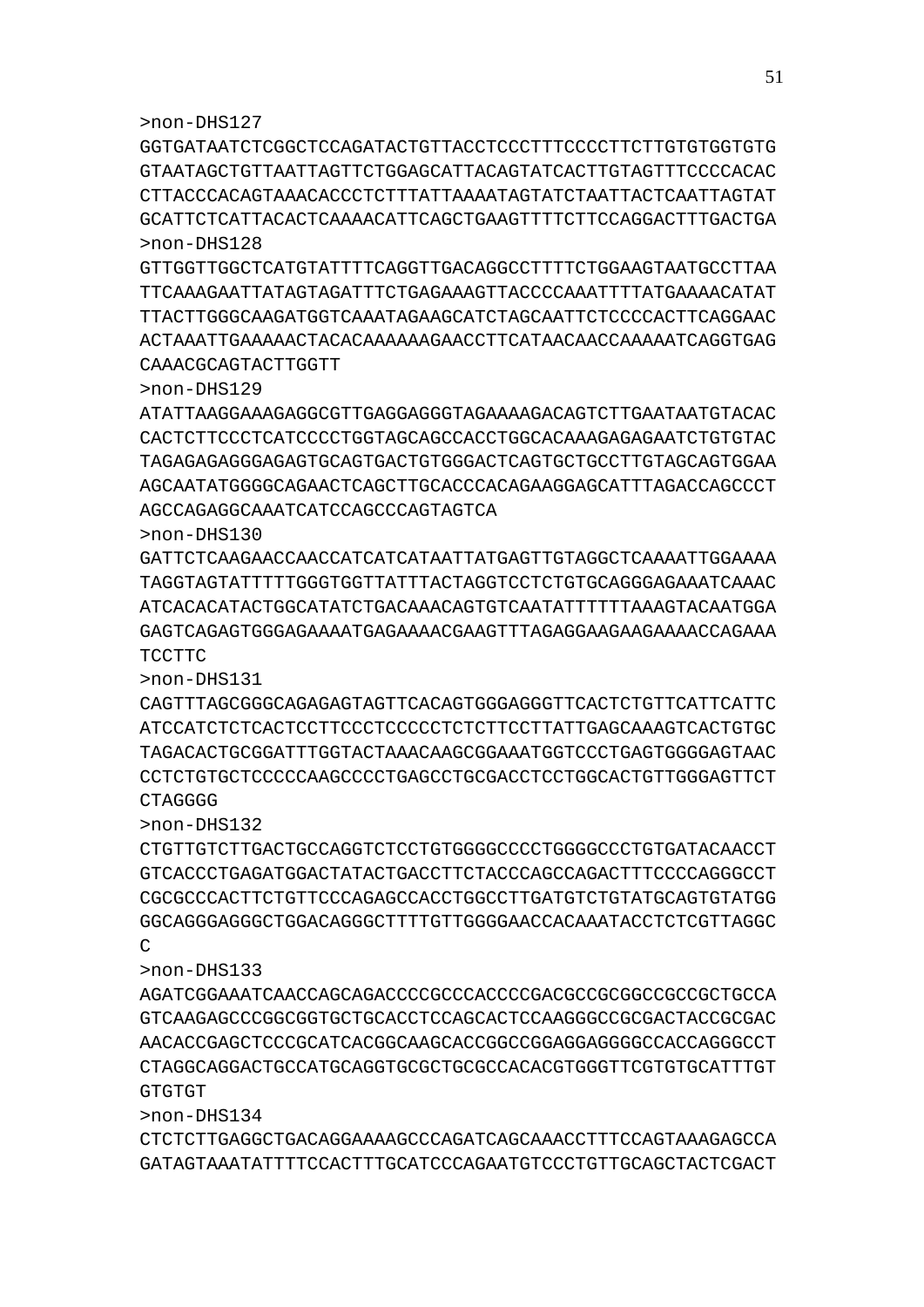>non-DHS127

GGTGATAATCTCGGCTCCAGATACTGTTACCTCCCTTTCCCCTTCTTGTGTGGTGTG
GTAATAGCTGTTAATTAGTTCTGGAGCATTACAGTATCACTTGTAGTTTCCCCACAC
CTTACCCACAGTAAACACCCTCTTTATTAAAATAGTATCTAATTACTCAATTAGTAT
GCATTCTCATTACACTCAAAACATTCAGCTGAAGTTTTCTTCCAGGACTTTGACTGA

>non-DHS128

GTTGGTTGGCTCATGTATTTTCAGGTTGACAGGCCTTTTCTGGAAGTAATGCCTTAA
TTCAAAGAATTATAGTAGATTTCTGAGAAAGTTACCCCAAATTTTATGAAAACATAT
TTACTTGGGCAAGATGGTCAAATAGAAGCATCTAGCAATTCTCCCCACTTCAGGAAC
ACTAAATTGAAAAACTACACAAAAAAGAACCTTCATAACAACCAAAAATCAGGTGAG
CAAACGCAGTACTTGGTT

>non-DHS129

ATATTAAGGAAAGAGGCGTTGAGGAGGGTAGAAAAGACAGTCTTGAATAATGTACAC
CACTCTTCCCTCATCCCCTGGTAGCAGCCACCTGGCACAAAGAGAGAATCTGTGTAC
TAGAGAGAGGGAGAGTGCAGTGACTGTGGGACTCAGTGCTGCCTTGTAGCAGTGGAA
AGCAATATGGGGCAGAACTCAGCTTGCACCCACAGAAGGAGCATTTAGACCAGCCCT
AGCCAGAGGCAAATCATCCAGCCCAGTAGTCA

>non-DHS130

GATTCTCAAGAACCAACCATCATCATAATTATGAGTTGTAGGCTCAAAATTGGAAAA
TAGGTAGTATTTTTGGGTGGTTATTTACTAGGTCCTCTGTGCAGGGAGAAATCAAAC
ATCACACATACTGGCATATCTGACAAACAGTGTCAATATTTTTTAAAGTACAATGGA
GAGTCAGAGTGGGAGAAAATGAGAAAACGAAGTTTAGAGGAAGAAGAAAACCAGAAA
TCCTTC

>non-DHS131

CAGTTTAGCGGGCAGAGAGTAGTTCACAGTGGGAGGGTTCACTCTGTTCATTCATTC
ATCCATCTCTCACTCCTTCCCTCCCCCTCTCTTCCTTATTGAGCAAAGTCACTGTGC
TAGACACTGCGGATTTGGTACTAAACAAGCGGAAATGGTCCCTGAGTGGGGAGTAAC
CCTCTGTGCTCCCCCAAGCCCCTGAGCCTGCGACCTCCTGGCACTGTTGGGAGTTCT
CTAGGGG

>non-DHS132

CTGTTGTCTTGACTGCCAGGTCTCCTGTGGGGCCCCTGGGGCCCTGTGATACAACCT
GTCACCCTGAGATGGACTATACTGACCTTCTACCCAGCCAGACTTTCCCCAGGGCCT
CGCGCCCACTTCTGTTCCCAGAGCCACCTGGCCTTGATGTCTGTATGCAGTGTATGG
GGCAGGGAGGGCTGGACAGGGCTTTTGTTGGGGAACCACAAATACCTCTCGTTAGGC
C

>non-DHS133

AGATCGGAAATCAACCAGCAGACCCCGCCCACCCCGACGCCGCGGCCGCCGCTGCCA
GTCAAGAGCCCGGCGGTGCTGCACCTCCAGCACTCCAAGGGCCGCGACTACCGCGAC
AACACCGAGCTCCCGCATCACGGCAAGCACCGGCCGGAGGAGGGGCCACCAGGGCCT
CTAGGCAGGACTGCCATGCAGGTGCGCTGCGCCACACGTGGGTTCGTGTGCATTTGT
GTGTGT

>non-DHS134

CTCTCTTGAGGCTGACAGGAAAAGCCCAGATCAGCAAACCTTTCCAGTAAAGAGCCA
GATAGTAAATATTTTCCACTTTGCATCCCAGAATGTCCCTGTTGCAGCTACTCGACT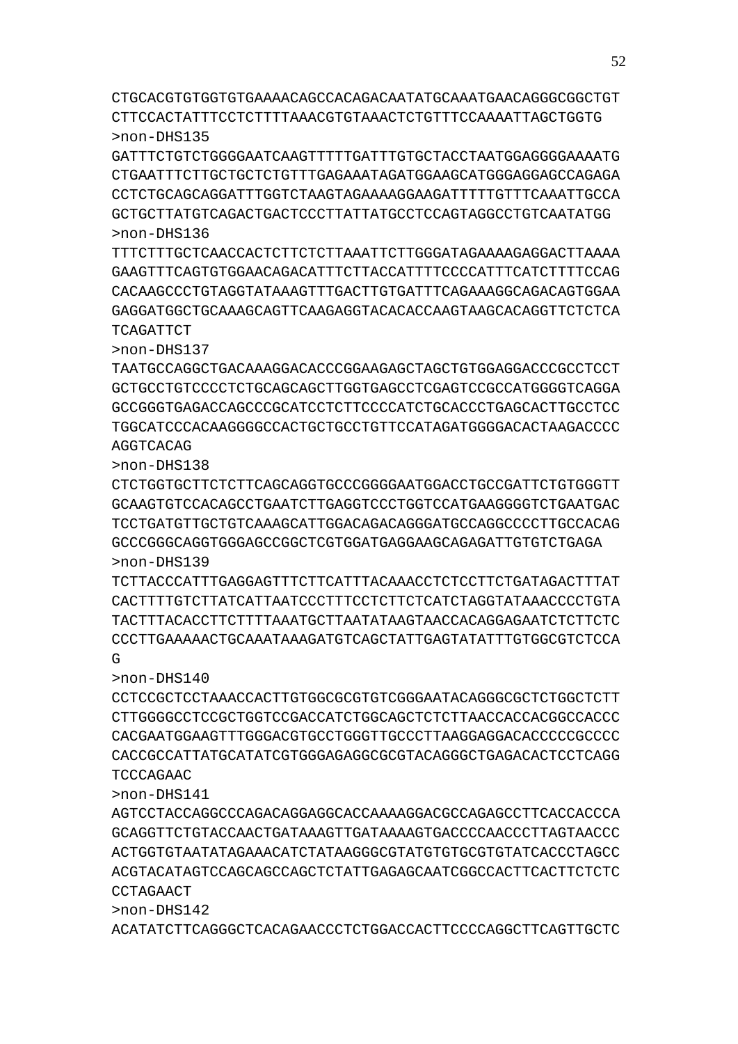CTGCACGTGTGGTGTGAAAACAGCCACAGACAATATGCAAATGAACAGGGCGGCTGT
CTTCCACTATTTCCTCTTTTAAACGTGTAAACTCTGTTTCCAAAATTAGCTGGTG
>non-DHS135
GATTTCTGTCTGGGGAATCAAGTTTTTGATTTGTGCTACCTAATGGAGGGGAAAATG
CTGAATTTCTTGCTGCTCTGTTTGAGAAATAGATGGAAGCATGGGAGGAGCCAGAGA
CCTCTGCAGCAGGATTTGGTCTAAGTAGAAAAGGAAGATTTTTGTTTCAAATTGCCA
GCTGCTTATGTCAGACTGACTCCCTTATTATGCCTCCAGTAGGCCTGTCAATATGG
>non-DHS136
TTTCTTTGCTCAACCACTCTTCTCTTAAATTCTTGGGATAGAAAAGAGGACTTAAAA
GAAGTTTCAGTGTGGAACAGACATTTCTTACCATTTTCCCCATTTCATCTTTTCCAG
CACAAGCCCTGTAGGTATAAAGTTTGACTTGTGATTTCAGAAAGGCAGACAGTGGAA
GAGGATGGCTGCAAAGCAGTTCAAGAGGTACACACCAAGTAAGCACAGGTTCTCTCA
TCAGATTCT
>non-DHS137
TAATGCCAGGCTGACAAAGGACACCCGGAAGAGCTAGCTGTGGAGGACCCGCCTCCT
GCTGCCTGTCCCCTCTGCAGCAGCTTGGTGAGCCTCGAGTCCGCCATGGGGTCAGGA
GCCGGGTGAGACCAGCCCGCATCCTCTTCCCCATCTGCACCCTGAGCACTTGCCTCC
TGGCATCCCACAAGGGGCCACTGCTGCCTGTTCCATAGATGGGGACACTAAGACCCC
AGGTCACAG
>non-DHS138
CTCTGGTGCTTCTCTTCAGCAGGTGCCCGGGGAATGGACCTGCCGATTCTGTGGGTT
GCAAGTGTCCACAGCCTGAATCTTGAGGTCCCTGGTCCATGAAGGGGTCTGAATGAC
TCCTGATGTTGCTGTCAAAGCATTGGACAGACAGGGATGCCAGGCCCCTTGCCACAG
GCCCGGGCAGGTGGGAGCCGGCTCGTGGATGAGGAAGCAGAGATTGTGTCTGAGA
>non-DHS139
TCTTACCCATTTGAGGAGTTTCTTCATTTACAAACCTCTCCTTCTGATAGACTTTAT
CACTTTTGTCTTATCATTAATCCCTTTCCTCTTCTCATCTAGGTATAAACCCCTGTA
TACTTTACACCTTCTTTTAAATGCTTAATATAAGTAACCACAGGAGAATCTCTTCTC
CCCTTGAAAAACTGCAAATAAAGATGTCAGCTATTGAGTATATTTGTGGCGTCTCCA
G
>non-DHS140
CCTCCGCTCCTAAACCACTTGTGGCGCGTGTCGGGAATACAGGGCGCTCTGGCTCTT
CTTGGGGCCTCCGCTGGTCCGACCATCTGGCAGCTCTCTTAACCACCACGGCCACCC
CACGAATGGAAGTTTGGGACGTGCCTGGGTTGCCCTTAAGGAGGACACCCCCGCCCC
CACCGCCATTATGCATATCGTGGGAGAGGCGCGTACAGGGCTGAGACACTCCTCAGG
TCCCAGAAC
>non-DHS141
AGTCCTACCAGGCCCAGACAGGAGGCACCAAAAGGACGCCAGAGCCTTCACCACCCA
GCAGGTTCTGTACCAACTGATAAAGTTGATAAAAGTGACCCCAACCCTTAGTAACCC
ACTGGTGTAATATAGAAACATCTATAAGGGCGTATGTGTGCGTGTATCACCCTAGCC
ACGTACATAGTCCAGCAGCCAGCTCTATTGAGAGCAATCGGCCACTTCACTTCTCTC
CCTAGAACT
>non-DHS142
ACATATCTTCAGGGCTCACAGAACCCTCTGGACCACTTCCCCAGGCTTCAGTTGCTC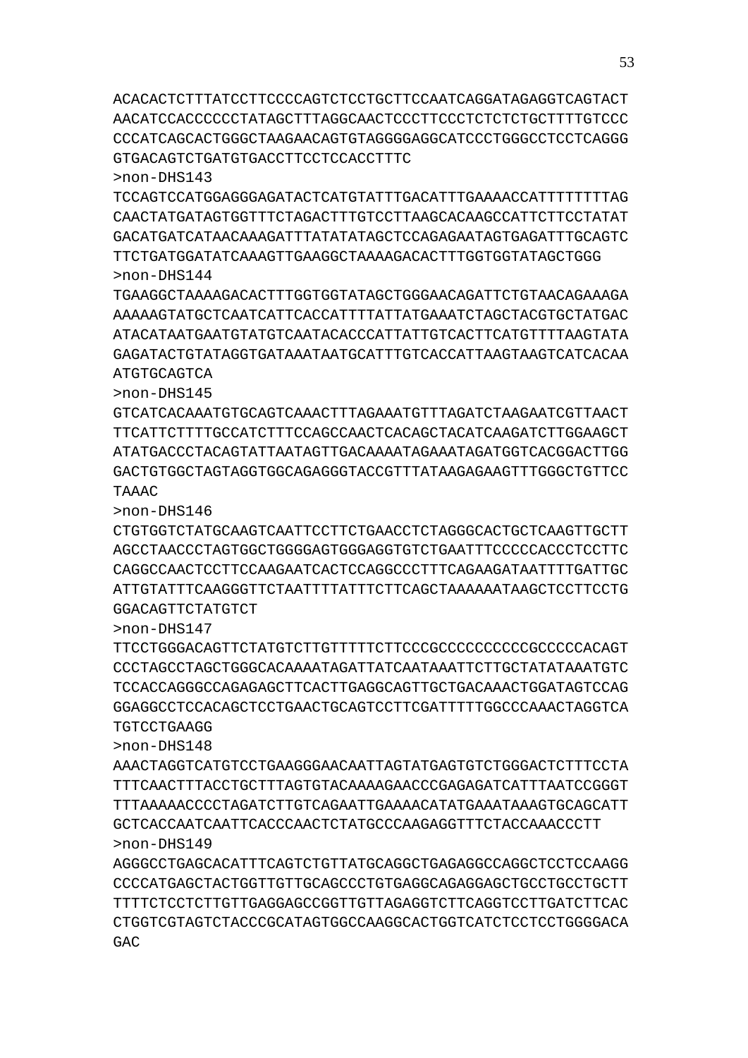ACACACTCTTTATCCTTCCCCAGTCTCCTGCTTCCAATCAGGATAGAGGTCAGTACT
AACATCCACCCCCCTATAGCTTTAGGCAACTCCCTTCCCTCTCTCTGCTTTTGTCCC
CCCATCAGCACTGGGCTAAGAACAGTGTAGGGGAGGCATCCCTGGGCCTCCTCAGGG
GTGACAGTCTGATGTGACCTTCCTCCACCTTTC

>non-DHS143

TCCAGTCCATGGAGGGAGATACTCATGTATTTGACATTTGAAAACCATTTTTTTTAG
CAACTATGATAGTGGTTTCTAGACTTTGTCCTTAAGCACAAGCCATTCTTCCTATAT
GACATGATCATAACAAAGATTTATATATAGCTCCAGAGAATAGTGAGATTTGCAGTC
TTCTGATGGATATCAAAGTTGAAGGCTAAAAGACACTTTGGTGGTATAGCTGGG

>non-DHS144

TGAAGGCTAAAAGACACTTTGGTGGTATAGCTGGGAACAGATTCTGTAACAGAAAGA
AAAAAGTATGCTCAATCATTCACCATTTTATTATGAAATCTAGCTACGTGCTATGAC
ATACATAATGAATGTATGTCAATACACCCATTATTGTCACTTCATGTTTTAAGTATA
GAGATACTGTATAGGTGATAAATAATGCATTTGTCACCATTAAGTAAGTCATCACAA
ATGTGCAGTCA

>non-DHS145

GTCATCACAAATGTGCAGTCAAACTTTAGAAATGTTTAGATCTAAGAATCGTTAACT
TTCATTCTTTTGCCATCTTTCCAGCCAACTCACAGCTACATCAAGATCTTGGAAGCT
ATATGACCCTACAGTATTAATAGTTGACAAAATAGAAATAGATGGTCACGGACTTGG
GACTGTGGCTAGTAGGTGGCAGAGGGTACCGTTTATAAGAGAAGTTTGGGCTGTTCC
TAAAC

>non-DHS146

CTGTGGTCTATGCAAGTCAATTCCTTCTGAACCTCTAGGGCACTGCTCAAGTTGCTT
AGCCTAACCCTAGTGGCTGGGGAGTGGGAGGTGTCTGAATTTCCCCCACCCTCCTTC
CAGGCCAACTCCTTCCAAGAATCACTCCAGGCCCTTTCAGAAGATAATTTTGATTGC
ATTGTATTTCAAGGGTTCTAATTTTATTTCTTCAGCTAAAAAATAAGCTCCTTCCTG
GGACAGTTCTATGTCT

>non-DHS147

TTCCTGGGACAGTTCTATGTCTTGTTTTTCTTCCCGCCCCCCCCCCGCCCCCACAGT
CCCTAGCCTAGCTGGGCACAAAATAGATTATCAATAAATTCTTGCTATATAAATGTC
TCCACCAGGGCCAGAGAGCTTCACTTGAGGCAGTTGCTGACAAACTGGATAGTCCAG
GGAGGCCTCCACAGCTCCTGAACTGCAGTCCTTCGATTTTTGGCCCAAACTAGGTCA
TGTCCTGAAGG

>non-DHS148

AAACTAGGTCATGTCCTGAAGGGAACAATTAGTATGAGTGTCTGGGACTCTTTCCTA
TTTCAACTTTACCTGCTTTAGTGTACAAAAGAACCCGAGAGATCATTTAATCCGGGT
TTTAAAAACCCCTAGATCTTGTCAGAATTGAAAACATATGAAATAAAGTGCAGCATT
GCTCACCAATCAATTCACCCAACTCTATGCCCAAGAGGTTTCTACCAAACCCTT

>non-DHS149

AGGGCCTGAGCACATTTCAGTCTGTTATGCAGGCTGAGAGGCCAGGCTCCTCCAAGG
CCCCATGAGCTACTGGTTGTTGCAGCCCTGTGAGGCAGAGGAGCTGCCTGCCTGCTT
TTTTCTCCTCTTGTTGAGGAGCCGGTTGTTAGAGGTCTTCAGGTCCTTGATCTTCAC
CTGGTCGTAGTCTACCCGCATAGTGGCCAAGGCACTGGTCATCTCCTCCTGGGGACA
GAC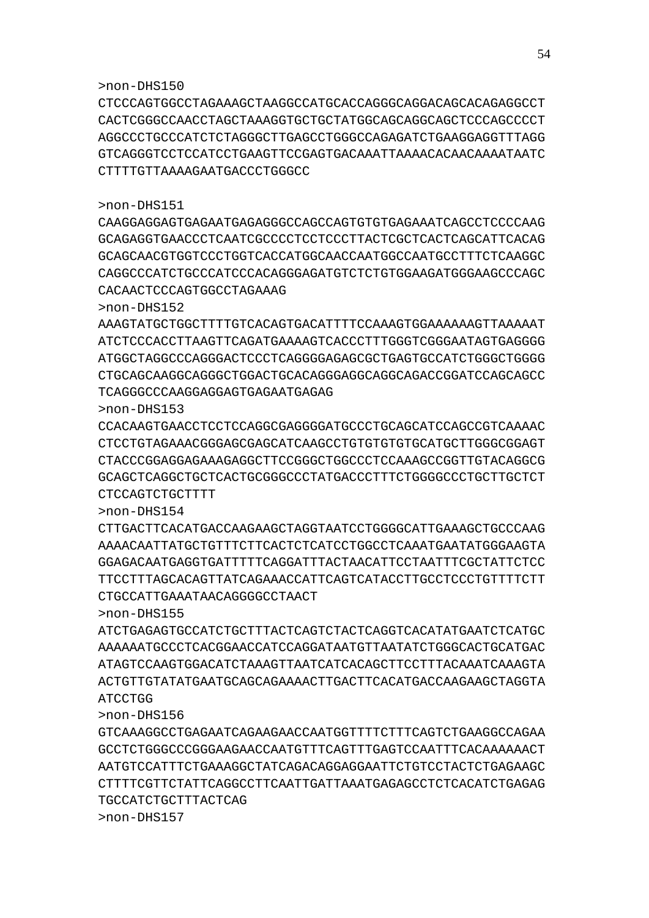>non-DHS150
CTCCCAGTGGCCTAGAAAGCTAAGGCCATGCACCAGGGCAGGACAGCACAGAGGCCT
CACTCGGGCCAACCTAGCTAAAGGTGCTGCTATGGCAGCAGGCAGCTCCCAGCCCCT
AGGCCCTGCCCATCTCTAGGGCTTGAGCCTGGGCCAGAGATCTGAAGGAGGTTTAGG
GTCAGGGTCCTCCATCCTGAAGTTCCGAGTGACAAATTAAAACACAACAAAATAATC
CTTTTGTTAAAAGAATGACCCTGGGCC

>non-DHS151
CAAGGAGGAGTGAGAATGAGAGGGCCAGCCAGTGTGTGAGAAATCAGCCTCCCCAAG
GCAGAGGTGAACCCTCAATCGCCCCTCCTCCCTTACTCGCTCACTCAGCATTCACAG
GCAGCAACGTGGTCCCTGGTCACCATGGCAACCAATGGCCAATGCCTTTCTCAAGGC
CAGGCCCATCTGCCCATCCCACAGGGAGATGTCTCTGTGGAAGATGGGAAGCCCAGC
CACAACTCCCAGTGGCCTAGAAAG
>non-DHS152
AAAGTATGCTGGCTTTTGTCACAGTGACATTTTCCAAAGTGGAAAAAAGTTAAAAAT
ATCTCCCACCTTAAGTTCAGATGAAAAGTCACCCTTTGGGTCGGGAATAGTGAGGGG
ATGGCTAGGCCCAGGGACTCCCTCAGGGGAGAGCGCTGAGTGCCATCTGGGCTGGGG
CTGCAGCAAGGCAGGGCTGGACTGCACAGGGAGGCAGGCAGACCGGATCCAGCAGCC
TCAGGGCCCAAGGAGGAGTGAGAATGAGAG
>non-DHS153
CCACAAGTGAACCTCCTCCAGGCGAGGGGATGCCCTGCAGCATCCAGCCGTCAAAAC
CTCCTGTAGAAACGGGAGCGAGCATCAAGCCTGTGTGTGTGCATGCTTGGGCGGAGT
CTACCCGGAGGAGAAAGAGGCTTCCGGGCTGGCCCTCCAAAGCCGGTTGTACAGGCG
GCAGCTCAGGCTGCTCACTGCGGGCCCTATGACCCTTTCTGGGGCCCTGCTTGCTCT
CTCCAGTCTGCTTTT
>non-DHS154
CTTGACTTCACATGACCAAGAAGCTAGGTAATCCTGGGGCATTGAAAGCTGCCCAAG
AAAACAATTATGCTGTTTCTTCACTCTCATCCTGGCCTCAAATGAATATGGGAAGTA
GGAGACAATGAGGTGATTTTTCAGGATTTACTAACATTCCTAATTTCGCTATTCTCC
TTCCTTTAGCACAGTTATCAGAAACCATTCAGTCATACCTTGCCTCCCTGTTTTCTT
CTGCCATTGAAATAACAGGGGCCTAACT
>non-DHS155
ATCTGAGAGTGCCATCTGCTTTACTCAGTCTACTCAGGTCACATATGAATCTCATGC
AAAAAATGCCCTCACGGAACCATCCAGGATAATGTTAATATCTGGGCACTGCATGAC
ATAGTCCAAGTGGACATCTAAAGTTAATCATCACAGCTTCCTTTACAAATCAAAGTA
ACTGTTGTATATGAATGCAGCAGAAAACTTGACTTCACATGACCAAGAAGCTAGGTA
ATCCTGG
>non-DHS156
GTCAAAGGCCTGAGAATCAGAAGAACCAATGGTTTTCTTTCAGTCTGAAGGCCAGAA
GCCTCTGGGCCCGGGAAGAACCAATGTTTCAGTTTGAGTCCAATTTCACAAAAAACT
AATGTCCATTTCTGAAAGGCTATCAGACAGGAGGAATTCTGTCCTACTCTGAGAAGC
CTTTTCGTTCTATTCAGGCCTTCAATTGATTAAATGAGAGCCTCTCACATCTGAGAG
TGCCATCTGCTTTACTCAG
>non-DHS157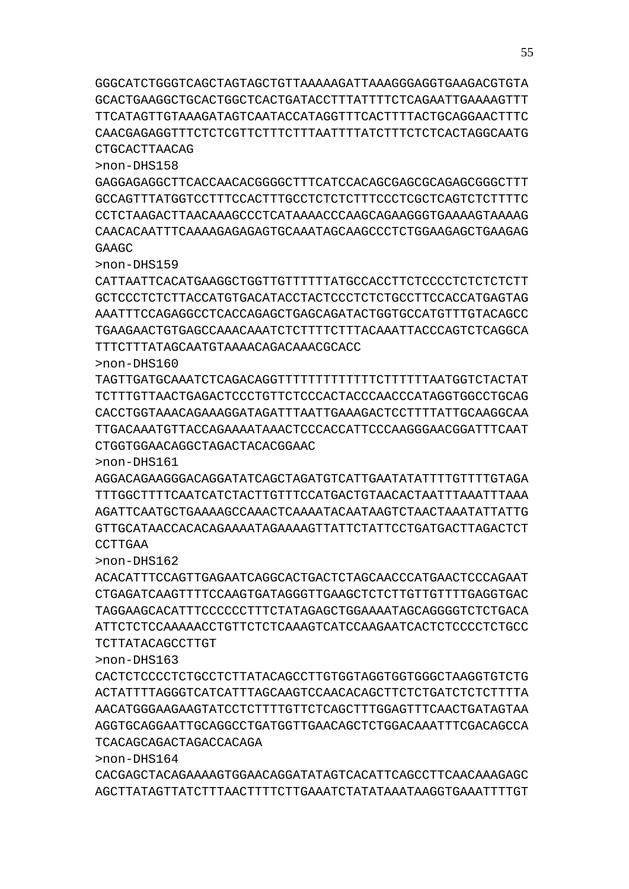GGGCATCTGGGTCAGCTAGTAGCTGTTAAAAAGATTAAAGGGAGGTGAAGACGTGTA
GCACTGAAGGCTGCACTGGCTCACTGATACCTTTATTTTCTCAGAATTGAAAAGTTT
TTCATAGTTGTAAAGATAGTCAATACCATAGGTTTCACTTTTACTGCAGGAACTTTC
CAACGAGAGGTTTCTCTCGTTCTTTCTTTAATTTTATCTTTCTCTCACTAGGCAATG
CTGCACTTAACAG

>non-DHS158

GAGGAGAGGCTTCACCAACACGGGGCTTTCATCCACAGCGAGCGCAGAGCGGGCTTT
GCCAGTTTATGGTCCTTTCCACTTTGCCTCTCTCTTTCCCTCGCTCAGTCTCTTTTC
CCTCTAAGACTTAACAAAGCCCTCATAAAACCCAAGCAGAAGGGTGAAAAGTAAAAG
CAACACAATTTCAAAAGAGAGAGTGCAAATAGCAAGCCCTCTGGAAGAGCTGAAGAG
GAAGC

>non-DHS159

CATTAATTCACATGAAGGCTGGTTGTTTTTTATGCCACCTTCTCCCCTCTCTCTCTT
GCTCCCTCTCTTACCATGTGACATACCTACTCCCTCTCTGCCTTCCACCATGAGTAG
AAATTTCCAGAGGCCTCACCAGAGCTGAGCAGATACTGGTGCCATGTTTGTACAGCC
TGAAGAACTGTGAGCCAAACAAATCTCTTTTCTTTACAAATTACCCAGTCTCAGGCA
TTTCTTTATAGCAATGTAAAACAGACAAACGCACC

>non-DHS160

TAGTTGATGCAAATCTCAGACAGGTTTTTTTTTTTTTCTTTTTTAATGGTCTACTAT
TCTTTGTTAACTGAGACTCCCTGTTCTCCCACTACCCAACCCATAGGTGGCCTGCAG
CACCTGGTAAACAGAAAGGATAGATTTAATTGAAAGACTCCTTTTATTGCAAGGCAA
TTGACAAATGTTACCAGAAAATAAACTCCCACCATTCCCAAGGGAACGGATTTCAAT
CTGGTGGAACAGGCTAGACTACACGGAAC

>non-DHS161

AGGACAGAAGGGACAGGATATCAGCTAGATGTCATTGAATATATTTTGTTTTGTAGA
TTTGGCTTTTCAATCATCTACTTGTTTCCATGACTGTAACACTAATTTAAATTTAAA
AGATTCAATGCTGAAAAGCCAAACTCAAAATACAATAAGTCTAACTAAATATTATTG
GTTGCATAACCACACAGAAAATAGAAAAGTTATTCTATTCCTGATGACTTAGACTCT
CCTTGAA

>non-DHS162

ACACATTTCCAGTTGAGAATCAGGCACTGACTCTAGCAACCCATGAACTCCCAGAAT
CTGAGATCAAGTTTTCCAAGTGATAGGGTTGAAGCTCTCTTGTTGTTTTGAGGTGAC
TAGGAAGCACATTTCCCCCCTTTCTATAGAGCTGGAAAATAGCAGGGGTCTCTGACA
ATTCTCTCCAAAAACCTGTTCTCTCAAAGTCATCCAAGAATCACTCTCCCCTCTGCC
TCTTATACAGCCTTGT

>non-DHS163

CACTCTCCCCTCTGCCTCTTATACAGCCTTGTGGTAGGTGGTGGGCTAAGGTGTCTG
ACTATTTTAGGGTCATCATTTAGCAAGTCCAACACAGCTTCTCTGATCTCTCTTTTA
AACATGGGAAGAAGTATCCTCTTTTGTTCTCAGCTTTGGAGTTTCAACTGATAGTAA
AGGTGCAGGAATTGCAGGCCTGATGGTTGAACAGCTCTGGACAAATTTCGACAGCCA
TCACAGCAGACTAGACCACAGA

>non-DHS164

CACGAGCTACAGAAAAGTGGAACAGGATATAGTCACATTCAGCCTTCAACAAAGAGC
AGCTTATAGTTATCTTTAACTTTTCTTGAAATCTATATAAATAAGGTGAAATTTTGT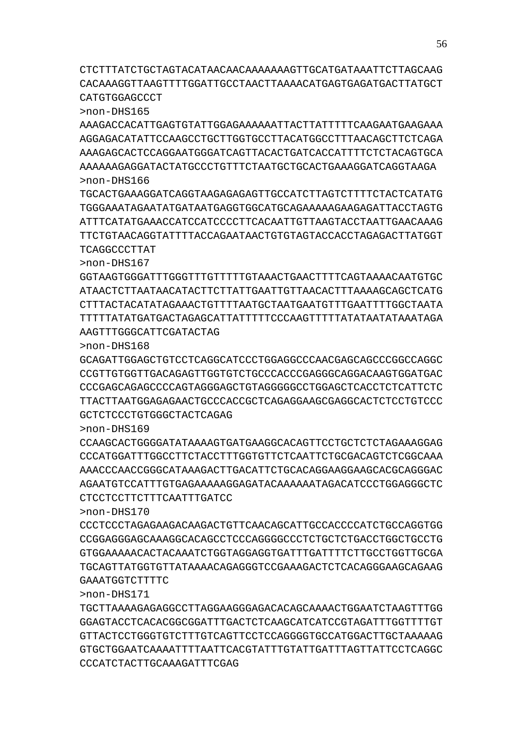CTCTTTATCTGCTAGTACATAACAACAAAAAAAGTTGCATGATAAATTCTTAGCAAG
CACAAAGGTTAAGTTTTGGATTGCCTAACTTAAAACATGAGTGAGATGACTTATGCT
CATGTGGAGCCCT

>non-DHS165

AAAGACCACATTGAGTGTATTGGAGAAAAAATTACTTATTTTTCAAGAATGAAGAAA
AGGAGACATATTCCAAGCCTGCTTGGTGCCTTACATGGCCTTTAACAGCTTCTCAGA
AAAGAGCACTCCAGGAATGGGATCAGTTACACTGATCACCATTTTCTCTACAGTGCA
AAAAAAGAGGATACTATGCCCTGTTTCTAATGCTGCACTGAAAGGATCAGGTAAGA

>non-DHS166

TGCACTGAAAGGATCAGGTAAGAGAGAGTTGCCATCTTAGTCTTTTCTACTCATATG
TGGGAAATAGAATATGATAATGAGGTGGCATGCAGAAAAAGAAGAGATTACCTAGTG
ATTTCATATGAAACCATCCATCCCCTTCACAATTGTTAAGTACCTAATTGAACAAAG
TTCTGTAACAGGTATTTTACCAGAATAACTGTGTAGTACCACCTAGAGACTTATGGT
TCAGGCCCCTTAT

>non-DHS167

GGTAAGTGGGATTTGGGTTTGTTTTTGTAAACTGAACTTTTCAGTAAAACAATGTGC
ATAACTCTTAATAACATACTTCTTATTGAATTGTTAACACTTTAAAAGCAGCTCATG
CTTTACTACATATAGAAACTGTTTTAATGCTAATGAATGTTTGAATTTTGGCTAATA
TTTTTATATGATGACTAGAGCATTATTTTTCCCAAGTTTTTATATAATATAAATAGA
AAGTTTGGGCATTCGATACTAG

>non-DHS168

GCAGATTGGAGCTGTCCTCAGGCATCCCTGGAGGCCCAACGAGCAGCCCGGCCAGGC
CCGTTGTGGTTGACAGAGTTGGTGTCTGCCCACCCGAGGGCAGGACAAGTGGATGAC
CCCGAGCAGAGCCCCAGTAGGGAGCTGTAGGGGGCCTGGAGCTCACCTCTCATTCTC
TTACTTAATGGAGAGAACTGCCCACCGCTCAGAGGAAGCGAGGCACTCTCCTGTCCC
GCTCTCCCTGTGGGCTACTCAGAG

>non-DHS169

CCAAGCACTGGGGATATAAAAGTGATGAAGGCACAGTTCCTGCTCTCTAGAAAGGAG
CCCATGGATTTGGCCTTCTACCTTTGGTGTTCTCAATTCTGCGACAGTCTCGGCAAA
AAACCCAACCGGGCATAAAGACTTGACATTCTGCACAGGAAGGAAGCACGCAGGGAC
AGAATGTCCATTTGTGAGAAAAAGGAGATACAAAAAATAGACATCCCTGGAGGGCTC
CTCCTCCTTCTTTCAATTTGATCC

>non-DHS170

CCCTCCCTAGAGAAGACAAGACTGTTCAACAGCATTGCCACCCCATCTGCCAGGTGG
CCGGAGGGAGCAAAGGCACAGCCTCCCAGGGGCCCTCTGCTCTGACCTGGCTGCCTG
GTGGAAAAACACTACAAATCTGGTAGGAGGTGATTTGATTTTCTTGCCTGGTTGCGA
TGCAGTTATGGTGTTATAAAACAGAGGGTCCGAAAGACTCTCACAGGGAAGCAGAAG
GAAATGGTCTTTTC

>non-DHS171

TGCTTAAAAGAGAGGCCTTAGGAAGGGAGACACAGCAAAACTGGAATCTAAGTTTGG
GGAGTACCTCACACGGCGGATTTGACTCTCAAGCATCATCCGTAGATTTGGTTTTGT
GTTACTCCTGGGTGTCTTTGTCAGTTCCTCCAGGGGTGCCATGGACTTGCTAAAAAG
GTGCTGGAATCAAAATTTTAATTCACGTATTTGTATTGATTTAGTTATTCCTCAGGC
CCCATCTACTTGCAAAGATTTCGAG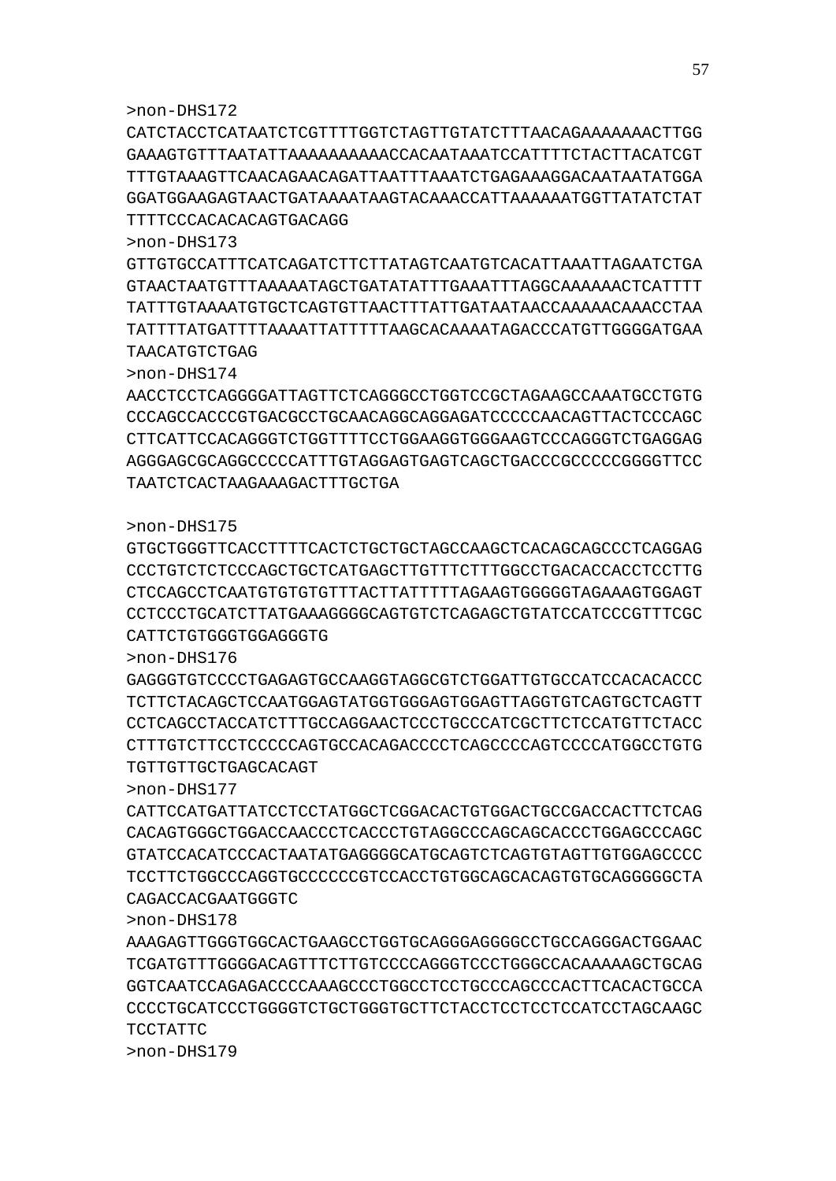>non-DHS172
CATCTACCTCATAATCTCGTTTTGGTCTAGTTGTATCTTTAACAGAAAAAAACTTGG
GAAAGTGTTTAATATTAAAAAAAAAACCACAATAAATCCATTTTCTACTTACATCGT
TTTGTAAAGTTCAACAGAACAGATTAATTTAAATCTGAGAAAGGACAATAATATGGA
GGATGGAAGAGTAACTGATAAAATAAGTACAAACCATTAAAAAATGGTTATATCTAT
TTTTCCCACACACAGTGACAGG

>non-DHS173
GTTGTGCCATTTCATCAGATCTTCTTATAGTCAATGTCACATTAAATTAGAATCTGA
GTAACTAATGTTTAAAAATAGCTGATATATTTGAAATTTAGGCAAAAAACTCATTTT
TATTTGTAAAATGTGCTCAGTGTTAACTTTATTGATAATAACCAAAAACAAACCTAA
TATTTTATGATTTTAAAATTATTTTTAAGCACAAAATAGACCCATGTTGGGGATGAA
TAACATGTCTGAG

>non-DHS174
AACCTCCTCAGGGGATTAGTTCTCAGGGCCTGGTCCGCTAGAAGCCAAATGCCTGTG
CCCAGCCACCCGTGACGCCTGCAACAGGCAGGAGATCCCCCAACAGTTACTCCCAGC
CTTCATTCCACAGGGTCTGGTTTTCCTGGAAGGTGGGAAGTCCCAGGGTCTGAGGAG
AGGGAGCGCAGGCCCCCATTTGTAGGAGTGAGTCAGCTGACCCGCCCCCGGGGTTCC
TAATCTCACTAAGAAAGACTTTGCTGA

>non-DHS175
GTGCTGGGTTCACCTTTTCACTCTGCTGCTAGCCAAGCTCACAGCAGCCCTCAGGAG
CCCTGTCTCTCCCAGCTGCTCATGAGCTTGTTTCTTTGGCCTGACACCACCTCCTTG
CTCCAGCCTCAATGTGTGTGTTTACTTATTTTTAGAAGTGGGGGTAGAAAGTGGAGT
CCTCCCTGCATCTTATGAAAGGGGCAGTGTCTCAGAGCTGTATCCATCCCGTTTCGC
CATTCTGTGGGTGGAGGGTG

>non-DHS176
GAGGGTGTCCCCTGAGAGTGCCAAGGTAGGCGTCTGGATTGTGCCATCCACACACCC
TCTTCTACAGCTCCAATGGAGTATGGTGGGAGTGGAGTTAGGTGTCAGTGCTCAGTT
CCTCAGCCTACCATCTTTGCCAGGAACTCCCTGCCCATCGCTTCTCCATGTTCTACC
CTTTGTCTTCCTCCCCCAGTGCCACAGACCCCTCAGCCCCAGTCCCCATGGCCTGTG
TGTTGTTGCTGAGCACAGT

>non-DHS177
CATTCCATGATTATCCTCCTATGGCTCGGACACTGTGGACTGCCGACCACTTCTCAG
CACAGTGGGCTGGACCAACCCTCACCCTGTAGGCCCAGCAGCACCCTGGAGCCCAGC
GTATCCACATCCCACTAATATGAGGGGCATGCAGTCTCAGTGTAGTTGTGGAGCCCC
TCCTTCTGGCCCAGGTGCCCCCCGTCCACCTGTGGCAGCACAGTGTGCAGGGGGCTA
CAGACCACGAATGGGTC

>non-DHS178
AAAGAGTTGGGTGGCACTGAAGCCTGGTGCAGGGAGGGGCCTGCCAGGGACTGGAAC
TCGATGTTTGGGGACAGTTTCTTGTCCCCAGGGTCCCTGGGCCACAAAAAGCTGCAG
GGTCAATCCAGAGACCCCAAAGCCCTGGCCTCCTGCCCAGCCCACTTCACACTGCCA
CCCCTGCATCCCTGGGGTCTGCTGGGTGCTTCTACCTCCTCCTCCATCCTAGCAAGC
TCCTATTC

>non-DHS179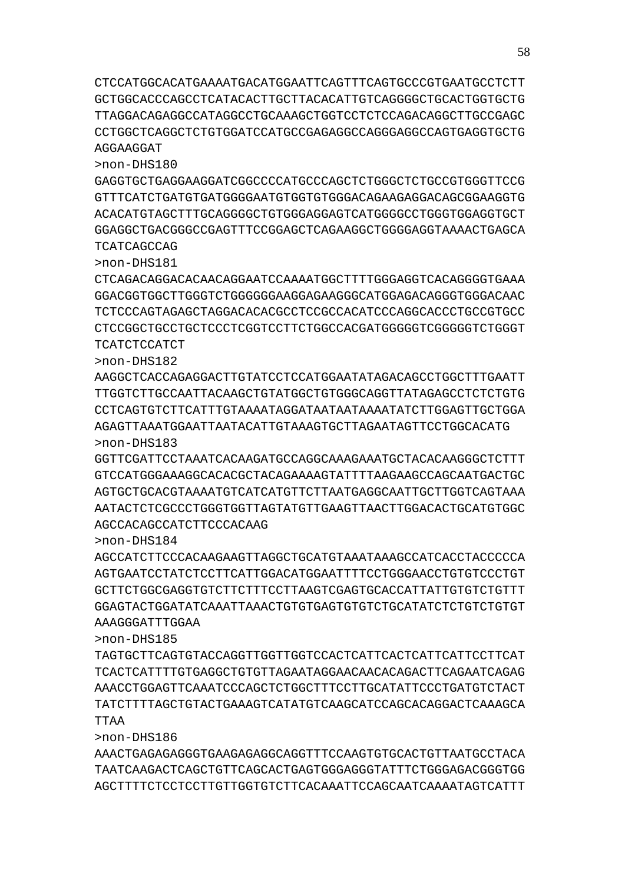CTCCATGGCACATGAAAATGACATGGAATTCAGTTTCAGTGCCCGTGAATGCCTCTT
GCTGGCACCCAGCCTCATACACTTGCTTACACATTGTCAGGGGCTGCACTGGTGCTG
TTAGGACAGAGGCCATAGGCCTGCAAAGCTGGTCCTCTCCAGACAGGCTTGCCGAGC
CCTGGCTCAGGCTCTGTGGATCCATGCCGAGAGGCCAGGGAGGCCAGTGAGGTGCTG
AGGAAGGAT

>non-DHS180

GAGGTGCTGAGGAAGGATCGGCCCCATGCCCAGCTCTGGGCTCTGCCGTGGGTTCCG
GTTTCATCTGATGTGATGGGGAATGTGGTGTGGGACAGAAGAGGACAGCGGAAGGTG
ACACATGTAGCTTTGCAGGGGCTGTGGGAGGAGTCATGGGGCCTGGGTGGAGGTGCT
GGAGGCTGACGGGCCGAGTTTCCGGAGCTCAGAAGGCTGGGGAGGTAAAACTGAGCA
TCATCAGCCAG

>non-DHS181

CTCAGACAGGACACAACAGGAATCCAAAATGGCTTTTGGGAGGTCACAGGGGTGAAA
GGACGGTGGCTTGGGTCTGGGGGGAAGGAGAAGGGCATGGAGACAGGGTGGGACAAC
TCTCCCAGTAGAGCTAGGACACACGCCTCCGCCACATCCCAGGCACCCTGCCGTGCC
CTCCGGCTGCCTGCTCCCTCGGTCCTTCTGGCCACGATGGGGGTCGGGGGTCTGGGT
TCATCTCCATCT

>non-DHS182

AAGGCTCACCAGAGGACTTGTATCCTCCATGGAATATAGACAGCCTGGCTTTGAATT
TTGGTCTTGCCAATTACAAGCTGTATGGCTGTGGGCAGGTTATAGAGCCTCTCTGTG
CCTCAGTGTCTTCATTTGTAAAATAGGATAATAATAAAATATCTTGGAGTTGCTGGA
AGAGTTAAATGGAATTAATACATTGTAAAGTGCTTAGAATAGTTCCTGGCACATG

>non-DHS183

GGTTCGATTCCTAAATCACAAGATGCCAGGCAAAGAAATGCTACACAAGGGCTCTTT
GTCCATGGGAAAGGCACACGCTACAGAAAAGTATTTTAAGAAGCCAGCAATGACTGC
AGTGCTGCACGTAAAATGTCATCATGTTCTTAATGAGGCAATTGCTTGGTCAGTAAA
AATACTCTCGCCCTGGGTGGTTAGTATGTTGAAGTTAACTTGGACACTGCATGTGGC
AGCCACAGCCATCTTCCCACAAG

>non-DHS184

AGCCATCTTCCCACAAGAAGTTAGGCTGCATGTAAATAAAGCCATCACCTACCCCCA
AGTGAATCCTATCTCCTTCATTGGACATGGAATTTTCCTGGGAACCTGTGTCCCTGT
GCTTCTGGCGAGGTGTCTTCTTTCCTTAAGTCGAGTGCACCATTATTGTGTCTGTTT
GGAGTACTGGATATCAAATTAAACTGTGTGAGTGTGTCTGCATATCTCTGTCTGTGT
AAAGGGATTTGGAA

>non-DHS185

TAGTGCTTCAGTGTACCAGGTTGGTTGGTCCACTCATTCACTCATTCATTCCTTCAT
TCACTCATTTTGTGAGGCTGTGTTAGAATAGGAACAACACAGACTTCAGAATCAGAG
AAACCTGGAGTTCAAATCCCAGCTCTGGCTTTCCTTGCATATTCCCTGATGTCTACT
TATCTTTTAGCTGTACTGAAAGTCATATGTCAAGCATCCAGCACAGGACTCAAAGCA
TTAA

>non-DHS186

AAACTGAGAGAGGGTGAAGAGAGGCAGGTTTCCAAGTGTGCACTGTTAATGCCTACA
TAATCAAGACTCAGCTGTTCAGCACTGAGTGGGAGGGTATTTCTGGGAGACGGGTGG
AGCTTTTCTCCTCCTTGTTGGTGTCTTCACAAATTCCAGCAATCAAAATAGTCATTT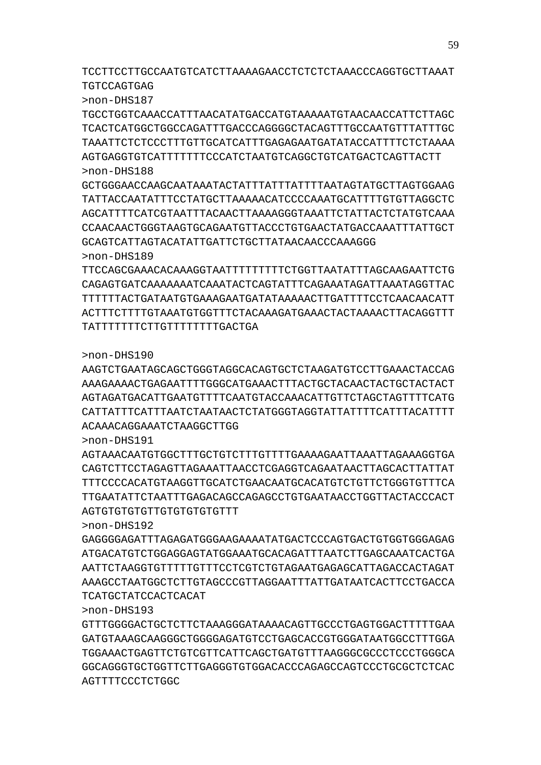TCCTTCCTTGCCAATGTCATCTTAAAAGAACCTCTCTCTAAACCCAGGTGCTTAAAT
TGTCCAGTGAG

>non-DHS187

TGCCTGGTCAAACCATTTAACATATGACCATGTAAAAATGTAACAACCATTCTTAGC
TCACTCATGGCTGGCCAGATTTGACCCAGGGGCTACAGTTTGCCAATGTTTATTTGC
TAAATTCTCTCCCTTTGTTGCATCATTTGAGAGAATGATATACCATTTTCTCTAAAA
AGTGAGGTGTCATTTTTTTCCCATCTAATGTCAGGCTGTCATGACTCAGTTACTT

>non-DHS188

GCTGGGAACCAAGCAATAAATACTATTTATTTATTTTAATAGTATGCTTAGTGGAAG
TATTACCAATATTTCCTATGCTTAAAAACATCCCCAAATGCATTTTGTGTTAGGCTC
AGCATTTTCATCGTAATTTACAACTTAAAAGGGTAAATTCTATTACTCTATGTCAAA
CCAACAACTGGGTAAGTGCAGAATGTTACCCTGTGAACTATGACCAAATTTATTGCT
GCAGTCATTAGTACATATTGATTCTGCTTATAACAACCCAAAGGG

>non-DHS189

TTCCAGCGAAACACAAAGGTAATTTTTTTTTCTGGTTAATATTTAGCAAGAATTCTG
CAGAGTGATCAAAAAAATCAAATACTCAGTATTTCAGAAATAGATTAAATAGGTTAC
TTTTTTACTGATAATGTGAAAGAATGATATAAAAACTTGATTTTCCTCAACAACATT
ACTTTCTTTTGTAAATGTGGTTTCTACAAAGATGAAACTACTAAAACTTACAGGTTT
TATTTTTTTCTTGTTTTTTTTGACTGA

>non-DHS190

AAGTCTGAATAGCAGCTGGGTAGGCACAGTGCTCTAAGATGTCCTTGAAACTACCAG
AAAGAAAACTGAGAATTTTGGGCATGAAACTTTACTGCTACAACTACTGCTACTACT
AGTAGATGACATTGAATGTTTTCAATGTACCAAACATTGTTCTAGCTAGTTTTCATG
CATTATTTCATTTAATCTAATAACTCTATGGGTAGGTATTATTTTCATTTACATTTT
ACAAACAGGAAATCTAAGGCTTGG

>non-DHS191

AGTAAACAATGTGGCTTTGCTGTCTTTGTTTTGAAAAGAATTAAATTAGAAAGGTGA
CAGTCTTCCTAGAGTTAGAAATTAACCTCGAGGTCAGAATAACTTAGCACTTATTAT
TTTCCCCACATGTAAGGTTGCATCTGAACAATGCACATGTCTGTTCTGGGTGTTTCA
TTGAATATTCTAATTTGAGACAGCCAGAGCCTGTGAATAACCTGGTTACTACCCACT
AGTGTGTGTGTTGTGTGTGTGTTT

>non-DHS192

GAGGGGAGATTTAGAGATGGGAAGAAAATATGACTCCCAGTGACTGTGGTGGGAGAG
ATGACATGTCTGGAGGAGTATGGAAATGCACAGATTTAATCTTGAGCAAATCACTGA
AATTCTAAGGTGTTTTTGTTTCCTCGTCTGTAGAATGAGAGCATTAGACCACTAGAT
AAAGCCTAATGGCTCTTGTAGCCCGTTAGGAATTTATTGATAATCACTTCCTGACCA
TCATGCTATCCACTCACAT

>non-DHS193

GTTTGGGGACTGCTCTTCTAAAGGGATAAAACAGTTGCCCTGAGTGGACTTTTTGAA
GATGTAAAGCAAGGGCTGGGGAGATGTCCTGAGCACCGTGGGATAATGGCCTTTGGA
TGGAAACTGAGTTCTGTCGTTCATTCAGCTGATGTTTAAGGGCGCCCTCCCTGGGCA
GGCAGGGTGCTGGTTCTTGAGGGTGTGGACACCCAGAGCCAGTCCCTGCGCTCTCAC
AGTTTTCCCTCTGGC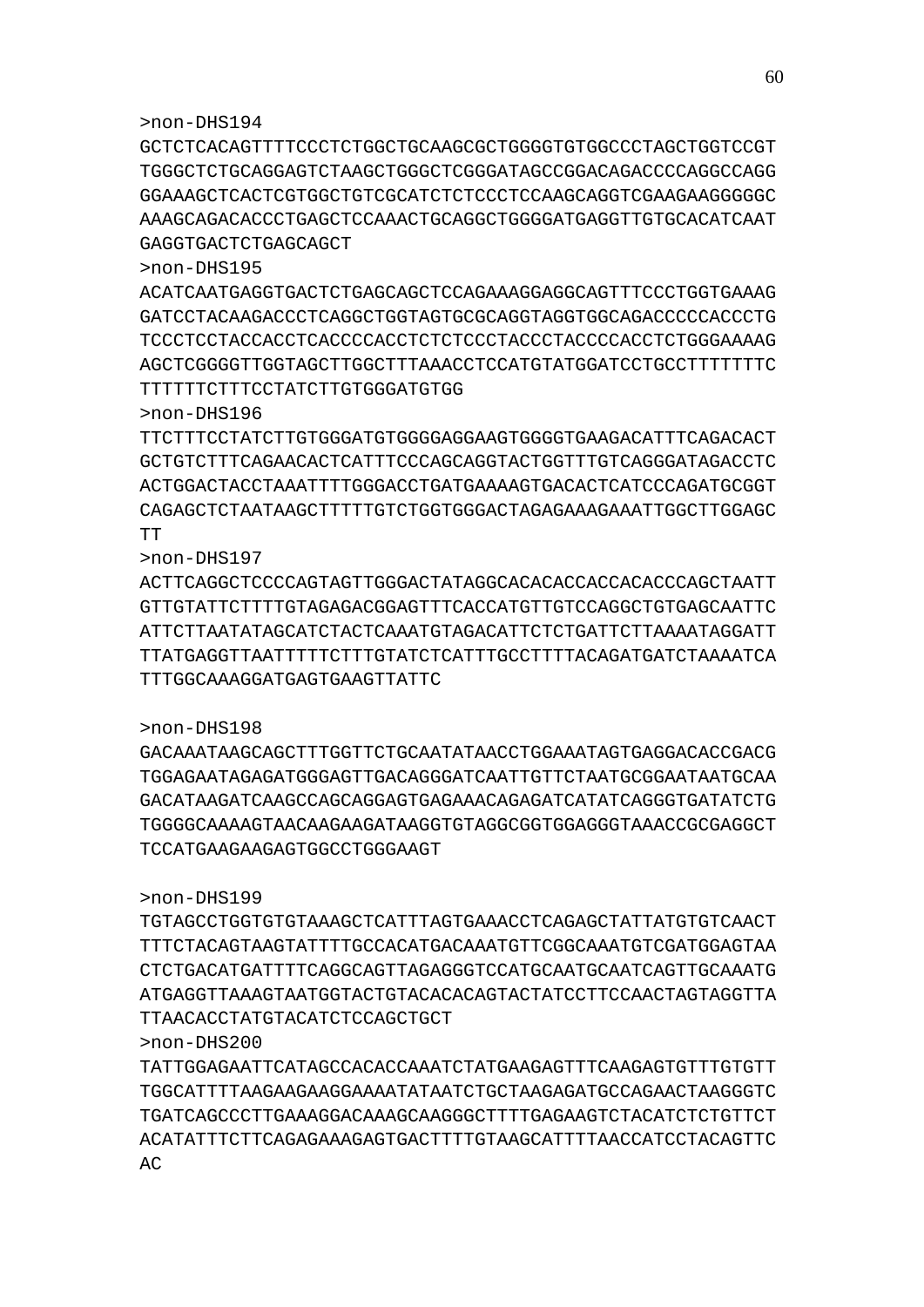>non-DHS194
GCTCTCACAGTTTTCCCTCTGGCTGCAAGCGCTGGGGTGTGGCCCTAGCTGGTCCGT
TGGGCTCTGCAGGAGTCTAAGCTGGGCTCGGGATAGCCGGACAGACCCCAGGCCAGG
GGAAAGCTCACTCGTGGCTGTCGCATCTCTCCCTCCAAGCAGGTCGAAGAAGGGGGC
AAAGCAGACACCCTGAGCTCCAAACTGCAGGCTGGGGATGAGGTTGTGCACATCAAT
GAGGTGACTCTGAGCAGCT

>non-DHS195
ACATCAATGAGGTGACTCTGAGCAGCTCCAGAAAGGAGGCAGTTTCCCTGGTGAAAG
GATCCTACAAGACCCTCAGGCTGGTAGTGCGCAGGTAGGTGGCAGACCCCCACCCTG
TCCCTCCTACCACCTCACCCCACCTCTCTCCCTACCCTACCCCACCTCTGGGAAAAG
AGCTCGGGGTTGGTAGCTTGGCTTTAAACCTCCATGTATGGATCCTGCCTTTTTTTC
TTTTTTCTTTCCTATCTTGTGGGATGTGG

>non-DHS196
TTCTTTCCTATCTTGTGGGATGTGGGGAGGAAGTGGGGTGAAGACATTTCAGACACT
GCTGTCTTTCAGAACACTCATTTCCCAGCAGGTACTGGTTTGTCAGGGATAGACCTC
ACTGGACTACCTAAATTTTGGGACCTGATGAAAAGTGACACTCATCCCAGATGCGGT
CAGAGCTCTAATAAGCTTTTTGTCTGGTGGGACTAGAGAAAGAAATTGGCTTGGAGC
TT

>non-DHS197
ACTTCAGGCTCCCCAGTAGTTGGGACTATAGGCACACACCACCACACCCAGCTAATT
GTTGTATTCTTTTGTAGAGACGGAGTTTCACCATGTTGTCCAGGCTGTGAGCAATTC
ATTCTTAATATAGCATCTACTCAAATGTAGACATTCTCTGATTCTTAAAATAGGATT
TTATGAGGTTAATTTTTCTTTGTATCTCATTTGCCTTTTACAGATGATCTAAAATCA
TTTGGCAAAGGATGAGTGAAGTTATTC

>non-DHS198
GACAAATAAGCAGCTTTGGTTCTGCAATATAACCTGGAAATAGTGAGGACACCGACG
TGGAGAATAGAGATGGGAGTTGACAGGGATCAATTGTTCTAATGCGGAATAATGCAA
GACATAAGATCAAGCCAGCAGGAGTGAGAAACAGAGATCATATCAGGGTGATATCTG
TGGGGCAAAAGTAACAAGAAGATAAGGTGTAGGCGGTGGAGGGTAAACCGCGAGGCT
TCCATGAAGAAGAGTGGCCTGGGAAGT

>non-DHS199
TGTAGCCTGGTGTGTAAAGCTCATTTAGTGAAACCTCAGAGCTATTATGTGTCAACT
TTTCTACAGTAAGTATTTTGCCACATGACAAATGTTCGGCAAATGTCGATGGAGTAA
CTCTGACATGATTTTCAGGCAGTTAGAGGGTCCATGCAATGCAATCAGTTGCAAATG
ATGAGGTTAAAGTAATGGTACTGTACACACAGTACTATCCTTCCAACTAGTAGGTTA
TTAACACCTATGTACATCTCCAGCTGCT

>non-DHS200
TATTGGAGAATTCATAGCCACACCAAATCTATGAAGAGTTTCAAGAGTGTTTGTGTT
TGGCATTTTAAGAAGAAGGAAAATATAATCTGCTAAGAGATGCCAGAACTAAGGGTC
TGATCAGCCCTTGAAAGGACAAAGCAAGGGCTTTTGAGAAGTCTACATCTCTGTTCT
ACATATTTCTTCAGAGAAAGAGTGACTTTTGTAAGCATTTTAACCATCCTACAGTTC
AC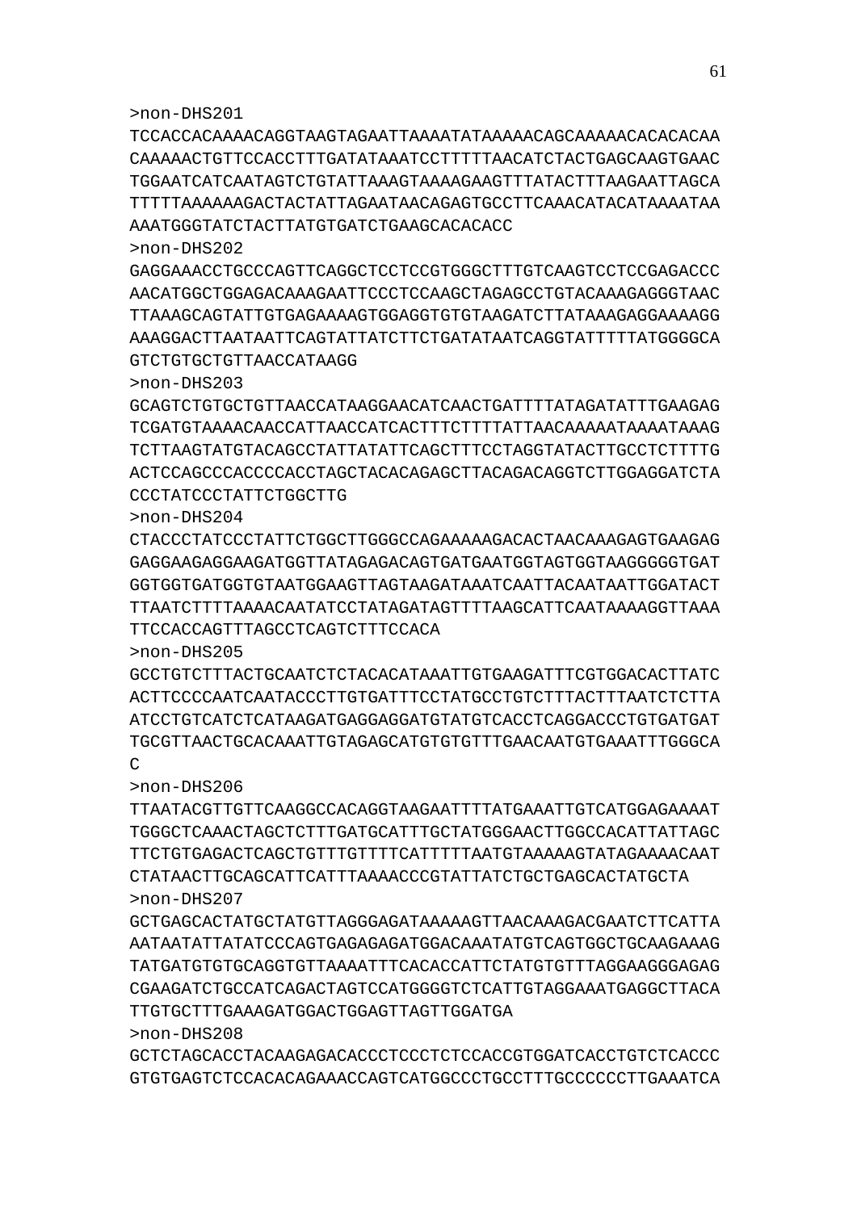>non-DHS201

TCCACCACAAAACAGGTAAGTAGAATTAAAATATAAAAACAGCAAAAACACACACAA
CAAAAACTGTTCCACCTTTGATATAAATCCTTTTTAACATCTACTGAGCAAGTGAAC
TGGAATCATCAATAGTCTGTATTAAAGTAAAAGAAGTTTATACTTTAAGAATTAGCA
TTTTTAAAAAAGACTACTATTAGAATAACAGAGTGCCTTCAAACATACATAAAATAA
AAATGGGTATCTACTTATGTGATCTGAAGCACACACC

>non-DHS202

GAGGAAACCTGCCCAGTTCAGGCTCCTCCGTGGGCTTTGTCAAGTCCTCCGAGACCC
AACATGGCTGGAGACAAAGAATTCCCTCCAAGCTAGAGCCTGTACAAAGAGGGTAAC
TTAAAGCAGTATTGTGAGAAAAGTGGAGGTGTGTAAGATCTTATAAAGAGGAAAAGG
AAAGGACTTAATAATTCAGTATTATCTTCTGATATAATCAGGTATTTTTATGGGGCA
GTCTGTGCTGTTAACCATAAGG

>non-DHS203

GCAGTCTGTGCTGTTAACCATAAGGAACATCAACTGATTTTATAGATATTTGAAGAG
TCGATGTAAAACAACCATTAACCATCACTTTCTTTTATTAACAAAAATAAAATAAAG
TCTTAAGTATGTACAGCCTATTATATTCAGCTTTCCTAGGTATACTTGCCTCTTTTG
ACTCCAGCCCACCCCACCTAGCTACACAGAGCTTACAGACAGGTCTTGGAGGATCTA
CCCTATCCCTATTCTGGCTTG

>non-DHS204

CTACCCTATCCCTATTCTGGCTTGGGCCAGAAAAAGACACTAACAAAGAGTGAAGAG
GAGGAAGAGGAAGATGGTTATAGAGACAGTGATGAATGGTAGTGGTAAGGGGGTGAT
GGTGGTGATGGTGTAATGGAAGTTAGTAAGATAAATCAATTACAATAATTGGATACT
TTAATCTTTTAAAACAATATCCTATAGATAGTTTTAAGCATTCAATAAAAGGTTAAA
TTCCACCAGTTTAGCCTCAGTCTTTCCACA

>non-DHS205

GCCTGTCTTTACTGCAATCTCTACACATAAATTGTGAAGATTTCGTGGACACTTATC
ACTTCCCCAATCAATACCCTTGTGATTTCCTATGCCTGTCTTTACTTTAATCTCTTA
ATCCTGTCATCTCATAAGATGAGGAGGATGTATGTCACCTCAGGACCCTGTGATGAT
TGCGTTAACTGCACAAATTGTAGAGCATGTGTGTTTGAACAATGTGAAATTTGGGCA
C

>non-DHS206

TTAATACGTTGTTCAAGGCCACAGGTAAGAATTTTATGAAATTGTCATGGAGAAAAT
TGGGCTCAAACTAGCTCTTTGATGCATTTGCTATGGGAACTTGGCCACATTATTAGC
TTCTGTGAGACTCAGCTGTTTGTTTTCATTTTTAATGTAAAAAGTATAGAAAACAAT
CTATAACTTGCAGCATTCATTTAAAACCCGTATTATCTGCTGAGCACTATGCTA

>non-DHS207

GCTGAGCACTATGCTATGTTAGGGAGATAAAAAGTTAACAAAGACGAATCTTCATTA
AATAATATTATATCCCAGTGAGAGAGATGGACAAATATGTCAGTGGCTGCAAGAAAG
TATGATGTGTGCAGGTGTTAAAATTTCACACCATTCTATGTGTTTAGGAAGGGAGAG
CGAAGATCTGCCATCAGACTAGTCCATGGGGTCTCATTGTAGGAAATGAGGCTTACA
TTGTGCTTTGAAAGATGGACTGGAGTTAGTTGGATGA

>non-DHS208

GCTCTAGCACCTACAAGAGACACCCTCCCTCTCCACCGTGGATCACCTGTCTCACCC
GTGTGAGTCTCCACACAGAAACCAGTCATGGCCCTGCCTTTGCCCCCCTTGAAATCA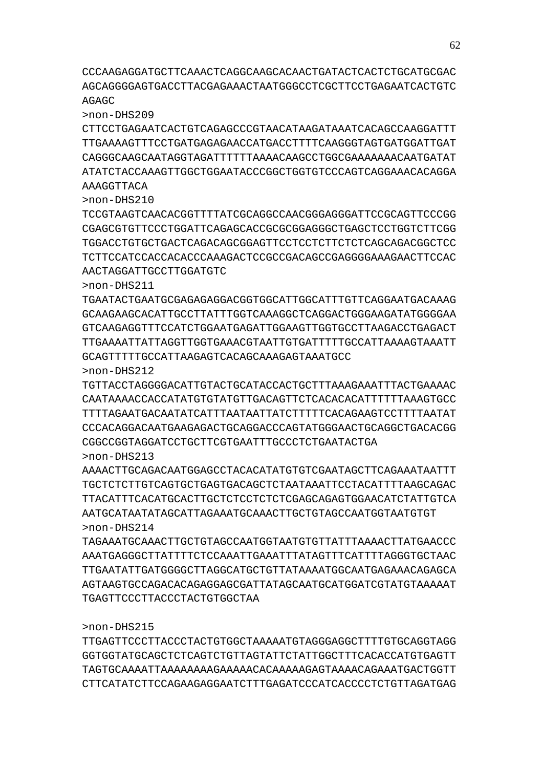CCCAAGAGGATGCTTCAAACTCAGGCAAGCACAACTGATACTCACTCTGCATGCGAC
AGCAGGGGAGTGACCTTACGAGAAACTAATGGGCCTCGCTTCCTGAGAATCACTGTC
AGAGC

>non-DHS209

CTTCCTGAGAATCACTGTCAGAGCCCGTAACATAAGATAAATCACAGCCAAGGATTT
TTGAAAAGTTTCCTGATGAGAGAACCATGACCTTTTCAAGGGTAGTGATGGATTGAT
CAGGGCAAGCAATAGGTAGATTTTTTAAAACAAGCCTGGCGAAAAAAACAATGATAT
ATATCTACCAAAGTTGGCTGGAATACCCGGCTGGTGTCCCAGTCAGGAAACACAGGA
AAAGGTTACA

>non-DHS210

TCCGTAAGTCAACACGGTTTTATCGCAGGCCAACGGGAGGGATTCCGCAGTTCCCGG
CGAGCGTGTTCCCTGGATTCAGAGCACCGCGCGGAGGGCTGAGCTCCTGGTCTTCGG
TGGACCTGTGCTGACTCAGACAGCGGAGTTCCTCCTCTTCTCTCAGCAGACGGCTCC
TCTTCCATCCACCACACCCAAAGACTCCGCCGACAGCCGAGGGGAAAGAACTTCCAC
AACTAGGATTGCCTTGGATGTC

>non-DHS211

TGAATACTGAATGCGAGAGAGGACGGTGGCATTGGCATTTGTTCAGGAATGACAAAG
GCAAGAAGCACATTGCCTTATTTGGTCAAAGGCTCAGGACTGGGAAGATATGGGGAA
GTCAAGAGGTTTCCATCTGGAATGAGATTGGAAGTTGGTGCCTTAAGACCTGAGACT
TTGAAAATTATTAGGTTGGTGAAACGTAATTGTGATTTTTGCCATTAAAAGTAAATT
GCAGTTTTTGCCATTAAGAGTCACAGCAAAGAGTAAATGCC

>non-DHS212

TGTTACCTAGGGGACATTGTACTGCATACCACTGCTTTAAAGAAATTTACTGAAAAC
CAATAAAACCACCATATGTGTATGTTGACAGTTCTCACACACATTTTTTAAAGTGCC
TTTTAGAATGACAATATCATTTAATAATTATCTTTTTCACAGAAGTCCTTTTAATAT
CCCACAGGACAATGAAGAGACTGCAGGACCCAGTATGGGAACTGCAGGCTGACACGG
CGGCCGGTAGGATCCTGCTTCGTGAATTTGCCCTCTGAATACTGA

>non-DHS213

AAAACTTGCAGACAATGGAGCCTACACATATGTGTCGAATAGCTTCAGAAATAATTT
TGCTCTCTTGTCAGTGCTGAGTGACAGCTCTAATAAATTCCTACATTTTAAGCAGAC
TTACATTTCACATGCACTTGCTCTCCTCTCTCGAGCAGAGTGGAACATCTATTGTCA
AATGCATAATATAGCATTAGAAATGCAAACTTGCTGTAGCCAATGGTAATGTGT

>non-DHS214

TAGAAATGCAAACTTGCTGTAGCCAATGGTAATGTGTTATTTAAAACTTATGAACCC
AAATGAGGGCTTATTTTCTCCAAATTGAAATTTATAGTTTCATTTTAGGGTGCTAAC
TTGAATATTGATGGGGCTTAGGCATGCTGTTATAAAATGGCAATGAGAAACAGAGCA
AGTAAGTGCCAGACACAGAGGAGCGATTATAGCAATGCATGGATCGTATGTAAAAAT
TGAGTTCCCTTACCCTACTGTGGCTAA

>non-DHS215

TTGAGTTCCCTTACCCTACTGTGGCTAAAAATGTAGGGAGGCTTTTGTGCAGGTAGG
GGTGGTATGCAGCTCTCAGTCTGTTAGTATTCTATTGGCTTTCACACCATGTGAGTT
TAGTGCAAAATTAAAAAAAAGAAAAACACAAAAAGAGTAAAACAGAAATGACTGGTT
CTTCATATCTTCCAGAAGAGGAATCTTTGAGATCCCATCACCCCTCTGTTAGATGAG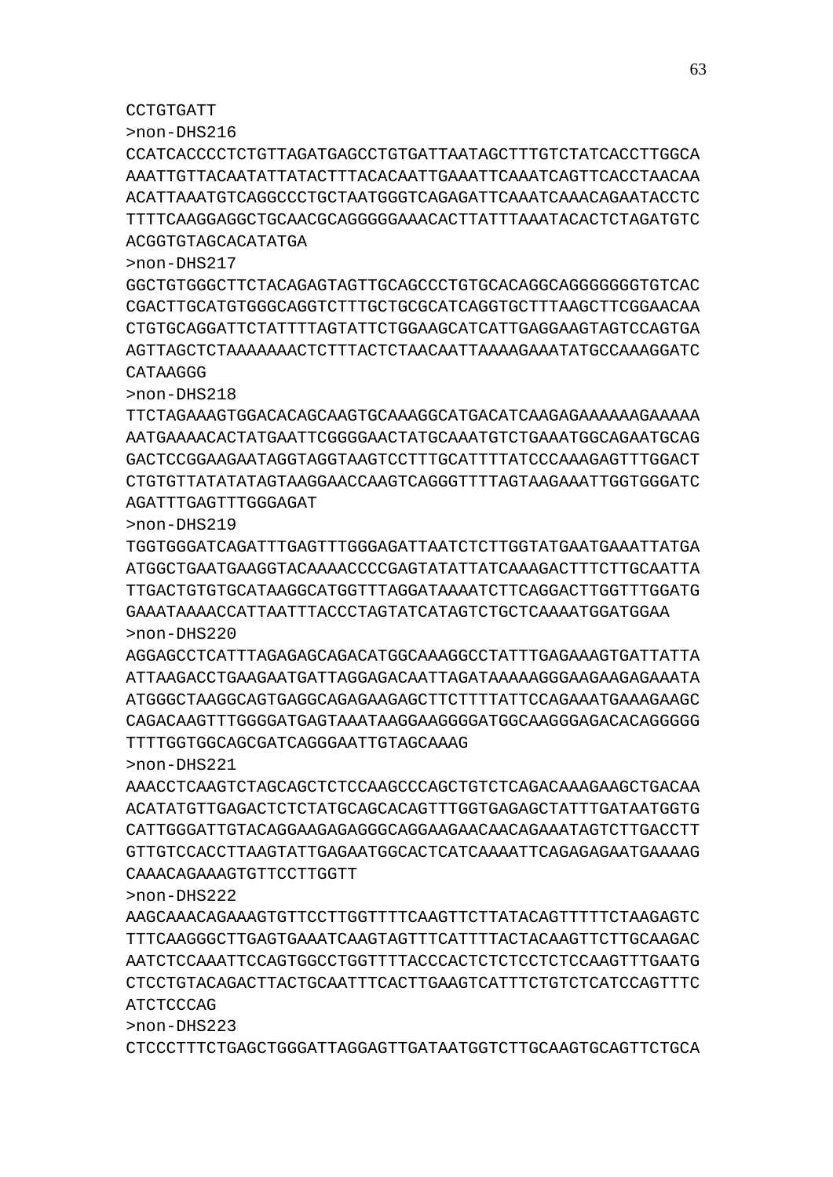CCTGTGATT
>non-DHS216
CCATCACCCCTCTGTTAGATGAGCCTGTGATTAATAGCTTTGTCTATCACCTTGGCA
AAATTGTTACAATATTATACTTTACACAATTGAAATTCAAATCAGTTCACCTAACAA
ACATTAAATGTCAGGCCCTGCTAATGGGTCAGAGATTCAAATCAAACAGAATACCTC
TTTTCAAGGAGGCTGCAACGCAGGGGGAAACACTTATTTAAATACACTCTAGATGTC
ACGGTGTAGCACATATGA
>non-DHS217
GGCTGTGGGCTTCTACAGAGTAGTTGCAGCCCTGTGCACAGGCAGGGGGGGTGTCAC
CGACTTGCATGTGGGCAGGTCTTTGCTGCGCATCAGGTGCTTTAAGCTTCGGAACAA
CTGTGCAGGATTCTATTTTAGTATTCTGGAAGCATCATTGAGGAAGTAGTCCAGTGA
AGTTAGCTCTAAAAAAACTCTTTACTCTAACAATTAAAAGAAATATGCCAAAGGATC
CATAAGGG
>non-DHS218
TTCTAGAAAGTGGACACAGCAAGTGCAAAGGCATGACATCAAGAGAAAAAAGAAAAA
AATGAAAACACTATGAATTCGGGGAACTATGCAAATGTCTGAAATGGCAGAATGCAG
GACTCCGGAAGAATAGGTAGGTAAGTCCTTTGCATTTTATCCCAAAGAGTTTGGACT
CTGTGTTATATATAGTAAGGAACCAAGTCAGGGTTTTAGTAAGAAATTGGTGGGATC
AGATTTGAGTTTGGGAGAT
>non-DHS219
TGGTGGGATCAGATTTGAGTTTGGGAGATTAATCTCTTGGTATGAATGAAATTATGA
ATGGCTGAATGAAGGTACAAAACCCCGAGTATATTATCAAAGACTTTCTTGCAATTA
TTGACTGTGTGCATAAGGCATGGTTTAGGATAAAATCTTCAGGACTTGGTTTGGATG
GAAATAAAACCATTAATTTACCCTAGTATCATAGTCTGCTCAAAATGGATGGAA
>non-DHS220
AGGAGCCTCATTTAGAGAGCAGACATGGCAAAGGCCTATTTGAGAAAGTGATTATTA
ATTAAGACCTGAAGAATGATTAGGAGACAATTAGATAAAAAGGGAAGAAGAGAAATA
ATGGGCTAAGGCAGTGAGGCAGAGAAGAGCTTCTTTTATTCCAGAAATGAAAGAAGC
CAGACAAGTTTGGGGATGAGTAAATAAGGAAGGGGATGGCAAGGGAGACACAGGGGG
TTTTGGTGGCAGCGATCAGGGAATTGTAGCAAAG
>non-DHS221
AAACCTCAAGTCTAGCAGCTCTCCAAGCCCAGCTGTCTCAGACAAAGAAGCTGACAA
ACATATGTTGAGACTCTCTATGCAGCACAGTTTGGTGAGAGCTATTTGATAATGGTG
CATTGGGATTGTACAGGAAGAGAGGGCAGGAAGAACAACAGAAATAGTCTTGACCTT
GTTGTCCACCTTAAGTATTGAGAATGGCACTCATCAAAATTCAGAGAGAATGAAAAG
CAAACAGAAAGTGTTCCTTGGTT
>non-DHS222
AAGCAAACAGAAAGTGTTCCTTGGTTTTCAAGTTCTTATACAGTTTTTCTAAGAGTC
TTTCAAGGGCTTGAGTGAAATCAAGTAGTTTCATTTTACTACAAGTTCTTGCAAGAC
AATCTCCAAATTCCAGTGGCCTGGTTTTACCCACTCTCTCCTCTCCAAGTTTGAATG
CTCCTGTACAGACTTACTGCAATTTCACTTGAAGTCATTTCTGTCTCATCCAGTTTC
ATCTCCCAG
>non-DHS223
CTCCCTTTCTGAGCTGGGATTAGGAGTTGATAATGGTCTTGCAAGTGCAGTTCTGCA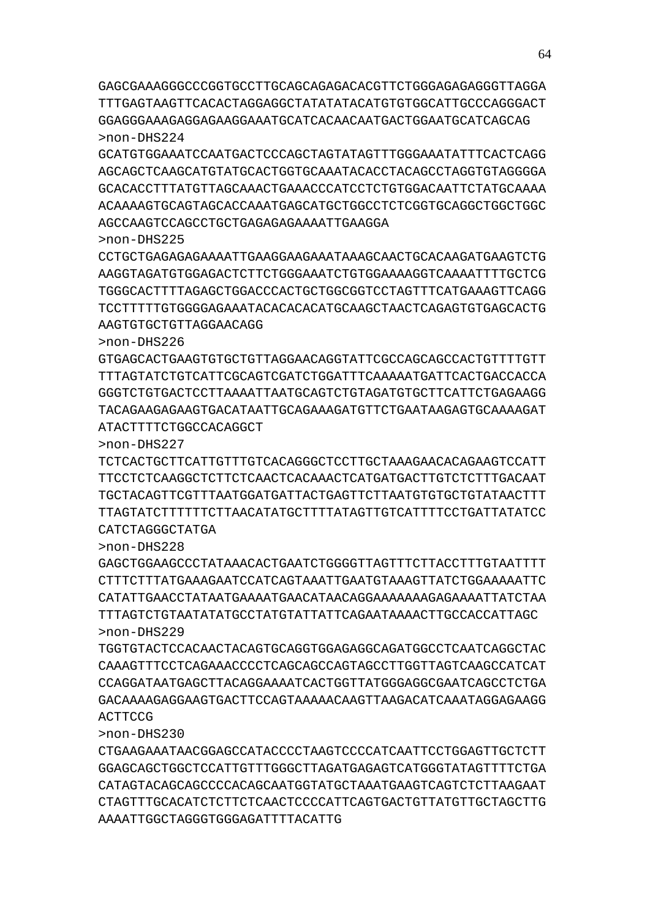GAGCGAAAGGGCCCGGTGCCTTGCAGCAGAGACACGTTCTGGGAGAGAGGGTTAGGA
TTTGAGTAAGTTCACACTAGGAGGCTATATATACATGTGTGGCATTGCCCAGGGACT
GGAGGGAAAGAGGAGAAGGAAATGCATCACAACAATGACTGGAATGCATCAGCAG
>non-DHS224
GCATGTGGAAATCCAATGACTCCCAGCTAGTATAGTTTGGGAAATATTTCACTCAGG
AGCAGCTCAAGCATGTATGCACTGGTGCAAATACACCTACAGCCTAGGTGTAGGGGA
GCACACCTTTATGTTAGCAAACTGAAACCCATCCTCTGTGGACAATTCTATGCAAAA
ACAAAAGTGCAGTAGCACCAAATGAGCATGCTGGCCTCTCGGTGCAGGCTGGCTGGC
AGCCAAGTCCAGCCTGCTGAGAGAGAAAATTGAAGGA
>non-DHS225
CCTGCTGAGAGAGAAAATTGAAGGAAGAAATAAAGCAACTGCACAAGATGAAGTCTG
AAGGTAGATGTGGAGACTCTTCTGGGAAATCTGTGGAAAAGGTCAAAATTTTGCTCG
TGGGCACTTTTAGAGCTGGACCCACTGCTGGCGGTCCTAGTTTCATGAAAGTTCAGG
TCCTTTTTGTGGGGAGAAATACACACACATGCAAGCTAACTCAGAGTGTGAGCACTG
AAGTGTGCTGTTAGGAACAGG
>non-DHS226
GTGAGCACTGAAGTGTGCTGTTAGGAACAGGTATTCGCCAGCAGCCACTGTTTTGTT
TTTAGTATCTGTCATTCGCAGTCGATCTGGATTTCAAAAATGATTCACTGACCACCA
GGGTCTGTGACTCCTTAAAATTAATGCAGTCTGTAGATGTGCTTCATTCTGAGAAGG
TACAGAAGAGAAGTGACATAATTGCAGAAAGATGTTCTGAATAAGAGTGCAAAAGAT
ATACTTTTCTGGCCACAGGCT
>non-DHS227
TCTCACTGCTTCATTGTTTGTCACAGGGCTCCTTGCTAAAGAACACAGAAGTCCATT
TTCCTCTCAAGGCTCTTCTCAACTCACAAACTCATGATGACTTGTCTCTTTGACAAT
TGCTACAGTTCGTTTAATGGATGATTACTGAGTTCTTAATGTGTGCTGTATAACTTT
TTAGTATCTTTTTTCTTAACATATGCTTTTATAGTTGTCATTTTCCTGATTATATCC
CATCTAGGGCTATGA
>non-DHS228
GAGCTGGAAGCCCTATAAACACTGAATCTGGGGTTAGTTTCTTACCTTTGTAATTTT
CTTTCTTTATGAAAGAATCCATCAGTAAATTGAATGTAAAGTTATCTGGAAAAATTC
CATATTGAACCTATAATGAAAATGAACATAACAGGAAAAAAAGAGAAAATTATCTAA
TTTAGTCTGTAATATATGCCTATGTATTATTCAGAATAAAACTTGCCACCATTAGC
>non-DHS229
TGGTGTACTCCACAACTACAGTGCAGGTGGAGAGGCAGATGGCCTCAATCAGGCTAC
CAAAGTTTCCTCAGAAACCCCTCAGCAGCCAGTAGCCTTGGTTAGTCAAGCCATCAT
CCAGGATAATGAGCTTACAGGAAAATCACTGGTTATGGGAGGCGAATCAGCCTCTGA
GACAAAAGAGGAAGTGACTTCCAGTAAAAACAAGTTAAGACATCAAATAGGAGAAGG
ACTTCCG
>non-DHS230
CTGAAGAAATAACGGAGCCATACCCCTAAGTCCCCATCAATTCCTGGAGTTGCTCTT
GGAGCAGCTGGCTCCATTGTTTGGGCTTAGATGAGAGTCATGGGTATAGTTTTCTGA
CATAGTACAGCAGCCCCACAGCAATGGTATGCTAAATGAAGTCAGTCTCTTAAGAAT
CTAGTTTGCACATCTCTTCTCAACTCCCCATTCAGTGACTGTTATGTTGCTAGCTTG
AAAATTGGCTAGGGTGGGAGATTTTACATTG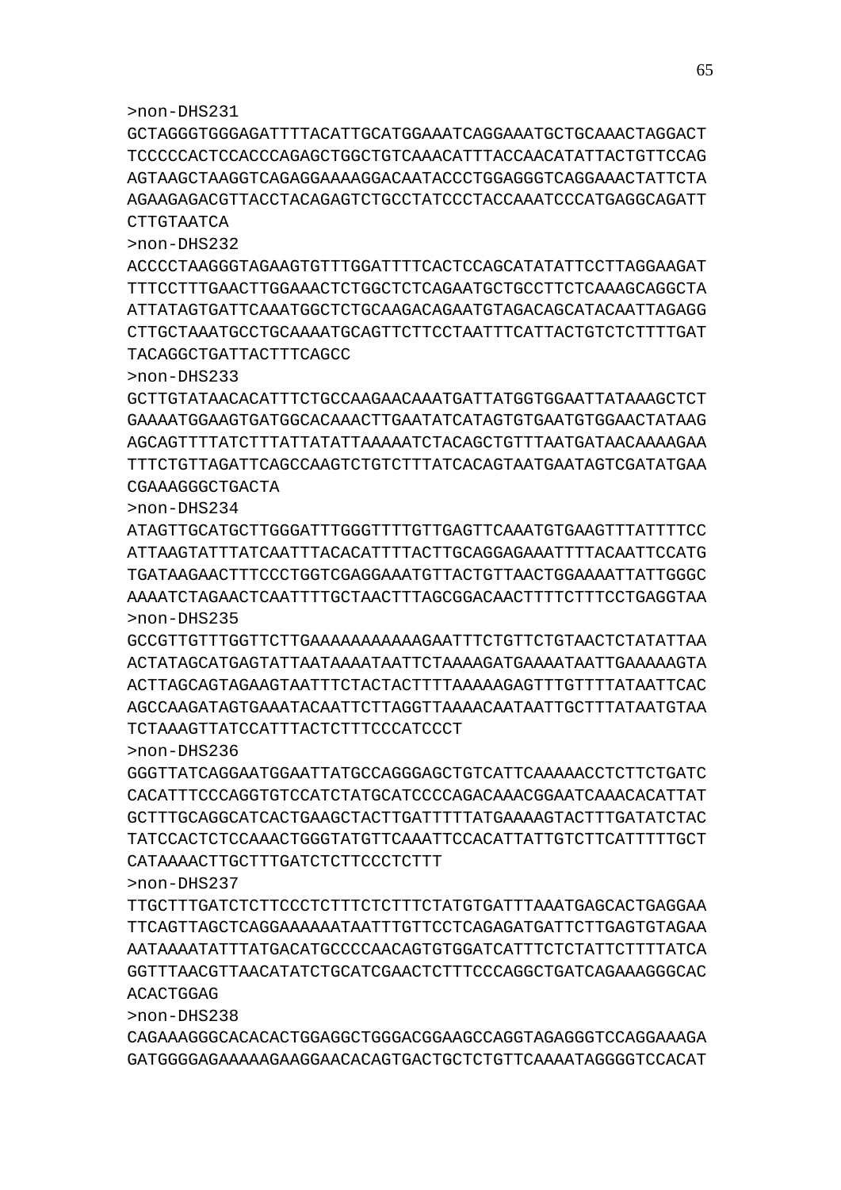```
>non-DHS231
GCTAGGGTGGGAGATTTTACATTGCATGGAAATCAGGAAATGCTGCAAACTAGGACT
TCCCCCACTCCACCCAGAGCTGGCTGTCAAACATTTACCAACATATTACTGTTCCAG
AGTAAGCTAAGGTCAGAGGAAAAGGACAATACCCTGGAGGGTCAGGAAACTATTCTA
AGAAGAGACGTTACCTACAGAGTCTGCCTATCCCTACCAAATCCCATGAGGCAGATT
CTTGTAATCA
>non-DHS232
ACCCCTAAGGGTAGAAGTGTTTGGATTTTCACTCCAGCATATATTCCTTAGGAAGAT
TTTCCTTTGAACTTGGAAACTCTGGCTCTCAGAATGCTGCCTTCTCAAAGCAGGCTA
ATTATAGTGATTCAAATGGCTCTGCAAGACAGAATGTAGACAGCATACAATTAGAGG
CTTGCTAAATGCCTGCAAAATGCAGTTCTTCCTAATTTCATTACTGTCTCTTTTGAT
TACAGGCTGATTACTTTCAGCC
>non-DHS233
GCTTGTATAACACATTTCTGCCAAGAACAAATGATTATGGTGGAATTATAAAGCTCT
GAAAATGGAAGTGATGGCACAAACTTGAATATCATAGTGTGAATGTGGAACTATAAG
AGCAGTTTTATCTTTATTATATTAAAAATCTACAGCTGTTTAATGATAACAAAAGAA
TTTCTGTTAGATTCAGCCAAGTCTGTCTTTATCACAGTAATGAATAGTCGATATGAA
CGAAAGGGCTGACTA
>non-DHS234
ATAGTTGCATGCTTGGGATTTGGGTTTTGTTGAGTTCAAATGTGAAGTTTATTTTCC
ATTAAGTATTTATCAATTTACACATTTTACTTGCAGGAGAAATTTTACAATTCCATG
TGATAAGAACTTTCCCTGGTCGAGGAAATGTTACTGTTAACTGGAAAATTATTGGGC
AAAATCTAGAACTCAATTTTGCTAACTTTAGCGGACAACTTTTCTTTCCTGAGGTAA
>non-DHS235
GCCGTTGTTTGGTTCTTGAAAAAAAAAAAAGAATTTCTGTTCTGTAACTCTATATTAA
ACTATAGCATGAGTATTAATAAAATAATTCTAAAAGATGAAAATAATTGAAAAAGTA
ACTTAGCAGTAGAAGTAATTTCTACTACTTTTAAAAAGAGTTTGTTTTATAATTCAC
AGCCAAGATAGTGAAATACAATTCTTAGGTTAAAACAATAATTGCTTTATAATGTAA
TCTAAAGTTATCCATTTACTCTTTCCCATCCCT
>non-DHS236
GGGTTATCAGGAATGGAATTATGCCAGGGAGCTGTCATTCAAAAACCTCTTCTGATC
CACATTTCCCAGGTGTCCATCTATGCATCCCCAGACAAACGGAATCAAACACATTAT
GCTTTGCAGGCATCACTGAAGCTACTTGATTTTTATGAAAAGTACTTTGATATCTAC
TATCCACTCTCCAAACTGGGTATGTTCAAATTCCACATTATTGTCTTCATTTTTGCT
CATAAAACTTGCTTTGATCTCTTCCCTCTTT
>non-DHS237
TTGCTTTGATCTCTTCCCTCTTTCTCTTTCTATGTGATTTAAATGAGCACTGAGGAA
TTCAGTTAGCTCAGGAAAAAATAATTTGTTCCTCAGAGATGATTCTTGAGTGTAGAA
AATAAAATATTTATGACATGCCCCAACAGTGTGGATCATTTCTCTATTCTTTTATCA
GGTTTAACGTTAACATATCTGCATCGAACTCTTTCCCAGGCTGATCAGAAAGGGCAC
ACACTGGAG
>non-DHS238
CAGAAAGGGCACACACTGGAGGCTGGGACGGAAGCCAGGTAGAGGGTCCAGGAAAGA
GATGGGGAGAAAAAGAAGGAACACAGTGACTGCTCTGTTCAAAATAGGGGTCCACAT
```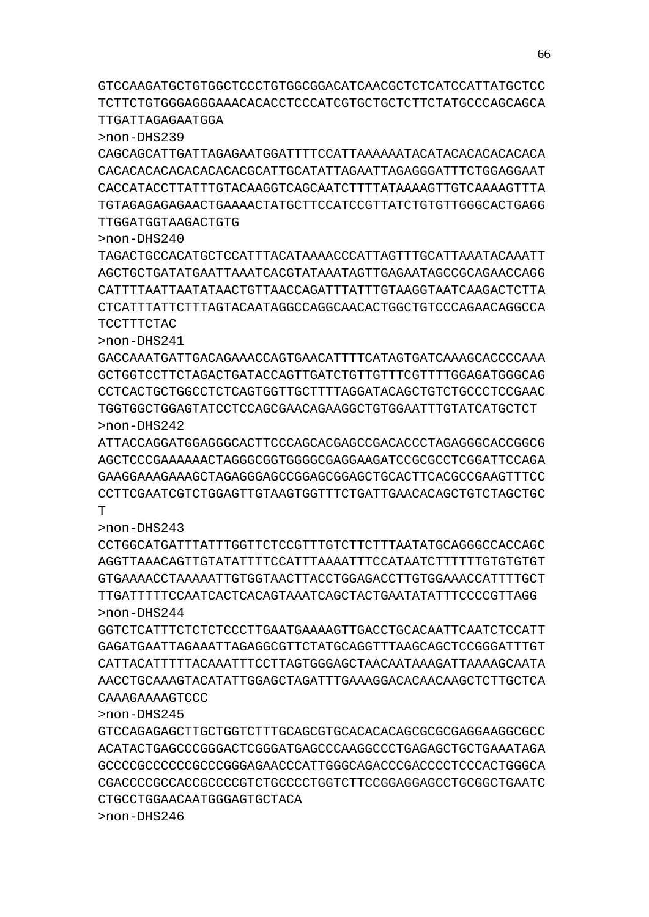GTCCAAGATGCTGTGGCTCCCTGTGGCGGACATCAACGCTCTCATCCATTATGCTCC
TCTTCTGTGGGAGGGAAACACACCTCCCATCGTGCTGCTCTTCTATGCCCAGCAGCA
TTGATTAGAGAATGGA

>non-DHS239

CAGCAGCATTGATTAGAGAATGGATTTTCCATTAAAAAATACATACACACACACACA
CACACACACACACACACACGCATTGCATATTAGAATTAGAGGGATTTCTGGAGGAAT
CACCATACCTTATTTGTACAAGGTCAGCAATCTTTTATAAAAGTTGTCAAAAGTTTA
TGTAGAGAGAGAACTGAAAACTATGCTTCCATCCGTTATCTGTGTTGGGCACTGAGG
TTGGATGGTAAGACTGTG

>non-DHS240

TAGACTGCCACATGCTCCATTTACATAAAACCCATTAGTTTGCATTAAATACAAATT
AGCTGCTGATATGAATTAAATCACGTATAAATAGTTGAGAATAGCCGCAGAACCAGG
CATTTTAATTAATATAACTGTTAACCAGATTTATTTGTAAGGTAATCAAGACTCTTA
CTCATTTATTCTTTAGTACAATAGGCCAGGCAACACTGGCTGTCCCAGAACAGGCCA
TCCTTTCTAC

>non-DHS241

GACCAAATGATTGACAGAAACCAGTGAACATTTTCATAGTGATCAAAGCACCCCAAA
GCTGGTCCTTCTAGACTGATACCAGTTGATCTGTTGTTTCGTTTTGGAGATGGGCAG
CCTCACTGCTGGCCTCTCAGTGGTTGCTTTTAGGATACAGCTGTCTGCCCTCCGAAC
TGGTGGCTGGAGTATCCTCCAGCGAACAGAAGGCTGTGGAATTTGTATCATGCTCT

>non-DHS242

ATTACCAGGATGGAGGGCACTTCCCAGCACGAGCCGACACCCTAGAGGGCACCGGCG
AGCTCCCGAAAAAACTAGGGCGGTGGGGCGAGGAAGATCCGCGCCTCGGATTCCAGA
GAAGGAAAGAAAGCTAGAGGGAGCCGGAGCGGAGCTGCACTTCACGCCGAAGTTTCC
CCTTCGAATCGTCTGGAGTTGTAAGTGGTTTCTGATTGAACACAGCTGTCTAGCTGC
T

>non-DHS243

CCTGGCATGATTTATTTGGTTCTCCGTTTGTCTTCTTTAATATGCAGGGCCACCAGC
AGGTTAAACAGTTGTATATTTTCCATTTAAAATTTCCATAATCTTTTTTGTGTGTGT
GTGAAAACCTAAAAATTGTGGTAACTTACCTGGAGACCTTGTGGAAACCATTTTGCT
TTGATTTTTCCAATCACTCACAGTAAATCAGCTACTGAATATATTTCCCCGTTAGG

>non-DHS244

GGTCTCATTTCTCTCTCCCTTGAATGAAAAGTTGACCTGCACAATTCAATCTCCATT
GAGATGAATTAGAAATTAGAGGCGTTCTATGCAGGTTTAAGCAGCTCCGGGATTTGT
CATTACATTTTTACAAATTTCCTTAGTGGGAGCTAACAATAAAGATTAAAAGCAATA
AACCTGCAAAGTACATATTGGAGCTAGATTTGAAAGGACACAACAAGCTCTTGCTCA
CAAAGAAAAGTCCC

>non-DHS245

GTCCAGAGAGCTTGCTGGTCTTTGCAGCGTGCACACACAGCGCGCGAGGAAGGCGCC
ACATACTGAGCCCGGGACTCGGGATGAGCCCAAGGCCCTGAGAGCTGCTGAAATAGA
GCCCCGCCCCCCGCCCGGGAGAACCCATTGGGCAGACCCGACCCCTCCCACTGGGCA
CGACCCCGCCACCGCCCCGTCTGCCCCTGGTCTTCCGGAGGAGCCTGCGGCTGAATC
CTGCCTGGAACAATGGGAGTGCTACA

>non-DHS246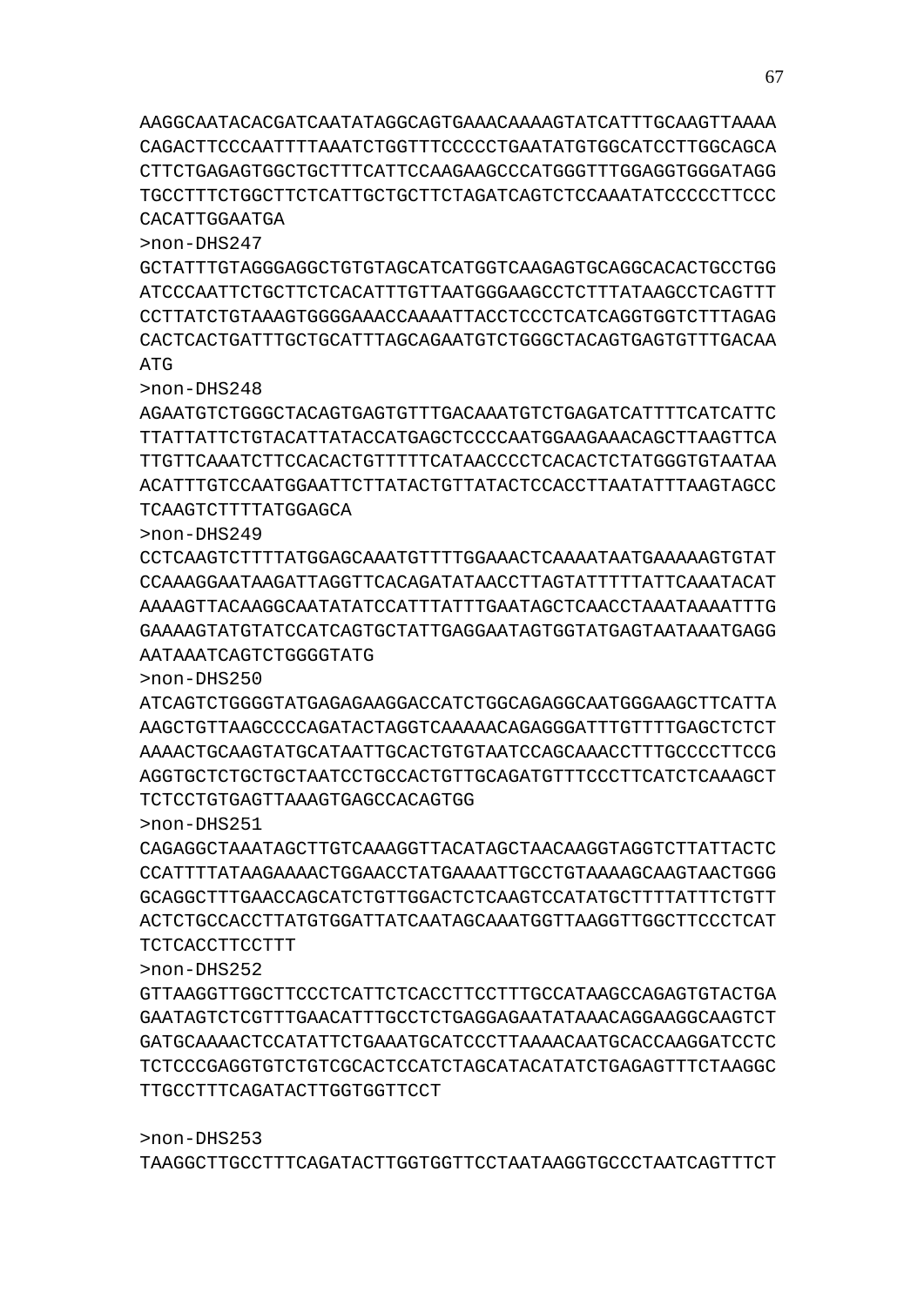AAGGCAATACACGATCAATATAGGCAGTGAAACAAAAGTATCATTTGCAAGTTAAAA
CAGACTTCCCAATTTTAAATCTGGTTTCCCCCTGAATATGTGGCATCCTTGGCAGCA
CTTCTGAGAGTGGCTGCTTTCATTCCAAGAAGCCCATGGGTTTGGAGGTGGGATAGG
TGCCTTTCTGGCTTCTCATTGCTGCTTCTAGATCAGTCTCCAAATATCCCCCTTCCC
CACATTGGAATGA

>non-DHS247

GCTATTTGTAGGGAGGCTGTGTAGCATCATGGTCAAGAGTGCAGGCACACTGCCTGG
ATCCCAATTCTGCTTCTCACATTTGTTAATGGGAAGCCTCTTTATAAGCCTCAGTTT
CCTTATCTGTAAAGTGGGGAAACCAAAATTACCTCCCTCATCAGGTGGTCTTTAGAG
CACTCACTGATTTGCTGCATTTAGCAGAATGTCTGGGCTACAGTGAGTGTTTGACAA
ATG

>non-DHS248

AGAATGTCTGGGCTACAGTGAGTGTTTGACAAATGTCTGAGATCATTTTCATCATTC
TTATTATTCTGTACATTATACCATGAGCTCCCCAATGGAAGAAACAGCTTAAGTTCA
TTGTTCAAATCTTCCACACTGTTTTTCATAACCCCTCACACTCTATGGGTGTAATAA
ACATTTGTCCAATGGAATTCTTATACTGTTATACTCCACCTTAATATTTAAGTAGCC
TCAAGTCTTTTATGGAGCA

>non-DHS249

CCTCAAGTCTTTTATGGAGCAAATGTTTTGGAAACTCAAAATAATGAAAAAGTGTAT
CCAAAGGAATAAGATTAGGTTCACAGATATAACCTTAGTATTTTTATTCAAATACAT
AAAAGTTACAAGGCAATATATCCATTTATTTGAATAGCTCAACCTAAATAAAATTTG
GAAAAGTATGTATCCATCAGTGCTATTGAGGAATAGTGGTATGAGTAATAAATGAGG
AATAAATCAGTCTGGGGTATG

>non-DHS250

ATCAGTCTGGGGTATGAGAGAAGGACCATCTGGCAGAGGCAATGGGAAGCTTCATTA
AAGCTGTTAAGCCCCAGATACTAGGTCAAAAACAGAGGGATTTGTTTTGAGCTCTCT
AAAACTGCAAGTATGCATAATTGCACTGTGTAATCCAGCAAACCTTTGCCCCTTCCG
AGGTGCTCTGCTGCTAATCCTGCCACTGTTGCAGATGTTTCCCTTCATCTCAAAGCT
TCTCCTGTGAGTTAAAGTGAGCCACAGTGG

>non-DHS251

CAGAGGCTAAATAGCTTGTCAAAGGTTACATAGCTAACAAGGTAGGTCTTATTACTC
CCATTTTATAAGAAAACTGGAACCTATGAAAATTGCCTGTAAAAGCAAGTAACTGGG
GCAGGCTTTGAACCAGCATCTGTTGGACTCTCAAGTCCATATGCTTTTATTTCTGTT
ACTCTGCCACCTTATGTGGATTATCAATAGCAAATGGTTAAGGTTGGCTTCCCTCAT
TCTCACCTTCCTTT

>non-DHS252

GTTAAGGTTGGCTTCCCTCATTCTCACCTTCCTTTGCCATAAGCCAGAGTGTACTGA
GAATAGTCTCGTTTGAACATTTGCCTCTGAGGAGAATATAAACAGGAAGGCAAGTCT
GATGCAAAACTCCATATTCTGAAATGCATCCCTTAAAACAATGCACCAAGGATCCTC
TCTCCCGAGGTGTCTGTCGCACTCCATCTAGCATACATATCTGAGAGTTTCTAAGGC
TTGCCTTTCAGATACTTGGTGGTTCCT

>non-DHS253

TAAGGCTTGCCTTTCAGATACTTGGTGGTTCCTAATAAGGTGCCCTAATCAGTTTCT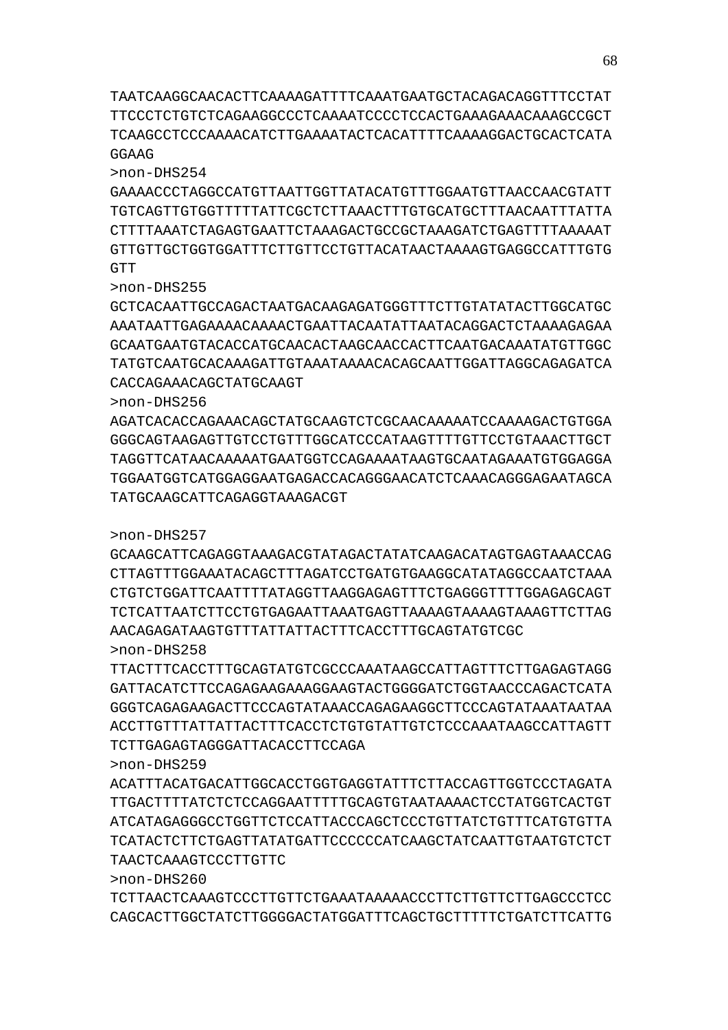TAATCAAGGCAACACTTCAAAAGATTTTCAAATGAATGCTACAGACAGGTTTCCTAT
TTCCCTCTGTCTCAGAAGGCCCTCAAAATCCCCTCCACTGAAAGAAACAAAGCCGCT
TCAAGCCTCCCAAAACATCTTGAAAATACTCACATTTTCAAAAGGACTGCACTCATA
GGAAG

>non-DHS254
GAAAACCCTAGGCCATGTTAATTGGTTATACATGTTTGGAATGTTAACCAACGTATT
TGTCAGTTGTGGTTTTTATTCGCTCTTAAACTTTGTGCATGCTTTAACAATTTATTA
CTTTTAAATCTAGAGTGAATTCTAAAGACTGCCGCTAAAGATCTGAGTTTTAAAAAT
GTTGTTGCTGGTGGATTTCTTGTTCCTGTTACATAACTAAAAGTGAGGCCATTTGTG
GTT

>non-DHS255
GCTCACAATTGCCAGACTAATGACAAGAGATGGGTTTCTTGTATATACTTGGCATGC
AAATAATTGAGAAAACAAAACTGAATTACAATATTAATACAGGACTCTAAAAGAGAA
GCAATGAATGTACACCATGCAACACTAAGCAACCACTTCAATGACAAATATGTTGGC
TATGTCAATGCACAAAGATTGTAAATAAAACACAGCAATTGGATTAGGCAGAGATCA
CACCAGAAACAGCTATGCAAGT

>non-DHS256
AGATCACACCAGAAACAGCTATGCAAGTCTCGCAACAAAAATCCAAAAGACTGTGGA
GGGCAGTAAGAGTTGTCCTGTTTGGCATCCCATAAGTTTTGTTCCTGTAAACTTGCT
TAGGTTCATAACAAAAATGAATGGTCCAGAAAATAAGTGCAATAGAAATGTGGAGGA
TGGAATGGTCATGGAGGAATGAGACCACAGGGAACATCTCAAACAGGGAGAATAGCA
TATGCAAGCATTCAGAGGTAAAGACGT

>non-DHS257
GCAAGCATTCAGAGGTAAAGACGTATAGACTATATCAAGACATAGTGAGTAAACCAG
CTTAGTTTGGAAATACAGCTTTAGATCCTGATGTGAAGGCATATAGGCCAATCTAAA
CTGTCTGGATTCAATTTTATAGGTTAAGGAGAGTTTCTGAGGGTTTTGGAGAGCAGT
TCTCATTAATCTTCCTGTGAGAATTAAATGAGTTAAAAGTAAAAGTAAAGTTCTTAG
AACAGAGATAAGTGTTTATTATTACTTTCACCTTTGCAGTATGTCGC

>non-DHS258
TTACTTTCACCTTTGCAGTATGTCGCCCAAATAAGCCATTAGTTTCTTGAGAGTAGG
GATTACATCTTCCAGAGAAGAAAGGAAGTACTGGGGATCTGGTAACCCAGACTCATA
GGGTCAGAGAAGACTTCCCAGTATAAACCAGAGAAGGCTTCCCAGTATAAATAATAA
ACCTTGTTTATTATTACTTTCACCTCTGTGTATTGTCTCCCAAATAAGCCATTAGTT
TCTTGAGAGTAGGGATTACACCTTCCAGA

>non-DHS259
ACATTTACATGACATTGGCACCTGGTGAGGTATTTCTTACCAGTTGGTCCCTAGATA
TTGACTTTTATCTCTCCAGGAATTTTTGCAGTGTAATAAAACTCCTATGGTCACTGT
ATCATAGAGGGCCTGGTTCTCCATTACCCAGCTCCCTGTTATCTGTTTCATGTGTTA
TCATACTCTTCTGAGTTATATGATTCCCCCCATCAAGCTATCAATTGTAATGTCTCT
TAACTCAAAGTCCCTTGTTC

>non-DHS260
TCTTAACTCAAAGTCCCTTGTTCTGAAATAAAAACCCTTCTTGTTCTTGAGCCCTCC
CAGCACTTGGCTATCTTGGGGACTATGGATTTCAGCTGCTTTTTCTGATCTTCATTG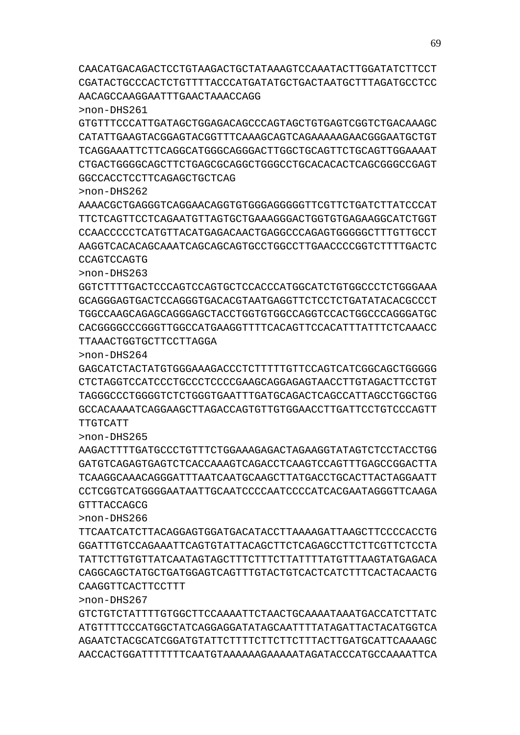CAACATGACAGACTCCTGTAAGACTGCTATAAAGTCCAAATACTTGGATATCTTCCT
CGATACTGCCCACTCTGTTTTACCCATGATATGCTGACTAATGCTTTAGATGCCTCC
AACAGCCAAGGAATTTGAACTAAACCAGG

>non-DHS261
GTGTTTCCCATTGATAGCTGGAGACAGCCCAGTAGCTGTGAGTCGGTCTGACAAAGC
CATATTGAAGTACGGAGTACGGTTTCAAAGCAGTCAGAAAAAGAACGGGAATGCTGT
TCAGGAAATTCTTCAGGCATGGGCAGGGACTTGGCTGCAGTTCTGCAGTTGGAAAAT
CTGACTGGGGCAGCTTCTGAGCGCAGGCTGGGCCTGCACACACTCAGCGGGCCGAGT
GGCCACCTCCTTCAGAGCTGCTCAG

>non-DHS262
AAAACGCTGAGGGTCAGGAACAGGTGTGGGAGGGGGTTCGTTCTGATCTTATCCCAT
TTCTCAGTTCCTCAGAATGTTAGTGCTGAAAGGGACTGGTGTGAGAAGGCATCTGGT
CCAACCCCCTCATGTTACATGAGACAACTGAGGCCCAGAGTGGGGGCTTTGTTGCCT
AAGGTCACACAGCAAATCAGCAGCAGTGCCTGGCCTTGAACCCCGGTCTTTTGACTC
CCAGTCCAGTG

>non-DHS263
GGTCTTTTGACTCCCAGTCCAGTGCTCCACCCATGGCATCTGTGGCCCTCTGGGAAA
GCAGGGAGTGACTCCAGGGTGACACGTAATGAGGTTCTCCTCTGATATACACGCCCT
TGGCCAAGCAGAGCAGGGAGCTACCTGGTGTGGCCAGGTCCACTGGCCCAGGGATGC
CACGGGGCCCGGGTTGGCCATGAAGGTTTTCACAGTTCCACATTTATTTCTCAAACC
TTAAACTGGTGCTTCCTTAGGA

>non-DHS264
GAGCATCTACTATGTGGGAAAGACCCTCTTTTTGTTCCAGTCATCGGCAGCTGGGGG
CTCTAGGTCCATCCCTGCCCTCCCCGAAGCAGGAGAGTAACCTTGTAGACTTCCTGT
TAGGGCCCTGGGGTCTCTGGGTGAATTTGATGCAGACTCAGCCATTAGCCTGGCTGG
GCCACAAAATCAGGAAGCTTAGACCAGTGTTGTGGAACCTTGATTCCTGTCCCAGTT
TTGTCATT

>non-DHS265
AAGACTTTTGATGCCCTGTTTCTGGAAAGAGACTAGAAGGTATAGTCTCCTACCTGG
GATGTCAGAGTGAGTCTCACCAAAGTCAGACCTCAAGTCCAGTTTGAGCCGGACTTA
TCAAGGCAAACAGGGATTTAATCAATGCAAGCTTATGACCTGCACTTACTAGGAATT
CCTCGGTCATGGGGAATAATTGCAATCCCCAATCCCCATCACGAATAGGGTTCAAGA
GTTTACCAGCG

>non-DHS266
TTCAATCATCTTACAGGAGTGGATGACATACCTTAAAAGATTAAGCTTCCCCACCTG
GGATTTGTCCAGAAATTCAGTGTATTACAGCTTCTCAGAGCCTTCTTCGTTCTCCTA
TATTCTTGTGTTATCAATAGTAGCTTTCTTTCTTATTTTATGTTTAAGTATGAGACA
CAGGCAGCTATGCTGATGGAGTCAGTTTGTACTGTCACTCATCTTTCACTACAACTG
CAAGGTTCACTTCCTTT

>non-DHS267
GTCTGTCTATTTTGTGGCTTCCAAAATTCTAACTGCAAAATAAATGACCATCTTATC
ATGTTTTCCCATGGCTATCAGGAGGATATAGCAATTTTATAGATTACTACATGGTCA
AGAATCTACGCATCGGATGTATTCTTTTCTTCTTCTTTACTTGATGCATTCAAAAGC
AACCACTGGATTTTTTTCAATGTAAAAAAGAAAAATAGATACCCATGCCAAAATTCA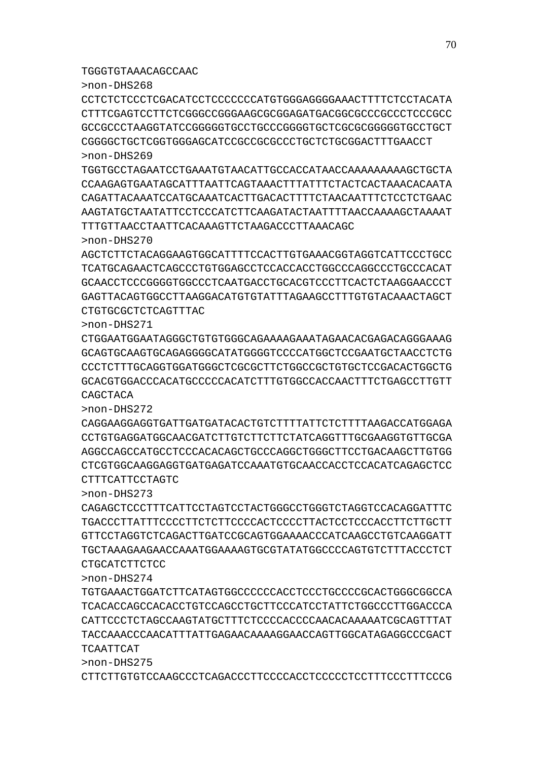TGGGTGTAAACAGCCAAC

>non-DHS268

CCTCTCTCCCTCGACATCCTCCCCCCCATGTGGGAGGGGAAACTTTTCTCCTACATA
CTTTCGAGTCCTTCTCGGGCCGGGAAGCGCGGAGATGACGGCGCCCGCCCTCCCGCC
GCCGCCCTAAGGTATCCGGGGGTGCCTGCCCGGGGTGCTCGCGCGGGGGTGCCTGCT
CGGGGCTGCTCGGTGGGAGCATCCGCCGCGCCCTGCTCTGCGGACTTTGAACCT

>non-DHS269

TGGTGCCTAGAATCCTGAAATGTAACATTGCCACCATAACCAAAAAAAAAGCTGCTA
CCAAGAGTGAATAGCATTTAATTCAGTAAACTTTATTTCTACTCACTAAACACAATA
CAGATTACAAATCCATGCAAATCACTTGACACTTTTCTAACAATTTCTCCTCTGAAC
AAGTATGCTAATATTCCTCCCATCTTCAAGATACTAATTTTAACCAAAAGCTAAAAT
TTTGTTAACCTAATTCACAAAGTTCTAAGACCCTTAAACAGC

>non-DHS270

AGCTCTTCTACAGGAAGTGGCATTTTCCACTTGTGAAACGGTAGGTCATTCCCTGCC
TCATGCAGAACTCAGCCCTGTGGAGCCTCCACCACCTGGCCCAGGCCCTGCCCACAT
GCAACCTCCCGGGGTGGCCCTCAATGACCTGCACGTCCCTTCACTCTAAGGAACCCT
GAGTTACAGTGGCCTTAAGGACATGTGTATTTAGAAGCCTTTGTGTACAAACTAGCT
CTGTGCGCTCTCAGTTTAC

>non-DHS271

CTGGAATGGAATAGGGCTGTGTGGGCAGAAAAGAAATAGAACACGAGACAGGGAAAG
GCAGTGCAAGTGCAGAGGGGCATATGGGGTCCCCATGGCTCCGAATGCTAACCTCTG
CCCTCTTTGCAGGTGGATGGGCTCGCGCTTCTGGCCGCTGTGCTCCGACACTGGCTG
GCACGTGGACCCACATGCCCCCACATCTTTGTGGCCACCAACTTTCTGAGCCTTGTT
CAGCTACA

>non-DHS272

CAGGAAGGAGGTGATTGATGATACACTGTCTTTTATTCTCTTTTAAGACCATGGAGA
CCTGTGAGGATGGCAACGATCTTGTCTTCTTCTATCAGGTTTGCGAAGGTGTTGCGA
AGGCCAGCCATGCCTCCCACACAGCTGCCCAGGCTGGGCTTCCTGACAAGCTTGTGG
CTCGTGGCAAGGAGGTGATGAGATCCAAATGTGCAACCACCTCCACATCAGAGCTCC
CTTTCATTCCTAGTC

>non-DHS273

CAGAGCTCCCTTTCATTCCTAGTCCTACTGGGCCTGGGTCTAGGTCCACAGGATTTC
TGACCCTTATTTCCCCTTCTCTTCCCCACTCCCCTTACTCCTCCCACCTTCTTGCTT
GTTCCTAGGTCTCAGACTTGATCCGCAGTGGAAAACCCATCAAGCCTGTCAAGGATT
TGCTAAAGAAGAACCAAATGGAAAAGTGCGTATATGGCCCCAGTGTCTTTACCCTCT
CTGCATCTTCTCC

>non-DHS274

TGTGAAACTGGATCTTCATAGTGGCCCCCCACCTCCCTGCCCCGCACTGGGCGGCCA
TCACACCAGCCACACCTGTCCAGCCTGCTTCCCATCCTATTCTGGCCCTTGGACCCA
CATTCCCTCTAGCCAAGTATGCTTTCTCCCCACCCCAACACAAAAATCGCAGTTTAT
TACCAAACCCAACATTTATTGAGAACAAAAGGAACCAGTTGGCATAGAGGCCCGACT
TCAATTCAT

>non-DHS275

CTTCTTGTGTCCAAGCCCTCAGACCCTTCCCCACCTCCCCCTCCTTTCCCTTTCCCG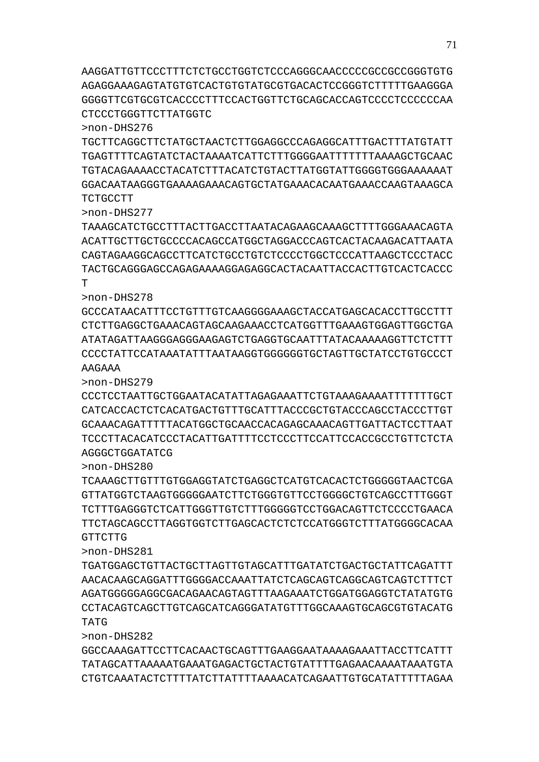AAGGATTGTTCCCTTTCTCTGCCTGGTCTCCCAGGGCAACCCCCGCCGCCGGGTGTG
AGAGGAAAGAGTATGTGTCACTGTGTATGCGTGACACTCCGGGTCTTTTTGAAGGGA
GGGGTTCGTGCGTCACCCCTTTCCACTGGTTCTGCAGCACCAGTCCCCTCCCCCCAA
CTCCCTGGGTTCTTATGGTC

>non-DHS276

TGCTTCAGGCTTCTATGCTAACTCTTGGAGGCCCAGAGGCATTTGACTTTATGTATT
TGAGTTTTCAGTATCTACTAAAATCATTCTTTGGGGAATTTTTTTAAAAGCTGCAAC
TGTACAGAAAACCTACATCTTTACATCTGTACTTATGGTATTGGGGTGGGAAAAAAT
GGACAATAAGGGTGAAAAGAAACAGTGCTATGAAACACAATGAAACCAAGTAAAGCA
TCTGCCTT

>non-DHS277

TAAAGCATCTGCCTTTACTTGACCTTAATACAGAAGCAAAGCTTTTGGGAAACAGTA
ACATTGCTTGCTGCCCCACAGCCATGGCTAGGACCCAGTCACTACAAGACATTAATA
CAGTAGAAGGCAGCCTTCATCTGCCTGTCTCCCCTGGCTCCCATTAAGCTCCCTACC
TACTGCAGGGAGCCAGAGAAAAGGAGAGGCACTACAATTACCACTTGTCACTCACCC
T

>non-DHS278

GCCCATAACATTTCCTGTTTGTCAAGGGGAAAGCTACCATGAGCACACCTTGCCTTT
CTCTTGAGGCTGAAACAGTAGCAAGAAACCTCATGGTTTGAAAGTGGAGTTGGCTGA
ATATAGATTAAGGGAGGGAAGAGTCTGAGGTGCAATTTATACAAAAAGGTTCTCTTT
CCCCTATTCCATAAATATTTAATAAGGTGGGGGGTGCTAGTTGCTATCCTGTGCCCT
AAGAAA

>non-DHS279

CCCTCCTAATTGCTGGAATACATATTAGAGAAATTCTGTAAAGAAAATTTTTTTGCT
CATCACCACTCTCACATGACTGTTTGCATTTACCCGCTGTACCCAGCCTACCCTTGT
GCAAACAGATTTTTACATGGCTGCAACCACAGAGCAAACAGTTGATTACTCCTTAAT
TCCCTTACACATCCCTACATTGATTTTCCTCCCTTCCATTCCACCGCCTGTTCTCTA
AGGGCTGGATATCG

>non-DHS280

TCAAAGCTTGTTTGTGGAGGTATCTGAGGCTCATGTCACACTCTGGGGGTAACTCGA
GTTATGGTCTAAGTGGGGGAATCTTCTGGGTGTTCCTGGGGCTGTCAGCCTTTGGGT
TCTTTGAGGGTCTCATTGGGTTGTCTTTGGGGGTCCTGGACAGTTCTCCCCTGAACA
TTCTAGCAGCCTTAGGTGGTCTTGAGCACTCTCTCCATGGGTCTTTATGGGGCACAA
GTTCTTG

>non-DHS281

TGATGGAGCTGTTACTGCTTAGTTGTAGCATTTGATATCTGACTGCTATTCAGATTT
AACACAAGCAGGATTTGGGGACCAAATTATCTCAGCAGTCAGGCAGTCAGTCTTTCT
AGATGGGGGAGGCGACAGAACAGTAGTTTAAGAAATCTGGATGGAGGTCTATATGTG
CCTACAGTCAGCTTGTCAGCATCAGGGATATGTTTGGCAAAGTGCAGCGTGTACATG
TATG

>non-DHS282

GGCCAAAGATTCCTTCACAACTGCAGTTTGAAGGAATAAAAGAAATTACCTTCATTT
TATAGCATTAAAAATGAAATGAGACTGCTACTGTATTTTGAGAACAAAATAAATGTA
CTGTCAAATACTCTTTTATCTTATTTTAAAACATCAGAATTGTGCATATTTTTAGAA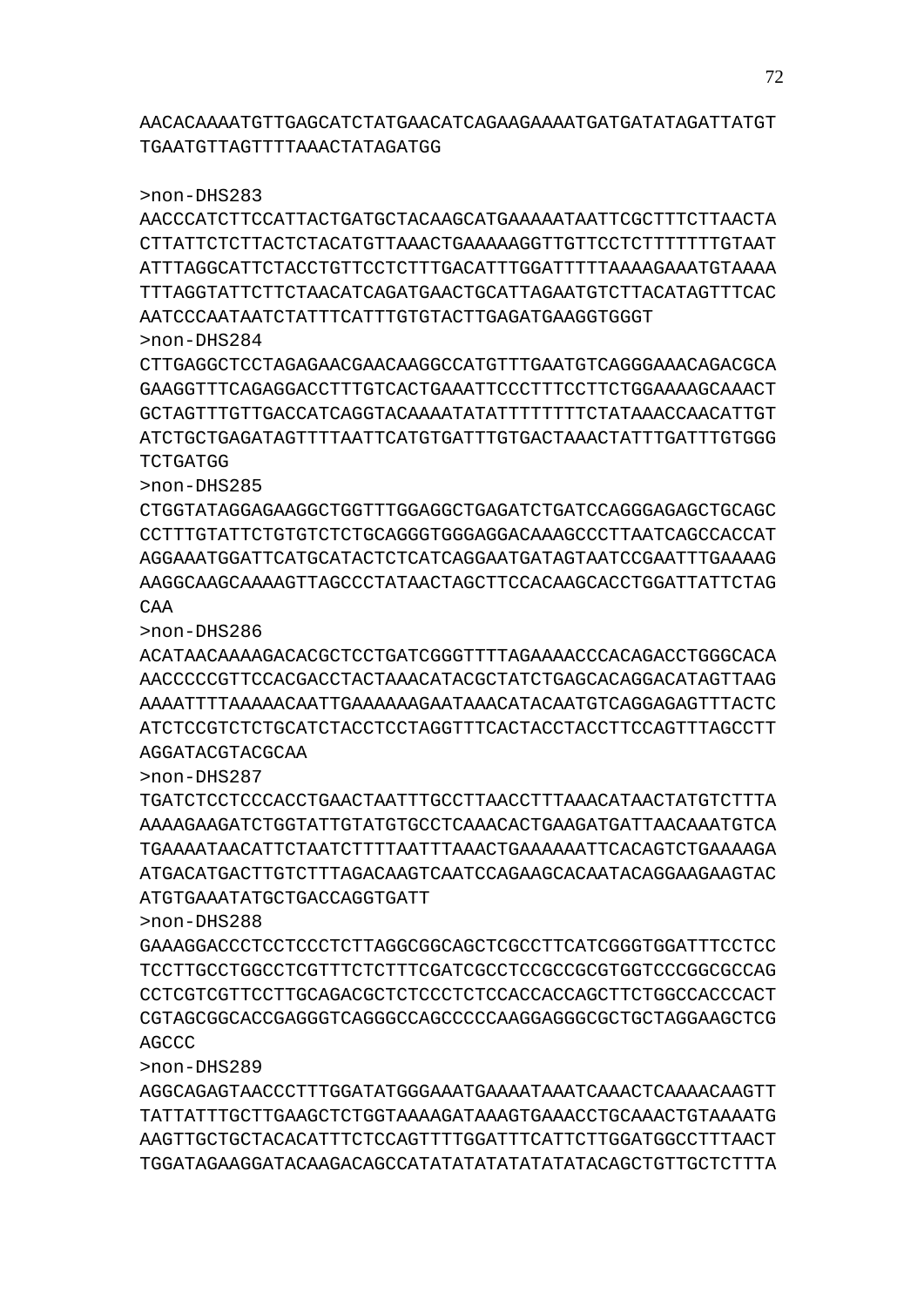AACACAAAATGTTGAGCATCTATGAACATCAGAAGAAAATGATGATATAGATTATGT
TGAATGTTAGTTTTAAACTATAGATGG

>non-DHS283
AACCCATCTTCCATTACTGATGCTACAAGCATGAAAAATAATTCGCTTTCTTAACTA
CTTATTCTCTTACTCTACATGTTAAACTGAAAAAGGTTGTTCCTCTTTTTTTGTAAT
ATTTAGGCATTCTACCTGTTCCTCTTTGACATTTGGATTTTTAAAAGAAATGTAAAA
TTTAGGTATTCTTCTAACATCAGATGAACTGCATTAGAATGTCTTACATAGTTTCAC
AATCCCAATAATCTATTTCATTTGTGTACTTGAGATGAAGGTGGGT

>non-DHS284
CTTGAGGCTCCTAGAGAACGAACAAGGCCATGTTTGAATGTCAGGGAAACAGACGCA
GAAGGTTTCAGAGGACCTTTGTCACTGAAATTCCCTTTCCTTCTGGAAAAGCAAACT
GCTAGTTTGTTGACCATCAGGTACAAAATATATTTTTTTTCTATAAACCAACATTGT
ATCTGCTGAGATAGTTTTAATTCATGTGATTTGTGACTAAACTATTTGATTTGTGGG
TCTGATGG

>non-DHS285
CTGGTATAGGAGAAGGCTGGTTTGGAGGCTGAGATCTGATCCAGGGAGAGCTGCAGC
CCTTTGTATTCTGTGTCTCTGCAGGGTGGGAGGACAAAGCCCTTAATCAGCCACCAT
AGGAAATGGATTCATGCATACTCTCATCAGGAATGATAGTAATCCGAATTTGAAAAG
AAGGCAAGCAAAAGTTAGCCCTATAACTAGCTTCCACAAGCACCTGGATTATTCTAG
CAA

>non-DHS286
ACATAACAAAAGACACGCTCCTGATCGGGTTTTAGAAAACCCACAGACCTGGGCACA
AACCCCCGTTCCACGACCTACTAAACATACGCTATCTGAGCACAGGACATAGTTAAG
AAAATTTTAAAAACAATTGAAAAAAGAATAAACATACAATGTCAGGAGAGTTTACTC
ATCTCCGTCTCTGCATCTACCTCCTAGGTTTCACTACCTACCTTCCAGTTTAGCCTT
AGGATACGTACGCAA

>non-DHS287
TGATCTCCTCCCACCTGAACTAATTTGCCTTAACCTTTAAACATAACTATGTCTTTA
AAAAGAAGATCTGGTATTGTATGTGCCTCAAACACTGAAGATGATTAACAAATGTCA
TGAAAATAACATTCTAATCTTTTAATTTAAACTGAAAAAATTCACAGTCTGAAAAGA
ATGACATGACTTGTCTTTAGACAAGTCAATCCAGAAGCACAATACAGGAAGAAGTAC
ATGTGAAATATGCTGACCAGGTGATT

>non-DHS288
GAAAGGACCCTCCTCCCTCTTAGGCGGCAGCTCGCCTTCATCGGGTGGATTTCCTCC
TCCTTGCCTGGCCTCGTTTCTCTTTCGATCGCCTCCGCCGCGTGGTCCCGGCGCCAG
CCTCGTCGTTCCTTGCAGACGCTCTCCCTCTCCACCACCAGCTTCTGGCCACCCACT
CGTAGCGGCACCGAGGGTCAGGGCCAGCCCCCAAGGAGGGCGCTGCTAGGAAGCTCG
AGCCC

>non-DHS289
AGGCAGAGTAACCCTTTGGATATGGGAAATGAAAATAAATCAAACTCAAAACAAGTT
TATTATTTGCTTGAAGCTCTGGTAAAAGATAAAGTGAAACCTGCAAACTGTAAAATG
AAGTTGCTGCTACACATTTCTCCAGTTTTGGATTTCATTCTTGGATGGCCTTTAACT
TGGATAGAAGGATACAAGACAGCCATATATATATATATATACAGCTGTTGCTCTTTA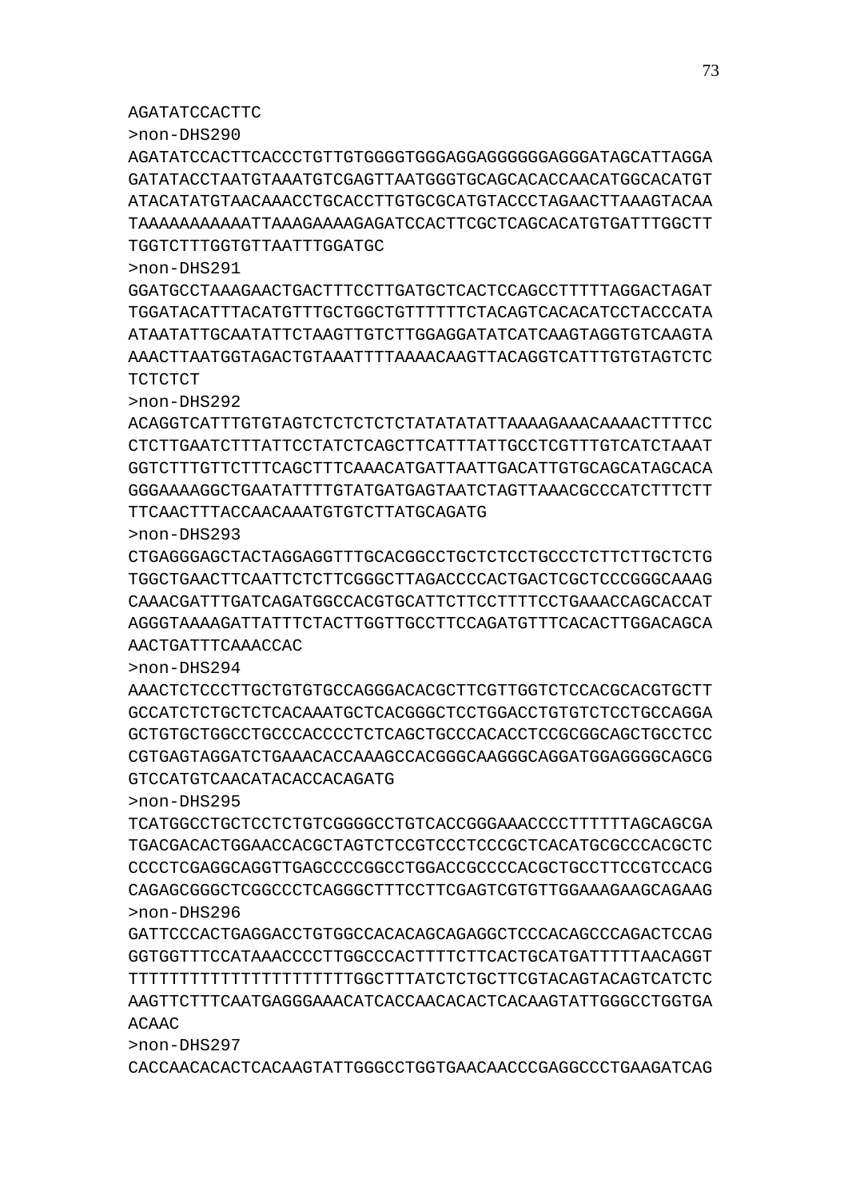AGATATCCACTTC

>non-DHS290

AGATATCCACTTCACCCTGTTGTGGGGTGGGAGGAGGGGGGAGGGATAGCATTAGGA
GATATACCTAATGTAAATGTCGAGTTAATGGGTGCAGCACACCAACATGGCACATGT
ATACATATGTAACAAACCTGCACCTTGTGCGCATGTACCCTAGAACTTAAAGTACAA
TAAAAAAAAAAATTAAAGAAAAGAGATCCACTTCGCTCAGCACATGTGATTTGGCTT
TGGTCTTTGGTGTTAATTTGGATGC

>non-DHS291

GGATGCCTAAAGAACTGACTTTCCTTGATGCTCACTCCAGCCTTTTTAGGACTAGAT
TGGATACATTTACATGTTTGCTGGCTGTTTTTTCTACAGTCACACATCCTACCCATA
ATAATATTGCAATATTCTAAGTTGTCTTGGAGGATATCATCAAGTAGGTGTCAAGTA
AAACTTAATGGTAGACTGTAAATTTTAAAACAAGTTACAGGTCATTTGTGTAGTCTC
TCTCTCT

>non-DHS292

ACAGGTCATTTGTGTAGTCTCTCTCTCTATATATATTAAAAGAAACAAAACTTTTCC
CTCTTGAATCTTTATTCCTATCTCAGCTTCATTTATTGCCTCGTTTGTCATCTAAAT
GGTCTTTGTTCTTTCAGCTTTCAAACATGATTAATTGACATTGTGCAGCATAGCACA
GGGAAAAGGCTGAATATTTTGTATGATGAGTAATCTAGTTAAACGCCCATCTTTCTT
TTCAACTTTACCAACAAATGTGTCTTATGCAGATG

>non-DHS293

CTGAGGGAGCTACTAGGAGGTTTGCACGGCCTGCTCTCCTGCCCTCTTCTTGCTCTG
TGGCTGAACTTCAATTCTCTTCGGGCTTAGACCCCACTGACTCGCTCCCGGGCAAAG
CAAACGATTTGATCAGATGGCCACGTGCATTCTTCCTTTTCCTGAAACCAGCACCAT
AGGGTAAAAGATTATTTCTACTTGGTTGCCTTCCAGATGTTTCACACTTGGACAGCA
AACTGATTTCAAACCAC

>non-DHS294

AAACTCTCCCTTGCTGTGTGCCAGGGACACGCTTCGTTGGTCTCCACGCACGTGCTT
GCCATCTCTGCTCTCACAAATGCTCACGGGCTCCTGGACCTGTGTCTCCTGCCAGGA
GCTGTGCTGGCCTGCCCACCCCTCTCAGCTGCCCACACCTCCGCGGCAGCTGCCTCC
CGTGAGTAGGATCTGAAACACCAAAGCCACGGGCAAGGGCAGGATGGAGGGGCAGCG
GTCCATGTCAACATACACCACAGATG

>non-DHS295

TCATGGCCTGCTCCTCTGTCGGGGCCTGTCACCGGGAAACCCCTTTTTTAGCAGCGA
TGACGACACTGGAACCACGCTAGTCTCCGTCCCTCCCGCTCACATGCGCCCACGCTC
CCCCTCGAGGCAGGTTGAGCCCCGGCCTGGACCGCCCCACGCTGCCTTCCGTCCACG
CAGAGCGGGCTCGGCCCTCAGGGCTTTCCTTCGAGTCGTGTTGGAAAGAAGCAGAAG

>non-DHS296

GATTCCCACTGAGGACCTGTGGCCACACAGCAGAGGCTCCCACAGCCCAGACTCCAG
GGTGGTTTCCATAAACCCCTTGGCCCACTTTTCTTCACTGCATGATTTTTAACAGGT
TTTTTTTTTTTTTTTTTTTTTGGCTTTATCTCTGCTTCGTACAGTACAGTCATCTC
AAGTTCTTTCAATGAGGGAAACATCACCAACACACTCACAAGTATTGGGCCTGGTGA
ACAAC

>non-DHS297

CACCAACACACTCACAAGTATTGGGCCTGGTGAACAACCCGAGGCCCTGAAGATCAG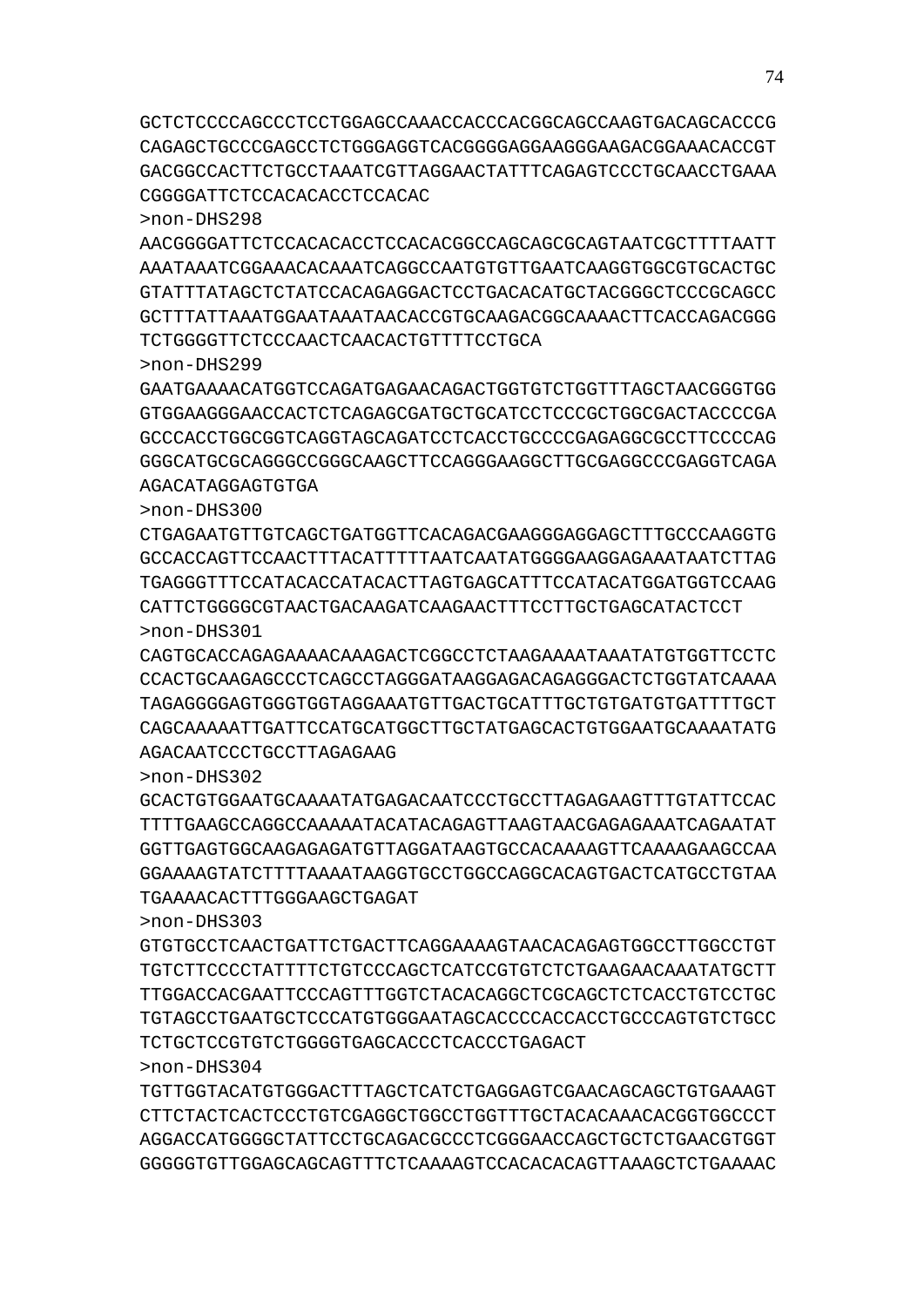GCTCTCCCCAGCCCTCCTGGAGCCAAACCACCCACGGCAGCCAAGTGACAGCACCCG
CAGAGCTGCCCGAGCCTCTGGGAGGTCACGGGGAGGAAGGGAAGACGGAAACACCGT
GACGGCCACTTCTGCCTAAATCGTTAGGAACTATTTCAGAGTCCCTGCAACCTGAAA
CGGGGATTCTCCACACACCTCCACAC

>non-DHS298

AACGGGGATTCTCCACACACCTCCACACGGCCAGCAGCGCAGTAATCGCTTTTAATT
AAATAAATCGGAAACACAAATCAGGCCAATGTGTTGAATCAAGGTGGCGTGCACTGC
GTATTTATAGCTCTATCCACAGAGGACTCCTGACACATGCTACGGGCTCCCGCAGCC
GCTTTATTAAATGGAATAAATAACACCGTGCAAGACGGCAAAACTTCACCAGACGGG
TCTGGGGTTCTCCCAACTCAACACTGTTTTCCTGCA

>non-DHS299

GAATGAAAACATGGTCCAGATGAGAACAGACTGGTGTCTGGTTTAGCTAACGGGTGG
GTGGAAGGGAACCACTCTCAGAGCGATGCTGCATCCTCCCGCTGGCGACTACCCCGA
GCCCACCTGGCGGTCAGGTAGCAGATCCTCACCTGCCCCGAGAGGCGCCTTCCCCAG
GGGCATGCGCAGGGCCGGGCAAGCTTCCAGGGAAGGCTTGCGAGGCCCGAGGTCAGA
AGACATAGGAGTGTGA

>non-DHS300

CTGAGAATGTTGTCAGCTGATGGTTCACAGACGAAGGGAGGAGCTTTGCCCAAGGTG
GCCACCAGTTCCAACTTTACATTTTTAATCAATATGGGGAAGGAGAAATAATCTTAG
TGAGGGTTTCCATACACCATACACTTAGTGAGCATTTCCATACATGGATGGTCCAAG
CATTCTGGGGCGTAACTGACAAGATCAAGAACTTTCCTTGCTGAGCATACTCCT

>non-DHS301

CAGTGCACCAGAGAAAACAAAGACTCGGCCTCTAAGAAAATAAATATGTGGTTCCTC
CCACTGCAAGAGCCCTCAGCCTAGGGATAAGGAGACAGAGGGACTCTGGTATCAAAA
TAGAGGGGAGTGGGTGGTAGGAAATGTTGACTGCATTTGCTGTGATGTGATTTTGCT
CAGCAAAAATTGATTCCATGCATGGCTTGCTATGAGCACTGTGGAATGCAAAATATG
AGACAATCCCTGCCTTAGAGAAG

>non-DHS302

GCACTGTGGAATGCAAAATATGAGACAATCCCTGCCTTAGAGAAGTTTGTATTCCAC
TTTTGAAGCCAGGCCAAAAATACATACAGAGTTAAGTAACGAGAGAAATCAGAATAT
GGTTGAGTGGCAAGAGAGATGTTAGGATAAGTGCCACAAAAGTTCAAAAGAAGCCAA
GGAAAAGTATCTTTTAAAATAAGGTGCCTGGCCAGGCACAGTGACTCATGCCTGTAA
TGAAAACACTTTGGGAAGCTGAGAT

>non-DHS303

GTGTGCCTCAACTGATTCTGACTTCAGGAAAAGTAACACAGAGTGGCCTTGGCCTGT
TGTCTTCCCCTATTTTCTGTCCCAGCTCATCCGTGTCTCTGAAGAACAAATATGCTT
TTGGACCACGAATTCCCAGTTTGGTCTACACAGGCTCGCAGCTCTCACCTGTCCTGC
TGTAGCCTGAATGCTCCCATGTGGGAATAGCACCCCACCACCTGCCCAGTGTCTGCC
TCTGCTCCGTGTCTGGGGTGAGCACCCTCACCCTGAGACT

>non-DHS304

TGTTGGTACATGTGGGACTTTAGCTCATCTGAGGAGTCGAACAGCAGCTGTGAAAGT
CTTCTACTCACTCCCTGTCGAGGCTGGCCTGGTTTGCTACACAAACACGGTGGCCCT
AGGACCATGGGGCTATTCCTGCAGACGCCCTCGGGAACCAGCTGCTCTGAACGTGGT
GGGGGTGTTGGAGCAGCAGTTTCTCAAAAGTCCACACACAGTTAAAGCTCTGAAAAC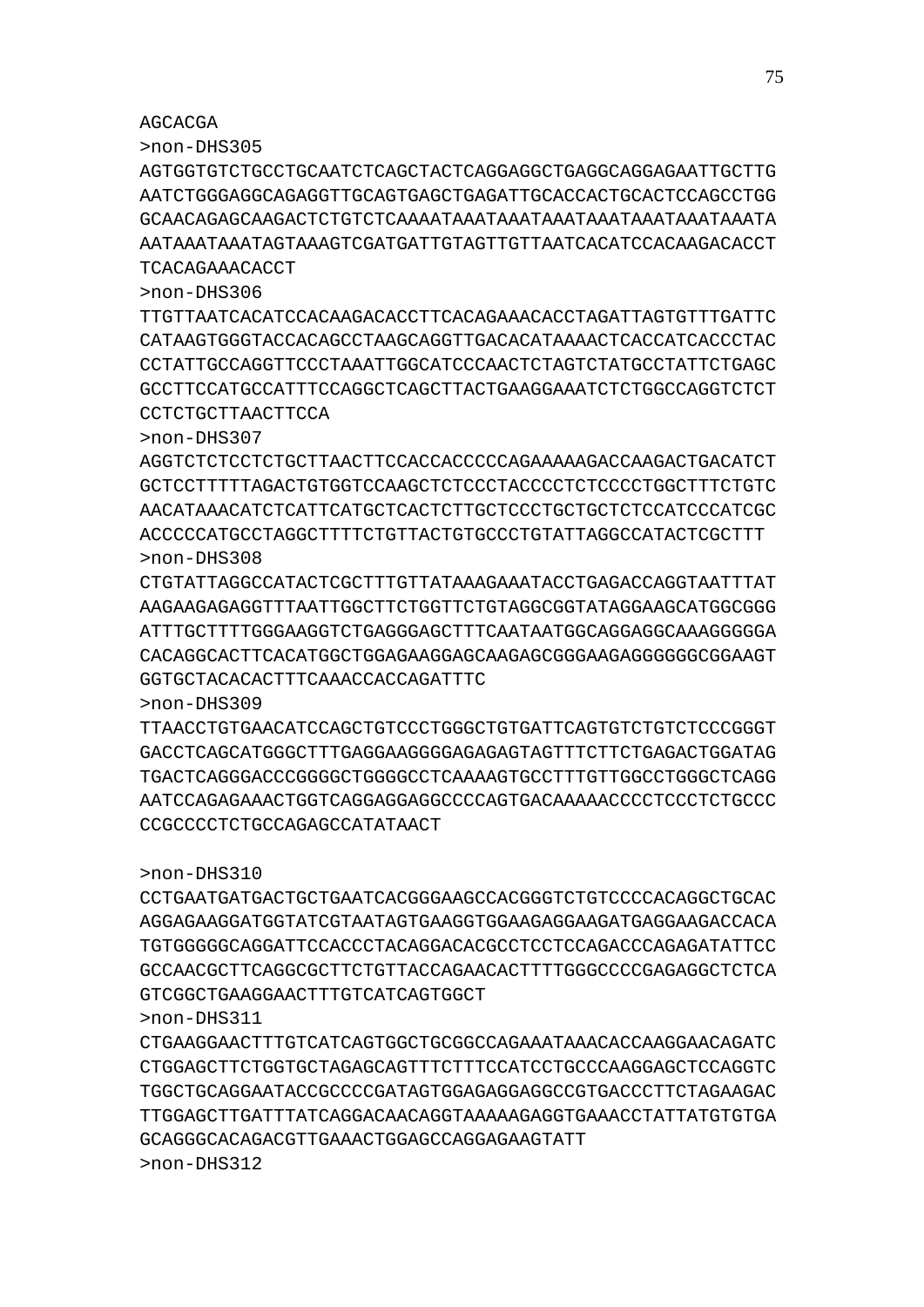AGCACGA

>non-DHS305

AGTGGTGTCTGCCTGCAATCTCAGCTACTCAGGAGGCTGAGGCAGGAGAATTGCTTG
AATCTGGGAGGCAGAGGTTGCAGTGAGCTGAGATTGCACCACTGCACTCCAGCCTGG
GCAACAGAGCAAGACTCTGTCTCAAAATAAATAAATAAATAAATAAATAAATAAATA
AATAAATAAATAGTAAAGTCGATGATTGTAGTTGTTAATCACATCCACAAGACACCT
TCACAGAAACACCT

>non-DHS306

TTGTTAATCACATCCACAAGACACCTTCACAGAAACACCTAGATTAGTGTTTGATTC
CATAAGTGGGTACCACAGCCTAAGCAGGTTGACACATAAAACTCACCATCACCCTAC
CCTATTGCCAGGTTCCCTAAATTGGCATCCCAACTCTAGTCTATGCCTATTCTGAGC
GCCTTCCATGCCATTTCCAGGCTCAGCTTACTGAAGGAAATCTCTGGCCAGGTCTCT
CCTCTGCTTAACTTCCA

>non-DHS307

AGGTCTCTCCTCTGCTTAACTTCCACCACCCCCAGAAAAAGACCAAGACTGACATCT
GCTCCTTTTTAGACTGTGGTCCAAGCTCTCCCTACCCCTCTCCCCTGGCTTTCTGTC
AACATAAACATCTCATTCATGCTCACTCTTGCTCCCTGCTGCTCTCCATCCCATCGC
ACCCCCATGCCTAGGCTTTTCTGTTACTGTGCCCTGTATTAGGCCATACTCGCTTT

>non-DHS308

CTGTATTAGGCCATACTCGCTTTGTTATAAAGAAATACCTGAGACCAGGTAATTTAT
AAGAAGAGAGGTTTAATTGGCTTCTGGTTCTGTAGGCGGTATAGGAAGCATGGCGGG
ATTTGCTTTTGGGAAGGTCTGAGGGAGCTTTCAATAATGGCAGGAGGCAAAGGGGGA
CACAGGCACTTCACATGGCTGGAGAAGGAGCAAGAGCGGGAAGAGGGGGGCGGAAGT
GGTGCTACACACTTTCAAACCACCAGATTTC

>non-DHS309

TTAACCTGTGAACATCCAGCTGTCCCTGGGCTGTGATTCAGTGTCTGTCTCCCGGGT
GACCTCAGCATGGGCTTTGAGGAAGGGGAGAGAGTAGTTTCTTCTGAGACTGGATAG
TGACTCAGGGACCCGGGGCTGGGGCCTCAAAAGTGCCTTTGTTGGCCTGGGCTCAGG
AATCCAGAGAAACTGGTCAGGAGGAGGCCCCAGTGACAAAAACCCCTCCCTCTGCCC
CCGCCCCTCTGCCAGAGCCATATAACT

>non-DHS310

CCTGAATGATGACTGCTGAATCACGGGAAGCCACGGGTCTGTCCCCACAGGCTGCAC
AGGAGAAGGATGGTATCGTAATAGTGAAGGTGGAAGAGGAAGATGAGGAAGACCACA
TGTGGGGGCAGGATTCCACCCTACAGGACACGCCTCCTCCAGACCCAGAGATATTCC
GCCAACGCTTCAGGCGCTTCTGTTACCAGAACACTTTTGGGCCCCGAGAGGCTCTCA
GTCGGCTGAAGGAACTTTGTCATCAGTGGCT

>non-DHS311

CTGAAGGAACTTTGTCATCAGTGGCTGCGGCCAGAAATAAACACCAAGGAACAGATC
CTGGAGCTTCTGGTGCTAGAGCAGTTTCTTTCCATCCTGCCCAAGGAGCTCCAGGTC
TGGCTGCAGGAATACCGCCCCGATAGTGGAGAGGAGGCCGTGACCCTTCTAGAAGAC
TTGGAGCTTGATTTATCAGGACAACAGGTAAAAAGAGGTGAAACCTATTATGTGTGA
GCAGGGCACAGACGTTGAAACTGGAGCCAGGAGAAGTATT

>non-DHS312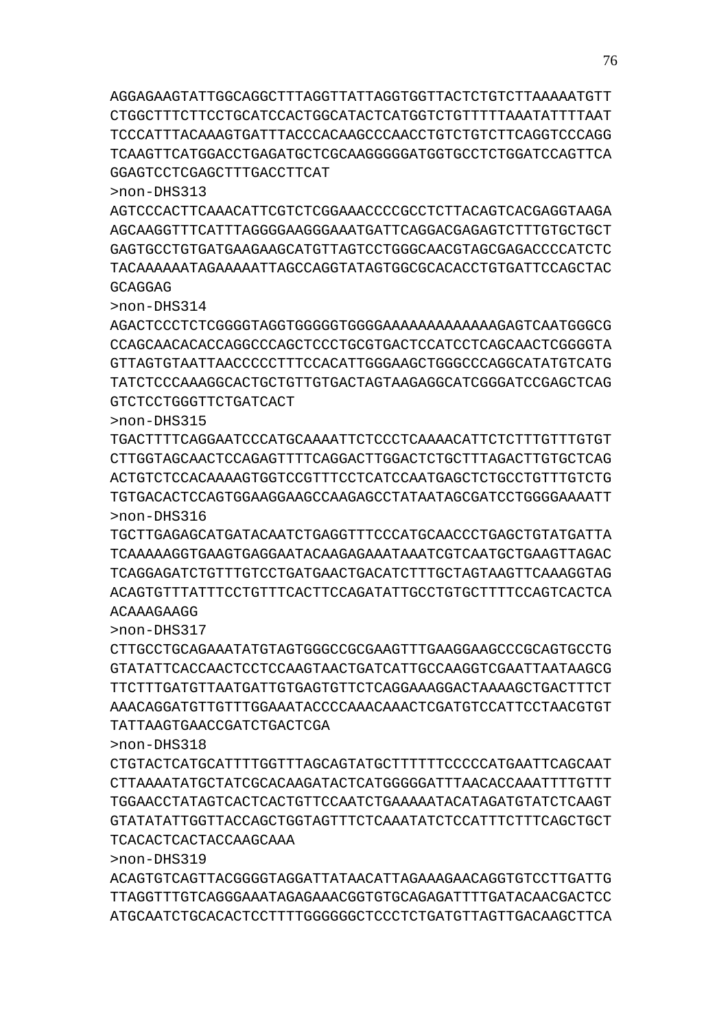AGGAGAAGTATTGGCAGGCTTTAGGTTATTAGGTGGTTACTCTGTCTTAAAAATGTT
CTGGCTTTCTTCCTGCATCCACTGGCATACTCATGGTCTGTTTTTAAATATTTTAAT
TCCCATTTACAAAGTGATTTACCCACAAGCCCAACCTGTCTGTCTTCAGGTCCCAGG
TCAAGTTCATGGACCTGAGATGCTCGCAAGGGGGATGGTGCCTCTGGATCCAGTTCA
GGAGTCCTCGAGCTTTGACCTTCAT

>non-DHS313

AGTCCCACTTCAAACATTCGTCTCGGAAACCCCGCCTCTTACAGTCACGAGGTAAGA
AGCAAGGTTTCATTTAGGGGAAGGGAAATGATTCAGGACGAGAGTCTTTGTGCTGCT
GAGTGCCTGTGATGAAGAAGCATGTTAGTCCTGGGCAACGTAGCGAGACCCCATCTC
TACAAAAAATAGAAAAATTAGCCAGGTATAGTGGCGCACACCTGTGATTCCAGCTAC
GCAGGAG

>non-DHS314

AGACTCCCTCTCGGGGTAGGTGGGGGTGGGGAAAAAAAAAAAAAAGAGTCAATGGGCG
CCAGCAACACACCAGGCCCAGCTCCCTGCGTGACTCCATCCTCAGCAACTCGGGGTA
GTTAGTGTAATTAACCCCCTTTCCACATTGGGAAGCTGGGCCCAGGCATATGTCATG
TATCTCCCAAAGGCACTGCTGTTGTGACTAGTAAGAGGCATCGGGATCCGAGCTCAG
GTCTCCTGGGTTCTGATCACT

>non-DHS315

TGACTTTTCAGGAATCCCATGCAAAATTCTCCCTCAAAACATTCTCTTTGTTTGTGT
CTTGGTAGCAACTCCAGAGTTTTCAGGACTTGGACTCTGCTTTAGACTTGTGCTCAG
ACTGTCTCCACAAAAGTGGTCCGTTTCCTCATCCAATGAGCTCTGCCTGTTTGTCTG
TGTGACACTCCAGTGGAAGGAAGCCAAGAGCCTATAATAGCGATCCTGGGGAAAATT

>non-DHS316

TGCTTGAGAGCATGATACAATCTGAGGTTTCCCATGCAACCCTGAGCTGTATGATTA
TCAAAAAGGTGAAGTGAGGAATACAAGAGAAATAAATCGTCAATGCTGAAGTTAGAC
TCAGGAGATCTGTTTGTCCTGATGAACTGACATCTTTGCTAGTAAGTTCAAAGGTAG
ACAGTGTTTATTTCCTGTTTCACTTCCAGATATTGCCTGTGCTTTTCCAGTCACTCA
ACAAAGAAGG

>non-DHS317

CTTGCCTGCAGAAATATGTAGTGGGCCGCGAAGTTTGAAGGAAGCCCGCAGTGCCTG
GTATATTCACCAACTCCTCCAAGTAACTGATCATTGCCAAGGTCGAATTAATAAGCG
TTCTTTGATGTTAATGATTGTGAGTGTTCTCAGGAAAGGACTAAAAGCTGACTTTCT
AAACAGGATGTTGTTTGGAAATACCCCAAACAAACTCGATGTCCATTCCTAACGTGT
TATTAAGTGAACCGATCTGACTCGA

>non-DHS318

CTGTACTCATGCATTTTGGTTTAGCAGTATGCTTTTTTCCCCCATGAATTCAGCAAT
CTTAAAATATGCTATCGCACAAGATACTCATGGGGGATTTAACACCAAATTTTGTTT
TGGAACCTATAGTCACTCACTGTTCCAATCTGAAAAATACATAGATGTATCTCAAGT
GTATATATTGGTTACCAGCTGGTAGTTTCTCAAATATCTCCATTTCTTTCAGCTGCT
TCACACTCACTACCAAGCAAA

>non-DHS319

ACAGTGTCAGTTACGGGGTAGGATTATAACATTAGAAAGAACAGGTGTCCTTGATTG
TTAGGTTTGTCAGGGAAATAGAGAAACGGTGTGCAGAGATTTTGATACAACGACTCC
ATGCAATCTGCACACTCCTTTTGGGGGGCTCCCTCTGATGTTAGTTGACAAGCTTCA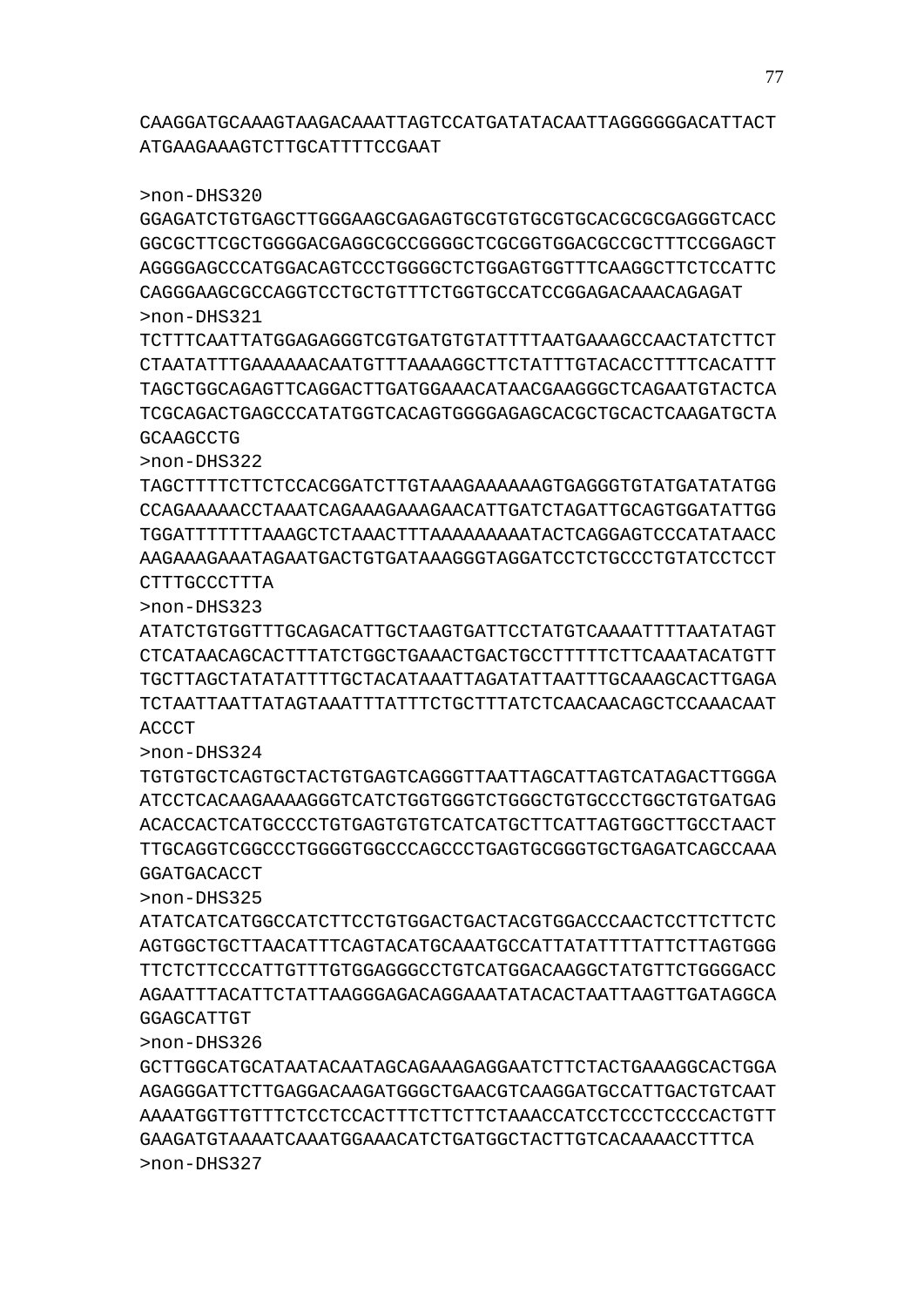CAAGGATGCAAAGTAAGACAAATTAGTCCATGATATACAATTAGGGGGGACATTACT
ATGAAGAAAGTCTTGCATTTTCCGAAT

>non-DHS320
GGAGATCTGTGAGCTTGGGAAGCGAGAGTGCGTGTGCGTGCACGCGCGAGGGTCACC
GGCGCTTCGCTGGGGACGAGGCGCCGGGGCTCGCGGTGGACGCCGCTTTCCGGAGCT
AGGGGAGCCCATGGACAGTCCCTGGGGCTCTGGAGTGGTTTCAAGGCTTCTCCATTC
CAGGGAAGCGCCAGGTCCTGCTGTTTCTGGTGCCATCCGGAGACAAACAGAGAT
>non-DHS321
TCTTTCAATTATGGAGAGGGTCGTGATGTGTATTTTAATGAAAGCCAACTATCTTCT
CTAATATTTGAAAAAACAATGTTTAAAAGGCTTCTATTTGTACACCTTTTCACATTT
TAGCTGGCAGAGTTCAGGACTTGATGGAAACATAACGAAGGGCTCAGAATGTACTCA
TCGCAGACTGAGCCCATATGGTCACAGTGGGGAGAGCACGCTGCACTCAAGATGCTA
GCAAGCCTG
>non-DHS322
TAGCTTTTCTTCTCCACGGATCTTGTAAAGAAAAAAGTGAGGGTGTATGATATATGG
CCAGAAAAACCTAAATCAGAAAGAAAGAACATTGATCTAGATTGCAGTGGATATTGG
TGGATTTTTTTAAAGCTCTAAACTTTAAAAAAAAATACTCAGGAGTCCCATATAACC
AAGAAAGAAATAGAATGACTGTGATAAAGGGTAGGATCCTCTGCCCTGTATCCTCCT
CTTTGCCCCTTTA
>non-DHS323
ATATCTGTGGTTTGCAGACATTGCTAAGTGATTCCTATGTCAAAATTTTAATATAGT
CTCATAACAGCACTTTATCTGGCTGAAACTGACTGCCTTTTTCTTCAAATACATGTT
TGCTTAGCTATATATTTTGCTACATAAATTAGATATTAATTTGCAAAGCACTTGAGA
TCTAATTAATTATAGTAAATTTATTTCTGCTTTATCTCAACAACAGCTCCAAACAAT
ACCCT
>non-DHS324
TGTGTGCTCAGTGCTACTGTGAGTCAGGGTTAATTAGCATTAGTCATAGACTTGGGA
ATCCTCACAAGAAAAGGGTCATCTGGTGGGTCTGGGCTGTGCCCTGGCTGTGATGAG
ACACCACTCATGCCCCTGTGAGTGTGTCATCATGCTTCATTAGTGGCTTGCCTAACT
TTGCAGGTCGGCCCTGGGGTGGCCCAGCCCTGAGTGCGGGTGCTGAGATCAGCCAAA
GGATGACACCT
>non-DHS325
ATATCATCATGGCCATCTTCCTGTGGACTGACTACGTGGACCCAACTCCTTCTTCTC
AGTGGCTGCTTAACATTTCAGTACATGCAAATGCCATTATATTTTATTCTTAGTGGG
TTCTCTTCCCATTGTTTGTGGAGGGCCTGTCATGGACAAGGCTATGTTCTGGGGACC
AGAATTTACATTCTATTAAGGGAGACAGGAAATATACACTAATTAAGTTGATAGGCA
GGAGCATTGT
>non-DHS326
GCTTGGCATGCATAATACAATAGCAGAAAGAGGAATCTTCTACTGAAAGGCACTGGA
AGAGGGATTCTTGAGGACAAGATGGGCTGAACGTCAAGGATGCCATTGACTGTCAAT
AAAATGGTTGTTTCTCCTCCACTTTCTTCTTCTAAACCATCCTCCCTCCCCACTGTT
GAAGATGTAAAATCAAATGGAAACATCTGATGGCTACTTGTCACAAAACCTTTCA
>non-DHS327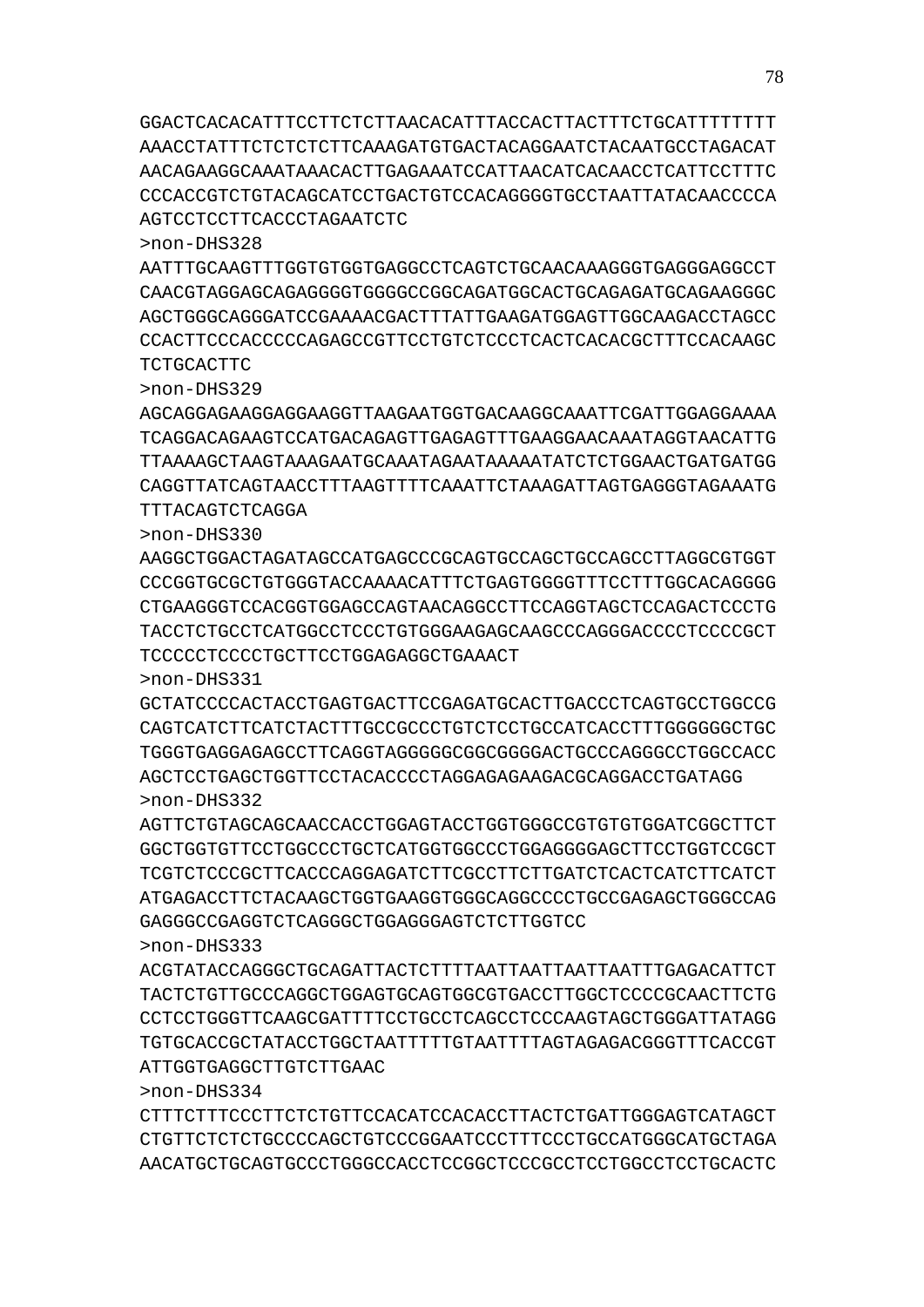GGACTCACACATTTCCTTCTCTTAACACATTTACCACTTACTTTCTGCATTTTTTTT
AAACCTATTTCTCTCTCTTCAAAGATGTGACTACAGGAATCTACAATGCCTAGACAT
AACAGAAGGCAAATAAACACTTGAGAAATCCATTAACATCACAACCTCATTCCTTTC
CCCACCGTCTGTACAGCATCCTGACTGTCCACAGGGGTGCCTAATTATACAACCCCA
AGTCCTCCTTCACCCTAGAATCTC

>non-DHS328

AATTTGCAAGTTTGGTGTGGTGAGGCCTCAGTCTGCAACAAAGGGTGAGGGAGGCCT
CAACGTAGGAGCAGAGGGGTGGGGCCGGCAGATGGCACTGCAGAGATGCAGAAGGGC
AGCTGGGCAGGGATCCGAAAACGACTTTATTGAAGATGGAGTTGGCAAGACCTAGCC
CCACTTCCCACCCCCAGAGCCGTTCCTGTCTCCCTCACTCACACGCTTTCCACAAGC
TCTGCACTTC

>non-DHS329

AGCAGGAGAAGGAGGAAGGTTAAGAATGGTGACAAGGCAAATTCGATTGGAGGAAAA
TCAGGACAGAAGTCCATGACAGAGTTGAGAGTTTGAAGGAACAAATAGGTAACATTG
TTAAAAGCTAAGTAAAGAATGCAAATAGAATAAAAATATCTCTGGAACTGATGATGG
CAGGTTATCAGTAACCTTTAAGTTTTCAAATTCTAAAGATTAGTGAGGGTAGAAATG
TTTACAGTCTCAGGA

>non-DHS330

AAGGCTGGACTAGATAGCCATGAGCCCGCAGTGCCAGCTGCCAGCCTTAGGCGTGGT
CCCGGTGCGCTGTGGGTACCAAAACATTTCTGAGTGGGGTTTCCTTTGGCACAGGGG
CTGAAGGGTCCACGGTGGAGCCAGTAACAGGCCTTCCAGGTAGCTCCAGACTCCCTG
TACCTCTGCCTCATGGCCTCCCTGTGGGAAGAGCAAGCCCAGGGACCCCTCCCCGCT
TCCCCCTCCCCTGCTTCCTGGAGAGGCTGAAACT

>non-DHS331

GCTATCCCCACTACCTGAGTGACTTCCGAGATGCACTTGACCCTCAGTGCCTGGCCG
CAGTCATCTTCATCTACTTTGCCGCCCTGTCTCCTGCCATCACCTTTGGGGGGCTGC
TGGGTGAGGAGAGCCTTCAGGTAGGGGGCGGCGGGGACTGCCCAGGGCCTGGCCACC
AGCTCCTGAGCTGGTTCCTACACCCCTAGGAGAGAAGACGCAGGACCTGATAGG

>non-DHS332

AGTTCTGTAGCAGCAACCACCTGGAGTACCTGGTGGGCCGTGTGTGGATCGGCTTCT
GGCTGGTGTTCCTGGCCCTGCTCATGGTGGCCCTGGAGGGGGAGCTTCCTGGTCCGCT
TCGTCTCCCGCTTCACCCAGGAGATCTTCGCCTTCTTGATCTCACTCATCTTCATCT
ATGAGACCTTCTACAAGCTGGTGAAGGTGGGCAGGCCCCTGCCGAGAGCTGGGCCAG
GAGGGCCGAGGTCTCAGGGCTGGAGGGAGTCTCTTGGTCC

>non-DHS333

ACGTATACCAGGGCTGCAGATTACTCTTTTAATTAATTAATTAATTTGAGACATTCT
TACTCTGTTGCCCAGGCTGGAGTGCAGTGGCGTGACCTTGGCTCCCCGCAACTTCTG
CCTCCTGGGTTCAAGCGATTTTCCTGCCTCAGCCTCCCAAGTAGCTGGGATTATAGG
TGTGCACCGCTATACCTGGCTAATTTTTGTAATTTTAGTAGAGACGGGTTTCACCGT
ATTGGTGAGGCTTGTCTTGAAC

>non-DHS334

CTTTCTTTCCCTTCTCTGTTCCACATCCACACCTTACTCTGATTGGGAGTCATAGCT
CTGTTCTCTCTGCCCCAGCTGTCCCGGAATCCCTTTCCCTGCCATGGGCATGCTAGA
AACATGCTGCAGTGCCCTGGGCCACCTCCGGCTCCCGCCTCCTGGCCTCCTGCACTC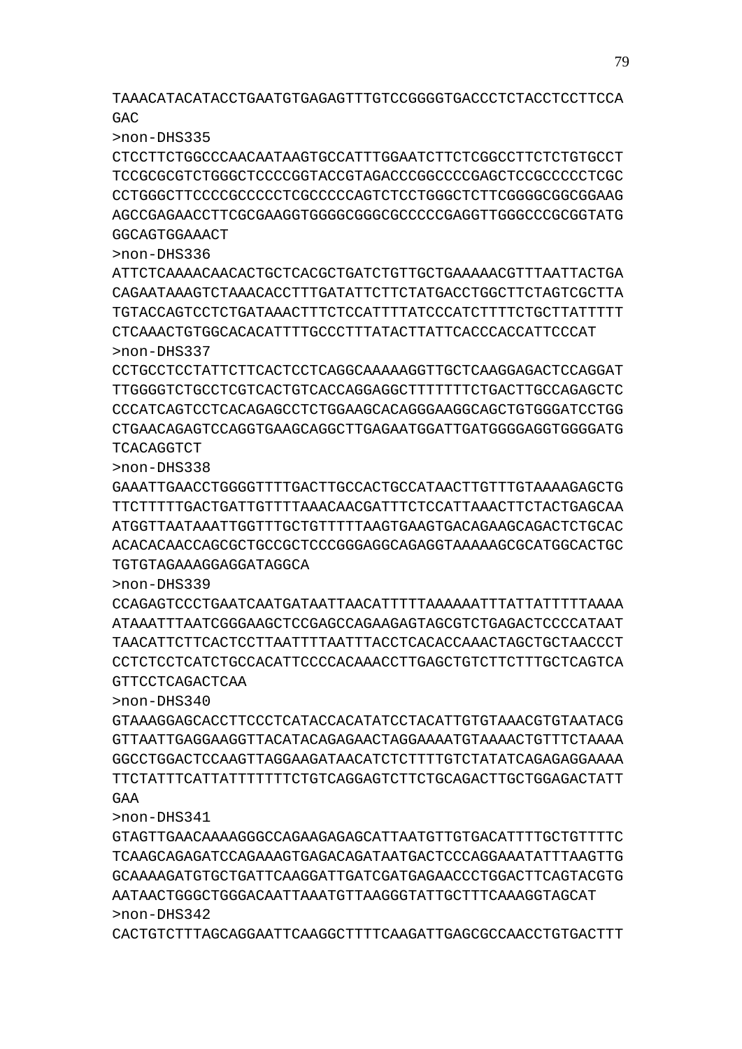TAAACATACATACCTGAATGTGAGAGTTTGTCCGGGGTGACCCTCTACCTCCTTCCA
GAC

>non-DHS335

CTCCTTCTGGCCCAACAATAAGTGCCATTTGGAATCTTCTCGGCCTTCTCTGTGCCT
TCCGCGCGTCTGGGCTCCCCGGTACCGTAGACCCGGCCCCGAGCTCCGCCCCCTCGC
CCTGGGCTTCCCCGCCCCCTCGCCCCCAGTCTCCTGGGCTCTTCGGGGCGGCGGAAG
AGCCGAGAACCTTCGCGAAGGTGGGGCGGGCGCCCCCGAGGTTGGGCCCGCGGTATG
GGCAGTGGAAACT

>non-DHS336

ATTCTCAAAACAACACTGCTCACGCTGATCTGTTGCTGAAAAACGTTTAATTACTGA
CAGAATAAAGTCTAAACACCTTTGATATTCTTCTATGACCTGGCTTCTAGTCGCTTA
TGTACCAGTCCTCTGATAAACTTTCTCCATTTTATCCCATCTTTTCTGCTTATTTTT
CTCAAACTGTGGCACACATTTTGCCCTTTATACTTATTCACCCACCATTCCCAT

>non-DHS337

CCTGCCTCCTATTCTTCACTCCTCAGGCAAAAAGGTTGCTCAAGGAGACTCCAGGAT
TTGGGGTCTGCCTCGTCACTGTCACCAGGAGGCTTTTTTTCTGACTTGCCAGAGCTC
CCCATCAGTCCTCACAGAGCCTCTGGAAGCACAGGGAAGGCAGCTGTGGGATCCTGG
CTGAACAGAGTCCAGGTGAAGCAGGCTTGAGAATGGATTGATGGGGAGGTGGGGATG
TCACAGGTCT

>non-DHS338

GAAATTGAACCTGGGGTTTTGACTTGCCACTGCCATAACTTGTTTGTAAAAGAGCTG
TTCTTTTTGACTGATTGTTTTAAACAACGATTTCTCCATTAAACTTCTACTGAGCAA
ATGGTTAATAAATTGGTTTGCTGTTTTTAAGTGAAGTGACAGAAGCAGACTCTGCAC
ACACACAACCAGCGCTGCCGCTCCCGGGAGGCAGAGGTAAAAAGCGCATGGCACTGC
TGTGTAGAAAGGAGGATAGGCA

>non-DHS339

CCAGAGTCCCTGAATCAATGATAATTAACATTTTTAAAAAATTTATTATTTTTAAAA
ATAAATTTAATCGGGAAGCTCCGAGCCAGAAGAGTAGCGTCTGAGACTCCCCATAAT
TAACATTCTTCACTCCTTAATTTTAATTTACCTCACACCAAACTAGCTGCTAACCCT
CCTCTCCTCATCTGCCACATTCCCCACAAACCTTGAGCTGTCTTCTTTGCTCAGTCA
GTTCCTCAGACTCAA

>non-DHS340

GTAAAGGAGCACCTTCCCTCATACCACATATCCTACATTGTGTAAACGTGTAATACG
GTTAATTGAGGAAGGTTACATACAGAGAACTAGGAAAATGTAAAACTGTTTCTAAAA
GGCCTGGACTCCAAGTTAGGAAGATAACATCTCTTTTGTCTATATCAGAGAGGAAAA
TTCTATTTCATTATTTTTTTCTGTCAGGAGTCTTCTGCAGACTTGCTGGAGACTATT
GAA

>non-DHS341

GTAGTTGAACAAAAGGGCCAGAAGAGAGCATTAATGTTGTGACATTTTGCTGTTTTC
TCAAGCAGAGATCCAGAAAGTGAGACAGATAATGACTCCCAGGAAATATTTAAGTTG
GCAAAAGATGTGCTGATTCAAGGATTGATCGATGAGAACCCTGGACTTCAGTACGTG
AATAACTGGGCTGGGACAATTAAATGTTAAGGGTATTGCTTTCAAAGGTAGCAT

>non-DHS342

CACTGTCTTTAGCAGGAATTCAAGGCTTTTCAAGATTGAGCGCCAACCTGTGACTTT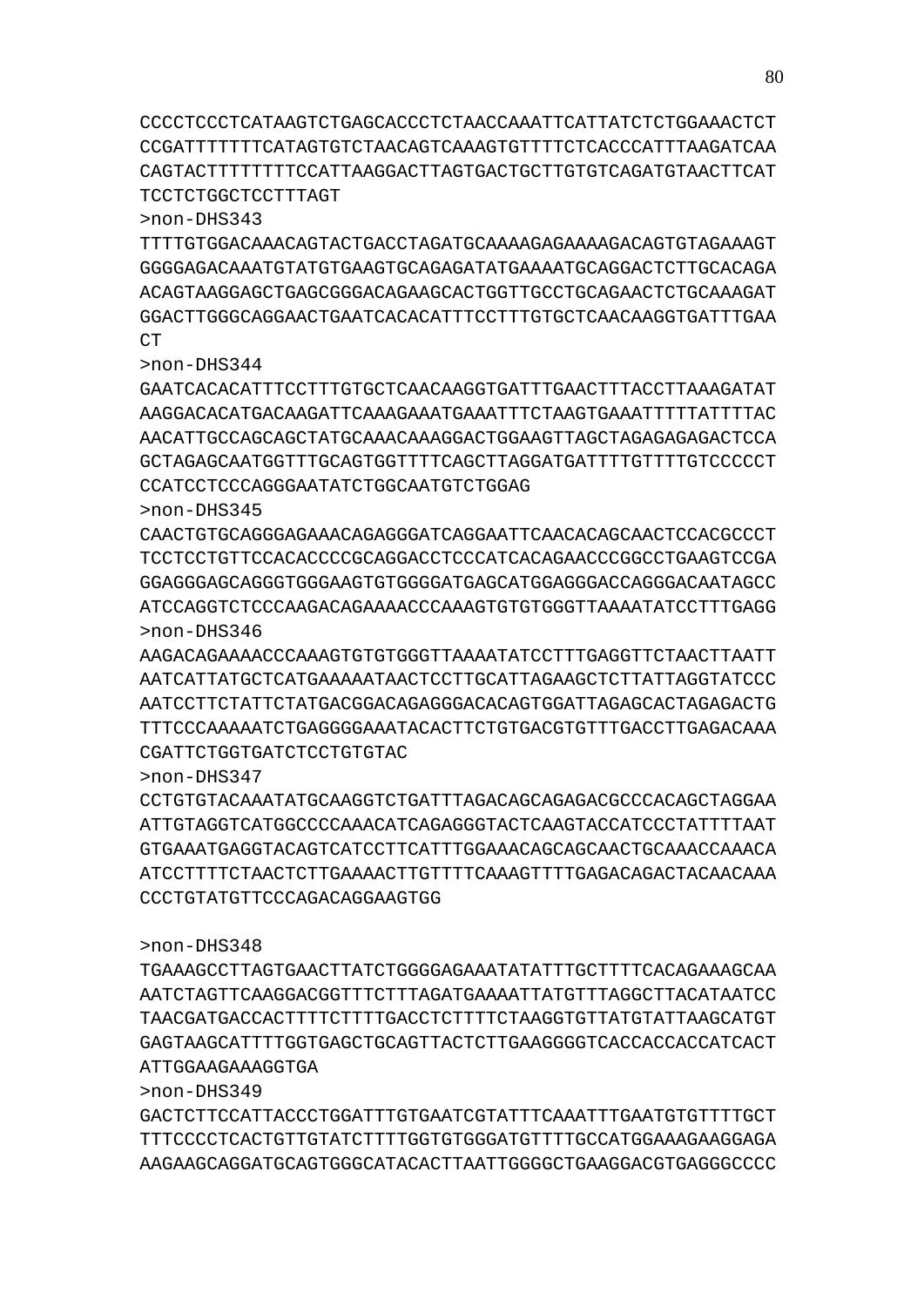CCCCTCCCTCATAAGTCTGAGCACCCTCTAACCAAATTCATTATCTCTGGAAACTCT
CCGATTTTTTTCATAGTGTCTAACAGTCAAAGTGTTTTCTCACCCATTTAAGATCAA
CAGTACTTTTTTTTCCATTAAGGACTTAGTGACTGCTTGTGTCAGATGTAACTTCAT
TCCTCTGGCTCCTTTAGT

>non-DHS343
TTTTGTGGACAAACAGTACTGACCTAGATGCAAAAGAGAAAAGACAGTGTAGAAAGT
GGGGAGACAAATGTATGTGAAGTGCAGAGATATGAAAATGCAGGACTCTTGCACAGA
ACAGTAAGGAGCTGAGCGGGACAGAAGCACTGGTTGCCTGCAGAACTCTGCAAAGAT
GGACTTGGGCAGGAACTGAATCACACATTTCCTTTGTGCTCAACAAGGTGATTTGAA
CT

>non-DHS344
GAATCACACATTTCCTTTGTGCTCAACAAGGTGATTTGAACTTTACCTTAAAGATAT
AAGGACACATGACAAGATTCAAAGAAATGAAATTTCTAAGTGAAATTTTTATTTTAC
AACATTGCCAGCAGCTATGCAAACAAAGGACTGGAAGTTAGCTAGAGAGAGACTCCA
GCTAGAGCAATGGTTTGCAGTGGTTTTCAGCTTAGGATGATTTTGTTTTGTCCCCCT
CCATCCTCCCAGGGAATATCTGGCAATGTCTGGAG

>non-DHS345
CAACTGTGCAGGGAGAAACAGAGGGATCAGGAATTCAACACAGCAACTCCACGCCCT
TCCTCCTGTTCCACACCCCGCAGGACCTCCCATCACAGAACCCGGCCTGAAGTCCGA
GGAGGGAGCAGGGTGGGAAGTGTGGGGATGAGCATGGAGGGACCAGGGACAATAGCC
ATCCAGGTCTCCCAAGACAGAAAACCCAAAGTGTGTGGGTTAAAATATCCTTTGAGG

>non-DHS346
AAGACAGAAAACCCAAAGTGTGTGGGTTAAAATATCCTTTGAGGTTCTAACTTAATT
AATCATTATGCTCATGAAAAATAACTCCTTGCATTAGAAGCTCTTATTAGGTATCCC
AATCCTTCTATTCTATGACGGACAGAGGGACACAGTGGATTAGAGCACTAGAGACTG
TTTCCCAAAAATCTGAGGGGAAATACACTTCTGTGACGTGTTTGACCTTGAGACAAA
CGATTCTGGTGATCTCCTGTGTAC

>non-DHS347
CCTGTGTACAAATATGCAAGGTCTGATTTAGACAGCAGAGACGCCCACAGCTAGGAA
ATTGTAGGTCATGGCCCCAAACATCAGAGGGTACTCAAGTACCATCCCTATTTTAAT
GTGAAATGAGGTACAGTCATCCTTCATTTGGAAACAGCAGCAACTGCAAACCAAACA
ATCCTTTTCTAACTCTTGAAAACTTGTTTTCAAAGTTTTGAGACAGACTACAACAAA
CCCTGTATGTTCCCAGACAGGAAGTGG

>non-DHS348
TGAAAGCCTTAGTGAACTTATCTGGGGAGAAATATATTTGCTTTTCACAGAAAGCAA
AATCTAGTTCAAGGACGGTTTCTTTAGATGAAAATTATGTTTAGGCTTACATAATCC
TAACGATGACCACTTTTCTTTTGACCTCTTTTCTAAGGTGTTATGTATTAAGCATGT
GAGTAAGCATTTTGGTGAGCTGCAGTTACTCTTGAAGGGGTCACCACCACCATCACT
ATTGGAAGAAAGGTGA

>non-DHS349
GACTCTTCCATTACCCTGGATTTGTGAATCGTATTTCAAATTTGAATGTGTTTTGCT
TTTCCCCTCACTGTTGTATCTTTTGGTGTGGGATGTTTTGCCATGGAAAGAAGGAGA
AAGAAGCAGGATGCAGTGGGCATACACTTAATTGGGGCTGAAGGACGTGAGGGCCCC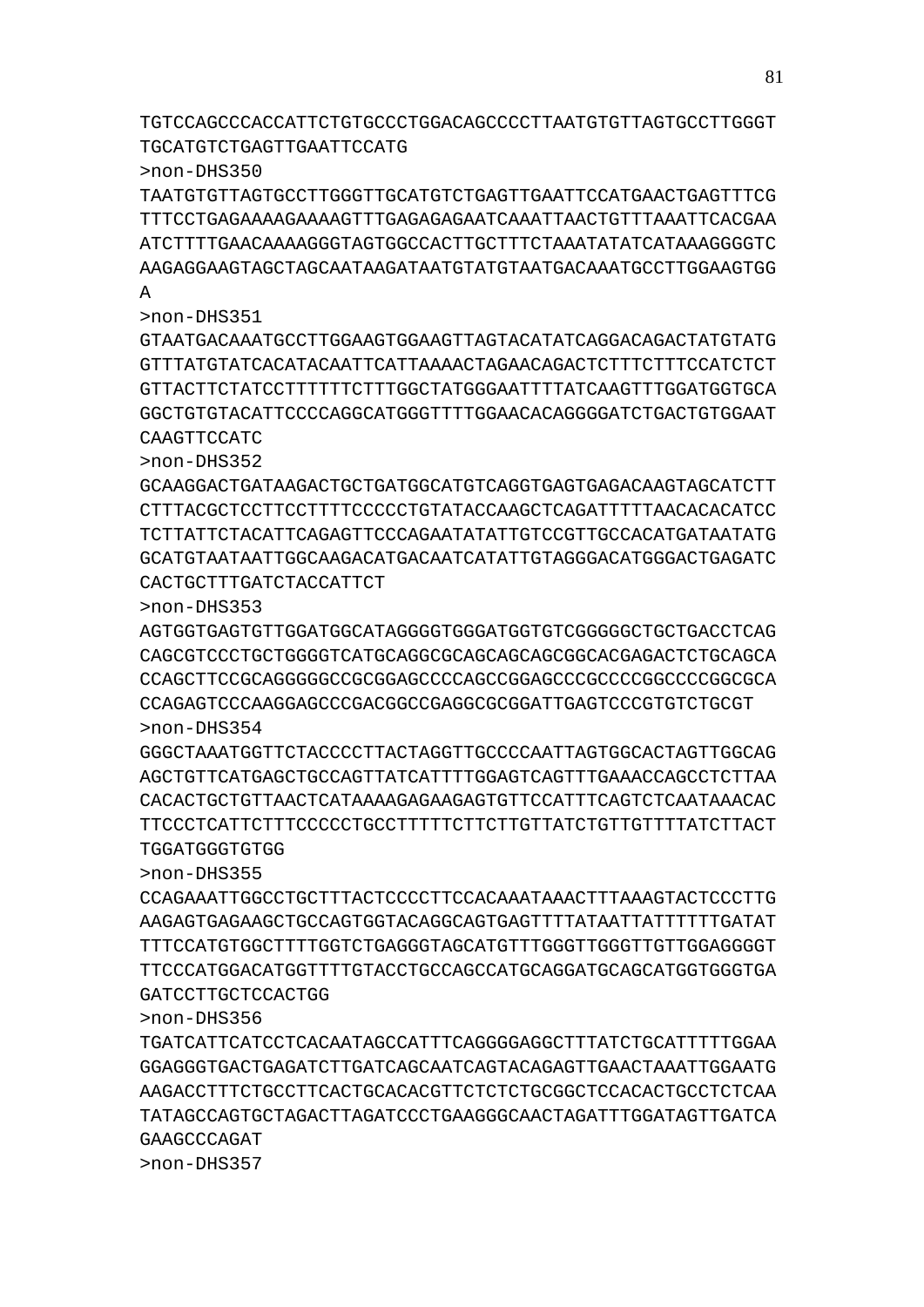TGTCCAGCCCACCATTCTGTGCCCTGGACAGCCCCTTAATGTGTTAGTGCCTTGGGT
TGCATGTCTGAGTTGAATTCCATG

>non-DHS350

TAATGTGTTAGTGCCTTGGGTTGCATGTCTGAGTTGAATTCCATGAACTGAGTTTCG
TTTCCTGAGAAAAGAAAAGTTTGAGAGAGAATCAAATTAACTGTTTAAATTCACGAA
ATCTTTTGAACAAAAGGGTAGTGGCCACTTGCTTTCTAAATATATCATAAAGGGGTC
AAGAGGAAGTAGCTAGCAATAAGATAATGTATGTAATGACAAATGCCTTGGAAGTGG
A

>non-DHS351

GTAATGACAAATGCCTTGGAAGTGGAAGTTAGTACATATCAGGACAGACTATGTATG
GTTTATGTATCACATACAATTCATTAAAACTAGAACAGACTCTTTCTTTCCATCTCT
GTTACTTCTATCCTTTTTTCTTTGGCTATGGGAATTTTATCAAGTTTGGATGGTGCA
GGCTGTGTACATTCCCCAGGCATGGGTTTTGGAACACAGGGGATCTGACTGTGGAAT
CAAGTTCCATC

>non-DHS352

GCAAGGACTGATAAGACTGCTGATGGCATGTCAGGTGAGTGAGACAAGTAGCATCTT
CTTTACGCTCCTTCCTTTTCCCCCTGTATACCAAGCTCAGATTTTTAACACACATCC
TCTTATTCTACATTCAGAGTTCCCAGAATATATTGTCCGTTGCCACATGATAATATG
GCATGTAATAATTGGCAAGACATGACAATCATATTGTAGGGACATGGGACTGAGATC
CACTGCTTTGATCTACCATTCT

>non-DHS353

AGTGGTGAGTGTTGGATGGCATAGGGGTGGGATGGTGTCGGGGGCTGCTGACCTCAG
CAGCGTCCCTGCTGGGGTCATGCAGGCGCAGCAGCAGCGGCACGAGACTCTGCAGCA
CCAGCTTCCGCAGGGGGCCGCGGAGCCCCAGCCGGAGCCCGCCCCGGCCCCGGCGCA
CCAGAGTCCCAAGGAGCCCGACGGCCGAGGCGCGGATTGAGTCCCGTGTCTGCGT

>non-DHS354

GGGCTAAATGGTTCTACCCCTTACTAGGTTGCCCCAATTAGTGGCACTAGTTGGCAG
AGCTGTTCATGAGCTGCCAGTTATCATTTTGGAGTCAGTTTGAAACCAGCCTCTTAA
CACACTGCTGTTAACTCATAAAAGAGAAGAGTGTTCCATTTCAGTCTCAATAAACAC
TTCCCTCATTCTTTCCCCCTGCCTTTTTCTTCTTGTTATCTGTTGTTTTATCTTACT
TGGATGGGTGTGG

>non-DHS355

CCAGAAATTGGCCTGCTTTACTCCCCTTCCACAAATAAACTTTAAAGTACTCCCTTG
AAGAGTGAGAAGCTGCCAGTGGTACAGGCAGTGAGTTTTATAATTATTTTTTGATAT
TTTCCATGTGGCTTTTGGTCTGAGGGTAGCATGTTTGGGTTGGGTTGTTGGAGGGGT
TTCCCATGGACATGGTTTTGTACCTGCCAGCCATGCAGGATGCAGCATGGTGGGTGA
GATCCTTGCTCCACTGG

>non-DHS356

TGATCATTCATCCTCACAATAGCCATTTCAGGGGAGGCTTTATCTGCATTTTTGGAA
GGAGGGTGACTGAGATCTTGATCAGCAATCAGTACAGAGTTGAACTAAATTGGAATG
AAGACCTTTCTGCCTTCACTGCACACGTTCTCTCTGCGGCTCCACACTGCCTCTCAA
TATAGCCAGTGCTAGACTTAGATCCCTGAAGGGCAACTAGATTTGGATAGTTGATCA
GAAGCCCAGAT

>non-DHS357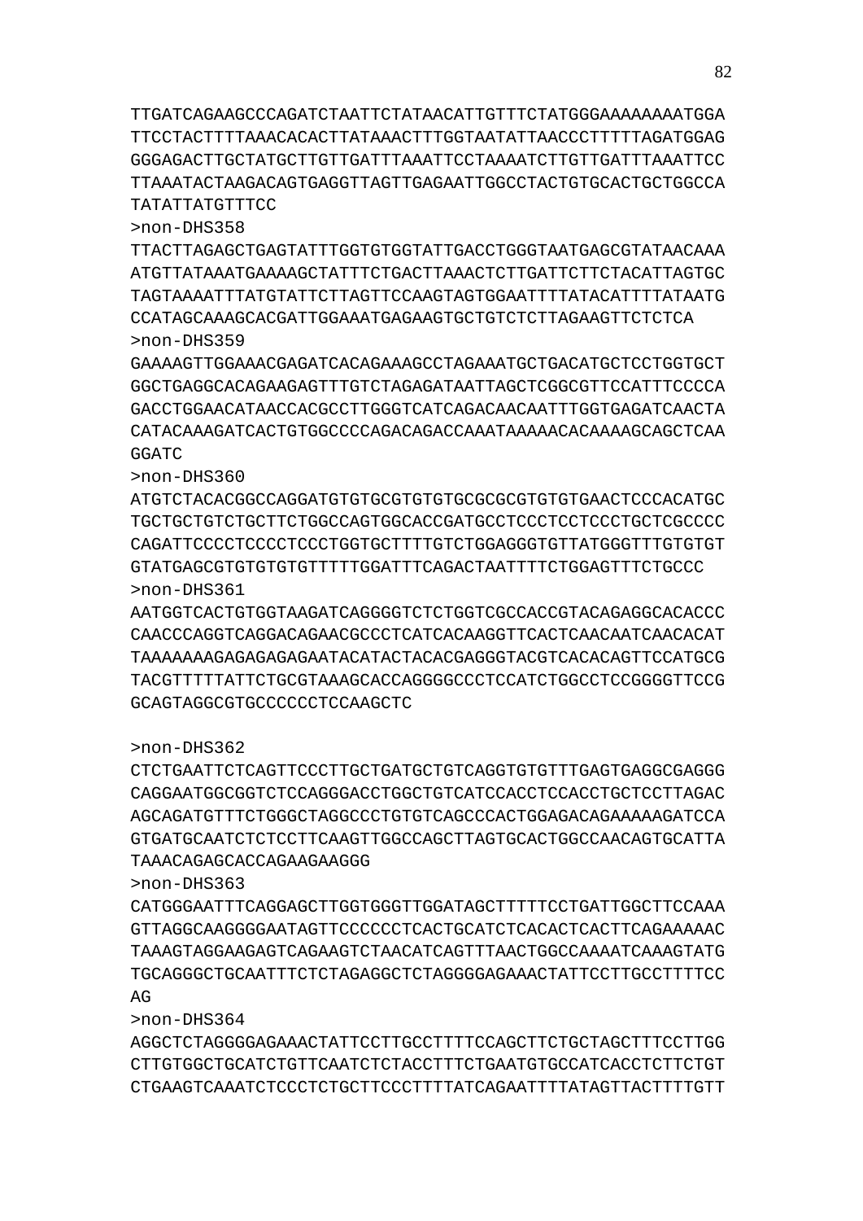TTGATCAGAAGCCCAGATCTAATTCTATAACATTGTTTCTATGGGAAAAAAAATGGA
TTCCTACTTTTAAACACACTTATAAACTTTGGTAATATTAACCCTTTTTAGATGGAG
GGGAGACTTGCTATGCTTGTTGATTTAAATTCCTAAAATCTTGTTGATTTAAATTCC
TTAAATACTAAGACAGTGAGGTTAGTTGAGAATTGGCCTACTGTGCACTGCTGGCCA
TATATTATGTTTCC

>non-DHS358
TTACTTAGAGCTGAGTATTTGGTGTGGTATTGACCTGGGTAATGAGCGTATAACAAA
ATGTTATAAATGAAAAGCTATTTCTGACTTAAACTCTTGATTCTTCTACATTAGTGC
TAGTAAAATTTATGTATTCTTAGTTCCAAGTAGTGGAATTTTATACATTTTATAATG
CCATAGCAAAGCACGATTGGAAATGAGAAGTGCTGTCTCTTAGAAGTTCTCTCA

>non-DHS359
GAAAAGTTGGAAACGAGATCACAGAAAGCCTAGAAATGCTGACATGCTCCTGGTGCT
GGCTGAGGCACAGAAGAGTTTGTCTAGAGATAATTAGCTCGGCGTTCCATTTCCCCA
GACCTGGAACATAACCACGCCTTGGGTCATCAGACAACAATTTGGTGAGATCAACTA
CATACAAAGATCACTGTGGCCCCAGACAGACCAAATAAAAACACAAAAGCAGCTCAA
GGATC

>non-DHS360
ATGTCTACACGGCCAGGATGTGTGCGTGTGTGCGCGCGTGTGTGAACTCCCACATGC
TGCTGCTGTCTGCTTCTGGCCAGTGGCACCGATGCCTCCCTCCTCCCTGCTCGCCCC
CAGATTCCCCTCCCCTCCCTGGTGCTTTTGTCTGGAGGGTGTTATGGGTTTGTGTGT
GTATGAGCGTGTGTGTGTTTTTGGATTTCAGACTAATTTTCTGGAGTTTCTGCCC

>non-DHS361
AATGGTCACTGTGGTAAGATCAGGGGTCTCTGGTCGCCACCGTACAGAGGCACACCC
CAACCCAGGTCAGGACAGAACGCCCTCATCACAAGGTTCACTCAACAATCAACACAT
TAAAAAAAGAGAGAGAGAATACATACTACACGAGGGTACGTCACACAGTTCCATGCG
TACGTTTTTATTCTGCGTAAAGCACCAGGGGCCCTCCATCTGGCCTCCGGGGTTCCG
GCAGTAGGCGTGCCCCCCTCCAAGCTC

>non-DHS362
CTCTGAATTCTCAGTTCCCTTGCTGATGCTGTCAGGTGTGTTTGAGTGAGGCGAGGG
CAGGAATGGCGGTCTCCAGGGACCTGGCTGTCATCCACCTCCACCTGCTCCTTAGAC
AGCAGATGTTTCTGGGCTAGGCCCTGTGTCAGCCCACTGGAGACAGAAAAAGATCCA
GTGATGCAATCTCTCCTTCAAGTTGGCCAGCTTAGTGCACTGGCCAACAGTGCATTA
TAAACAGAGCACCAGAAGAAGGG

>non-DHS363
CATGGGAATTTCAGGAGCTTGGTGGGTTGGATAGCTTTTTCCTGATTGGCTTCCAAA
GTTAGGCAAGGGGAATAGTTCCCCCCTCACTGCATCTCACACTCACTTCAGAAAAAC
TAAAGTAGGAAGAGTCAGAAGTCTAACATCAGTTTAACTGGCCAAAATCAAAGTATG
TGCAGGGCTGCAATTTCTCTAGAGGCTCTAGGGGAGAAACTATTCCTTGCCTTTTCC
AG

>non-DHS364
AGGCTCTAGGGGAGAAACTATTCCTTGCCTTTTCCAGCTTCTGCTAGCTTTCCTTGG
CTTGTGGCTGCATCTGTTCAATCTCTACCTTTCTGAATGTGCCATCACCTCTTCTGT
CTGAAGTCAAATCTCCCTCTGCTTCCCTTTTATCAGAATTTTATAGTTACTTTTGTT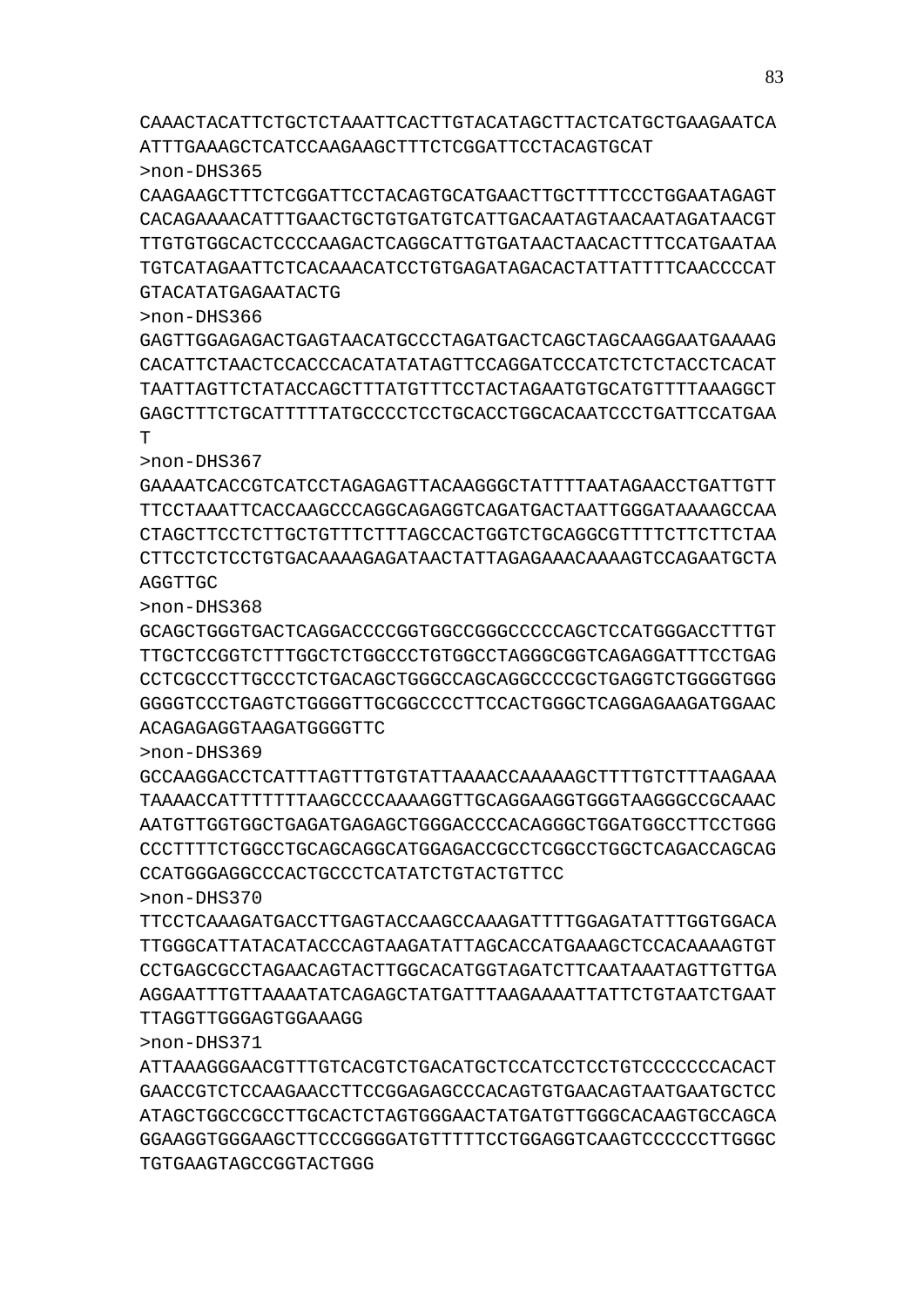CAAACTACATTCTGCTCTAAATTCACTTGTACATAGCTTACTCATGCTGAAGAATCA
ATTTGAAAGCTCATCCAAGAAGCTTTCTCGGATTCCTACAGTGCAT

>non-DHS365

CAAGAAGCTTTCTCGGATTCCTACAGTGCATGAACTTGCTTTTCCCTGGAATAGAGT
CACAGAAAACATTTGAACTGCTGTGATGTCATTGACAATAGTAACAATAGATAACGT
TTGTGTGGCACTCCCCAAGACTCAGGCATTGTGATAACTAACACTTTCCATGAATAA
TGTCATAGAATTCTCACAAACATCCTGTGAGATAGACACTATTATTTTCAACCCCAT
GTACATATGAGAATACTG

>non-DHS366

GAGTTGGAGAGACTGAGTAACATGCCCTAGATGACTCAGCTAGCAAGGAATGAAAAG
CACATTCTAACTCCACCCACATATATAGTTCCAGGATCCCATCTCTCTACCTCACAT
TAATTAGTTCTATACCAGCTTTATGTTTCCTACTAGAATGTGCATGTTTTAAAGGCT
GAGCTTTCTGCATTTTTATGCCCCTCCTGCACCTGGCACAATCCCTGATTCCATGAA
T

>non-DHS367

GAAAATCACCGTCATCCTAGAGAGTTACAAGGGCTATTTTAATAGAACCTGATTGTT
TTCCTAAATTCACCAAGCCCAGGCAGAGGTCAGATGACTAATTGGGATAAAAGCCAA
CTAGCTTCCTCTTGCTGTTTCTTTAGCCACTGGTCTGCAGGCGTTTTCTTCTTCTAA
CTTCCTCTCCTGTGACAAAAGAGATAACTATTAGAGAAACAAAAGTCCAGAATGCTA
AGGTTGC

>non-DHS368

GCAGCTGGGTGACTCAGGACCCCGGTGGCCGGGCCCCCAGCTCCATGGGACCTTTGT
TTGCTCCGGTCTTTGGCTCTGGCCCTGTGGCCTAGGGCGGTCAGAGGATTTCCTGAG
CCTCGCCCCTTGCCCTCTGACAGCTGGGCCAGCAGGCCCCGCTGAGGTCTGGGGTGGG
GGGGTCCCTGAGTCTGGGGTTGCGGCCCCTTCCACTGGGCTCAGGAGAAGATGGAAC
ACAGAGAGGTAAGATGGGGTTC

>non-DHS369

GCCAAGGACCTCATTTAGTTTGTGTATTAAAACCAAAAAGCTTTTGTCTTTAAGAAA
TAAAACCATTTTTTTAAGCCCCAAAAGGTTGCAGGAAGGTGGGTAAGGGCCGCAAAC
AATGTTGGTGGCTGAGATGAGAGCTGGGACCCCACAGGGCTGGATGGCCTTCCTGGG
CCCTTTTCTGGCCTGCAGCAGGCATGGAGACCGCCTCGGCCTGGCTCAGACCAGCAG
CCATGGGAGGCCCACTGCCCTCATATCTGTACTGTTCC

>non-DHS370

TTCCTCAAAGATGACCTTGAGTACCAAGCCAAAGATTTTGGAGATATTTGGTGGACA
TTGGGCATTATACATACCCAGTAAGATATTAGCACCATGAAAGCTCCACAAAAGTGT
CCTGAGCGCCTAGAACAGTACTTGGCACATGGTAGATCTTCAATAAATAGTTGTTGA
AGGAATTTGTTAAAATATCAGAGCTATGATTTAAGAAAATTATTCTGTAATCTGAAT
TTAGGTTGGGAGTGGAAAGG

>non-DHS371

ATTAAAGGGAACGTTTGTCACGTCTGACATGCTCCATCCTCCTGTCCCCCCCACACT
GAACCGTCTCCAAGAACCTTCCGGAGAGCCCACAGTGTGAACAGTAATGAATGCTCC
ATAGCTGGCCGCCTTGCACTCTAGTGGGAACTATGATGTTGGGCACAAGTGCCAGCA
GGAAGGTGGGAAGCTTCCCGGGGATGTTTTTCCTGGAGGTCAAGTCCCCCCTTGGGC
TGTGAAGTAGCCGGTACTGGG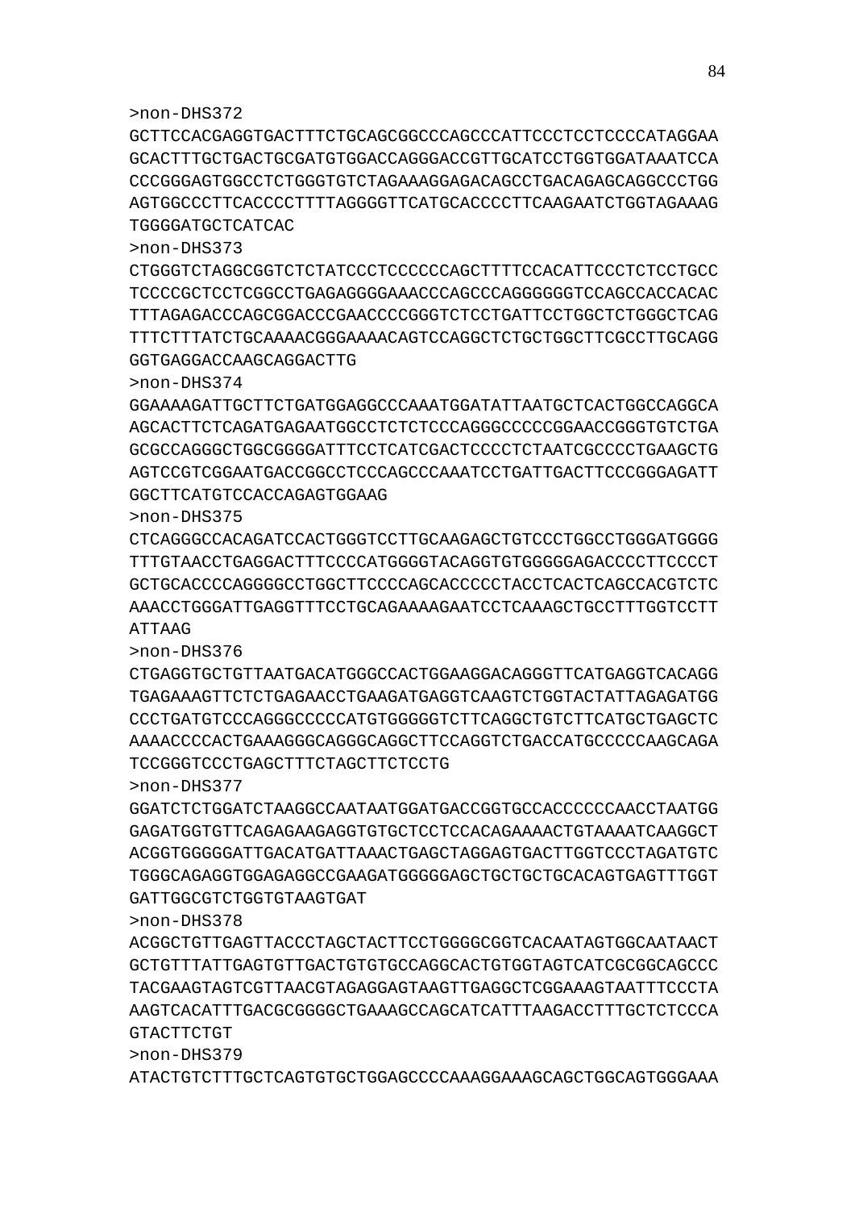>non-DHS372
GCTTCCACGAGGTGACTTTCTGCAGCGGCCCAGCCCATTCCCTCCTCCCCATAGGAA
GCACTTTGCTGACTGCGATGTGGACCAGGGACCGTTGCATCCTGGTGGATAAATCCA
CCCGGGAGTGGCCTCTGGGTGTCTAGAAAGGAGACAGCCTGACAGAGCAGGCCCTGG
AGTGGCCCTTCACCCCTTTTAGGGGTTCATGCACCCCTTCAAGAATCTGGTAGAAAG
TGGGGATGCTCATCAC
>non-DHS373
CTGGGTCTAGGCGGTCTCTATCCCTCCCCCCAGCTTTTCCACATTCCCTCTCCTGCC
TCCCCGCTCCTCGGCCTGAGAGGGGAAACCCAGCCCAGGGGGGTCCAGCCACCACAC
TTTAGAGACCCAGCGGACCCGAACCCCGGGTCTCCTGATTCCTGGCTCTGGGCTCAG
TTTCTTTATCTGCAAAACGGGAAAACAGTCCAGGCTCTGCTGGCTTCGCCTTGCAGG
GGTGAGGACCAAGCAGGACTTG
>non-DHS374
GGAAAAGATTGCTTCTGATGGAGGCCCAAATGGATATTAATGCTCACTGGCCAGGCA
AGCACTTCTCAGATGAGAATGGCCTCTCTCCCAGGGCCCCCGGAACCGGGTGTCTGA
GCGCCAGGGCTGGCGGGGATTTCCTCATCGACTCCCCTCTAATCGCCCCTGAAGCTG
AGTCCGTCGGAATGACCGGCCTCCCAGCCCAAATCCTGATTGACTTCCCGGGAGATT
GGCTTCATGTCCACCAGAGTGGAAG
>non-DHS375
CTCAGGGCCACAGATCCACTGGGTCCTTGCAAGAGCTGTCCCTGGCCTGGGATGGGG
TTTGTAACCTGAGGACTTTCCCCATGGGGTACAGGTGTGGGGGAGACCCCTTCCCCT
GCTGCACCCCAGGGGCCTGGCTTCCCCAGCACCCCCTACCTCACTCAGCCACGTCTC
AAACCTGGGATTGAGGTTTCCTGCAGAAAAGAATCCTCAAAGCTGCCTTTGGTCCTT
ATTAAG
>non-DHS376
CTGAGGTGCTGTTAATGACATGGGCCACTGGAAGGACAGGGTTCATGAGGTCACAGG
TGAGAAAGTTCTCTGAGAACCTGAAGATGAGGTCAAGTCTGGTACTATTAGAGATGG
CCCTGATGTCCCAGGGCCCCCATGTGGGGGTCTTCAGGCTGTCTTCATGCTGAGCTC
AAAACCCCACTGAAAGGGCAGGGCAGGCTTCCAGGTCTGACCATGCCCCCAAGCAGA
TCCGGGTCCCTGAGCTTTCTAGCTTCTCCTG
>non-DHS377
GGATCTCTGGATCTAAGGCCAATAATGGATGACCGGTGCCACCCCCCAACCTAATGG
GAGATGGTGTTCAGAGAAGAGGTGTGCTCCTCCACAGAAAACTGTAAAATCAAGGCT
ACGGTGGGGGATTGACATGATTAAACTGAGCTAGGAGTGACTTGGTCCCTAGATGTC
TGGGCAGAGGTGGAGAGGCCGAAGATGGGGGAGCTGCTGCTGCACAGTGAGTTTGGT
GATTGGCGTCTGGTGTAAGTGAT
>non-DHS378
ACGGCTGTTGAGTTACCCTAGCTACTTCCTGGGGCGGTCACAATAGTGGCAATAACT
GCTGTTTATTGAGTGTTGACTGTGTGCCAGGCACTGTGGTAGTCATCGCGGCAGCCC
TACGAAGTAGTCGTTAACGTAGAGGAGTAAGTTGAGGCTCGGAAAGTAATTTCCCTA
AAGTCACATTTGACGCGGGGCTGAAAGCCAGCATCATTTAAGACCTTTGCTCTCCCA
GTACTTCTGT
>non-DHS379
ATACTGTCTTTGCTCAGTGTGCTGGAGCCCCAAAGGAAAGCAGCTGGCAGTGGGAAA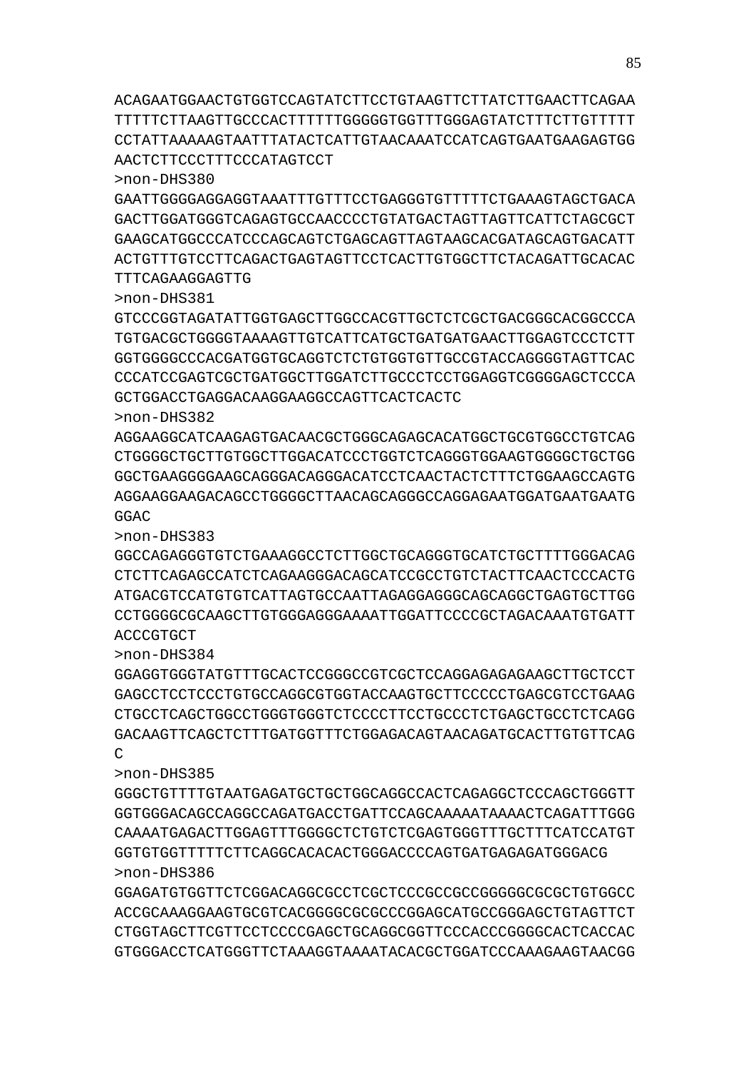ACAGAATGGAACTGTGGTCCAGTATCTTCCTGTAAGTTCTTATCTTGAACTTCAGAA
TTTTTCTTAAGTTGCCCACTTTTTTGGGGGTGGTTTGGGAGTATCTTTCTTGTTTTT
CCTATTAAAAAGTAATTTATACTCATTGTAACAAATCCATCAGTGAATGAAGAGTGG
AACTCTTCCCTTTCCCATAGTCCT

>non-DHS380

GAATTGGGGAGGAGGTAAATTTGTTTCCTGAGGGTGTTTTTCTGAAAGTAGCTGACA
GACTTGGATGGGTCAGAGTGCCAACCCCTGTATGACTAGTTAGTTCATTCTAGCGCT
GAAGCATGGCCCATCCCAGCAGTCTGAGCAGTTAGTAAGCACGATAGCAGTGACATT
ACTGTTTGTCCTTCAGACTGAGTAGTTCCTCACTTGTGGCTTCTACAGATTGCACAC
TTTCAGAAGGAGTTG

>non-DHS381

GTCCCGGTAGATATTGGTGAGCTTGGCCACGTTGCTCTCGCTGACGGGCACGGCCCA
TGTGACGCTGGGGTAAAAGTTGTCATTCATGCTGATGATGAACTTGGAGTCCCTCTT
GGTGGGGCCCACGATGGTGCAGGTCTCTGTGGTGTTGCCGTACCAGGGGTAGTTCAC
CCCATCCGAGTCGCTGATGGCTTGGATCTTGCCCTCCTGGAGGTCGGGGAGCTCCCA
GCTGGACCTGAGGACAAGGAAGGCCAGTTCACTCACTC

>non-DHS382

AGGAAGGCATCAAGAGTGACAACGCTGGGCAGAGCACATGGCTGCGTGGCCTGTCAG
CTGGGGCTGCTTGTGGCTTGGACATCCCTGGTCTCAGGGTGGAAGTGGGGCTGCTGG
GGCTGAAGGGGAAGCAGGGACAGGGACATCCTCAACTACTCTTTCTGGAAGCCAGTG
AGGAAGGAAGACAGCCTGGGGCTTAACAGCAGGGCCAGGAGAATGGATGAATGAATG
GGAC

>non-DHS383

GGCCAGAGGGTGTCTGAAAGGCCTCTTGGCTGCAGGGTGCATCTGCTTTTGGGACAG
CTCTTCAGAGCCATCTCAGAAGGGACAGCATCCGCCTGTCTACTTCAACTCCCACTG
ATGACGTCCATGTGTCATTAGTGCCAATTAGAGGAGGGCAGCAGGCTGAGTGCTTGG
CCTGGGGCGCAAGCTTGTGGGAGGGAAAATTGGATTCCCCGCTAGACAAATGTGATT
ACCCGTGCT

>non-DHS384

GGAGGTGGGTATGTTTGCACTCCGGGCCGTCGCTCCAGGAGAGAGAAGCTTGCTCCT
GAGCCTCCTCCCTGTGCCAGGCGTGGTACCAAGTGCTTCCCCCTGAGCGTCCTGAAG
CTGCCTCAGCTGGCCTGGGTGGGTCTCCCCTTCCTGCCCTCTGAGCTGCCTCTCAGG
GACAAGTTCAGCTCTTTGATGGTTTCTGGAGACAGTAACAGATGCACTTGTGTTCAG
C

>non-DHS385

GGGCTGTTTTGTAATGAGATGCTGCTGGCAGGCCACTCAGAGGCTCCCAGCTGGGTT
GGTGGGACAGCCAGGCCAGATGACCTGATTCCAGCAAAAATAAAACTCAGATTTGGG
CAAAATGAGACTTGGAGTTTGGGGCTCTGTCTCGAGTGGGTTTGCTTTCATCCATGT
GGTGTGGTTTTTCTTCAGGCACACACTGGGACCCCAGTGATGAGAGATGGGACG

>non-DHS386

GGAGATGTGGTTCTCGGACAGGCGCCTCGCTCCCGCCGCCGGGGGCGCGCTGTGGCC
ACCGCAAAGGAAGTGCGTCACGGGGCGCGCCCGGAGCATGCCGGGAGCTGTAGTTCT
CTGGTAGCTTCGTTCCTCCCCGAGCTGCAGGCGGTTCCCACCCGGGGCACTCACCAC
GTGGGACCTCATGGGTTCTAAAGGTAAAATACACGCTGGATCCCAAAGAAGTAACGG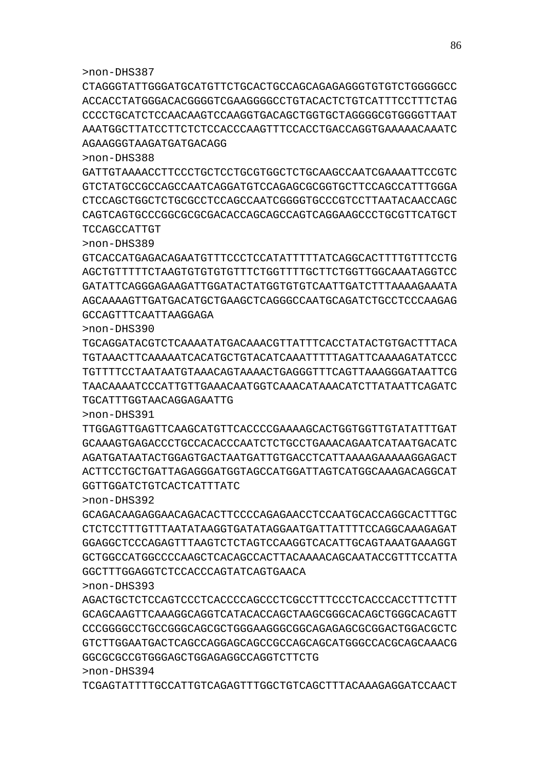>non-DHS387
CTAGGGTATTGGGATGCATGTTCTGCACTGCCAGCAGAGAGGGTGTGTCTGGGGGCC
ACCACCTATGGGACACGGGGTCGAAGGGGCCTGTACACTCTGTCATTTCCTTTCTAG
CCCCTGCATCTCCAACAAGTCCAAGGTGACAGCTGGTGCTAGGGGCGTGGGGTTAAT
AAATGGCTTATCCTTCTCTCCACCCAAGTTTCCACCTGACCAGGTGAAAAACAAATC
AGAAGGGTAAGATGATGACAGG
>non-DHS388
GATTGTAAAACCTTCCCTGCTCCTGCGTGGCTCTGCAAGCCAATCGAAAATTCCGTC
GTCTATGCCGCCAGCCAATCAGGATGTCCAGAGCGCGGTGCTTCCAGCCATTTGGGA
CTCCAGCTGGCTCTGCGCCTCCAGCCAATCGGGGTGCCCGTCCTTAATACAACCAGC
CAGTCAGTGCCCGGCGCGCGACACCAGCAGCCAGTCAGGAAGCCCTGCGTTCATGCT
TCCAGCCATTGT
>non-DHS389
GTCACCATGAGACAGAATGTTTCCCTCCATATTTTTATCAGGCACTTTTGTTTCCTG
AGCTGTTTTTCTAAGTGTGTGTGTTTCTGGTTTTGCTTCTGGTTGGCAAATAGGTCC
GATATTCAGGGAGAAGATTGGATACTATGGTGTGTCAATTGATCTTTAAAAGAAATA
AGCAAAAGTTGATGACATGCTGAAGCTCAGGGCCAATGCAGATCTGCCTCCCAAGAG
GCCAGTTTCAATTAAGGAGA
>non-DHS390
TGCAGGATACGTCTCAAAATATGACAAACGTTATTTCACCTATACTGTGACTTTACA
TGTAAACTTCAAAAATCACATGCTGTACATCAAATTTTTAGATTCAAAAGATATCCC
TGTTTTCCTAATAATGTAAACAGTAAAACTGAGGGTTTCAGTTAAAGGGATAATTCG
TAACAAAATCCCATTGTTGAAACAATGGTCAAACATAAACATCTTATAATTCAGATC
TGCATTTGGTAACAGGAGAATTG
>non-DHS391
TTGGAGTTGAGTTCAAGCATGTTCACCCCGAAAAGCACTGGTGGTTGTATATTTGAT
GCAAAGTGAGACCCTGCCACACCCAATCTCTGCCTGAAACAGAATCATAATGACATC
AGATGATAATACTGGAGTGACTAATGATTGTGACCTCATTAAAAGAAAAAGGAGACT
ACTTCCTGCTGATTAGAGGGATGGTAGCCATGGATTAGTCATGGCAAAGACAGGCAT
GGTTGGATCTGTCACTCATTTATC
>non-DHS392
GCAGACAAGAGGAACAGACACTTCCCCAGAGAACCTCCAATGCACCAGGCACTTTGC
CTCTCCTTTGTTTAATATAAGGTGATATAGGAATGATTATTTTCCAGGCAAAGAGAT
GGAGGCTCCCAGAGTTTAAGTCTCTAGTCCAAGGTCACATTGCAGTAAATGAAAGGT
GCTGGCCATGGCCCCAAGCTCACAGCCACTTACAAAACAGCAATACCGTTTCCATTA
GGCTTTGGAGGTCTCCACCCAGTATCAGTGAACA
>non-DHS393
AGACTGCTCTCCAGTCCCTCACCCCAGCCCTCGCCTTTCCCTCACCCACCTTTCTTT
GCAGCAAGTTCAAAGGCAGGTCATACACCAGCTAAGCGGGCACAGCTGGGCACAGTT
CCCGGGGCCTGCCGGGCAGCGCTGGGAAGGGCGGCAGAGAGCGCGGACTGGACGCTC
GTCTTGGAATGACTCAGCCAGGAGCAGCCGCCAGCAGCATGGGCCACGCAGCAAACG
GGCGCGCCGTGGGAGCTGGAGAGGCCAGGTCTTCTG
>non-DHS394
TCGAGTATTTTGCCATTGTCAGAGTTTGGCTGTCAGCTTTACAAAGAGGATCCAACT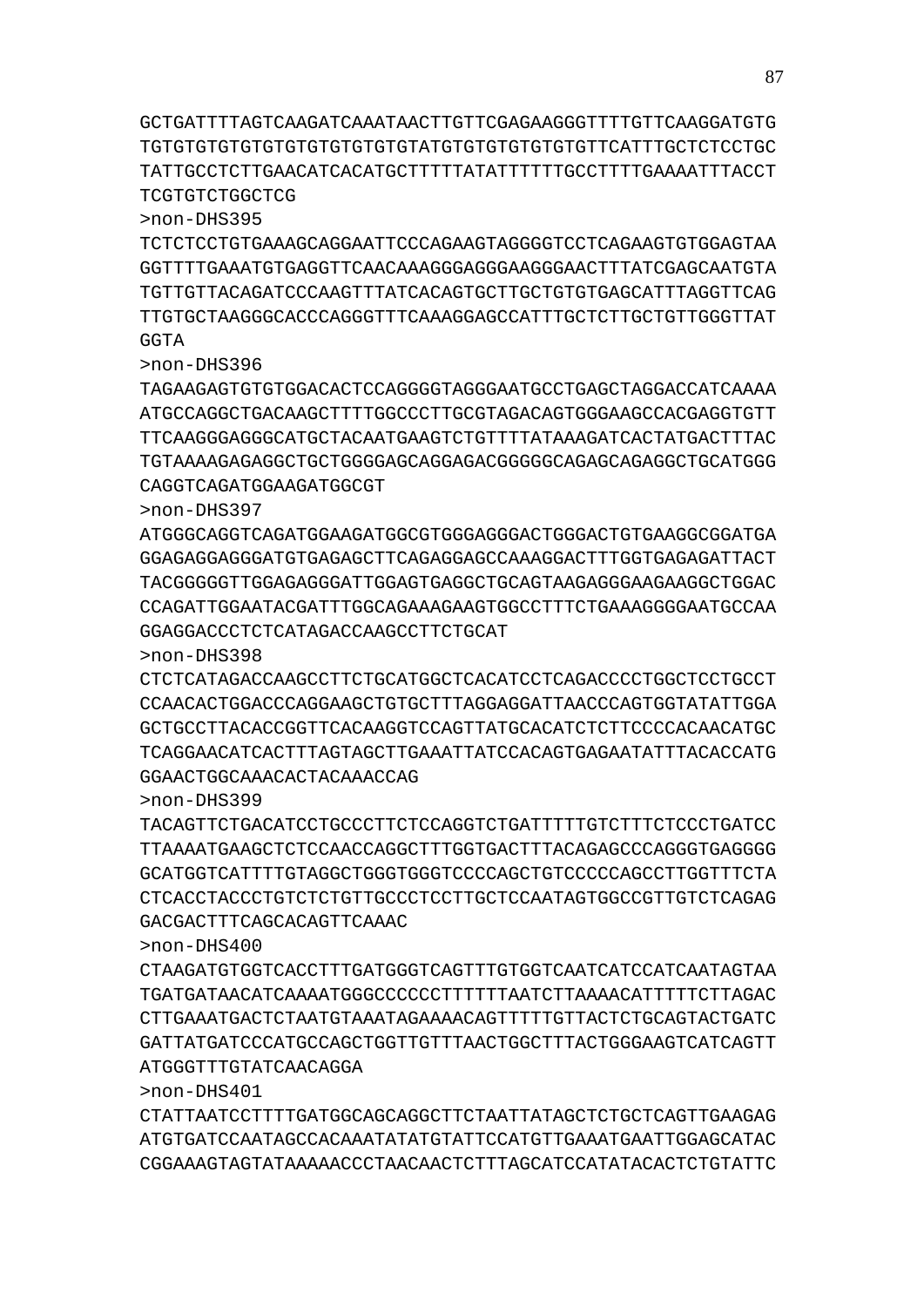GCTGATTTTAGTCAAGATCAAATAACTTGTTCGAGAAGGGTTTTGTTCAAGGATGTG
TGTGTGTGTGTGTGTGTGTGTGTGTATGTGTGTGTGTGTGTTCATTTGCTCTCCTGC
TATTGCCTCTTGAACATCACATGCTTTTTATATTTTTTGCCTTTTGAAAATTTACCT
TCGTGTCTGGCTCG

>non-DHS395

TCTCTCCTGTGAAAGCAGGAATTCCCAGAAGTAGGGGTCCTCAGAAGTGTGGAGTAA
GGTTTTGAAATGTGAGGTTCAACAAAGGGAGGGAAGGGAACTTTATCGAGCAATGTA
TGTTGTTACAGATCCCAAGTTTATCACAGTGCTTGCTGTGTGAGCATTTAGGTTCAG
TTGTGCTAAGGGCACCCAGGGTTTCAAAGGAGCCATTTGCTCTTGCTGTTGGGTTAT
GGTA

>non-DHS396

TAGAAGAGTGTGTGGACACTCCAGGGGTAGGGAATGCCTGAGCTAGGACCATCAAAA
ATGCCAGGCTGACAAGCTTTTGGCCCTTGCGTAGACAGTGGGAAGCCACGAGGTGTT
TTCAAGGGAGGGCATGCTACAATGAAGTCTGTTTTATAAAGATCACTATGACTTTAC
TGTAAAAGAGAGGCTGCTGGGGAGCAGGAGACGGGGGCAGAGCAGAGGCTGCATGGG
CAGGTCAGATGGAAGATGGCGT

>non-DHS397

ATGGGCAGGTCAGATGGAAGATGGCGTGGGAGGGACTGGGACTGTGAAGGCGGATGA
GGAGAGGAGGGATGTGAGAGCTTCAGAGGAGCCAAAGGACTTTGGTGAGAGATTACT
TACGGGGGTTGGAGAGGGATTGGAGTGAGGCTGCAGTAAGAGGGAAGAAGGCTGGAC
CCAGATTGGAATACGATTTGGCAGAAAGAAGTGGCCTTTCTGAAAGGGGAATGCCAA
GGAGGACCCTCTCATAGACCAAGCCTTCTGCAT

>non-DHS398

CTCTCATAGACCAAGCCTTCTGCATGGCTCACATCCTCAGACCCCTGGCTCCTGCCT
CCAACACTGGACCCAGGAAGCTGTGCTTTAGGAGGATTAACCCAGTGGTATATTGGA
GCTGCCTTACACCGGTTCACAAGGTCCAGTTATGCACATCTCTTCCCCACAACATGC
TCAGGAACATCACTTTAGTAGCTTGAAATTATCCACAGTGAGAATATTTACACCATG
GGAACTGGCAAACACTACAAACCAG

>non-DHS399

TACAGTTCTGACATCCTGCCCTTCTCCAGGTCTGATTTTTGTCTTTCTCCCTGATCC
TTAAAATGAAGCTCTCCAACCAGGCTTTGGTGACTTTACAGAGCCCAGGGTGAGGGG
GCATGGTCATTTTGTAGGCTGGGTGGGTCCCCAGCTGTCCCCCAGCCTTGGTTTCTA
CTCACCTACCCTGTCTCTGTTGCCCTCCTTGCTCCAATAGTGGCCGTTGTCTCAGAG
GACGACTTTCAGCACAGTTCAAAC

>non-DHS400

CTAAGATGTGGTCACCTTTGATGGGTCAGTTTGTGGTCAATCATCCATCAATAGTAA
TGATGATAACATCAAAATGGGCCCCCCTTTTTTAATCTTAAAACATTTTTCTTAGAC
CTTGAAATGACTCTAATGTAAATAGAAAACAGTTTTTGTTACTCTGCAGTACTGATC
GATTATGATCCCATGCCAGCTGGTTGTTTAACTGGCTTTACTGGGAAGTCATCAGTT
ATGGGTTTGTATCAACAGGA

>non-DHS401

CTATTAATCCTTTTGATGGCAGCAGGCTTCTAATTATAGCTCTGCTCAGTTGAAGAG
ATGTGATCCAATAGCCACAAATATATGTATTCCATGTTGAAATGAATTGGAGCATAC
CGGAAAGTAGTATAAAAACCCTAACAACTCTTTAGCATCCATATACACTCTGTATTC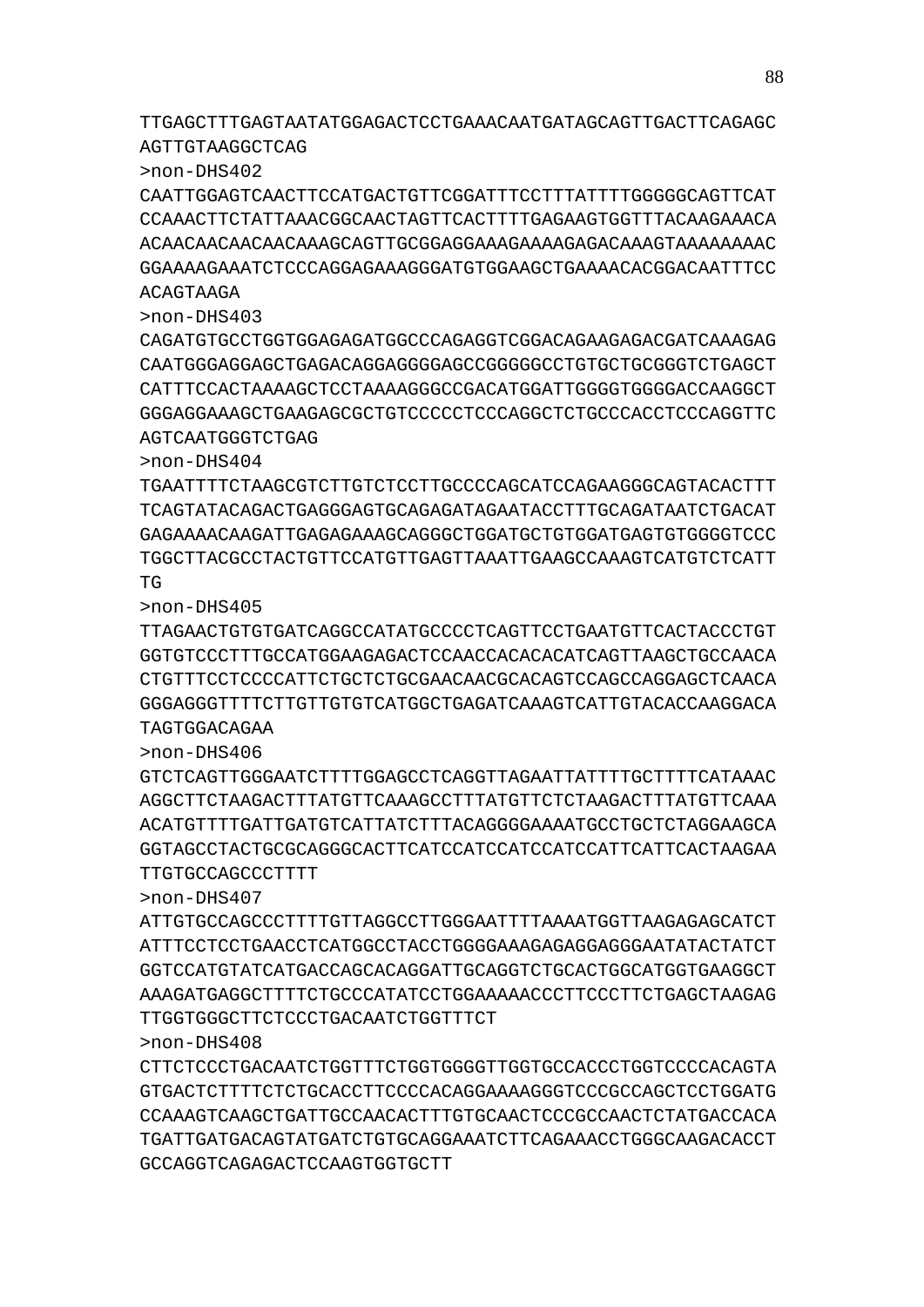TTGAGCTTTGAGTAATATGGAGACTCCTGAAACAATGATAGCAGTTGACTTCAGAGC
AGTTGTAAGGCTCAG

>non-DHS402

CAATTGGAGTCAACTTCCATGACTGTTCGGATTTCCTTTATTTTGGGGGCAGTTCAT
CCAAACTTCTATTAAACGGCAACTAGTTCACTTTTGAGAAGTGGTTTACAAGAAACA
ACAACAACAACAACAAAGCAGTTGCGGAGGAAAGAAAAGAGACAAAGTAAAAAAAAC
GGAAAAGAAATCTCCCAGGAGAAAGGGATGTGGAAGCTGAAAACACGGACAATTTCC
ACAGTAAGA

>non-DHS403

CAGATGTGCCTGGTGGAGAGATGGCCCAGAGGTCGGACAGAAGAGACGATCAAAGAG
CAATGGGAGGAGCTGAGACAGGAGGGGAGCCGGGGGCCTGTGCTGCGGGTCTGAGCT
CATTTCCACTAAAAGCTCCTAAAAGGGCCGACATGGATTGGGGTGGGGACCAAGGCT
GGGAGGAAAGCTGAAGAGCGCTGTCCCCCTCCCAGGCTCTGCCCACCTCCCAGGTTC
AGTCAATGGGTCTGAG

>non-DHS404

TGAATTTTCTAAGCGTCTTGTCTCCTTGCCCCAGCATCCAGAAGGGCAGTACACTTT
TCAGTATACAGACTGAGGGAGTGCAGAGATAGAATACCTTTGCAGATAATCTGACAT
GAGAAAACAAGATTGAGAGAAAGCAGGGCTGGATGCTGTGGATGAGTGTGGGGTCCC
TGGCTTACGCCTACTGTTCCATGTTGAGTTAAATTGAAGCCAAAGTCATGTCTCATT
TG

>non-DHS405

TTAGAACTGTGTGATCAGGCCATATGCCCCTCAGTTCCTGAATGTTCACTACCCTGT
GGTGTCCCTTTGCCATGGAAGAGACTCCAACCACACACATCAGTTAAGCTGCCAACA
CTGTTTCCTCCCCATTCTGCTCTGCGAACAACGCACAGTCCAGCCAGGAGCTCAACA
GGGAGGGTTTTCTTGTTGTGTCATGGCTGAGATCAAAGTCATTGTACACCAAGGACA
TAGTGGACAGAA

>non-DHS406

GTCTCAGTTGGGAATCTTTTGGAGCCTCAGGTTAGAATTATTTTGCTTTTCATAAAC
AGGCTTCTAAGACTTTATGTTCAAAGCCTTTATGTTCTCTAAGACTTTATGTTCAAA
ACATGTTTTGATTGATGTCATTATCTTTACAGGGGAAAATGCCTGCTCTAGGAAGCA
GGTAGCCTACTGCGCAGGGCACTTCATCCATCCATCCATCCATTCATTCACTAAGAA
TTGTGCCAGCCCTTTT

>non-DHS407

ATTGTGCCAGCCCTTTTGTTAGGCCTTGGGAATTTTAAAATGGTTAAGAGAGCATCT
ATTTCCTCCTGAACCTCATGGCCTACCTGGGGAAAGAGAGGAGGGAATATACTATCT
GGTCCATGTATCATGACCAGCACAGGATTGCAGGTCTGCACTGGCATGGTGAAGGCT
AAAGATGAGGCTTTTCTGCCCATATCCTGGAAAAACCCTTCCCTTCTGAGCTAAGAG
TTGGTGGGCTTCTCCCTGACAATCTGGTTTCT

>non-DHS408

CTTCTCCCTGACAATCTGGTTTCTGGTGGGGTTGGTGCCACCCTGGTCCCCACAGTA
GTGACTCTTTTCTCTGCACCTTCCCCACAGGAAAAGGGTCCCGCCAGCTCCTGGATG
CCAAAGTCAAGCTGATTGCCAACACTTTGTGCAACTCCCGCCAACTCTATGACCACA
TGATTGATGACAGTATGATCTGTGCAGGAAATCTTCAGAAACCTGGGCAAGACACCT
GCCAGGTCAGAGACTCCAAGTGGTGCTT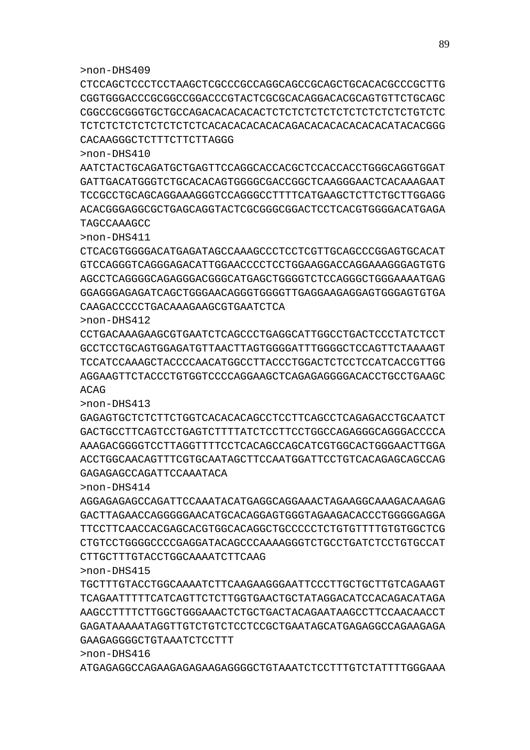>non-DHS409
CTCCAGCTCCCTCCTAAGCTCGCCCGCCAGGCAGCCGCAGCTGCACACGCCCGCTTG
CGGTGGGACCCGCGGCCGGACCCGTACTCGCGCACAGGACACGCAGTGTTCTGCAGC
CGGCCGCGGGTGCTGCCAGACACACACACTCTCTCTCTCTCTCTCTCTCTGTCTC
TCTCTCTCTCTCTCTCTCACACACACACACAGACACACACACACACATACACGGG
CACAAGGGCTCTTTCTTCTTAGGG
>non-DHS410
AATCTACTGCAGATGCTGAGTTCCAGGCACCACGCTCCACCACCTGGGCAGGTGGAT
GATTGACATGGGTCTGCACACAGTGGGGCGACCGGCTCAAGGGAACTCACAAAGAAT
TCCGCCTGCAGCAGGAAAGGGTCCAGGGCCTTTTCATGAAGCTCTTCTGCTTGGAGG
ACACGGGAGGCGCTGAGCAGGTACTCGCGGGCGGACTCCTCACGTGGGGACATGAGA
TAGCCAAAGCC
>non-DHS411
CTCACGTGGGGACATGAGATAGCCAAAGCCCTCCTCGTTGCAGCCCGGAGTGCACAT
GTCCAGGGTCAGGGAGACATTGGAACCCCTCCTGGAAGGACCAGGAAAGGGAGTGTG
AGCCTCAGGGGCAGAGGGACGGGCATGAGCTGGGGTCTCCAGGGCTGGGAAAATGAG
GGAGGGAGAGATCAGCTGGGAACAGGGTGGGGTTGAGGAAGAGGAGTGGGAGTGTGA
CAAGACCCCCTGACAAAGAAGCGTGAATCTCA
>non-DHS412
CCTGACAAAGAAGCGTGAATCTCAGCCCTGAGGCATTGGCCTGACTCCCTATCTCCT
GCCTCCTGCAGTGGAGATGTTAACTTAGTGGGGATTTGGGGCTCCAGTTCTAAAAGT
TCCATCCAAAGCTACCCCAACATGGCCTTACCCTGGACTCTCCTCCATCACCGTTGG
AGGAAGTTCTACCCTGTGGTCCCCAGGAAGCTCAGAGAGGGGACACCTGCCTGAAGC
ACAG
>non-DHS413
GAGAGTGCTCTCTTCTGGTCACACACAGCCTCCTTCAGCCTCAGAGACCTGCAATCT
GACTGCCTTCAGTCCTGAGTCTTTTATCTCCTTCCTGGCCAGAGGGCAGGGACCCCA
AAAGACGGGGTCCTTAGGTTTTCCTCACAGCCAGCATCGTGGCACTGGGAACTTGGA
ACCTGGCAACAGTTTCGTGCAATAGCTTCCAATGGATTCCTGTCACAGAGCAGCCAG
GAGAGAGCCAGATTCCAAATACA
>non-DHS414
AGGAGAGAGCCAGATTCCAAATACATGAGGCAGGAAACTAGAAGGCAAAGACAAGAG
GACTTAGAACCAGGGGGAACATGCACAGGAGTGGGTAGAAGACACCCTGGGGGAGGA
TTCCTTCAACCACGAGCACGTGGCACAGGCTGCCCCCTCTGTGTTTTGTGTGGCTCG
CTGTCCTGGGGCCCCGAGGATACAGCCCAAAAGGGTCTGCCTGATCTCCTGTGCCAT
CTTGCTTTGTACCTGGCAAAATCTTCAAG
>non-DHS415
TGCTTTGTACCTGGCAAAATCTTCAAGAAGGGAATTCCCTTGCTGCTTGTCAGAAGT
TCAGAATTTTTCATCAGTTCTCTTGGTGAACTGCTATAGGACATCCACAGACATAGA
AAGCCTTTTCTTGGCTGGGAAACTCTGCTGACTACAGAATAAGCCTTCCAACAACCT
GAGATAAAAATAGGTTGTCTGTCTCCTCCGCTGAATAGCATGAGAGGCCAGAAGAGA
GAAGAGGGGCTGTAAATCTCCTTT
>non-DHS416
ATGAGAGGCCAGAAGAGAGAAGAGGGGCTGTAAATCTCCTTTGTCTATTTTGGGAAA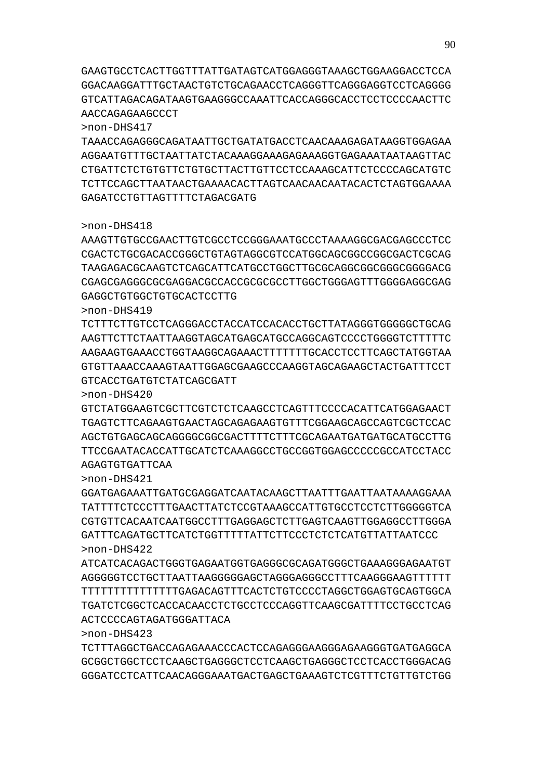GAAGTGCCTCACTTGGTTTATTGATAGTCATGGAGGGTAAAGCTGGAAGGACCTCCA
GGACAAGGATTTGCTAACTGTCTGCAGAACCTCAGGGTTCAGGGAGGTCCTCAGGGG
GTCATTAGACAGATAAGTGAAGGGCCAAATTCACCAGGGCACCTCCTCCCCAACTTC
AACCAGAGAAGCCCT

>non-DHS417

TAAACCAGAGGGCAGATAATTGCTGATATGACCTCAACAAAGAGATAAGGTGGAGAA
AGGAATGTTTGCTAATTATCTACAAAGGAAAGAGAAAGGTGAGAAATAATAAGTTAC
CTGATTCTCTGTGTTCTGTGCTTACTTGTTCCTCCAAAGCATTCTCCCCAGCATGTC
TCTTCCAGCTTAATAACTGAAAACACTTAGTCAACAACAATACACTCTAGTGGAAAA
GAGATCCTGTTAGTTTTCTAGACGATG

>non-DHS418

AAAGTTGTGCCGAACTTGTCGCCTCCGGGAAATGCCCTAAAAGGCGACGAGCCCTCC
CGACTCTGCGACACCGGGCTGTAGTAGGCGTCCATGGCAGCGGCCGGCGACTCGCAG
TAAGAGACGCAAGTCTCAGCATTCATGCCTGGCTTGCGCAGGCGGCGGGCGGGGACG
CGAGCGAGGGCGCGAGGACGCCACCGCGCGCCTTGGCTGGGAGTTTGGGGAGGCGAG
GAGGCTGTGGCTGTGCACTCCTTG

>non-DHS419

TCTTTCTTGTCCTCAGGGACCTACCATCCACACCTGCTTATAGGGTGGGGGCTGCAG
AAGTTCTTCTAATTAAGGTAGCATGAGCATGCCAGGCAGTCCCCTGGGGTCTTTTTC
AAGAAGTGAAACCTGGTAAGGCAGAAACTTTTTTTGCACCTCCTTCAGCTATGGTAA
GTGTTAAACCAAAGTAATTGGAGCGAAGCCCAAGGTAGCAGAAGCTACTGATTTCCT
GTCACCTGATGTCTATCAGCGATT

>non-DHS420

GTCTATGGAAGTCGCTTCGTCTCTCAAGCCTCAGTTTCCCCACATTCATGGAGAACT
TGAGTCTTCAGAAGTGAACTAGCAGAGAAGTGTTTCGGAAGCAGCCAGTCGCTCCAC
AGCTGTGAGCAGCAGGGGCGGCGACTTTTCTTTCGCAGAATGATGATGCATGCCTTG
TTCCGAATACACCATTGCATCTCAAAGGCCTGCCGGTGGAGCCCCCGCCATCCTACC
AGAGTGTGATTCAA

>non-DHS421

GGATGAGAAATTGATGCGAGGATCAATACAAGCTTAATTTGAATTAATAAAAGGAAA
TATTTTCTCCCTTTGAACTTATCTCCGTAAAGCCATTGTGCCTCCTCTTGGGGGTCA
CGTGTTCACAATCAATGGCCTTTGAGGAGCTCTTGAGTCAAGTTGGAGGCCTTGGGA
GATTTCAGATGCTTCATCTGGTTTTTATTCTTCCCTCTCTCATGTTATTAATCCC

>non-DHS422

ATCATCACAGACTGGGTGAGAATGGTGAGGGCGCAGATGGGCTGAAAGGGAGAATGT
AGGGGGTCCTGCTTAATTAAGGGGGAGCTAGGGAGGGCCTTTCAAGGGAAGTTTTTT
TTTTTTTTTTTTTTTGAGACAGTTTCACTCTGTCCCCTAGGCTGGAGTGCAGTGGCA
TGATCTCGGCTCACCACAACCTCTGCCTCCCAGGTTCAAGCGATTTTCCTGCCTCAG
ACTCCCCAGTAGATGGGATTACA

>non-DHS423

TCTTTAGGCTGACCAGAGAAACCCACTCCAGAGGGAAGGGAGAAGGGTGATGAGGCA
GCGGCTGGCTCCTCAAGCTGAGGGCTCCTCAAGCTGAGGGCTCCTCACCTGGGACAG
GGGATCCTCATTCAACAGGGAAATGACTGAGCTGAAAGTCTCGTTTCTGTTGTCTGG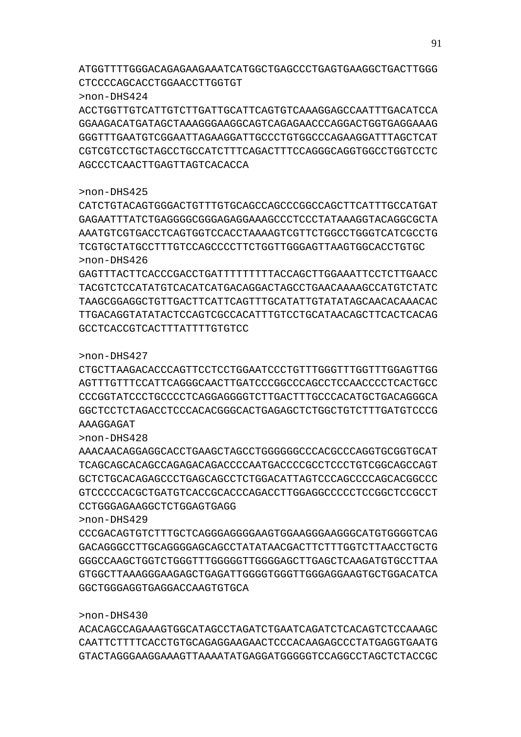ATGGTTTTGGGACAGAGAAGAAATCATGGCTGAGCCCTGAGTGAAGGCTGACTTGGG
CTCCCCAGCACCTGGAACCTTGGTGT

>non-DHS424

ACCTGGTTGTCATTGTCTTGATTGCATTCAGTGTCAAAGGAGCCAATTTGACATCCA
GGAAGACATGATAGCTAAAGGGAAGGCAGTCAGAGAACCCAGGACTGGTGAGGAAAG
GGGTTTGAATGTCGGAATTAGAAGGATTGCCCTGTGGCCCAGAAGGATTTAGCTCAT
CGTCGTCCTGCTAGCCTGCCATCTTTCAGACTTTCCAGGGCAGGTGGCCTGGTCCTC
AGCCCTCAACTTGAGTTAGTCACACCA

>non-DHS425

CATCTGTACAGTGGGACTGTTTGTGCAGCCAGCCCGGCCAGCTTCATTTGCCATGAT
GAGAATTTATCTGAGGGGCGGGAGAGGAAAGCCCTCCCTATAAAGGTACAGGCGCTA
AAATGTCGTGACCTCAGTGGTCCACCTAAAAGTCGTTCTGGCCTGGGTCATCGCCTG
TCGTGCTATGCCTTTGTCCAGCCCCTTCTGGTTGGGAGTTAAGTGGCACCTGTGC

>non-DHS426

GAGTTTACTTCACCCGACCTGATTTTTTTTTACCAGCTTGGAAATTCCTCTTGAACC
TACGTCTCCATATGTCACATCATGACAGGACTAGCCTGAACAAAAGCCATGTCTATC
TAAGCGGAGGCTGTTGACTTCATTCAGTTTGCATATTGTATATAGCAACACAAACAC
TTGACAGGTATATACTCCAGTCGCCACATTTGTCCTGCATAACAGCTTCACTCACAG
GCCTCACCGTCACTTTATTTTGTGTCC

>non-DHS427

CTGCTTAAGACACCCAGTTCCTCCTGGAATCCCTGTTTGGGTTTGGTTTGGAGTTGG
AGTTTGTTTCCATTCAGGGCAACTTGATCCCGGCCCAGCCTCCAACCCCTCACTGCC
CCCGGTATCCCTGCCCCTCAGGAGGGGTCTTGACTTTGCCCACATGCTGACAGGGCA
GGCTCCTCTAGACCTCCCACACGGGCACTGAGAGCTCTGGCTGTCTTTGATGTCCCG
AAAGGAGAT

>non-DHS428

AAACAACAGGAGGCACCTGAAGCTAGCCTGGGGGGCCCACGCCCAGGTGCGGTGCAT
TCAGCAGCACAGCCAGAGACAGACCCCAATGACCCCGCCTCCCTGTCGGCAGCCAGT
GCTCTGCACAGAGCCCTGAGCAGCCTCTGGACATTAGTCCCAGCCCCAGCACGGCCC
GTCCCCCACGCTGATGTCACCGCACCCAGACCTTGGAGGCCCCCTCCGGCTCCGCCT
CCTGGGAGAAGGCTCTGGAGTGAGG

>non-DHS429

CCCGACAGTGTCTTTGCTCAGGGAGGGGAAGTGGAAGGGAAGGGCATGTGGGGTCAG
GACAGGGCCTTGCAGGGGAGCAGCCTATATAACGACTTCTTTGGTCTTAACCTGCTG
GGGCCAAGCTGGTCTGGGTTTGGGGGTTGGGGAGCTTGAGCTCAAGATGTGCCTTAA
GTGGCTTAAAGGGAAGAGCTGAGATTGGGGTGGGTTGGGAGGAAGTGCTGGACATCA
GGCTGGGAGGTGAGGACCAAGTGTGCA

>non-DHS430

ACACAGCCAGAAAGTGGCATAGCCTAGATCTGAATCAGATCTCACAGTCTCCAAAGC
CAATTCTTTTCACCTGTGCAGAGGAAGAACTCCCACAAGAGCCCTATGAGGTGAATG
GTACTAGGGAAGGAAAGTTAAAATATGAGGATGGGGGTCCAGGCCTAGCTCTACCGC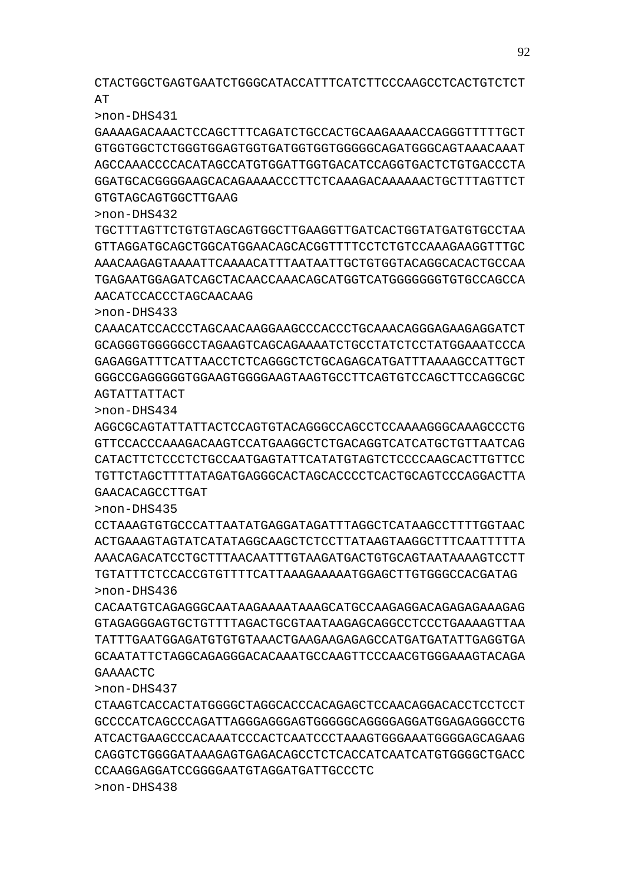CTACTGGCTGAGTGAATCTGGGCATACCATTTCATCTTCCCAAGCCTCACTGTCTCT
AT

>non-DHS431

GAAAAGACAAACTCCAGCTTTCAGATCTGCCACTGCAAGAAAACCAGGGTTTTTGCT
GTGGTGGCTCTGGGTGGAGTGGTGATGGTGGTGGGGGCAGATGGGCAGTAAACAAAT
AGCCAAACCCCACATAGCCATGTGGATTGGTGACATCCAGGTGACTCTGTGACCCTA
GGATGCACGGGGAAGCACAGAAAACCCTTCTCAAAGACAAAAAACTGCTTTAGTTCT
GTGTAGCAGTGGCTTGAAG

>non-DHS432

TGCTTTAGTTCTGTGTAGCAGTGGCTTGAAGGTTGATCACTGGTATGATGTGCCTAA
GTTAGGATGCAGCTGGCATGGAACAGCACGGTTTTCCTCTGTCCAAAGAAGGTTTGC
AAACAAGAGTAAAATTCAAAACATTTAATAATTGCTGTGGTACAGGCACACTGCCAA
TGAGAATGGAGATCAGCTACAACCAAACAGCATGGTCATGGGGGGGTGTGCCAGCCA
AACATCCACCCTAGCAACAAG

>non-DHS433

CAAACATCCACCCTAGCAACAAGGAAGCCCACCCTGCAAACAGGGAGAAGAGGATCT
GCAGGGTGGGGGCCTAGAAGTCAGCAGAAAATCTGCCTATCTCCTATGGAAATCCCA
GAGAGGATTTCATTAACCTCTCAGGGCTCTGCAGAGCATGATTTAAAAGCCATTGCT
GGGCCGAGGGGGTGGAAGTGGGGAAGTAAGTGCCTTCAGTGTCCAGCTTCCAGGCGC
AGTATTATTACT

>non-DHS434

AGGCGCAGTATTATTACTCCAGTGTACAGGGCCAGCCTCCAAAAGGGCAAAGCCCTG
GTTCCACCCAAAGACAAGTCCATGAAGGCTCTGACAGGTCATCATGCTGTTAATCAG
CATACTTCTCCCTCTGCCAATGAGTATTCATATGTAGTCTCCCCAAGCACTTGTTCC
TGTTCTAGCTTTTATAGATGAGGGCACTAGCACCCCTCACTGCAGTCCCAGGACTTA
GAACACAGCCTTGAT

>non-DHS435

CCTAAAGTGTGCCCATTAATATGAGGATAGATTTAGGCTCATAAGCCTTTTGGTAAC
ACTGAAAGTAGTATCATATAGGCAAGCTCTCCTTATAAGTAAGGCTTTCAATTTTTA
AAACAGACATCCTGCTTTAACAATTTGTAAGATGACTGTGCAGTAATAAAAGTCCTT
TGTATTTCTCCACCGTGTTTTCATTAAAGAAAAATGGAGCTTGTGGGCCACGATAG

>non-DHS436

CACAATGTCAGAGGGCAATAAGAAAATAAAGCATGCCAAGAGGACAGAGAGAAAGAG
GTAGAGGGAGTGCTGTTTTAGACTGCGTAATAAGAGCAGGCCTCCCTGAAAAGTTAA
TATTTGAATGGAGATGTGTGTAAACTGAAGAAGAGAGCCATGATGATATTGAGGTGA
GCAATATTCTAGGCAGAGGGACACAAATGCCAAGTTCCCAACGTGGGAAAGTACAGA
GAAAACTC

>non-DHS437

CTAAGTCACCACTATGGGGCTAGGCACCCACAGAGCTCCAACAGGACACCTCCTCCT
GCCCCATCAGCCCAGATTAGGGAGGGAGTGGGGGCAGGGGAGGATGGAGAGGGCCTG
ATCACTGAAGCCCACAAATCCCACTCAATCCCTAAAGTGGGAAATGGGGAGCAGAAG
CAGGTCTGGGGATAAAGAGTGAGACAGCCTCTCACCATCAATCATGTGGGGCTGACC
CCAAGGAGGATCCGGGGAATGTAGGATGATTGCCCTC

>non-DHS438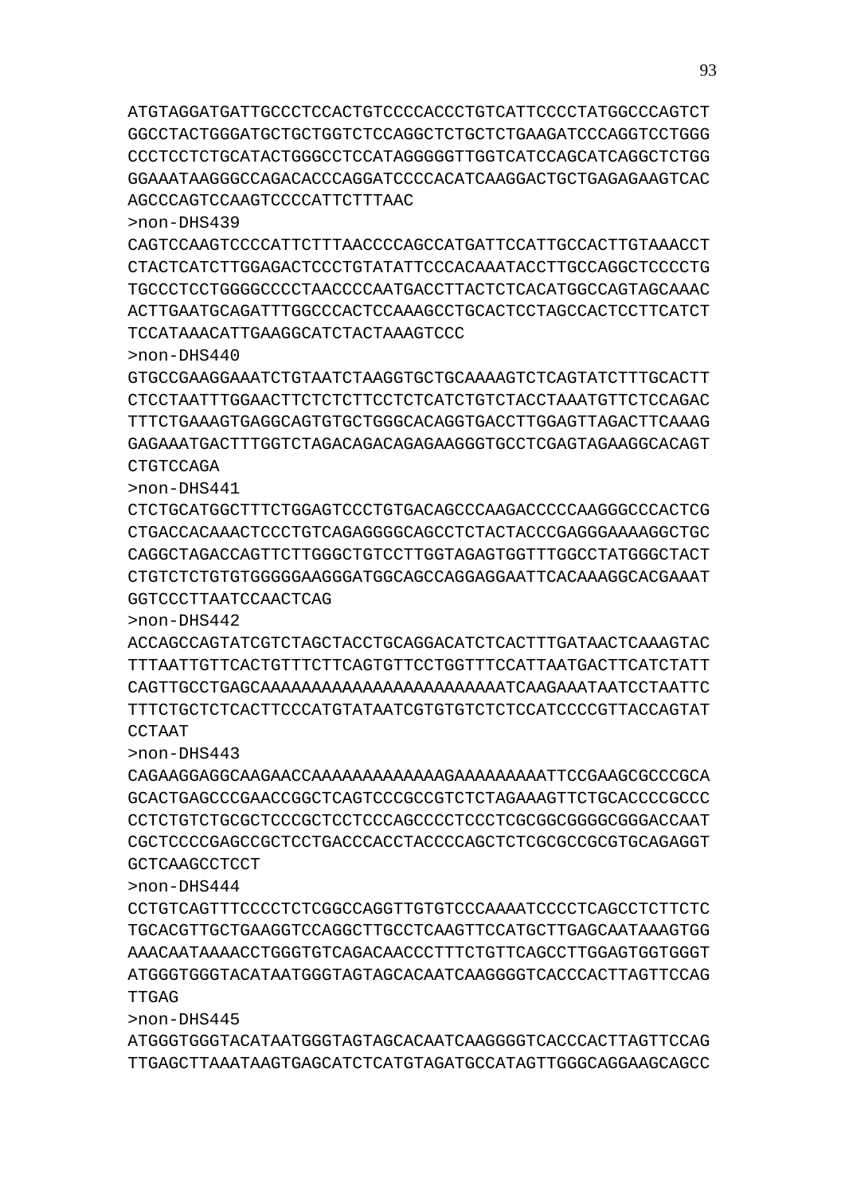ATGTAGGATGATTGCCCTCCACTGTCCCCACCCTGTCATTCCCCTATGGCCCAGTCT
GGCCTACTGGGATGCTGCTGGTCTCCAGGCTCTGCTCTGAAGATCCCAGGTCCTGGG
CCCTCCTCTGCATACTGGGCCTCCATAGGGGGTTGGTCATCCAGCATCAGGCTCTGG
GGAAATAAGGGCCAGACACCCAGGATCCCCACATCAAGGACTGCTGAGAGAAGTCAC
AGCCCAGTCCAAGTCCCCATTCTTTAAC

>non-DHS439
CAGTCCAAGTCCCCATTCTTTAACCCCAGCCATGATTCCATTGCCACTTGTAAACCT
CTACTCATCTTGGAGACTCCCTGTATATTCCCACAAATACCTTGCCAGGCTCCCCTG
TGCCCTCCTGGGGCCCCTAACCCCAATGACCTTACTCTCACATGGCCAGTAGCAAAC
ACTTGAATGCAGATTTGGCCCACTCCAAAGCCTGCACTCCTAGCCACTCCTTCATCT
TCCATAAACATTGAAGGCATCTACTAAAGTCCC

>non-DHS440
GTGCCGAAGGAAATCTGTAATCTAAGGTGCTGCAAAAGTCTCAGTATCTTTGCACTT
CTCCTAATTTGGAACTTCTCTCTTCCTCTCATCTGTCTACCTAAATGTTCTCCAGAC
TTTCTGAAAGTGAGGCAGTGTGCTGGGCACAGGTGACCTTGGAGTTAGACTTCAAAG
GAGAAATGACTTTGGTCTAGACAGACAGAGAAGGGTGCCTCGAGTAGAAGGCACAGT
CTGTCCAGA

>non-DHS441
CTCTGCATGGCTTTCTGGAGTCCCTGTGACAGCCCAAGACCCCCAAGGGCCCACTCG
CTGACCACAAACTCCCTGTCAGAGGGGCAGCCTCTACTACCCGAGGGAAAAGGCTGC
CAGGCTAGACCAGTTCTTGGGCTGTCCTTGGTAGAGTGGTTTGGCCTATGGGCTACT
CTGTCTCTGTGTGGGGGAAGGGATGGCAGCCAGGAGGAATTCACAAAGGCACGAAAT
GGTCCCTTAATCCAACTCAG

>non-DHS442
ACCAGCCAGTATCGTCTAGCTACCTGCAGGACATCTCACTTTGATAACTCAAAGTAC
TTTAATTGTTCACTGTTTCTTCAGTGTTCCTGGTTTCCATTAATGACTTCATCTATT
CAGTTGCCTGAGCAAAAAAAAAAAAAAAAAAAAAAAAATCAAGAAATAATCCTAATTC
TTTCTGCTCTCACTTCCCATGTATAATCGTGTGTCTCTCCATCCCCGTTACCAGTAT
CCTAAT

>non-DHS443
CAGAAGGAGGCAAGAACCAAAAAAAAAAAAAGAAAAAAAAATTCCGAAGCGCCCGCA
GCACTGAGCCCGAACCGGCTCAGTCCCGCCGTCTCTAGAAAGTTCTGCACCCCGCCC
CCTCTGTCTGCGCTCCCGCTCCTCCCAGCCCCTCCCTCGCGGCGGGGCGGGACCAAT
CGCTCCCCGAGCCGCTCCTGACCCACCTACCCCAGCTCTCGCGCCGCGTGCAGAGGT
GCTCAAGCCTCCT

>non-DHS444
CCTGTCAGTTTCCCCTCTCGGCCAGGTTGTGTCCCAAAATCCCCTCAGCCTCTTCTC
TGCACGTTGCTGAAGGTCCAGGCTTGCCTCAAGTTCCATGCTTGAGCAATAAAGTGG
AAACAATAAAACCTGGGTGTCAGACAACCCTTTCTGTTCAGCCTTGGAGTGGTGGGT
ATGGGTGGGTACATAATGGGTAGTAGCACAATCAAGGGGTCACCCACTTAGTTCCAG
TTGAG

>non-DHS445
ATGGGTGGGTACATAATGGGTAGTAGCACAATCAAGGGGTCACCCACTTAGTTCCAG
TTGAGCTTAAATAAGTGAGCATCTCATGTAGATGCCATAGTTGGGCAGGAAGCAGCC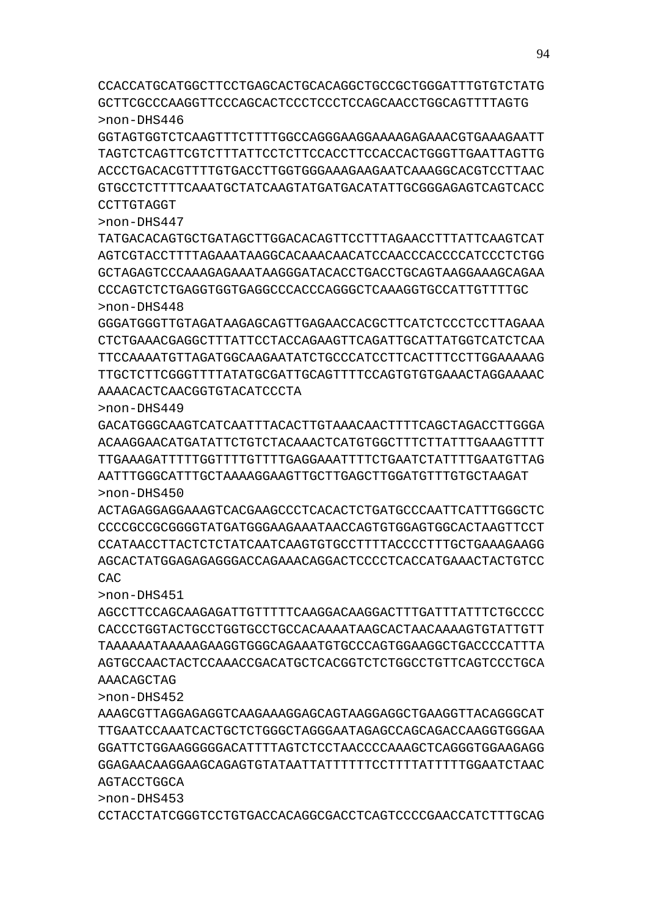CCACCATGCATGGCTTCCTGAGCACTGCACAGGCTGCCGCTGGGATTTGTGTCTATG
GCTTCGCCCAAGGTTCCCAGCACTCCCTCCCTCCAGCAACCTGGCAGTTTTAGTG
>non-DHS446
GGTAGTGGTCTCAAGTTTCTTTTGGCCAGGGAAGGAAAAGAGAAACGTGAAAGAATT
TAGTCTCAGTTCGTCTTTATTCCTCTTCCACCTTCCACCACTGGGTTGAATTAGTTG
ACCCTGACACGTTTTGTGACCTTGGTGGGAAAGAAGAATCAAAGGCACGTCCTTAAC
GTGCCTCTTTTCAAATGCTATCAAGTATGATGACATATTGCGGGAGAGTCAGTCACC
CCTTGTAGGT
>non-DHS447
TATGACACAGTGCTGATAGCTTGGACACAGTTCCTTTAGAACCTTTATTCAAGTCAT
AGTCGTACCTTTTAGAAATAAGGCACAAACAACATCCAACCCACCCCATCCCTCTGG
GCTAGAGTCCCAAAGAGAAATAAGGGATACACCTGACCTGCAGTAAGGAAAGCAGAA
CCCAGTCTCTGAGGTGGTGAGGCCCACCCAGGGCTCAAAGGTGCCATTGTTTTGC
>non-DHS448
GGGATGGGTTGTAGATAAGAGCAGTTGAGAACCACGCTTCATCTCCCTCCTTAGAAA
CTCTGAAACGAGGCTTTATTCCTACCAGAAGTTCAGATTGCATTATGGTCATCTCAA
TTCCAAAATGTTAGATGGCAAGAATATCTGCCCATCCTTCACTTTCCTTGGAAAAAG
TTGCTCTTCGGGTTTTATATGCGATTGCAGTTTTCCAGTGTGTGAAACTAGGAAAAC
AAAACACTCAACGGTGTACATCCCTA
>non-DHS449
GACATGGGCAAGTCATCAATTTACACTTGTAAACAACTTTTCAGCTAGACCTTGGGA
ACAAGGAACATGATATTCTGTCTACAAACTCATGTGGCTTTCTTATTTGAAAGTTTT
TTGAAAGATTTTTGGTTTTGTTTTGAGGAAATTTTCTGAATCTATTTTGAATGTTAG
AATTTGGGCATTTGCTAAAAGGAAGTTGCTTGAGCTTGGATGTTTGTGCTAAGAT
>non-DHS450
ACTAGAGGAGGAAAGTCACGAAGCCCTCACACTCTGATGCCCAATTCATTTGGGCTC
CCCCGCCGCGGGGTATGATGGGAAGAAATAACCAGTGTGGAGTGGCACTAAGTTCCT
CCATAACCTTACTCTCTATCAATCAAGTGTGCCTTTTACCCCTTTGCTGAAAGAAGG
AGCACTATGGAGAGAGGGACCAGAAACAGGACTCCCCTCACCATGAAACTACTGTCC
CAC
>non-DHS451
AGCCTTCCAGCAAGAGATTGTTTTTCAAGGACAAGGACTTTGATTTATTTCTGCCCC
CACCCTGGTACTGCCTGGTGCCTGCCACAAAATAAGCACTAACAAAAGTGTATTGTT
TAAAAAATAAAAAGAAGGTGGGCAGAAATGTGCCCAGTGGAAGGCTGACCCCATTTA
AGTGCCAACTACTCCAAACCGACATGCTCACGGTCTCTGGCCTGTTCAGTCCCTGCA
AAACAGCTAG
>non-DHS452
AAAGCGTTAGGAGAGGTCAAGAAAGGAGCAGTAAGGAGGCTGAAGGTTACAGGGCAT
TTGAATCCAAATCACTGCTCTGGGCTAGGGAATAGAGCCAGCAGACCAAGGTGGGAA
GGATTCTGGAAGGGGGACATTTTAGTCTCCTAACCCCAAAGCTCAGGGTGGAAGAGG
GGAGAACAAGGAAGCAGAGTGTATAATTATTTTTTCCTTTTATTTTTGGAATCTAAC
AGTACCTGGCA
>non-DHS453
CCTACCTATCGGGTCCTGTGACCACAGGCGACCTCAGTCCCCGAACCATCTTTGCAG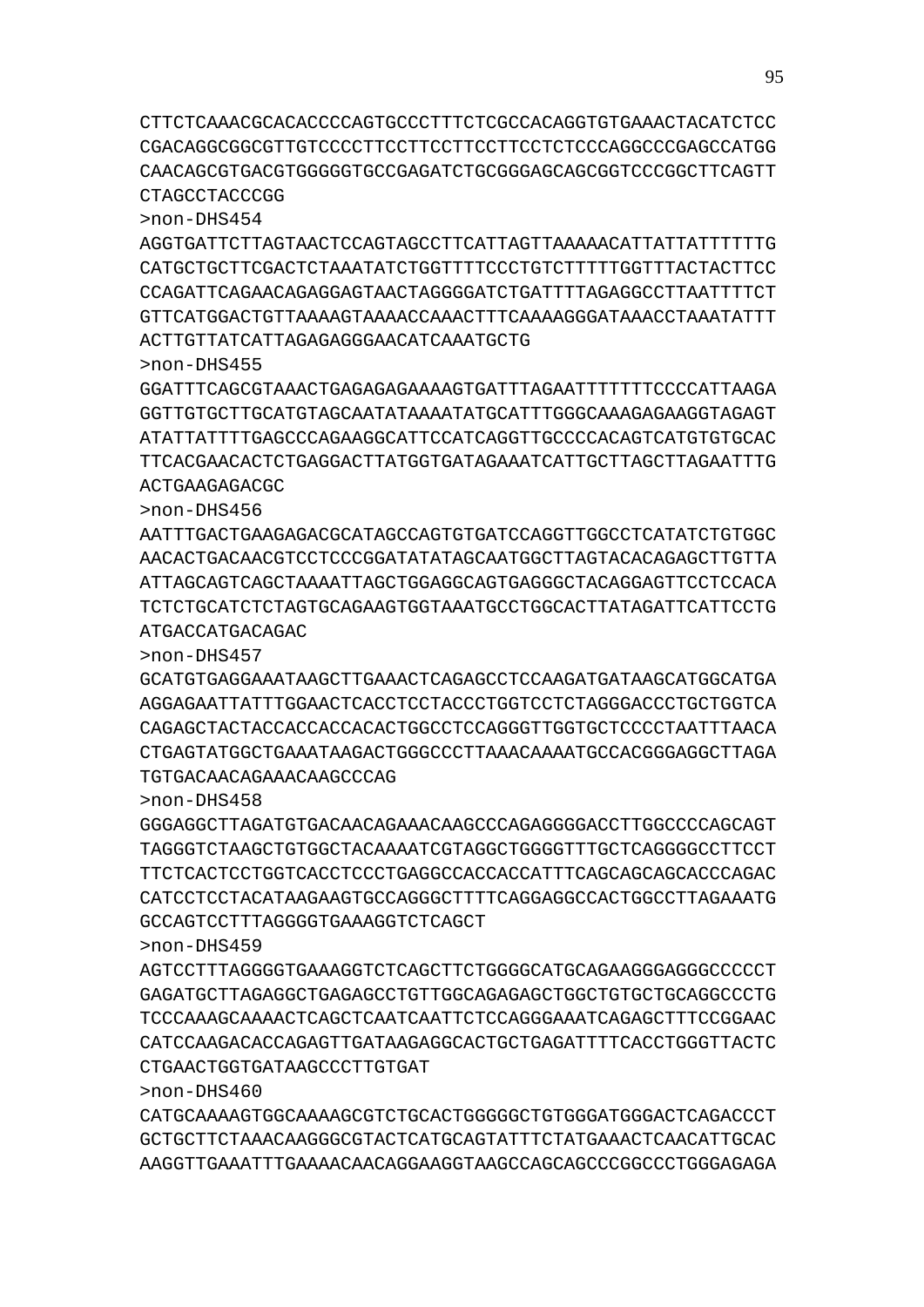CTTCTCAAACGCACACCCCAGTGCCCTTTCTCGCCACAGGTGTGAAACTACATCTCC
CGACAGGCGGCGTTGTCCCCTTCCTTCCTTCCTTCCTCTCCCAGGCCCGAGCCATGG
CAACAGCGTGACGTGGGGGTGCCGAGATCTGCGGGAGCAGCGGTCCCGGCTTCAGTT
CTAGCCTACCCGG

>non-DHS454

AGGTGATTCTTAGTAACTCCAGTAGCCTTCATTAGTTAAAAACATTATTATTTTTTG
CATGCTGCTTCGACTCTAAATATCTGGTTTTCCCTGTCTTTTTGGTTTACTACTTCC
CCAGATTCAGAACAGAGGAGTAACTAGGGGATCTGATTTTAGAGGCCTTAATTTTCT
GTTCATGGACTGTTAAAAGTAAAACCAAACTTTCAAAAGGGATAAACCTAAATATTT
ACTTGTTATCATTAGAGAGGGAACATCAAATGCTG

>non-DHS455

GGATTTCAGCGTAAACTGAGAGAGAAAAGTGATTTAGAATTTTTTTCCCCATTAAGA
GGTTGTGCTTGCATGTAGCAATATAAAATATGCATTTGGGCAAAGAGAAGGTAGAGT
ATATTATTTTGAGCCCAGAAGGCATTCCATCAGGTTGCCCCACAGTCATGTGTGCAC
TTCACGAACACTCTGAGGACTTATGGTGATAGAAATCATTGCTTAGCTTAGAATTTG
ACTGAAGAGACGC

>non-DHS456

AATTTGACTGAAGAGACGCATAGCCAGTGTGATCCAGGTTGGCCTCATATCTGTGGC
AACACTGACAACGTCCTCCCGGATATATAGCAATGGCTTAGTACACAGAGCTTGTTA
ATTAGCAGTCAGCTAAAATTAGCTGGAGGCAGTGAGGGCTACAGGAGTTCCTCCACA
TCTCTGCATCTCTAGTGCAGAAGTGGTAAATGCCTGGCACTTATAGATTCATTCCTG
ATGACCATGACAGAC

>non-DHS457

GCATGTGAGGAAATAAGCTTGAAACTCAGAGCCTCCAAGATGATAAGCATGGCATGA
AGGAGAATTATTTGGAACTCACCTCCTACCCTGGTCCTCTAGGGACCCTGCTGGTCA
CAGAGCTACTACCACCACCACACTGGCCTCCAGGGTTGGTGCTCCCCTAATTTAACA
CTGAGTATGGCTGAAATAAGACTGGGCCCTTAAACAAAATGCCACGGGAGGCTTAGA
TGTGACAACAGAAACAAGCCCAG

>non-DHS458

GGGAGGCTTAGATGTGACAACAGAAACAAGCCCAGAGGGGACCTTGGCCCCAGCAGT
TAGGGTCTAAGCTGTGGCTACAAAATCGTAGGCTGGGGTTTGCTCAGGGGCCTTCCT
TTCTCACTCCTGGTCACCTCCCTGAGGCCACCACCATTTCAGCAGCAGCACCCAGAC
CATCCTCCTACATAAGAAGTGCCAGGGCTTTTCAGGAGGCCACTGGCCTTAGAAATG
GCCAGTCCTTTAGGGGTGAAAGGTCTCAGCT

>non-DHS459

AGTCCTTTAGGGGTGAAAGGTCTCAGCTTCTGGGGCATGCAGAAGGGAGGGCCCCCT
GAGATGCTTAGAGGCTGAGAGCCTGTTGGCAGAGAGCTGGCTGTGCTGCAGGCCCTG
TCCCAAAGCAAAACTCAGCTCAATCAATTCTCCAGGGAAATCAGAGCTTTCCGGAAC
CATCCAAGACACCAGAGTTGATAAGAGGCACTGCTGAGATTTTCACCTGGGTTACTC
CTGAACTGGTGATAAGCCCTTGTGAT

>non-DHS460

CATGCAAAAGTGGCAAAAGCGTCTGCACTGGGGGCTGTGGGATGGGACTCAGACCCT
GCTGCTTCTAAACAAGGGCGTACTCATGCAGTATTTCTATGAAACTCAACATTGCAC
AAGGTTGAAATTTGAAAACAACAGGAAGGTAAGCCAGCAGCCCGGCCCTGGGAGAGA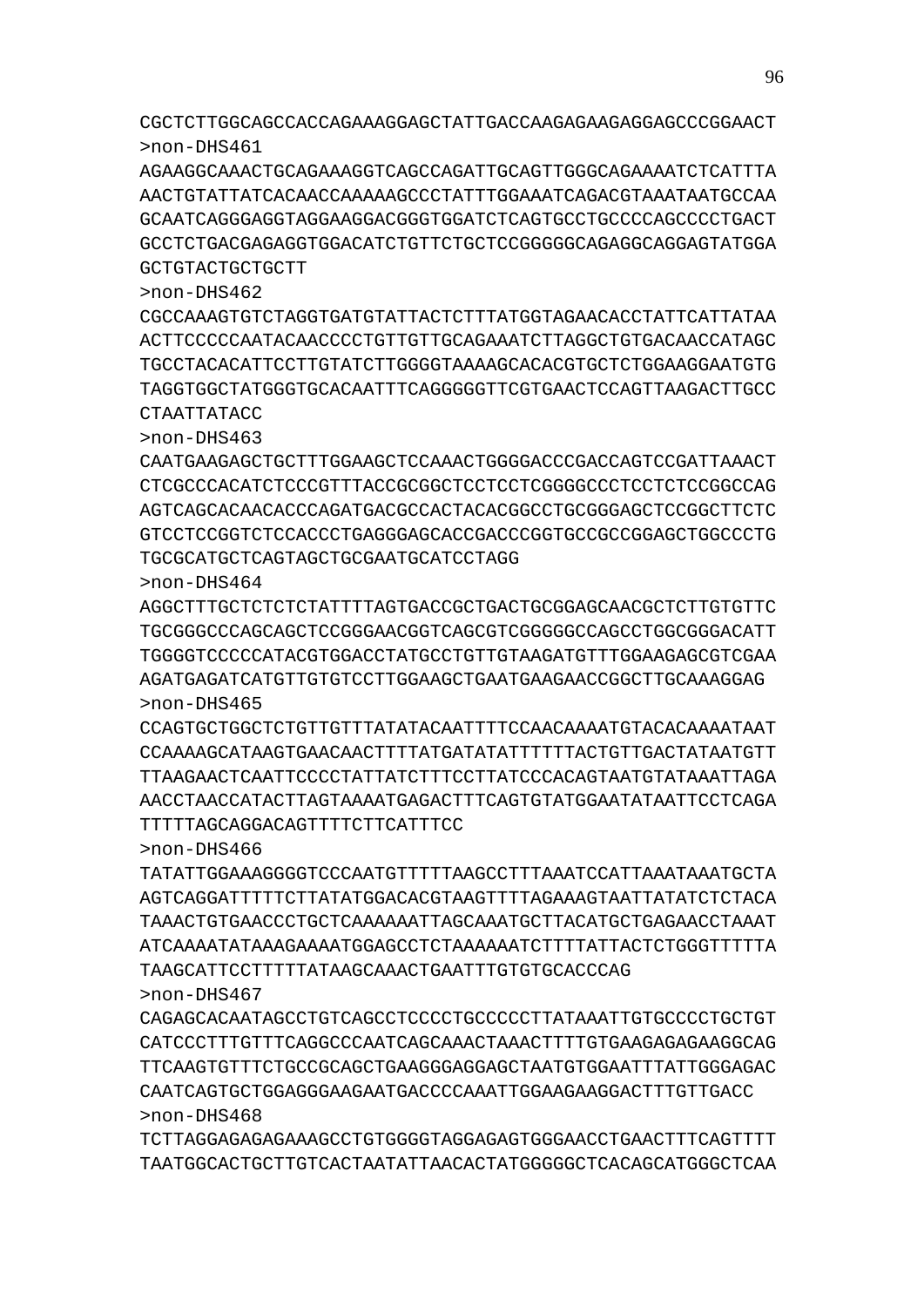CGCTCTTGGCAGCCACCAGAAAGGAGCTATTGACCAAGAGAAGAGGAGCCCGGAACT
>non-DHS461
AGAAGGCAAACTGCAGAAAGGTCAGCCAGATTGCAGTTGGGCAGAAAATCTCATTTA
AACTGTATTATCACAACCAAAAAGCCCTATTTGGAAATCAGACGTAAATAATGCCAA
GCAATCAGGGAGGTAGGAAGGACGGGTGGATCTCAGTGCCTGCCCCAGCCCCTGACT
GCCTCTGACGAGAGGTGGACATCTGTTCTGCTCCGGGGGCAGAGGCAGGAGTATGGA
GCTGTACTGCTGCTT
>non-DHS462
CGCCAAAGTGTCTAGGTGATGTATTACTCTTTATGGTAGAACACCTATTCATTATAA
ACTTCCCCCAATACAACCCCTGTTGTTGCAGAAATCTTAGGCTGTGACAACCATAGC
TGCCTACACATTCCTTGTATCTTGGGGTAAAAGCACACGTGCTCTGGAAGGAATGTG
TAGGTGGCTATGGGTGCACAATTTCAGGGGGTTCGTGAACTCCAGTTAAGACTTGCC
CTAATTATACC
>non-DHS463
CAATGAAGAGCTGCTTTGGAAGCTCCAAACTGGGGACCCGACCAGTCCGATTAAACT
CTCGCCCACATCTCCCGTTTACCGCGGCTCCTCCTCGGGGCCCTCCTCTCCGGCCAG
AGTCAGCACAACACCCAGATGACGCCACTACACGGCCTGCGGGAGCTCCGGCTTCTC
GTCCTCCGGTCTCCACCCTGAGGGAGCACCGACCCGGTGCCGCCGGAGCTGGCCCTG
TGCGCATGCTCAGTAGCTGCGAATGCATCCTAGG
>non-DHS464
AGGCTTTGCTCTCTCTATTTTAGTGACCGCTGACTGCGGAGCAACGCTCTTGTGTTC
TGCGGGCCCAGCAGCTCCGGGAACGGTCAGCGTCGGGGGCCAGCCTGGCGGGACATT
TGGGGTCCCCCATACGTGGACCTATGCCTGTTGTAAGATGTTTGGAAGAGCGTCGAA
AGATGAGATCATGTTGTGTCCTTGGAAGCTGAATGAAGAACCGGCTTGCAAAGGAG
>non-DHS465
CCAGTGCTGGCTCTGTTGTTTATATACAATTTTCCAACAAAATGTACACAAAATAAT
CCAAAAGCATAAGTGAACAACTTTTATGATATATTTTTTACTGTTGACTATAATGTT
TTAAGAACTCAATTCCCCTATTATCTTTCCTTATCCCACAGTAATGTATAAATTAGA
AACCTAACCATACTTAGTAAAATGAGACTTTCAGTGTATGGAATATAATTCCTCAGA
TTTTTAGCAGGACAGTTTTCTTCATTTCC
>non-DHS466
TATATTGGAAAGGGGTCCCAATGTTTTTAAGCCTTTAAATCCATTAAATAAATGCTA
AGTCAGGATTTTTCTTATATGGACACGTAAGTTTTAGAAAGTAATTATATCTCTACA
TAAACTGTGAACCCTGCTCAAAAAATTAGCAAATGCTTACATGCTGAGAACCTAAAT
ATCAAAATATAAAGAAAATGGAGCCTCTAAAAAATCTTTTATTACTCTGGGTTTTTA
TAAGCATTCCTTTTTATAAGCAAACTGAATTTGTGTGCACCCAG
>non-DHS467
CAGAGCACAATAGCCTGTCAGCCTCCCCTGCCCCCTTATAAATTGTGCCCCTGCTGT
CATCCCTTTGTTTCAGGCCCAATCAGCAAACTAAACTTTTGTGAAGAGAGAAGGCAG
TTCAAGTGTTTCTGCCGCAGCTGAAGGGAGGAGCTAATGTGGAATTTATTGGGAGAC
CAATCAGTGCTGGAGGGAAGAATGACCCCAAATTGGAAGAAGGACTTTGTTGACC
>non-DHS468
TCTTAGGAGAGAGAAAGCCTGTGGGGTAGGAGAGTGGGAACCTGAACTTTCAGTTTT
TAATGGCACTGCTTGTCACTAATATTAACACTATGGGGGCTCACAGCATGGGCTCAA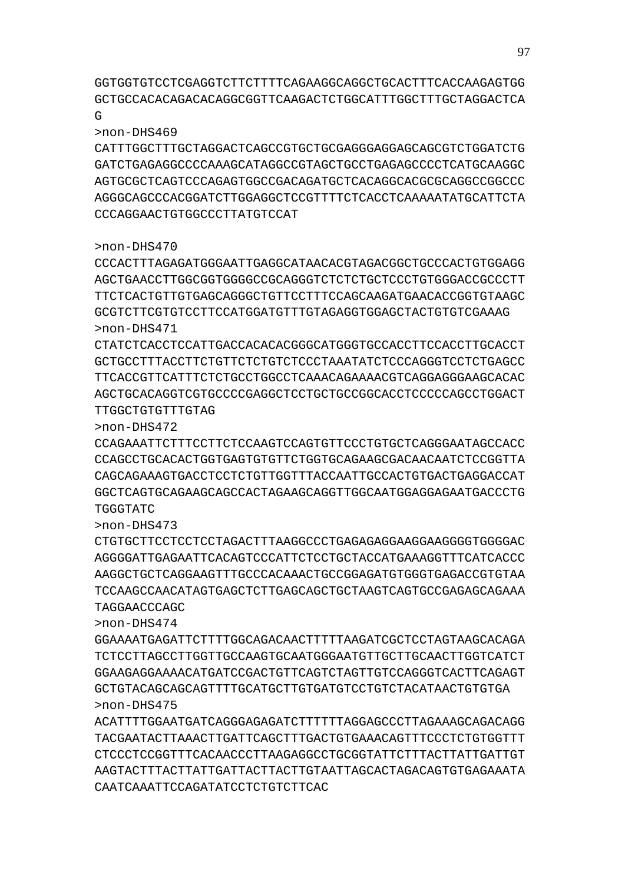GGTGGTGTCCTCGAGGTCTTCTTTTCAGAAGGCAGGCTGCACTTTCACCAAGAGTGG
GCTGCCACACAGACACAGGCGGTTCAAGACTCTGGCATTTGGCTTTGCTAGGACTCA
G

>non-DHS469

CATTTGGCTTTGCTAGGACTCAGCCGTGCTGCGAGGGAGGAGCAGCGTCTGGATCTG
GATCTGAGAGGCCCCAAAGCATAGGCCGTAGCTGCCTGAGAGCCCCTCATGCAAGGC
AGTGCGCTCAGTCCCAGAGTGGCCGACAGATGCTCACAGGCACGCGCAGGCCGGCCC
AGGGCAGCCCACGGATCTTGGAGGCTCCGTTTTCTCACCTCAAAAATATGCATTCTA
CCCAGGAACTGTGGCCCTTATGTCCAT

>non-DHS470

CCCACTTTAGAGATGGGAATTGAGGCATAACACGTAGACGGCTGCCCACTGTGGAGG
AGCTGAACCTTGGCGGTGGGGCCGCAGGGTCTCTCTGCTCCCTGTGGGACCGCCCTT
TTCTCACTGTTGTGAGCAGGGCTGTTCCTTTCCAGCAAGATGAACACCGGTGTAAGC
GCGTCTTCGTGTCCTTCCATGGATGTTTGTAGAGGTGGAGCTACTGTGTCGAAAG

>non-DHS471

CTATCTCACCTCCATTGACCACACACGGGCATGGGTGCCACCTTCCACCTTGCACCT
GCTGCCTTTACCTTCTGTTCTCTGTCTCCCTAAATATCTCCCAGGGTCCTCTGAGCC
TTCACCGTTCATTTCTCTGCCTGGCCTCAAACAGAAAACGTCAGGAGGGAAGCACAC
AGCTGCACAGGTCGTGCCCCGAGGCTCCTGCTGCCGGCACCTCCCCCAGCCTGGACT
TTGGCTGTGTTTGTAG

>non-DHS472

CCAGAAATTCTTTCCTTCTCCAAGTCCAGTGTTCCCTGTGCTCAGGGAATAGCCACC
CCAGCCTGCACACTGGTGAGTGTGTTCTGGTGCAGAAGCGACAACAATCTCCGGTTA
CAGCAGAAAGTGACCTCCTCTGTTGGTTTACCAATTGCCACTGTGACTGAGGACCAT
GGCTCAGTGCAGAAGCAGCCACTAGAAGCAGGTTGGCAATGGAGGAGAATGACCCTG
TGGGTATC

>non-DHS473

CTGTGCTTCCTCCTCCTAGACTTTAAGGCCCTGAGAGAGGAAGGAAGGGGTGGGGAC
AGGGGATTGAGAATTCACAGTCCCATTCTCCTGCTACCATGAAAGGTTTCATCACCC
AAGGCTGCTCAGGAAGTTTGCCCACAAACTGCCGGAGATGTGGGTGAGACCGTGTAA
TCCAAGCCAACATAGTGAGCTCTTGAGCAGCTGCTAAGTCAGTGCCGAGAGCAGAAA
TAGGAACCCAGC

>non-DHS474

GGAAAATGAGATTCTTTTGGCAGACAACTTTTTAAGATCGCTCCTAGTAAGCACAGA
TCTCCTTAGCCTTGGTTGCCAAGTGCAATGGGAATGTTGCTTGCAACTTGGTCATCT
GGAAGAGGAAAACATGATCCGACTGTTCAGTCTAGTTGTCCAGGGTCACTTCAGAGT
GCTGTACAGCAGCAGTTTTGCATGCTTGTGATGTCCTGTCTACATAACTGTGTGA

>non-DHS475

ACATTTTGGAATGATCAGGGAGAGATCTTTTTTAGGAGCCCTTAGAAAGCAGACAGG
TACGAATACTTAAACTTGATTCAGCTTTGACTGTGAAACAGTTTCCCTCTGTGGTTT
CTCCCTCCGGTTTCACAACCCTTAAGAGGCCTGCGGTATTCTTTACTTATTGATTGT
AAGTACTTTACTTATTGATTACTTACTTGTAATTAGCACTAGACAGTGTGAGAAATA
CAATCAAATTCCAGATATCCTCTGTCTTCAC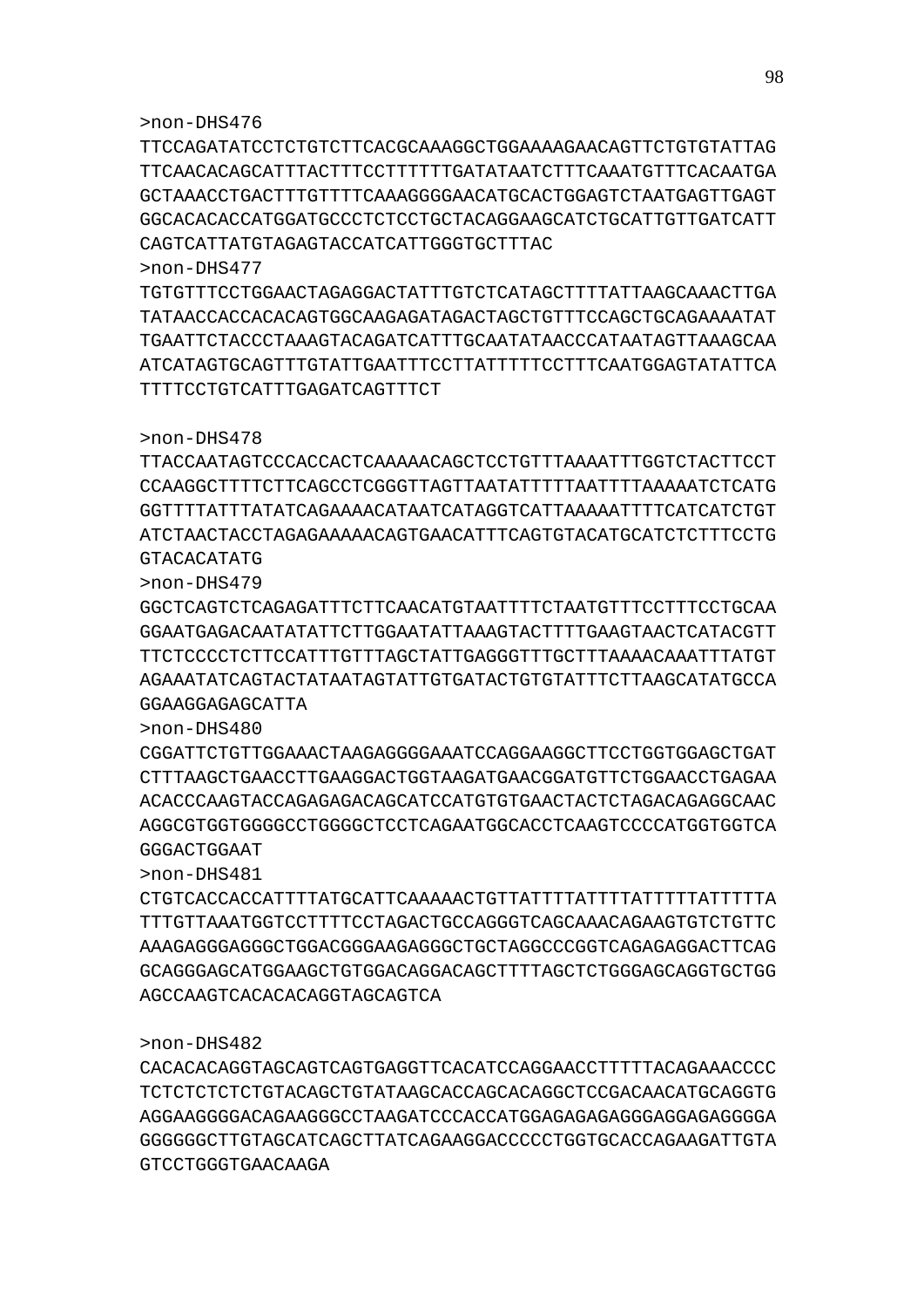>non-DHS476
TTCCAGATATCCTCTGTCTTCACGCAAAGGCTGGAAAAGAACAGTTCTGTGTATTAG
TTCAACACAGCATTTACTTTCCTTTTTTGATATAATCTTTCAAATGTTTCACAATGA
GCTAAACCTGACTTTGTTTTCAAAGGGGAACATGCACTGGAGTCTAATGAGTTGAGT
GGCACACACCATGGATGCCCTCTCCTGCTACAGGAAGCATCTGCATTGTTGATCATT
CAGTCATTATGTAGAGTACCATCATTGGGTGCTTTAC
>non-DHS477
TGTGTTTCCTGGAACTAGAGGACTATTTGTCTCATAGCTTTTATTAAGCAAACTTGA
TATAACCACCACACAGTGGCAAGAGATAGACTAGCTGTTTCCAGCTGCAGAAAATAT
TGAATTCTACCCTAAAGTACAGATCATTTGCAATATAACCCATAATAGTTAAAGCAA
ATCATAGTGCAGTTTGTATTGAATTTCCTTATTTTTCCTTTCAATGGAGTATATTCA
TTTTCCTGTCATTTGAGATCAGTTTCT

>non-DHS478
TTACCAATAGTCCCACCACTCAAAAACAGCTCCTGTTTAAAATTTGGTCTACTTCCT
CCAAGGCTTTTCTTCAGCCTCGGGTTAGTTAATATTTTTAATTTTAAAAATCTCATG
GGTTTTATTTATATCAGAAAACATAATCATAGGTCATTAAAAATTTTCATCATCTGT
ATCTAACTACCTAGAGAAAAACAGTGAACATTTCAGTGTACATGCATCTCTTTCCTG
GTACACATATG
>non-DHS479
GGCTCAGTCTCAGAGATTTCTTCAACATGTAATTTTCTAATGTTTCCTTTCCTGCAA
GGAATGAGACAATATATTCTTGGAATATTAAAGTACTTTTGAAGTAACTCATACGTT
TTCTCCCCTCTTCCATTTGTTTAGCTATTGAGGGTTTGCTTTAAAACAAATTTATGT
AGAAATATCAGTACTATAATAGTATTGTGATACTGTGTATTTCTTAAGCATATGCCA
GGAAGGAGAGCATTA
>non-DHS480
CGGATTCTGTTGGAAACTAAGAGGGGAAATCCAGGAAGGCTTCCTGGTGGAGCTGAT
CTTTAAGCTGAACCTTGAAGGACTGGTAAGATGAACGGATGTTCTGGAACCTGAGAA
ACACCCAAGTACCAGAGAGACAGCATCCATGTGTGAACTACTCTAGACAGAGGCAAC
AGGCGTGGTGGGGCCTGGGGCTCCTCAGAATGGCACCTCAAGTCCCCATGGTGGTCA
GGGACTGGAAT
>non-DHS481
CTGTCACCACCATTTTATGCATTCAAAAACTGTTATTTTATTTTATTTTTATTTTTA
TTTGTTAAATGGTCCTTTTCCTAGACTGCCAGGGTCAGCAAACAGAAGTGTCTGTTC
AAAGAGGGAGGGGCTGGACGGGAAGAGGGCTGCTAGGCCCGGTCAGAGAGGACTTCAG
GCAGGGAGCATGGAAGCTGTGGACAGGACAGCTTTTAGCTCTGGGAGCAGGTGCTGG
AGCCAAGTCACACACAGGTAGCAGTCA

>non-DHS482
CACACACAGGTAGCAGTCAGTGAGGTTCACATCCAGGAACCTTTTTACAGAAACCCC
TCTCTCTCTCTGTACAGCTGTATAAGCACCAGCACAGGCTCCGACAACATGCAGGTG
AGGAAGGGGACAGAAGGGCCTAAGATCCCACCATGGAGAGAGAGGGAGGAGAGGGGA
GGGGGGCTTGTAGCATCAGCTTATCAGAAGGACCCCCTGGTGCACCAGAAGATTGTA
GTCCTGGGTGAACAAGA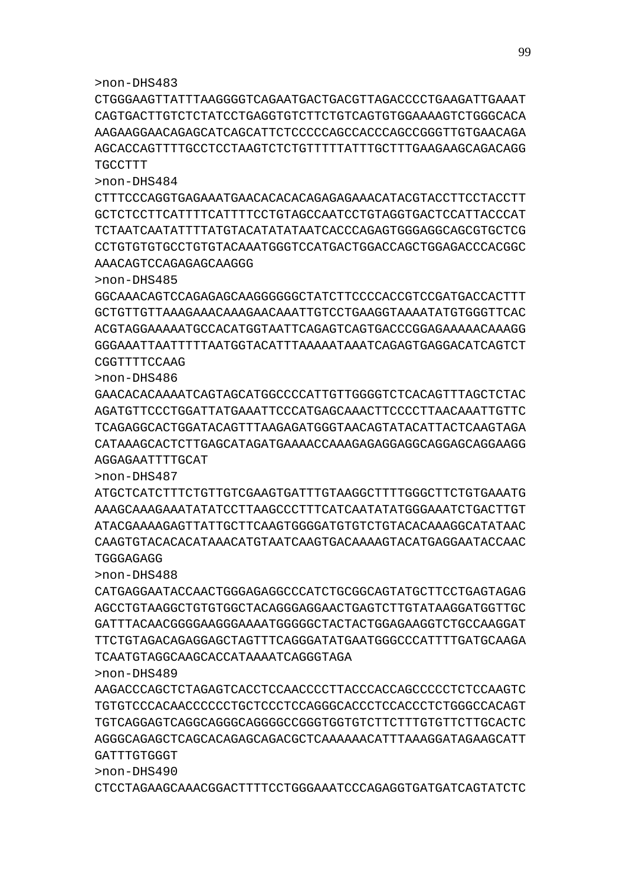>non-DHS483
CTGGGAAGTTATTTAAGGGGTCAGAATGACTGACGTTAGACCCCTGAAGATTGAAAT
CAGTGACTTGTCTCTATCCTGAGGTGTCTTCTGTCAGTGTGGAAAAGTCTGGGCACA
AAGAAGGAACAGAGCATCAGCATTCTCCCCCAGCCACCCAGCCGGGTTGTGAACAGA
AGCACCAGTTTTGCCTCCTAAGTCTCTGTTTTTATTTGCTTTGAAGAAGCAGACAGG
TGCCTTT
>non-DHS484
CTTTCCCAGGTGAGAAATGAACACACACAGAGAGAAACATACGTACCTTCCTACCTT
GCTCTCCTTCATTTTCATTTTCCTGTAGCCAATCCTGTAGGTGACTCCATTACCCAT
TCTAATCAATATTTTATGTACATATATAATCACCCAGAGTGGGAGGCAGCGTGCTCG
CCTGTGTGTGCCTGTGTACAAATGGGTCCATGACTGGACCAGCTGGAGACCCACGGC
AAACAGTCCAGAGAGCAAGGG
>non-DHS485
GGCAAACAGTCCAGAGAGCAAGGGGGGCTATCTTCCCCACCGTCCGATGACCACTTT
GCTGTTGTTAAAGAAACAAAGAACAAATTGTCCTGAAGGTAAAATATGTGGGTTCAC
ACGTAGGAAAAATGCCACATGGTAATTCAGAGTCAGTGACCCGGAGAAAAACAAAGG
GGGAAATTAATTTTTAATGGTACATTTAAAAATAAATCAGAGTGAGGACATCAGTCT
CGGTTTTCCAAG
>non-DHS486
GAACACACAAAATCAGTAGCATGGCCCCATTGTTGGGGTCTCACAGTTTAGCTCTAC
AGATGTTCCCTGGATTATGAAATTCCCATGAGCAAACTTCCCCTTAACAAATTGTTC
TCAGAGGCACTGGATACAGTTTAAGAGATGGGTAACAGTATACATTACTCAAGTAGA
CATAAAGCACTCTTGAGCATAGATGAAAACCAAAGAGAGGAGGCAGGAGCAGGAAGG
AGGAGAATTTTGCAT
>non-DHS487
ATGCTCATCTTTCTGTTGTCGAAGTGATTTGTAAGGCTTTTGGGCTTCTGTGAAATG
AAAGCAAAGAAATATATCCTTAAGCCCTTTCATCAATATATGGGAAATCTGACTTGT
ATACGAAAAGAGTTATTGCTTCAAGTGGGGATGTGTCTGTACACAAAGGCATATAAC
CAAGTGTACACACATAAACATGTAATCAAGTGACAAAAGTACATGAGGAATACCAAC
TGGGAGAGG
>non-DHS488
CATGAGGAATACCAACTGGGAGAGGCCCATCTGCGGCAGTATGCTTCCTGAGTAGAG
AGCCTGTAAGGCTGTGTGGCTACAGGGAGGAACTGAGTCTTGTATAAGGATGGTTGC
GATTTACAACGGGGAAGGGAAAATGGGGGCTACTACTGGAGAAGGTCTGCCAAGGAT
TTCTGTAGACAGAGGAGCTAGTTTCAGGGATATGAATGGGCCCATTTTGATGCAAGA
TCAATGTAGGCAAGCACCATAAAATCAGGGTAGA
>non-DHS489
AAGACCCAGCTCTAGAGTCACCTCCAACCCCTTACCCACCAGCCCCCTCTCCAAGTC
TGTGTCCCACAACCCCCCTGCTCCCTCCAGGGCACCCTCCACCCTCTGGGCCACAGT
TGTCAGGAGTCAGGCAGGGCAGGGGCCGGGTGGTGTCTTCTTTGTGTTCTTGCACTC
AGGGCAGAGCTCAGCACAGAGCAGACGCTCAAAAAACATTTAAAGGATAGAAGCATT
GATTTGTGGGT
>non-DHS490
CTCCTAGAAGCAAACGGACTTTTCCTGGGAAATCCCAGAGGTGATGATCAGTATCTC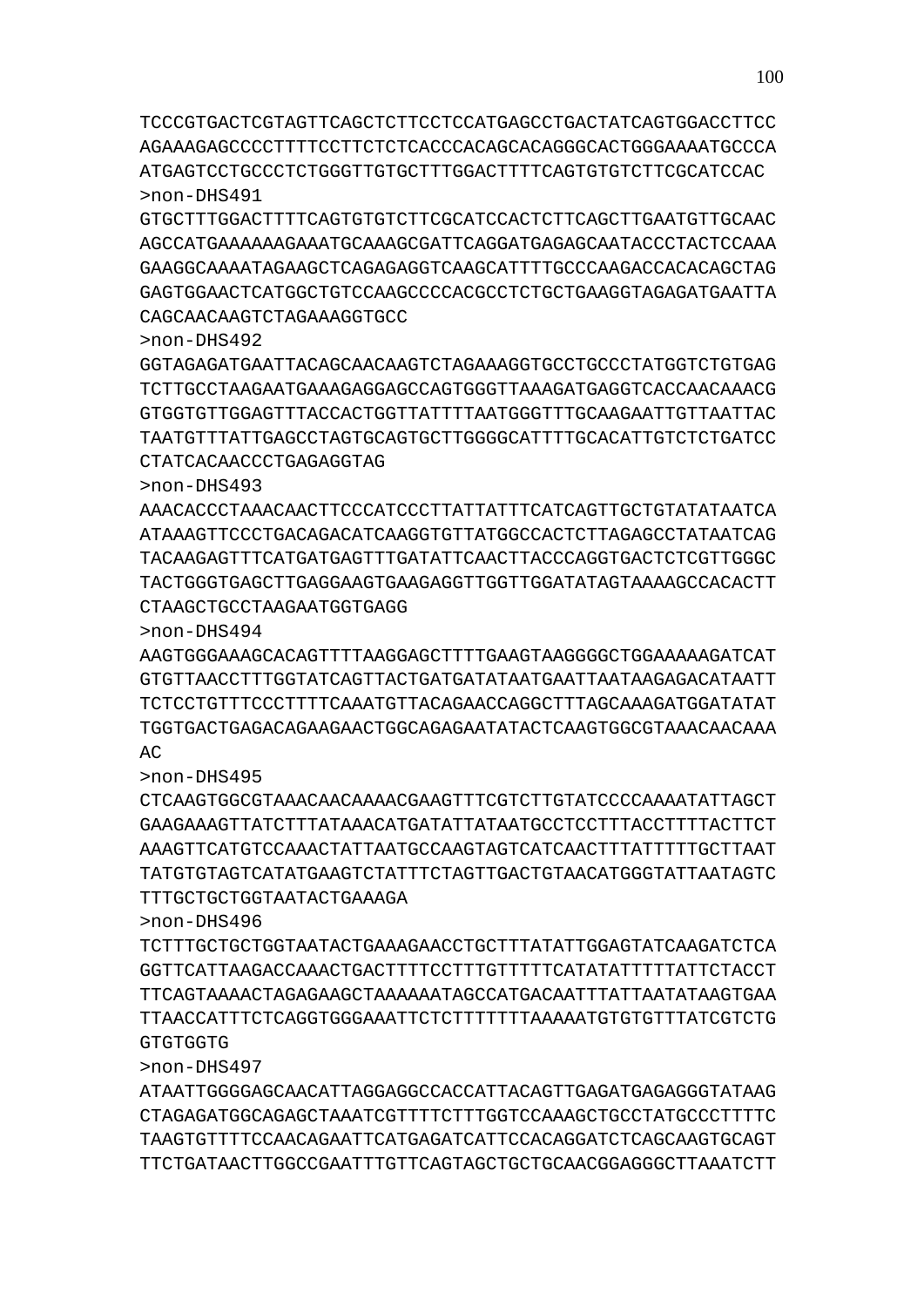TCCCGTGACTCGTAGTTCAGCTCTTCCTCCATGAGCCTGACTATCAGTGGACCTTCC
AGAAAGAGCCCCTTTTCCTTCTCTCACCCACAGCACAGGGCACTGGGAAAATGCCCA
ATGAGTCCTGCCCTCTGGGTTGTGCTTTGGACTTTTCAGTGTGTCTTCGCATCCAC

>non-DHS491
GTGCTTTGGACTTTTCAGTGTGTCTTCGCATCCACTCTTCAGCTTGAATGTTGCAAC
AGCCATGAAAAAAGAAATGCAAAGCGATTCAGGATGAGAGCAATACCCTACTCCAAA
GAAGGCAAAATAGAAGCTCAGAGAGGTCAAGCATTTTGCCCAAGACCACACAGCTAG
GAGTGGAACTCATGGCTGTCCAAGCCCCACGCCTCTGCTGAAGGTAGAGATGAATTA
CAGCAACAAGTCTAGAAAGGTGCC

>non-DHS492
GGTAGAGATGAATTACAGCAACAAGTCTAGAAAGGTGCCTGCCCTATGGTCTGTGAG
TCTTGCCTAAGAATGAAAGAGGAGCCAGTGGGTTAAAGATGAGGTCACCAACAAACG
GTGGTGTTGGAGTTTACCACTGGTTATTTTAATGGGTTTGCAAGAATTGTTAATTAC
TAATGTTTATTGAGCCTAGTGCAGTGCTTGGGGCATTTTGCACATTGTCTCTGATCC
CTATCACAACCCTGAGAGGTAG

>non-DHS493
AAACACCCTAAACAACTTCCCATCCCTTATTATTTCATCAGTTGCTGTATATAATCA
ATAAAGTTCCCTGACAGACATCAAGGTGTTATGGCCACTCTTAGAGCCTATAATCAG
TACAAGAGTTTCATGATGAGTTTGATATTCAACTTACCCAGGTGACTCTCGTTGGGC
TACTGGGTGAGCTTGAGGAAGTGAAGAGGTTGGTTGGATATAGTAAAAGCCACACTT
CTAAGCTGCCTAAGAATGGTGAGG

>non-DHS494
AAGTGGGAAAGCACAGTTTTAAGGAGCTTTTGAAGTAAGGGGCTGGAAAAAGATCAT
GTGTTAACCTTTGGTATCAGTTACTGATGATATAATGAATTAATAAGAGACATAATT
TCTCCTGTTTCCCTTTTCAAATGTTACAGAACCAGGCTTTAGCAAAGATGGATATAT
TGGTGACTGAGACAGAAGAACTGGCAGAGAATATACTCAAGTGGCGTAAACAACAAA
AC

>non-DHS495
CTCAAGTGGCGTAAACAACAAAACGAAGTTTCGTCTTGTATCCCCAAAATATTAGCT
GAAGAAAGTTATCTTTATAAACATGATATTATAATGCCTCCTTTACCTTTTACTTCT
AAAGTTCATGTCCAAACTATTAATGCCAAGTAGTCATCAACTTTATTTTTGCTTAAT
TATGTGTAGTCATATGAAGTCTATTTCTAGTTGACTGTAACATGGGTATTAATAGTC
TTTGCTGCTGGTAATACTGAAAGA

>non-DHS496
TCTTTGCTGCTGGTAATACTGAAAGAACCTGCTTTATATTGGAGTATCAAGATCTCA
GGTTCATTAAGACCAAACTGACTTTTCCTTTGTTTTTCATATATTTTTATTCTACCT
TTCAGTAAAACTAGAGAAGCTAAAAAATAGCCATGACAATTTATTAATATAAGTGAA
TTAACCATTTCTCAGGTGGGAAATTCTCTTTTTTTAAAAATGTGTGTTTATCGTCTG
GTGTGGTG

>non-DHS497
ATAATTGGGGAGCAACATTAGGAGGCCACCATTACAGTTGAGATGAGAGGGTATAAG
CTAGAGATGGCAGAGCTAAATCGTTTTCTTTGGTCCAAAGCTGCCTATGCCCTTTTC
TAAGTGTTTTCCAACAGAATTCATGAGATCATTCCACAGGATCTCAGCAAGTGCAGT
TTCTGATAACTTGGCCGAATTTGTTCAGTAGCTGCTGCAACGGAGGGCTTAAATCTT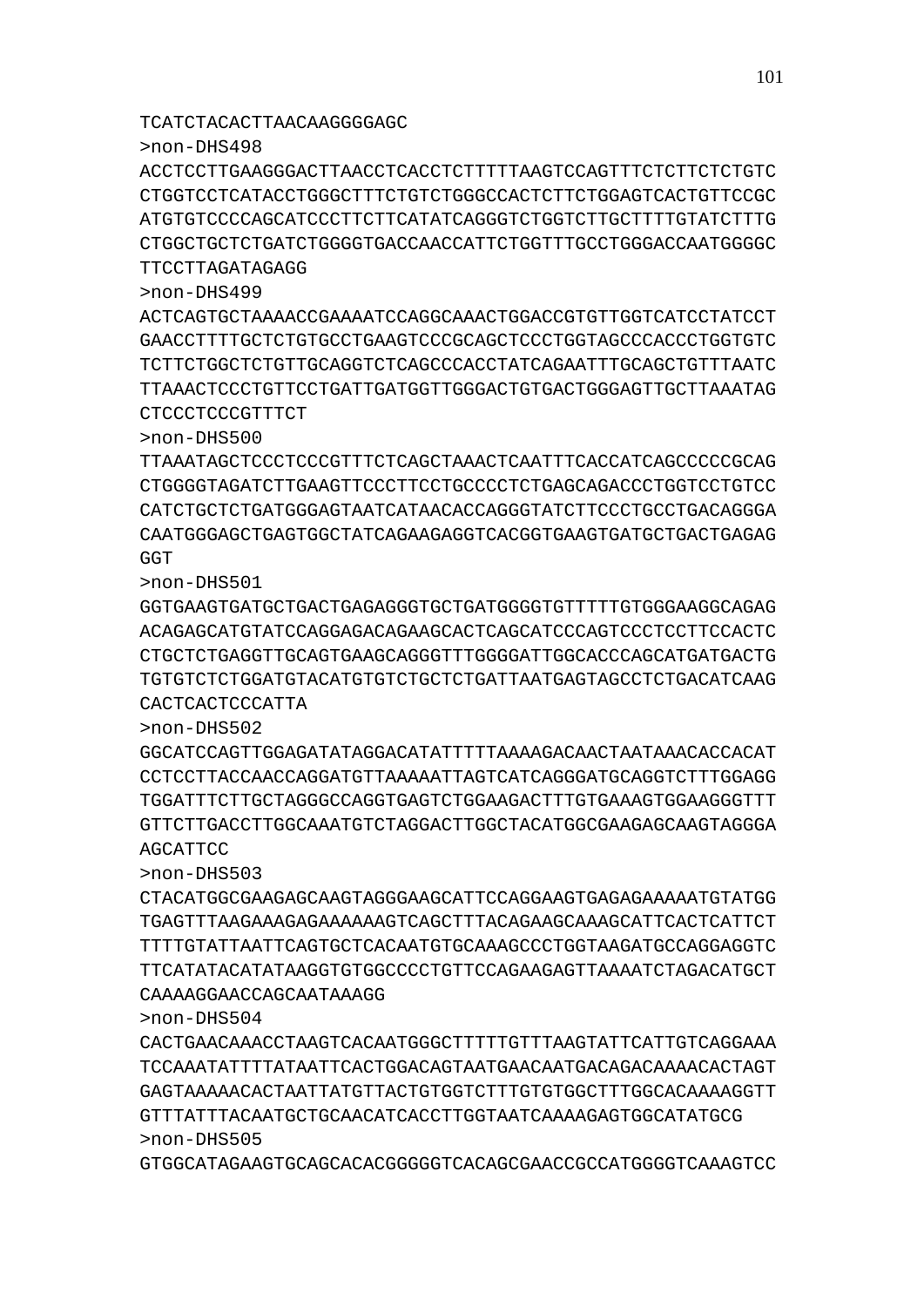TCATCTACACTTAACAAGGGGAGC

>non-DHS498

ACCTCCTTGAAGGGACTTAACCTCACCTCTTTTTAAGTCCAGTTTCTCTTCTCTGTC
CTGGTCCTCATACCTGGGCTTTCTGTCTGGGCCACTCTTCTGGAGTCACTGTTCCGC
ATGTGTCCCCAGCATCCCTTCTTCATATCAGGGTCTGGTCTTGCTTTTGTATCTTTG
CTGGCTGCTCTGATCTGGGGTGACCAACCATTCTGGTTTGCCTGGGACCAATGGGGC
TTCCTTAGATAGAGG

>non-DHS499

ACTCAGTGCTAAAACCGAAAATCCAGGCAAACTGGACCGTGTTGGTCATCCTATCCT
GAACCTTTTGCTCTGTGCCTGAAGTCCCGCAGCTCCCTGGTAGCCCACCCTGGTGTC
TCTTCTGGCTCTGTTGCAGGTCTCAGCCCACCTATCAGAATTTGCAGCTGTTTAATC
TTAAACTCCCTGTTCCTGATTGATGGTTGGGACTGTGACTGGGAGTTGCTTAAATAG
CTCCCTCCCGTTTCT

>non-DHS500

TTAAATAGCTCCCTCCCGTTTCTCAGCTAAACTCAATTTCACCATCAGCCCCCGCAG
CTGGGGTAGATCTTGAAGTTCCCTTCCTGCCCCTCTGAGCAGACCCTGGTCCTGTCC
CATCTGCTCTGATGGGAGTAATCATAACACCAGGGTATCTTCCCTGCCTGACAGGGA
CAATGGGAGCTGAGTGGCTATCAGAAGAGGTCACGGTGAAGTGATGCTGACTGAGAG
GGT

>non-DHS501

GGTGAAGTGATGCTGACTGAGAGGGTGCTGATGGGGTGTTTTTGTGGGAAGGCAGAG
ACAGAGCATGTATCCAGGAGACAGAAGCACTCAGCATCCCAGTCCCTCCTTCCACTC
CTGCTCTGAGGTTGCAGTGAAGCAGGGTTTGGGGATTGGCACCCAGCATGATGACTG
TGTGTCTCTGGATGTACATGTGTCTGCTCTGATTAATGAGTAGCCTCTGACATCAAG
CACTCACTCCCATTA

>non-DHS502

GGCATCCAGTTGGAGATATAGGACATATTTTTAAAAGACAACTAATAAACACCACAT
CCTCCTTACCAACCAGGATGTTAAAAATTAGTCATCAGGGATGCAGGTCTTTGGAGG
TGGATTTCTTGCTAGGGCCAGGTGAGTCTGGAAGACTTTGTGAAAGTGGAAGGGTTT
GTTCTTGACCTTGGCAAATGTCTAGGACTTGGCTACATGGCGAAGAGCAAGTAGGGA
AGCATTCC

>non-DHS503

CTACATGGCGAAGAGCAAGTAGGGAAGCATTCCAGGAAGTGAGAGAAAAATGTATGG
TGAGTTTAAGAAAGAGAAAAAAGTCAGCTTTACAGAAGCAAAGCATTCACTCATTCT
TTTTGTATTAATTCAGTGCTCACAATGTGCAAAGCCCTGGTAAGATGCCAGGAGGTC
TTCATATACATATAAGGTGTGGCCCCTGTTCCAGAAGAGTTAAAATCTAGACATGCT
CAAAAGGAACCAGCAATAAAGG

>non-DHS504

CACTGAACAAACCTAAGTCACAATGGGCTTTTTGTTTAAGTATTCATTGTCAGGAAA
TCCAAATATTTTATAATTCACTGGACAGTAATGAACAATGACAGACAAAACACTAGT
GAGTAAAAACACTAATTATGTTACTGTGGTCTTTGTGTGGCTTTGGCACAAAAGGTT
GTTTATTTACAATGCTGCAACATCACCTTGGTAATCAAAAGAGTGGCATATGCG

>non-DHS505

GTGGCATAGAAGTGCAGCACACGGGGGTCACAGCGAACCGCCATGGGGTCAAAGTCC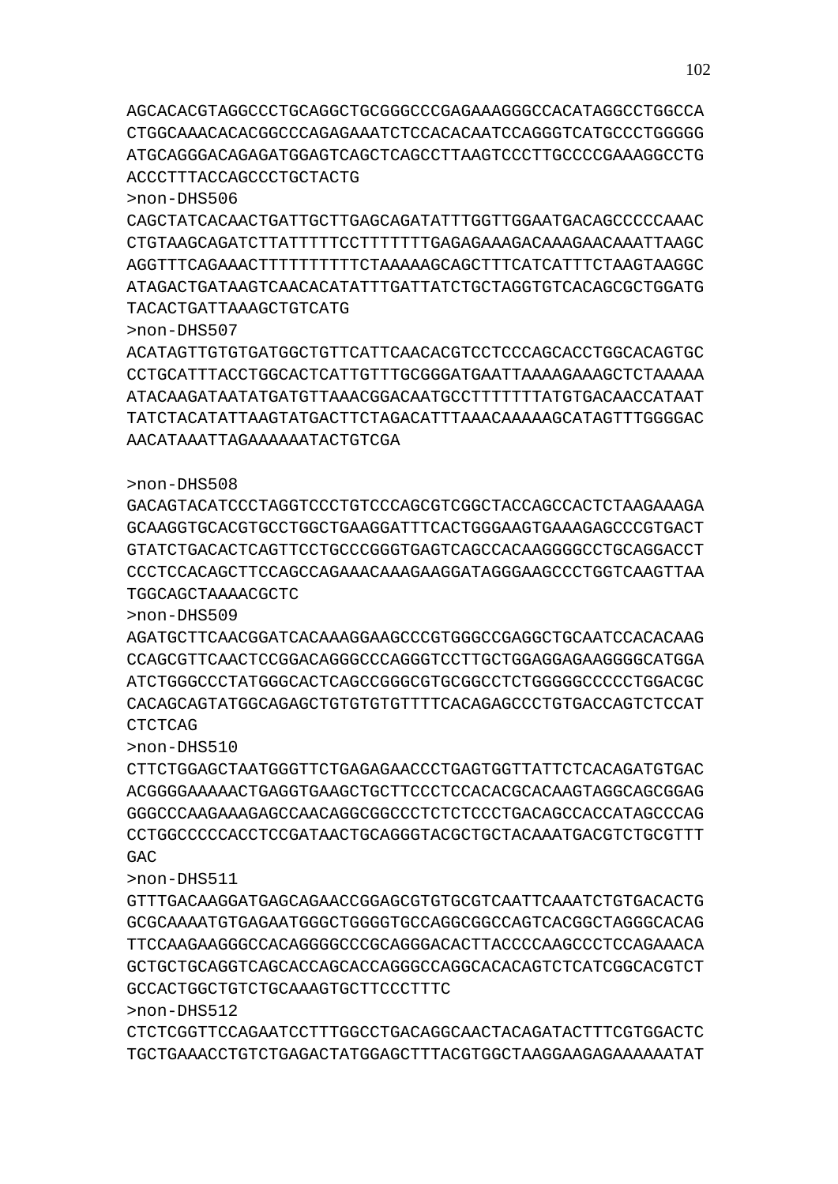AGCACACGTAGGCCCTGCAGGCTGCGGGCCCGAGAAAGGGCCACATAGGCCTGGCCA
CTGGCAAACACACGGCCCAGAGAAATCTCCACACAATCCAGGGTCATGCCCTGGGGG
ATGCAGGGACAGAGATGGAGTCAGCTCAGCCTTAAGTCCCTTGCCCCGAAAGGCCTG
ACCCTTTACCAGCCCTGCTACTG

>non-DHS506

CAGCTATCACAACTGATTGCTTGAGCAGATATTTGGTTGGAATGACAGCCCCCAAAC
CTGTAAGCAGATCTTATTTTTCCTTTTTTTGAGAGAAAGACAAAGAACAAATTAAGC
AGGTTTCAGAAACTTTTTTTTTTCTAAAAAGCAGCTTTCATCATTTCTAAGTAAGGC
ATAGACTGATAAGTCAACACATATTTGATTATCTGCTAGGTGTCACAGCGCTGGATG
TACACTGATTAAAGCTGTCATG

>non-DHS507

ACATAGTTGTGTGATGGCTGTTCATTCAACACGTCCTCCCAGCACCTGGCACAGTGC
CCTGCATTTACCTGGCACTCATTGTTTGCGGGATGAATTAAAAGAAAGCTCTAAAAA
ATACAAGATAATATGATGTTAAACGGACAATGCCTTTTTTTATGTGACAACCATAAT
TATCTACATATTAAGTATGACTTCTAGACATTTAAACAAAAAGCATAGTTTGGGGAC
AACATAAATTAGAAAAAATACTGTCGA

>non-DHS508

GACAGTACATCCCTAGGTCCCTGTCCCAGCGTCGGCTACCAGCCACTCTAAGAAAGA
GCAAGGTGCACGTGCCTGGCTGAAGGATTTCACTGGGAAGTGAAAGAGCCCGTGACT
GTATCTGACACTCAGTTCCTGCCCGGGTGAGTCAGCCACAAGGGGCCTGCAGGACCT
CCCTCCACAGCTTCCAGCCAGAAACAAAGAAGGATAGGGAAGCCCTGGTCAAGTTAA
TGGCAGCTAAAACGCTC

>non-DHS509

AGATGCTTCAACGGATCACAAAGGAAGCCCGTGGGCCGAGGCTGCAATCCACACAAG
CCAGCGTTCAACTCCGGACAGGGCCCAGGGTCCTTGCTGGAGGAGAAGGGGCATGGA
ATCTGGGCCCTATGGGCACTCAGCCGGGCGTGCGGCCTCTGGGGGCCCCCTGGACGC
CACAGCAGTATGGCAGAGCTGTGTGTGTTTTCACAGAGCCCTGTGACCAGTCTCCAT
CTCTCAG

>non-DHS510

CTTCTGGAGCTAATGGGTTCTGAGAGAACCCTGAGTGGTTATTCTCACAGATGTGAC
ACGGGGAAAAACTGAGGTGAAGCTGCTTCCCTCCACACGCACAAGTAGGCAGCGGAG
GGGCCCAAGAAAGAGCCAACAGGCGGCCCTCTCTCCCTGACAGCCACCATAGCCCAG
CCTGGCCCCCACCTCCGATAACTGCAGGGTACGCTGCTACAAATGACGTCTGCGTTT
GAC

>non-DHS511

GTTTGACAAGGATGAGCAGAACCGGAGCGTGTGCGTCAATTCAAATCTGTGACACTG
GCGCAAAATGTGAGAATGGGCTGGGGTGCCAGGCGGCCAGTCACGGCTAGGGCACAG
TTCCAAGAAGGGCCACAGGGGCCCGCAGGGACACTTACCCCAAGCCCTCCAGAAACA
GCTGCTGCAGGTCAGCACCAGCACCAGGGCCAGGCACACAGTCTCATCGGCACGTCT
GCCACTGGCTGTCTGCAAAGTGCTTCCCTTTC

>non-DHS512

CTCTCGGTTCCAGAATCCTTTGGCCTGACAGGCAACTACAGATACTTTCGTGGACTC
TGCTGAAACCTGTCTGAGACTATGGAGCTTTACGTGGCTAAGGAAGAGAAAAAATAT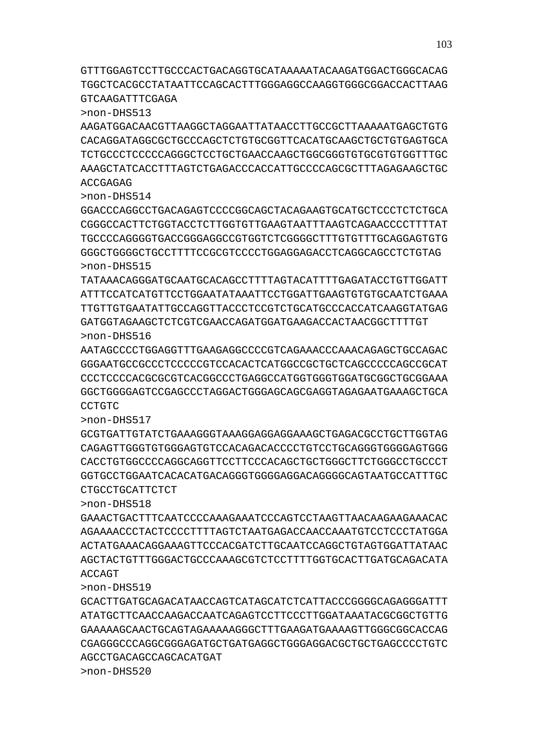GTTTGGAGTCCTTGCCCACTGACAGGTGCATAAAAATACAAGATGGACTGGGCACAG
TGGCTCACGCCTATAATTCCAGCACTTTGGGAGGCCAAGGTGGGCGGACCACTTAAG
GTCAAGATTTCGAGA

>non-DHS513

AAGATGGACAACGTTAAGGCTAGGAATTATAACCTTGCCGCTTAAAAATGAGCTGTG
CACAGGATAGGCGCTGCCCAGCTCTGTGCGGTTCACATGCAAGCTGCTGTGAGTGCA
TCTGCCCTCCCCCAGGGCTCCTGCTGAACCAAGCTGGCGGGTGTGCGTGTGGTTTGC
AAAGCTATCACCTTTAGTCTGAGACCCACCATTGCCCCAGCGCTTTAGAGAAGCTGC
ACCGAGAG

>non-DHS514

GGACCCAGGCCTGACAGAGTCCCCGGCAGCTACAGAAGTGCATGCTCCCTCTCTGCA
CGGGCCACTTCTGGTACCTCTTGGTGTTGAAGTAATTTAAGTCAGAACCCCTTTTAT
TGCCCCAGGGGTGACCGGGAGGCCGTGGTCTCGGGGCTTTGTGTTTGCAGGAGTGTG
GGGCTGGGGCTGCCTTTTCCGCGTCCCCTGGAGGAGACCTCAGGCAGCCTCTGTAG

>non-DHS515

TATAAACAGGGATGCAATGCACAGCCTTTTAGTACATTTTGAGATACCTGTTGGATT
ATTTCCATCATGTTCCTGGAATATAAATTCCTGGATTGAAGTGTGTGCAATCTGAAA
TTGTTGTGAATATTGCCAGGTTACCCTCCGTCTGCATGCCCCACCATCAAGGTATGAG
GATGGTAGAAGCTCTCGTCGAACCAGATGGATGAAGACCACTAACGGCTTTTGT

>non-DHS516

AATAGCCCCTGGAGGTTTGAAGAGGCCCCGTCAGAAACCCAAACAGAGCTGCCAGAC
GGGAATGCCGCCCTCCCCCGTCCACACTCATGGCCGCTGCTCAGCCCCCAGCCGCAT
CCCTCCCCACGCGCGTCACGGCCCTGAGGCCATGGTGGGTGGATGCGGCTGCGGAAA
GGCTGGGGAGTCCGAGCCCTAGGACTGGGAGCAGCGAGGTAGAGAATGAAAGCTGCA
CCTGTC

>non-DHS517

GCGTGATTGTATCTGAAAGGGTAAAGGAGGAGGAAAGCTGAGACGCCTGCTTGGTAG
CAGAGTTGGGTGTGGGAGTGTCCACAGACACCCCTGTCCTGCAGGGTGGGGAGTGGG
CACCTGTGGCCCCAGGCAGGTTCCTTCCCACAGCTGCTGGGCTTCTGGGCCTGCCCT
GGTGCCTGGAATCACACATGACAGGGTGGGGAGGACAGGGGCAGTAATGCCATTTGC
CTGCCTGCATTCTCT

>non-DHS518

GAAACTGACTTTCAATCCCCAAAGAAATCCCAGTCCTAAGTTAACAAGAAGAAACAC
AGAAAACCCTACTCCCCTTTTAGTCTAATGAGACCAACCAAATGTCCTCCCTATGGA
ACTATGAAACAGGAAAGTTCCCACGATCTTGCAATCCAGGCTGTAGTGGATTATAAC
AGCTACTGTTTGGGACTGCCCAAAGCGTCTCCTTTTGGTGCACTTGATGCAGACATA
ACCAGT

>non-DHS519

GCACTTGATGCAGACATAACCAGTCATAGCATCTCATTACCCGGGGCAGAGGGATTT
ATATGCTTCAACCAAGACCAATCAGAGTCCTTCCCTTGGATAAATACGCGGCTGTTG
GAAAAAGCAACTGCAGTAGAAAAAGGGCTTTGAAGATGAAAAGTTGGGCGGCACCAG
CGAGGGCCCAGGCGGGAGATGCTGATGAGGCTGGGAGGACGCTGCTGAGCCCCTGTC
AGCCTGACAGCCAGCACATGAT

>non-DHS520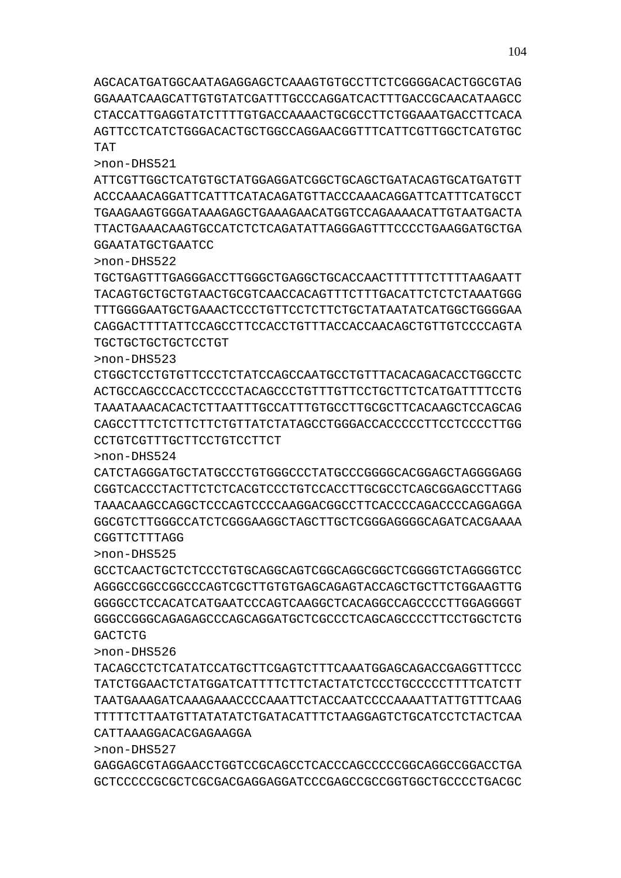AGCACATGATGGCAATAGAGGAGCTCAAAGTGTGCCTTCTCGGGGACACTGGCGTAG
GGAAATCAAGCATTGTGTATCGATTTGCCCAGGATCACTTTGACCGCAACATAAGCC
CTACCATTGAGGTATCTTTTGTGACCAAAACTGCGCCTTCTGGAAATGACCTTCACA
AGTTCCTCATCTGGGACACTGCTGGCCAGGAACGGTTTCATTCGTTGGCTCATGTGC
TAT

>non-DHS521
ATTCGTTGGCTCATGTGCTATGGAGGATCGGCTGCAGCTGATACAGTGCATGATGTT
ACCCAAACAGGATTCATTTCATACAGATGTTACCCAAACAGGATTCATTTCATGCCT
TGAAGAAGTGGGATAAAGAGCTGAAAGAACATGGTCCAGAAAACATTGTAATGACTA
TTACTGAAACAAGTGCCATCTCTCAGATATTAGGGAGTTTCCCCTGAAGGATGCTGA
GGAATATGCTGAATCC

>non-DHS522
TGCTGAGTTTGAGGGACCTTGGGCTGAGGCTGCACCAACTTTTTTCTTTTAAGAATT
TACAGTGCTGCTGTAACTGCGTCAACCACAGTTTCTTTGACATTCTCTCTAAATGGG
TTTGGGGAATGCTGAAACTCCCTGTTCCTCTTCTGCTATAATATCATGGCTGGGGAA
CAGGACTTTTATTCCAGCCTTCCACCTGTTTACCACCAACAGCTGTTGTCCCCAGTA
TGCTGCTGCTGCTCCTGT

>non-DHS523
CTGGCTCCTGTGTTCCCTCTATCCAGCCAATGCCTGTTTACACAGACACCTGGCCTC
ACTGCCAGCCCACCTCCCCTACAGCCCTGTTTGTTCCTGCTTCTCATGATTTTCCTG
TAAATAAACACACTCTTAATTTGCCATTTGTGCCTTGCGCTTCACAAGCTCCAGCAG
CAGCCTTTCTCTTCTTCTGTTATCTATAGCCTGGGACCACCCCCTTCCTCCCCTTGG
CCTGTCGTTTGCTTCCTGTCCTTCT

>non-DHS524
CATCTAGGGATGCTATGCCCTGTGGGCCCTATGCCCGGGGCACGGAGCTAGGGGAGG
CGGTCACCCTACTTCTCTCACGTCCCTGTCCACCTTGCGCCTCAGCGGAGCCTTAGG
TAAACAAGCCAGGCTCCCAGTCCCCAAGGACGGCCTTCACCCCAGACCCCAGGAGGA
GGCGTCTTGGGCCATCTCGGGAAGGCTAGCTTGCTCGGGAGGGGCAGATCACGAAAA
CGGTTCTTTAGG

>non-DHS525
GCCTCAACTGCTCTCCCTGTGCAGGCAGTCGGCAGGCGGCTCGGGGTCTAGGGGTCC
AGGGCCGGCCGGCCCAGTCGCTTGTGTGAGCAGAGTACCAGCTGCTTCTGGAAGTTG
GGGGCCTCCACATCATGAATCCCAGTCAAGGCTCACAGGCCAGCCCCTTGGAGGGGT
GGGCCGGGCAGAGAGCCCAGCAGGATGCTCGCCCTCAGCAGCCCCTTCCTGGCTCTG
GACTCTG

>non-DHS526
TACAGCCTCTCATATCCATGCTTCGAGTCTTTCAAATGGAGCAGACCGAGGTTTCCC
TATCTGGAACTCTATGGATCATTTTCTTCTACTATCTCCCTGCCCCCTTTTCATCTT
TAATGAAAGATCAAAGAAACCCCAAATTCTACCAATCCCCAAAATTATTGTTTCAAG
TTTTTCTTAATGTTATATATCTGATACATTTCTAAGGAGTCTGCATCCTCTACTCAA
CATTAAAGGACACGAGAAGGA

>non-DHS527
GAGGAGCGTAGGAACCTGGTCCGCAGCCTCACCCAGCCCCCGGCAGGCCGGACCTGA
GCTCCCCCGCGCTCGCGACGAGGAGGATCCCGAGCCGCCGGTGGCTGCCCCTGACGC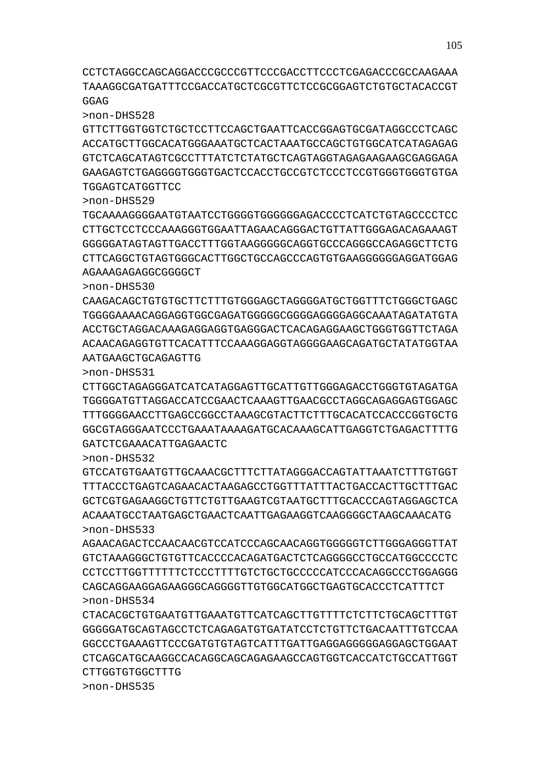CCTCTAGGCCAGCAGGACCCGCCCGTTCCCGACCTTCCCTCGAGACCCGCCAAGAAA
TAAAGGCGATGATTTCCGACCATGCTCGCGTTCTCCGCGGAGTCTGTGCTACACCGT
GGAG

>non-DHS528

GTTCTTGGTGGTCTGCTCCTTCCAGCTGAATTCACCGGAGTGCGATAGGCCCTCAGC
ACCATGCTTGGCACATGGGAAATGCTCACTAAATGCCAGCTGTGGCATCATAGAGAG
GTCTCAGCATAGTCGCCTTTATCTCTATGCTCAGTAGGTAGAGAAGAAGCGAGGAGA
GAAGAGTCTGAGGGGTGGGTGACTCCACCTGCCGTCTCCCTCCGTGGGTGGGTGTGA
TGGAGTCATGGTTCC

>non-DHS529

TGCAAAAGGGGAATGTAATCCTGGGGTGGGGGGAGACCCCTCATCTGTAGCCCCTCC
CTTGCTCCTCCCAAAGGGTGGAATTAGAACAGGGACTGTTATTGGGAGACAGAAAGT
GGGGGATAGTAGTTGACCTTTGGTAAGGGGGCAGGTGCCCAGGGCCAGAGGCTTCTG
CTTCAGGCTGTAGTGGGCACTTGGCTGCCAGCCCAGTGTGAAGGGGGGGAGGATGGAG
AGAAAGAGAGGCGGGGCT

>non-DHS530

CAAGACAGCTGTGTGCTTCTTTGTGGGAGCTAGGGGATGCTGGTTTCTGGGCTGAGC
TGGGGAAAACAGGAGGTGGCGAGATGGGGGCGGGGAGGGGAGGCAAATAGATATGTA
ACCTGCTAGGACAAAGAGGAGGTGAGGGACTCACAGAGGAAGCTGGGTGGTTCTAGA
ACAACAGAGGTGTTCACATTTCCAAAGGAGGTAGGGGAAGCAGATGCTATATGGTAA
AATGAAGCTGCAGAGTTG

>non-DHS531

CTTGGCTAGAGGGATCATCATAGGAGTTGCATTGTTGGGAGACCTGGGTGTAGATGA
TGGGGATGTTAGGACCATCCGAACTCAAAGTTGAACGCCTAGGCAGAGGAGTGGAGC
TTTGGGGAACCTTGAGCCGGCCTAAAGCGTACTTCTTTGCACATCCACCCGGTGCTG
GGCGTAGGGAATCCCTGAAATAAAAGATGCACAAAGCATTGAGGTCTGAGACTTTTG
GATCTCGAAACATTGAGAACTC

>non-DHS532

GTCCATGTGAATGTTGCAAACGCTTTCTTATAGGGACCAGTATTAAATCTTTGTGGT
TTTACCCTGAGTCAGAACACTAAGAGCCTGGTTTATTTACTGACCACTTGCTTTGAC
GCTCGTGAGAAGGCTGTTCTGTTGAAGTCGTAATGCTTTGCACCCAGTAGGAGCTCA
ACAAATGCCTAATGAGCTGAACTCAATTGAGAAGGTCAAGGGGCTAAGCAAACATG

>non-DHS533

AGAACAGACTCCAACAACGTCCATCCCAGCAACAGGTGGGGGTCTTGGGAGGGTTAT
GTCTAAAGGGCTGTGTTCACCCCACAGATGACTCTCAGGGGCCTGCCATGGCCCCTC
CCTCCTTGGTTTTTTCTCCCTTTTGTCTGCTGCCCCCATCCCACAGGCCCTGGAGGG
CAGCAGGAAGGAGAAGGGCAGGGGTTGTGGCATGGCTGAGTGCACCCTCATTTCT

>non-DHS534

CTACACGCTGTGAATGTTGAAATGTTCATCAGCTTGTTTTCTCTTCTGCAGCTTTGT
GGGGGATGCAGTAGCCTCTCAGAGATGTGATATCCTCTGTTCTGACAATTTGTCCAA
GGCCCTGAAAGTTCCCGATGTGTAGTCATTTGATTGAGGAGGGGGGAGGAGCTGGAAT
CTCAGCATGCAAGGCCACAGGCAGCAGAGAAGCCAGTGGTCACCATCTGCCATTGGT
CTTGGTGTGGCTTTG

>non-DHS535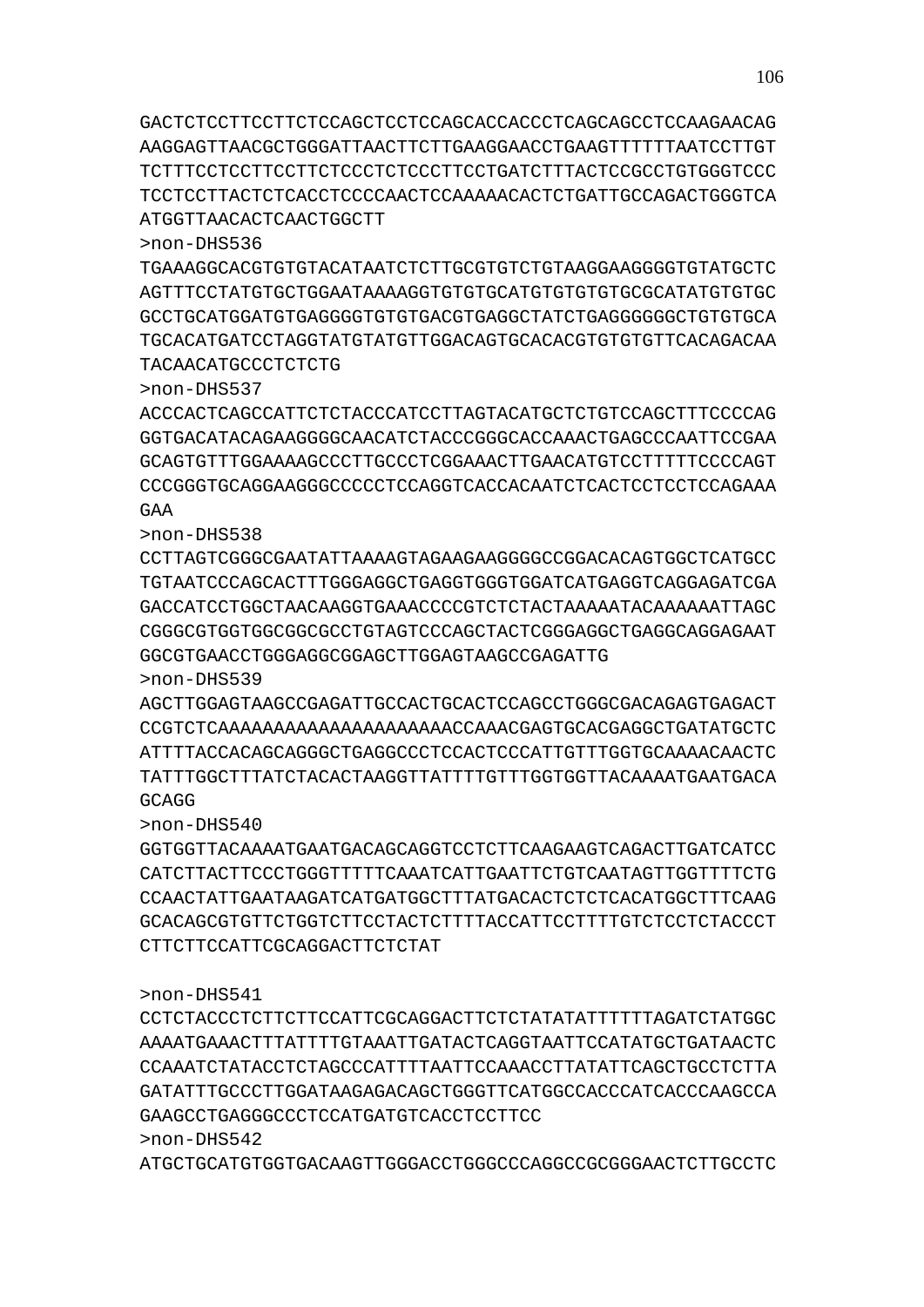GACTCTCCTTCCTTCTCCAGCTCCTCCAGCACCACCCTCAGCAGCCTCCAAGAACAG
AAGGAGTTAACGCTGGGATTAACTTCTTGAAGGAACCTGAAGTTTTTTAATCCTTGT
TCTTTCCTCCTTCCTTCTCCCTCTCCCTTCCTGATCTTTACTCCGCCTGTGGGTCCC
TCCTCCTTACTCTCACCTCCCCAACTCCAAAAACACTCTGATTGCCAGACTGGGTCA
ATGGTTAACACTCAACTGGCTT

>non-DHS536

TGAAAGGCACGTGTGTACATAATCTCTTGCGTGTCTGTAAGGAAGGGGTGTATGCTC
AGTTTCCTATGTGCTGGAATAAAAGGTGTGTGCATGTGTGTGTGCGCATATGTGTGC
GCCTGCATGGATGTGAGGGGTGTGTGACGTGAGGCTATCTGAGGGGGGCTGTGTGCA
TGCACATGATCCTAGGTATGTATGTTGGACAGTGCACACGTGTGTGTTCACAGACAA
TACAACATGCCCTCTCTG

>non-DHS537

ACCCACTCAGCCATTCTCTACCCATCCTTAGTACATGCTCTGTCCAGCTTTCCCCAG
GGTGACATACAGAAGGGGCAACATCTACCCGGGCACCAAACTGAGCCCAATTCCGAA
GCAGTGTTTGGAAAAGCCCTTGCCCTCGGAAACTTGAACATGTCCTTTTTCCCCAGT
CCCGGGTGCAGGAAGGGCCCCCTCCAGGTCACCACAATCTCACTCCTCCTCCAGAAA
GAA

>non-DHS538

CCTTAGTCGGGCGAATATTAAAAGTAGAAGAAGGGGCCGGACACAGTGGCTCATGCC
TGTAATCCCAGCACTTTGGGAGGCTGAGGTGGGTGGATCATGAGGTCAGGAGATCGA
GACCATCCTGGCTAACAAGGTGAAACCCCGTCTCTACTAAAAATACAAAAAATTAGC
CGGGCGTGGTGGCGGCGCCTGTAGTCCCAGCTACTCGGGAGGCTGAGGCAGGAGAAT
GGCGTGAACCTGGGAGGCGGAGCTTGGAGTAAGCCGAGATTG

>non-DHS539

AGCTTGGAGTAAGCCGAGATTGCCACTGCACTCCAGCCTGGGCGACAGAGTGAGACT
CCGTCTCAAAAAAAAAAAAAAAAAAAAAACCAAACGAGTGCACGAGGCTGATATGCTC
ATTTTACCACAGCAGGGCTGAGGCCCTCCACTCCCATTGTTTGGTGCAAAACAACTC
TATTTGGCTTTATCTACACTAAGGTTATTTTGTTTGGTGGTTACAAAATGAATGACA
GCAGG

>non-DHS540

GGTGGTTACAAAATGAATGACAGCAGGTCCTCTTCAAGAAGTCAGACTTGATCATCC
CATCTTACTTCCCTGGGTTTTTCAAATCATTGAATTCTGTCAATAGTTGGTTTTCTG
CCAACTATTGAATAAGATCATGATGGCTTTATGACACTCTCTCACATGGCTTTCAAG
GCACAGCGTGTTCTGGTCTTCCTACTCTTTTACCATTCCTTTTGTCTCCTCTACCCT
CTTCTTCCATTCGCAGGACTTCTCTAT

>non-DHS541

CCTCTACCCTCTTCTTCCATTCGCAGGACTTCTCTATATATATTTTTTAGATCTATGGC
AAAATGAAACTTTATTTTGTAAATTGATACTCAGGTAATTCCATATGCTGATAACTC
CCAAATCTATACCTCTAGCCCATTTTAATTCCAAACCTTATATTCAGCTGCCTCTTA
GATATTTGCCCTTGGATAAGAGACAGCTGGGTTCATGGCCACCCATCACCCAAGCCA
GAAGCCTGAGGGCCCTCCATGATGTCACCTCCTTCC

>non-DHS542

ATGCTGCATGTGGTGACAAGTTGGGACCTGGGCCCAGGCCGCGGGAACTCTTGCCTC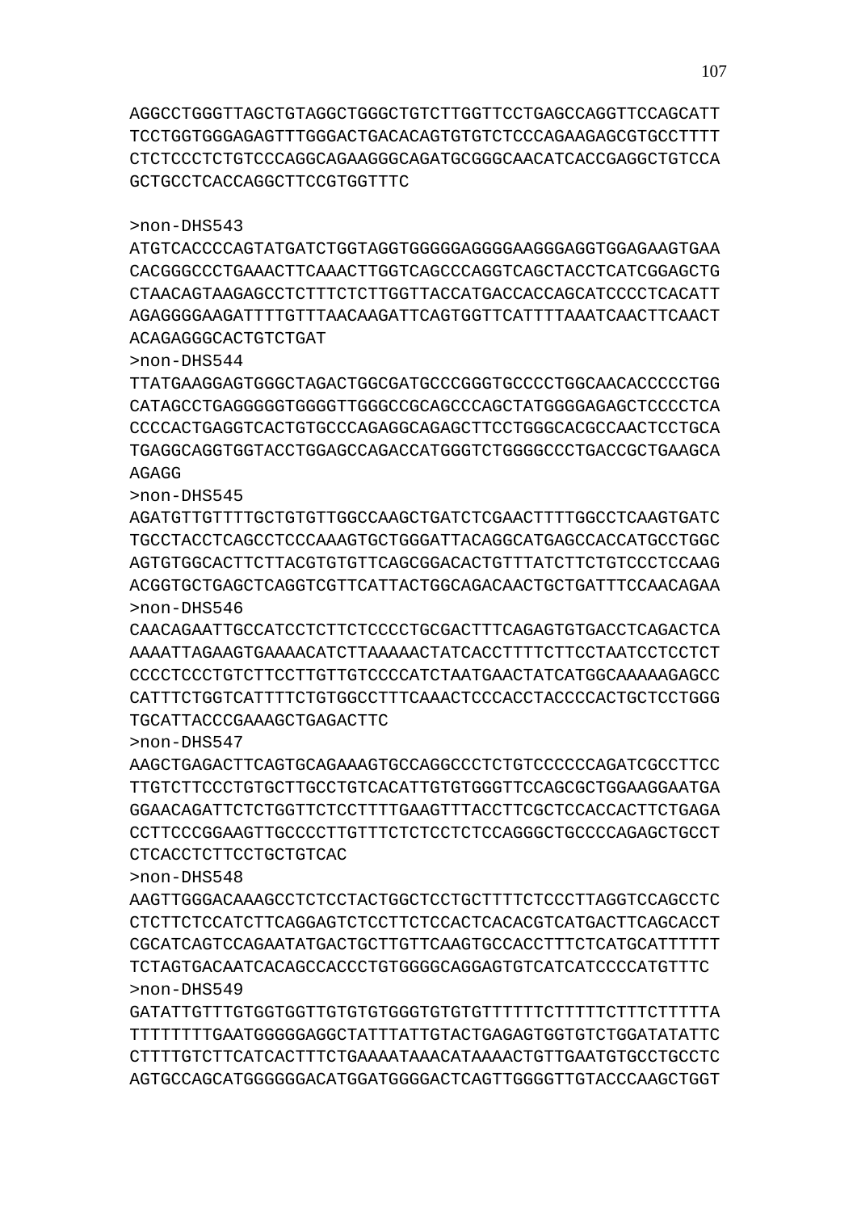AGGCCTGGGTTAGCTGTAGGCTGGGCTGTCTTGGTTCCTGAGCCAGGTTCCAGCATT
TCCTGGTGGGAGAGTTTGGGACTGACACAGTGTGTCTCCCAGAAGAGCGTGCCTTTT
CTCTCCCTCTGTCCCAGGCAGAAGGGCAGATGCGGGCAACATCACCGAGGCTGTCCA
GCTGCCTCACCAGGCTTCCGTGGTTTC

>non-DHS543
ATGTCACCCCAGTATGATCTGGTAGGTGGGGGAGGGGAAGGGAGGTGGAGAAGTGAA
CACGGGCCCTGAAACTTCAAACTTGGTCAGCCCAGGTCAGCTACCTCATCGGAGCTG
CTAACAGTAAGAGCCTCTTTCTCTTGGTTACCATGACCACCAGCATCCCCTCACATT
AGAGGGGAAGATTTTGTTTAACAAGATTCAGTGGTTCATTTTAAATCAACTTCAACT
ACAGAGGGCACTGTCTGAT
>non-DHS544
TTATGAAGGAGTGGGCTAGACTGGCGATGCCCGGGTGCCCCTGGCAACACCCCCTGG
CATAGCCTGAGGGGGTGGGGTTGGGCCGCAGCCCAGCTATGGGGAGAGCTCCCCTCA
CCCCACTGAGGTCACTGTGCCCAGAGGCAGAGCTTCCTGGGCACGCCAACTCCTGCA
TGAGGCAGGTGGTACCTGGAGCCAGACCATGGGTCTGGGGCCCTGACCGCTGAAGCA
AGAGG
>non-DHS545
AGATGTTGTTTTGCTGTGTTGGCCAAGCTGATCTCGAACTTTTGGCCTCAAGTGATC
TGCCTACCTCAGCCTCCCAAAGTGCTGGGATTACAGGCATGAGCCACCATGCCTGGC
AGTGTGGCACTTCTTACGTGTGTTCAGCGGACACTGTTTATCTTCTGTCCCTCCAAG
ACGGTGCTGAGCTCAGGTCGTTCATTACTGGCAGACAACTGCTGATTTCCAACAGAA
>non-DHS546
CAACAGAATTGCCATCCTCTTCTCCCCTGCGACTTTCAGAGTGTGACCTCAGACTCA
AAAATTAGAAGTGAAAACATCTTAAAAACTATCACCTTTTCTTCCTAATCCTCCTCT
CCCCTCCCTGTCTTCCTTGTTGTCCCCATCTAATGAACTATCATGGCAAAAAGAGCC
CATTTCTGGTCATTTTCTGTGGCCTTTCAAACTCCCACCTACCCCACTGCTCCTGGG
TGCATTACCCGAAAGCTGAGACTTC
>non-DHS547
AAGCTGAGACTTCAGTGCAGAAAGTGCCAGGCCCTCTGTCCCCCCAGATCGCCTTCC
TTGTCTTCCCTGTGCTTGCCTGTCACATTGTGTGGGTTCCAGCGCTGGAAGGAATGA
GGAACAGATTCTCTGGTTCTCCTTTTGAAGTTTACCTTCGCTCCACCACTTCTGAGA
CCTTCCCGGAAGTTGCCCCTTGTTTCTCTCCTCTCCAGGGCTGCCCCAGAGCTGCCT
CTCACCTCTTCCTGCTGTCAC
>non-DHS548
AAGTTGGGACAAAGCCTCTCCTACTGGCTCCTGCTTTTCTCCCTTAGGTCCAGCCTC
CTCTTCTCCATCTTCAGGAGTCTCCTTCTCCACTCACACGTCATGACTTCAGCACCT
CGCATCAGTCCAGAATATGACTGCTTGTTCAAGTGCCACCTTTCTCATGCATTTTTT
TCTAGTGACAATCACAGCCACCCTGTGGGGCAGGAGTGTCATCATCCCCATGTTTC
>non-DHS549
GATATTGTTTGTGGTGGTTGTGTGTGGGTGTGTGTTTTTTCTTTTTCTTTCTTTTTA
TTTTTTTTGAATGGGGGAGGCTATTTATTGTACTGAGAGTGGTGTCTGGATATATTC
CTTTTGTCTTCATCACTTTCTGAAAATAAACATAAAACTGTTGAATGTGCCTGCCTC
AGTGCCAGCATGGGGGGACATGGATGGGGACTCAGTTGGGGTTGTACCCAAGCTGGT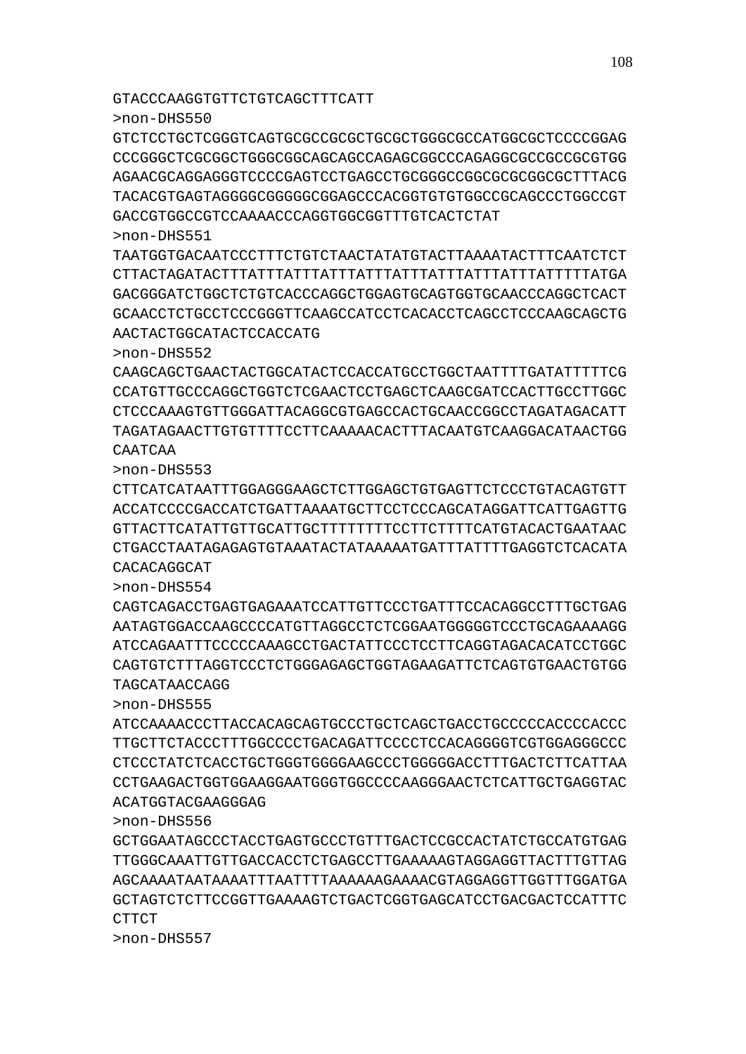GTACCCAAGGTGTTCTGTCAGCTTTCATT
>non-DHS550
GTCTCCTGCTCGGGTCAGTGCGCCGCGCTGCGCTGGGCGCCATGGCGCTCCCCGGAG
CCCGGGCTCGCGGCTGGGCGGCAGCAGCCAGAGCGGCCCAGAGGCGCCGCCGCGTGG
AGAACGCAGGAGGGTCCCCGAGTCCTGAGCCTGCGGGCCGGCGCGCGGCGCTTTACG
TACACGTGAGTAGGGGCGGGGGCGGAGCCCACGGTGTGTGGCCGCAGCCCTGGCCGT
GACCGTGGCCGTCCAAAACCCAGGTGGCGGTTTGTCACTCTAT
>non-DHS551
TAATGGTGACAATCCCTTTCTGTCTAACTATATGTACTTAAAATACTTTCAATCTCT
CTTACTAGATACTTTATTTATTTATTTATTTATTTATTTATTTATTTATTTTTATGA
GACGGGATCTGGCTCTGTCACCCAGGCTGGAGTGCAGTGGTGCAACCCAGGCTCACT
GCAACCTCTGCCTCCCGGGTTCAAGCCATCCTCACACCTCAGCCTCCCAAGCAGCTG
AACTACTGGCATACTCCACCATG
>non-DHS552
CAAGCAGCTGAACTACTGGCATACTCCACCATGCCTGGCTAATTTTGATATTTTTCG
CCATGTTGCCCAGGCTGGTCTCGAACTCCTGAGCTCAAGCGATCCACTTGCCTTGGC
CTCCCAAAGTGTTGGGATTACAGGCGTGAGCCACTGCAACCGGCCTAGATAGACATT
TAGATAGAACTTGTGTTTTCCTTCAAAAACACTTTACAATGTCAAGGACATAACTGG
CAATCAA
>non-DHS553
CTTCATCATAATTTGGAGGGAAGCTCTTGGAGCTGTGAGTTCTCCCTGTACAGTGTT
ACCATCCCCGACCATCTGATTAAAATGCTTCCTCCCAGCATAGGATTCATTGAGTTG
GTTACTTCATATTGTTGCATTGCTTTTTTTTCCTTCTTTTCATGTACACTGAATAAC
CTGACCTAATAGAGAGTGTAAATACTATAAAAATGATTTATTTTGAGGTCTCACATA
CACACAGGCAT
>non-DHS554
CAGTCAGACCTGAGTGAGAAATCCATTGTTCCCTGATTTCCACAGGCCTTTGCTGAG
AATAGTGGACCAAGCCCCATGTTAGGCCTCTCGGAATGGGGGTCCCTGCAGAAAAGG
ATCCAGAATTTCCCCCAAAGCCTGACTATTCCCTCCTTCAGGTAGACACATCCTGGC
CAGTGTCTTTAGGTCCCTCTGGGAGAGCTGGTAGAAGATTCTCAGTGTGAACTGTGG
TAGCATAACCAGG
>non-DHS555
ATCCAAAACCCTTACCACAGCAGTGCCCTGCTCAGCTGACCTGCCCCCACCCCACCC
TTGCTTCTACCCTTTGGCCCCTGACAGATTCCCCTCCACAGGGGTCGTGGAGGGCCC
CTCCCTATCTCACCTGCTGGGTGGGGAAGCCCTGGGGGACCTTTGACTCTTCATTAA
CCTGAAGACTGGTGGAAGGAATGGGTGGCCCCAAGGGAACTCTCATTGCTGAGGTAC
ACATGGTACGAAGGGAG
>non-DHS556
GCTGGAATAGCCCTACCTGAGTGCCCTGTTTGACTCCGCCACTATCTGCCATGTGAG
TTGGGCAAATTGTTGACCACCTCTGAGCCTTGAAAAAGTAGGAGGTTACTTTGTTAG
AGCAAAATAATAAAATTTAATTTTAAAAAAGAAAACGTAGGAGGTTGGTTTGGATGA
GCTAGTCTCTTCCGGTTGAAAAGTCTGACTCGGTGAGCATCCTGACGACTCCATTTC
CTTCT
>non-DHS557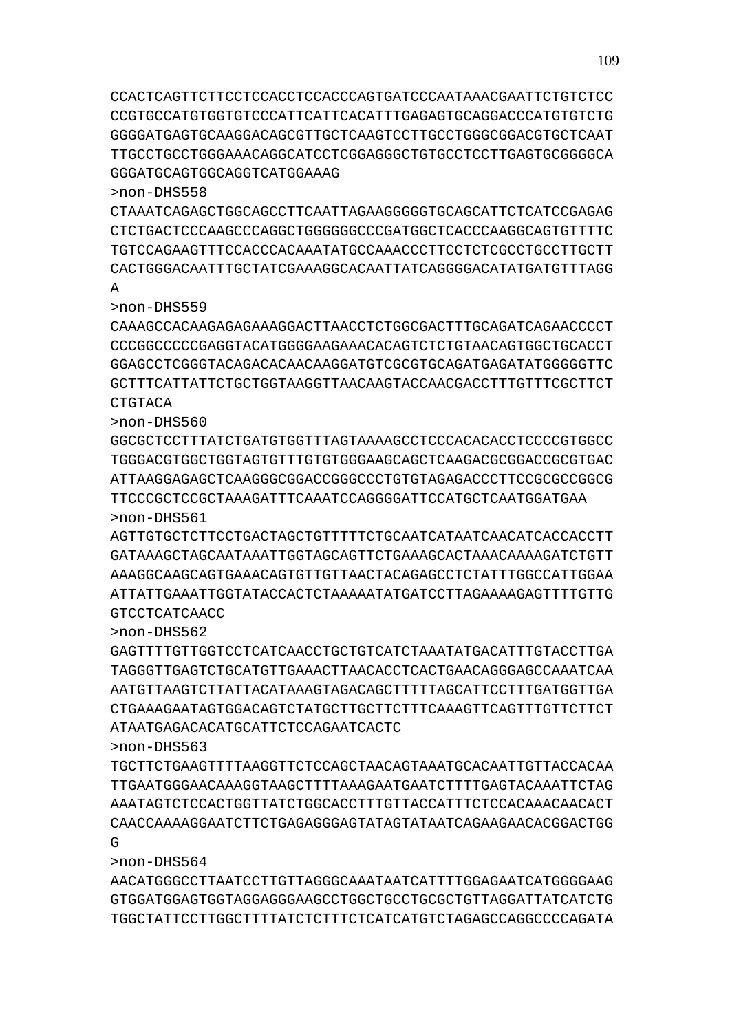CCACTCAGTTCTTCCTCCACCTCCACCCAGTGATCCCAATAAACGAATTCTGTCTCC
CCGTGCCATGTGGTGTCCCATTCATTCACATTTGAGAGTGCAGGACCCATGTGTCTG
GGGGATGAGTGCAAGGACAGCGTTGCTCAAGTCCTTGCCTGGGCGGACGTGCTCAAT
TTGCCTGCCTGGGAAACAGGCATCCTCGGAGGGCTGTGCCTCCTTGAGTGCGGGGCA
GGGATGCAGTGGCAGGTCATGGAAAG

>non-DHS558
CTAAATCAGAGCTGGCAGCCTTCAATTAGAAGGGGGTGCAGCATTCTCATCCGAGAG
CTCTGACTCCCAAGCCCAGGCTGGGGGGCCCGATGGCTCACCCAAGGCAGTGTTTTC
TGTCCAGAAGTTTCCACCCACAAATATGCCAAACCCTTCCTCTCGCCTGCCTTGCTT
CACTGGGACAATTTGCTATCGAAAGGCACAATTATCAGGGGACATATGATGTTTAGG
A

>non-DHS559
CAAAGCCACAAGAGAGAAAGGACTTAACCTCTGGCGACTTTGCAGATCAGAACCCCT
CCCGGCCCCCGAGGTACATGGGGAAGAAACACAGTCTCTGTAACAGTGGCTGCACCT
GGAGCCTCGGGTACAGACACAACAAGGATGTCGCGTGCAGATGAGATATGGGGGTTC
GCTTTCATTATTCTGCTGGTAAGGTTAACAAGTACCAACGACCTTTGTTTCGCTTCT
CTGTACA

>non-DHS560
GGCGCTCCTTTATCTGATGTGGTTTAGTAAAAGCCTCCCACACACCTCCCCGTGGCC
TGGGACGTGGCTGGTAGTGTTTGTGTGGGAAGCAGCTCAAGACGCGGACCGCGTGAC
ATTAAGGAGAGCTCAAGGGCGGACCGGGCCCTGTGTAGAGACCCTTCCGCGCCGGCG
TTCCCGCTCCGCTAAAGATTTCAAATCCAGGGGATTCCATGCTCAATGGATGAA

>non-DHS561
AGTTGTGCTCTTCCTGACTAGCTGTTTTTCTGCAATCATAATCAACATCACCACCTT
GATAAAGCTAGCAATAAATTGGTAGCAGTTCTGAAAGCACTAAACAAAAGATCTGTT
AAAGGCAAGCAGTGAAACAGTGTTGTTAACTACAGAGCCTCTATTTGGCCATTGGAA
ATTATTGAAATTGGTATACCACTCTAAAAATATGATCCTTAGAAAAGAGTTTTGTTG
GTCCTCATCAACC

>non-DHS562
GAGTTTTGTTGGTCCTCATCAACCTGCTGTCATCTAAATATGACATTTGTACCTTGA
TAGGGTTGAGTCTGCATGTTGAAACTTAACACCTCACTGAACAGGGAGCCAAATCAA
AATGTTAAGTCTTATTACATAAAGTAGACAGCTTTTTAGCATTCCTTTGATGGTTGA
CTGAAAGAATAGTGGACAGTCTATGCTTGCTTCTTTCAAAGTTCAGTTTGTTCTTCT
ATAATGAGACACATGCATTCTCCAGAATCACTC

>non-DHS563
TGCTTCTGAAGTTTTAAGGTTCTCCAGCTAACAGTAAATGCACAATTGTTACCACAA
TTGAATGGGAACAAAGGTAAGCTTTTAAAGAATGAATCTTTTGAGTACAAATTCTAG
AAATAGTCTCCACTGGTTATCTGGCACCTTTGTTACCATTTCTCCACAAACAACACT
CAACCAAAAGGAATCTTCTGAGAGGGAGTATAGTATAATCAGAAGAACACGGACTGG
G

>non-DHS564
AACATGGGCCTTAATCCTTGTTAGGGCAAATAATCATTTTGGAGAATCATGGGGAAG
GTGGATGGAGTGGTAGGAGGGAAGCCTGGCTGCCTGCGCTGTTAGGATTATCATCTG
TGGCTATTCCTTGGCTTTTATCTCTTTCTCATCATGTCTAGAGCCAGGCCCCAGATA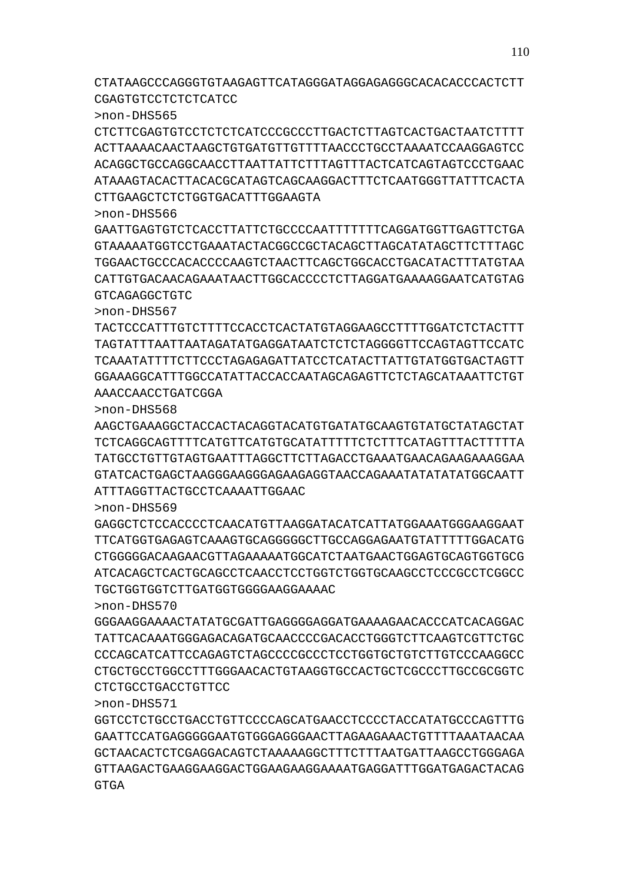CTATAAGCCCAGGGTGTAAGAGTTCATAGGGATAGGAGAGGGCACACACCCACTCTT
CGAGTGTCCTCTCTCATCC

>non-DHS565

CTCTTCGAGTGTCCTCTCTCATCCCGCCCTTGACTCTTAGTCACTGACTAATCTTTT
ACTTAAAACAACTAAGCTGTGATGTTGTTTTAACCCTGCCTAAAATCCAAGGAGTCC
ACAGGCTGCCAGGCAACCTTAATTATTCTTTAGTTTACTCATCAGTAGTCCCTGAAC
ATAAAGTACACTTACACGCATAGTCAGCAAGGACTTTCTCAATGGGTTATTTCACTA
CTTGAAGCTCTCTGGTGACATTTGGAAGTA

>non-DHS566

GAATTGAGTGTCTCACCTTATTCTGCCCCAATTTTTTTCAGGATGGTTGAGTTCTGA
GTAAAAATGGTCCTGAAATACTACGGCCGCTACAGCTTAGCATATAGCTTCTTTAGC
TGGAACTGCCCACACCCCAAGTCTAACTTCAGCTGGCACCTGACATACTTTATGTAA
CATTGTGACAACAGAAATAACTTGGCACCCCTCTTAGGATGAAAAGGAATCATGTAG
GTCAGAGGCTGTC

>non-DHS567

TACTCCCATTTGTCTTTTCCACCTCACTATGTAGGAAGCCTTTTGGATCTCTACTTT
TAGTATTTAATTAATAGATATGAGGATAATCTCTCTAGGGGTTCCAGTAGTTCCATC
TCAAATATTTTCTTCCCTAGAGAGATTATCCTCATACTTATTGTATGGTGACTAGTT
GGAAAGGCATTTGGCCATATTACCACCAATAGCAGAGTTCTCTAGCATAAATTCTGT
AAACCAACCTGATCGGA

>non-DHS568

AAGCTGAAAGGCTACCACTACAGGTACATGTGATATGCAAGTGTATGCTATAGCTAT
TCTCAGGCAGTTTTCATGTTCATGTGCATATTTTTCTCTTTCATAGTTTACTTTTTA
TATGCCTGTTGTAGTGAATTTAGGCTTCTTAGACCTGAAATGAACAGAAGAAAGGAA
GTATCACTGAGCTAAGGGAAGGGAGAAGAGGTAACCAGAAATATATATATGGCAATT
ATTTAGGTTACTGCCTCAAAATTGGAAC

>non-DHS569

GAGGCTCTCCACCCCTCAACATGTTAAGGATACATCATTATGGAAATGGGAAGGAAT
TTCATGGTGAGAGTCAAAGTGCAGGGGGCTTGCCAGGAGAATGTATTTTTGGACATG
CTGGGGGACAAGAACGTTAGAAAAATGGCATCTAATGAACTGGAGTGCAGTGGTGCG
ATCACAGCTCACTGCAGCCTCAACCTCCTGGTCTGGTGCAAGCCTCCCGCCTCGGCC
TGCTGGTGGTCTTGATGGTGGGGAAGGAAAAC

>non-DHS570

GGGAAGGAAAACTATATGCGATTGAGGGGAGGATGAAAAGAACACCCATCACAGGAC
TATTCACAAATGGGAGACAGATGCAACCCCGACACCTGGGTCTTCAAGTCGTTCTGC
CCCAGCATCATTCCAGAGTCTAGCCCCGCCCTCCTGGTGCTGTCTTGTCCCAAGGCC
CTGCTGCCTGGCCTTTGGGAACACTGTAAGGTGCCACTGCTCGCCCTTGCCGCGGTC
CTCTGCCTGACCTGTTCC

>non-DHS571

GGTCCTCTGCCTGACCTGTTCCCCAGCATGAACCTCCCCTACCATATGCCCAGTTTG
GAATTCCATGAGGGGGAATGTGGGAGGGAACTTAGAAGAAACTGTTTTAAATAACAA
GCTAACACTCTCGAGGACAGTCTAAAAAGGCTTTCTTTAATGATTAAGCCTGGGAGA
GTTAAGACTGAAGGAAGGACTGGAAGAAGGAAAATGAGGATTTGGATGAGACTACAG
GTGA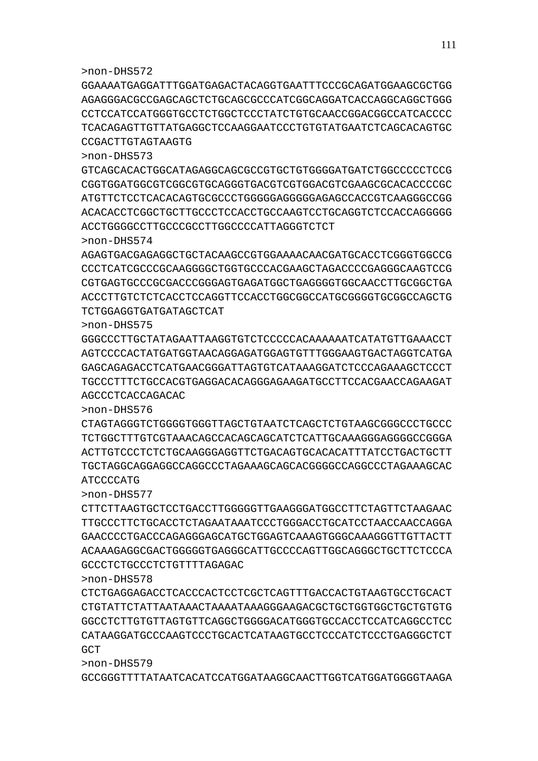>non-DHS572
GGAAAATGAGGATTTGGATGAGACTACAGGTGAATTTCCCGCAGATGGAAGCGCTGG
AGAGGGACGCCGAGCAGCTCTGCAGCGCCCATCGGCAGGATCACCAGGCAGGCTGGG
CCTCCATCCATGGGTGCCTCTGGCTCCCTATCTGTGCAACCGGACGGCCATCACCCC
TCACAGAGTTGTTATGAGGCTCCAAGGAATCCCTGTGTATGAATCTCAGCACAGTGC
CCGACTTGTAGTAAGTG
>non-DHS573
GTCAGCACACTGGCATAGAGGCAGCGCCGTGCTGTGGGGATGATCTGGCCCCCTCCG
CGGTGGATGGCGTCGGCGTGCAGGGTGACGTCGTGGACGTCGAAGCGCACACCCCGC
ATGTTCTCCTCACACAGTGCGCCCTGGGGGAGGGGGAGAGCCACCGTCAAGGGCCGG
ACACACCTCGGCTGCTTGCCCTCCACCTGCCAAGTCCTGCAGGTCTCCACCAGGGGG
ACCTGGGGCCTTGCCCGCCTTGGCCCCATTAGGGTCTCT
>non-DHS574
AGAGTGACGAGAGGCTGCTACAAGCCGTGGAAAACAACGATGCACCTCGGGTGGCCG
CCCTCATCGCCCGCAAGGGGCTGGTGCCCACGAAGCTAGACCCCGAGGGCAAGTCCG
CGTGAGTGCCCGCGACCCGGGAGTGAGATGGCTGAGGGGTGGCAACCTTGCGGCTGA
ACCCTTGTCTCTCACCTCCAGGTTCCACCTGGCGGCCATGCGGGGTGCGGCCAGCTG
TCTGGAGGTGATGATAGCTCAT
>non-DHS575
GGGCCCTTGCTATAGAATTAAGGTGTCTCCCCCACAAAAAATCATATGTTGAAACCT
AGTCCCCACTATGATGGTAACAGGAGATGGAGTGTTTGGGAAGTGACTAGGTCATGA
GAGCAGAGACCTCATGAACGGGATTAGTGTCATAAAGGATCTCCCAGAAAGCTCCCT
TGCCCTTTCTGCCACGTGAGGACACAGGGAGAAGATGCCTTCCACGAACCAGAAGAT
AGCCCTCACCAGACAC
>non-DHS576
CTAGTAGGGTCTGGGGTGGGTTAGCTGTAATCTCAGCTCTGTAAGCGGGCCCTGCCC
TCTGGCTTTGTCGTAAACAGCCACAGCAGCATCTCATTGCAAAGGGAGGGGCCGGGA
ACTTGTCCCTCTCTGCAAGGGAGGTTCTGACAGTGCACACATTTATCCTGACTGCTT
TGCTAGGCAGGAGGCCAGGCCCTAGAAAGCAGCACGGGGCCAGGCCCTAGAAAGCAC
ATCCCCATG
>non-DHS577
CTTCTTAAGTGCTCCTGACCTTGGGGGTTGAAGGGATGGCCTTCTAGTTCTAAGAAC
TTGCCCTTCTGCACCTCTAGAATAAATCCCTGGGACCTGCATCCTAACCAACCAGGA
GAACCCCTGACCCAGAGGGAGCATGCTGGAGTCAAAGTGGGCAAAGGGTTGTTACTT
ACAAAGAGGCGACTGGGGGTGAGGGCATTGCCCCAGTTGGCAGGGCTGCTTCTCCCA
GCCCTCTGCCCTCTGTTTTAGAGAC
>non-DHS578
CTCTGAGGAGACCTCACCCACTCCTCGCTCAGTTTGACCACTGTAAGTGCCTGCACT
CTGTATTCTATTAATAAACTAAAATAAAGGGAAGACGCTGCTGGTGGCTGCTGTGTG
GGCCTCTTGTGTTAGTGTTCAGGCTGGGGACATGGGTGCCACCTCCATCAGGCCTCC
CATAAGGATGCCCAAGTCCCTGCACTCATAAGTGCCTCCCATCTCCCTGAGGGCTCT
GCT
>non-DHS579
GCCGGGTTTTATAATCACATCCATGGATAAGGCAACTTGGTCATGGATGGGGTAAGA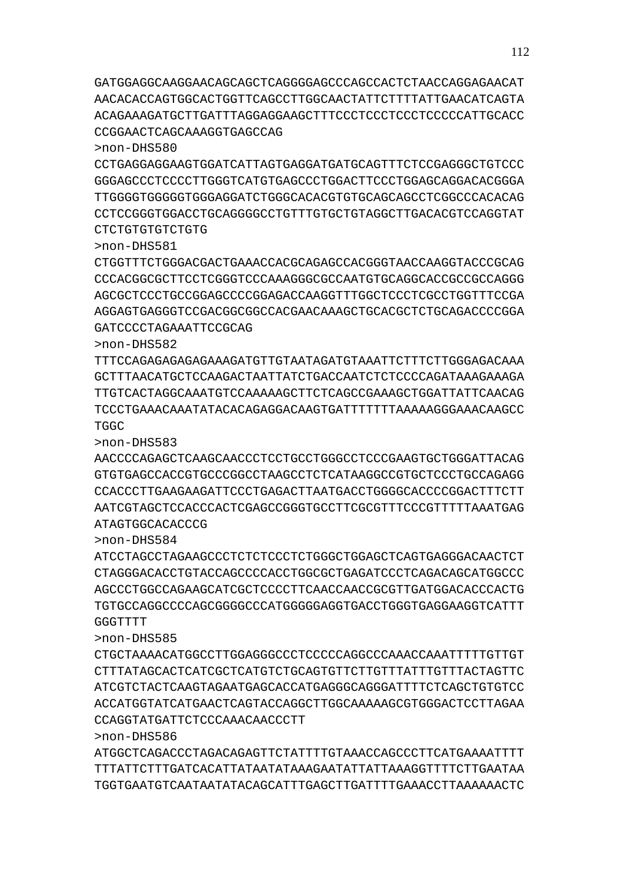GATGGAGGCAAGGAACAGCAGCTCAGGGGAGCCCAGCCACTCTAACCAGGAGAACAT
AACACACCAGTGGCACTGGTTCAGCCTTGGCAACTATTCTTTTATTGAACATCAGTA
ACAGAAAGATGCTTGATTTAGGAGGAAGCTTTCCCTCCCTCCCTCCCCCATTGCACC
CCGGAACTCAGCAAAGGTGAGCCAG

>non-DHS580

CCTGAGGAGGAAGTGGATCATTAGTGAGGATGATGCAGTTTCTCCGAGGGCTGTCCC
GGGAGCCCTCCCCTTGGGTCATGTGAGCCCTGGACTTCCCTGGAGCAGGACACGGGA
TTGGGGTGGGGGTGGGAGGATCTGGGCACACGTGTGCAGCAGCCTCGGCCCACACAG
CCTCCGGGTGGACCTGCAGGGGCCTGTTTGTGCTGTAGGCTTGACACGTCCAGGTAT
CTCTGTGTGTCTGTG

>non-DHS581

CTGGTTTCTGGGACGACTGAAACCACGCAGAGCCACGGGTAACCAAGGTACCCGCAG
CCCACGGCGCTTCCTCGGGTCCCAAAGGGCGCCAATGTGCAGGCACCGCCGCCAGGG
AGCGCTCCCTGCCGGAGCCCCGGAGACCAAGGTTTGGCTCCCTCGCCTGGTTTCCGA
AGGAGTGAGGGTCCGACGGCGGCCACGAACAAAGCTGCACGCTCTGCAGACCCCGGA
GATCCCCTAGAAATTCCGCAG

>non-DHS582

TTTCCAGAGAGAGAGAAAGATGTTGTAATAGATGTAAATTCTTTCTTGGGAGACAAA
GCTTTAACATGCTCCAAGACTAATTATCTGACCAATCTCTCCCCAGATAAAGAAAGA
TTGTCACTAGGCAAATGTCCAAAAAGCTTCTCAGCCGAAAGCTGGATTATTCAACAG
TCCCTGAAACAAATATACACAGAGGACAAGTGATTTTTTTAAAAAGGGAAACAAGCC
TGGC

>non-DHS583

AACCCCAGAGCTCAAGCAACCCTCCTGCCTGGGCCTCCCGAAGTGCTGGGATTACAG
GTGTGAGCCACCGTGCCCGGCCTAAGCCTCTCATAAGGCCGTGCTCCCTGCCAGAGG
CCACCCTTGAAGAAGATTCCCTGAGACTTAATGACCTGGGGCACCCCGGACTTTCTT
AATCGTAGCTCCACCCACTCGAGCCGGGTGCCTTCGCGTTTCCCGTTTTTAAATGAG
ATAGTGGCACACCCG

>non-DHS584

ATCCTAGCCTAGAAGCCCTCTCTCCCTCTGGGCTGGAGCTCAGTGAGGGACAACTCT
CTAGGGACACCTGTACCAGCCCCACCTGGCGCTGAGATCCCTCAGACAGCATGGCCC
AGCCCTGGCCAGAAGCATCGCTCCCCTTCAACCAACCGCGTTGATGGACACCCACTG
TGTGCCAGGCCCCAGCGGGGCCCATGGGGGAGGTGACCTGGGTGAGGAAGGTCATTT
GGGTTTT

>non-DHS585

CTGCTAAAACATGGCCTTGGAGGGCCCTCCCCCAGGCCCAAACCAAATTTTTGTTGT
CTTTATAGCACTCATCGCTCATGTCTGCAGTGTTCTTGTTTATTTGTTTACTAGTTC
ATCGTCTACTCAAGTAGAATGAGCACCATGAGGGCAGGGATTTTCTCAGCTGTGTCC
ACCATGGTATCATGAACTCAGTACCAGGCTTGGCAAAAAGCGTGGGACTCCTTAGAA
CCAGGTATGATTCTCCCAAACAACCCTT

>non-DHS586

ATGGCTCAGACCCTAGACAGAGTTCTATTTTGTAAACCAGCCCTTCATGAAAATTTT
TTTATTCTTTGATCACATTATAATATAAAGAATATTATTAAAGGTTTTCTTGAATAA
TGGTGAATGTCAATAATATACAGCATTTGAGCTTGATTTTGAAACCTTAAAAAACTC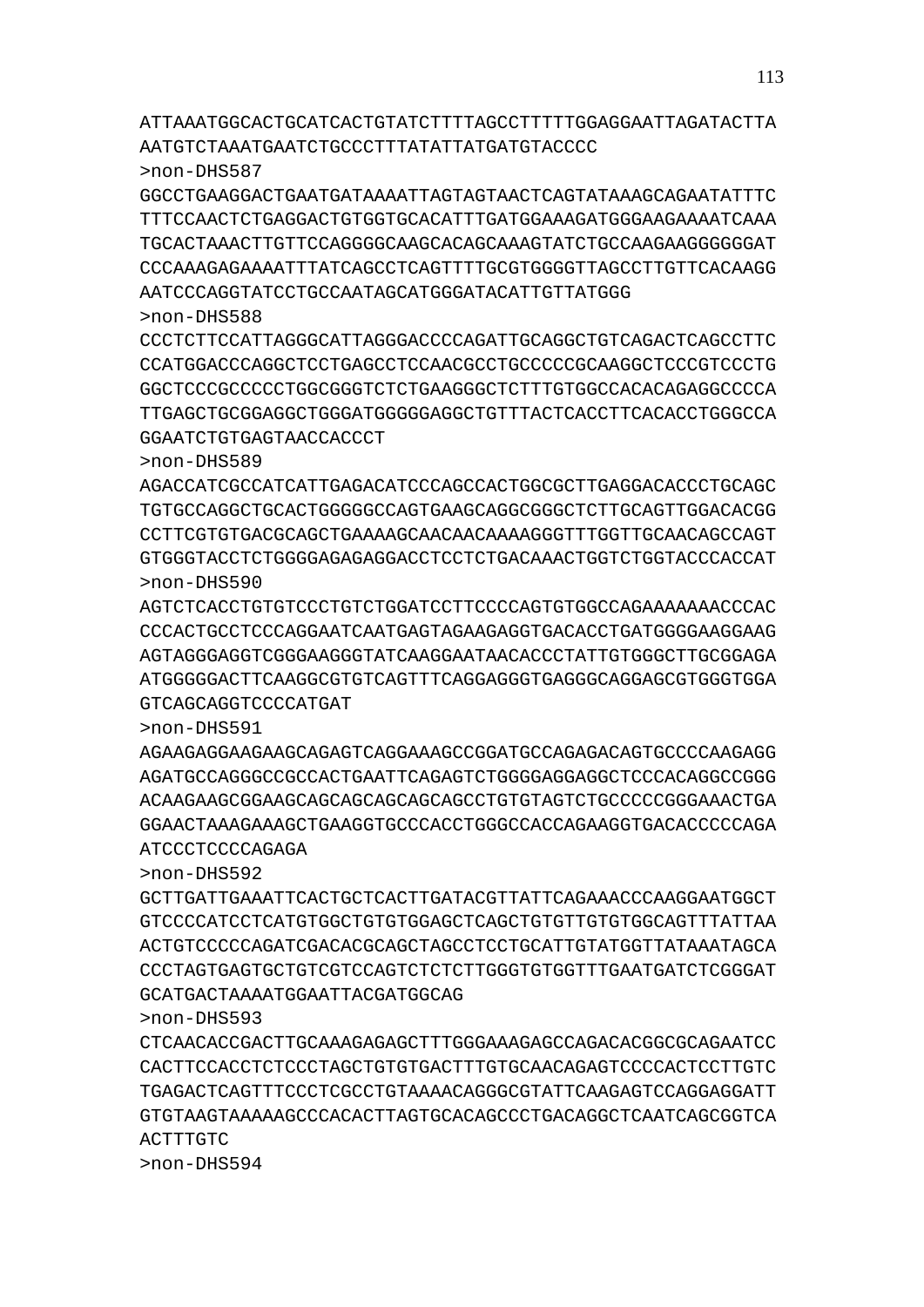ATTAAATGGCACTGCATCACTGTATCTTTTAGCCTTTTTGGAGGAATTAGATACTTA
AATGTCTAAATGAATCTGCCCTTTATATTATGATGTACCCC

>non-DHS587

GGCCTGAAGGACTGAATGATAAAATTAGTAGTAACTCAGTATAAAGCAGAATATTTC
TTTCCAACTCTGAGGACTGTGGTGCACATTTGATGGAAAGATGGGAAGAAAATCAAA
TGCACTAAACTTGTTCCAGGGGCAAGCACAGCAAAGTATCTGCCAAGAAGGGGGGAT
CCCAAAGAGAAAATTTATCAGCCTCAGTTTTGCGTGGGGTTAGCCTTGTTCACAAGG
AATCCCAGGTATCCTGCCAATAGCATGGGATACATTGTTATGGG

>non-DHS588

CCCTCTTCCATTAGGGCATTAGGGACCCCAGATTGCAGGCTGTCAGACTCAGCCTTC
CCATGGACCCAGGCTCCTGAGCCTCCAACGCCTGCCCCCGCAAGGCTCCCGTCCCTG
GGCTCCCGCCCCCTGGCGGGTCTCTGAAGGGCTCTTTGTGGCCACACAGAGGCCCCA
TTGAGCTGCGGAGGCTGGGATGGGGGAGGCTGTTTACTCACCTTCACACCTGGGCCA
GGAATCTGTGAGTAACCACCCT

>non-DHS589

AGACCATCGCCATCATTGAGACATCCCAGCCACTGGCGCTTGAGGACACCCTGCAGC
TGTGCCAGGCTGCACTGGGGGCCAGTGAAGCAGGCGGGCTCTTGCAGTTGGACACGG
CCTTCGTGTGACGCAGCTGAAAAGCAACAACAAAAGGGTTTGGTTGCAACAGCCAGT
GTGGGTACCTCTGGGGAGAGAGGACCTCCTCTGACAAACTGGTCTGGTACCCACCAT

>non-DHS590

AGTCTCACCTGTGTCCCTGTCTGGATCCTTCCCCAGTGTGGCCAGAAAAAAACCCAC
CCCACTGCCTCCCAGGAATCAATGAGTAGAAGAGGTGACACCTGATGGGGAAGGAAG
AGTAGGGAGGTCGGGAAGGGTATCAAGGAATAACACCCTATTGTGGGCTTGCGGAGA
ATGGGGGACTTCAAGGCGTGTCAGTTTCAGGAGGGTGAGGGCAGGAGCGTGGGTGGA
GTCAGCAGGTCCCCATGAT

>non-DHS591

AGAAGAGGAAGAAGCAGAGTCAGGAAAGCCGGATGCCAGAGACAGTGCCCCAAGAGG
AGATGCCAGGGCCGCCACTGAATTCAGAGTCTGGGGAGGAGGCTCCCACAGGCCGGG
ACAAGAAGCGGAAGCAGCAGCAGCAGCAGCCTGTGTAGTCTGCCCCCGGGAAACTGA
GGAACTAAAGAAAGCTGAAGGTGCCCACCTGGGCCACCAGAAGGTGACACCCCCAGA
ATCCCTCCCCAGAGA

>non-DHS592

GCTTGATTGAAATTCACTGCTCACTTGATACGTTATTCAGAAACCCAAGGAATGGCT
GTCCCCATCCTCATGTGGCTGTGTGGAGCTCAGCTGTGTTGTGTGGCAGTTTATTAA
ACTGTCCCCCAGATCGACACGCAGCTAGCCTCCTGCATTGTATGGTTATAAATAGCA
CCCTAGTGAGTGCTGTCGTCCAGTCTCTCTTGGGTGTGGTTTGAATGATCTCGGGAT
GCATGACTAAAATGGAATTACGATGGCAG

>non-DHS593

CTCAACACCGACTTGCAAAGAGAGCTTTGGGAAAGAGCCAGACACGGCGCAGAATCC
CACTTCCACCTCTCCCTAGCTGTGTGACTTTGTGCAACAGAGTCCCCACTCCTTGTC
TGAGACTCAGTTTCCCTCGCCTGTAAAACAGGGCGTATTCAAGAGTCCAGGAGGATT
GTGTAAGTAAAAAGCCCACACTTAGTGCACAGCCCTGACAGGCTCAATCAGCGGTCA
ACTTTGTC

>non-DHS594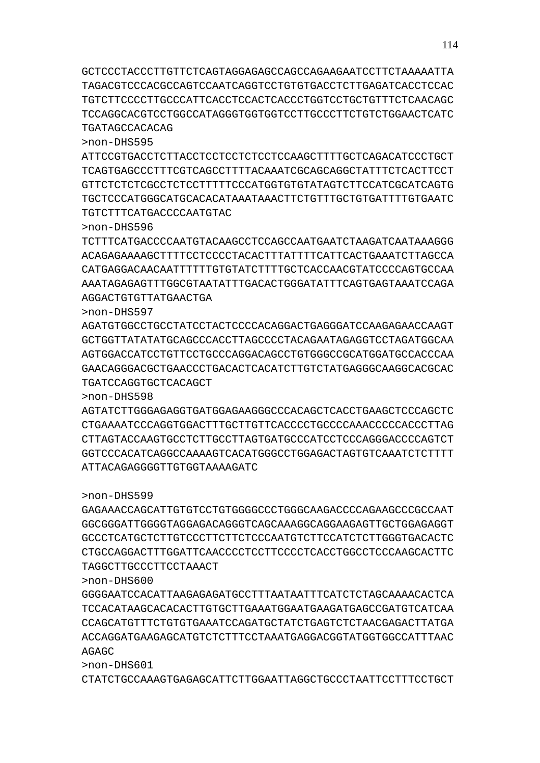GCTCCCTACCCTTGTTCTCAGTAGGAGAGCCAGCCAGAAGAATCCTTCTAAAAATTA
TAGACGTCCCACGCCAGTCCAATCAGGTCCTGTGTGACCTCTTGAGATCACCTCCAC
TGTCTTCCCCTTGCCCATTCACCTCCACTCACCCTGGTCCTGCTGTTTCTCAACAGC
TCCAGGCACGTCCTGGCCATAGGGTGGTGGTCCTTGCCCTTCTGTCTGGAACTCATC
TGATAGCCACACAG

>non-DHS595

ATTCCGTGACCTCTTACCTCCTCCTCTCCTCCAAGCTTTTGCTCAGACATCCCTGCT
TCAGTGAGCCCTTTCGTCAGCCTTTTACAAATCGCAGCAGGCTATTTCTCACTTCCT
GTTCTCTCTCGCCTCTCCTTTTTCCCATGGTGTGTATAGTCTTCCATCGCATCAGTG
TGCTCCCATGGGCATGCACACATAAATAAACTTCTGTTTGCTGTGATTTTGTGAATC
TGTCTTTCATGACCCCAATGTAC

>non-DHS596

TCTTTCATGACCCCAATGTACAAGCCTCCAGCCAATGAATCTAAGATCAATAAAGGG
ACAGAGAAAAGCTTTTCCTCCCCTACACTTTATTTTCATTCACTGAAATCTTAGCCA
CATGAGGACAACAATTTTTTGTGTATCTTTTGCTCACCAACGTATCCCCAGTGCCAA
AAATAGAGAGTTTGGCGTAATATTTGACACTGGGATATTTCAGTGAGTAAATCCAGA
AGGACTGTGTTATGAACTGA

>non-DHS597

AGATGTGGCCTGCCTATCCTACTCCCCACAGGACTGAGGGATCCAAGAGAACCAAGT
GCTGGTTATATATGCAGCCCACCTTAGCCCCTACAGAATAGAGGTCCTAGATGGCAA
AGTGGACCATCCTGTTCCTGCCCAGGACAGCCTGTGGGCCGCATGGATGCCACCCAA
GAACAGGGACGCTGAACCCTGACACTCACATCTTGTCTATGAGGGCAAGGCACGCAC
TGATCCAGGTGCTCACAGCT

>non-DHS598

AGTATCTTGGGAGAGGTGATGGAGAAGGGCCCACAGCTCACCTGAAGCTCCCAGCTC
CTGAAAATCCCAGGTGGACTTTGCTTGTTCACCCCTGCCCCAAACCCCCACCCTTAG
CTTAGTACCAAGTGCCTCTTGCCTTAGTGATGCCCATCCTCCCAGGGACCCCAGTCT
GGTCCCACATCAGGCCAAAAGTCACATGGGCCTGGAGACTAGTGTCAAATCTCTTTT
ATTACAGAGGGGTTGTGGTAAAAGATC

>non-DHS599

GAGAAACCAGCATTGTGTCCTGTGGGGCCCTGGGCAAGACCCCAGAAGCCCGCCAAT
GGCGGGATTGGGGTAGGAGACAGGGTCAGCAAAGGCAGGAAGAGTTGCTGGAGAGGT
GCCCTCATGCTCTTGTCCCTTCTTCTCCCAATGTCTTCCATCTCTTGGGTGACACTC
CTGCCAGGACTTTGGATTCAACCCCTCCTTCCCCTCACCTGGCCTCCCAAGCACTTC
TAGGCTTGCCCTTCCTAAACT

>non-DHS600

GGGGAATCCACATTAAGAGAGATGCCTTTAATAATTTCATCTCTAGCAAAACACTCA
TCCACATAAGCACACACTTGTGCTTGAAATGGAATGAAGATGAGCCGATGTCATCAA
CCAGCATGTTTCTGTGTGAAATCCAGATGCTATCTGAGTCTCTAACGAGACTTATGA
ACCAGGATGAAGAGCATGTCTCTTTCCTAAATGAGGACGGTATGGTGGCCATTTAAC
AGAGC

>non-DHS601

CTATCTGCCAAAGTGAGAGCATTCTTGGAATTAGGCTGCCCTAATTCCTTTCCTGCT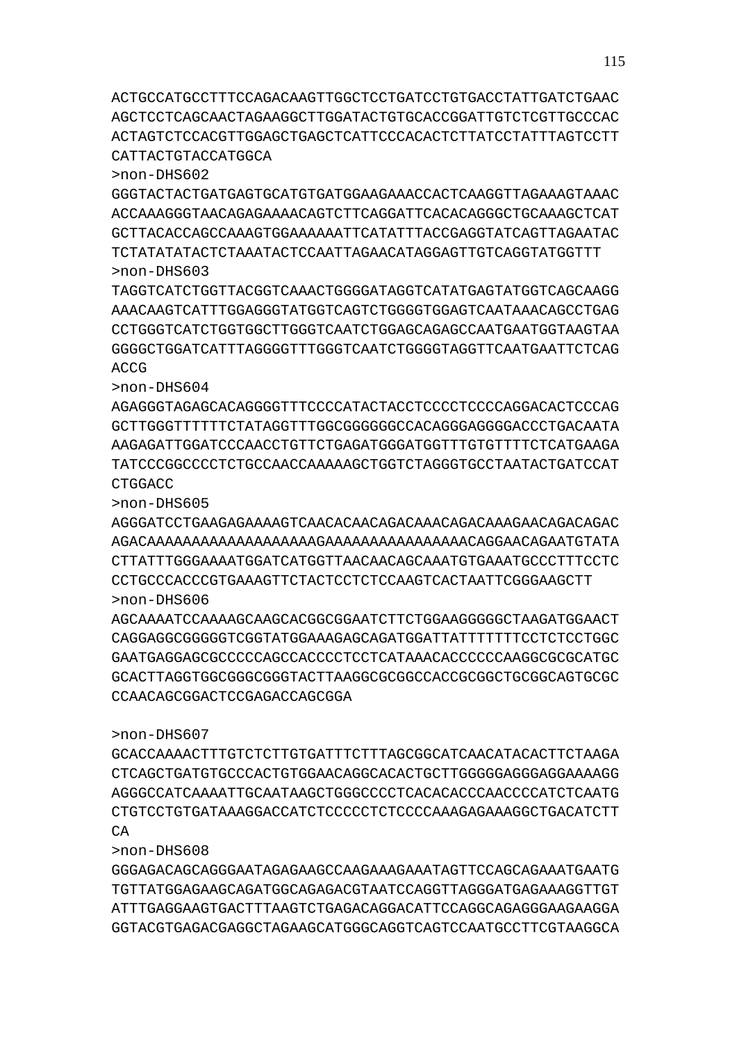ACTGCCATGCCTTTCCAGACAAGTTGGCTCCTGATCCTGTGACCTATTGATCTGAAC
AGCTCCTCAGCAACTAGAAGGCTTGGATACTGTGCACCGGATTGTCTCGTTGCCCAC
ACTAGTCTCCACGTTGGAGCTGAGCTCATTCCCACACTCTTATCCTATTTAGTCCTT
CATTACTGTACCATGGCA

>non-DHS602
GGGTACTACTGATGAGTGCATGTGATGGAAGAAACCACTCAAGGTTAGAAAGTAAAC
ACCAAAGGGTAACAGAGAAAACAGTCTTCAGGATTCACACAGGGCTGCAAAGCTCAT
GCTTACACCAGCCAAAGTGGAAAAAATTCATATTTACCGAGGTATCAGTTAGAATAC
TCTATATATACTCTAAATACTCCAATTAGAACATAGGAGTTGTCAGGTATGGTTT

>non-DHS603
TAGGTCATCTGGTTACGGTCAAACTGGGGATAGGTCATATGAGTATGGTCAGCAAGG
AAACAAGTCATTTGGAGGGTATGGTCAGTCTGGGGTGGAGTCAATAAACAGCCTGAG
CCTGGGTCATCTGGTGGCTTGGGTCAATCTGGAGCAGAGCCAATGAATGGTAAGTAA
GGGGCTGGATCATTTAGGGGTTTGGGTCAATCTGGGGTAGGTTCAATGAATTCTCAG
ACCG

>non-DHS604
AGAGGGTAGAGCACAGGGGTTTCCCCATACTACCTCCCCTCCCCAGGACACTCCCAG
GCTTGGGTTTTTTCTATAGGTTTGGCGGGGGGCCACAGGGAGGGGACCCTGACAATA
AAGAGATTGGATCCCAACCTGTTCTGAGATGGGATGGTTTGTGTTTTCTCATGAAGA
TATCCCGGCCCCTCTGCCAACCAAAAAGCTGGTCTAGGGTGCCTAATACTGATCCAT
CTGGACC

>non-DHS605
AGGGATCCTGAAGAGAAAAGTCAACACAACAGACAAACAGACAAAGAACAGACAGAC
AGACAAAAAAAAAAAAAAAAAAAGAAAAAAAAAAAAAAAACAGGAACAGAATGTATA
CTTATTTGGGAAAATGGATCATGGTTAACAACAGCAAATGTGAAATGCCCTTTCCTC
CCTGCCCACCCGTGAAAGTTCTACTCCTCTCCAAGTCACTAATTCGGGAAGCTT

>non-DHS606
AGCAAAATCCAAAAGCAAGCACGGCGGAATCTTCTGGAAGGGGGCTAAGATGGAACT
CAGGAGGCGGGGGTCGGTATGGAAAGAGCAGATGGATTATTTTTTTCCTCTCCTGGC
GAATGAGGAGCGCCCCCAGCCACCCCTCCTCATAAACACCCCCCAAGGCGCGCATGC
GCACTTAGGTGGCGGGCGGGTACTTAAGGCGCGGCCACCGCGGCTGCGGCAGTGCGC
CCAACAGCGGACTCCGAGACCAGCGGA

>non-DHS607
GCACCAAAACTTTGTCTCTTGTGATTTCTTTAGCGGCATCAACATACACTTCTAAGA
CTCAGCTGATGTGCCCACTGTGGAACAGGCACACTGCTTGGGGGAGGGAGGAAAAGG
AGGGCCATCAAAATTGCAATAAGCTGGGCCCCTCACACACCCAACCCCATCTCAATG
CTGTCCTGTGATAAAGGACCATCTCCCCCTCTCCCCAAAGAGAAAGGCTGACATCTT
CA

>non-DHS608
GGGAGACAGCAGGGAATAGAGAAGCCAAGAAAGAAATAGTTCCAGCAGAAATGAATG
TGTTATGGAGAAGCAGATGGCAGAGACGTAATCCAGGTTAGGGATGAGAAAGGTTGT
ATTTGAGGAAGTGACTTTAAGTCTGAGACAGGACATTCCAGGCAGAGGGAAGAAGGA
GGTACGTGAGACGAGGCTAGAAGCATGGGCAGGTCAGTCCAATGCCTTCGTAAGGCA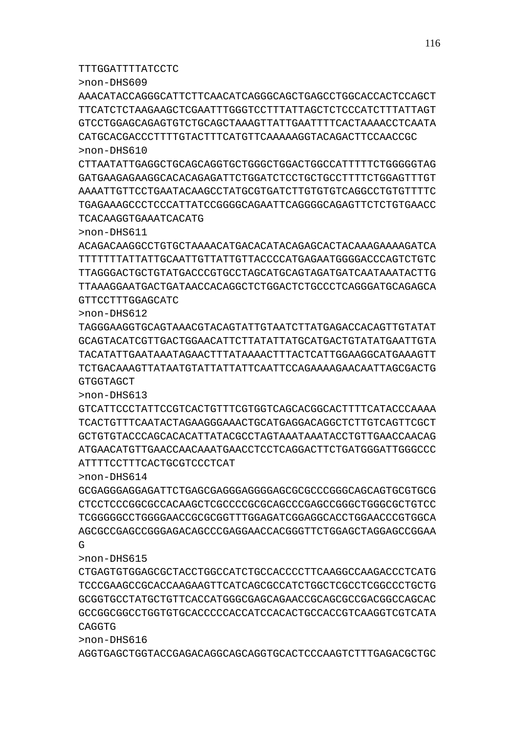TTTGGATTTTATCCTC
>non-DHS609
AAACATACCAGGGCATTCTTCAACATCAGGGCAGCTGAGCCTGGCACCACTCCAGCT
TTCATCTCTAAGAAGCTCGAATTTGGGTCCTTTATTAGCTCTCCCATCTTTATTAGT
GTCCTGGAGCAGAGTGTCTGCAGCTAAAGTTATTGAATTTTCACTAAAACCTCAATA
CATGCACGACCCTTTTGTACTTTCATGTTCAAAAAGGTACAGACTTCCAACCGC
>non-DHS610
CTTAATATTGAGGCTGCAGCAGGTGCTGGGCTGGACTGGCCATTTTTCTGGGGGTAG
GATGAAGAGAAGGCACACAGAGATTCTGGATCTCCTGCTGCCTTTTCTGGAGTTTGT
AAAATTGTTCCTGAATACAAGCCTATGCGTGATCTTGTGTGTCAGGCCTGTGTTTTC
TGAGAAAGCCCTCCCATTATCCGGGGCAGAATTCAGGGGCAGAGTTCTCTGTGAACC
TCACAAGGTGAAATCACATG
>non-DHS611
ACAGACAAGGCCTGTGCTAAAACATGACACATACAGAGCACTACAAAGAAAAGATCA
TTTTTTTATTATTGCAATTGTTATTGTTACCCCATGAGAATGGGGACCCAGTCTGTC
TTAGGGACTGCTGTATGACCCGTGCCTAGCATGCAGTAGATGATCAATAAATACTTG
TTAAAGGAATGACTGATAACCACAGGCTCTGGACTCTGCCCTCAGGGATGCAGAGCA
GTTCCTTTGGAGCATC
>non-DHS612
TAGGGAAGGTGCAGTAAACGTACAGTATTGTAATCTTATGAGACCACAGTTGTATAT
GCAGTACATCGTTGACTGGAACATTCTTATATTATGCATGACTGTATATGAATTGTA
TACATATTGAATAAATAGAACTTTATAAAACTTTACTCATTGGAAGGCATGAAAGTT
TCTGACAAAGTTATAATGTATTATTATTCAATTCCAGAAAAGAACAATTAGCGACTG
GTGGTAGCT
>non-DHS613
GTCATTCCCTATTCCGTCACTGTTTCGTGGTCAGCACGGCACTTTTCATACCCAAAA
TCACTGTTTCAATACTAGAAGGGAAACTGCATGAGGACAGGCTCTTGTCAGTTCGCT
GCTGTGTACCCAGCACACATTATACGCCTAGTAAATAAATACCTGTTGAACCAACAG
ATGAACATGTTGAACCAACAAATGAACCTCCTCAGGACTTCTGATGGGATTGGGCCC
ATTTTCCTTTCACTGCGTCCCTCAT
>non-DHS614
GCGAGGGAGGAGATTCTGAGCGAGGGAGGGGAGCGCGCCCGGGCAGCAGTGCGTGCG
CTCCTCCCGGCGCCACAAGCTCGCCCCGCGCAGCCCGAGCCGGGCTGGGCGCTGTCC
TCGGGGGCCTGGGGAACCGCGCGGTTTGGAGATCGGAGGCACCTGGAACCCGTGGCA
AGCGCCGAGCCGGGAGACAGCCCGAGGAACCACGGGTTCTGGAGCTAGGAGCCGGAA
G
>non-DHS615
CTGAGTGTGGAGCGCTACCTGGCCATCTGCCACCCCTTCAAGGCCAAGACCCTCATG
TCCCGAAGCCGCACCAAGAAGTTCATCAGCGCCATCTGGCTCGCCTCGGCCCTGCTG
GCGGTGCCTATGCTGTTCACCATGGGCGAGCAGAACCGCAGCGCCGACGGCCAGCAC
GCCGGCGGCCTGGTGTGCACCCCCACCATCCACACTGCCACCGTCAAGGTCGTCATA
CAGGTG
>non-DHS616
AGGTGAGCTGGTACCGAGACAGGCAGCAGGTGCACTCCCAAGTCTTTGAGACGCTGC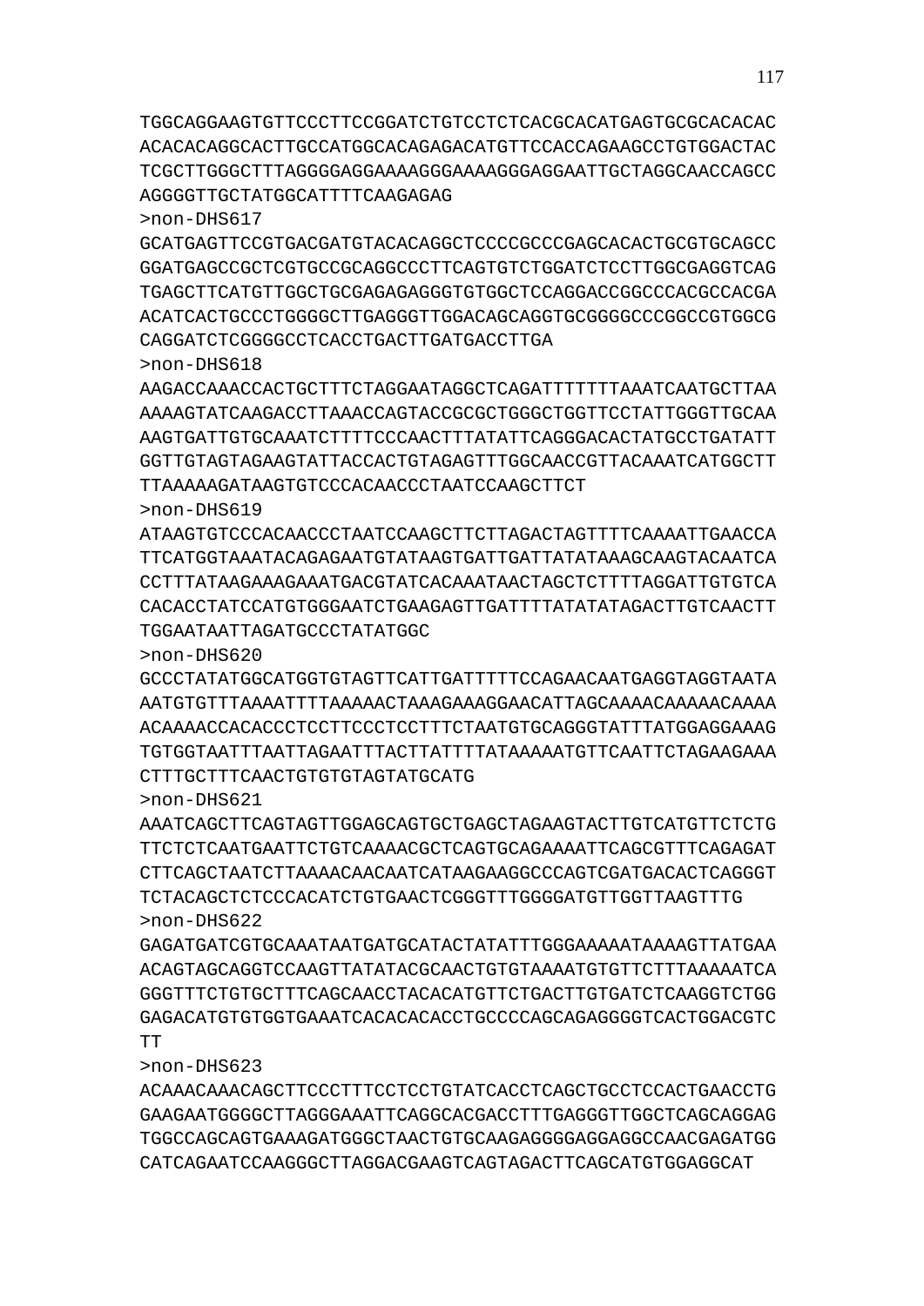TGGCAGGAAGTGTTCCCTTCCGGATCTGTCCTCTCACGCACATGAGTGCGCACACAC
ACACACAGGCACTTGCCATGGCACAGAGACATGTTCCACCAGAAGCCTGTGGACTAC
TCGCTTGGGCTTTAGGGGAGGAAAAGGGAAAAGGGAGGAATTGCTAGGCAACCAGCC
AGGGGTTGCTATGGCATTTTCAAGAGAG

>non-DHS617

GCATGAGTTCCGTGACGATGTACACAGGCTCCCCGCCCGAGCACACTGCGTGCAGCC
GGATGAGCCGCTCGTGCCGCAGGCCCTTCAGTGTCTGGATCTCCTTGGCGAGGTCAG
TGAGCTTCATGTTGGCTGCGAGAGAGGGTGTGGCTCCAGGACCGGCCCACGCCACGA
ACATCACTGCCCTGGGGCTTGAGGGTTGGACAGCAGGTGCGGGGCCCGGCCGTGGCG
CAGGATCTCGGGGCCTCACCTGACTTGATGACCTTGA

>non-DHS618

AAGACCAAACCACTGCTTTCTAGGAATAGGCTCAGATTTTTTTAAATCAATGCTTAA
AAAAGTATCAAGACCTTAAACCAGTACCGCGCTGGGCTGGTTCCTATTGGGTTGCAA
AAGTGATTGTGCAAATCTTTTCCCAACTTTATATTCAGGGACACTATGCCTGATATT
GGTTGTAGTAGAAGTATTACCACTGTAGAGTTTGGCAACCGTTACAAATCATGGCTT
TTAAAAAGATAAGTGTCCCACAACCCTAATCCAAGCTTCT

>non-DHS619

ATAAGTGTCCCACAACCCTAATCCAAGCTTCTTAGACTAGTTTTCAAAATTGAACCA
TTCATGGTAAATACAGAGAATGTATAAGTGATTGATTATATAAAGCAAGTACAATCA
CCTTTATAAGAAAGAAATGACGTATCACAAATAACTAGCTCTTTTAGGATTGTGTCA
CACACCTATCCATGTGGGAATCTGAAGAGTTGATTTTATATATAGACTTGTCAACTT
TGGAATAATTAGATGCCCTATATGGC

>non-DHS620

GCCCTATATGGCATGGTGTAGTTCATTGATTTTTCCAGAACAATGAGGTAGGTAATA
AATGTGTTTAAAATTTTAAAAACTAAAGAAAGGAACATTAGCAAAACAAAAACAAAA
ACAAAACCACACCCTCCTTCCCTCCTTTCTAATGTGCAGGGTATTTATGGAGGAAAG
TGTGGTAATTTAATTAGAATTTACTTATTTTATAAAAATGTTCAATTCTAGAAGAAA
CTTTGCTTTCAACTGTGTGTAGTATGCATG

>non-DHS621

AAATCAGCTTCAGTAGTTGGAGCAGTGCTGAGCTAGAAGTACTTGTCATGTTCTCTG
TTCTCTCAATGAATTCTGTCAAAACGCTCAGTGCAGAAAATTCAGCGTTTCAGAGAT
CTTCAGCTAATCTTAAAACAACAATCATAAGAAGGCCCAGTCGATGACACTCAGGGT
TCTACAGCTCTCCCACATCTGTGAACTCGGGTTTGGGGATGTTGGTTAAGTTTG

>non-DHS622

GAGATGATCGTGCAAATAATGATGCATACTATATTTGGGAAAAATAAAAGTTATGAA
ACAGTAGCAGGTCCAAGTTATATACGCAACTGTGTAAAATGTGTTCTTTAAAAATCA
GGGTTTCTGTGCTTTCAGCAACCTACACATGTTCTGACTTGTGATCTCAAGGTCTGG
GAGACATGTGTGGTGAAATCACACACACCTGCCCCAGCAGAGGGGTCACTGGACGTC
TT

>non-DHS623

ACAAACAAACAGCTTCCCTTTCCTCCTGTATCACCTCAGCTGCCTCCACTGAACCTG
GAAGAATGGGGCTTAGGGAAATTCAGGCACGACCTTTGAGGGTTGGCTCAGCAGGAG
TGGCCAGCAGTGAAAGATGGGCTAACTGTGCAAGAGGGGAGGAGGCCAACGAGATGG
CATCAGAATCCAAGGGCTTAGGACGAAGTCAGTAGACTTCAGCATGTGGAGGCAT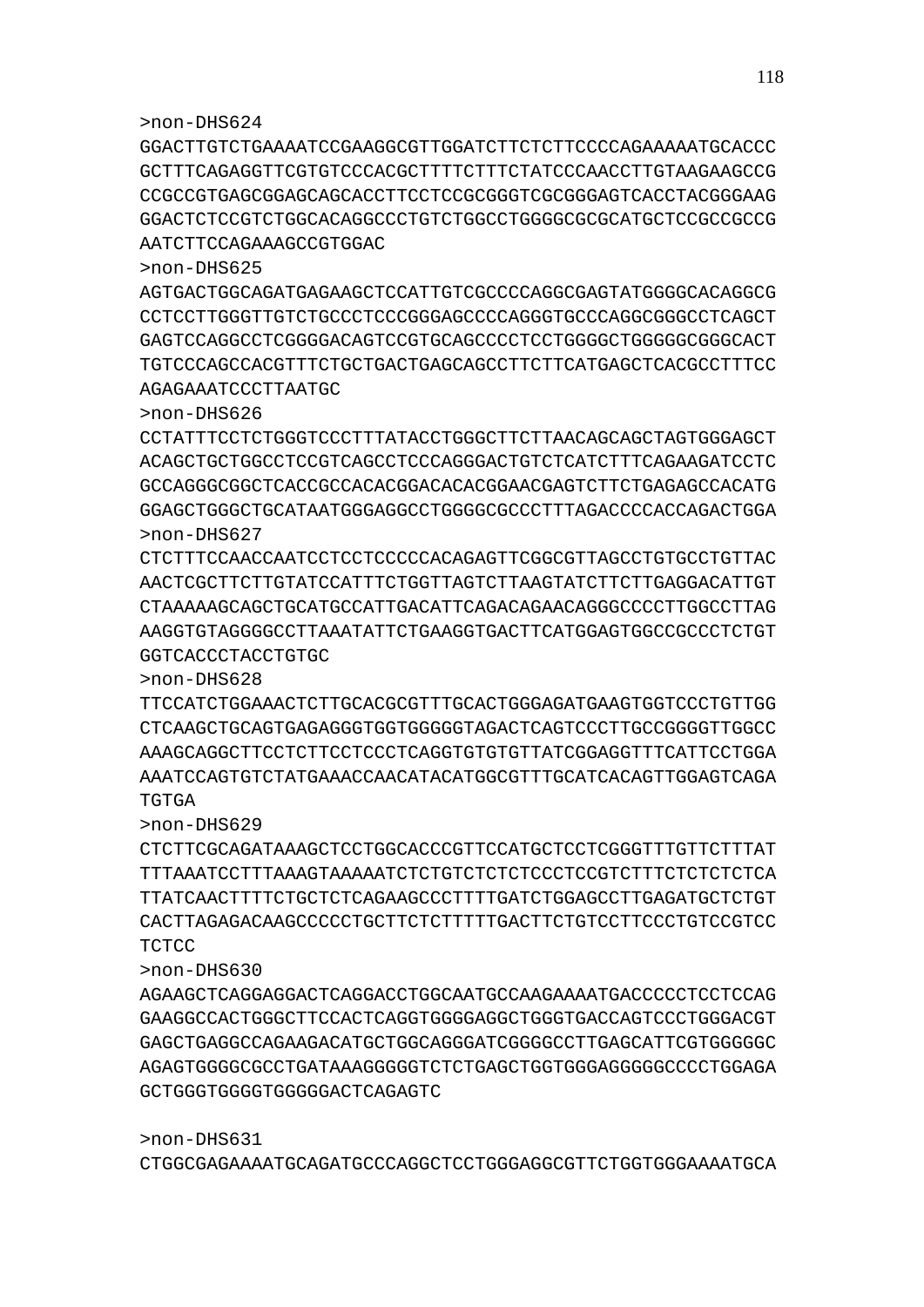>non-DHS624
GGACTTGTCTGAAAATCCGAAGGCGTTGGATCTTCTCTTCCCCAGAAAAATGCACCC
GCTTTCAGAGGTTCGTGTCCCACGCTTTTCTTTCTATCCCAACCTTGTAAGAAGCCG
CCGCCGTGAGCGGAGCAGCACCTTCCTCCGCGGGTCGCGGGAGTCACCTACGGGAAG
GGACTCTCCGTCTGGCACAGGCCCTGTCTGGCCTGGGGCGCGCATGCTCCGCCGCCG
AATCTTCCAGAAAGCCGTGGAC

>non-DHS625
AGTGACTGGCAGATGAGAAGCTCCATTGTCGCCCCAGGCGAGTATGGGGCACAGGCG
CCTCCTTGGGTTGTCTGCCCTCCCGGGAGCCCCAGGGTGCCCAGGCGGGCCTCAGCT
GAGTCCAGGCCTCGGGGACAGTCCGTGCAGCCCCTCCTGGGGCTGGGGGCGGGCACT
TGTCCCAGCCACGTTTCTGCTGACTGAGCAGCCTTCTTCATGAGCTCACGCCTTTCC
AGAGAAATCCCTTAATGC

>non-DHS626
CCTATTTCCTCTGGGTCCCTTTATACCTGGGCTTCTTAACAGCAGCTAGTGGGAGCT
ACAGCTGCTGGCCTCCGTCAGCCTCCCAGGGACTGTCTCATCTTTCAGAAGATCCTC
GCCAGGGCGGCTCACCGCCACACGGACACACGGAACGAGTCTTCTGAGAGCCACATG
GGAGCTGGGCTGCATAATGGGAGGCCTGGGGCGCCCTTTAGACCCCACCAGACTGGA

>non-DHS627
CTCTTTCCAACCAATCCTCCTCCCCCACAGAGTTCGGCGTTAGCCTGTGCCTGTTAC
AACTCGCTTCTTGTATCCATTTCTGGTTAGTCTTAAGTATCTTCTTGAGGACATTGT
CTAAAAAGCAGCTGCATGCCATTGACATTCAGACAGAACAGGGCCCCTTGGCCTTAG
AAGGTGTAGGGGCCTTAAATATTCTGAAGGTGACTTCATGGAGTGGCCGCCCTCTGT
GGTCACCCTACCTGTGC

>non-DHS628
TTCCATCTGGAAACTCTTGCACGCGTTTGCACTGGGAGATGAAGTGGTCCCTGTTGG
CTCAAGCTGCAGTGAGAGGGTGGTGGGGGTAGACTCAGTCCCTTGCCGGGGTTGGCC
AAAGCAGGCTTCCTCTTCCTCCCTCAGGTGTGTGTTATCGGAGGTTTCATTCCTGGA
AAATCCAGTGTCTATGAAACCAACATACATGGCGTTTGCATCACAGTTGGAGTCAGA
TGTGA

>non-DHS629
CTCTTCGCAGATAAAGCTCCTGGCACCCGTTCCATGCTCCTCGGGTTTGTTCTTTAT
TTTAAATCCTTTAAAGTAAAAATCTCTGTCTCTCTCCCTCCGTCTTTCTCTCTCTCA
TTATCAACTTTTCTGCTCTCAGAAGCCCTTTTGATCTGGAGCCTTGAGATGCTCTGT
CACTTAGAGACAAGCCCCCTGCTTCTCTTTTTGACTTCTGTCCTTCCCTGTCCGTCC
TCTCC

>non-DHS630
AGAAGCTCAGGAGGACTCAGGACCTGGCAATGCCAAGAAAATGACCCCCTCCTCCAG
GAAGGCCACTGGGCTTCCACTCAGGTGGGGAGGCTGGGTGACCAGTCCCTGGGACGT
GAGCTGAGGCCAGAAGACATGCTGGCAGGGATCGGGGCCTTGAGCATTCGTGGGGGC
AGAGTGGGGCGCCTGATAAAGGGGGTCTCTGAGCTGGTGGGAGGGGGCCCCTGGAGA
GCTGGGTGGGGTGGGGGACTCAGAGTC

>non-DHS631
CTGGCGAGAAAATGCAGATGCCCAGGCTCCTGGGAGGCGTTCTGGTGGGAAAATGCA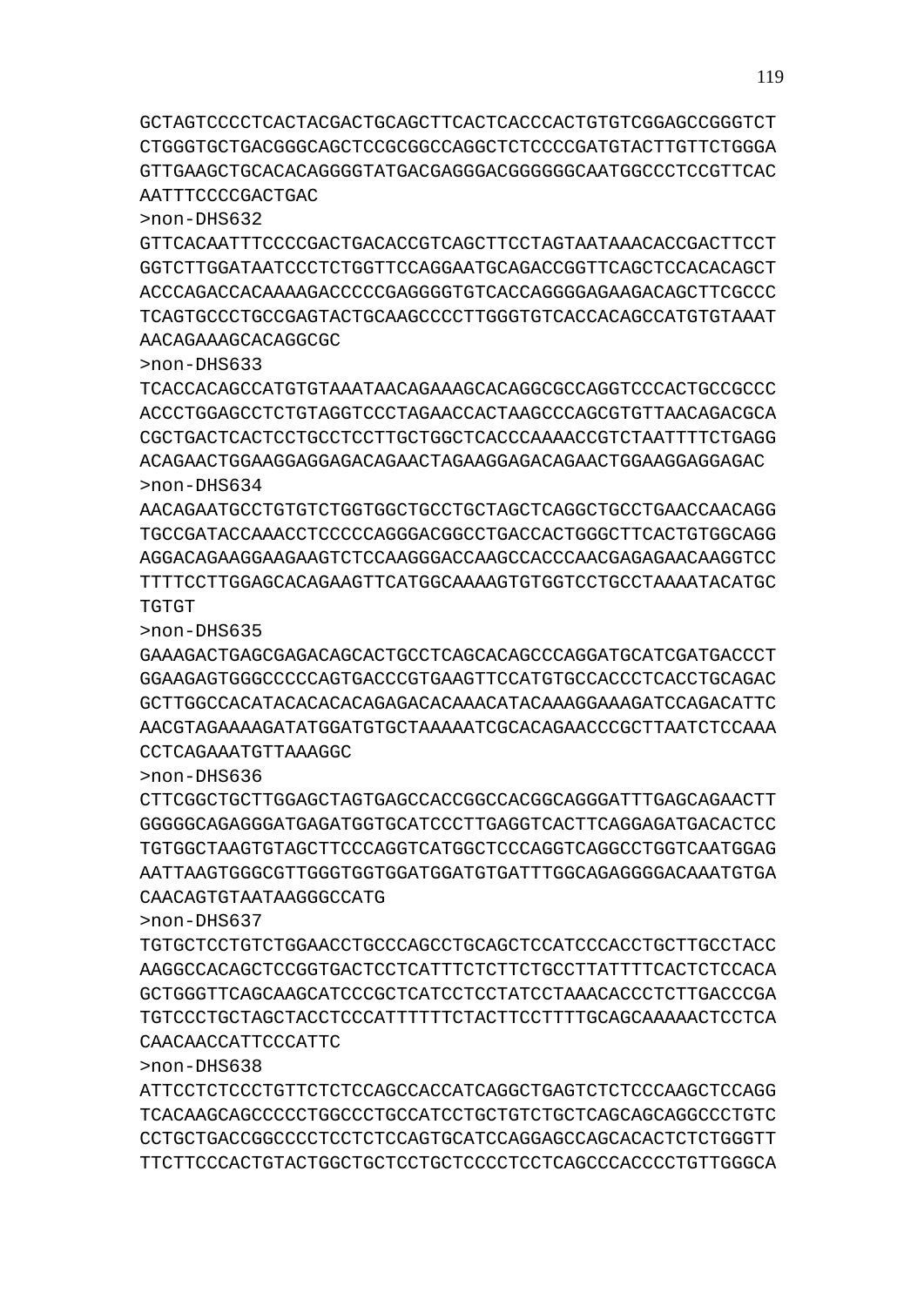GCTAGTCCCCTCACTACGACTGCAGCTTCACTCACCCACTGTGTCGGAGCCGGGTCT
CTGGGTGCTGACGGGCAGCTCCGCGGCCAGGCTCTCCCCGATGTACTTGTTCTGGGA
GTTGAAGCTGCACACAGGGGTATGACGAGGGACGGGGGGCAATGGCCCTCCGTTCAC
AATTTCCCCGACTGAC

>non-DHS632

GTTCACAATTTCCCCGACTGACACCGTCAGCTTCCTAGTAATAAACACCGACTTCCT
GGTCTTGGATAATCCCTCTGGTTCCAGGAATGCAGACCGGTTCAGCTCCACACAGCT
ACCCAGACCACAAAAGACCCCCGAGGGGTGTCACCAGGGGAGAAGACAGCTTCGCCC
TCAGTGCCCTGCCGAGTACTGCAAGCCCCTTGGGTGTCACCACAGCCATGTGTAAAT
AACAGAAAGCACAGGCGC

>non-DHS633

TCACCACAGCCATGTGTAAATAACAGAAAGCACAGGCGCCAGGTCCCACTGCCGCCC
ACCCTGGAGCCTCTGTAGGTCCCTAGAACCACTAAGCCCAGCGTGTTAACAGACGCA
CGCTGACTCACTCCTGCCTCCTTGCTGGCTCACCCAAAACCGTCTAATTTTCTGAGG
ACAGAACTGGAAGGAGGAGACAGAACTAGAAGGAGACAGAACTGGAAGGAGGAGAC

>non-DHS634

AACAGAATGCCTGTGTCTGGTGGCTGCCTGCTAGCTCAGGCTGCCTGAACCAACAGG
TGCCGATACCAAACCTCCCCCAGGGACGGCCTGACCACTGGGCTTCACTGTGGCAGG
AGGACAGAAGGAAGAAGTCTCCAAGGGACCAAGCCACCCAACGAGAGAACAAGGTCC
TTTTCCTTGGAGCACAGAAGTTCATGGCAAAAGTGTGGTCCTGCCTAAAATACATGC
TGTGT

>non-DHS635

GAAAGACTGAGCGAGACAGCACTGCCTCAGCACAGCCCAGGATGCATCGATGACCCT
GGAAGAGTGGGCCCCCAGTGACCCGTGAAGTTCCATGTGCCACCCTCACCTGCAGAC
GCTTGGCCACATACACACACAGAGACACAAACATACAAAGGAAAGATCCAGACATTC
AACGTAGAAAAGATATGGATGTGCTAAAAATCGCACAGAACCCGCTTAATCTCCAAA
CCTCAGAAATGTTAAAGGC

>non-DHS636

CTTCGGCTGCTTGGAGCTAGTGAGCCACCGGCCACGGCAGGGATTTGAGCAGAACTT
GGGGGCAGAGGGATGAGATGGTGCATCCCTTGAGGTCACTTCAGGAGATGACACTCC
TGTGGCTAAGTGTAGCTTCCCAGGTCATGGCTCCCAGGTCAGGCCTGGTCAATGGAG
AATTAAGTGGGCGTTGGGTGGTGGATGGATGTGATTTGGCAGAGGGGACAAATGTGA
CAACAGTGTAATAAGGGCCATG

>non-DHS637

TGTGCTCCTGTCTGGAACCTGCCCAGCCTGCAGCTCCATCCCACCTGCTTGCCTACC
AAGGCCACAGCTCCGGTGACTCCTCATTTCTCTTCTGCCTTATTTTCACTCTCCACA
GCTGGGTTCAGCAAGCATCCCGCTCATCCTCCTATCCTAAACACCCTCTTGACCCGA
TGTCCCTGCTAGCTACCTCCCATTTTTTCTACTTCCTTTTGCAGCAAAAACTCCTCA
CAACAACCATTCCCATTC

>non-DHS638

ATTCCTCTCCCTGTTCTCTCCAGCCACCATCAGGCTGAGTCTCTCCCAAGCTCCAGG
TCACAAGCAGCCCCCTGGCCCTGCCATCCTGCTGTCTGCTCAGCAGCAGGCCCTGTC
CCTGCTGACCGGCCCCTCCTCTCCAGTGCATCCAGGAGCCAGCACACTCTCTGGGTT
TTCTTCCCACTGTACTGGCTGCTCCTGCTCCCCTCCTCAGCCCACCCCTGTTGGGCA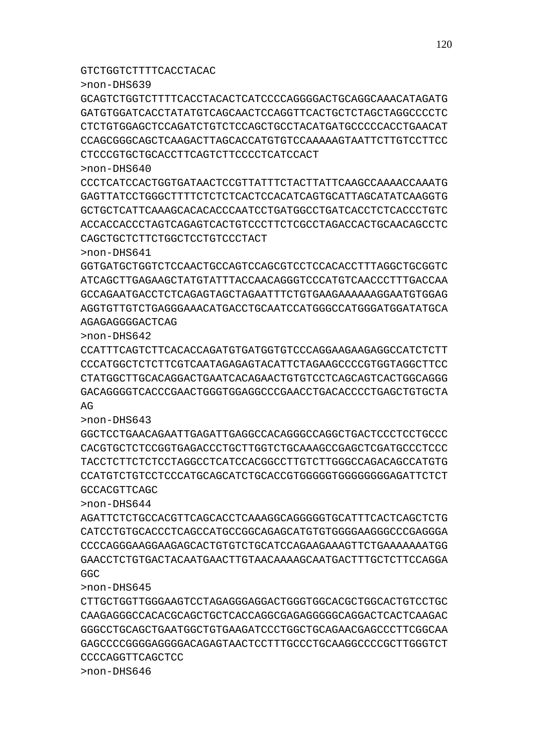GTCTGGTCTTTTCACCTACAC
>non-DHS639
GCAGTCTGGTCTTTTCACCTACACTCATCCCCAGGGGACTGCAGGCAAACATAGATG
GATGTGGATCACCTATATGTCAGCAACTCCAGGTTCACTGCTCTAGCTAGGCCCCTC
CTCTGTGGAGCTCCAGATCTGTCTCCAGCTGCCTACATGATGCCCCCACCTGAACAT
CCAGCGGGCAGCTCAAGACTTAGCACCATGTGTCCAAAAAGTAATTCTTGTCCTTCC
CTCCCGTGCTGCACCTTCAGTCTTCCCCTCATCCACT
>non-DHS640
CCCTCATCCACTGGTGATAACTCCGTTATTTCTACTTATTCAAGCCAAAACCAAATG
GAGTTATCCTGGGCTTTTCTCTCTCACTCCACATCAGTGCATTAGCATATCAAGGTG
GCTGCTCATTCAAAGCACACACCCAATCCTGATGGCCTGATCACCTCTCACCCTGTC
ACCACCACCCTAGTCAGAGTCACTGTCCCTTCTCGCCTAGACCACTGCAACAGCCTC
CAGCTGCTCTTCTGGCTCCTGTCCCTACT
>non-DHS641
GGTGATGCTGGTCTCCAACTGCCAGTCCAGCGTCCTCCACACCTTTAGGCTGCGGTC
ATCAGCTTGAGAAGCTATGTATTTACCAACAGGGTCCCATGTCAACCCTTTGACCAA
GCCAGAATGACCTCTCAGAGTAGCTAGAATTTCTGTGAAGAAAAAAGGAATGTGGAG
AGGTGTTGTCTGAGGGAAACATGACCTGCAATCCATGGGCCATGGGATGGATATGCA
AGAGAGGGGACTCAG
>non-DHS642
CCATTTCAGTCTTCACACCAGATGTGATGGTGTCCCAGGAAGAAGAGGCCATCTCTT
CCCATGGCTCTCTTCGTCAATAGAGAGTACATTCTAGAAGCCCCGTGGTAGGCTTCC
CTATGGCTTGCACAGGACTGAATCACAGAACTGTGTCCTCAGCAGTCACTGGCAGGG
GACAGGGGTCACCCGAACTGGGTGGAGGCCCGAACCTGACACCCCTGAGCTGTGCTA
AG
>non-DHS643
GGCTCCTGAACAGAATTGAGATTGAGGCCACAGGGCCAGGCTGACTCCCTCCTGCCC
CACGTGCTCTCCGGTGAGACCCTGCTTGGTCTGCAAAGCCGAGCTCGATGCCCTCCC
TACCTCTTCTCTCCTAGGCCTCATCCACGGCCTTGTCTTGGGCCAGACAGCCATGTG
CCATGTCTGTCCTCCCATGCAGCATCTGCACCGTGGGGGTGGGGGGGGAGATTCTCT
GCCACGTTCAGC
>non-DHS644
AGATTCTCTGCCACGTTCAGCACCTCAAAGGCAGGGGGTGCATTTCACTCAGCTCTG
CATCCTGTGCACCCTCAGCCATGCCGGCAGAGCATGTGTGGGGAAGGGCCCGAGGGA
CCCCAGGGAAGGAAGAGCACTGTGTCTGCATCCAGAAGAAAGTTCTGAAAAAAATGG
GAACCTCTGTGACTACAATGAACTTGTAACAAAAGCAATGACTTTGCTCTTCCAGGA
GGC
>non-DHS645
CTTGCTGGTTGGGAAGTCCTAGAGGGAGGACTGGGTGGCACGCTGGCACTGTCCTGC
CAAGAGGGCCACACGCAGCTGCTCACCAGGCGAGAGGGGGCAGGACTCACTCAAGAC
GGGCCTGCAGCTGAATGGCTGTGAAGATCCCTGGCTGCAGAACGAGCCCTTCGGCAA
GAGCCCCGGGGAGGGGACAGAGTAACTCCTTTGCCCTGCAAGGCCCCGCTTGGGTCT
CCCCAGGTTCAGCTCC
>non-DHS646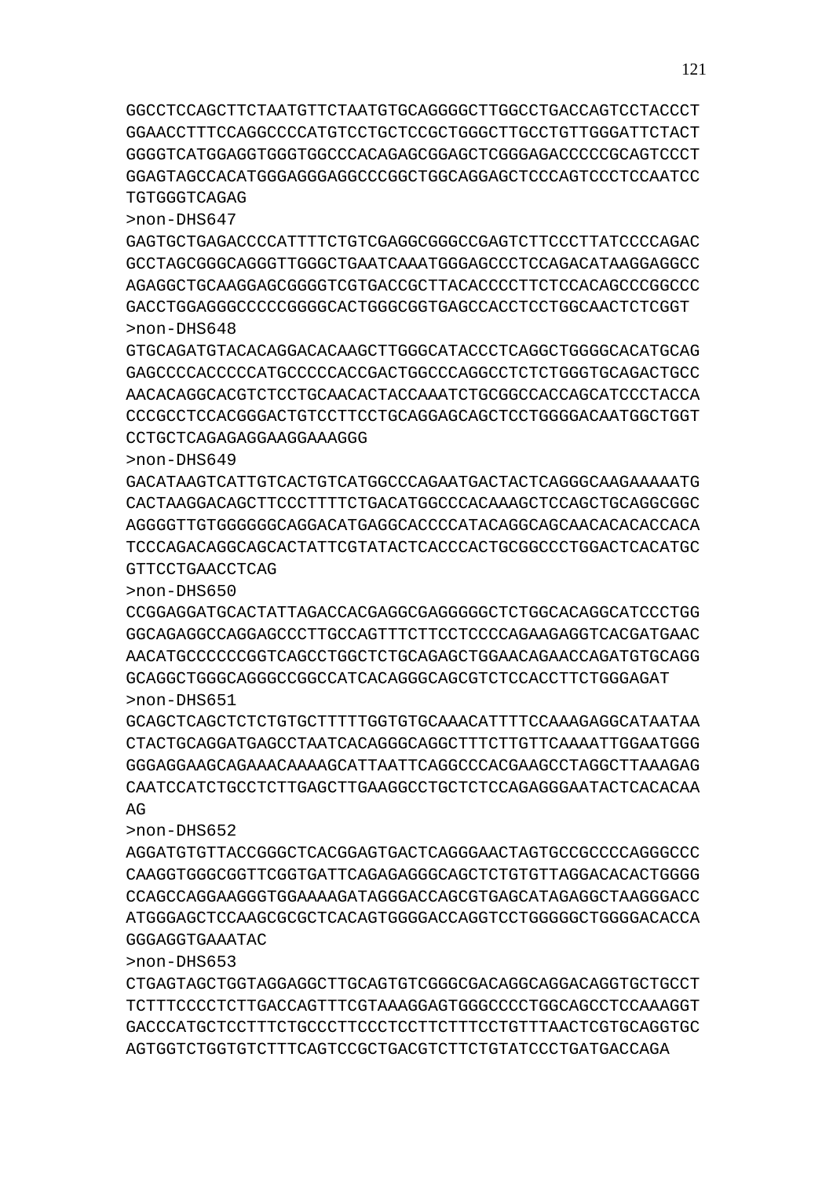GGCCTCCAGCTTCTAATGTTCTAATGTGCAGGGGCTTGGCCTGACCAGTCCTACCCT
GGAACCTTTCCAGGCCCCATGTCCTGCTCCGCTGGGCTTGCCTGTTGGGATTCTACT
GGGGTCATGGAGGTGGGTGGCCCACAGAGCGGAGCTCGGGAGACCCCCGCAGTCCCT
GGAGTAGCCACATGGGAGGGAGGCCCGGCTGGCAGGAGCTCCCAGTCCCTCCAATCC
TGTGGGTCAGAG

>non-DHS647

GAGTGCTGAGACCCCATTTTCTGTCGAGGCGGGCCGAGTCTTCCCTTATCCCCAGAC
GCCTAGCGGGCAGGGTTGGGCTGAATCAAATGGGAGCCCTCCAGACATAAGGAGGCC
AGAGGCTGCAAGGAGCGGGGTCGTGACCGCTTACACCCCTTCTCCACAGCCCGGCCC
GACCTGGAGGGCCCCCGGGGCACTGGGCGGTGAGCCACCTCCTGGCAACTCTCGGT

>non-DHS648

GTGCAGATGTACACAGGACACAAGCTTGGGCATACCCTCAGGCTGGGGCACATGCAG
GAGCCCCACCCCCATGCCCCCACCGACTGGCCCAGGCCTCTCTGGGTGCAGACTGCC
AACACAGGCACGTCTCCTGCAACACTACCAAATCTGCGGCCACCAGCATCCCTACCA
CCCGCCTCCACGGGACTGTCCTTCCTGCAGGAGCAGCTCCTGGGGACAATGGCTGGT
CCTGCTCAGAGAGGAAGGAAAGGG

>non-DHS649

GACATAAGTCATTGTCACTGTCATGGCCCAGAATGACTACTCAGGGCAAGAAAAATG
CACTAAGGACAGCTTCCCTTTTCTGACATGGCCCACAAAGCTCCAGCTGCAGGCGGC
AGGGGTTGTGGGGGGCAGGACATGAGGCACCCCATACAGGCAGCAACACACACCACA
TCCCAGACAGGCAGCACTATTCGTATACTCACCCACTGCGGCCCTGGACTCACATGC
GTTCCTGAACCTCAG

>non-DHS650

CCGGAGGATGCACTATTAGACCACGAGGCGAGGGGGCTCTGGCACAGGCATCCCTGG
GGCAGAGGCCAGGAGCCCTTGCCAGTTTCTTCCTCCCCAGAAGAGGTCACGATGAAC
AACATGCCCCCCGGTCAGCCTGGCTCTGCAGAGCTGGAACAGAACCAGATGTGCAGG
GCAGGCTGGGCAGGGCCGGCCATCACAGGGCAGCGTCTCCACCTTCTGGGAGAT

>non-DHS651

GCAGCTCAGCTCTCTGTGCTTTTTGGTGTGCAAACATTTTCCAAAGAGGCATAATAA
CTACTGCAGGATGAGCCTAATCACAGGGCAGGCTTTCTTGTTCAAAATTGGAATGGG
GGGAGGAAGCAGAAACAAAAGCATTAATTCAGGCCCACGAAGCCTAGGCTTAAAGAG
CAATCCATCTGCCTCTTGAGCTTGAAGGCCTGCTCTCCAGAGGGAATACTCACACAA
AG

>non-DHS652

AGGATGTGTTACCGGGCTCACGGAGTGACTCAGGGAACTAGTGCCGCCCCAGGGCCC
CAAGGTGGGCGGTTCGGTGATTCAGAGAGGGCAGCTCTGTGTTAGGACACACTGGGG
CCAGCCAGGAAGGGTGGAAAAGATAGGGACCAGCGTGAGCATAGAGGCTAAGGGACC
ATGGGAGCTCCAAGCGCGCTCACAGTGGGGACCAGGTCCTGGGGGCTGGGGACACCA
GGGAGGTGAAATAC

>non-DHS653

CTGAGTAGCTGGTAGGAGGCTTGCAGTGTCGGGCGACAGGCAGGACAGGTGCTGCCT
TCTTTCCCCTCTTGACCAGTTTCGTAAAGGAGTGGGCCCCTGGCAGCCTCCAAAGGT
GACCCATGCTCCTTTCTGCCCTTCCCTCCTTCTTTCCTGTTTAACTCGTGCAGGTGC
AGTGGTCTGGTGTCTTTCAGTCCGCTGACGTCTTCTGTATCCCTGATGACCAGA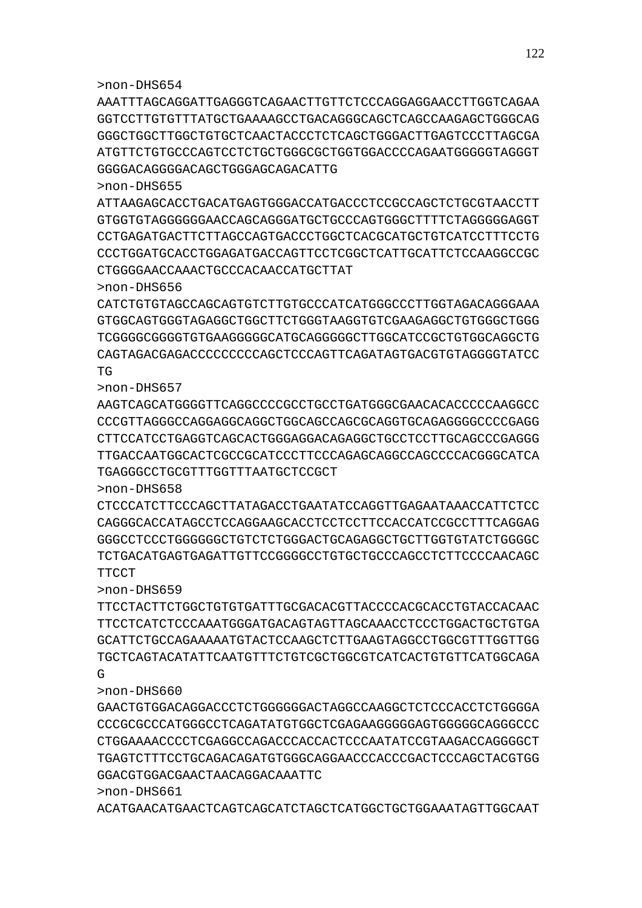>non-DHS654
AAATTTAGCAGGATTGAGGGTCAGAACTTGTTCTCCCAGGAGGAACCTTGGTCAGAA
GGTCCTTGTGTTTATGCTGAAAAGCCTGACAGGGCAGCTCAGCCAAGAGCTGGGCAG
GGGCTGGCTTGGCTGTGCTCAACTACCCTCTCAGCTGGGACTTGAGTCCCTTAGCGA
ATGTTCTGTGCCCAGTCCTCTGCTGGGCGCTGGTGGACCCCAGAATGGGGGTAGGGT
GGGGACAGGGGACAGCTGGGAGCAGACATTG
>non-DHS655
ATTAAGAGCACCTGACATGAGTGGGACCATGACCCTCCGCCAGCTCTGCGTAACCTT
GTGGTGTAGGGGGGAACCAGCAGGGATGCTGCCCAGTGGGCTTTTCTAGGGGGAGGT
CCTGAGATGACTTCTTAGCCAGTGACCCTGGCTCACGCATGCTGTCATCCTTTCCTG
CCCTGGATGCACCTGGAGATGACCAGTTCCTCGGCTCATTGCATTCTCCAAGGCCGC
CTGGGGAACCAAACTGCCCACAACCATGCTTAT
>non-DHS656
CATCTGTGTAGCCAGCAGTGTCTTGTGCCCATCATGGGCCCTTGGTAGACAGGGAAA
GTGGCAGTGGGTAGAGGCTGGCTTCTGGGTAAGGTGTCGAAGAGGCTGTGGGCTGGG
TCGGGGCGGGGTGTGAAGGGGGCATGCAGGGGGCTTGGCATCCGCTGTGGCAGGCTG
CAGTAGACGAGACCCCCCCCCAGCTCCCAGTTCAGATAGTGACGTGTAGGGGTATCC
TG
>non-DHS657
AAGTCAGCATGGGGTTCAGGCCCCGCCTGCCTGATGGGCGAACACACCCCCAAGGCC
CCCGTTAGGGCCAGGAGGCAGGCTGGCAGCCAGCGCAGGTGCAGAGGGGCCCCGAGG
CTTCCATCCTGAGGTCAGCACTGGGAGGACAGAGGCTGCCTCCTTGCAGCCCGAGGG
TTGACCAATGGCACTCGCCGCATCCCTTCCCAGAGCAGGCCAGCCCCACGGGCATCA
TGAGGGCCTGCGTTTGGTTTAATGCTCCGCT
>non-DHS658
CTCCCATCTTCCCAGCTTATAGACCTGAATATCCAGGTTGAGAATAAACCATTCTCC
CAGGGCACCATAGCCTCCAGGAAGCACCTCCTCCTTCCACCATCCGCCTTTCAGGAG
GGGCCTCCCTGGGGGGCTGTCTCTGGGACTGCAGAGGCTGCTTGGTGTATCTGGGGC
TCTGACATGAGTGAGATTGTTCCGGGGCCTGTGCTGCCCAGCCTCTTCCCCAACAGC
TTCCT
>non-DHS659
TTCCTACTTCTGGCTGTGTGATTTGCGACACGTTACCCCACGCACCTGTACCACAAC
TTCCTCATCTCCCAAATGGGATGACAGTAGTTAGCAAACCTCCCTGGACTGCTGTGA
GCATTCTGCCAGAAAAATGTACTCCAAGCTCTTGAAGTAGGCCTGGCGTTTGGTTGG
TGCTCAGTACATATTCAATGTTTCTGTCGCTGGCGTCATCACTGTGTTCATGGCAGA
G
>non-DHS660
GAACTGTGGACAGGACCCTCTGGGGGGACTAGGCCAAGGCTCTCCCACCTCTGGGGA
CCCGCGCCCATGGGCCTCAGATATGTGGCTCGAGAAGGGGGAGTGGGGGCAGGGCCC
CTGGAAAACCCCTCGAGGCCAGACCCACCACTCCCAATATCCGTAAGACCAGGGGCT
TGAGTCTTTCCTGCAGACAGATGTGGGCAGGAACCCACCCGACTCCCAGCTACGTGG
GGACGTGGACGAACTAACAGGACAAATTC
>non-DHS661
ACATGAACATGAACTCAGTCAGCATCTAGCTCATGGCTGCTGGAAATAGTTGGCAAT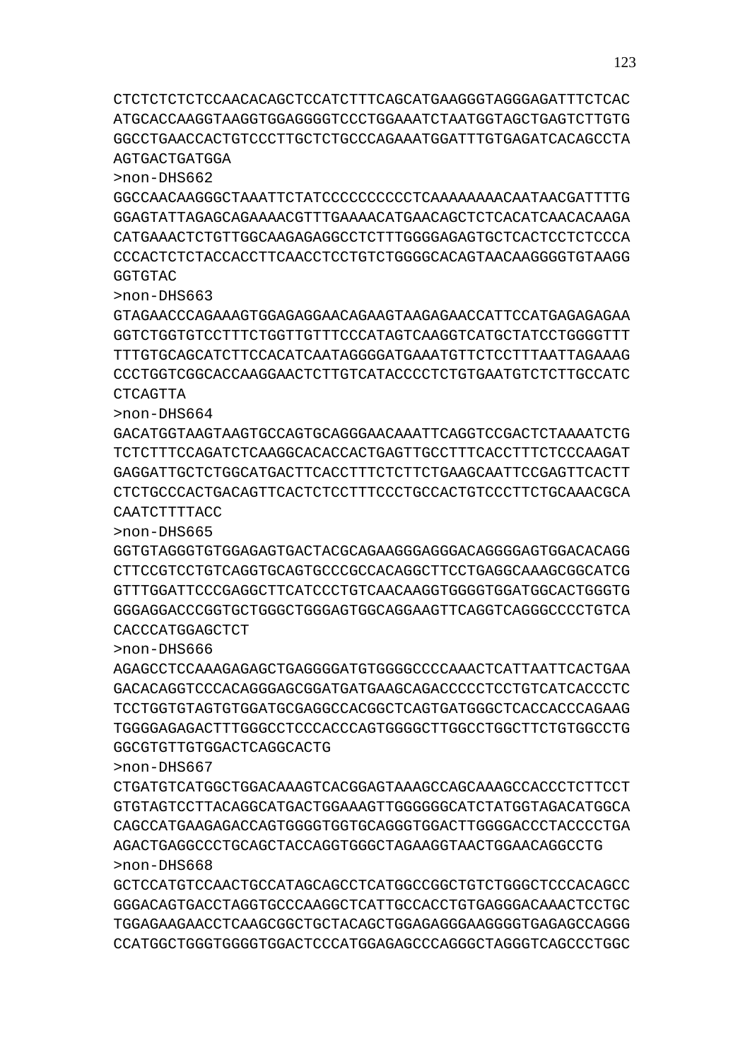CTCTCTCTCTCCAACACAGCTCCATCTTTCAGCATGAAGGGTAGGGAGATTTCTCAC
ATGCACCAAGGTAAGGTGGAGGGGTCCCTGGAAATCTAATGGTAGCTGAGTCTTGTG
GGCCTGAACCACTGTCCCTTGCTCTGCCCAGAAATGGATTTGTGAGATCACAGCCTA
AGTGACTGATGGA

>non-DHS662

GGCCAACAAGGGCTAAATTCTATCCCCCCCCCCTCAAAAAAAACAATAACGATTTTG
GGAGTATTAGAGCAGAAAACGTTTGAAAACATGAACAGCTCTCACATCAACACAAGA
CATGAAACTCTGTTGGCAAGAGAGGCCTCTTTGGGGAGAGTGCTCACTCCTCTCCCA
CCCACTCTCTACCACCTTCAACCTCCTGTCTGGGGCACAGTAACAAGGGGTGTAAGG
GGTGTAC

>non-DHS663

GTAGAACCCAGAAAGTGGAGAGGAACAGAAGTAAGAGAACCATTCCATGAGAGAGAA
GGTCTGGTGTCCTTTCTGGTTGTTTCCCATAGTCAAGGTCATGCTATCCTGGGGTTT
TTTGTGCAGCATCTTCCACATCAATAGGGGATGAAATGTTCTCCTTTAATTAGAAAG
CCCTGGTCGGCACCAAGGAACTCTTGTCATACCCCTCTGTGAATGTCTCTTGCCATC
CTCAGTTA

>non-DHS664

GACATGGTAAGTAAGTGCCAGTGCAGGGAACAAATTCAGGTCCGACTCTAAAATCTG
TCTCTTTCCAGATCTCAAGGCACACCACTGAGTTGCCTTTCACCTTTCTCCCAAGAT
GAGGATTGCTCTGGCATGACTTCACCTTTCTCTTCTGAAGCAATTCCGAGTTCACTT
CTCTGCCCACTGACAGTTCACTCTCCTTTCCCTGCCACTGTCCCTTCTGCAAACGCA
CAATCTTTTACC

>non-DHS665

GGTGTAGGGTGTGGAGAGTGACTACGCAGAAGGGAGGGACAGGGGAGTGGACACAGG
CTTCCGTCCTGTCAGGTGCAGTGCCCGCCACAGGCTTCCTGAGGCAAAGCGGCATCG
GTTTGGATTCCCGAGGCTTCATCCCTGTCAACAAGGTGGGGTGGATGGCACTGGGTG
GGGAGGACCCGGTGCTGGGCTGGGAGTGGCAGGAAGTTCAGGTCAGGGCCCCTGTCA
CACCCATGGAGCTCT

>non-DHS666

AGAGCCTCCAAAGAGAGCTGAGGGGATGTGGGGCCCCAAACTCATTAATTCACTGAA
GACACAGGTCCCACAGGGAGCGGATGATGAAGCAGACCCCCTCCTGTCATCACCCTC
TCCTGGTGTAGTGTGGATGCGAGGCCACGGCTCAGTGATGGGCTCACCACCCAGAAG
TGGGGAGAGACTTTGGGCCTCCCACCCAGTGGGGCTTGGCCTGGCTTCTGTGGCCTG
GGCGTGTTGTGGACTCAGGCACTG

>non-DHS667

CTGATGTCATGGCTGGACAAAGTCACGGAGTAAAGCCAGCAAAGCCACCCTCTTCCT
GTGTAGTCCTTACAGGCATGACTGGAAAGTTGGGGGGCATCTATGGTAGACATGGCA
CAGCCATGAAGAGACCAGTGGGGTGGTGCAGGGTGGACTTGGGGACCCTACCCCTGA
AGACTGAGGCCCTGCAGCTACCAGGTGGGCTAGAAGGTAACTGGAACAGGCCTG

>non-DHS668

GCTCCATGTCCAACTGCCATAGCAGCCTCATGGCCGGCTGTCTGGGCTCCCACAGCC
GGGACAGTGACCTAGGTGCCCAAGGCTCATTGCCACCTGTGAGGGACAAACTCCTGC
TGGAGAAGAACCTCAAGCGGCTGCTACAGCTGGAGAGGGAAGGGGTGAGAGCCAGGG
CCATGGCTGGGTGGGGTGGACTCCCATGGAGAGCCCAGGGCTAGGGTCAGCCCTGGC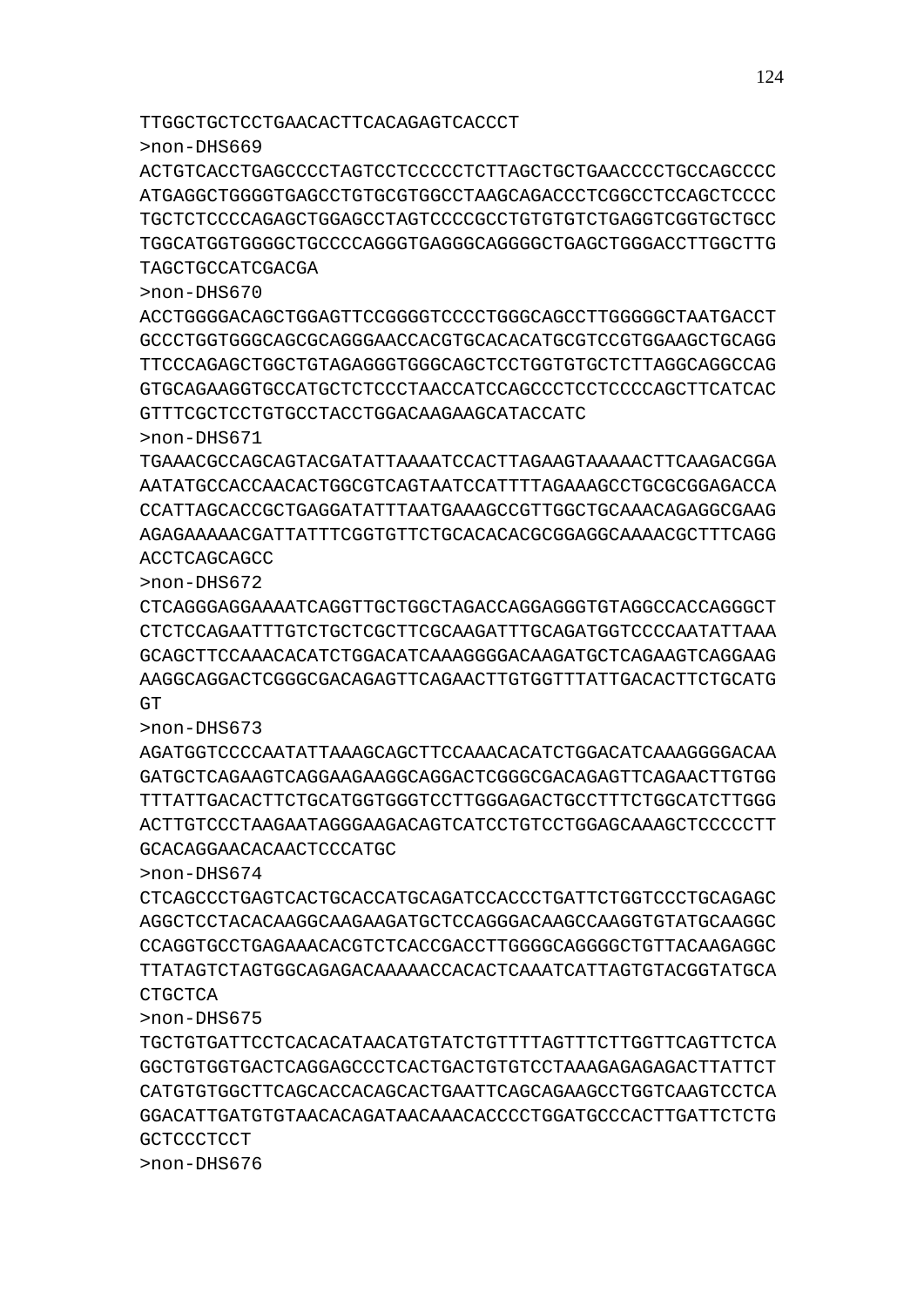TTGGCTGCTCCTGAACACTTCACAGAGTCACCCT

>non-DHS669

ACTGTCACCTGAGCCCCTAGTCCTCCCCCTCTTAGCTGCTGAACCCCTGCCAGCCCC
ATGAGGCTGGGGTGAGCCTGTGCGTGGCCTAAGCAGACCCTCGGCCTCCAGCTCCCC
TGCTCTCCCCAGAGCTGGAGCCTAGTCCCCGCCTGTGTGTCTGAGGTCGGTGCTGCC
TGGCATGGTGGGGCTGCCCCAGGGTGAGGGCAGGGGCTGAGCTGGGACCTTGGCTTG
TAGCTGCCATCGACGA

>non-DHS670

ACCTGGGGACAGCTGGAGTTCCGGGGTCCCCTGGGCAGCCTTGGGGGCTAATGACCT
GCCCTGGTGGGCAGCGCAGGGAACCACGTGCACACATGCGTCCGTGGAAGCTGCAGG
TTCCCAGAGCTGGCTGTAGAGGGTGGGCAGCTCCTGGTGTGCTCTTAGGCAGGCCAG
GTGCAGAAGGTGCCATGCTCTCCCTAACCATCCAGCCCTCCTCCCCAGCTTCATCAC
GTTTCGCTCCTGTGCCTACCTGGACAAGAAGCATACCATC

>non-DHS671

TGAAACGCCAGCAGTACGATATTAAAATCCACTTAGAAGTAAAAACTTCAAGACGGA
AATATGCCACCAACACTGGCGTCAGTAATCCATTTTAGAAAGCCTGCGCGGAGACCA
CCATTAGCACCGCTGAGGATATTTAATGAAAGCCGTTGGCTGCAAACAGAGGCGAAG
AGAGAAAAACGATTATTTCGGTGTTCTGCACACACGCGGAGGCAAAACGCTTTCAGG
ACCTCAGCAGCC

>non-DHS672

CTCAGGGAGGAAAATCAGGTTGCTGGCTAGACCAGGAGGGTGTAGGCCACCAGGGCT
CTCTCCAGAATTTGTCTGCTCGCTTCGCAAGATTTGCAGATGGTCCCCAATATTAAA
GCAGCTTCCAAACACATCTGGACATCAAAGGGGACAAGATGCTCAGAAGTCAGGAAG
AAGGCAGGACTCGGGCGACAGAGTTCAGAACTTGTGGTTTATTGACACTTCTGCATG
GT

>non-DHS673

AGATGGTCCCCAATATTAAAGCAGCTTCCAAACACATCTGGACATCAAAGGGGACAA
GATGCTCAGAAGTCAGGAAGAAGGCAGGACTCGGGCGACAGAGTTCAGAACTTGTGG
TTTATTGACACTTCTGCATGGTGGGTCCTTGGGAGACTGCCTTTCTGGCATCTTGGG
ACTTGTCCCTAAGAATAGGGAAGACAGTCATCCTGTCCTGGAGCAAAGCTCCCCCTT
GCACAGGAACACAACTCCCATGC

>non-DHS674

CTCAGCCCTGAGTCACTGCACCATGCAGATCCACCCTGATTCTGGTCCCTGCAGAGC
AGGCTCCTACACAAGGCAAGAAGATGCTCCAGGGACAAGCCAAGGTGTATGCAAGGC
CCAGGTGCCTGAGAAACACGTCTCACCGACCTTGGGGCAGGGGCTGTTACAAGAGGC
TTATAGTCTAGTGGCAGAGACAAAAACCACACTCAAATCATTAGTGTACGGTATGCA
CTGCTCA

>non-DHS675

TGCTGTGATTCCTCACACATAACATGTATCTGTTTTAGTTTCTTGGTTCAGTTCTCA
GGCTGTGGTGACTCAGGAGCCCTCACTGACTGTGTCCTAAAGAGAGAGACTTATTCT
CATGTGTGGCTTCAGCACCACAGCACTGAATTCAGCAGAAGCCTGGTCAAGTCCTCA
GGACATTGATGTGTAACACAGATAACAAACACCCCTGGATGCCCACTTGATTCTCTG
GCTCCCTCCT

>non-DHS676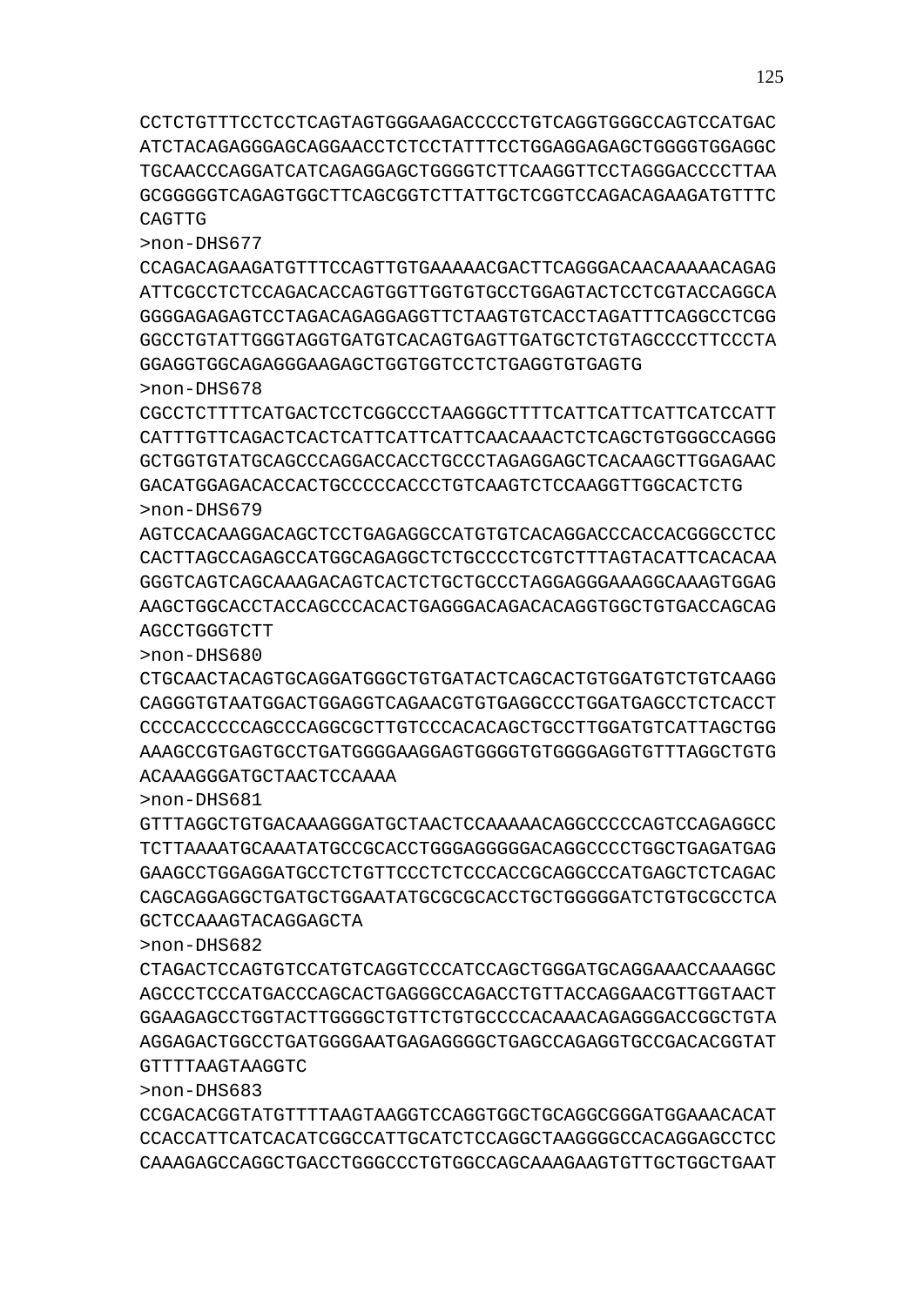CCTCTGTTTCCTCCTCAGTAGTGGGAAGACCCCCTGTCAGGTGGGCCAGTCCATGAC
ATCTACAGAGGGAGCAGGAACCTCTCCTATTTCCTGGAGGAGAGCTGGGGTGGAGGC
TGCAACCCAGGATCATCAGAGGAGCTGGGGTCTTCAAGGTTCCTAGGGACCCCTTAA
GCGGGGGTCAGAGTGGCTTCAGCGGTCTTATTGCTCGGTCCAGACAGAAGATGTTTC
CAGTTG

>non-DHS677

CCAGACAGAAGATGTTTCCAGTTGTGAAAAACGACTTCAGGGACAACAAAAACAGAG
ATTCGCCTCTCCAGACACCAGTGGTTGGTGTGCCTGGAGTACTCCTCGTACCAGGCA
GGGGAGAGAGTCCTAGACAGAGGAGGTTCTAAGTGTCACCTAGATTTCAGGCCTCGG
GGCCTGTATTGGGTAGGTGATGTCACAGTGAGTTGATGCTCTGTAGCCCCTTCCCTA
GGAGGTGGCAGAGGGAAGAGCTGGTGGTCCTCTGAGGTGTGAGTG

>non-DHS678

CGCCTCTTTTCATGACTCCTCGGCCCTAAGGGCTTTTCATTCATTCATTCATCCATT
CATTTGTTCAGACTCACTCATTCATTCATTCAACAAACTCTCAGCTGTGGGCCAGGG
GCTGGTGTATGCAGCCCAGGACCACCTGCCCTAGAGGAGCTCACAAGCTTGGAGAAC
GACATGGAGACACCACTGCCCCCACCCTGTCAAGTCTCCAAGGTTGGCACTCTG

>non-DHS679

AGTCCACAAGGACAGCTCCTGAGAGGCCATGTGTCACAGGACCCACCACGGGCCTCC
CACTTAGCCAGAGCCATGGCAGAGGCTCTGCCCCTCGTCTTTAGTACATTCACACAA
GGGTCAGTCAGCAAAGACAGTCACTCTGCTGCCCTAGGAGGGAAAGGCAAAGTGGAG
AAGCTGGCACCTACCAGCCCACACTGAGGGACAGACACAGGTGGCTGTGACCAGCAG
AGCCTGGGTCTT

>non-DHS680

CTGCAACTACAGTGCAGGATGGGCTGTGATACTCAGCACTGTGGATGTCTGTCAAGG
CAGGGTGTAATGGACTGGAGGTCAGAACGTGTGAGGCCCTGGATGAGCCTCTCACCT
CCCCACCCCCAGCCCAGGCGCTTGTCCCACACAGCTGCCTTGGATGTCATTAGCTGG
AAAGCCGTGAGTGCCTGATGGGGAAGGAGTGGGGTGTGGGGAGGTGTTTAGGCTGTG
ACAAAGGGATGCTAACTCCAAAA

>non-DHS681

GTTTAGGCTGTGACAAAGGGATGCTAACTCCAAAAACAGGCCCCCAGTCCAGAGGCC
TCTTAAAATGCAAATATGCCGCACCTGGGAGGGGGACAGGCCCCTGGCTGAGATGAG
GAAGCCTGGAGGATGCCTCTGTTCCCTCTCCCACCGCAGGCCCATGAGCTCTCAGAC
CAGCAGGAGGCTGATGCTGGAATATGCGCGCACCTGCTGGGGGATCTGTGCGCCTCA
GCTCCAAAGTACAGGAGCTA

>non-DHS682

CTAGACTCCAGTGTCCATGTCAGGTCCCATCCAGCTGGGATGCAGGAAACCAAAGGC
AGCCCTCCCATGACCCAGCACTGAGGGCCAGACCTGTTACCAGGAACGTTGGTAACT
GGAAGAGCCTGGTACTTGGGGCTGTTCTGTGCCCCACAAACAGAGGGACCGGCTGTA
AGGAGACTGGCCTGATGGGGAATGAGAGGGGCTGAGCCAGAGGTGCCGACACGGTAT
GTTTTAAGTAAGGTC

>non-DHS683

CCGACACGGTATGTTTTAAGTAAGGTCCAGGTGGCTGCAGGCGGGATGGAAACACAT
CCACCATTCATCACATCGGCCATTGCATCTCCAGGCTAAGGGGCCACAGGAGCCTCC
CAAAGAGCCAGGCTGACCTGGGCCCTGTGGCCAGCAAAGAAGTGTTGCTGGCTGAAT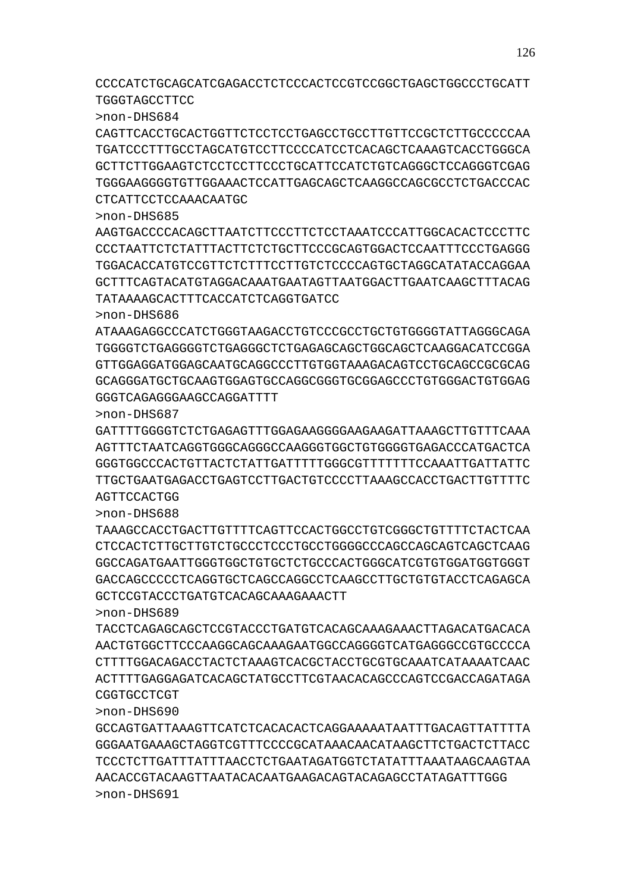CCCCATCTGCAGCATCGAGACCTCTCCCACTCCGTCCGGCTGAGCTGGCCCTGCATT
TGGGTAGCCTTCC
>non-DHS684
CAGTTCACCTGCACTGGTTCTCCTCCTGAGCCTGCCTTGTTCCGCTCTTGCCCCCAA
TGATCCCTTTGCCTAGCATGTCCTTCCCCATCCTCACAGCTCAAAGTCACCTGGGCA
GCTTCTTGGAAGTCTCCTCCTTCCCTGCATTCCATCTGTCAGGGCTCCAGGGTCGAG
TGGGAAGGGGTGTTGGAAACTCCATTGAGCAGCTCAAGGCCAGCGCCTCTGACCCAC
CTCATTCCTCCAAACAATGC
>non-DHS685
AAGTGACCCCACAGCTTAATCTTCCCTTCTCCTAAATCCCATTGGCACACTCCCTTC
CCCTAATTCTCTATTTACTTCTCTGCTTCCCGCAGTGGACTCCAATTTCCCTGAGGG
TGGACACCATGTCCGTTCTCTTTCCTTGTCTCCCCAGTGCTAGGCATATACCAGGAA
GCTTTCAGTACATGTAGGACAAATGAATAGTTAATGGACTTGAATCAAGCTTTACAG
TATAAAAGCACTTTCACCATCTCAGGTGATCC
>non-DHS686
ATAAAGAGGCCCATCTGGGTAAGACCTGTCCCGCCTGCTGTGGGGTATTAGGGCAGA
TGGGGTCTGAGGGGTCTGAGGGCTCTGAGAGCAGCTGGCAGCTCAAGGACATCCGGA
GTTGGAGGATGGAGCAATGCAGGCCCTTGTGGTAAAGACAGTCCTGCAGCCGCGCAG
GCAGGGATGCTGCAAGTGGAGTGCCAGGCGGGTGCGGAGCCCTGTGGGACTGTGGAG
GGGTCAGAGGGAAGCCAGGATTTT
>non-DHS687
GATTTTGGGGTCTCTGAGAGTTTGGAGAAGGGGAAGAAGATTAAAGCTTGTTTCAAA
AGTTTCTAATCAGGTGGGCAGGGCCAAGGGTGGCTGTGGGGTGAGACCCATGACTCA
GGGTGGCCCACTGTTACTCTATTGATTTTTGGGCGTTTTTTTCCAAATTGATTATTC
TTGCTGAATGAGACCTGAGTCCTTGACTGTCCCCTTAAAGCCACCTGACTTGTTTTC
AGTTCCACTGG
>non-DHS688
TAAAGCCACCTGACTTGTTTTCAGTTCCACTGGCCTGTCGGGCTGTTTTCTACTCAA
CTCCACTCTTGCTTGTCTGCCCTCCCTGCCTGGGGCCCAGCCAGCAGTCAGCTCAAG
GGCCAGATGAATTGGGTGGCTGTGCTCTGCCCACTGGGCATCGTGTGGATGGTGGGT
GACCAGCCCCCTCAGGTGCTCAGCCAGGCCTCAAGCCTTGCTGTGTACCTCAGAGCA
GCTCCGTACCCTGATGTCACAGCAAAGAAACTT
>non-DHS689
TACCTCAGAGCAGCTCCGTACCCTGATGTCACAGCAAAGAAACTTAGACATGACACA
AACTGTGGCTTCCCAAGGCAGCAAAGAATGGCCAGGGGTCATGAGGGCCGTGCCCCA
CTTTTGGACAGACCTACTCTAAAGTCACGCTACCTGCGTGCAAATCATAAAATCAAC
ACTTTTGAGGAGATCACAGCTATGCCTTCGTAACACAGCCCAGTCCGACCAGATAGA
CGGTGCCTCGT
>non-DHS690
GCCAGTGATTAAAGTTCATCTCACACACTCAGGAAAAATAATTTGACAGTTATTTTA
GGGAATGAAAGCTAGGTCGTTTCCCCGCATAAACAACATAAGCTTCTGACTCTTACC
TCCCTCTTGATTTATTTAACCTCTGAATAGATGGTCTATATTTAAATAAGCAAGTAA
AACACCGTACAAGTTAATACACAATGAAGACAGTACAGAGCCTATAGATTTGGG
>non-DHS691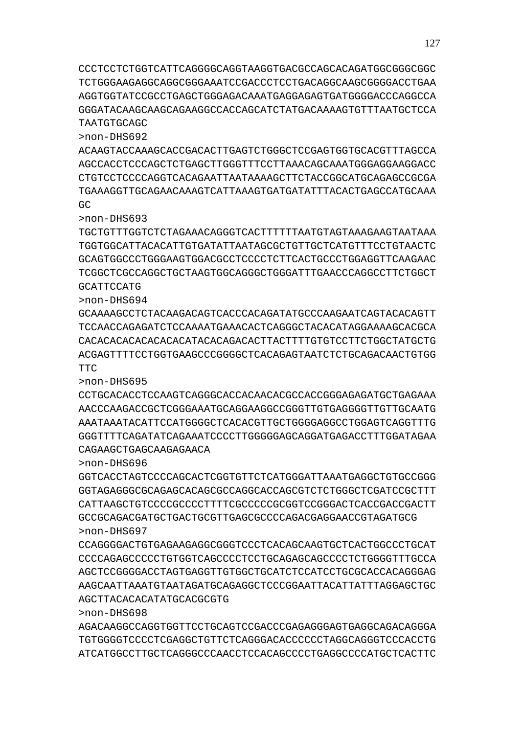CCCTCCTCTGGTCATTCAGGGGCAGGTAAGGTGACGCCAGCACAGATGGCGGGCGGC
TCTGGGAAGAGGCAGGCGGGAAATCCGACCCTCCTGACAGGCAAGCGGGGACCTGAA
AGGTGGTATCCGCCTGAGCTGGGAGACAAATGAGGAGAGTGATGGGGACCCAGGCCA
GGGATACAAGCAAGCAGAAGGCCACCAGCATCTATGACAAAAGTGTTTAATGCTCCA
TAATGTGCAGC

>non-DHS692

ACAAGTACCAAAGCACCGACACTTGAGTCTGGGCTCCGAGTGGTGCACGTTTAGCCA
AGCCACCTCCCAGCTCTGAGCTTGGGTTTCCTTAAACAGCAAATGGGAGGAAGGACC
CTGTCCTCCCCAGGTCACAGAATTAATAAAAGCTTCTACCGGCATGCAGAGCCGCGA
TGAAAGGTTGCAGAACAAAGTCATTAAAGTGATGATATTTACACTGAGCCATGCAAA
GC

>non-DHS693

TGCTGTTTGGTCTCTAGAAACAGGGTCACTTTTTTAATGTAGTAAAGAAGTAATAAA
TGGTGGCATTACACATTGTGATATTAATAGCGCTGTTGCTCATGTTTCCTGTAACTC
GCAGTGGCCCTGGGAAGTGGACGCCTCCCCTCTTCACTGCCCTGGAGGTTCAAGAAC
TCGGCTCGCCAGGCTGCTAAGTGGCAGGGCTGGGATTTGAACCCAGGCCTTCTGGCT
GCATTCCATG

>non-DHS694

GCAAAAGCCTCTACAAGACAGTCACCCACAGATATGCCCAAGAATCAGTACACAGTT
TCCAACCAGAGATCTCCAAAATGAAACACTCAGGGCTACACATAGGAAAAGCACGCA
CACACACACACACACACATACACAGACACTTACTTTTGTGTCCTTCTGGCTATGCTG
ACGAGTTTTCCTGGTGAAGCCCGGGGCTCACAGAGTAATCTCTGCAGACAACTGTGG
TTC

>non-DHS695

CCTGCACACCTCCAAGTCAGGGCACCACAACACGCCACCGGGAGAGATGCTGAGAAA
AACCCAAGACCGCTCGGGAAATGCAGGAAGGCCGGGTTGTGAGGGGTTGTTGCAATG
AAATAAATACATTCCATGGGGCTCACACGTTGCTGGGGAGGCCTGGAGTCAGGTTTG
GGGTTTTCAGATATCAGAAATCCCCTTGGGGGAGCAGGATGAGACCTTTGGATAGAA
CAGAAGCTGAGCAAGAGAACA

>non-DHS696

GGTCACCTAGTCCCCAGCACTCGGTGTTCTCATGGGATTAAATGAGGCTGTGCCGGG
GGTAGAGGGCGCAGAGCACAGCGCCAGGCACCAGCGTCTCTGGGCTCGATCCGCTTT
CATTAAGCTGTCCCCGCCCCTTTTCGCCCCCGCGGTCCGGGACTCACCGACCGACTT
GCCGCAGACGATGCTGACTGCGTTGAGCGCCCCAGACGAGGAACCGTAGATGCG

>non-DHS697

CCAGGGGACTGTGAGAAGAGGCGGGTCCCTCACAGCAAGTGCTCACTGGCCCTGCAT
CCCCAGAGCCCCCTGTGGTCAGCCCCTCCTGCAGAGCAGCCCCTCTGGGGTTTGCCA
AGCTCCGGGGACCTAGTGAGGTTGTGGCTGCATCTCCATCCTGCGCACCACAGGGAG
AAGCAATTAAATGTAATAGATGCAGAGGCTCCCGGAATTACATTATTTAGGAGCTGC
AGCTTACACACATATGCACGCGTG

>non-DHS698

AGACAAGGCCAGGTGGTTCCTGCAGTCCGACCCGAGAGGGAGTGAGGCAGACAGGGA
TGTGGGGTCCCCTCGAGGCTGTTCTCAGGGACACCCCCCTAGGCAGGGTCCCACCTG
ATCATGGCCTTGCTCAGGGCCCAACCTCCACAGCCCCTGAGGCCCCATGCTCACTTC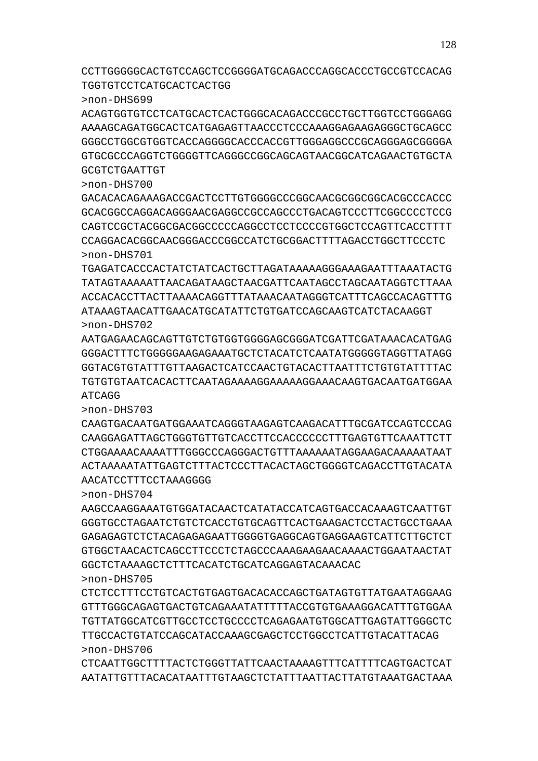CCTTGGGGGCACTGTCCAGCTCCGGGGATGCAGACCCAGGCACCCTGCCGTCCACAG
TGGTGTCCTCATGCACTCACTGG

>non-DHS699

ACAGTGGTGTCCTCATGCACTCACTGGGCACAGACCCGCCTGCTTGGTCCTGGGAGG
AAAAGCAGATGGCACTCATGAGAGTTAACCCTCCCAAAGGAGAAGAGGGCTGCAGCC
GGGCCTGGCGTGGTCACCAGGGGCACCCACCGTTGGGAGGCCCGCAGGGAGCGGGGA
GTGCGCCCAGGTCTGGGGTTCAGGGCCGGCAGCAGTAACGGCATCAGAACTGTGCTA
GCGTCTGAATTGT

>non-DHS700

GACACACAGAAAGACCGACTCCTTGTGGGGCCCGGCAACGCGGCGGCACGCCCACCC
GCACGGCCAGGACAGGGAACGAGGCCGCCAGCCCTGACAGTCCCTTCGGCCCCTCCG
CAGTCCGCTACGGCGACGGCCCCCAGGCCTCCTCCCCGTGGCTCCAGTTCACCTTTT
CCAGGACACGGCAACGGGACCCGGCCATCTGCGGACTTTTAGACCTGGCTTCCCTC

>non-DHS701

TGAGATCACCCACTATCTATCACTGCTTAGATAAAAAGGGAAAGAATTTAAATACTG
TATAGTAAAAATTAACAGATAAGCTAACGATTCAATAGCCTAGCAATAGGTCTTAAA
ACCACACCTTACTTAAAACAGGTTTATAAACAATAGGGTCATTTCAGCCACAGTTTG
ATAAAGTAACATTGAACATGCATATTCTGTGATCCAGCAAGTCATCTACAAGGT

>non-DHS702

AATGAGAACAGCAGTTGTCTGTGGTGGGGAGCGGGATCGATTCGATAAACACATGAG
GGGACTTTCTGGGGGAAGAGAAATGCTCTACATCTCAATATGGGGGTAGGTTATAGG
GGTACGTGTATTTGTTAAGACTCATCCAACTGTACACTTAATTTCTGTGTATTTTAC
TGTGTGTAATCACACTTCAATAGAAAAGGAAAAAGGAAACAAGTGACAATGATGGAA
ATCAGG

>non-DHS703

CAAGTGACAATGATGGAAATCAGGGTAAGAGTCAAGACATTTGCGATCCAGTCCCAG
CAAGGAGATTAGCTGGGTGTTGTCACCTTCCACCCCCCTTTGAGTGTTCAAATTCTT
CTGGAAAACAAAATTTGGGCCCAGGGACTGTTTAAAAAATAGGAAGACAAAAATAAT
ACTAAAAATATTGAGTCTTTACTCCCTTACACTAGCTGGGGTCAGACCTTGTACATA
AACATCCTTTCCTAAAGGGG

>non-DHS704

AAGCCAAGGAAATGTGGATACAACTCATATACCATCAGTGACCACAAAGTCAATTGT
GGGTGCCTAGAATCTGTCTCACCTGTGCAGTTCACTGAAGACTCCTACTGCCTGAAA
GAGAGAGTCTCTACAGAGAGAATTGGGGTGAGGCAGTGAGGAAGTCATTCTTGCTCT
GTGGCTAACACTCAGCCTTCCCTCTAGCCCAAAGAAGAACAAAACTGGAATAACTAT
GGCTCTAAAAGCTCTTTCACATCTGCATCAGGAGTACAAACAC

>non-DHS705

CTCTCCTTTCCTGTCACTGTGAGTGACACACCAGCTGATAGTGTTATGAATAGGAAG
GTTTGGGCAGAGTGACTGTCAGAAATATTTTTACCGTGTGAAAGGACATTTGTGGAA
TGTTATGGCATCGTTGCCTCCTGCCCCTCAGAGAATGTGGCATTGAGTATTGGGCTC
TTGCCACTGTATCCAGCATACCAAAGCGAGCTCCTGGCCTCATTGTACATTACAG

>non-DHS706

CTCAATTGGCTTTTACTCTGGGTTATTCAACTAAAAGTTTCATTTTCAGTGACTCAT
AATATTGTTTACACATAATTTGTAAGCTCTATTTAATTACTTATGTAAATGACTAAA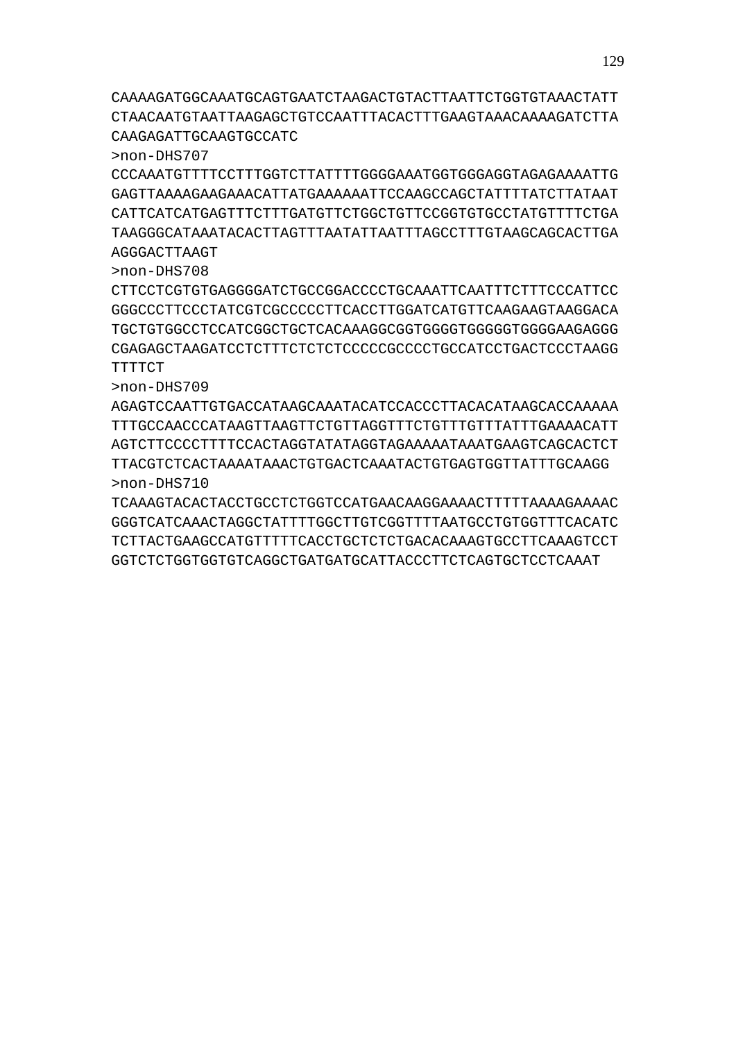CAAAAGATGGCAAATGCAGTGAATCTAAGACTGTACTTAATTCTGGTGTAAACTATT
CTAACAATGTAATTAAGAGCTGTCCAATTTACACTTTGAAGTAAACAAAAGATCTTA
CAAGAGATTGCAAGTGCCATC

>non-DHS707

CCCAAATGTTTTCCTTTGGTCTTATTTTGGGGAAATGGTGGGAGGTAGAGAAAATTG
GAGTTAAAAGAAGAAACATTATGAAAAAATTCCAAGCCAGCTATTTTATCTTATAAT
CATTCATCATGAGTTTCTTTGATGTTCTGGCTGTTCCGGTGTGCCTATGTTTTCTGA
TAAGGGCATAAATACACTTAGTTTAATATTAATTTAGCCTTTGTAAGCAGCACTTGA
AGGGACTTAAGT

>non-DHS708

CTTCCTCGTGTGAGGGGATCTGCCGGACCCCTGCAAATTCAATTTCTTTCCCATTCC
GGGCCCTTCCCTATCGTCGCCCCCTTCACCTTGGATCATGTTCAAGAAGTAAGGACA
TGCTGTGGCCTCCATCGGCTGCTCACAAAGGCGGTGGGGTGGGGGTGGGGAAGAGGG
CGAGAGCTAAGATCCTCTTTCTCTCTCCCCCGCCCCTGCCATCCTGACTCCCTAAGG
TTTTCT

>non-DHS709

AGAGTCCAATTGTGACCATAAGCAAATACATCCACCCTTACACATAAGCACCAAAAA
TTTGCCAACCCATAAGTTAAGTTCTGTTAGGTTTCTGTTTGTTTATTTGAAAACATT
AGTCTTCCCCTTTTCCACTAGGTATATAGGTAGAAAAATAAATGAAGTCAGCACTCT
TTACGTCTCACTAAAATAAACTGTGACTCAAATACTGTGAGTGGTTATTTGCAAGG

>non-DHS710

TCAAAGTACACTACCTGCCTCTGGTCCATGAACAAGGAAAACTTTTTAAAAGAAAAC
GGGTCATCAAACTAGGCTATTTTGGCTTGTCGGTTTTAATGCCTGTGGTTTCACATC
TCTTACTGAAGCCATGTTTTTCACCTGCTCTCTGACACAAAGTGCCTTCAAAGTCCT
GGTCTCTGGTGGTGTCAGGCTGATGATGCATTACCCTTCTCAGTGCTCCTCAAAT